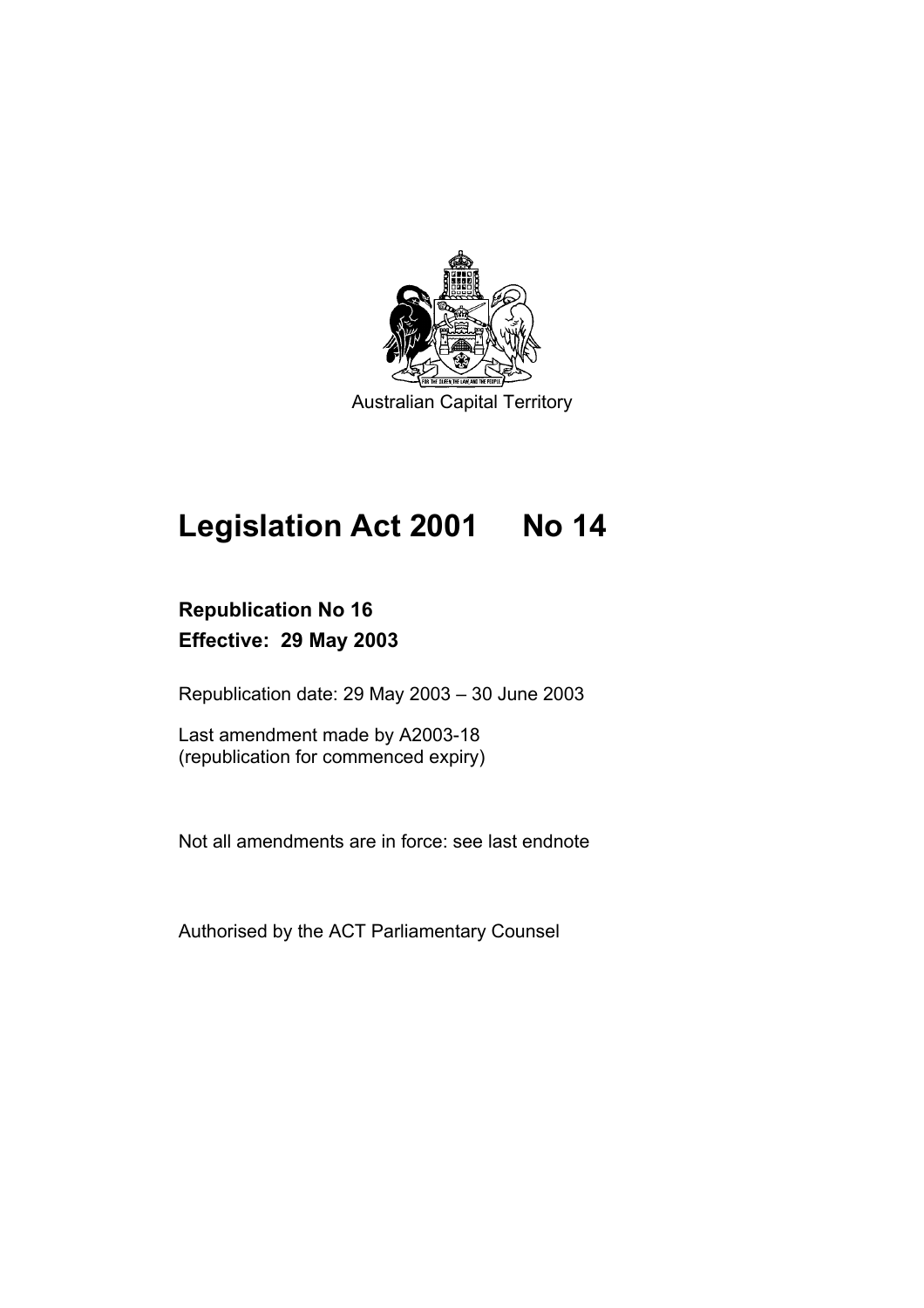Australian Capital Territory

# Legislation Act 2001 No 14

**Republication No 16**
**Effective: 29 May 2003**

Republication date: 29 May 2003 – 30 June 2003

Last amendment made by A2003-18
(republication for commenced expiry)

Not all amendments are in force: see last endnote

Authorised by the ACT Parliamentary Counsel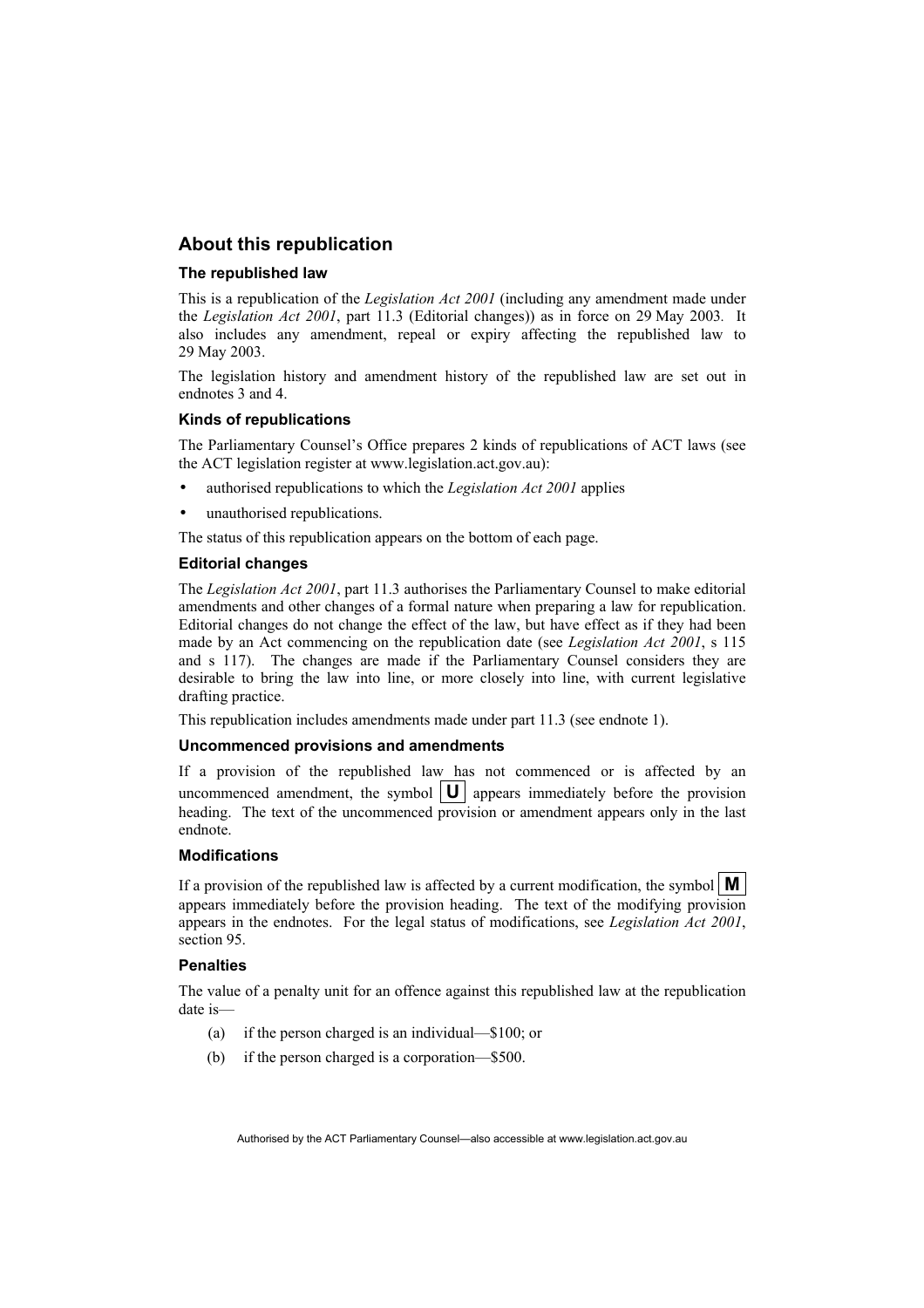## About this republication

### The republished law

This is a republication of the *Legislation Act 2001* (including any amendment made under the *Legislation Act 2001*, part 11.3 (Editorial changes)) as in force on 29 May 2003. It also includes any amendment, repeal or expiry affecting the republished law to 29 May 2003.

The legislation history and amendment history of the republished law are set out in endnotes 3 and 4.

### Kinds of republications

The Parliamentary Counsel's Office prepares 2 kinds of republications of ACT laws (see the ACT legislation register at www.legislation.act.gov.au):

- authorised republications to which the *Legislation Act 2001* applies
- unauthorised republications.

The status of this republication appears on the bottom of each page.

### Editorial changes

The *Legislation Act 2001*, part 11.3 authorises the Parliamentary Counsel to make editorial amendments and other changes of a formal nature when preparing a law for republication. Editorial changes do not change the effect of the law, but have effect as if they had been made by an Act commencing on the republication date (see *Legislation Act 2001*, s 115 and s 117). The changes are made if the Parliamentary Counsel considers they are desirable to bring the law into line, or more closely into line, with current legislative drafting practice.

This republication includes amendments made under part 11.3 (see endnote 1).

### Uncommenced provisions and amendments

If a provision of the republished law has not commenced or is affected by an uncommenced amendment, the symbol **U** appears immediately before the provision heading. The text of the uncommenced provision or amendment appears only in the last endnote.

### Modifications

If a provision of the republished law is affected by a current modification, the symbol **M** appears immediately before the provision heading. The text of the modifying provision appears in the endnotes. For the legal status of modifications, see *Legislation Act 2001*, section 95.

### Penalties

The value of a penalty unit for an offence against this republished law at the republication date is—

(a) if the person charged is an individual—$100; or

(b) if the person charged is a corporation—$500.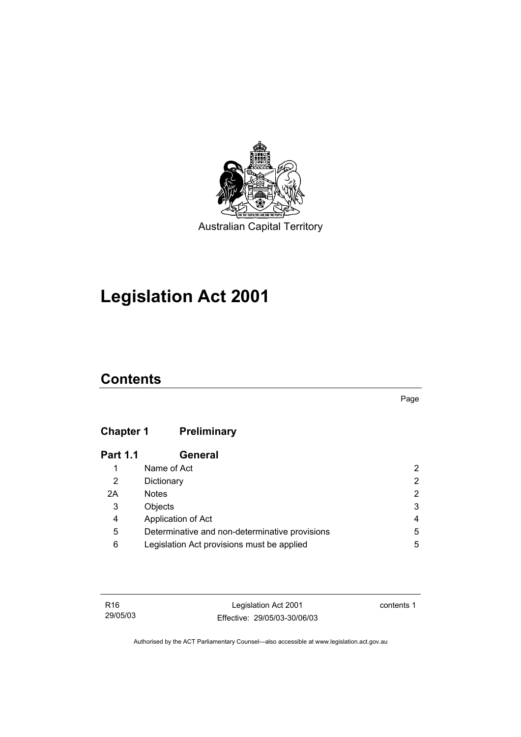Australian Capital Territory

# Legislation Act 2001

## Contents

Page

| | | |
|---|---|---|
| **Chapter 1** | **Preliminary** | |
| **Part 1.1** | **General** | |
| 1 | Name of Act | 2 |
| 2 | Dictionary | 2 |
| 2A | Notes | 2 |
| 3 | Objects | 3 |
| 4 | Application of Act | 4 |
| 5 | Determinative and non-determinative provisions | 5 |
| 6 | Legislation Act provisions must be applied | 5 |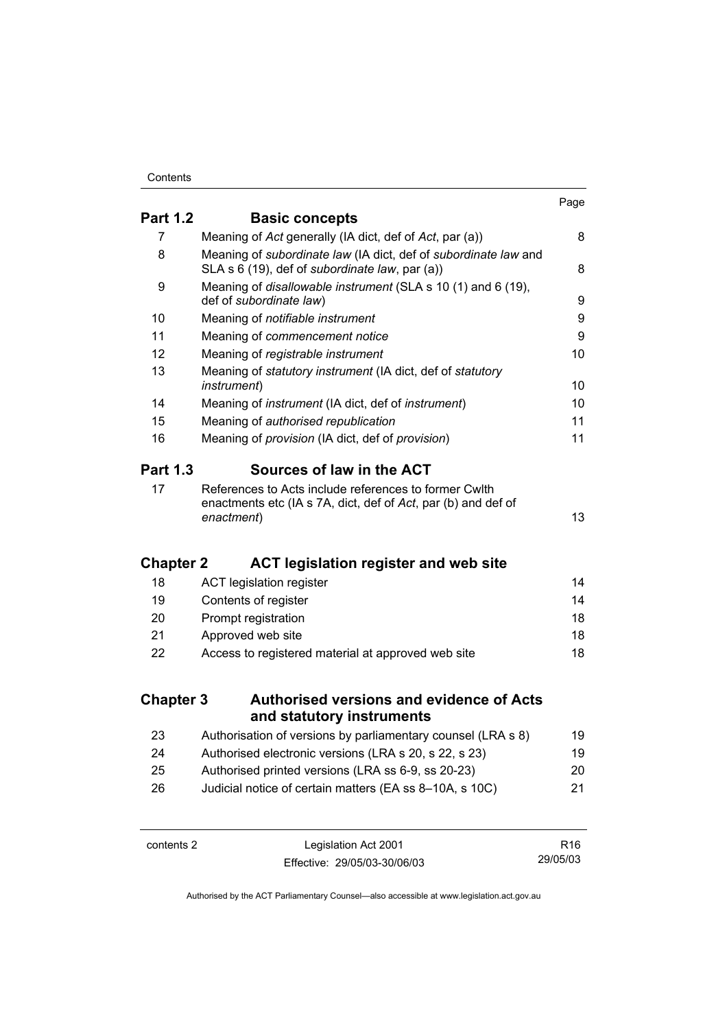| | | Page |
|---|---|---|
| **Part 1.2** | **Basic concepts** | |
| 7 | Meaning of *Act* generally (IA dict, def of *Act*, par (a)) | 8 |
| 8 | Meaning of *subordinate law* (IA dict, def of *subordinate law* and SLA s 6 (19), def of *subordinate law*, par (a)) | 8 |
| 9 | Meaning of *disallowable instrument* (SLA s 10 (1) and 6 (19), def of *subordinate law*) | 9 |
| 10 | Meaning of *notifiable instrument* | 9 |
| 11 | Meaning of *commencement notice* | 9 |
| 12 | Meaning of *registrable instrument* | 10 |
| 13 | Meaning of *statutory instrument* (IA dict, def of *statutory instrument*) | 10 |
| 14 | Meaning of *instrument* (IA dict, def of *instrument*) | 10 |
| 15 | Meaning of *authorised republication* | 11 |
| 16 | Meaning of *provision* (IA dict, def of *provision*) | 11 |
| **Part 1.3** | **Sources of law in the ACT** | |
| 17 | References to Acts include references to former Cwlth enactments etc (IA s 7A, dict, def of *Act*, par (b) and def of *enactment*) | 13 |
| **Chapter 2** | **ACT legislation register and web site** | |
| 18 | ACT legislation register | 14 |
| 19 | Contents of register | 14 |
| 20 | Prompt registration | 18 |
| 21 | Approved web site | 18 |
| 22 | Access to registered material at approved web site | 18 |
| **Chapter 3** | **Authorised versions and evidence of Acts and statutory instruments** | |
| 23 | Authorisation of versions by parliamentary counsel (LRA s 8) | 19 |
| 24 | Authorised electronic versions (LRA s 20, s 22, s 23) | 19 |
| 25 | Authorised printed versions (LRA ss 6-9, ss 20-23) | 20 |
| 26 | Judicial notice of certain matters (EA ss 8–10A, s 10C) | 21 |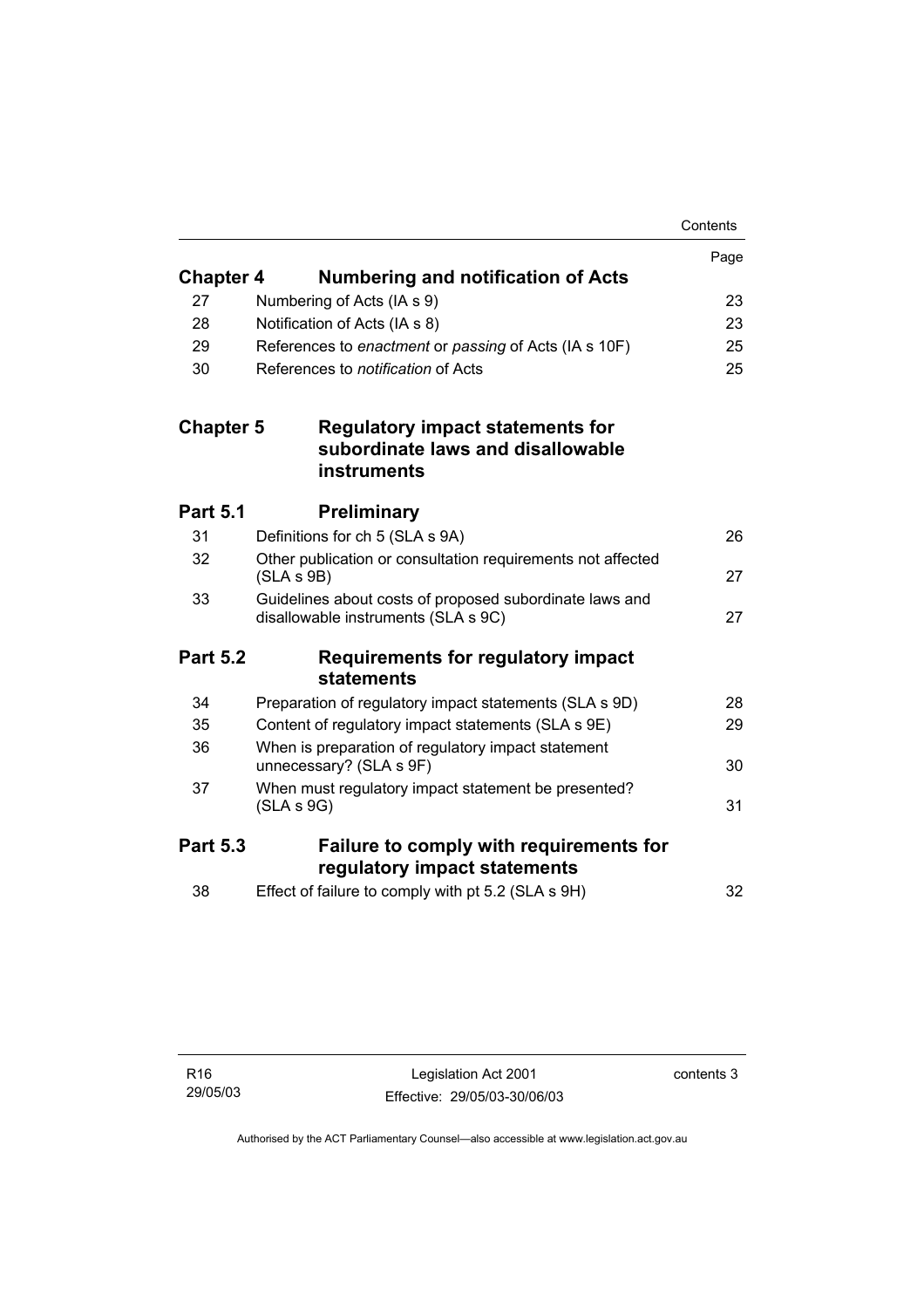| | | Page |
|---|---|---|
| **Chapter 4** | **Numbering and notification of Acts** | |
| 27 | Numbering of Acts (IA s 9) | 23 |
| 28 | Notification of Acts (IA s 8) | 23 |
| 29 | References to *enactment* or *passing* of Acts (IA s 10F) | 25 |
| 30 | References to *notification* of Acts | 25 |
| **Chapter 5** | **Regulatory impact statements for subordinate laws and disallowable instruments** | |
| **Part 5.1** | **Preliminary** | |
| 31 | Definitions for ch 5 (SLA s 9A) | 26 |
| 32 | Other publication or consultation requirements not affected (SLA s 9B) | 27 |
| 33 | Guidelines about costs of proposed subordinate laws and disallowable instruments (SLA s 9C) | 27 |
| **Part 5.2** | **Requirements for regulatory impact statements** | |
| 34 | Preparation of regulatory impact statements (SLA s 9D) | 28 |
| 35 | Content of regulatory impact statements (SLA s 9E) | 29 |
| 36 | When is preparation of regulatory impact statement unnecessary? (SLA s 9F) | 30 |
| 37 | When must regulatory impact statement be presented? (SLA s 9G) | 31 |
| **Part 5.3** | **Failure to comply with requirements for regulatory impact statements** | |
| 38 | Effect of failure to comply with pt 5.2 (SLA s 9H) | 32 |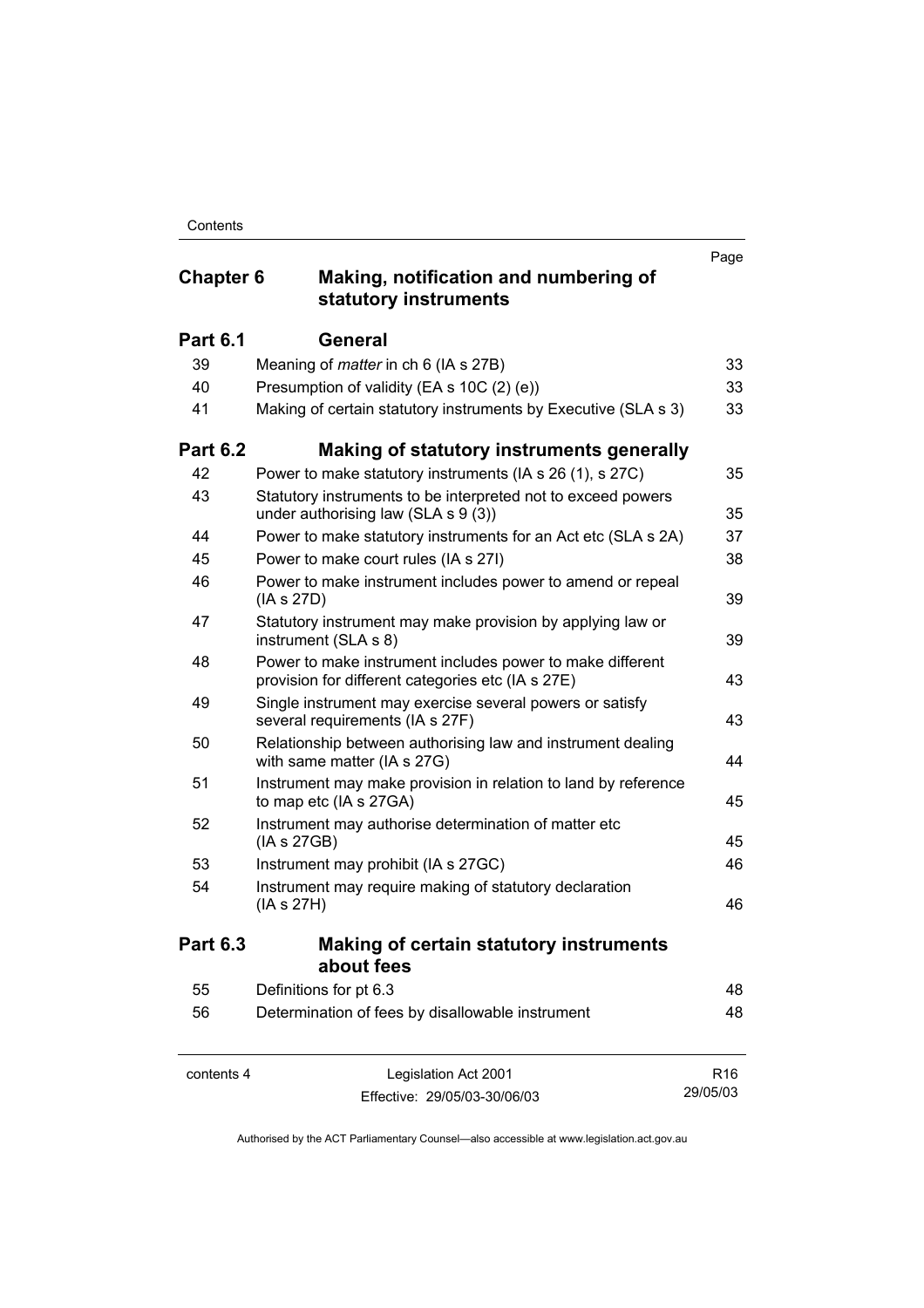| | | Page |
|---|---|---|
| **Chapter 6** | **Making, notification and numbering of statutory instruments** | |
| **Part 6.1** | **General** | |
| 39 | Meaning of *matter* in ch 6 (IA s 27B) | 33 |
| 40 | Presumption of validity (EA s 10C (2) (e)) | 33 |
| 41 | Making of certain statutory instruments by Executive (SLA s 3) | 33 |
| **Part 6.2** | **Making of statutory instruments generally** | |
| 42 | Power to make statutory instruments (IA s 26 (1), s 27C) | 35 |
| 43 | Statutory instruments to be interpreted not to exceed powers under authorising law (SLA s 9 (3)) | 35 |
| 44 | Power to make statutory instruments for an Act etc (SLA s 2A) | 37 |
| 45 | Power to make court rules (IA s 27I) | 38 |
| 46 | Power to make instrument includes power to amend or repeal (IA s 27D) | 39 |
| 47 | Statutory instrument may make provision by applying law or instrument (SLA s 8) | 39 |
| 48 | Power to make instrument includes power to make different provision for different categories etc (IA s 27E) | 43 |
| 49 | Single instrument may exercise several powers or satisfy several requirements (IA s 27F) | 43 |
| 50 | Relationship between authorising law and instrument dealing with same matter (IA s 27G) | 44 |
| 51 | Instrument may make provision in relation to land by reference to map etc (IA s 27GA) | 45 |
| 52 | Instrument may authorise determination of matter etc (IA s 27GB) | 45 |
| 53 | Instrument may prohibit (IA s 27GC) | 46 |
| 54 | Instrument may require making of statutory declaration (IA s 27H) | 46 |
| **Part 6.3** | **Making of certain statutory instruments about fees** | |
| 55 | Definitions for pt 6.3 | 48 |
| 56 | Determination of fees by disallowable instrument | 48 |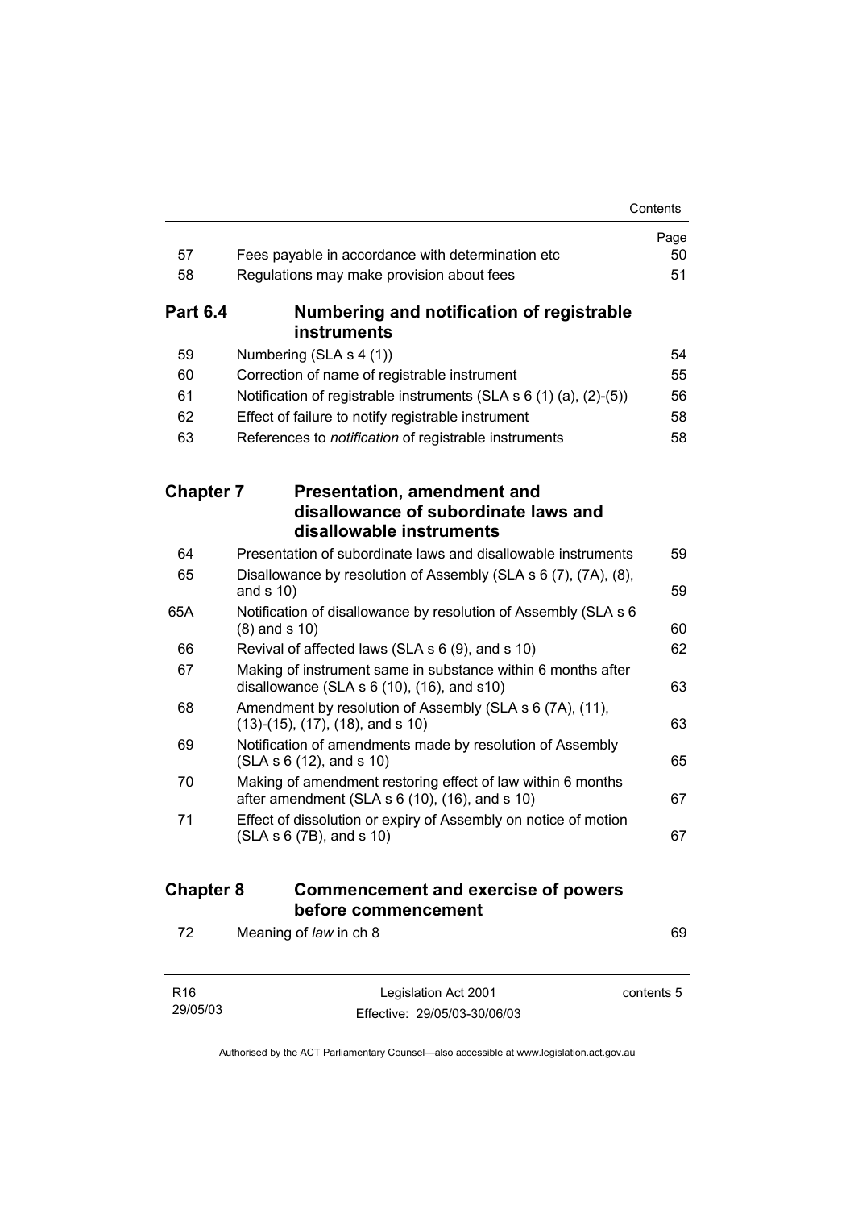| | | Page |
|---|---|---|
| 57 | Fees payable in accordance with determination etc | 50 |
| 58 | Regulations may make provision about fees | 51 |

**Part 6.4 Numbering and notification of registrable instruments**

| | | |
|---|---|---|
| 59 | Numbering (SLA s 4 (1)) | 54 |
| 60 | Correction of name of registrable instrument | 55 |
| 61 | Notification of registrable instruments (SLA s 6 (1) (a), (2)-(5)) | 56 |
| 62 | Effect of failure to notify registrable instrument | 58 |
| 63 | References to *notification* of registrable instruments | 58 |

**Chapter 7 Presentation, amendment and disallowance of subordinate laws and disallowable instruments**

| | | |
|---|---|---|
| 64 | Presentation of subordinate laws and disallowable instruments | 59 |
| 65 | Disallowance by resolution of Assembly (SLA s 6 (7), (7A), (8), and s 10) | 59 |
| 65A | Notification of disallowance by resolution of Assembly (SLA s 6 (8) and s 10) | 60 |
| 66 | Revival of affected laws (SLA s 6 (9), and s 10) | 62 |
| 67 | Making of instrument same in substance within 6 months after disallowance (SLA s 6 (10), (16), and s10) | 63 |
| 68 | Amendment by resolution of Assembly (SLA s 6 (7A), (11), (13)-(15), (17), (18), and s 10) | 63 |
| 69 | Notification of amendments made by resolution of Assembly (SLA s 6 (12), and s 10) | 65 |
| 70 | Making of amendment restoring effect of law within 6 months after amendment (SLA s 6 (10), (16), and s 10) | 67 |
| 71 | Effect of dissolution or expiry of Assembly on notice of motion (SLA s 6 (7B), and s 10) | 67 |

**Chapter 8 Commencement and exercise of powers before commencement**

| | | |
|---|---|---|
| 72 | Meaning of *law* in ch 8 | 69 |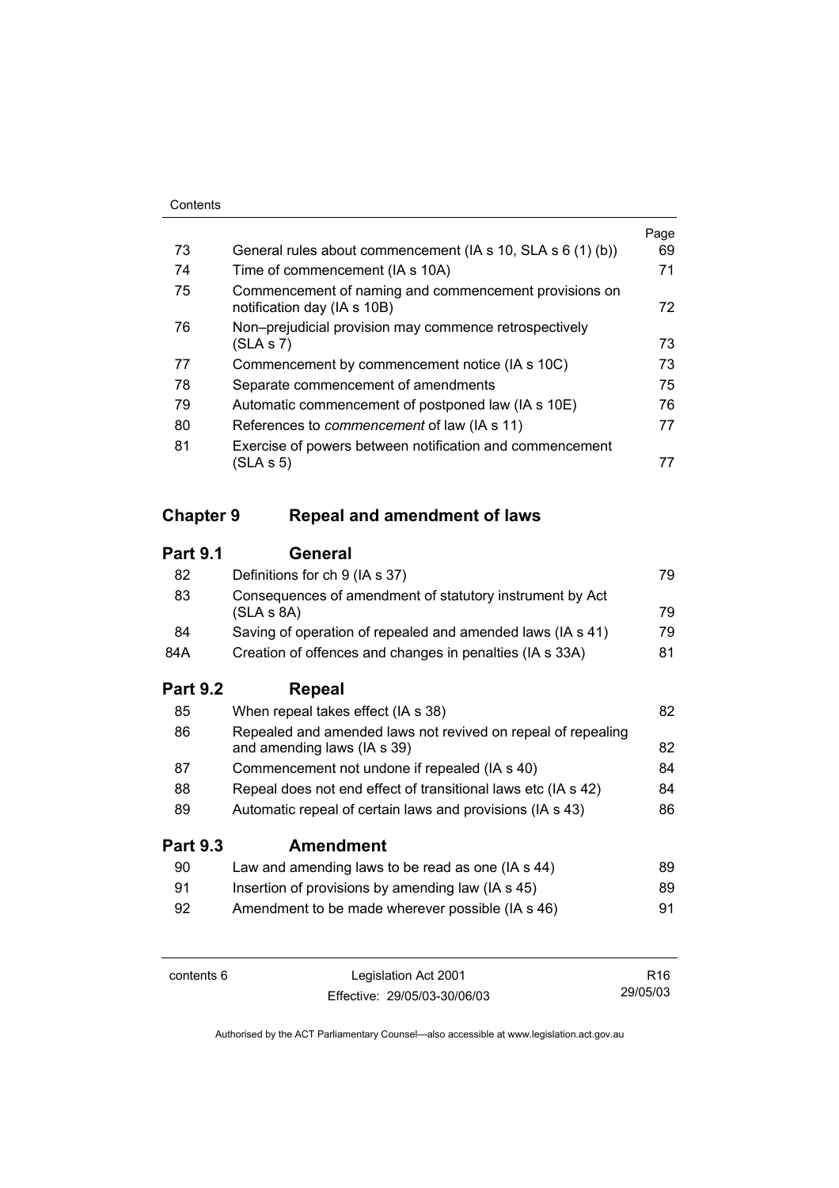| | | Page |
|---|---|---|
| 73 | General rules about commencement (IA s 10, SLA s 6 (1) (b)) | 69 |
| 74 | Time of commencement (IA s 10A) | 71 |
| 75 | Commencement of naming and commencement provisions on notification day (IA s 10B) | 72 |
| 76 | Non–prejudicial provision may commence retrospectively (SLA s 7) | 73 |
| 77 | Commencement by commencement notice (IA s 10C) | 73 |
| 78 | Separate commencement of amendments | 75 |
| 79 | Automatic commencement of postponed law (IA s 10E) | 76 |
| 80 | References to *commencement* of law (IA s 11) | 77 |
| 81 | Exercise of powers between notification and commencement (SLA s 5) | 77 |

## Chapter 9 Repeal and amendment of laws

### Part 9.1 General

| | | |
|---|---|---|
| 82 | Definitions for ch 9 (IA s 37) | 79 |
| 83 | Consequences of amendment of statutory instrument by Act (SLA s 8A) | 79 |
| 84 | Saving of operation of repealed and amended laws (IA s 41) | 79 |
| 84A | Creation of offences and changes in penalties (IA s 33A) | 81 |

### Part 9.2 Repeal

| | | |
|---|---|---|
| 85 | When repeal takes effect (IA s 38) | 82 |
| 86 | Repealed and amended laws not revived on repeal of repealing and amending laws (IA s 39) | 82 |
| 87 | Commencement not undone if repealed (IA s 40) | 84 |
| 88 | Repeal does not end effect of transitional laws etc (IA s 42) | 84 |
| 89 | Automatic repeal of certain laws and provisions (IA s 43) | 86 |

### Part 9.3 Amendment

| | | |
|---|---|---|
| 90 | Law and amending laws to be read as one (IA s 44) | 89 |
| 91 | Insertion of provisions by amending law (IA s 45) | 89 |
| 92 | Amendment to be made wherever possible (IA s 46) | 91 |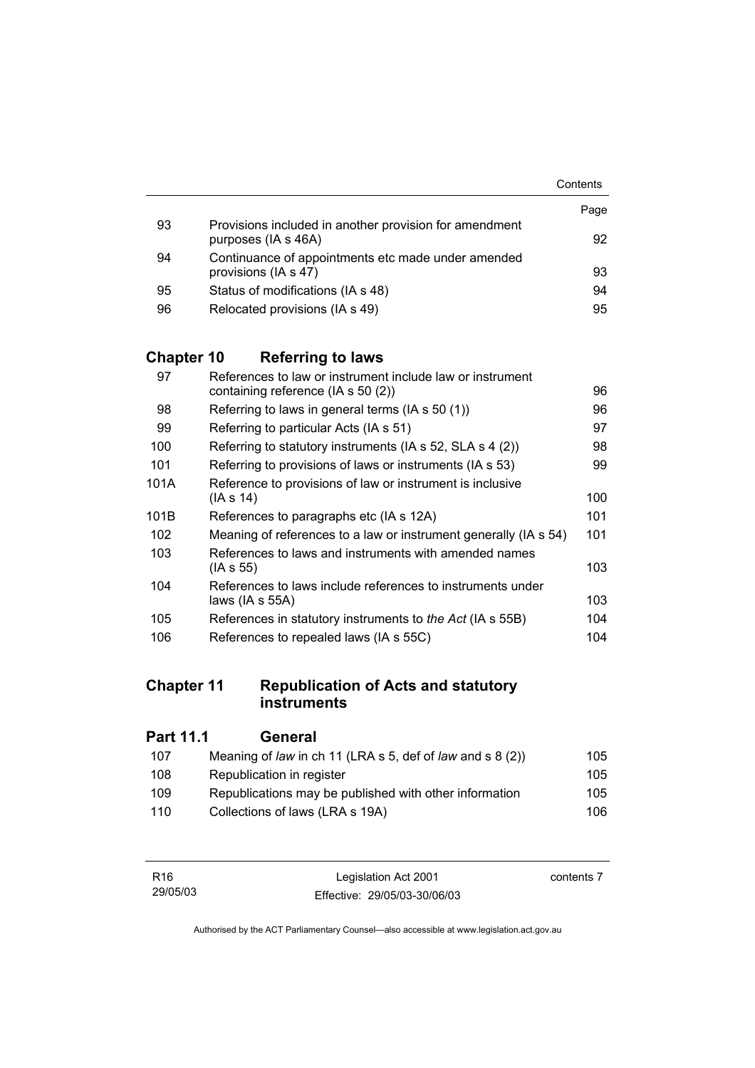| | | Page |
|---|---|---|
| 93 | Provisions included in another provision for amendment purposes (IA s 46A) | 92 |
| 94 | Continuance of appointments etc made under amended provisions (IA s 47) | 93 |
| 95 | Status of modifications (IA s 48) | 94 |
| 96 | Relocated provisions (IA s 49) | 95 |

## Chapter 10 Referring to laws

| | | |
|---|---|---|
| 97 | References to law or instrument include law or instrument containing reference (IA s 50 (2)) | 96 |
| 98 | Referring to laws in general terms (IA s 50 (1)) | 96 |
| 99 | Referring to particular Acts (IA s 51) | 97 |
| 100 | Referring to statutory instruments (IA s 52, SLA s 4 (2)) | 98 |
| 101 | Referring to provisions of laws or instruments (IA s 53) | 99 |
| 101A | Reference to provisions of law or instrument is inclusive (IA s 14) | 100 |
| 101B | References to paragraphs etc (IA s 12A) | 101 |
| 102 | Meaning of references to a law or instrument generally (IA s 54) | 101 |
| 103 | References to laws and instruments with amended names (IA s 55) | 103 |
| 104 | References to laws include references to instruments under laws (IA s 55A) | 103 |
| 105 | References in statutory instruments to *the Act* (IA s 55B) | 104 |
| 106 | References to repealed laws (IA s 55C) | 104 |

## Chapter 11 Republication of Acts and statutory instruments

### Part 11.1 General

| | | |
|---|---|---|
| 107 | Meaning of *law* in ch 11 (LRA s 5, def of *law* and s 8 (2)) | 105 |
| 108 | Republication in register | 105 |
| 109 | Republications may be published with other information | 105 |
| 110 | Collections of laws (LRA s 19A) | 106 |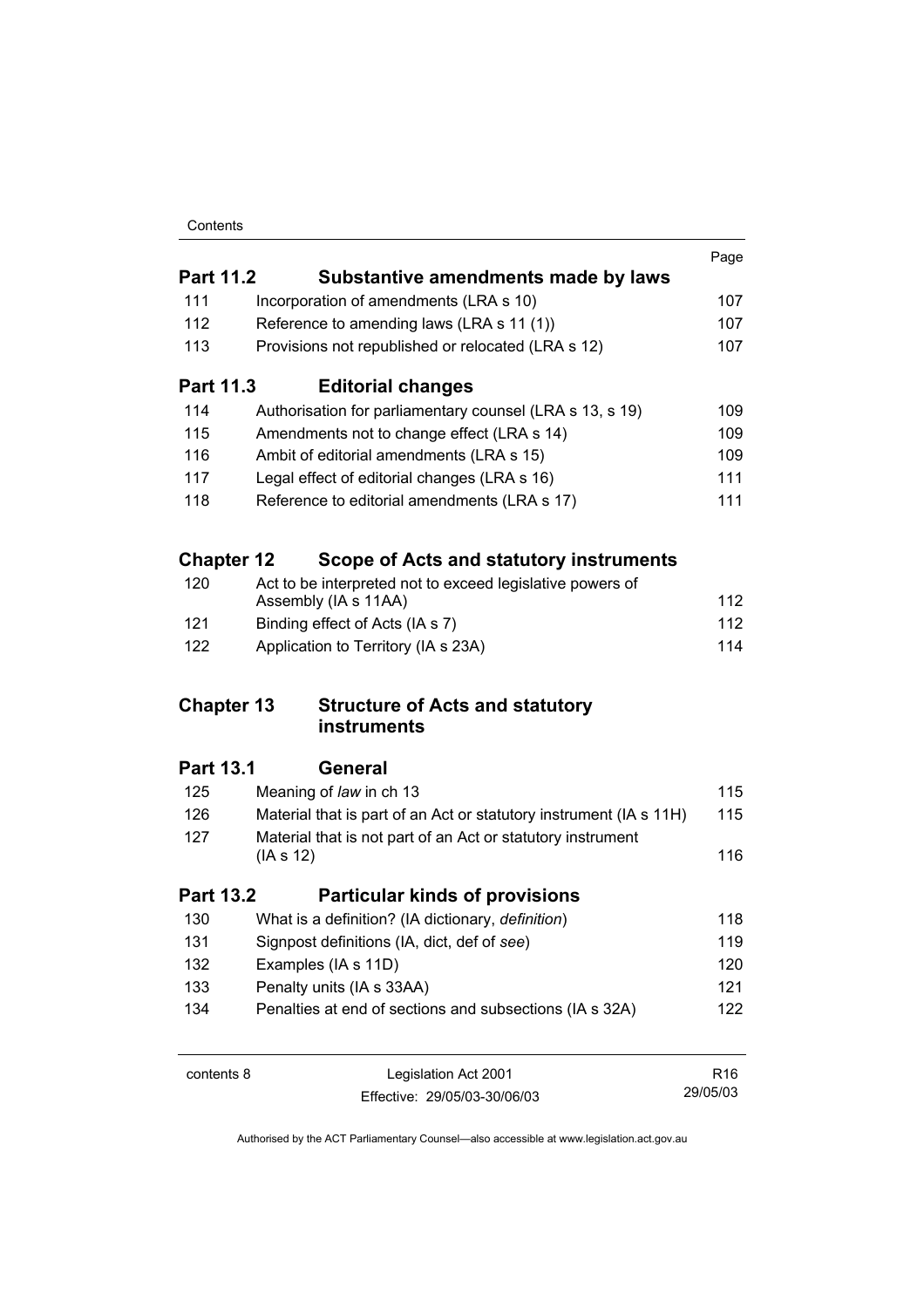| | | Page |
|---|---|---|
| **Part 11.2** | **Substantive amendments made by laws** | |
| 111 | Incorporation of amendments (LRA s 10) | 107 |
| 112 | Reference to amending laws (LRA s 11 (1)) | 107 |
| 113 | Provisions not republished or relocated (LRA s 12) | 107 |
| **Part 11.3** | **Editorial changes** | |
| 114 | Authorisation for parliamentary counsel (LRA s 13, s 19) | 109 |
| 115 | Amendments not to change effect (LRA s 14) | 109 |
| 116 | Ambit of editorial amendments (LRA s 15) | 109 |
| 117 | Legal effect of editorial changes (LRA s 16) | 111 |
| 118 | Reference to editorial amendments (LRA s 17) | 111 |
| **Chapter 12** | **Scope of Acts and statutory instruments** | |
| 120 | Act to be interpreted not to exceed legislative powers of Assembly (IA s 11AA) | 112 |
| 121 | Binding effect of Acts (IA s 7) | 112 |
| 122 | Application to Territory (IA s 23A) | 114 |
| **Chapter 13** | **Structure of Acts and statutory instruments** | |
| **Part 13.1** | **General** | |
| 125 | Meaning of *law* in ch 13 | 115 |
| 126 | Material that is part of an Act or statutory instrument (IA s 11H) | 115 |
| 127 | Material that is not part of an Act or statutory instrument (IA s 12) | 116 |
| **Part 13.2** | **Particular kinds of provisions** | |
| 130 | What is a definition? (IA dictionary, *definition*) | 118 |
| 131 | Signpost definitions (IA, dict, def of *see*) | 119 |
| 132 | Examples (IA s 11D) | 120 |
| 133 | Penalty units (IA s 33AA) | 121 |
| 134 | Penalties at end of sections and subsections (IA s 32A) | 122 |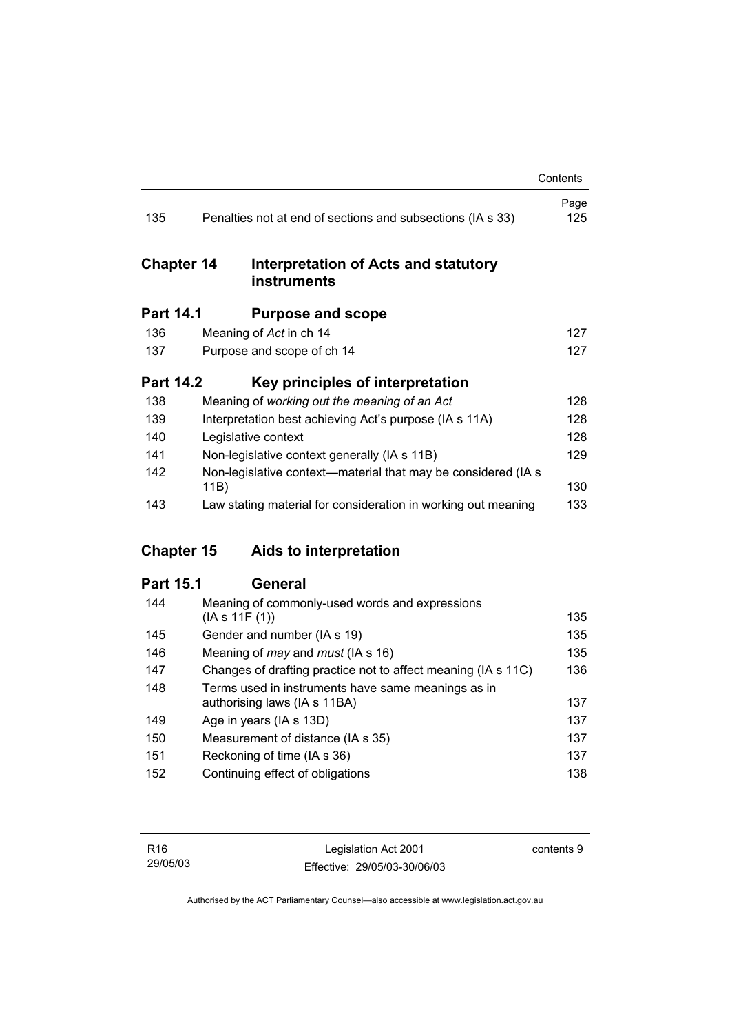| | | Page |
|---|---|---|
| 135 | Penalties not at end of sections and subsections (IA s 33) | 125 |

## Chapter 14 Interpretation of Acts and statutory instruments

### Part 14.1 Purpose and scope

| | | |
|---|---|---|
| 136 | Meaning of *Act* in ch 14 | 127 |
| 137 | Purpose and scope of ch 14 | 127 |

### Part 14.2 Key principles of interpretation

| | | |
|---|---|---|
| 138 | Meaning of *working out the meaning of an Act* | 128 |
| 139 | Interpretation best achieving Act's purpose (IA s 11A) | 128 |
| 140 | Legislative context | 128 |
| 141 | Non-legislative context generally (IA s 11B) | 129 |
| 142 | Non-legislative context—material that may be considered (IA s 11B) | 130 |
| 143 | Law stating material for consideration in working out meaning | 133 |

## Chapter 15 Aids to interpretation

### Part 15.1 General

| | | |
|---|---|---|
| 144 | Meaning of commonly-used words and expressions (IA s 11F (1)) | 135 |
| 145 | Gender and number (IA s 19) | 135 |
| 146 | Meaning of *may* and *must* (IA s 16) | 135 |
| 147 | Changes of drafting practice not to affect meaning (IA s 11C) | 136 |
| 148 | Terms used in instruments have same meanings as in authorising laws (IA s 11BA) | 137 |
| 149 | Age in years (IA s 13D) | 137 |
| 150 | Measurement of distance (IA s 35) | 137 |
| 151 | Reckoning of time (IA s 36) | 137 |
| 152 | Continuing effect of obligations | 138 |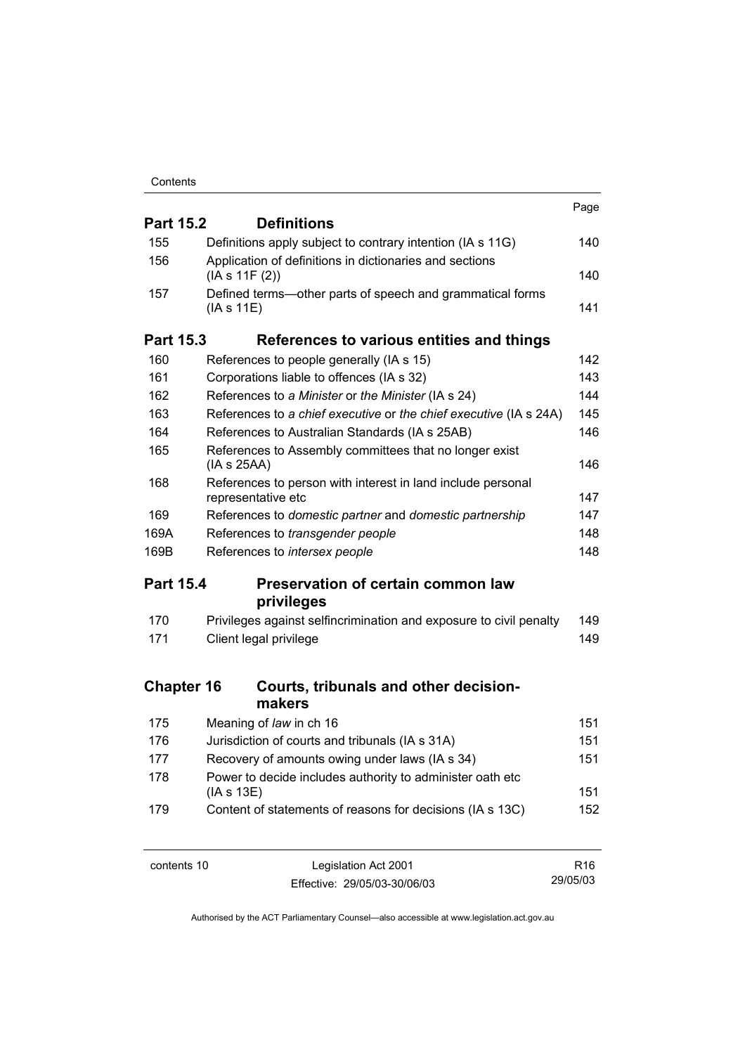| | | Page |
|---|---|---|
| **Part 15.2** | **Definitions** | |
| 155 | Definitions apply subject to contrary intention (IA s 11G) | 140 |
| 156 | Application of definitions in dictionaries and sections (IA s 11F (2)) | 140 |
| 157 | Defined terms—other parts of speech and grammatical forms (IA s 11E) | 141 |
| **Part 15.3** | **References to various entities and things** | |
| 160 | References to people generally (IA s 15) | 142 |
| 161 | Corporations liable to offences (IA s 32) | 143 |
| 162 | References to *a Minister* or *the Minister* (IA s 24) | 144 |
| 163 | References to *a chief executive* or *the chief executive* (IA s 24A) | 145 |
| 164 | References to Australian Standards (IA s 25AB) | 146 |
| 165 | References to Assembly committees that no longer exist (IA s 25AA) | 146 |
| 168 | References to person with interest in land include personal representative etc | 147 |
| 169 | References to *domestic partner* and *domestic partnership* | 147 |
| 169A | References to *transgender people* | 148 |
| 169B | References to *intersex people* | 148 |
| **Part 15.4** | **Preservation of certain common law privileges** | |
| 170 | Privileges against selfincrimination and exposure to civil penalty | 149 |
| 171 | Client legal privilege | 149 |
| **Chapter 16** | **Courts, tribunals and other decision-makers** | |
| 175 | Meaning of *law* in ch 16 | 151 |
| 176 | Jurisdiction of courts and tribunals (IA s 31A) | 151 |
| 177 | Recovery of amounts owing under laws (IA s 34) | 151 |
| 178 | Power to decide includes authority to administer oath etc (IA s 13E) | 151 |
| 179 | Content of statements of reasons for decisions (IA s 13C) | 152 |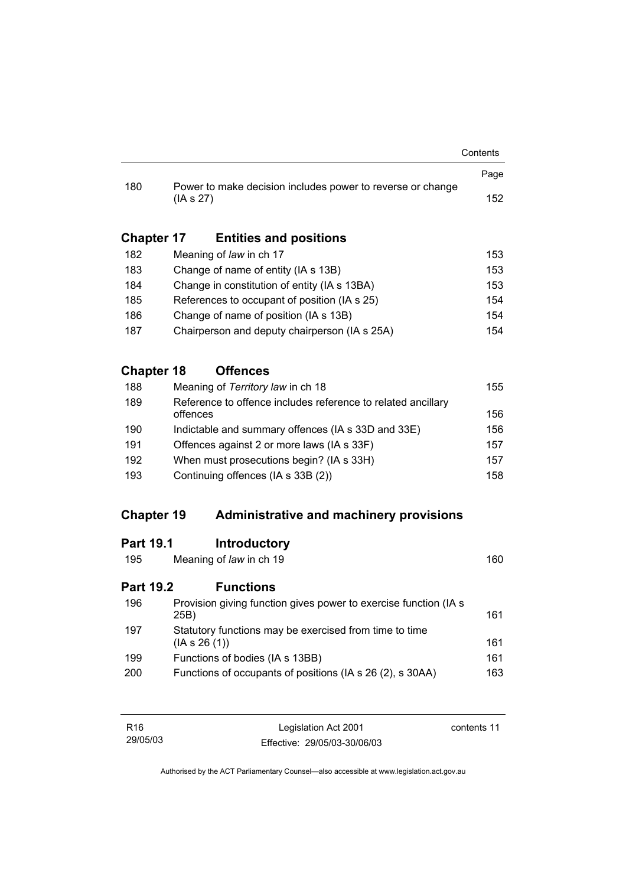| | | Page |
|---|---|---|
| 180 | Power to make decision includes power to reverse or change (IA s 27) | 152 |

## Chapter 17 Entities and positions

| | | |
|---|---|---|
| 182 | Meaning of *law* in ch 17 | 153 |
| 183 | Change of name of entity (IA s 13B) | 153 |
| 184 | Change in constitution of entity (IA s 13BA) | 153 |
| 185 | References to occupant of position (IA s 25) | 154 |
| 186 | Change of name of position (IA s 13B) | 154 |
| 187 | Chairperson and deputy chairperson (IA s 25A) | 154 |

## Chapter 18 Offences

| | | |
|---|---|---|
| 188 | Meaning of *Territory law* in ch 18 | 155 |
| 189 | Reference to offence includes reference to related ancillary offences | 156 |
| 190 | Indictable and summary offences (IA s 33D and 33E) | 156 |
| 191 | Offences against 2 or more laws (IA s 33F) | 157 |
| 192 | When must prosecutions begin? (IA s 33H) | 157 |
| 193 | Continuing offences (IA s 33B (2)) | 158 |

## Chapter 19 Administrative and machinery provisions

### Part 19.1 Introductory

| | | |
|---|---|---|
| 195 | Meaning of *law* in ch 19 | 160 |

### Part 19.2 Functions

| | | |
|---|---|---|
| 196 | Provision giving function gives power to exercise function (IA s 25B) | 161 |
| 197 | Statutory functions may be exercised from time to time (IA s 26 (1)) | 161 |
| 199 | Functions of bodies (IA s 13BB) | 161 |
| 200 | Functions of occupants of positions (IA s 26 (2), s 30AA) | 163 |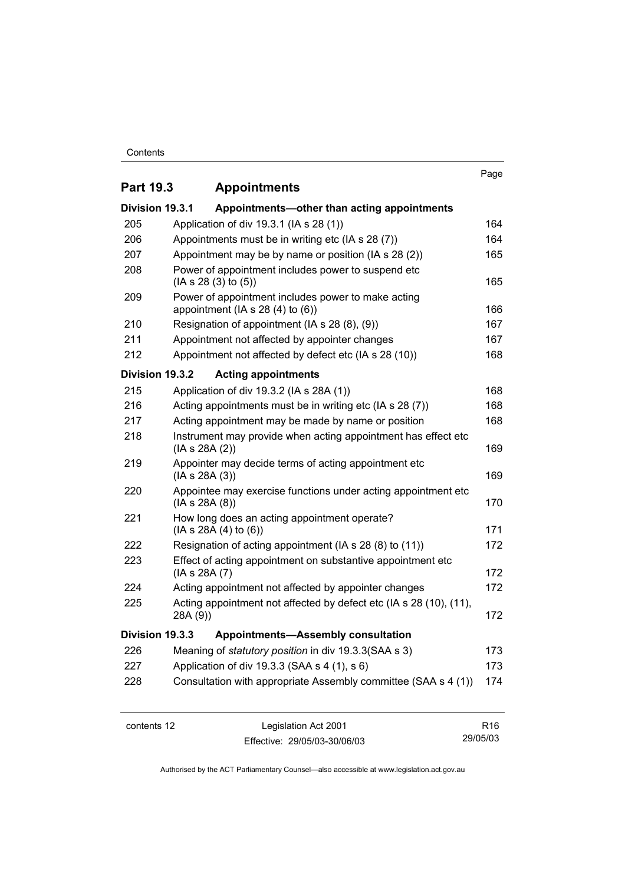| | | Page |
|---|---|---|
| **Part 19.3** | **Appointments** | |
| **Division 19.3.1** | **Appointments—other than acting appointments** | |
| 205 | Application of div 19.3.1 (IA s 28 (1)) | 164 |
| 206 | Appointments must be in writing etc (IA s 28 (7)) | 164 |
| 207 | Appointment may be by name or position (IA s 28 (2)) | 165 |
| 208 | Power of appointment includes power to suspend etc (IA s 28 (3) to (5)) | 165 |
| 209 | Power of appointment includes power to make acting appointment (IA s 28 (4) to (6)) | 166 |
| 210 | Resignation of appointment (IA s 28 (8), (9)) | 167 |
| 211 | Appointment not affected by appointer changes | 167 |
| 212 | Appointment not affected by defect etc (IA s 28 (10)) | 168 |
| **Division 19.3.2** | **Acting appointments** | |
| 215 | Application of div 19.3.2 (IA s 28A (1)) | 168 |
| 216 | Acting appointments must be in writing etc (IA s 28 (7)) | 168 |
| 217 | Acting appointment may be made by name or position | 168 |
| 218 | Instrument may provide when acting appointment has effect etc (IA s 28A (2)) | 169 |
| 219 | Appointer may decide terms of acting appointment etc (IA s 28A (3)) | 169 |
| 220 | Appointee may exercise functions under acting appointment etc (IA s 28A (8)) | 170 |
| 221 | How long does an acting appointment operate? (IA s 28A (4) to (6)) | 171 |
| 222 | Resignation of acting appointment (IA s 28 (8) to (11)) | 172 |
| 223 | Effect of acting appointment on substantive appointment etc (IA s 28A (7) | 172 |
| 224 | Acting appointment not affected by appointer changes | 172 |
| 225 | Acting appointment not affected by defect etc (IA s 28 (10), (11), 28A (9)) | 172 |
| **Division 19.3.3** | **Appointments—Assembly consultation** | |
| 226 | Meaning of *statutory position* in div 19.3.3(SAA s 3) | 173 |
| 227 | Application of div 19.3.3 (SAA s 4 (1), s 6) | 173 |
| 228 | Consultation with appropriate Assembly committee (SAA s 4 (1)) | 174 |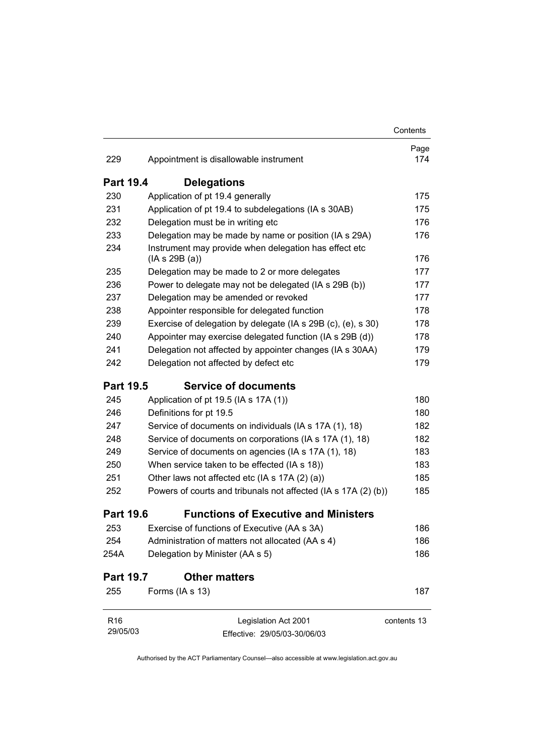| | | Page |
|---|---|---|
| 229 | Appointment is disallowable instrument | 174 |

## Part 19.4 Delegations

| | | |
|---|---|---|
| 230 | Application of pt 19.4 generally | 175 |
| 231 | Application of pt 19.4 to subdelegations (IA s 30AB) | 175 |
| 232 | Delegation must be in writing etc | 176 |
| 233 | Delegation may be made by name or position (IA s 29A) | 176 |
| 234 | Instrument may provide when delegation has effect etc (IA s 29B (a)) | 176 |
| 235 | Delegation may be made to 2 or more delegates | 177 |
| 236 | Power to delegate may not be delegated (IA s 29B (b)) | 177 |
| 237 | Delegation may be amended or revoked | 177 |
| 238 | Appointer responsible for delegated function | 178 |
| 239 | Exercise of delegation by delegate (IA s 29B (c), (e), s 30) | 178 |
| 240 | Appointer may exercise delegated function (IA s 29B (d)) | 178 |
| 241 | Delegation not affected by appointer changes (IA s 30AA) | 179 |
| 242 | Delegation not affected by defect etc | 179 |

## Part 19.5 Service of documents

| | | |
|---|---|---|
| 245 | Application of pt 19.5 (IA s 17A (1)) | 180 |
| 246 | Definitions for pt 19.5 | 180 |
| 247 | Service of documents on individuals (IA s 17A (1), 18) | 182 |
| 248 | Service of documents on corporations (IA s 17A (1), 18) | 182 |
| 249 | Service of documents on agencies (IA s 17A (1), 18) | 183 |
| 250 | When service taken to be effected (IA s 18)) | 183 |
| 251 | Other laws not affected etc (IA s 17A (2) (a)) | 185 |
| 252 | Powers of courts and tribunals not affected (IA s 17A (2) (b)) | 185 |

## Part 19.6 Functions of Executive and Ministers

| | | |
|---|---|---|
| 253 | Exercise of functions of Executive (AA s 3A) | 186 |
| 254 | Administration of matters not allocated (AA s 4) | 186 |
| 254A | Delegation by Minister (AA s 5) | 186 |

## Part 19.7 Other matters

| | | |
|---|---|---|
| 255 | Forms (IA s 13) | 187 |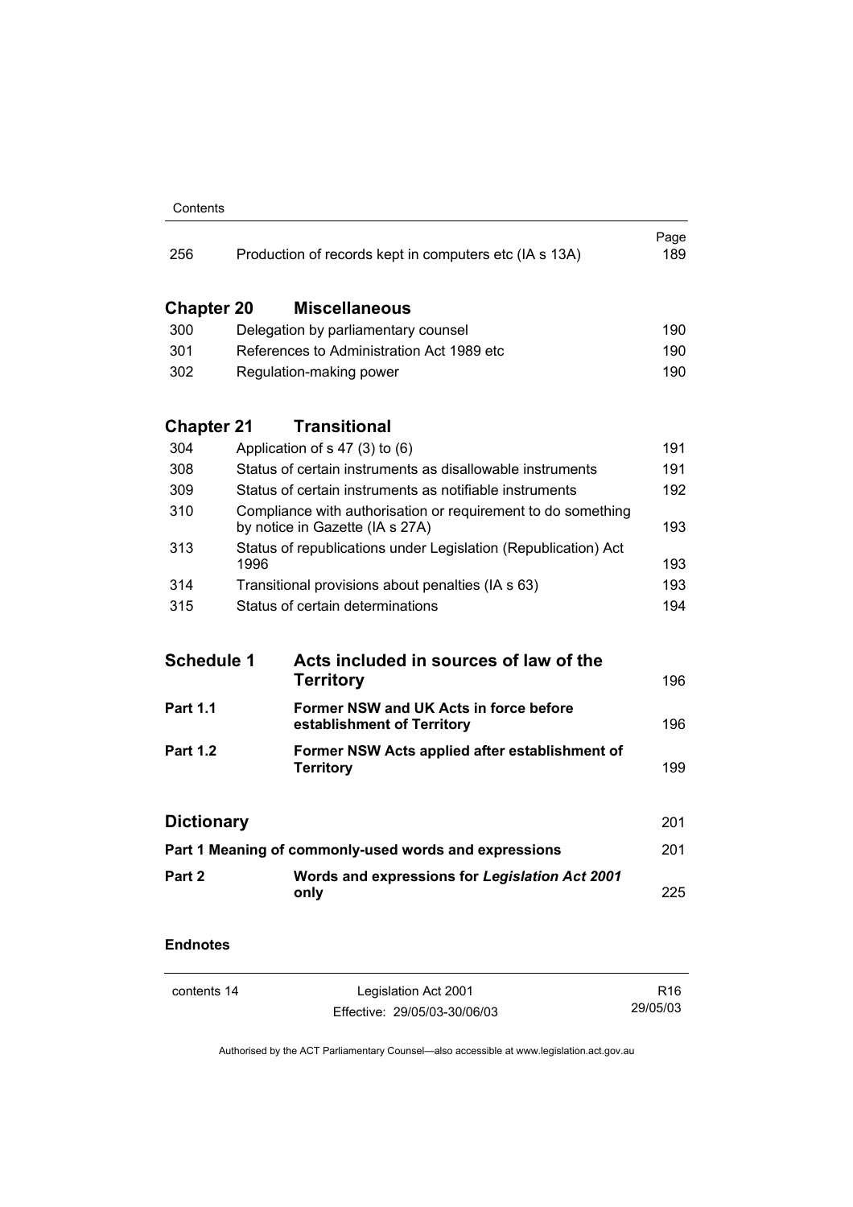| | | Page |
|---|---|---|
| 256 | Production of records kept in computers etc (IA s 13A) | 189 |

## Chapter 20 Miscellaneous

| | | |
|---|---|---|
| 300 | Delegation by parliamentary counsel | 190 |
| 301 | References to Administration Act 1989 etc | 190 |
| 302 | Regulation-making power | 190 |

## Chapter 21 Transitional

| | | |
|---|---|---|
| 304 | Application of s 47 (3) to (6) | 191 |
| 308 | Status of certain instruments as disallowable instruments | 191 |
| 309 | Status of certain instruments as notifiable instruments | 192 |
| 310 | Compliance with authorisation or requirement to do something by notice in Gazette (IA s 27A) | 193 |
| 313 | Status of republications under Legislation (Republication) Act 1996 | 193 |
| 314 | Transitional provisions about penalties (IA s 63) | 193 |
| 315 | Status of certain determinations | 194 |

| | | |
|---|---|---|
| **Schedule 1** | **Acts included in sources of law of the Territory** | 196 |
| **Part 1.1** | **Former NSW and UK Acts in force before establishment of Territory** | 196 |
| **Part 1.2** | **Former NSW Acts applied after establishment of Territory** | 199 |

| | | |
|---|---|---|
| **Dictionary** | | 201 |
| **Part 1 Meaning of commonly-used words and expressions** | | 201 |
| **Part 2** | **Words and expressions for *Legislation Act 2001* only** | 225 |

**Endnotes**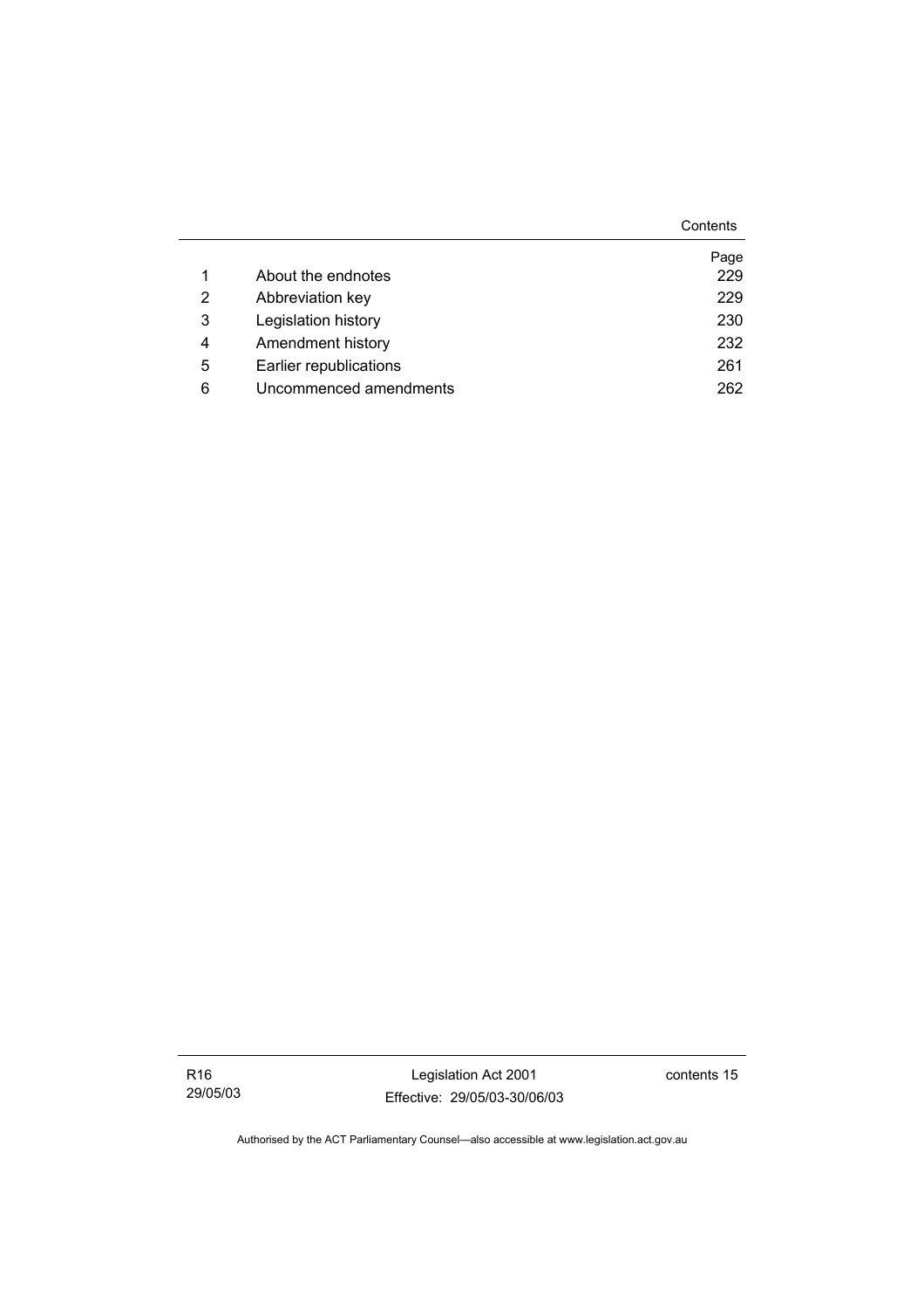| | | Page |
|---|---|---|
| 1 | About the endnotes | 229 |
| 2 | Abbreviation key | 229 |
| 3 | Legislation history | 230 |
| 4 | Amendment history | 232 |
| 5 | Earlier republications | 261 |
| 6 | Uncommenced amendments | 262 |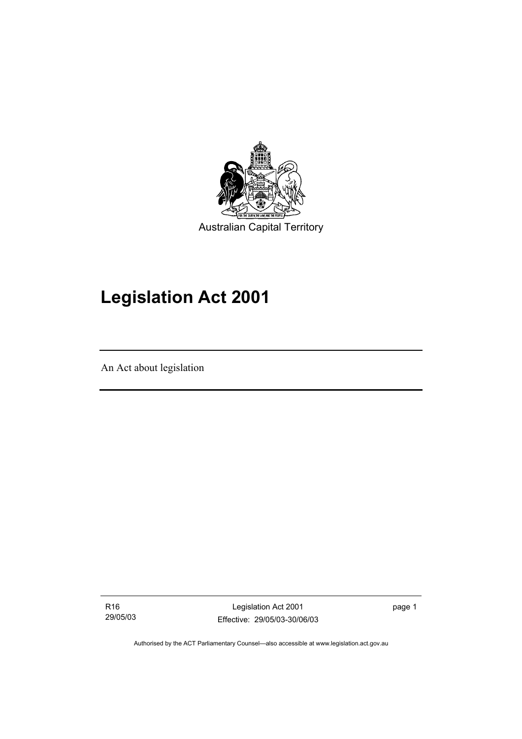Australian Capital Territory

# Legislation Act 2001

An Act about legislation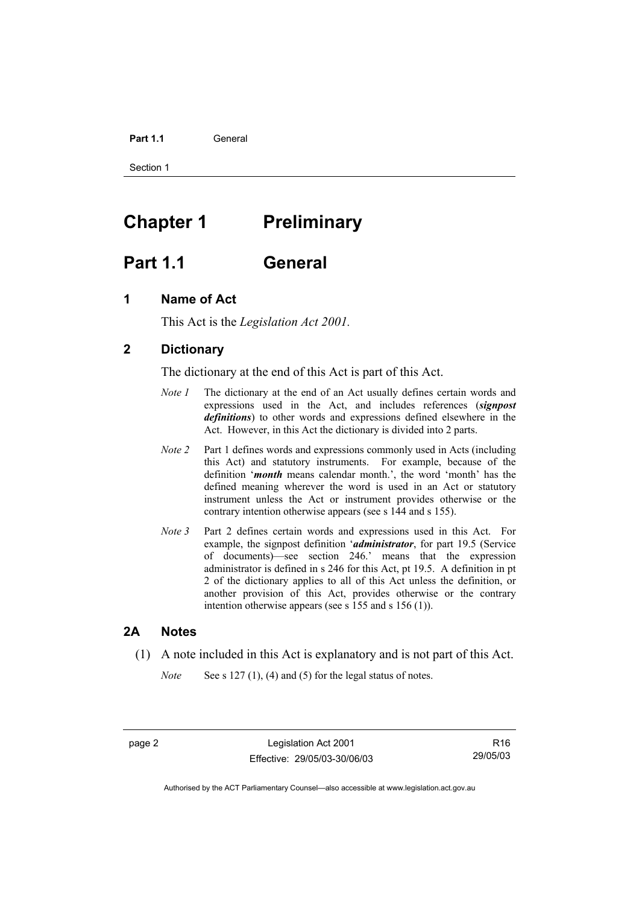# Chapter 1 Preliminary

## Part 1.1 General

### 1 Name of Act

This Act is the *Legislation Act 2001.*

### 2 Dictionary

The dictionary at the end of this Act is part of this Act.

*Note 1* The dictionary at the end of an Act usually defines certain words and expressions used in the Act, and includes references (***signpost definitions***) to other words and expressions defined elsewhere in the Act. However, in this Act the dictionary is divided into 2 parts.

*Note 2* Part 1 defines words and expressions commonly used in Acts (including this Act) and statutory instruments. For example, because of the definition '***month*** means calendar month.', the word 'month' has the defined meaning wherever the word is used in an Act or statutory instrument unless the Act or instrument provides otherwise or the contrary intention otherwise appears (see s 144 and s 155).

*Note 3* Part 2 defines certain words and expressions used in this Act. For example, the signpost definition '***administrator***, for part 19.5 (Service of documents)—see section 246.' means that the expression administrator is defined in s 246 for this Act, pt 19.5. A definition in pt 2 of the dictionary applies to all of this Act unless the definition, or another provision of this Act, provides otherwise or the contrary intention otherwise appears (see s 155 and s 156 (1)).

### 2A Notes

(1) A note included in this Act is explanatory and is not part of this Act.

*Note* See s 127 (1), (4) and (5) for the legal status of notes.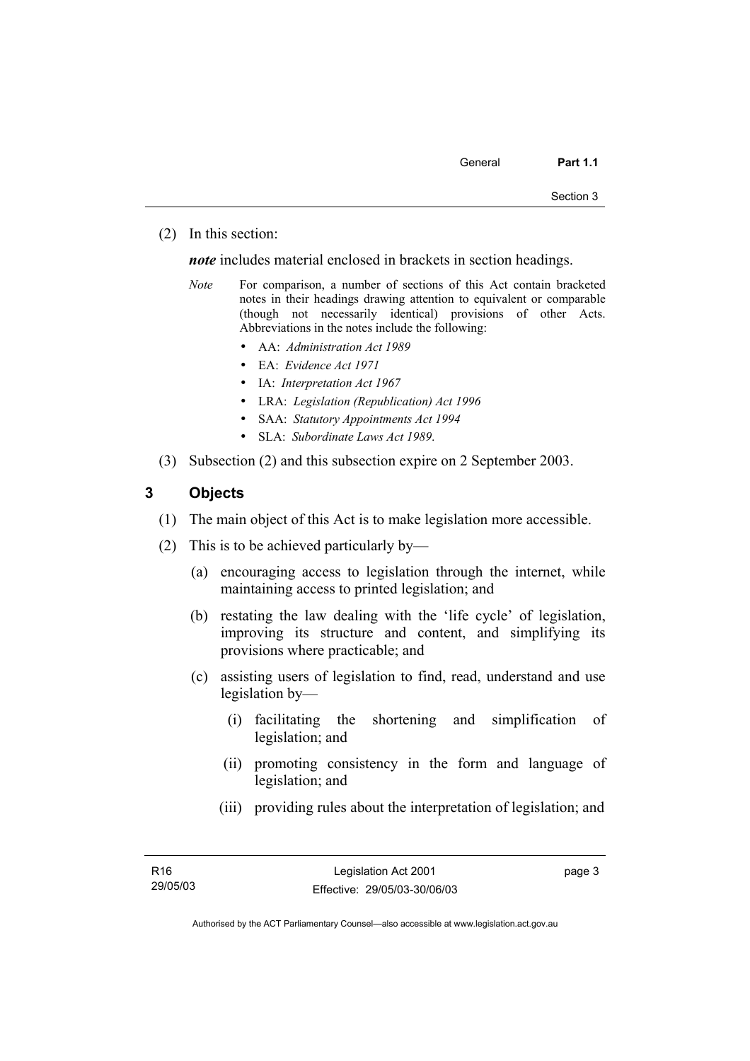(2) In this section:

***note*** includes material enclosed in brackets in section headings.

*Note* For comparison, a number of sections of this Act contain bracketed notes in their headings drawing attention to equivalent or comparable (though not necessarily identical) provisions of other Acts. Abbreviations in the notes include the following:

- AA: *Administration Act 1989*
- EA: *Evidence Act 1971*
- IA: *Interpretation Act 1967*
- LRA: *Legislation (Republication) Act 1996*
- SAA: *Statutory Appointments Act 1994*
- SLA: *Subordinate Laws Act 1989*.

(3) Subsection (2) and this subsection expire on 2 September 2003.

## 3 Objects

(1) The main object of this Act is to make legislation more accessible.

(2) This is to be achieved particularly by—

(a) encouraging access to legislation through the internet, while maintaining access to printed legislation; and

(b) restating the law dealing with the 'life cycle' of legislation, improving its structure and content, and simplifying its provisions where practicable; and

(c) assisting users of legislation to find, read, understand and use legislation by—

(i) facilitating the shortening and simplification of legislation; and

(ii) promoting consistency in the form and language of legislation; and

(iii) providing rules about the interpretation of legislation; and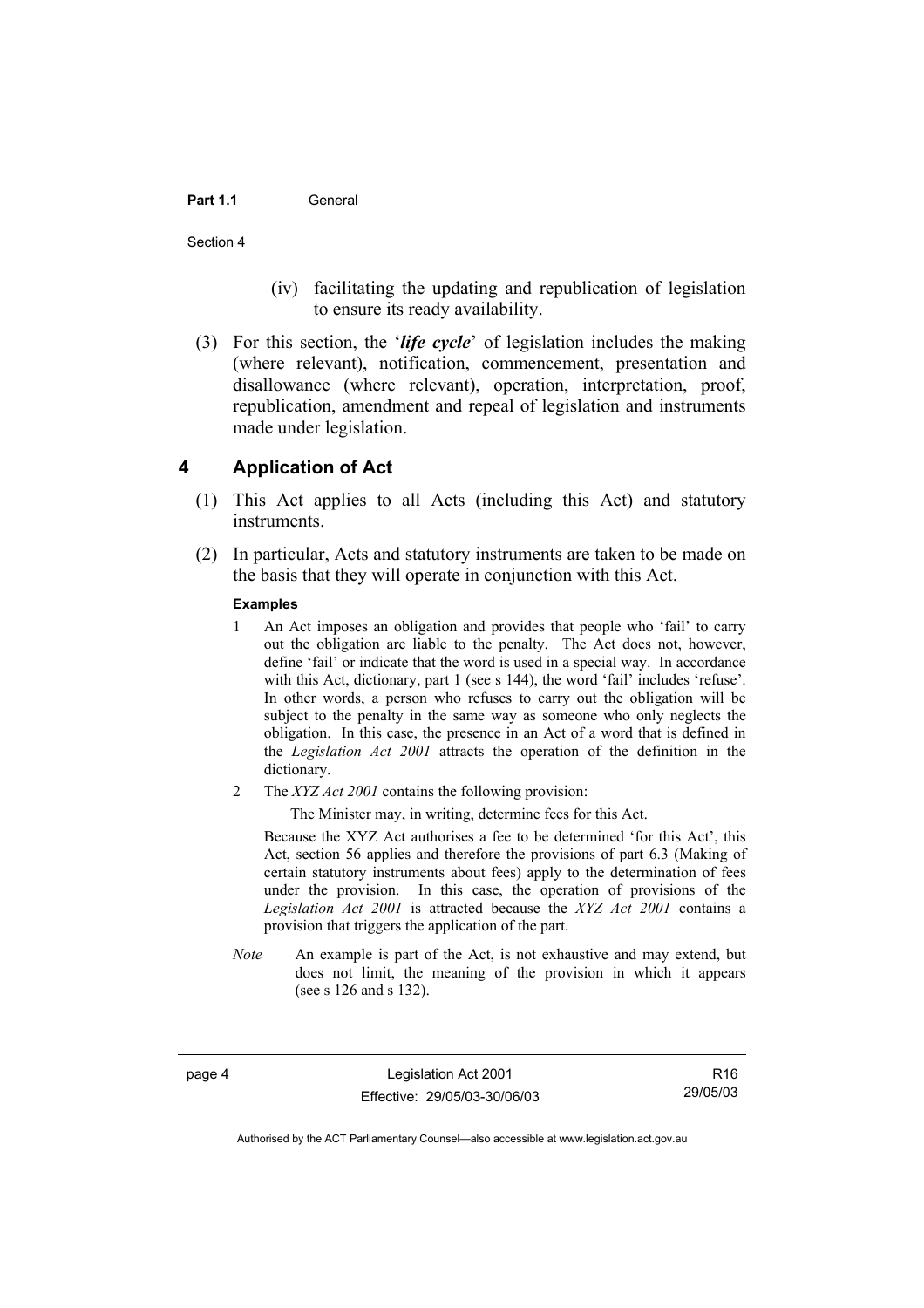(iv) facilitating the updating and republication of legislation to ensure its ready availability.

(3) For this section, the '***life cycle***' of legislation includes the making (where relevant), notification, commencement, presentation and disallowance (where relevant), operation, interpretation, proof, republication, amendment and repeal of legislation and instruments made under legislation.

## 4 Application of Act

(1) This Act applies to all Acts (including this Act) and statutory instruments.

(2) In particular, Acts and statutory instruments are taken to be made on the basis that they will operate in conjunction with this Act.

**Examples**

1 An Act imposes an obligation and provides that people who 'fail' to carry out the obligation are liable to the penalty. The Act does not, however, define 'fail' or indicate that the word is used in a special way. In accordance with this Act, dictionary, part 1 (see s 144), the word 'fail' includes 'refuse'. In other words, a person who refuses to carry out the obligation will be subject to the penalty in the same way as someone who only neglects the obligation. In this case, the presence in an Act of a word that is defined in the *Legislation Act 2001* attracts the operation of the definition in the dictionary.

2 The *XYZ Act 2001* contains the following provision:

The Minister may, in writing, determine fees for this Act.

Because the XYZ Act authorises a fee to be determined 'for this Act', this Act, section 56 applies and therefore the provisions of part 6.3 (Making of certain statutory instruments about fees) apply to the determination of fees under the provision. In this case, the operation of provisions of the *Legislation Act 2001* is attracted because the *XYZ Act 2001* contains a provision that triggers the application of the part.

*Note* An example is part of the Act, is not exhaustive and may extend, but does not limit, the meaning of the provision in which it appears (see s 126 and s 132).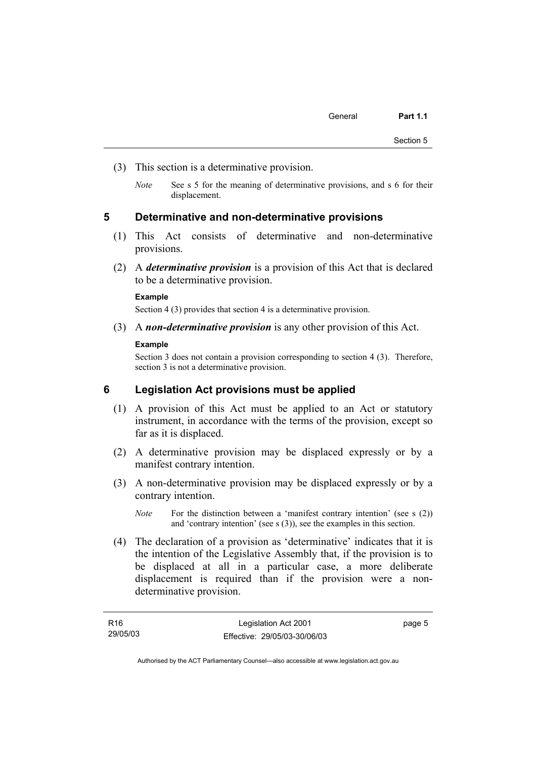(3) This section is a determinative provision.

*Note* See s 5 for the meaning of determinative provisions, and s 6 for their displacement.

## 5 Determinative and non-determinative provisions

(1) This Act consists of determinative and non-determinative provisions.

(2) A ***determinative provision*** is a provision of this Act that is declared to be a determinative provision.

**Example**

Section 4 (3) provides that section 4 is a determinative provision.

(3) A ***non-determinative provision*** is any other provision of this Act.

**Example**

Section 3 does not contain a provision corresponding to section 4 (3). Therefore, section 3 is not a determinative provision.

## 6 Legislation Act provisions must be applied

(1) A provision of this Act must be applied to an Act or statutory instrument, in accordance with the terms of the provision, except so far as it is displaced.

(2) A determinative provision may be displaced expressly or by a manifest contrary intention.

(3) A non-determinative provision may be displaced expressly or by a contrary intention.

*Note* For the distinction between a 'manifest contrary intention' (see s (2)) and 'contrary intention' (see s (3)), see the examples in this section.

(4) The declaration of a provision as 'determinative' indicates that it is the intention of the Legislative Assembly that, if the provision is to be displaced at all in a particular case, a more deliberate displacement is required than if the provision were a non-determinative provision.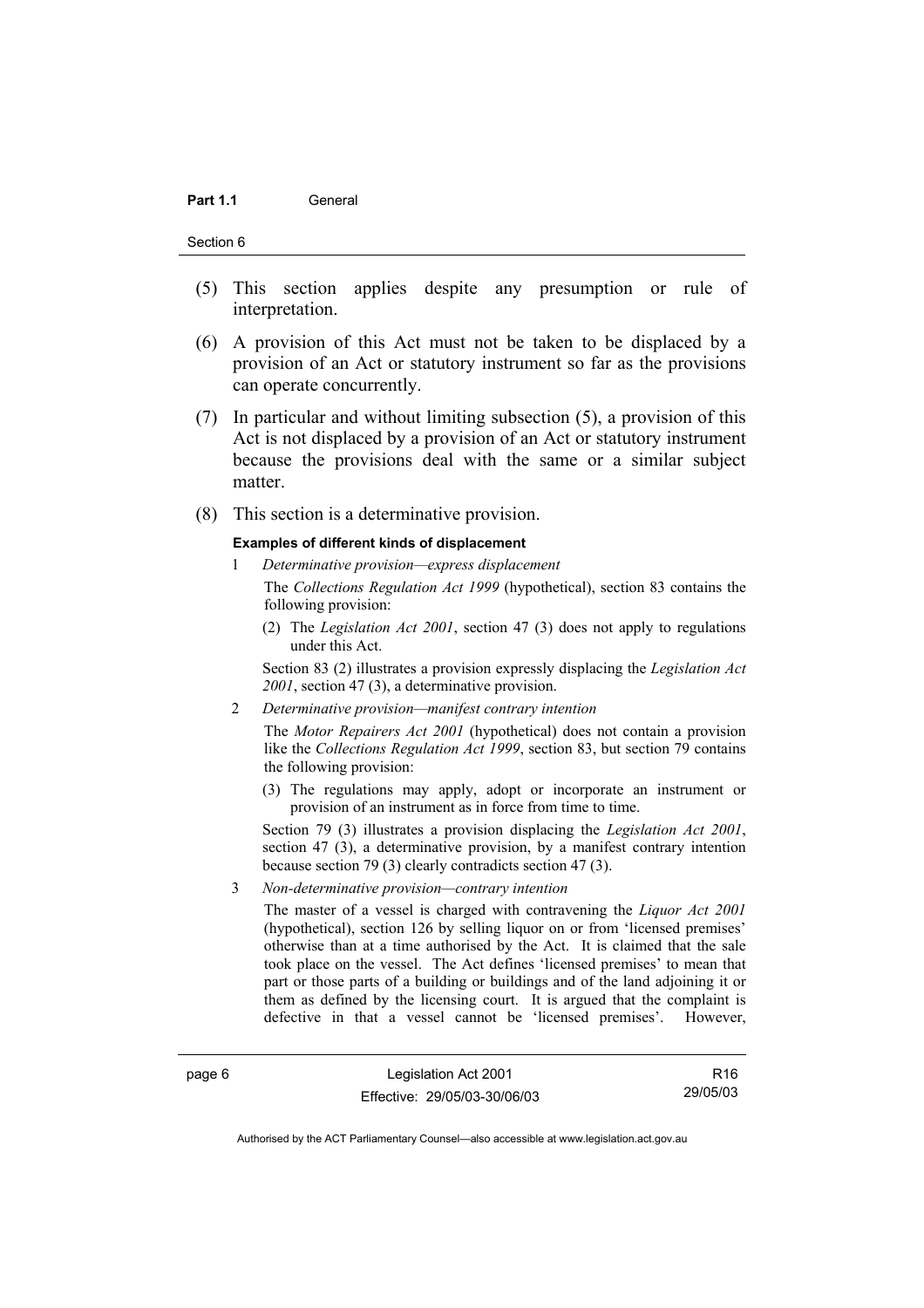(5) This section applies despite any presumption or rule of interpretation.

(6) A provision of this Act must not be taken to be displaced by a provision of an Act or statutory instrument so far as the provisions can operate concurrently.

(7) In particular and without limiting subsection (5), a provision of this Act is not displaced by a provision of an Act or statutory instrument because the provisions deal with the same or a similar subject matter.

(8) This section is a determinative provision.

**Examples of different kinds of displacement**

1 *Determinative provision—express displacement*

The *Collections Regulation Act 1999* (hypothetical), section 83 contains the following provision:

(2) The *Legislation Act 2001*, section 47 (3) does not apply to regulations under this Act.

Section 83 (2) illustrates a provision expressly displacing the *Legislation Act 2001*, section 47 (3), a determinative provision.

2 *Determinative provision—manifest contrary intention*

The *Motor Repairers Act 2001* (hypothetical) does not contain a provision like the *Collections Regulation Act 1999*, section 83, but section 79 contains the following provision:

(3) The regulations may apply, adopt or incorporate an instrument or provision of an instrument as in force from time to time.

Section 79 (3) illustrates a provision displacing the *Legislation Act 2001*, section 47 (3), a determinative provision, by a manifest contrary intention because section 79 (3) clearly contradicts section 47 (3).

3 *Non-determinative provision—contrary intention*

The master of a vessel is charged with contravening the *Liquor Act 2001* (hypothetical), section 126 by selling liquor on or from 'licensed premises' otherwise than at a time authorised by the Act. It is claimed that the sale took place on the vessel. The Act defines 'licensed premises' to mean that part or those parts of a building or buildings and of the land adjoining it or them as defined by the licensing court. It is argued that the complaint is defective in that a vessel cannot be 'licensed premises'. However,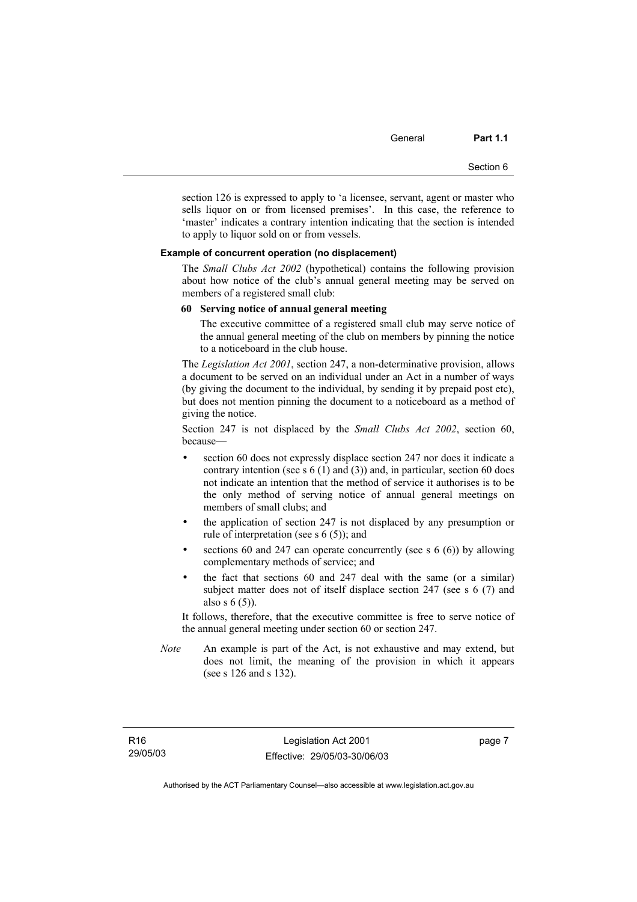section 126 is expressed to apply to 'a licensee, servant, agent or master who sells liquor on or from licensed premises'. In this case, the reference to 'master' indicates a contrary intention indicating that the section is intended to apply to liquor sold on or from vessels.

**Example of concurrent operation (no displacement)**

The *Small Clubs Act 2002* (hypothetical) contains the following provision about how notice of the club's annual general meeting may be served on members of a registered small club:

**60 Serving notice of annual general meeting**

The executive committee of a registered small club may serve notice of the annual general meeting of the club on members by pinning the notice to a noticeboard in the club house.

The *Legislation Act 2001*, section 247, a non-determinative provision, allows a document to be served on an individual under an Act in a number of ways (by giving the document to the individual, by sending it by prepaid post etc), but does not mention pinning the document to a noticeboard as a method of giving the notice.

Section 247 is not displaced by the *Small Clubs Act 2002*, section 60, because—

- section 60 does not expressly displace section 247 nor does it indicate a contrary intention (see s 6 (1) and (3)) and, in particular, section 60 does not indicate an intention that the method of service it authorises is to be the only method of serving notice of annual general meetings on members of small clubs; and
- the application of section 247 is not displaced by any presumption or rule of interpretation (see s 6 (5)); and
- sections 60 and 247 can operate concurrently (see s 6 (6)) by allowing complementary methods of service; and
- the fact that sections 60 and 247 deal with the same (or a similar) subject matter does not of itself displace section 247 (see s 6 (7) and also s 6 (5)).

It follows, therefore, that the executive committee is free to serve notice of the annual general meeting under section 60 or section 247.

*Note* An example is part of the Act, is not exhaustive and may extend, but does not limit, the meaning of the provision in which it appears (see s 126 and s 132).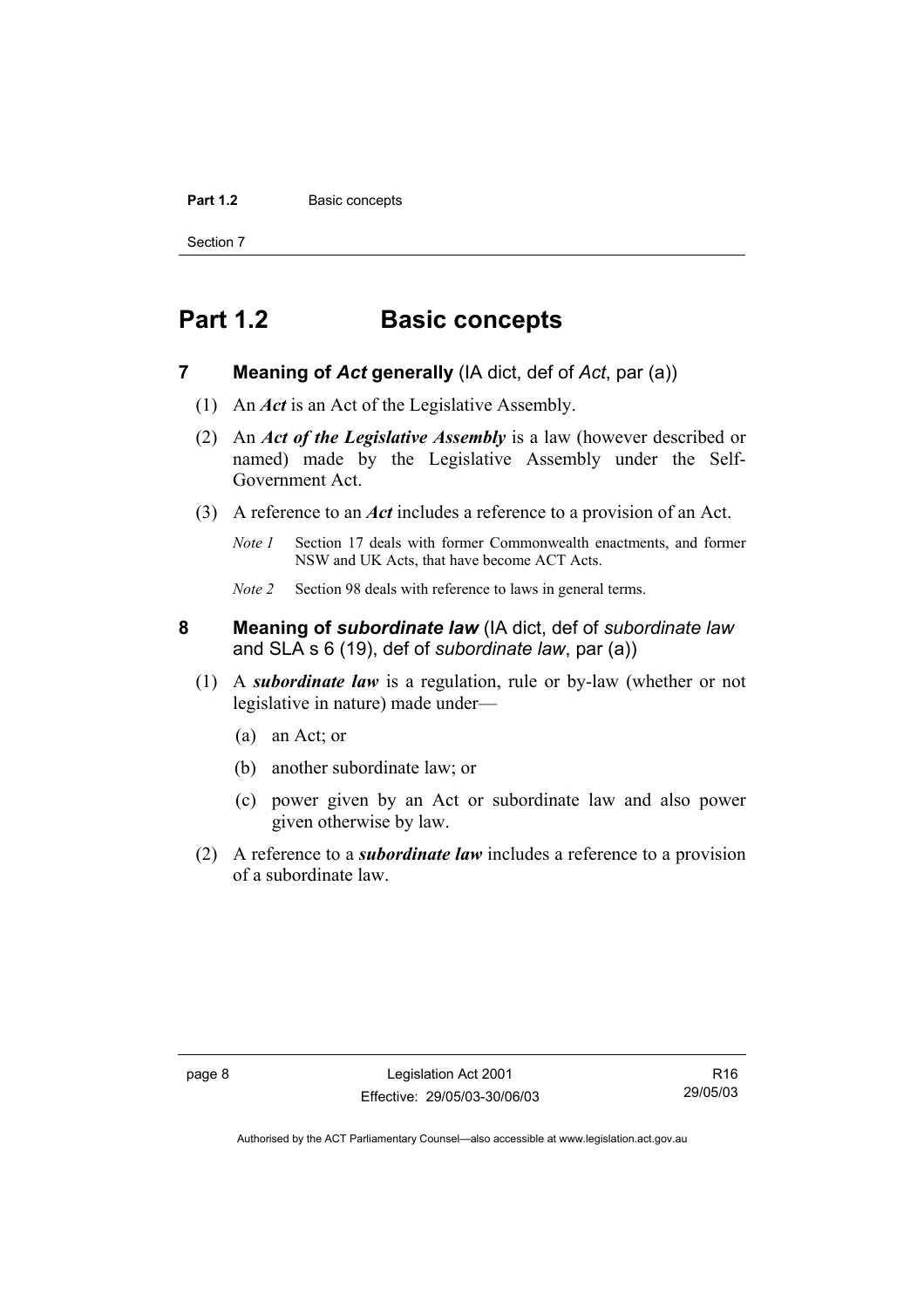# Part 1.2 Basic concepts

## 7 Meaning of *Act* generally (IA dict, def of *Act*, par (a))

(1) An ***Act*** is an Act of the Legislative Assembly.

(2) An ***Act of the Legislative Assembly*** is a law (however described or named) made by the Legislative Assembly under the Self-Government Act.

(3) A reference to an ***Act*** includes a reference to a provision of an Act.

*Note 1* Section 17 deals with former Commonwealth enactments, and former NSW and UK Acts, that have become ACT Acts.

*Note 2* Section 98 deals with reference to laws in general terms.

## 8 Meaning of *subordinate law* (IA dict, def of *subordinate law* and SLA s 6 (19), def of *subordinate law*, par (a))

(1) A ***subordinate law*** is a regulation, rule or by-law (whether or not legislative in nature) made under—

(a) an Act; or

(b) another subordinate law; or

(c) power given by an Act or subordinate law and also power given otherwise by law.

(2) A reference to a ***subordinate law*** includes a reference to a provision of a subordinate law.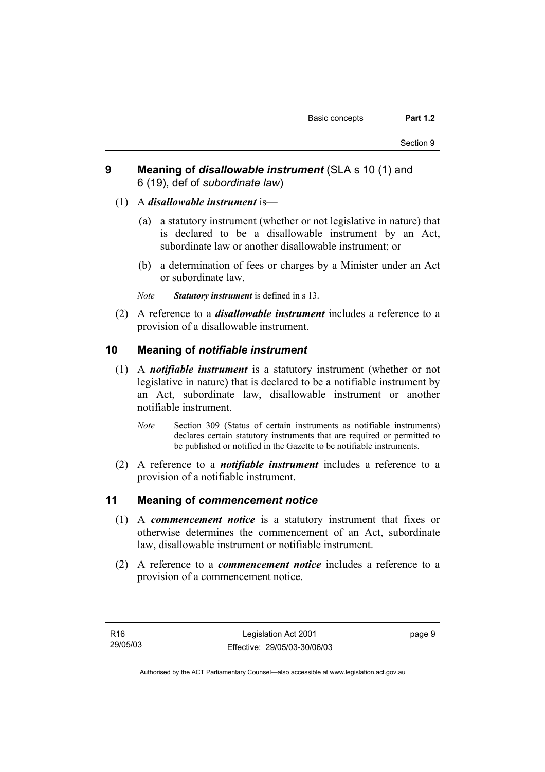## 9 Meaning of *disallowable instrument* (SLA s 10 (1) and 6 (19), def of *subordinate law*)

(1) A ***disallowable instrument*** is—

(a) a statutory instrument (whether or not legislative in nature) that is declared to be a disallowable instrument by an Act, subordinate law or another disallowable instrument; or

(b) a determination of fees or charges by a Minister under an Act or subordinate law.

*Note* ***Statutory instrument*** is defined in s 13.

(2) A reference to a ***disallowable instrument*** includes a reference to a provision of a disallowable instrument.

## 10 Meaning of *notifiable instrument*

(1) A ***notifiable instrument*** is a statutory instrument (whether or not legislative in nature) that is declared to be a notifiable instrument by an Act, subordinate law, disallowable instrument or another notifiable instrument.

*Note* Section 309 (Status of certain instruments as notifiable instruments) declares certain statutory instruments that are required or permitted to be published or notified in the Gazette to be notifiable instruments.

(2) A reference to a ***notifiable instrument*** includes a reference to a provision of a notifiable instrument.

## 11 Meaning of *commencement notice*

(1) A ***commencement notice*** is a statutory instrument that fixes or otherwise determines the commencement of an Act, subordinate law, disallowable instrument or notifiable instrument.

(2) A reference to a ***commencement notice*** includes a reference to a provision of a commencement notice.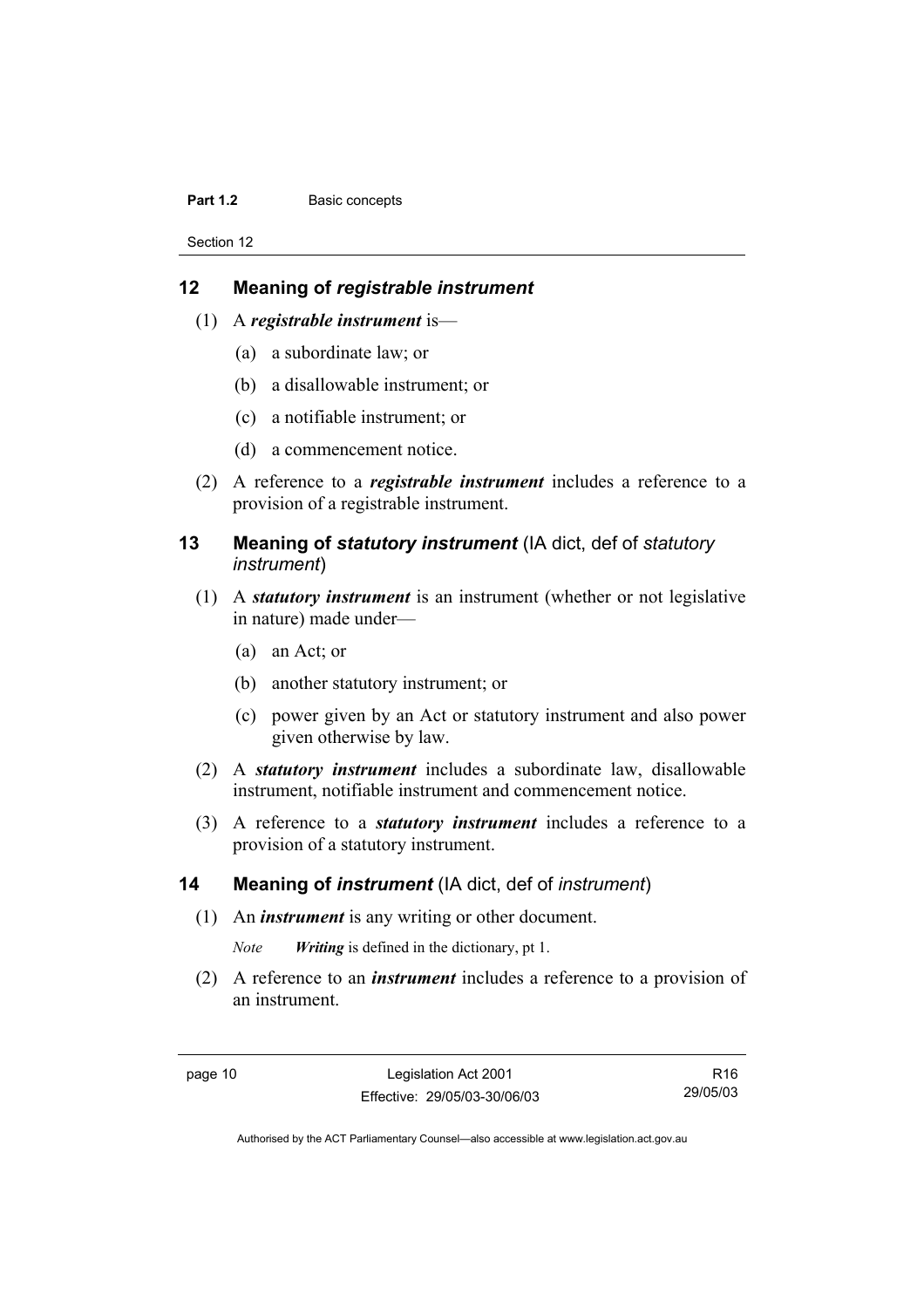## 12 Meaning of *registrable instrument*

(1) A ***registrable instrument*** is—

(a) a subordinate law; or

(b) a disallowable instrument; or

(c) a notifiable instrument; or

(d) a commencement notice.

(2) A reference to a ***registrable instrument*** includes a reference to a provision of a registrable instrument.

## 13 Meaning of *statutory instrument* (IA dict, def of *statutory instrument*)

(1) A ***statutory instrument*** is an instrument (whether or not legislative in nature) made under—

(a) an Act; or

(b) another statutory instrument; or

(c) power given by an Act or statutory instrument and also power given otherwise by law.

(2) A ***statutory instrument*** includes a subordinate law, disallowable instrument, notifiable instrument and commencement notice.

(3) A reference to a ***statutory instrument*** includes a reference to a provision of a statutory instrument.

## 14 Meaning of *instrument* (IA dict, def of *instrument*)

(1) An ***instrument*** is any writing or other document.

*Note* ***Writing*** is defined in the dictionary, pt 1.

(2) A reference to an ***instrument*** includes a reference to a provision of an instrument.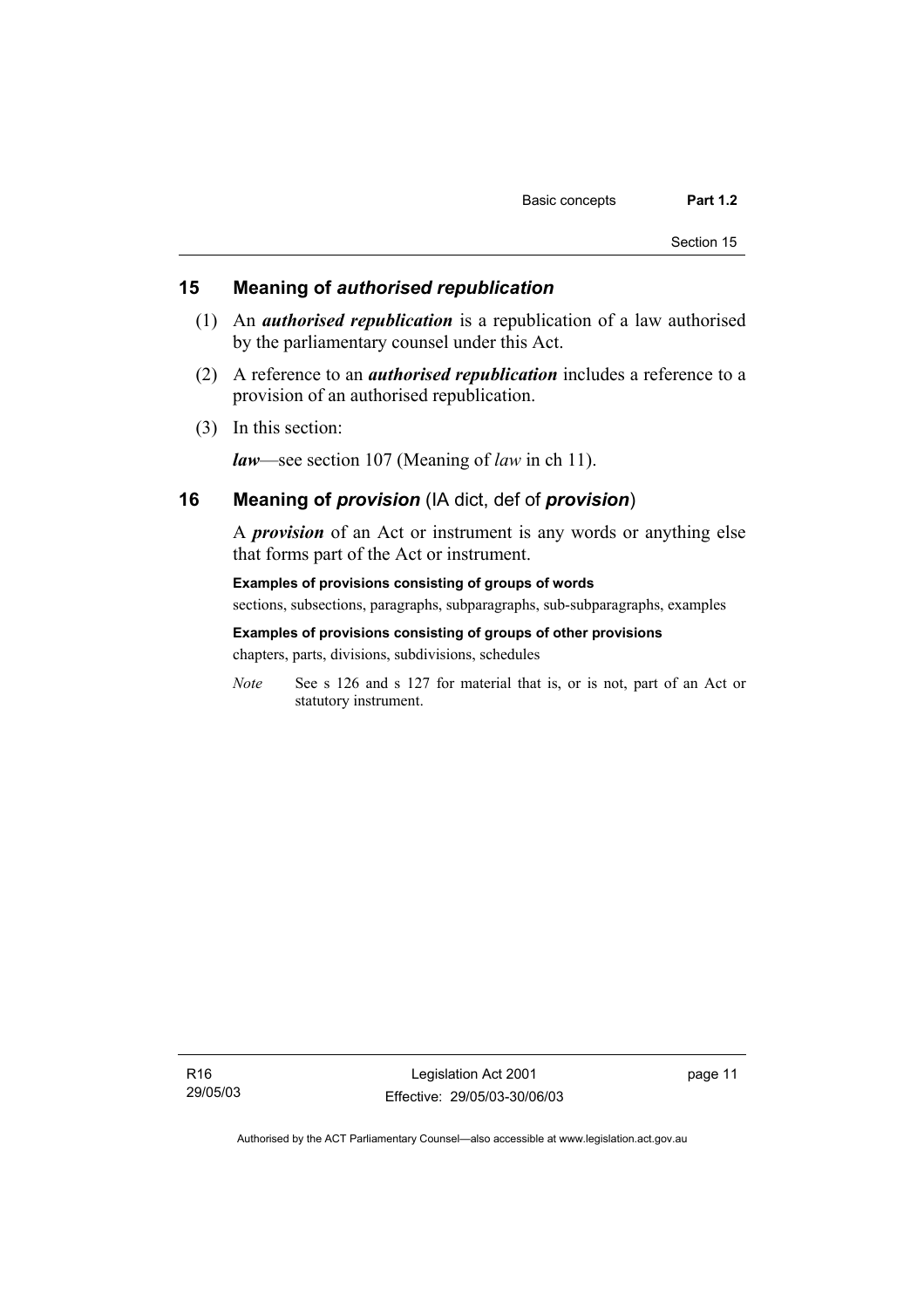## 15 Meaning of *authorised republication*

(1) An ***authorised republication*** is a republication of a law authorised by the parliamentary counsel under this Act.

(2) A reference to an ***authorised republication*** includes a reference to a provision of an authorised republication.

(3) In this section:

***law***—see section 107 (Meaning of *law* in ch 11).

## 16 Meaning of *provision* (IA dict, def of *provision*)

A ***provision*** of an Act or instrument is any words or anything else that forms part of the Act or instrument.

**Examples of provisions consisting of groups of words**

sections, subsections, paragraphs, subparagraphs, sub-subparagraphs, examples

**Examples of provisions consisting of groups of other provisions**

chapters, parts, divisions, subdivisions, schedules

*Note* See s 126 and s 127 for material that is, or is not, part of an Act or statutory instrument.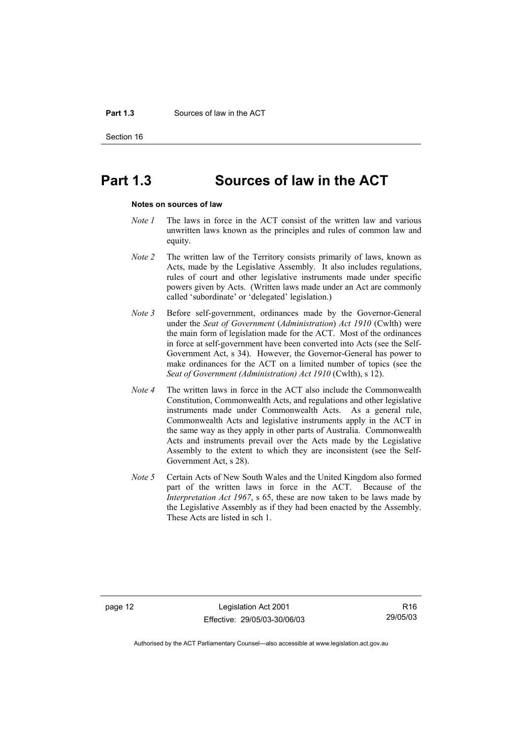# Part 1.3 Sources of law in the ACT

**Notes on sources of law**

*Note 1* The laws in force in the ACT consist of the written law and various unwritten laws known as the principles and rules of common law and equity.

*Note 2* The written law of the Territory consists primarily of laws, known as Acts, made by the Legislative Assembly. It also includes regulations, rules of court and other legislative instruments made under specific powers given by Acts. (Written laws made under an Act are commonly called 'subordinate' or 'delegated' legislation.)

*Note 3* Before self-government, ordinances made by the Governor-General under the *Seat of Government* (*Administration*) *Act 1910* (Cwlth) were the main form of legislation made for the ACT. Most of the ordinances in force at self-government have been converted into Acts (see the Self-Government Act, s 34). However, the Governor-General has power to make ordinances for the ACT on a limited number of topics (see the *Seat of Government (Administration) Act 1910* (Cwlth), s 12).

*Note 4* The written laws in force in the ACT also include the Commonwealth Constitution, Commonwealth Acts, and regulations and other legislative instruments made under Commonwealth Acts. As a general rule, Commonwealth Acts and legislative instruments apply in the ACT in the same way as they apply in other parts of Australia. Commonwealth Acts and instruments prevail over the Acts made by the Legislative Assembly to the extent to which they are inconsistent (see the Self-Government Act, s 28).

*Note 5* Certain Acts of New South Wales and the United Kingdom also formed part of the written laws in force in the ACT. Because of the *Interpretation Act 1967*, s 65, these are now taken to be laws made by the Legislative Assembly as if they had been enacted by the Assembly. These Acts are listed in sch 1.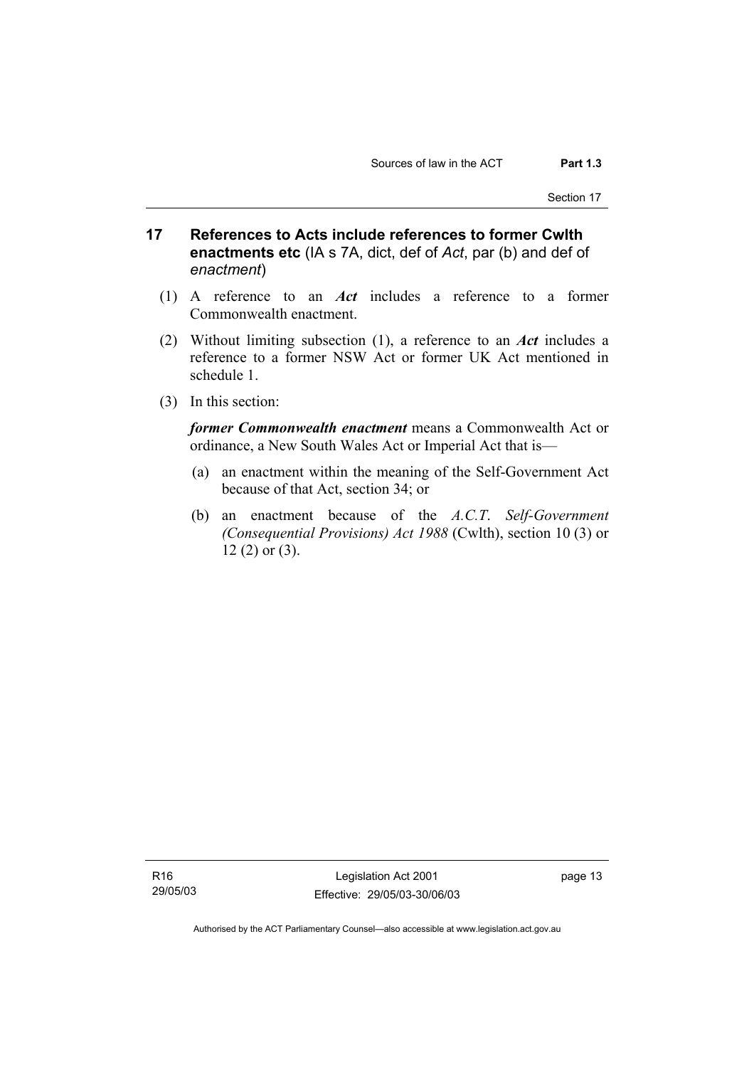## 17 References to Acts include references to former Cwlth enactments etc (IA s 7A, dict, def of *Act*, par (b) and def of *enactment*)

(1) A reference to an ***Act*** includes a reference to a former Commonwealth enactment.

(2) Without limiting subsection (1), a reference to an ***Act*** includes a reference to a former NSW Act or former UK Act mentioned in schedule 1.

(3) In this section:

***former Commonwealth enactment*** means a Commonwealth Act or ordinance, a New South Wales Act or Imperial Act that is—

(a) an enactment within the meaning of the Self-Government Act because of that Act, section 34; or

(b) an enactment because of the *A.C.T. Self-Government (Consequential Provisions) Act 1988* (Cwlth), section 10 (3) or 12 (2) or (3).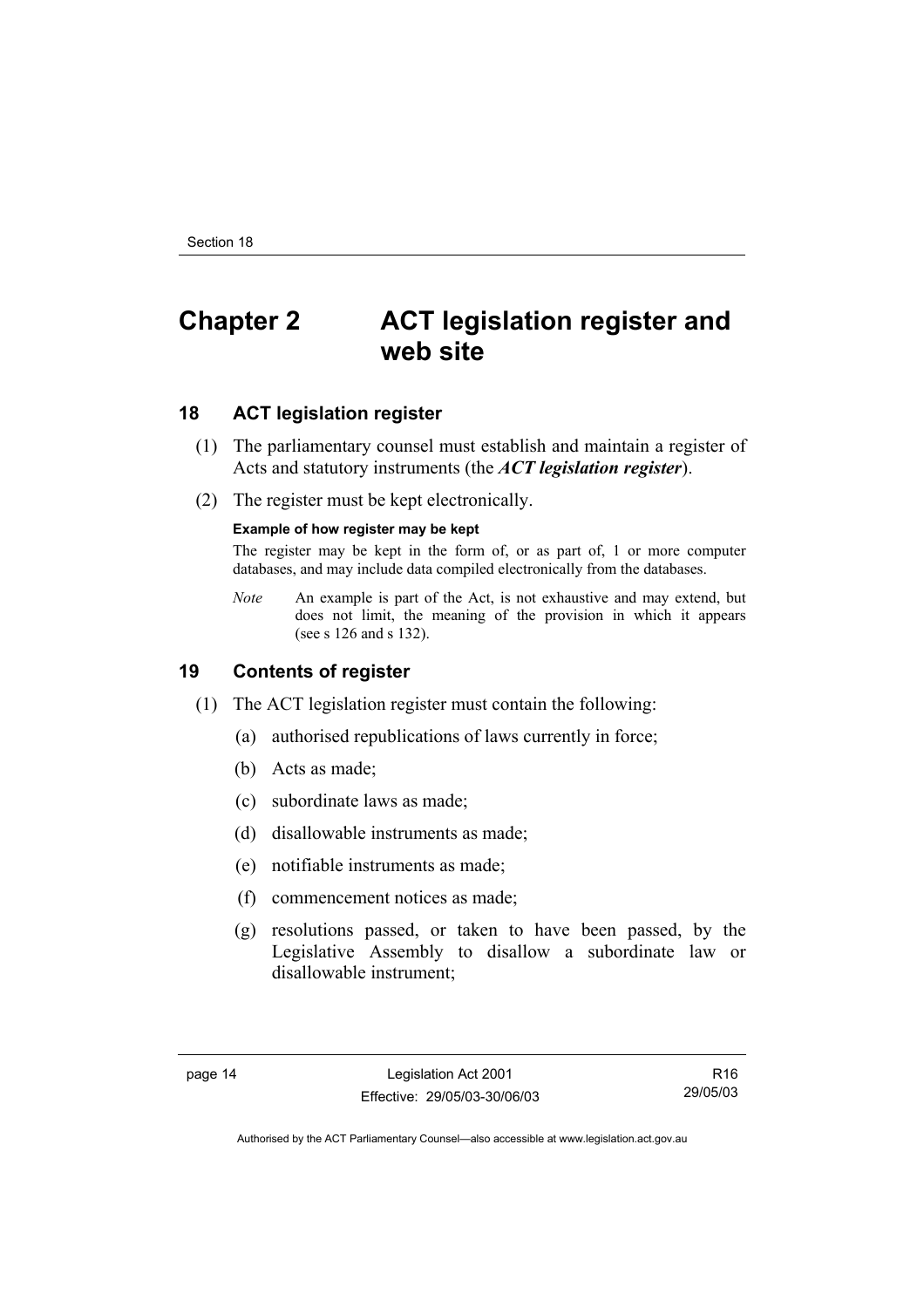# Chapter 2 ACT legislation register and web site

## 18 ACT legislation register

(1) The parliamentary counsel must establish and maintain a register of Acts and statutory instruments (the ***ACT legislation register***).

(2) The register must be kept electronically.

**Example of how register may be kept**

The register may be kept in the form of, or as part of, 1 or more computer databases, and may include data compiled electronically from the databases.

*Note* An example is part of the Act, is not exhaustive and may extend, but does not limit, the meaning of the provision in which it appears (see s 126 and s 132).

## 19 Contents of register

(1) The ACT legislation register must contain the following:

(a) authorised republications of laws currently in force;

(b) Acts as made;

(c) subordinate laws as made;

(d) disallowable instruments as made;

(e) notifiable instruments as made;

(f) commencement notices as made;

(g) resolutions passed, or taken to have been passed, by the Legislative Assembly to disallow a subordinate law or disallowable instrument;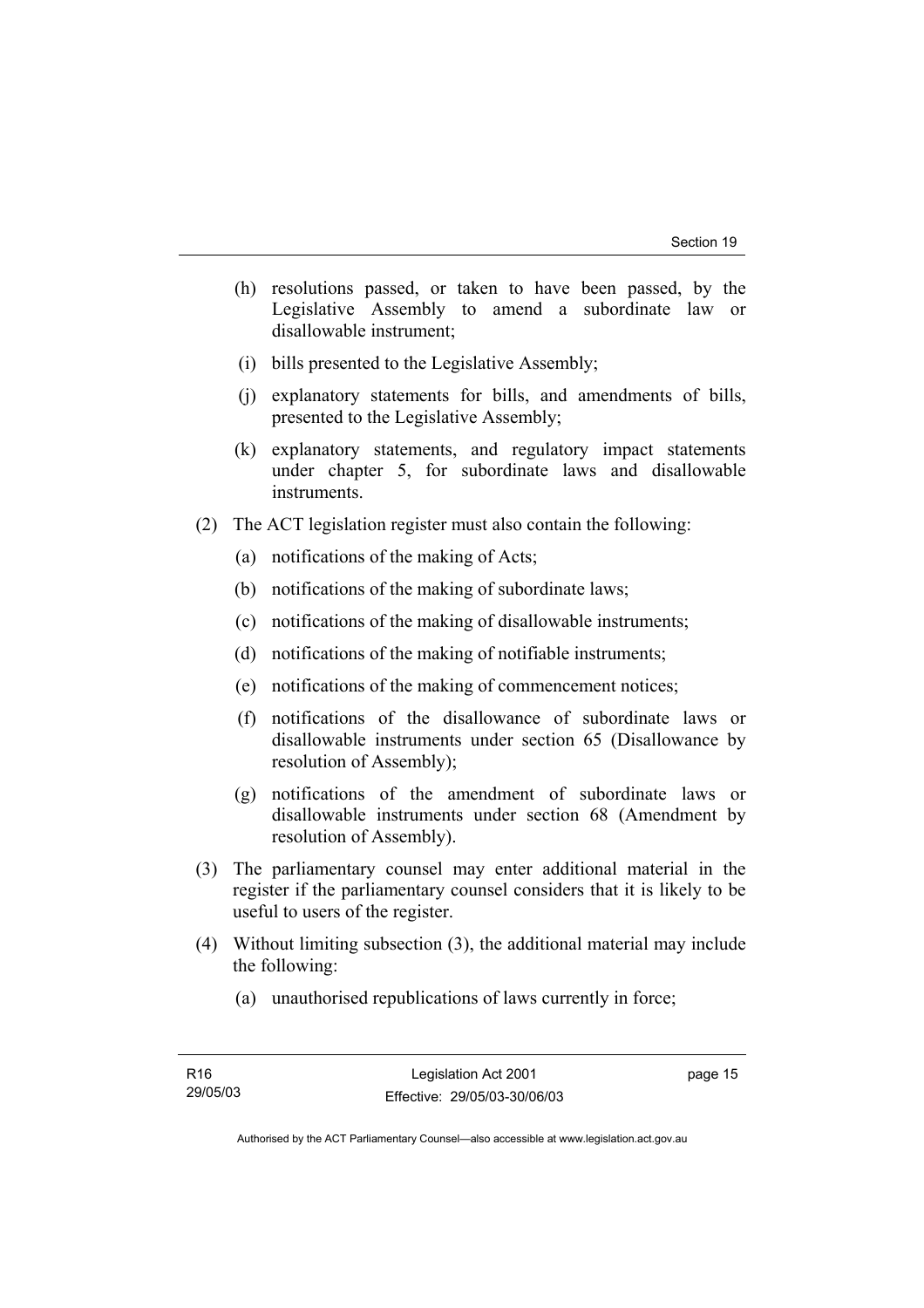(h) resolutions passed, or taken to have been passed, by the Legislative Assembly to amend a subordinate law or disallowable instrument;

(i) bills presented to the Legislative Assembly;

(j) explanatory statements for bills, and amendments of bills, presented to the Legislative Assembly;

(k) explanatory statements, and regulatory impact statements under chapter 5, for subordinate laws and disallowable instruments.

(2) The ACT legislation register must also contain the following:

(a) notifications of the making of Acts;

(b) notifications of the making of subordinate laws;

(c) notifications of the making of disallowable instruments;

(d) notifications of the making of notifiable instruments;

(e) notifications of the making of commencement notices;

(f) notifications of the disallowance of subordinate laws or disallowable instruments under section 65 (Disallowance by resolution of Assembly);

(g) notifications of the amendment of subordinate laws or disallowable instruments under section 68 (Amendment by resolution of Assembly).

(3) The parliamentary counsel may enter additional material in the register if the parliamentary counsel considers that it is likely to be useful to users of the register.

(4) Without limiting subsection (3), the additional material may include the following:

(a) unauthorised republications of laws currently in force;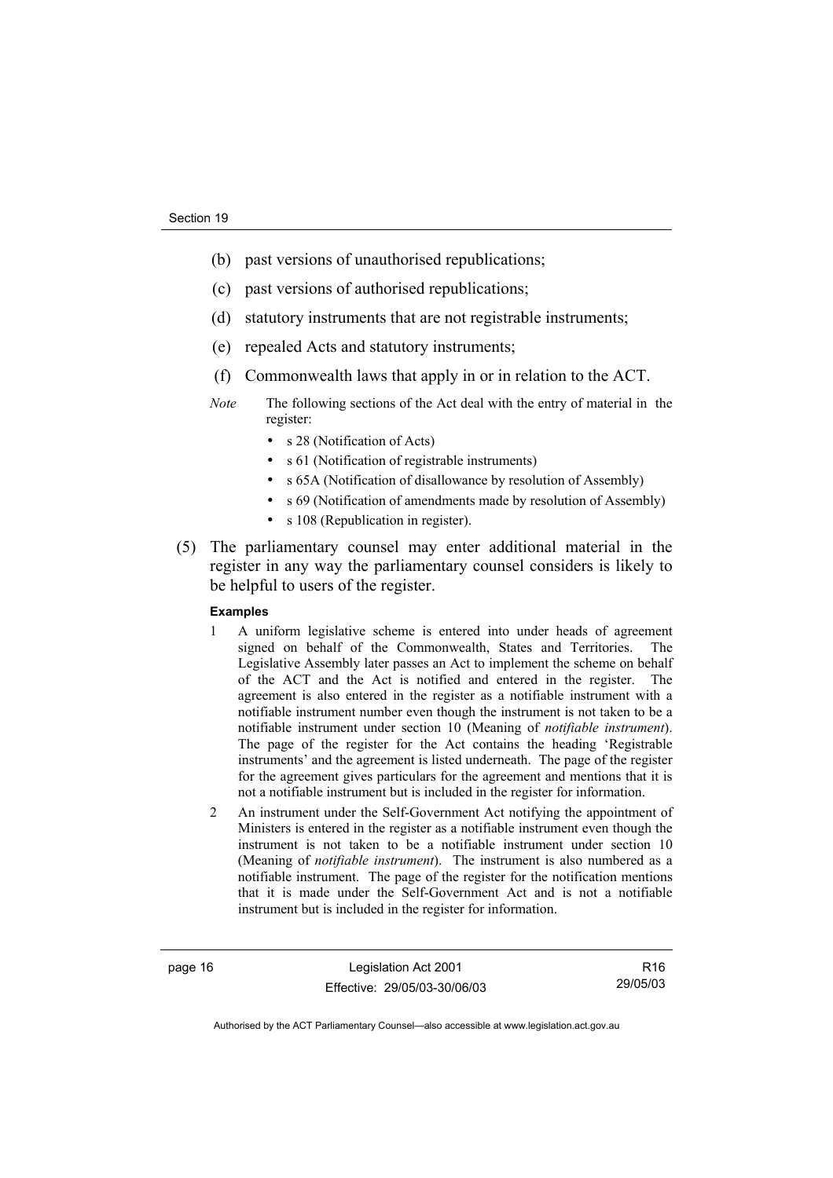(b) past versions of unauthorised republications;

(c) past versions of authorised republications;

(d) statutory instruments that are not registrable instruments;

(e) repealed Acts and statutory instruments;

(f) Commonwealth laws that apply in or in relation to the ACT.

*Note* The following sections of the Act deal with the entry of material in the register:

- s 28 (Notification of Acts)
- s 61 (Notification of registrable instruments)
- s 65A (Notification of disallowance by resolution of Assembly)
- s 69 (Notification of amendments made by resolution of Assembly)
- s 108 (Republication in register).

(5) The parliamentary counsel may enter additional material in the register in any way the parliamentary counsel considers is likely to be helpful to users of the register.

**Examples**

1 A uniform legislative scheme is entered into under heads of agreement signed on behalf of the Commonwealth, States and Territories. The Legislative Assembly later passes an Act to implement the scheme on behalf of the ACT and the Act is notified and entered in the register. The agreement is also entered in the register as a notifiable instrument with a notifiable instrument number even though the instrument is not taken to be a notifiable instrument under section 10 (Meaning of *notifiable instrument*). The page of the register for the Act contains the heading 'Registrable instruments' and the agreement is listed underneath. The page of the register for the agreement gives particulars for the agreement and mentions that it is not a notifiable instrument but is included in the register for information.

2 An instrument under the Self-Government Act notifying the appointment of Ministers is entered in the register as a notifiable instrument even though the instrument is not taken to be a notifiable instrument under section 10 (Meaning of *notifiable instrument*). The instrument is also numbered as a notifiable instrument. The page of the register for the notification mentions that it is made under the Self-Government Act and is not a notifiable instrument but is included in the register for information.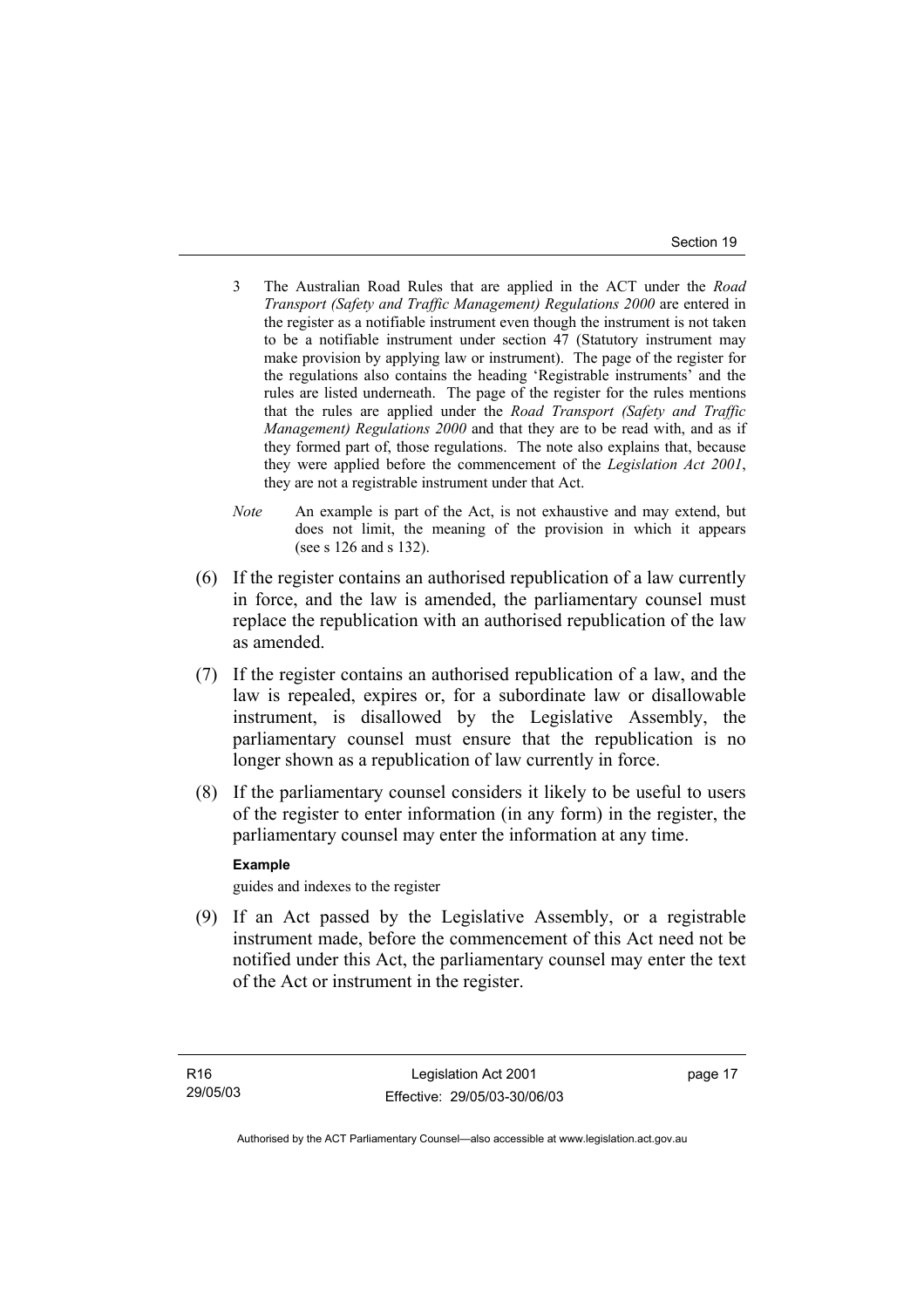3 The Australian Road Rules that are applied in the ACT under the *Road Transport (Safety and Traffic Management) Regulations 2000* are entered in the register as a notifiable instrument even though the instrument is not taken to be a notifiable instrument under section 47 (Statutory instrument may make provision by applying law or instrument). The page of the register for the regulations also contains the heading 'Registrable instruments' and the rules are listed underneath. The page of the register for the rules mentions that the rules are applied under the *Road Transport (Safety and Traffic Management) Regulations 2000* and that they are to be read with, and as if they formed part of, those regulations. The note also explains that, because they were applied before the commencement of the *Legislation Act 2001*, they are not a registrable instrument under that Act.

*Note* An example is part of the Act, is not exhaustive and may extend, but does not limit, the meaning of the provision in which it appears (see s 126 and s 132).

(6) If the register contains an authorised republication of a law currently in force, and the law is amended, the parliamentary counsel must replace the republication with an authorised republication of the law as amended.

(7) If the register contains an authorised republication of a law, and the law is repealed, expires or, for a subordinate law or disallowable instrument, is disallowed by the Legislative Assembly, the parliamentary counsel must ensure that the republication is no longer shown as a republication of law currently in force.

(8) If the parliamentary counsel considers it likely to be useful to users of the register to enter information (in any form) in the register, the parliamentary counsel may enter the information at any time.

**Example**

guides and indexes to the register

(9) If an Act passed by the Legislative Assembly, or a registrable instrument made, before the commencement of this Act need not be notified under this Act, the parliamentary counsel may enter the text of the Act or instrument in the register.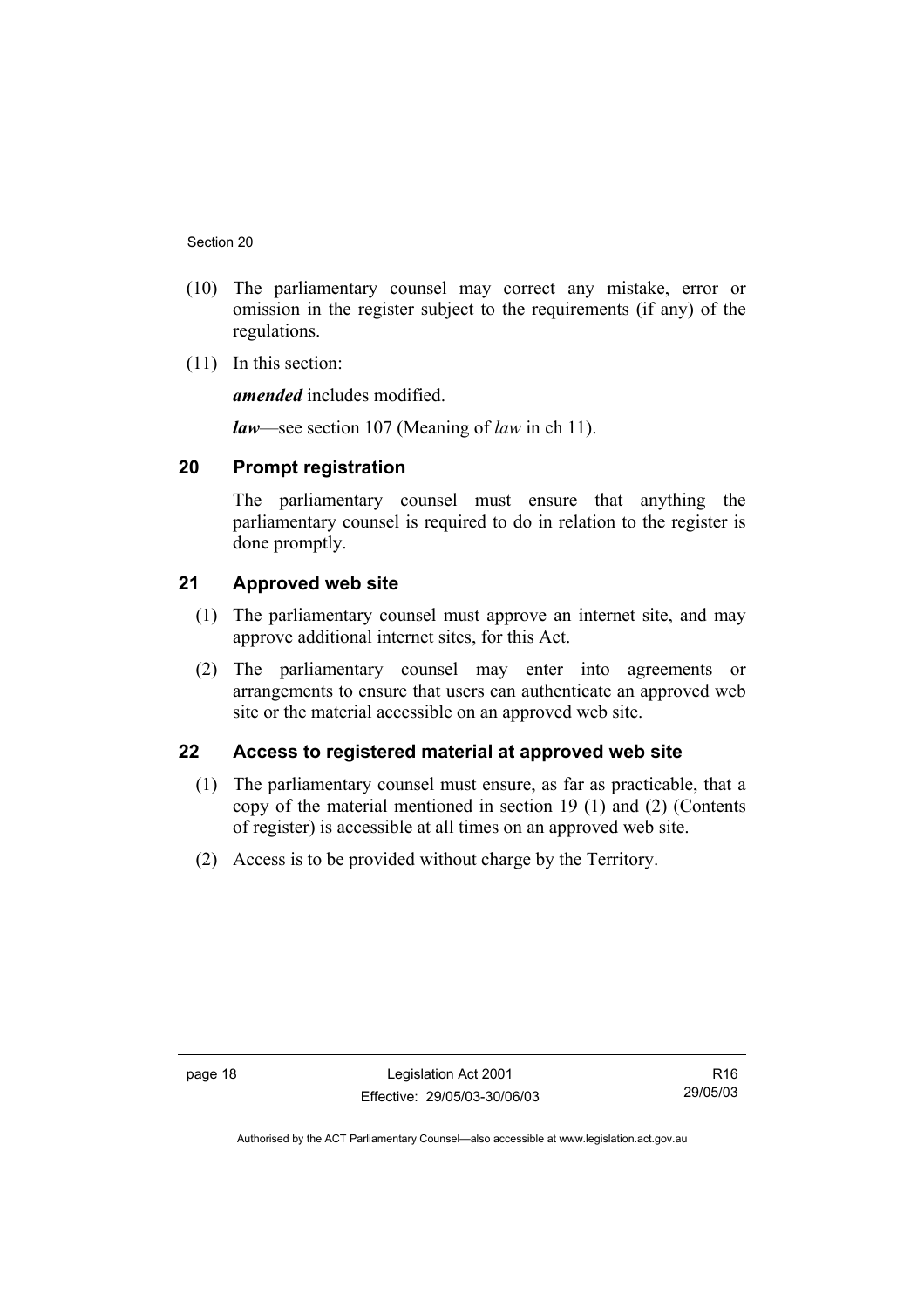(10) The parliamentary counsel may correct any mistake, error or omission in the register subject to the requirements (if any) of the regulations.

(11) In this section:

***amended*** includes modified.

***law***—see section 107 (Meaning of *law* in ch 11).

## 20 Prompt registration

The parliamentary counsel must ensure that anything the parliamentary counsel is required to do in relation to the register is done promptly.

## 21 Approved web site

(1) The parliamentary counsel must approve an internet site, and may approve additional internet sites, for this Act.

(2) The parliamentary counsel may enter into agreements or arrangements to ensure that users can authenticate an approved web site or the material accessible on an approved web site.

## 22 Access to registered material at approved web site

(1) The parliamentary counsel must ensure, as far as practicable, that a copy of the material mentioned in section 19 (1) and (2) (Contents of register) is accessible at all times on an approved web site.

(2) Access is to be provided without charge by the Territory.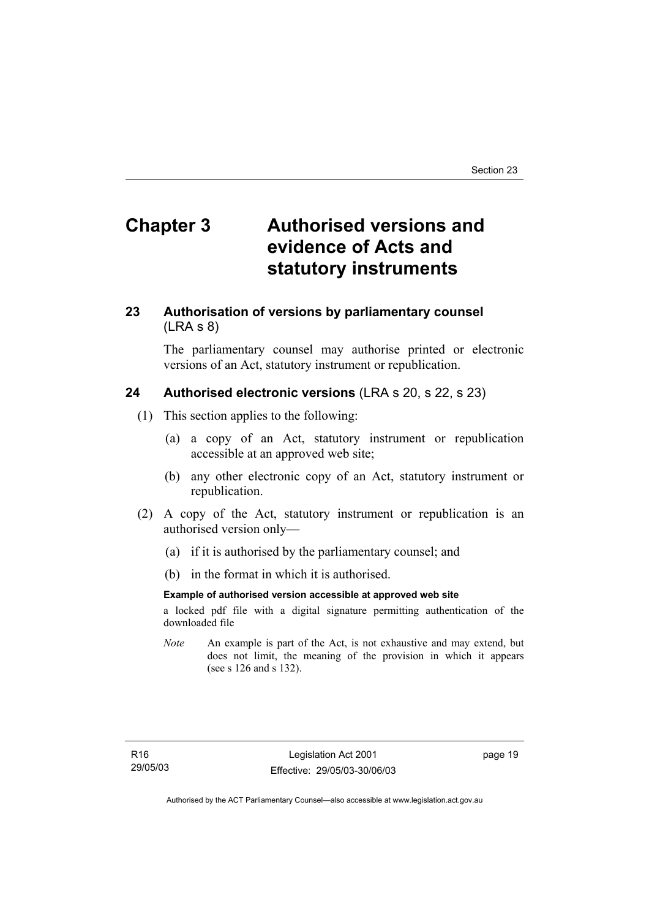# Chapter 3 Authorised versions and evidence of Acts and statutory instruments

## 23 Authorisation of versions by parliamentary counsel (LRA s 8)

The parliamentary counsel may authorise printed or electronic versions of an Act, statutory instrument or republication.

## 24 Authorised electronic versions (LRA s 20, s 22, s 23)

(1) This section applies to the following:

(a) a copy of an Act, statutory instrument or republication accessible at an approved web site;

(b) any other electronic copy of an Act, statutory instrument or republication.

(2) A copy of the Act, statutory instrument or republication is an authorised version only—

(a) if it is authorised by the parliamentary counsel; and

(b) in the format in which it is authorised.

**Example of authorised version accessible at approved web site**

a locked pdf file with a digital signature permitting authentication of the downloaded file

*Note* An example is part of the Act, is not exhaustive and may extend, but does not limit, the meaning of the provision in which it appears (see s 126 and s 132).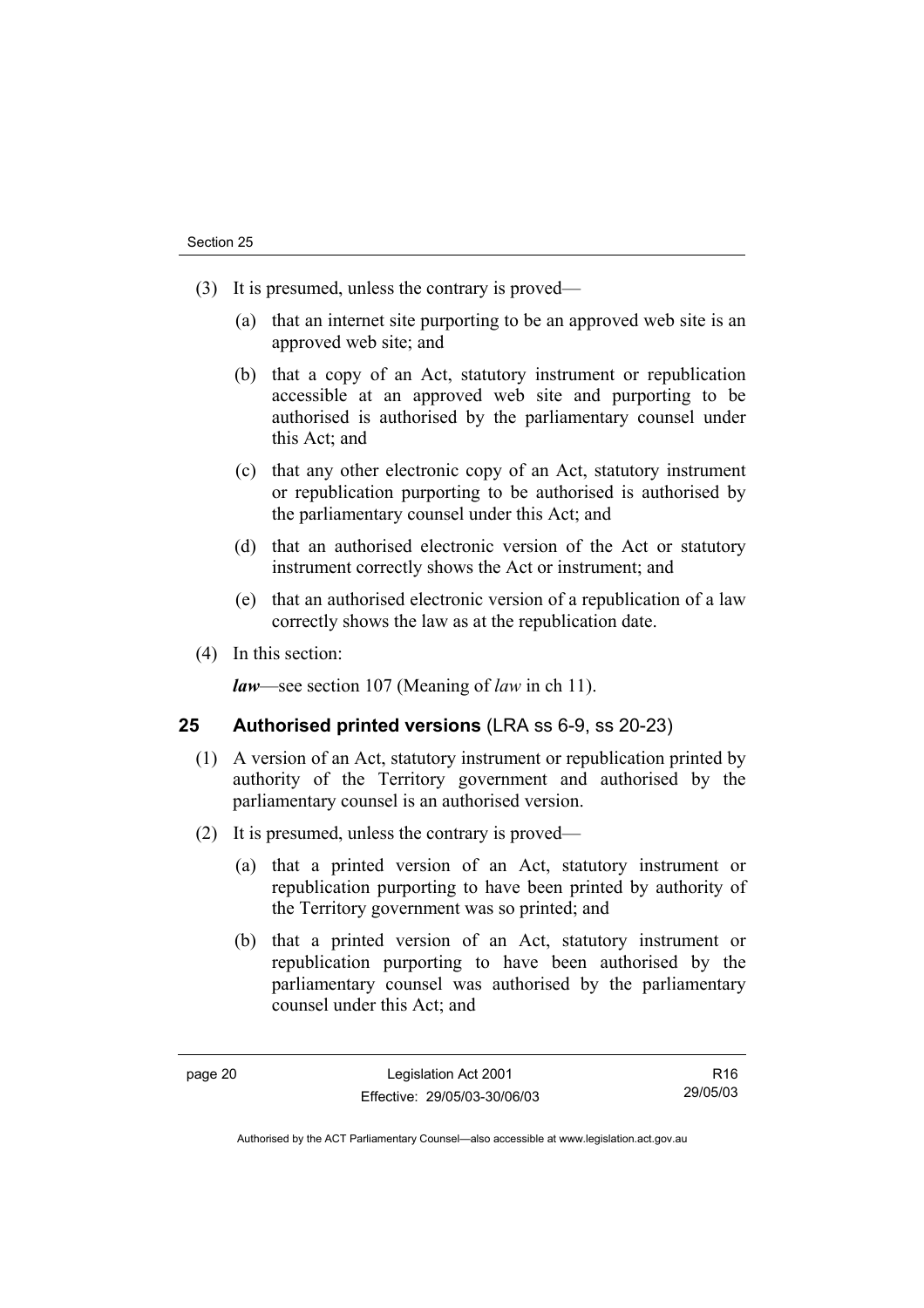(3) It is presumed, unless the contrary is proved—

(a) that an internet site purporting to be an approved web site is an approved web site; and

(b) that a copy of an Act, statutory instrument or republication accessible at an approved web site and purporting to be authorised is authorised by the parliamentary counsel under this Act; and

(c) that any other electronic copy of an Act, statutory instrument or republication purporting to be authorised is authorised by the parliamentary counsel under this Act; and

(d) that an authorised electronic version of the Act or statutory instrument correctly shows the Act or instrument; and

(e) that an authorised electronic version of a republication of a law correctly shows the law as at the republication date.

(4) In this section:

***law***—see section 107 (Meaning of *law* in ch 11).

## 25 Authorised printed versions (LRA ss 6-9, ss 20-23)

(1) A version of an Act, statutory instrument or republication printed by authority of the Territory government and authorised by the parliamentary counsel is an authorised version.

(2) It is presumed, unless the contrary is proved—

(a) that a printed version of an Act, statutory instrument or republication purporting to have been printed by authority of the Territory government was so printed; and

(b) that a printed version of an Act, statutory instrument or republication purporting to have been authorised by the parliamentary counsel was authorised by the parliamentary counsel under this Act; and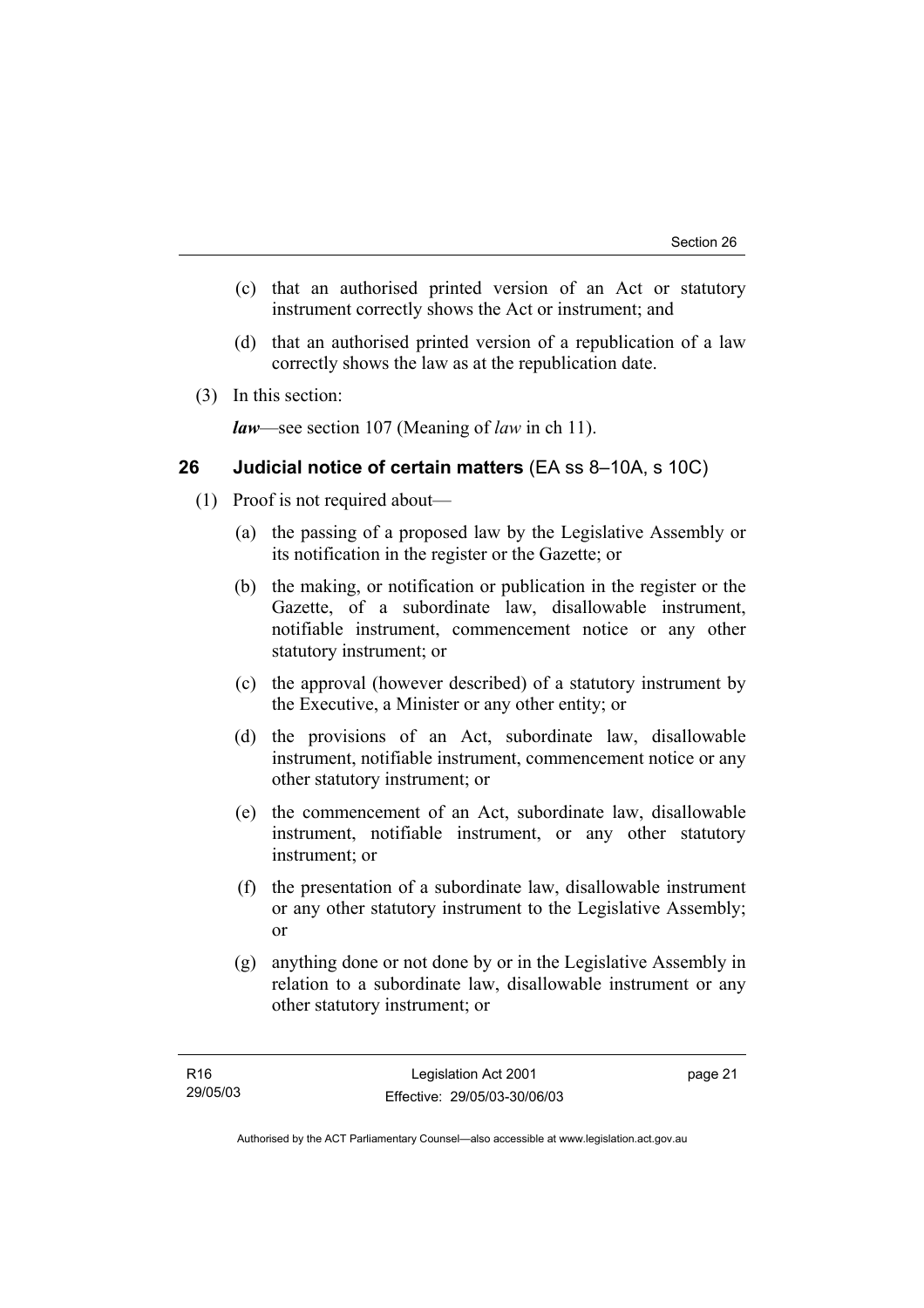(c) that an authorised printed version of an Act or statutory instrument correctly shows the Act or instrument; and

(d) that an authorised printed version of a republication of a law correctly shows the law as at the republication date.

(3) In this section:

***law***—see section 107 (Meaning of *law* in ch 11).

## 26 Judicial notice of certain matters (EA ss 8–10A, s 10C)

(1) Proof is not required about—

(a) the passing of a proposed law by the Legislative Assembly or its notification in the register or the Gazette; or

(b) the making, or notification or publication in the register or the Gazette, of a subordinate law, disallowable instrument, notifiable instrument, commencement notice or any other statutory instrument; or

(c) the approval (however described) of a statutory instrument by the Executive, a Minister or any other entity; or

(d) the provisions of an Act, subordinate law, disallowable instrument, notifiable instrument, commencement notice or any other statutory instrument; or

(e) the commencement of an Act, subordinate law, disallowable instrument, notifiable instrument, or any other statutory instrument; or

(f) the presentation of a subordinate law, disallowable instrument or any other statutory instrument to the Legislative Assembly; or

(g) anything done or not done by or in the Legislative Assembly in relation to a subordinate law, disallowable instrument or any other statutory instrument; or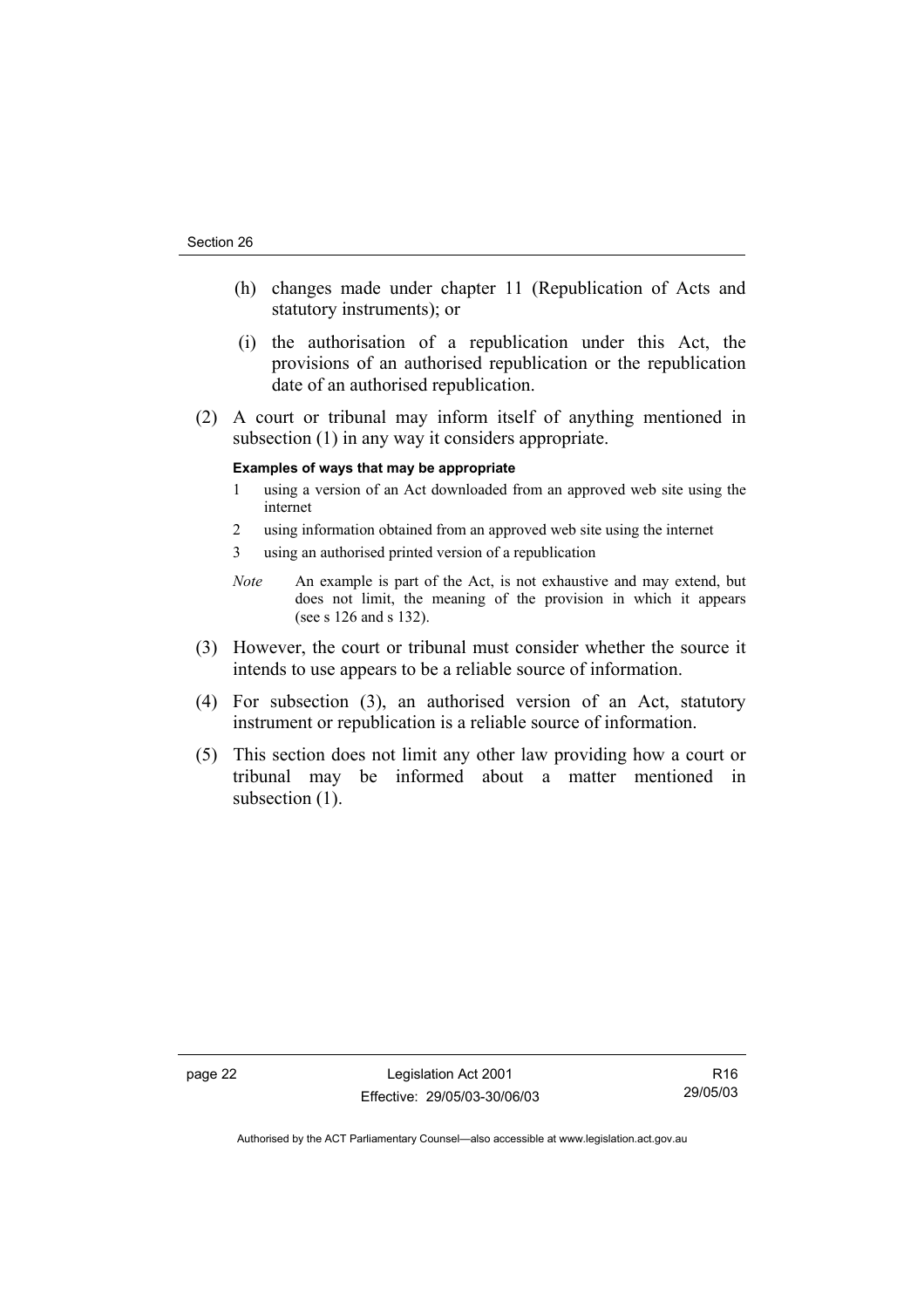(h) changes made under chapter 11 (Republication of Acts and statutory instruments); or

(i) the authorisation of a republication under this Act, the provisions of an authorised republication or the republication date of an authorised republication.

(2) A court or tribunal may inform itself of anything mentioned in subsection (1) in any way it considers appropriate.

**Examples of ways that may be appropriate**

1 using a version of an Act downloaded from an approved web site using the internet

2 using information obtained from an approved web site using the internet

3 using an authorised printed version of a republication

*Note* An example is part of the Act, is not exhaustive and may extend, but does not limit, the meaning of the provision in which it appears (see s 126 and s 132).

(3) However, the court or tribunal must consider whether the source it intends to use appears to be a reliable source of information.

(4) For subsection (3), an authorised version of an Act, statutory instrument or republication is a reliable source of information.

(5) This section does not limit any other law providing how a court or tribunal may be informed about a matter mentioned in subsection (1).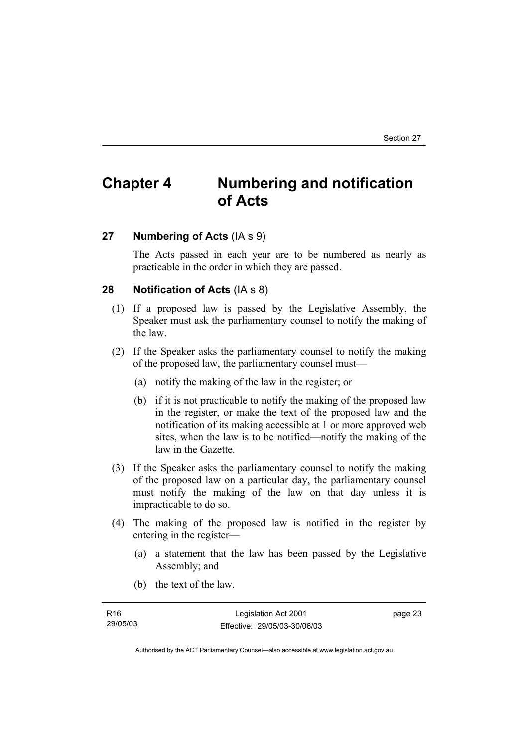# Chapter 4 Numbering and notification of Acts

### 27 Numbering of Acts (IA s 9)

The Acts passed in each year are to be numbered as nearly as practicable in the order in which they are passed.

### 28 Notification of Acts (IA s 8)

(1) If a proposed law is passed by the Legislative Assembly, the Speaker must ask the parliamentary counsel to notify the making of the law.

(2) If the Speaker asks the parliamentary counsel to notify the making of the proposed law, the parliamentary counsel must—

  (a) notify the making of the law in the register; or

  (b) if it is not practicable to notify the making of the proposed law in the register, or make the text of the proposed law and the notification of its making accessible at 1 or more approved web sites, when the law is to be notified—notify the making of the law in the Gazette.

(3) If the Speaker asks the parliamentary counsel to notify the making of the proposed law on a particular day, the parliamentary counsel must notify the making of the law on that day unless it is impracticable to do so.

(4) The making of the proposed law is notified in the register by entering in the register—

  (a) a statement that the law has been passed by the Legislative Assembly; and

  (b) the text of the law.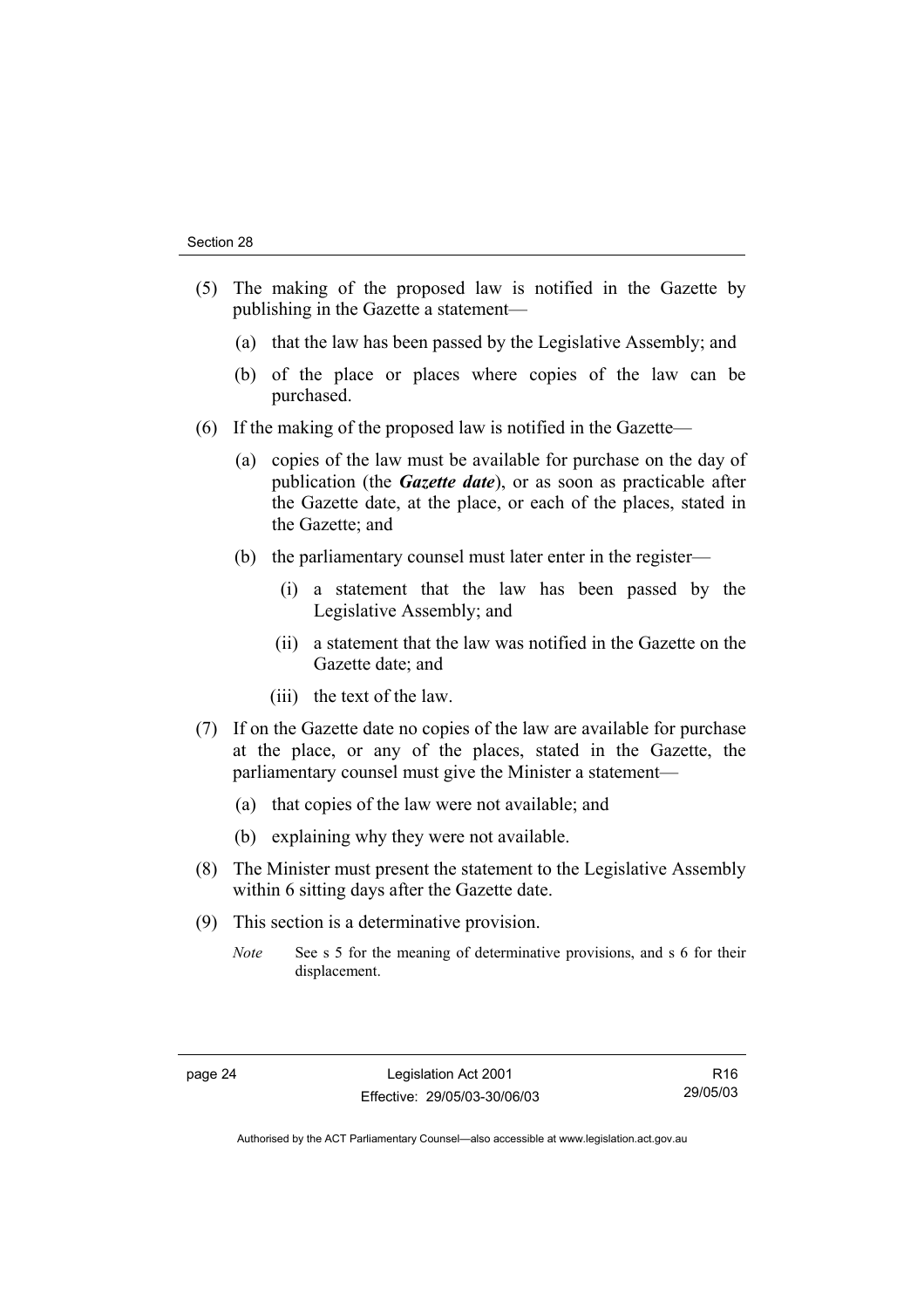(5) The making of the proposed law is notified in the Gazette by publishing in the Gazette a statement—

(a) that the law has been passed by the Legislative Assembly; and

(b) of the place or places where copies of the law can be purchased.

(6) If the making of the proposed law is notified in the Gazette—

(a) copies of the law must be available for purchase on the day of publication (the ***Gazette date***), or as soon as practicable after the Gazette date, at the place, or each of the places, stated in the Gazette; and

(b) the parliamentary counsel must later enter in the register—

(i) a statement that the law has been passed by the Legislative Assembly; and

(ii) a statement that the law was notified in the Gazette on the Gazette date; and

(iii) the text of the law.

(7) If on the Gazette date no copies of the law are available for purchase at the place, or any of the places, stated in the Gazette, the parliamentary counsel must give the Minister a statement—

(a) that copies of the law were not available; and

(b) explaining why they were not available.

(8) The Minister must present the statement to the Legislative Assembly within 6 sitting days after the Gazette date.

(9) This section is a determinative provision.

*Note* See s 5 for the meaning of determinative provisions, and s 6 for their displacement.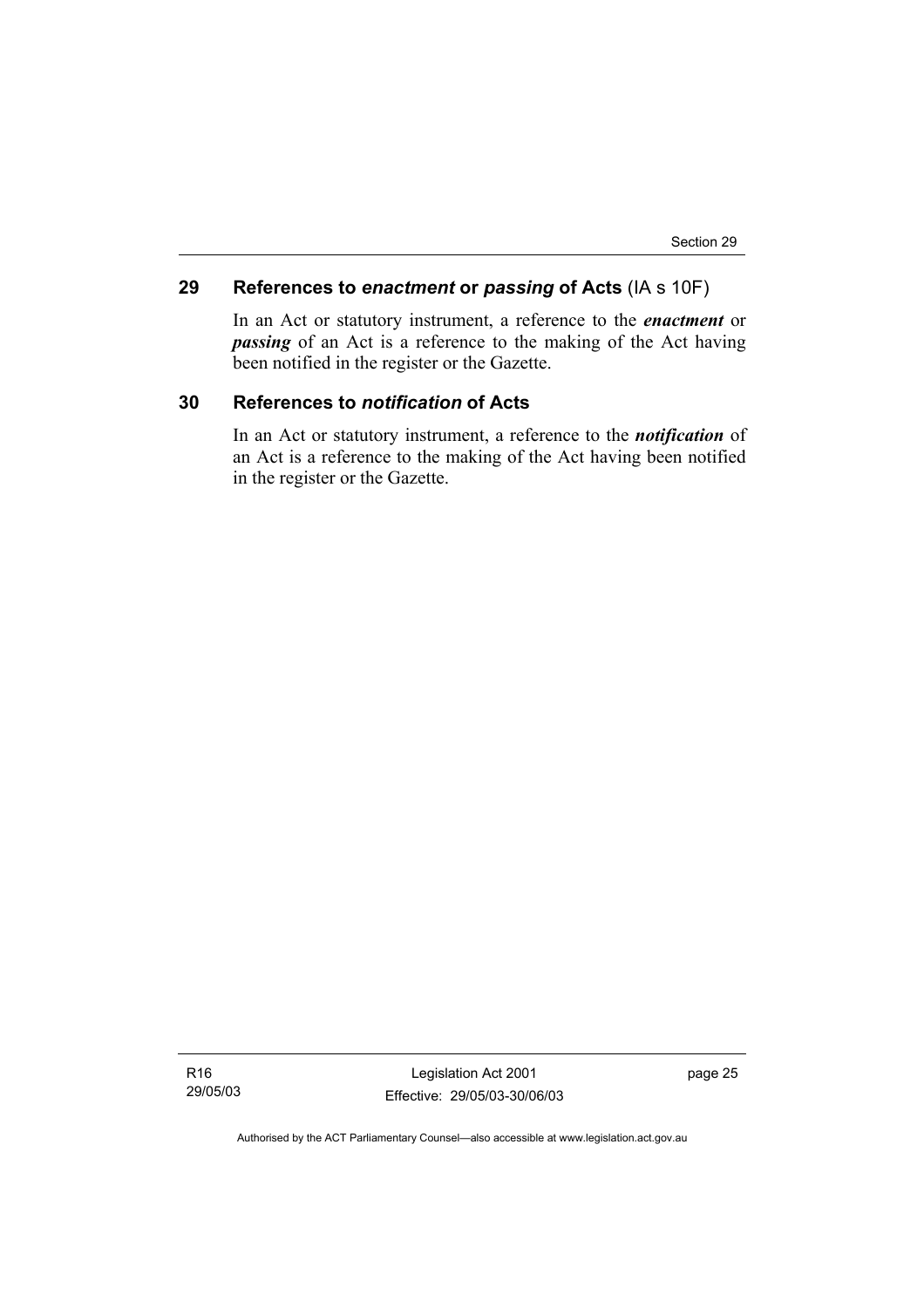## 29 References to *enactment* or *passing* of Acts (IA s 10F)

In an Act or statutory instrument, a reference to the ***enactment*** or ***passing*** of an Act is a reference to the making of the Act having been notified in the register or the Gazette.

## 30 References to *notification* of Acts

In an Act or statutory instrument, a reference to the ***notification*** of an Act is a reference to the making of the Act having been notified in the register or the Gazette.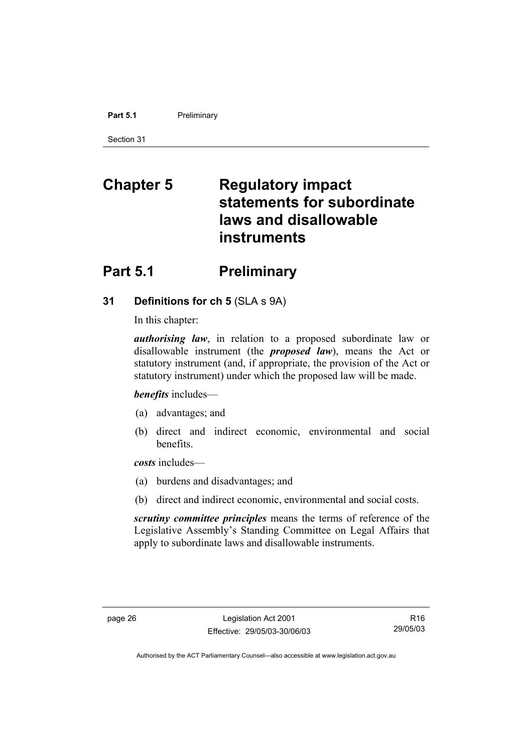# Chapter 5 Regulatory impact statements for subordinate laws and disallowable instruments

## Part 5.1 Preliminary

### 31 Definitions for ch 5 (SLA s 9A)

In this chapter:

***authorising law***, in relation to a proposed subordinate law or disallowable instrument (the ***proposed law***), means the Act or statutory instrument (and, if appropriate, the provision of the Act or statutory instrument) under which the proposed law will be made.

***benefits*** includes—

(a) advantages; and

(b) direct and indirect economic, environmental and social benefits.

***costs*** includes—

(a) burdens and disadvantages; and

(b) direct and indirect economic, environmental and social costs.

***scrutiny committee principles*** means the terms of reference of the Legislative Assembly's Standing Committee on Legal Affairs that apply to subordinate laws and disallowable instruments.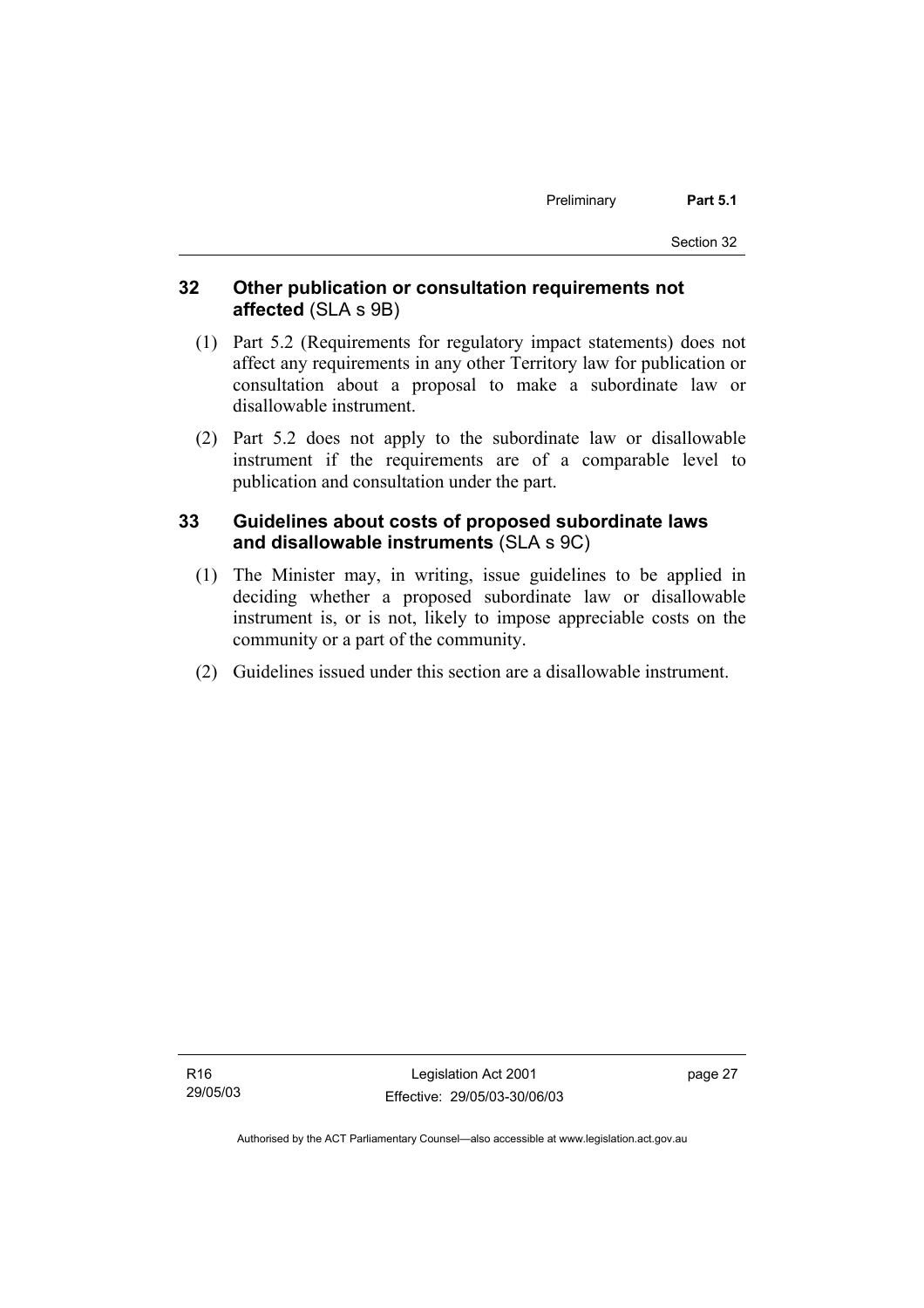## 32 Other publication or consultation requirements not affected (SLA s 9B)

(1) Part 5.2 (Requirements for regulatory impact statements) does not affect any requirements in any other Territory law for publication or consultation about a proposal to make a subordinate law or disallowable instrument.

(2) Part 5.2 does not apply to the subordinate law or disallowable instrument if the requirements are of a comparable level to publication and consultation under the part.

## 33 Guidelines about costs of proposed subordinate laws and disallowable instruments (SLA s 9C)

(1) The Minister may, in writing, issue guidelines to be applied in deciding whether a proposed subordinate law or disallowable instrument is, or is not, likely to impose appreciable costs on the community or a part of the community.

(2) Guidelines issued under this section are a disallowable instrument.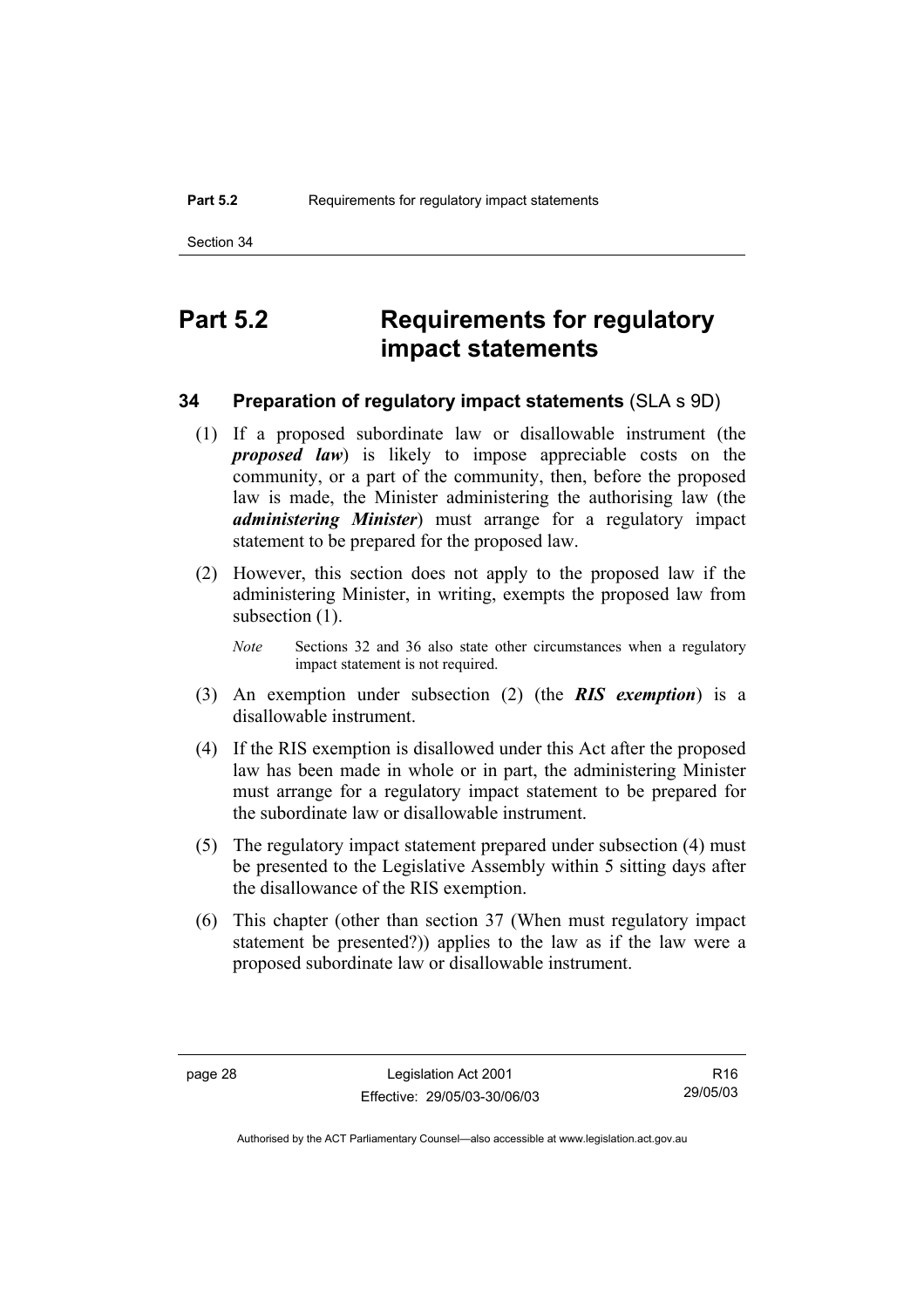# Part 5.2 Requirements for regulatory impact statements

## 34 Preparation of regulatory impact statements (SLA s 9D)

(1) If a proposed subordinate law or disallowable instrument (the ***proposed law***) is likely to impose appreciable costs on the community, or a part of the community, then, before the proposed law is made, the Minister administering the authorising law (the ***administering Minister***) must arrange for a regulatory impact statement to be prepared for the proposed law.

(2) However, this section does not apply to the proposed law if the administering Minister, in writing, exempts the proposed law from subsection (1).

*Note* Sections 32 and 36 also state other circumstances when a regulatory impact statement is not required.

(3) An exemption under subsection (2) (the ***RIS exemption***) is a disallowable instrument.

(4) If the RIS exemption is disallowed under this Act after the proposed law has been made in whole or in part, the administering Minister must arrange for a regulatory impact statement to be prepared for the subordinate law or disallowable instrument.

(5) The regulatory impact statement prepared under subsection (4) must be presented to the Legislative Assembly within 5 sitting days after the disallowance of the RIS exemption.

(6) This chapter (other than section 37 (When must regulatory impact statement be presented?)) applies to the law as if the law were a proposed subordinate law or disallowable instrument.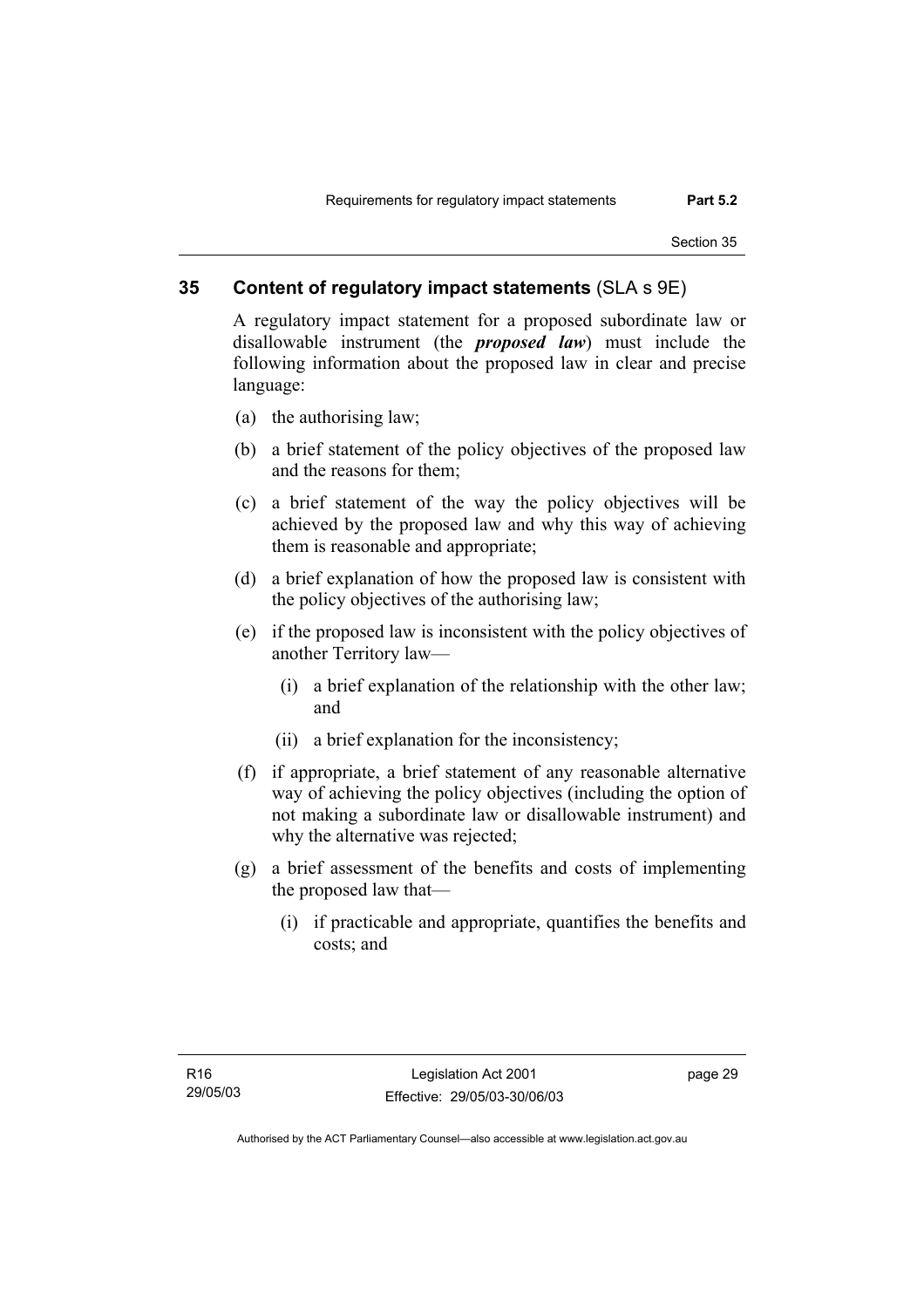## 35 Content of regulatory impact statements (SLA s 9E)

A regulatory impact statement for a proposed subordinate law or disallowable instrument (the ***proposed law***) must include the following information about the proposed law in clear and precise language:

(a) the authorising law;

(b) a brief statement of the policy objectives of the proposed law and the reasons for them;

(c) a brief statement of the way the policy objectives will be achieved by the proposed law and why this way of achieving them is reasonable and appropriate;

(d) a brief explanation of how the proposed law is consistent with the policy objectives of the authorising law;

(e) if the proposed law is inconsistent with the policy objectives of another Territory law—

(i) a brief explanation of the relationship with the other law; and

(ii) a brief explanation for the inconsistency;

(f) if appropriate, a brief statement of any reasonable alternative way of achieving the policy objectives (including the option of not making a subordinate law or disallowable instrument) and why the alternative was rejected;

(g) a brief assessment of the benefits and costs of implementing the proposed law that—

(i) if practicable and appropriate, quantifies the benefits and costs; and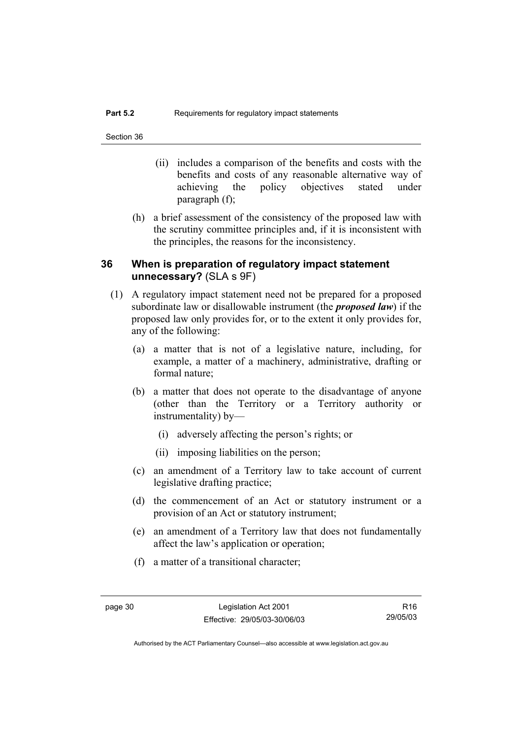(ii) includes a comparison of the benefits and costs with the benefits and costs of any reasonable alternative way of achieving the policy objectives stated under paragraph (f);

(h) a brief assessment of the consistency of the proposed law with the scrutiny committee principles and, if it is inconsistent with the principles, the reasons for the inconsistency.

## 36 When is preparation of regulatory impact statement unnecessary? (SLA s 9F)

(1) A regulatory impact statement need not be prepared for a proposed subordinate law or disallowable instrument (the ***proposed law***) if the proposed law only provides for, or to the extent it only provides for, any of the following:

(a) a matter that is not of a legislative nature, including, for example, a matter of a machinery, administrative, drafting or formal nature;

(b) a matter that does not operate to the disadvantage of anyone (other than the Territory or a Territory authority or instrumentality) by—

(i) adversely affecting the person's rights; or

(ii) imposing liabilities on the person;

(c) an amendment of a Territory law to take account of current legislative drafting practice;

(d) the commencement of an Act or statutory instrument or a provision of an Act or statutory instrument;

(e) an amendment of a Territory law that does not fundamentally affect the law's application or operation;

(f) a matter of a transitional character;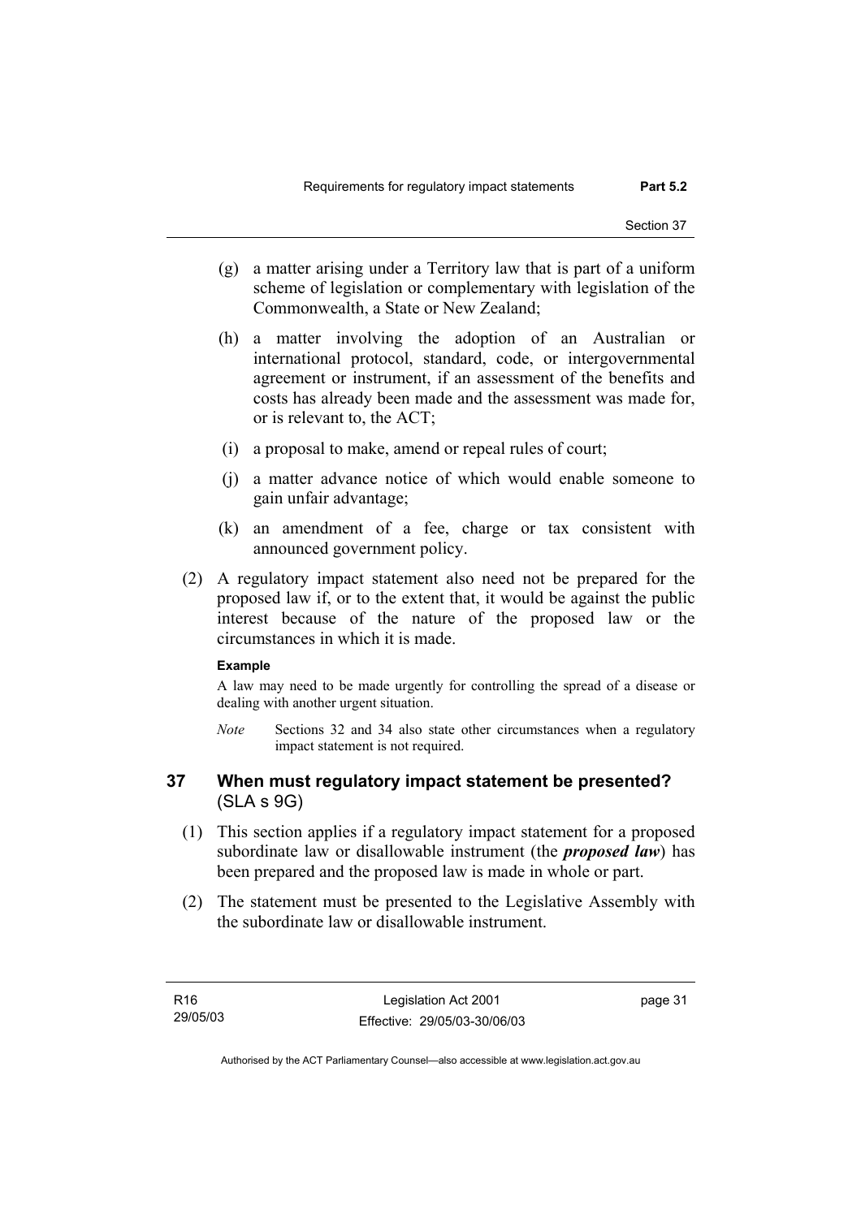(g) a matter arising under a Territory law that is part of a uniform scheme of legislation or complementary with legislation of the Commonwealth, a State or New Zealand;

(h) a matter involving the adoption of an Australian or international protocol, standard, code, or intergovernmental agreement or instrument, if an assessment of the benefits and costs has already been made and the assessment was made for, or is relevant to, the ACT;

(i) a proposal to make, amend or repeal rules of court;

(j) a matter advance notice of which would enable someone to gain unfair advantage;

(k) an amendment of a fee, charge or tax consistent with announced government policy.

(2) A regulatory impact statement also need not be prepared for the proposed law if, or to the extent that, it would be against the public interest because of the nature of the proposed law or the circumstances in which it is made.

**Example**

A law may need to be made urgently for controlling the spread of a disease or dealing with another urgent situation.

*Note* Sections 32 and 34 also state other circumstances when a regulatory impact statement is not required.

## 37 When must regulatory impact statement be presented? (SLA s 9G)

(1) This section applies if a regulatory impact statement for a proposed subordinate law or disallowable instrument (the ***proposed law***) has been prepared and the proposed law is made in whole or part.

(2) The statement must be presented to the Legislative Assembly with the subordinate law or disallowable instrument.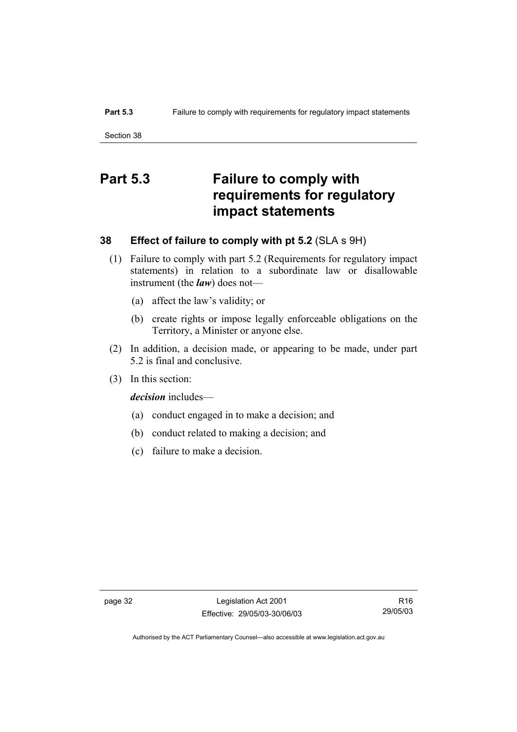# Part 5.3 Failure to comply with requirements for regulatory impact statements

## 38 Effect of failure to comply with pt 5.2 (SLA s 9H)

(1) Failure to comply with part 5.2 (Requirements for regulatory impact statements) in relation to a subordinate law or disallowable instrument (the ***law***) does not—

(a) affect the law's validity; or

(b) create rights or impose legally enforceable obligations on the Territory, a Minister or anyone else.

(2) In addition, a decision made, or appearing to be made, under part 5.2 is final and conclusive.

(3) In this section:

***decision*** includes—

(a) conduct engaged in to make a decision; and

(b) conduct related to making a decision; and

(c) failure to make a decision.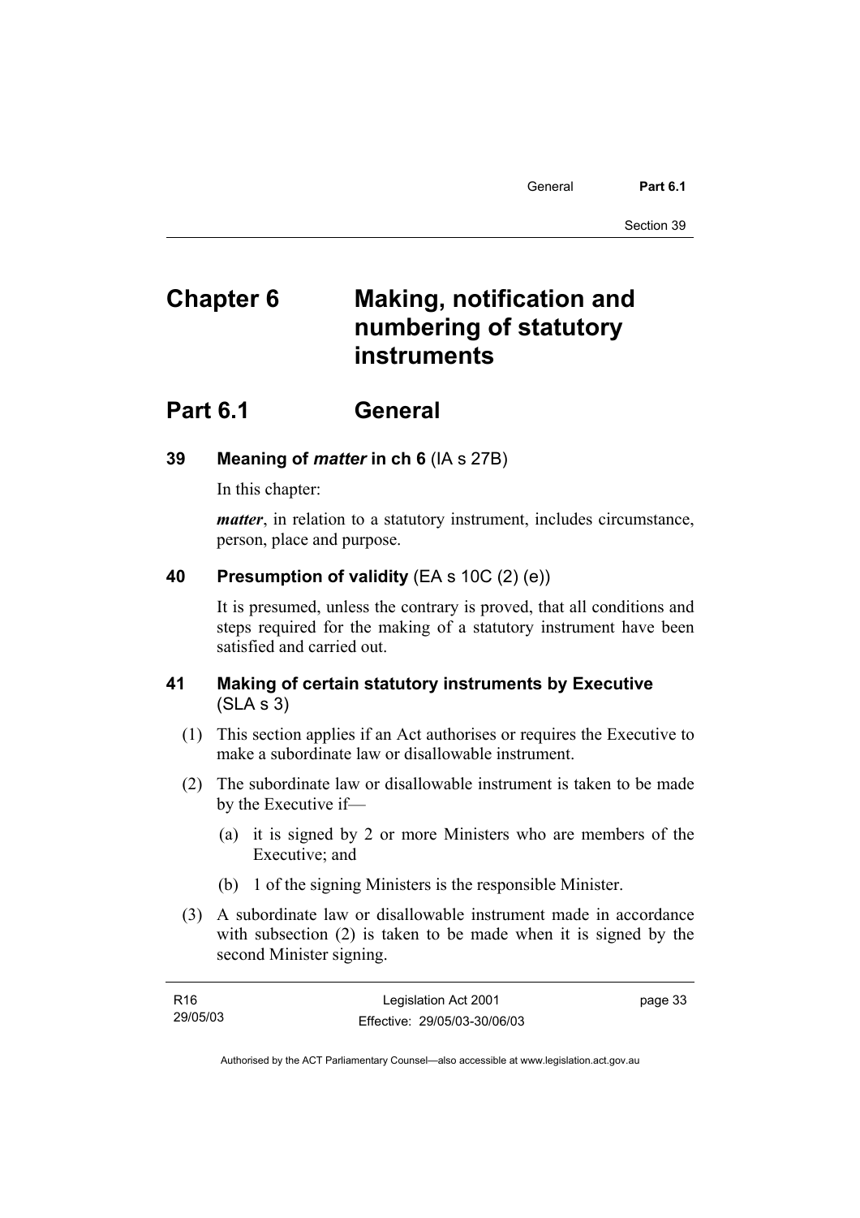# Chapter 6 Making, notification and numbering of statutory instruments

## Part 6.1 General

### 39 Meaning of *matter* in ch 6 (IA s 27B)

In this chapter:

***matter***, in relation to a statutory instrument, includes circumstance, person, place and purpose.

### 40 Presumption of validity (EA s 10C (2) (e))

It is presumed, unless the contrary is proved, that all conditions and steps required for the making of a statutory instrument have been satisfied and carried out.

### 41 Making of certain statutory instruments by Executive (SLA s 3)

(1) This section applies if an Act authorises or requires the Executive to make a subordinate law or disallowable instrument.

(2) The subordinate law or disallowable instrument is taken to be made by the Executive if—

- (a) it is signed by 2 or more Ministers who are members of the Executive; and
- (b) 1 of the signing Ministers is the responsible Minister.

(3) A subordinate law or disallowable instrument made in accordance with subsection (2) is taken to be made when it is signed by the second Minister signing.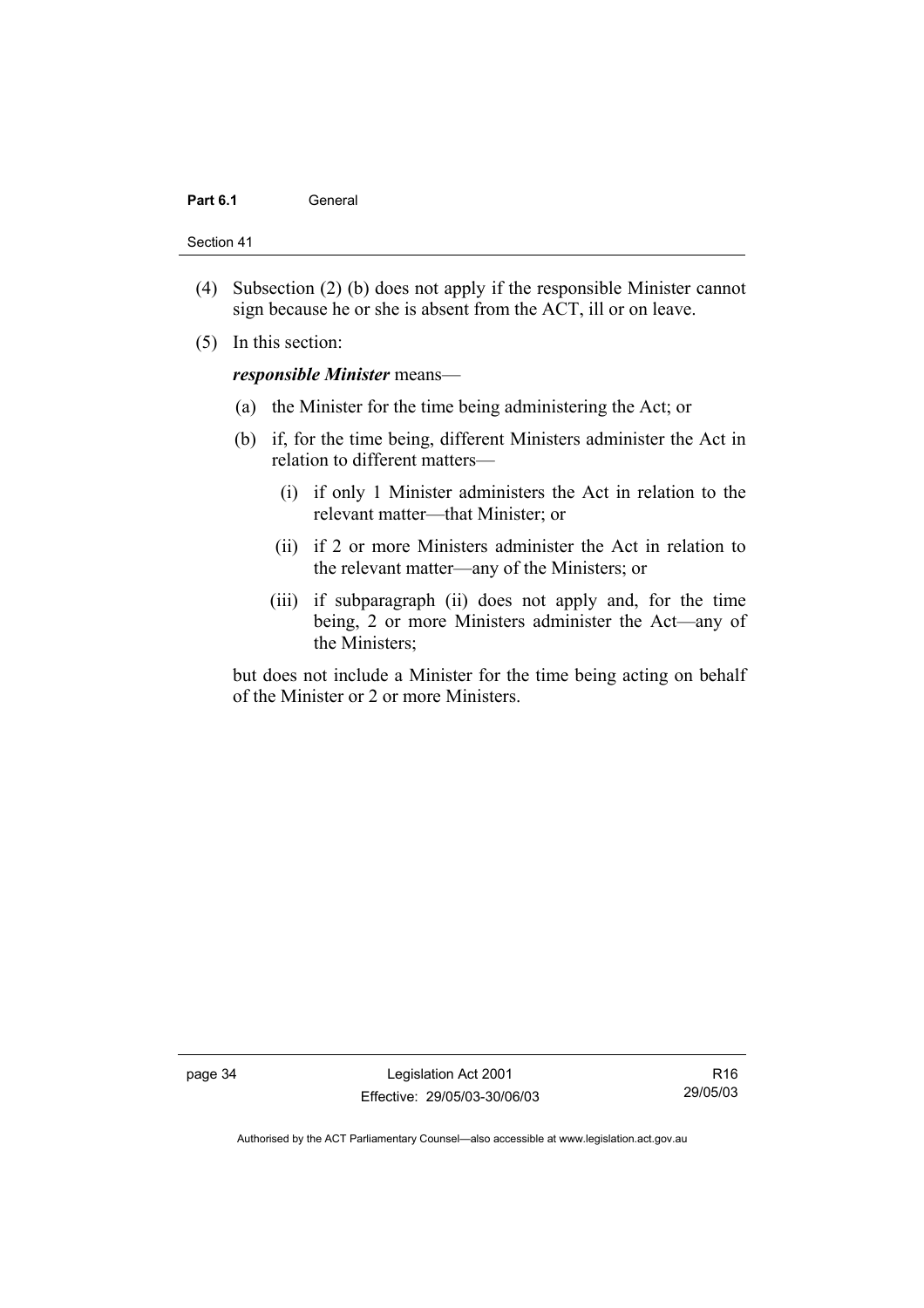(4) Subsection (2) (b) does not apply if the responsible Minister cannot sign because he or she is absent from the ACT, ill or on leave.

(5) In this section:

***responsible Minister*** means—

(a) the Minister for the time being administering the Act; or

(b) if, for the time being, different Ministers administer the Act in relation to different matters—

(i) if only 1 Minister administers the Act in relation to the relevant matter—that Minister; or

(ii) if 2 or more Ministers administer the Act in relation to the relevant matter—any of the Ministers; or

(iii) if subparagraph (ii) does not apply and, for the time being, 2 or more Ministers administer the Act—any of the Ministers;

but does not include a Minister for the time being acting on behalf of the Minister or 2 or more Ministers.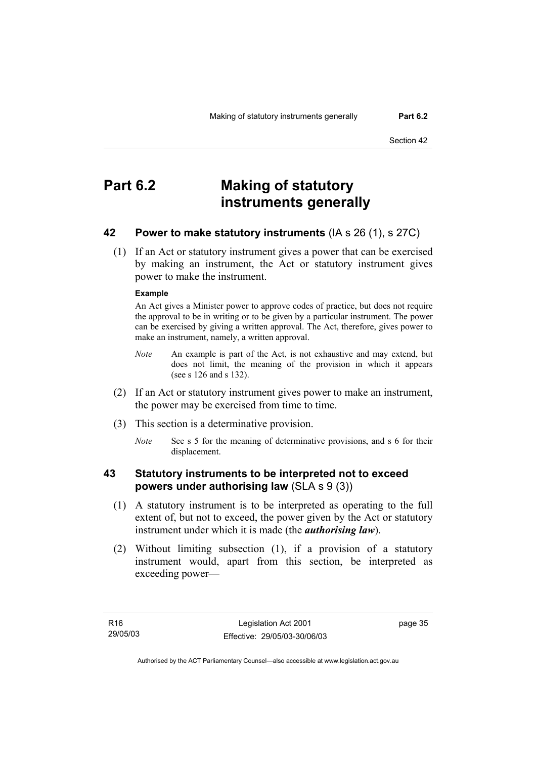# Part 6.2 Making of statutory instruments generally

## 42 Power to make statutory instruments (IA s 26 (1), s 27C)

(1) If an Act or statutory instrument gives a power that can be exercised by making an instrument, the Act or statutory instrument gives power to make the instrument.

**Example**

An Act gives a Minister power to approve codes of practice, but does not require the approval to be in writing or to be given by a particular instrument. The power can be exercised by giving a written approval. The Act, therefore, gives power to make an instrument, namely, a written approval.

*Note* An example is part of the Act, is not exhaustive and may extend, but does not limit, the meaning of the provision in which it appears (see s 126 and s 132).

(2) If an Act or statutory instrument gives power to make an instrument, the power may be exercised from time to time.

(3) This section is a determinative provision.

*Note* See s 5 for the meaning of determinative provisions, and s 6 for their displacement.

## 43 Statutory instruments to be interpreted not to exceed powers under authorising law (SLA s 9 (3))

(1) A statutory instrument is to be interpreted as operating to the full extent of, but not to exceed, the power given by the Act or statutory instrument under which it is made (the ***authorising law***).

(2) Without limiting subsection (1), if a provision of a statutory instrument would, apart from this section, be interpreted as exceeding power—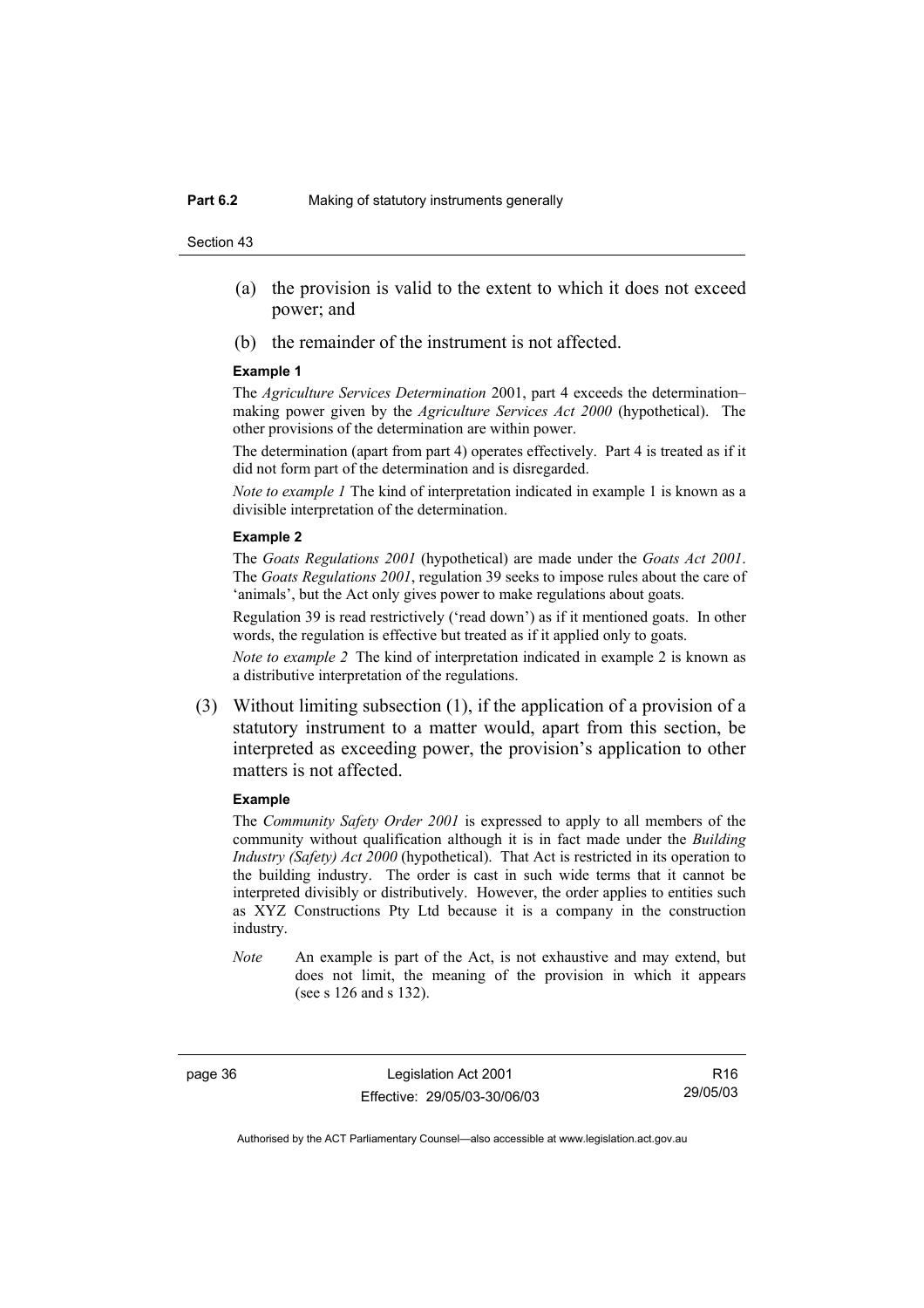(a) the provision is valid to the extent to which it does not exceed power; and

(b) the remainder of the instrument is not affected.

**Example 1**

The *Agriculture Services Determination* 2001, part 4 exceeds the determination–making power given by the *Agriculture Services Act 2000* (hypothetical). The other provisions of the determination are within power.

The determination (apart from part 4) operates effectively. Part 4 is treated as if it did not form part of the determination and is disregarded.

*Note to example 1* The kind of interpretation indicated in example 1 is known as a divisible interpretation of the determination.

**Example 2**

The *Goats Regulations 2001* (hypothetical) are made under the *Goats Act 2001*. The *Goats Regulations 2001*, regulation 39 seeks to impose rules about the care of 'animals', but the Act only gives power to make regulations about goats.

Regulation 39 is read restrictively ('read down') as if it mentioned goats. In other words, the regulation is effective but treated as if it applied only to goats.

*Note to example 2* The kind of interpretation indicated in example 2 is known as a distributive interpretation of the regulations.

(3) Without limiting subsection (1), if the application of a provision of a statutory instrument to a matter would, apart from this section, be interpreted as exceeding power, the provision's application to other matters is not affected.

**Example**

The *Community Safety Order 2001* is expressed to apply to all members of the community without qualification although it is in fact made under the *Building Industry (Safety) Act 2000* (hypothetical). That Act is restricted in its operation to the building industry. The order is cast in such wide terms that it cannot be interpreted divisibly or distributively. However, the order applies to entities such as XYZ Constructions Pty Ltd because it is a company in the construction industry.

*Note* An example is part of the Act, is not exhaustive and may extend, but does not limit, the meaning of the provision in which it appears (see s 126 and s 132).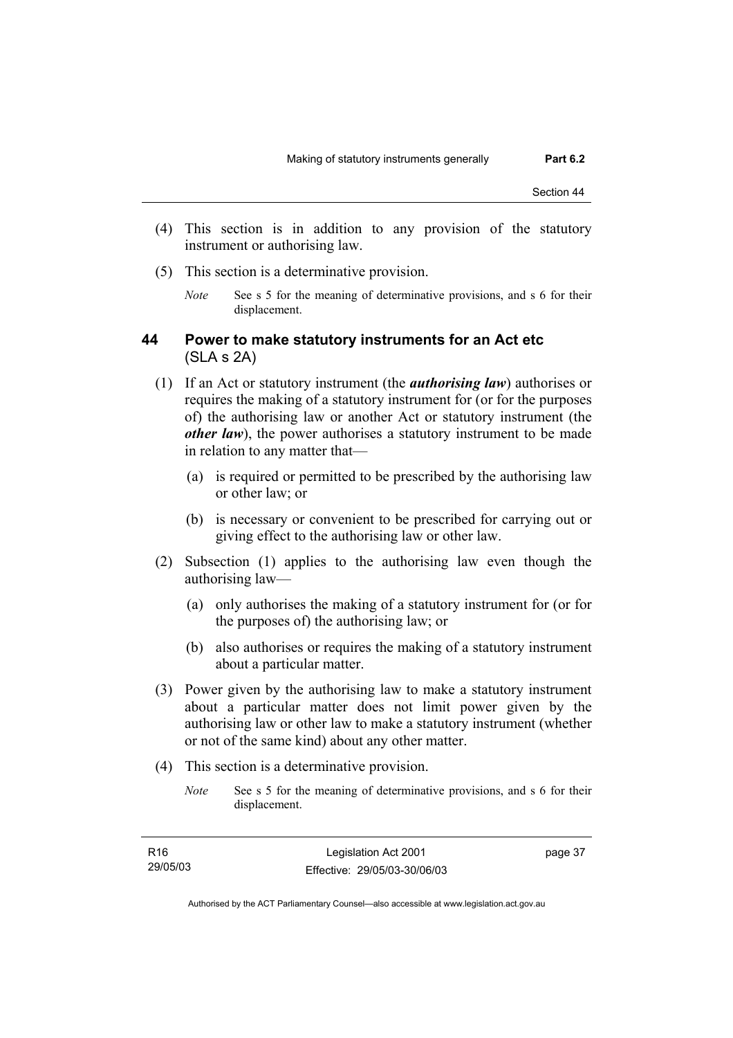(4) This section is in addition to any provision of the statutory instrument or authorising law.

(5) This section is a determinative provision.

*Note* See s 5 for the meaning of determinative provisions, and s 6 for their displacement.

### 44 Power to make statutory instruments for an Act etc (SLA s 2A)

(1) If an Act or statutory instrument (the ***authorising law***) authorises or requires the making of a statutory instrument for (or for the purposes of) the authorising law or another Act or statutory instrument (the ***other law***), the power authorises a statutory instrument to be made in relation to any matter that—

(a) is required or permitted to be prescribed by the authorising law or other law; or

(b) is necessary or convenient to be prescribed for carrying out or giving effect to the authorising law or other law.

(2) Subsection (1) applies to the authorising law even though the authorising law—

(a) only authorises the making of a statutory instrument for (or for the purposes of) the authorising law; or

(b) also authorises or requires the making of a statutory instrument about a particular matter.

(3) Power given by the authorising law to make a statutory instrument about a particular matter does not limit power given by the authorising law or other law to make a statutory instrument (whether or not of the same kind) about any other matter.

(4) This section is a determinative provision.

*Note* See s 5 for the meaning of determinative provisions, and s 6 for their displacement.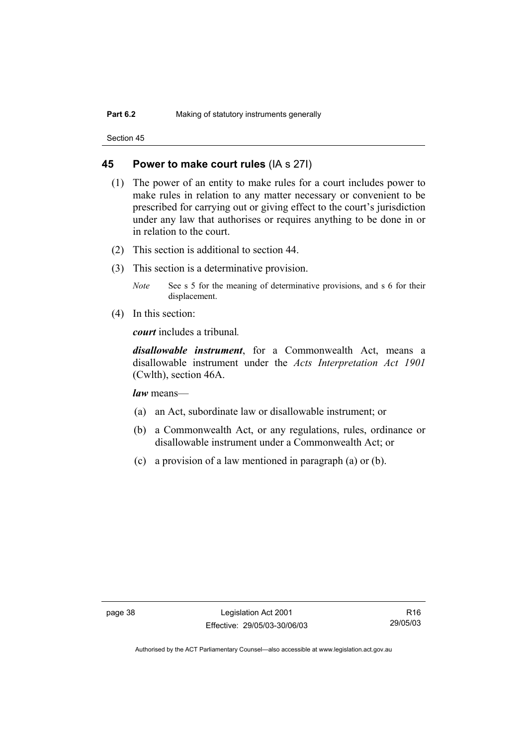## 45 Power to make court rules (IA s 27I)

(1) The power of an entity to make rules for a court includes power to make rules in relation to any matter necessary or convenient to be prescribed for carrying out or giving effect to the court's jurisdiction under any law that authorises or requires anything to be done in or in relation to the court.

(2) This section is additional to section 44.

(3) This section is a determinative provision.

*Note* See s 5 for the meaning of determinative provisions, and s 6 for their displacement.

(4) In this section:

***court*** includes a tribunal.

***disallowable instrument***, for a Commonwealth Act, means a disallowable instrument under the *Acts Interpretation Act 1901* (Cwlth), section 46A.

***law*** means—

(a) an Act, subordinate law or disallowable instrument; or

(b) a Commonwealth Act, or any regulations, rules, ordinance or disallowable instrument under a Commonwealth Act; or

(c) a provision of a law mentioned in paragraph (a) or (b).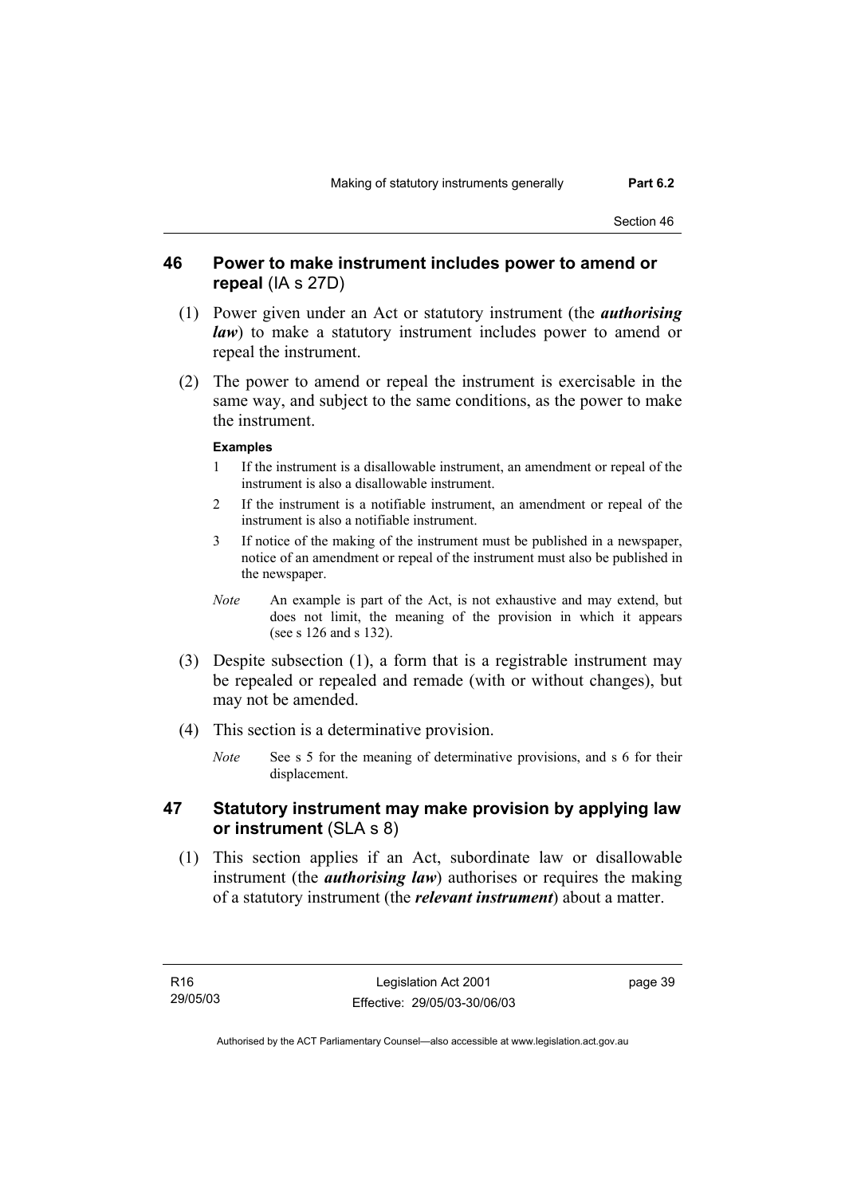## 46 Power to make instrument includes power to amend or repeal (IA s 27D)

(1) Power given under an Act or statutory instrument (the ***authorising law***) to make a statutory instrument includes power to amend or repeal the instrument.

(2) The power to amend or repeal the instrument is exercisable in the same way, and subject to the same conditions, as the power to make the instrument.

**Examples**

1 If the instrument is a disallowable instrument, an amendment or repeal of the instrument is also a disallowable instrument.

2 If the instrument is a notifiable instrument, an amendment or repeal of the instrument is also a notifiable instrument.

3 If notice of the making of the instrument must be published in a newspaper, notice of an amendment or repeal of the instrument must also be published in the newspaper.

*Note* An example is part of the Act, is not exhaustive and may extend, but does not limit, the meaning of the provision in which it appears (see s 126 and s 132).

(3) Despite subsection (1), a form that is a registrable instrument may be repealed or repealed and remade (with or without changes), but may not be amended.

(4) This section is a determinative provision.

*Note* See s 5 for the meaning of determinative provisions, and s 6 for their displacement.

## 47 Statutory instrument may make provision by applying law or instrument (SLA s 8)

(1) This section applies if an Act, subordinate law or disallowable instrument (the ***authorising law***) authorises or requires the making of a statutory instrument (the ***relevant instrument***) about a matter.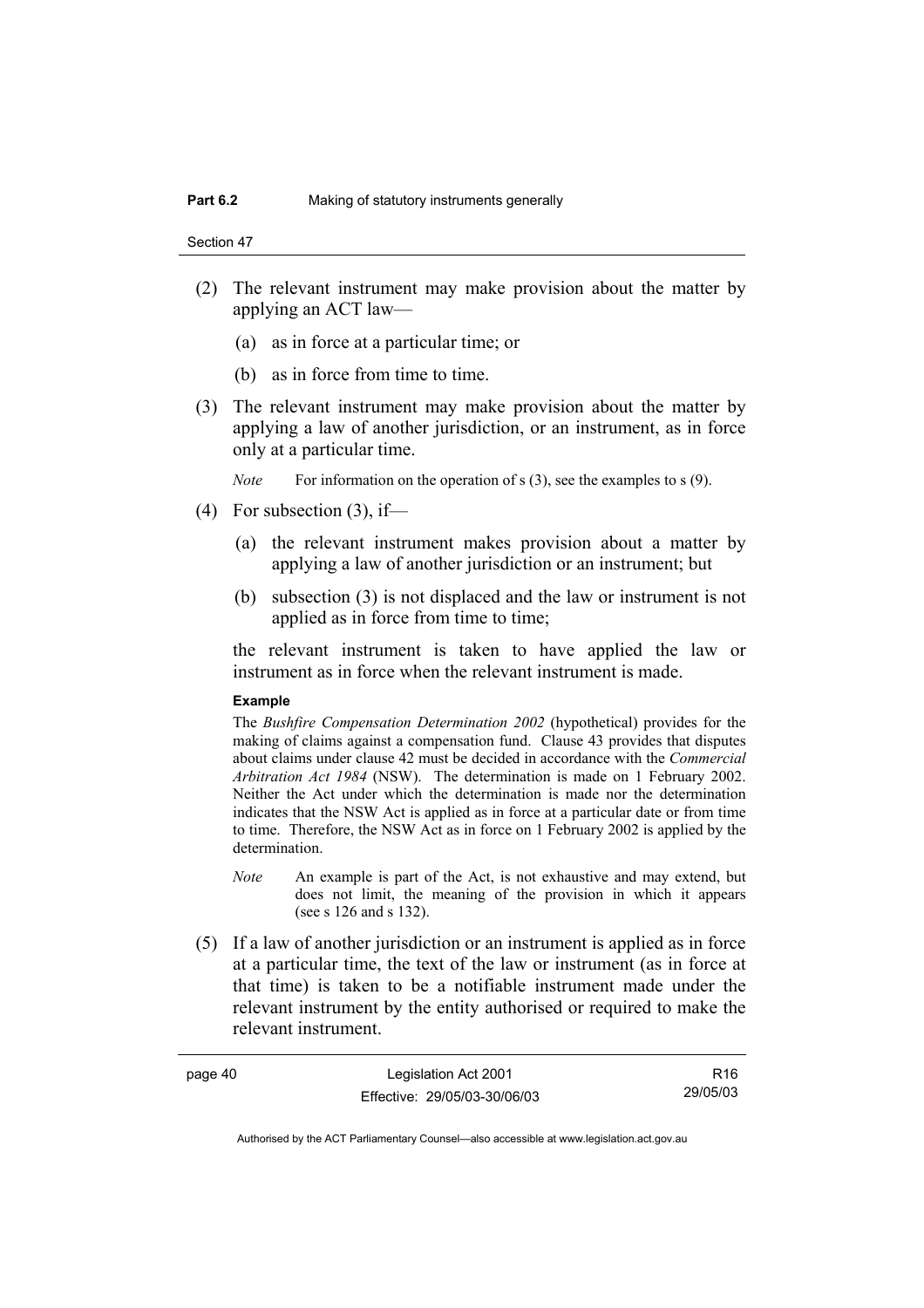(2) The relevant instrument may make provision about the matter by applying an ACT law—

  (a) as in force at a particular time; or

  (b) as in force from time to time.

(3) The relevant instrument may make provision about the matter by applying a law of another jurisdiction, or an instrument, as in force only at a particular time.

*Note* For information on the operation of s (3), see the examples to s (9).

(4) For subsection (3), if—

  (a) the relevant instrument makes provision about a matter by applying a law of another jurisdiction or an instrument; but

  (b) subsection (3) is not displaced and the law or instrument is not applied as in force from time to time;

the relevant instrument is taken to have applied the law or instrument as in force when the relevant instrument is made.

**Example**

The *Bushfire Compensation Determination 2002* (hypothetical) provides for the making of claims against a compensation fund. Clause 43 provides that disputes about claims under clause 42 must be decided in accordance with the *Commercial Arbitration Act 1984* (NSW). The determination is made on 1 February 2002. Neither the Act under which the determination is made nor the determination indicates that the NSW Act is applied as in force at a particular date or from time to time. Therefore, the NSW Act as in force on 1 February 2002 is applied by the determination.

*Note* An example is part of the Act, is not exhaustive and may extend, but does not limit, the meaning of the provision in which it appears (see s 126 and s 132).

(5) If a law of another jurisdiction or an instrument is applied as in force at a particular time, the text of the law or instrument (as in force at that time) is taken to be a notifiable instrument made under the relevant instrument by the entity authorised or required to make the relevant instrument.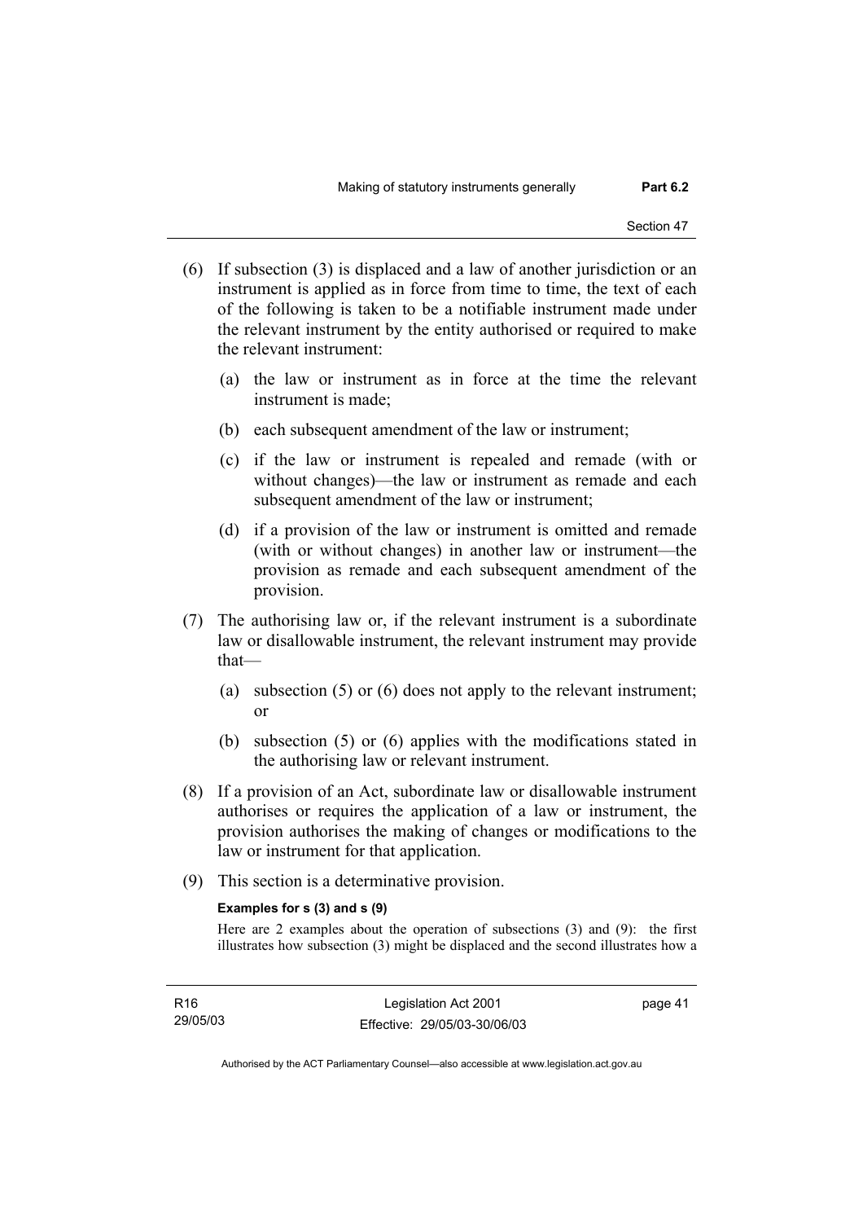(6) If subsection (3) is displaced and a law of another jurisdiction or an instrument is applied as in force from time to time, the text of each of the following is taken to be a notifiable instrument made under the relevant instrument by the entity authorised or required to make the relevant instrument:

  (a) the law or instrument as in force at the time the relevant instrument is made;

  (b) each subsequent amendment of the law or instrument;

  (c) if the law or instrument is repealed and remade (with or without changes)—the law or instrument as remade and each subsequent amendment of the law or instrument;

  (d) if a provision of the law or instrument is omitted and remade (with or without changes) in another law or instrument—the provision as remade and each subsequent amendment of the provision.

(7) The authorising law or, if the relevant instrument is a subordinate law or disallowable instrument, the relevant instrument may provide that—

  (a) subsection (5) or (6) does not apply to the relevant instrument; or

  (b) subsection (5) or (6) applies with the modifications stated in the authorising law or relevant instrument.

(8) If a provision of an Act, subordinate law or disallowable instrument authorises or requires the application of a law or instrument, the provision authorises the making of changes or modifications to the law or instrument for that application.

(9) This section is a determinative provision.

**Examples for s (3) and s (9)**

Here are 2 examples about the operation of subsections (3) and (9): the first illustrates how subsection (3) might be displaced and the second illustrates how a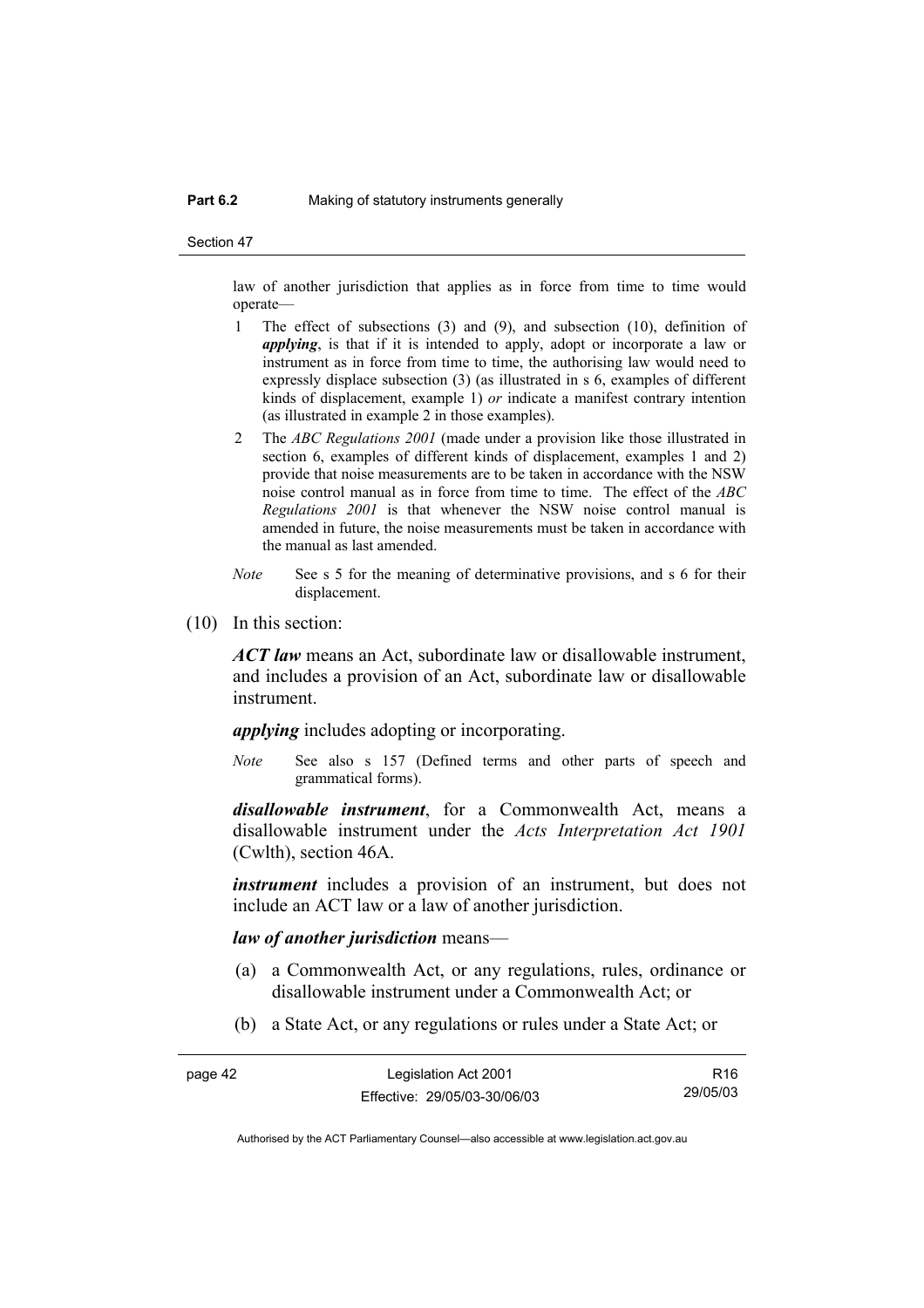law of another jurisdiction that applies as in force from time to time would operate—

1 The effect of subsections (3) and (9), and subsection (10), definition of ***applying***, is that if it is intended to apply, adopt or incorporate a law or instrument as in force from time to time, the authorising law would need to expressly displace subsection (3) (as illustrated in s 6, examples of different kinds of displacement, example 1) *or* indicate a manifest contrary intention (as illustrated in example 2 in those examples).

2 The *ABC Regulations 2001* (made under a provision like those illustrated in section 6, examples of different kinds of displacement, examples 1 and 2) provide that noise measurements are to be taken in accordance with the NSW noise control manual as in force from time to time. The effect of the *ABC Regulations 2001* is that whenever the NSW noise control manual is amended in future, the noise measurements must be taken in accordance with the manual as last amended.

*Note* See s 5 for the meaning of determinative provisions, and s 6 for their displacement.

(10) In this section:

***ACT law*** means an Act, subordinate law or disallowable instrument, and includes a provision of an Act, subordinate law or disallowable instrument.

***applying*** includes adopting or incorporating.

*Note* See also s 157 (Defined terms and other parts of speech and grammatical forms).

***disallowable instrument***, for a Commonwealth Act, means a disallowable instrument under the *Acts Interpretation Act 1901* (Cwlth), section 46A.

***instrument*** includes a provision of an instrument, but does not include an ACT law or a law of another jurisdiction.

***law of another jurisdiction*** means—

(a) a Commonwealth Act, or any regulations, rules, ordinance or disallowable instrument under a Commonwealth Act; or

(b) a State Act, or any regulations or rules under a State Act; or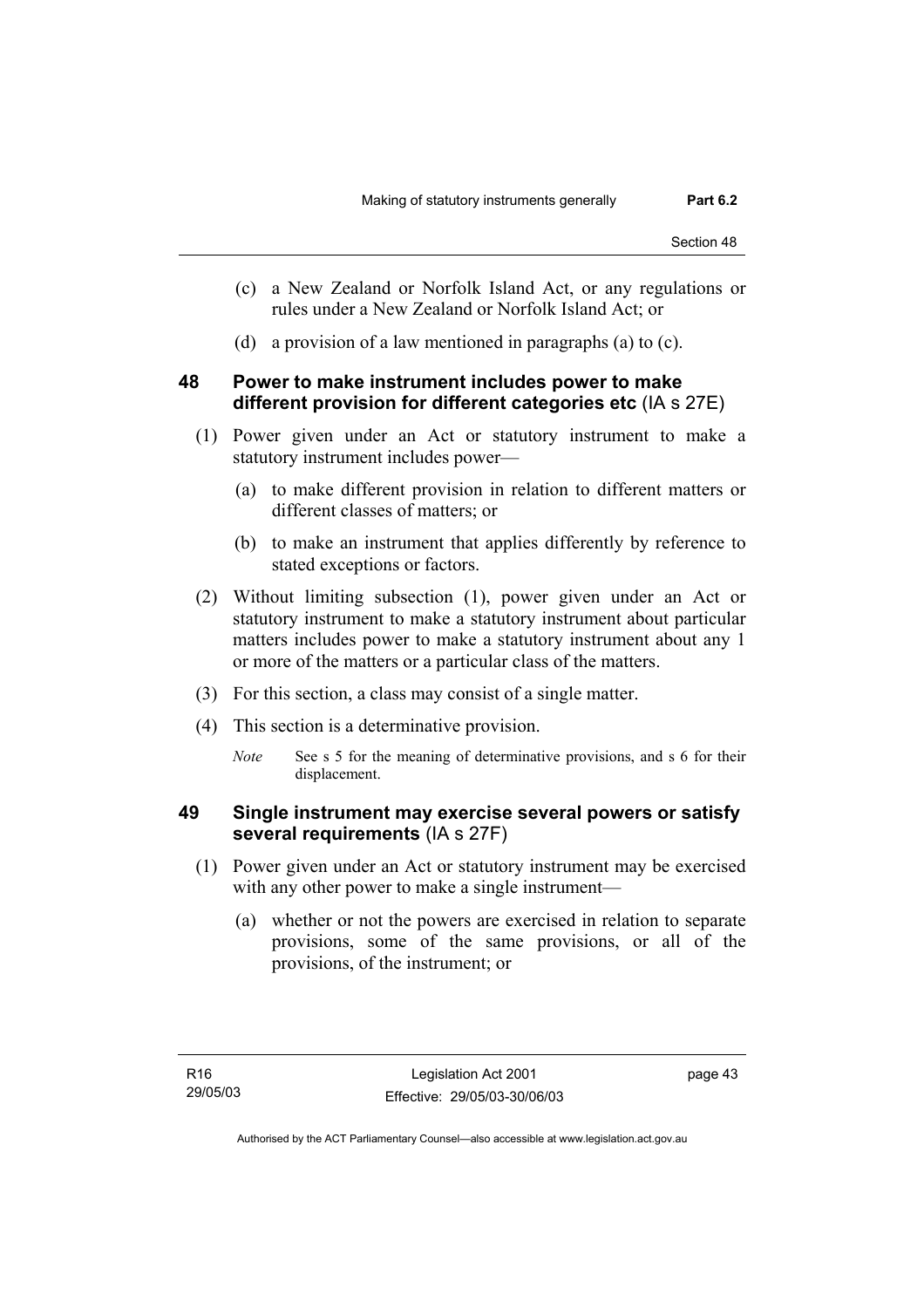(c) a New Zealand or Norfolk Island Act, or any regulations or rules under a New Zealand or Norfolk Island Act; or

(d) a provision of a law mentioned in paragraphs (a) to (c).

### 48 Power to make instrument includes power to make different provision for different categories etc (IA s 27E)

(1) Power given under an Act or statutory instrument to make a statutory instrument includes power—

(a) to make different provision in relation to different matters or different classes of matters; or

(b) to make an instrument that applies differently by reference to stated exceptions or factors.

(2) Without limiting subsection (1), power given under an Act or statutory instrument to make a statutory instrument about particular matters includes power to make a statutory instrument about any 1 or more of the matters or a particular class of the matters.

(3) For this section, a class may consist of a single matter.

(4) This section is a determinative provision.

*Note* See s 5 for the meaning of determinative provisions, and s 6 for their displacement.

### 49 Single instrument may exercise several powers or satisfy several requirements (IA s 27F)

(1) Power given under an Act or statutory instrument may be exercised with any other power to make a single instrument—

(a) whether or not the powers are exercised in relation to separate provisions, some of the same provisions, or all of the provisions, of the instrument; or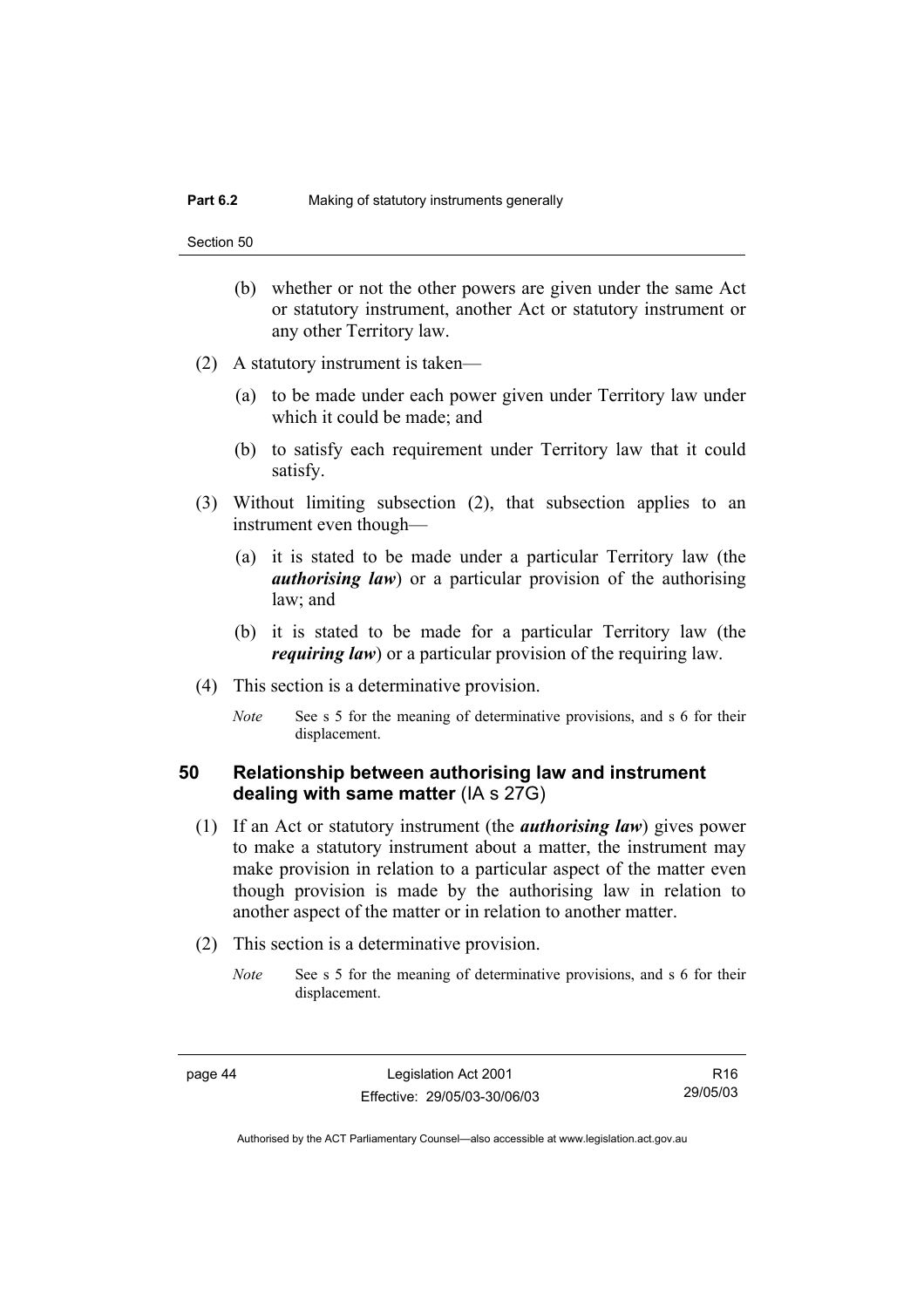(b) whether or not the other powers are given under the same Act or statutory instrument, another Act or statutory instrument or any other Territory law.

(2) A statutory instrument is taken—

(a) to be made under each power given under Territory law under which it could be made; and

(b) to satisfy each requirement under Territory law that it could satisfy.

(3) Without limiting subsection (2), that subsection applies to an instrument even though—

(a) it is stated to be made under a particular Territory law (the ***authorising law***) or a particular provision of the authorising law; and

(b) it is stated to be made for a particular Territory law (the ***requiring law***) or a particular provision of the requiring law.

(4) This section is a determinative provision.

*Note* See s 5 for the meaning of determinative provisions, and s 6 for their displacement.

## 50 Relationship between authorising law and instrument dealing with same matter (IA s 27G)

(1) If an Act or statutory instrument (the ***authorising law***) gives power to make a statutory instrument about a matter, the instrument may make provision in relation to a particular aspect of the matter even though provision is made by the authorising law in relation to another aspect of the matter or in relation to another matter.

(2) This section is a determinative provision.

*Note* See s 5 for the meaning of determinative provisions, and s 6 for their displacement.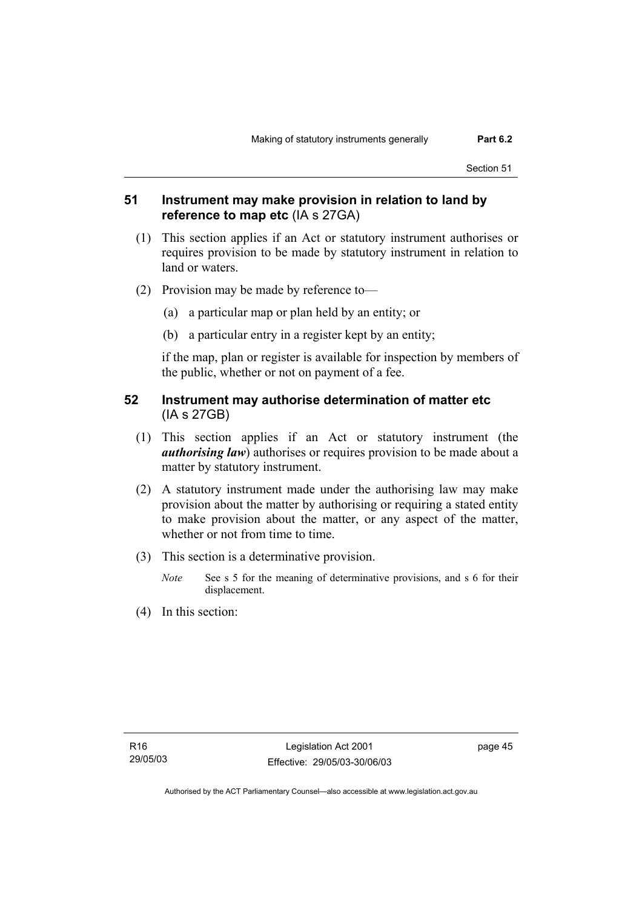## 51 Instrument may make provision in relation to land by reference to map etc (IA s 27GA)

(1) This section applies if an Act or statutory instrument authorises or requires provision to be made by statutory instrument in relation to land or waters.

(2) Provision may be made by reference to—

(a) a particular map or plan held by an entity; or

(b) a particular entry in a register kept by an entity;

if the map, plan or register is available for inspection by members of the public, whether or not on payment of a fee.

## 52 Instrument may authorise determination of matter etc (IA s 27GB)

(1) This section applies if an Act or statutory instrument (the ***authorising law***) authorises or requires provision to be made about a matter by statutory instrument.

(2) A statutory instrument made under the authorising law may make provision about the matter by authorising or requiring a stated entity to make provision about the matter, or any aspect of the matter, whether or not from time to time.

(3) This section is a determinative provision.

*Note* See s 5 for the meaning of determinative provisions, and s 6 for their displacement.

(4) In this section: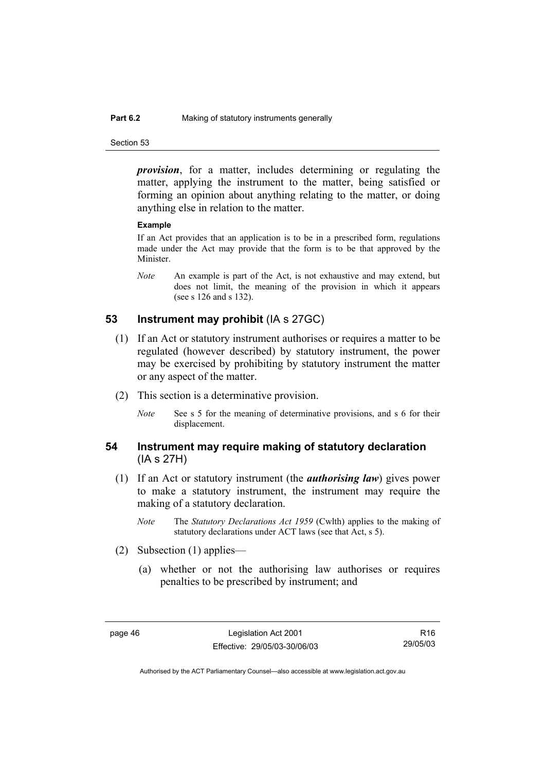***provision***, for a matter, includes determining or regulating the matter, applying the instrument to the matter, being satisfied or forming an opinion about anything relating to the matter, or doing anything else in relation to the matter.

**Example**

If an Act provides that an application is to be in a prescribed form, regulations made under the Act may provide that the form is to be that approved by the Minister.

*Note* An example is part of the Act, is not exhaustive and may extend, but does not limit, the meaning of the provision in which it appears (see s 126 and s 132).

## 53 Instrument may prohibit (IA s 27GC)

(1) If an Act or statutory instrument authorises or requires a matter to be regulated (however described) by statutory instrument, the power may be exercised by prohibiting by statutory instrument the matter or any aspect of the matter.

(2) This section is a determinative provision.

*Note* See s 5 for the meaning of determinative provisions, and s 6 for their displacement.

## 54 Instrument may require making of statutory declaration (IA s 27H)

(1) If an Act or statutory instrument (the ***authorising law***) gives power to make a statutory instrument, the instrument may require the making of a statutory declaration.

*Note* The *Statutory Declarations Act 1959* (Cwlth) applies to the making of statutory declarations under ACT laws (see that Act, s 5).

(2) Subsection (1) applies—

(a) whether or not the authorising law authorises or requires penalties to be prescribed by instrument; and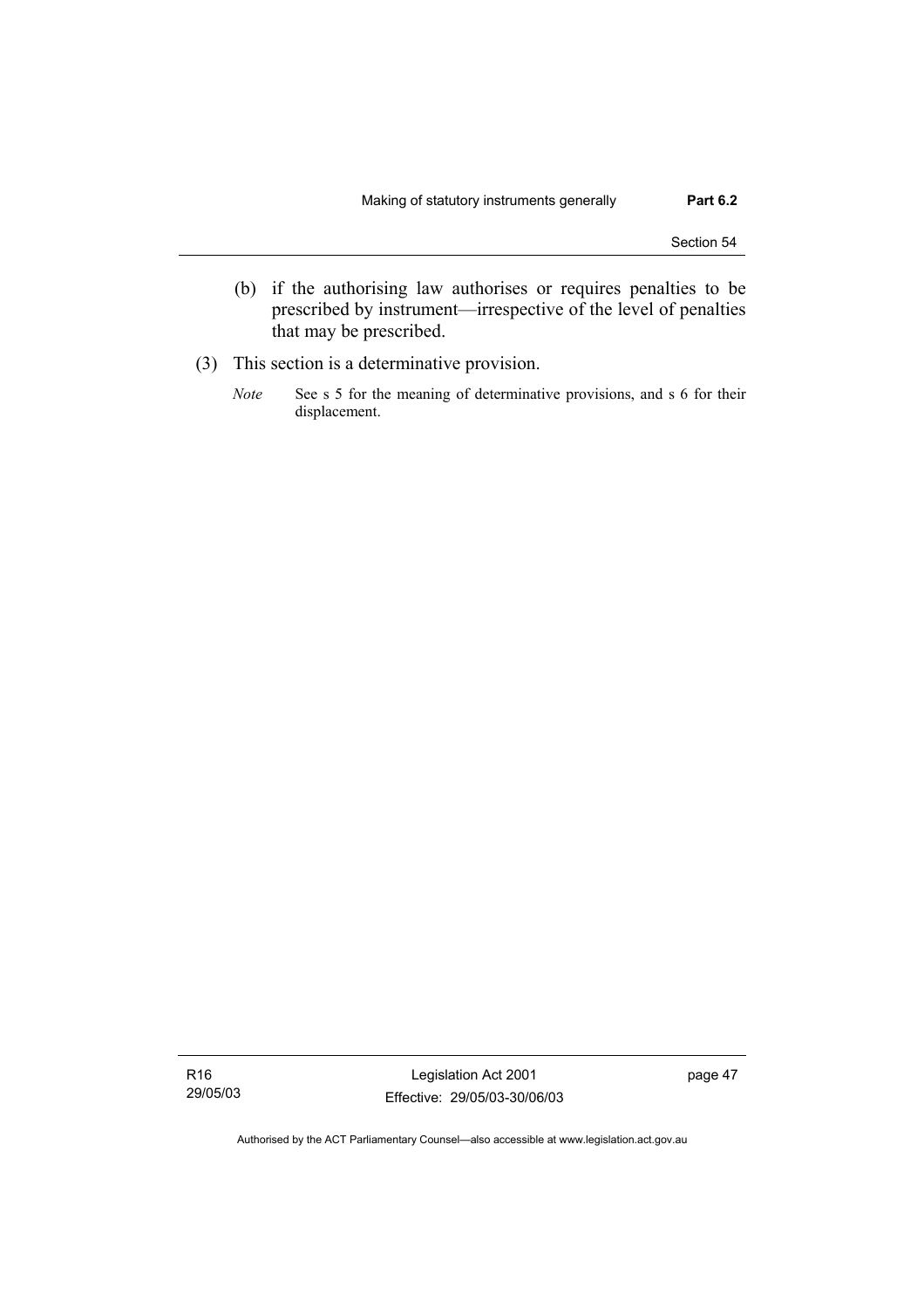(b) if the authorising law authorises or requires penalties to be prescribed by instrument—irrespective of the level of penalties that may be prescribed.

(3) This section is a determinative provision.

*Note* See s 5 for the meaning of determinative provisions, and s 6 for their displacement.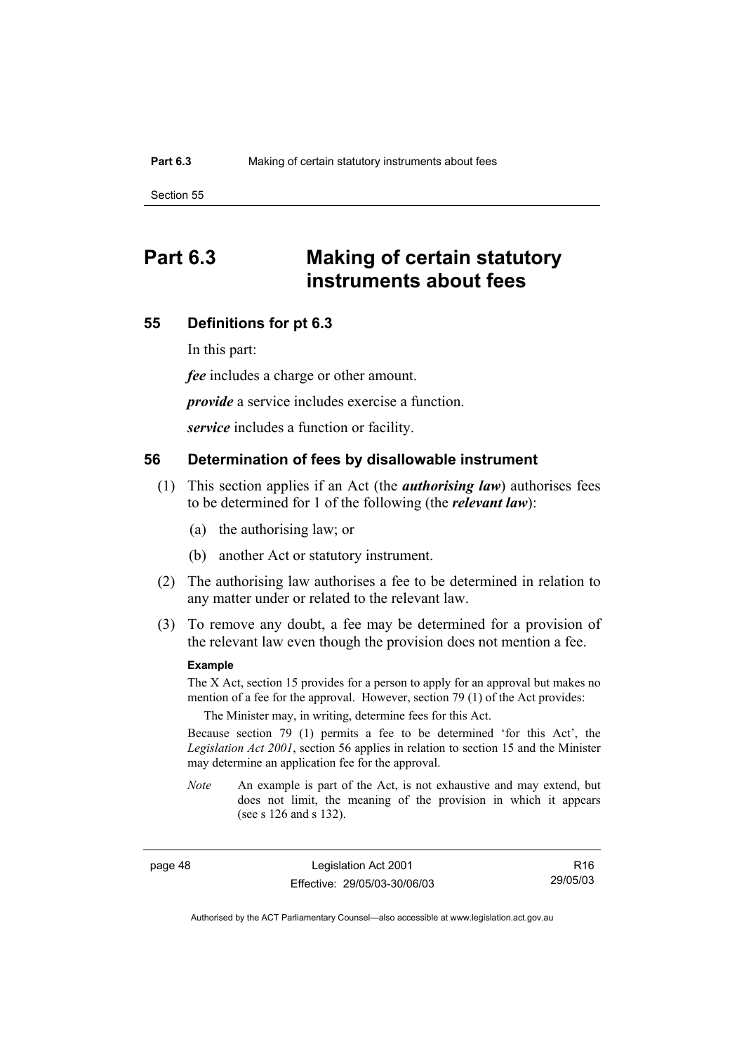# Part 6.3 Making of certain statutory instruments about fees

## 55 Definitions for pt 6.3

In this part:

***fee*** includes a charge or other amount.

***provide*** a service includes exercise a function.

***service*** includes a function or facility.

## 56 Determination of fees by disallowable instrument

(1) This section applies if an Act (the ***authorising law***) authorises fees to be determined for 1 of the following (the ***relevant law***):

(a) the authorising law; or

(b) another Act or statutory instrument.

(2) The authorising law authorises a fee to be determined in relation to any matter under or related to the relevant law.

(3) To remove any doubt, a fee may be determined for a provision of the relevant law even though the provision does not mention a fee.

**Example**

The X Act, section 15 provides for a person to apply for an approval but makes no mention of a fee for the approval. However, section 79 (1) of the Act provides:

The Minister may, in writing, determine fees for this Act.

Because section 79 (1) permits a fee to be determined 'for this Act', the *Legislation Act 2001*, section 56 applies in relation to section 15 and the Minister may determine an application fee for the approval.

*Note* An example is part of the Act, is not exhaustive and may extend, but does not limit, the meaning of the provision in which it appears (see s 126 and s 132).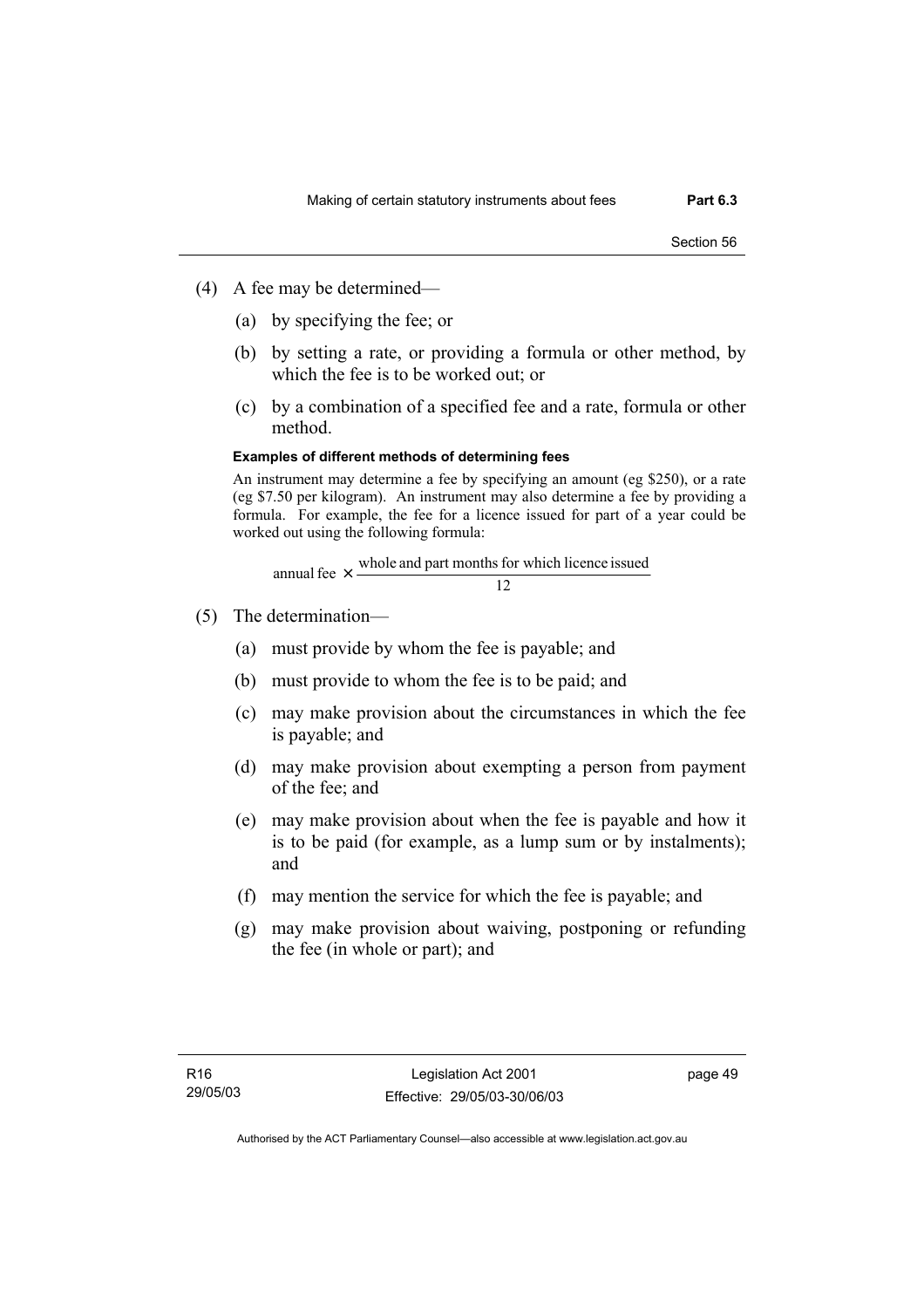(4) A fee may be determined—

(a) by specifying the fee; or

(b) by setting a rate, or providing a formula or other method, by which the fee is to be worked out; or

(c) by a combination of a specified fee and a rate, formula or other method.

**Examples of different methods of determining fees**

An instrument may determine a fee by specifying an amount (eg $250), or a rate (eg $7.50 per kilogram). An instrument may also determine a fee by providing a formula. For example, the fee for a licence issued for part of a year could be worked out using the following formula:

$$\text{annual fee} \times \frac{\text{whole and part months for which licence issued}}{12}$$

(5) The determination—

(a) must provide by whom the fee is payable; and

(b) must provide to whom the fee is to be paid; and

(c) may make provision about the circumstances in which the fee is payable; and

(d) may make provision about exempting a person from payment of the fee; and

(e) may make provision about when the fee is payable and how it is to be paid (for example, as a lump sum or by instalments); and

(f) may mention the service for which the fee is payable; and

(g) may make provision about waiving, postponing or refunding the fee (in whole or part); and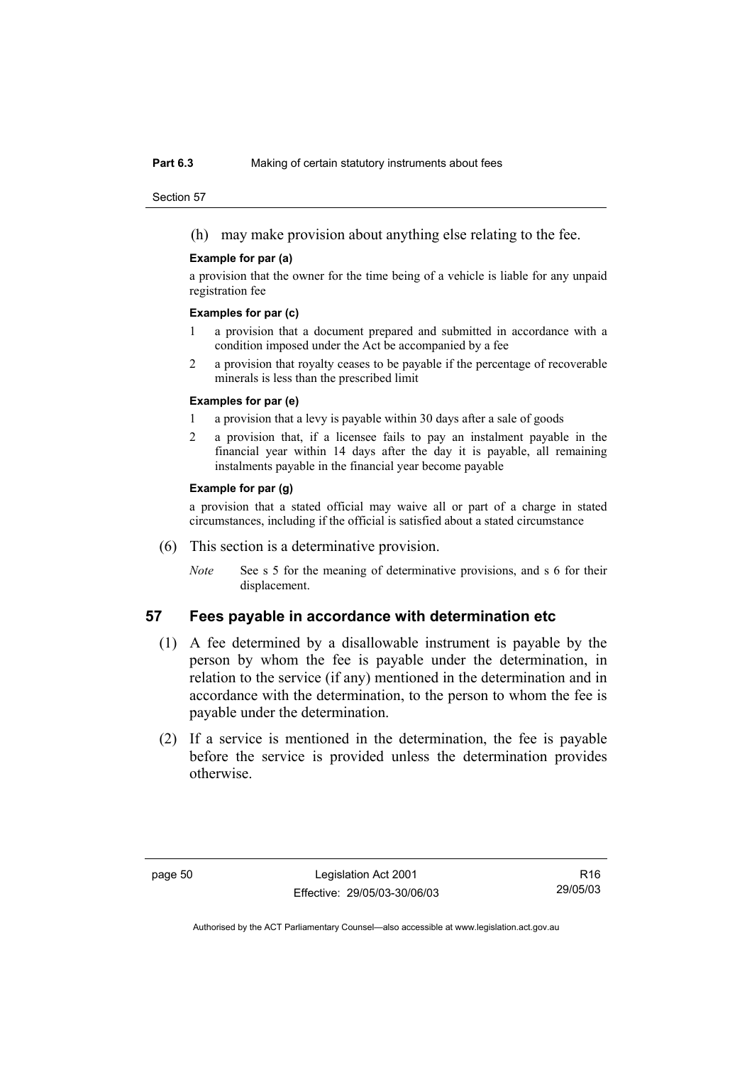(h) may make provision about anything else relating to the fee.

**Example for par (a)**

a provision that the owner for the time being of a vehicle is liable for any unpaid registration fee

**Examples for par (c)**

1. a provision that a document prepared and submitted in accordance with a condition imposed under the Act be accompanied by a fee
2. a provision that royalty ceases to be payable if the percentage of recoverable minerals is less than the prescribed limit

**Examples for par (e)**

1. a provision that a levy is payable within 30 days after a sale of goods
2. a provision that, if a licensee fails to pay an instalment payable in the financial year within 14 days after the day it is payable, all remaining instalments payable in the financial year become payable

**Example for par (g)**

a provision that a stated official may waive all or part of a charge in stated circumstances, including if the official is satisfied about a stated circumstance

(6) This section is a determinative provision.

*Note* See s 5 for the meaning of determinative provisions, and s 6 for their displacement.

## 57 Fees payable in accordance with determination etc

(1) A fee determined by a disallowable instrument is payable by the person by whom the fee is payable under the determination, in relation to the service (if any) mentioned in the determination and in accordance with the determination, to the person to whom the fee is payable under the determination.

(2) If a service is mentioned in the determination, the fee is payable before the service is provided unless the determination provides otherwise.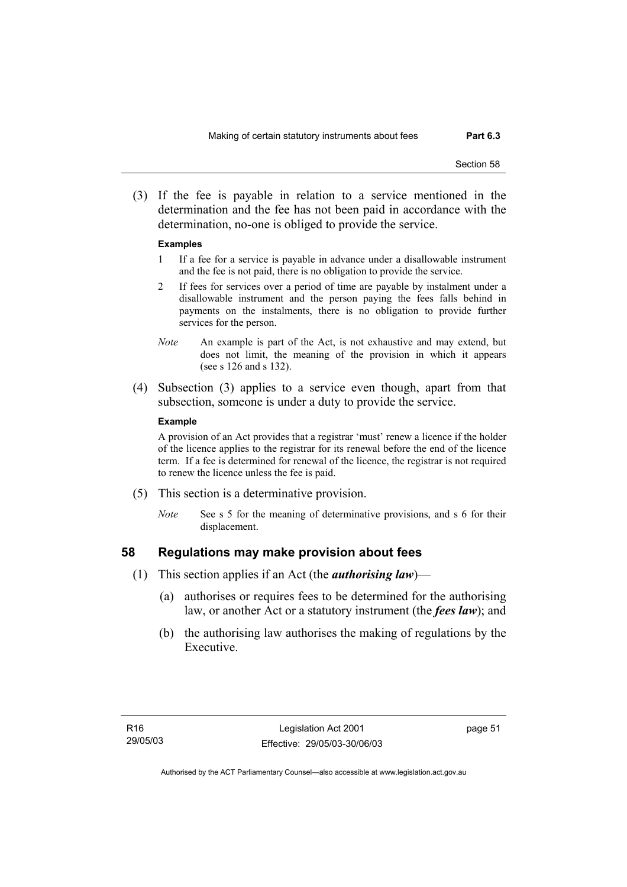(3) If the fee is payable in relation to a service mentioned in the determination and the fee has not been paid in accordance with the determination, no-one is obliged to provide the service.

**Examples**

1 If a fee for a service is payable in advance under a disallowable instrument and the fee is not paid, there is no obligation to provide the service.

2 If fees for services over a period of time are payable by instalment under a disallowable instrument and the person paying the fees falls behind in payments on the instalments, there is no obligation to provide further services for the person.

*Note* An example is part of the Act, is not exhaustive and may extend, but does not limit, the meaning of the provision in which it appears (see s 126 and s 132).

(4) Subsection (3) applies to a service even though, apart from that subsection, someone is under a duty to provide the service.

**Example**

A provision of an Act provides that a registrar 'must' renew a licence if the holder of the licence applies to the registrar for its renewal before the end of the licence term. If a fee is determined for renewal of the licence, the registrar is not required to renew the licence unless the fee is paid.

(5) This section is a determinative provision.

*Note* See s 5 for the meaning of determinative provisions, and s 6 for their displacement.

## 58 Regulations may make provision about fees

(1) This section applies if an Act (the ***authorising law***)—

(a) authorises or requires fees to be determined for the authorising law, or another Act or a statutory instrument (the ***fees law***); and

(b) the authorising law authorises the making of regulations by the Executive.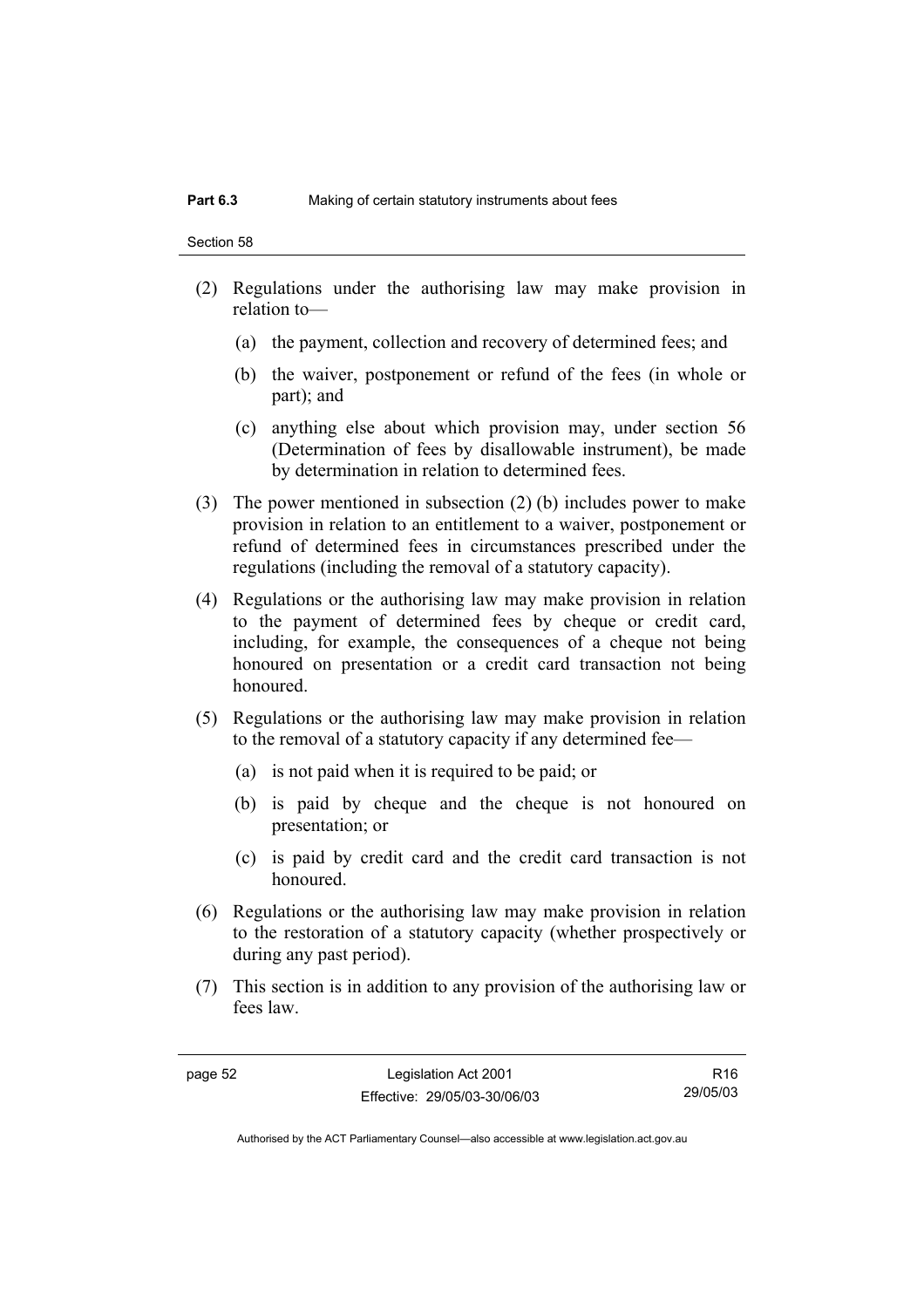(2) Regulations under the authorising law may make provision in relation to—

  (a) the payment, collection and recovery of determined fees; and

  (b) the waiver, postponement or refund of the fees (in whole or part); and

  (c) anything else about which provision may, under section 56 (Determination of fees by disallowable instrument), be made by determination in relation to determined fees.

(3) The power mentioned in subsection (2) (b) includes power to make provision in relation to an entitlement to a waiver, postponement or refund of determined fees in circumstances prescribed under the regulations (including the removal of a statutory capacity).

(4) Regulations or the authorising law may make provision in relation to the payment of determined fees by cheque or credit card, including, for example, the consequences of a cheque not being honoured on presentation or a credit card transaction not being honoured.

(5) Regulations or the authorising law may make provision in relation to the removal of a statutory capacity if any determined fee—

  (a) is not paid when it is required to be paid; or

  (b) is paid by cheque and the cheque is not honoured on presentation; or

  (c) is paid by credit card and the credit card transaction is not honoured.

(6) Regulations or the authorising law may make provision in relation to the restoration of a statutory capacity (whether prospectively or during any past period).

(7) This section is in addition to any provision of the authorising law or fees law.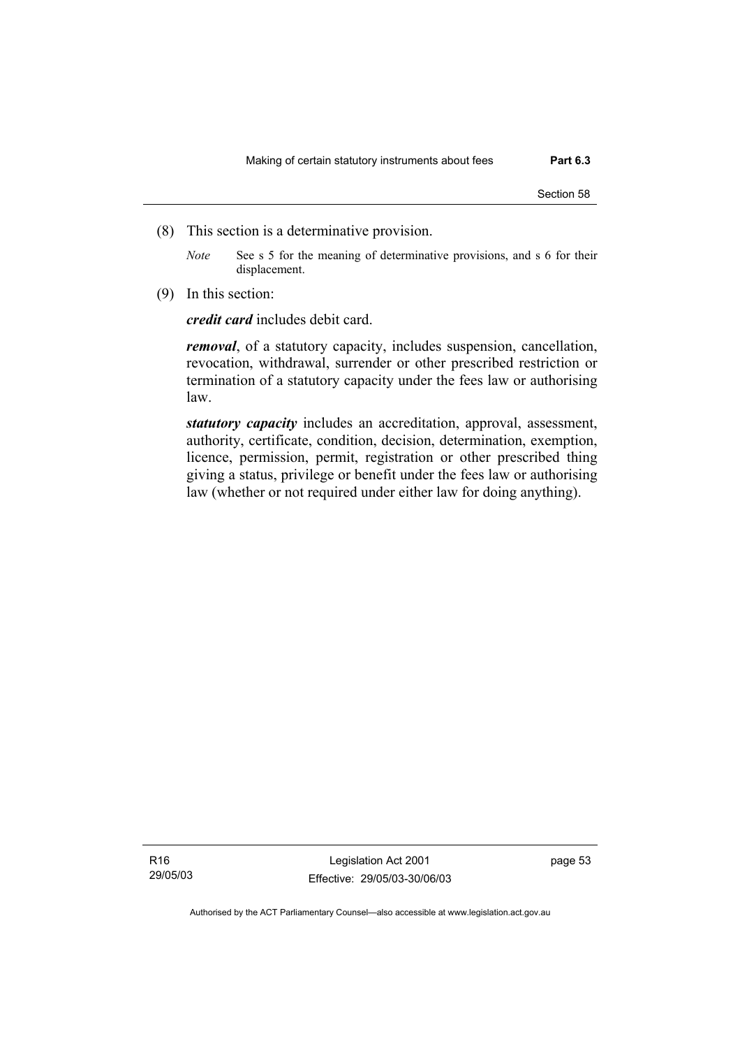(8) This section is a determinative provision.

*Note* See s 5 for the meaning of determinative provisions, and s 6 for their displacement.

(9) In this section:

***credit card*** includes debit card.

***removal***, of a statutory capacity, includes suspension, cancellation, revocation, withdrawal, surrender or other prescribed restriction or termination of a statutory capacity under the fees law or authorising law.

***statutory capacity*** includes an accreditation, approval, assessment, authority, certificate, condition, decision, determination, exemption, licence, permission, permit, registration or other prescribed thing giving a status, privilege or benefit under the fees law or authorising law (whether or not required under either law for doing anything).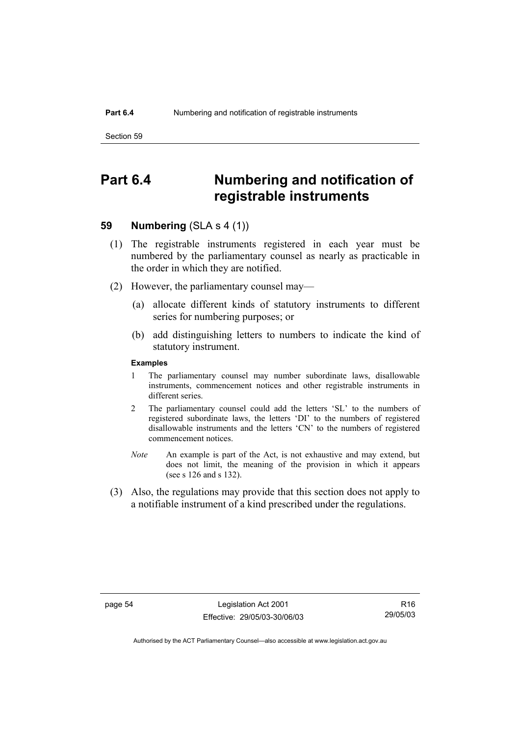# Part 6.4 Numbering and notification of registrable instruments

## 59 Numbering (SLA s 4 (1))

(1) The registrable instruments registered in each year must be numbered by the parliamentary counsel as nearly as practicable in the order in which they are notified.

(2) However, the parliamentary counsel may—

(a) allocate different kinds of statutory instruments to different series for numbering purposes; or

(b) add distinguishing letters to numbers to indicate the kind of statutory instrument.

**Examples**

1 The parliamentary counsel may number subordinate laws, disallowable instruments, commencement notices and other registrable instruments in different series.

2 The parliamentary counsel could add the letters 'SL' to the numbers of registered subordinate laws, the letters 'DI' to the numbers of registered disallowable instruments and the letters 'CN' to the numbers of registered commencement notices.

*Note* An example is part of the Act, is not exhaustive and may extend, but does not limit, the meaning of the provision in which it appears (see s 126 and s 132).

(3) Also, the regulations may provide that this section does not apply to a notifiable instrument of a kind prescribed under the regulations.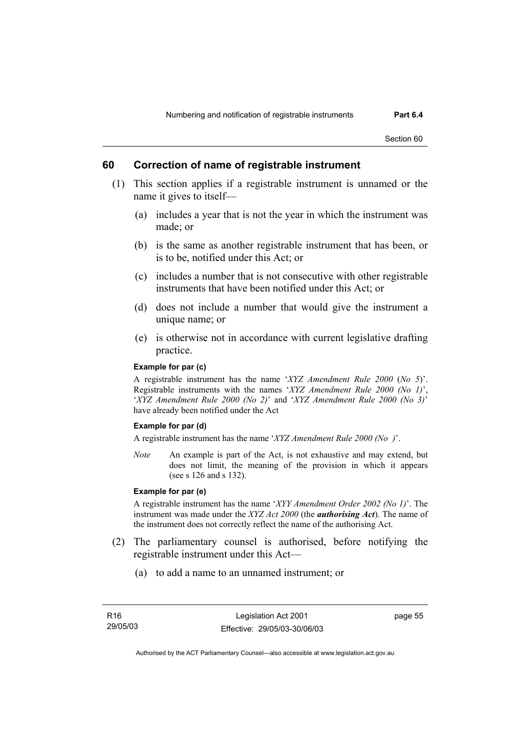## 60 Correction of name of registrable instrument

(1) This section applies if a registrable instrument is unnamed or the name it gives to itself—

(a) includes a year that is not the year in which the instrument was made; or

(b) is the same as another registrable instrument that has been, or is to be, notified under this Act; or

(c) includes a number that is not consecutive with other registrable instruments that have been notified under this Act; or

(d) does not include a number that would give the instrument a unique name; or

(e) is otherwise not in accordance with current legislative drafting practice.

**Example for par (c)**

A registrable instrument has the name '*XYZ Amendment Rule 2000* (*No 5*)'. Registrable instruments with the names '*XYZ Amendment Rule 2000 (No 1)*', '*XYZ Amendment Rule 2000 (No 2)*' and '*XYZ Amendment Rule 2000 (No 3)*' have already been notified under the Act

**Example for par (d)**

A registrable instrument has the name '*XYZ Amendment Rule 2000 (No )*'.

*Note* An example is part of the Act, is not exhaustive and may extend, but does not limit, the meaning of the provision in which it appears (see s 126 and s 132).

**Example for par (e)**

A registrable instrument has the name '*XYY Amendment Order 2002 (No 1)*'. The instrument was made under the *XYZ Act 2000* (the ***authorising Act***). The name of the instrument does not correctly reflect the name of the authorising Act.

(2) The parliamentary counsel is authorised, before notifying the registrable instrument under this Act—

(a) to add a name to an unnamed instrument; or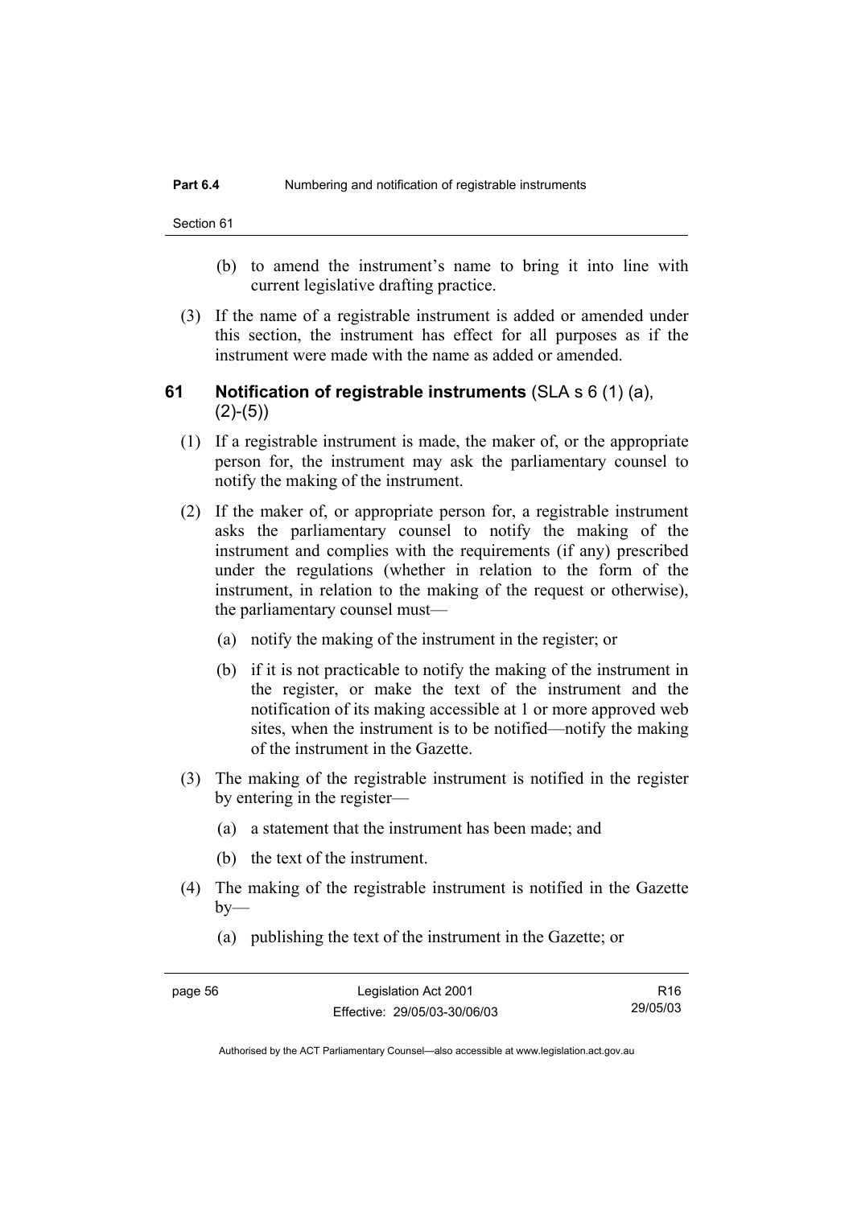(b) to amend the instrument's name to bring it into line with current legislative drafting practice.

(3) If the name of a registrable instrument is added or amended under this section, the instrument has effect for all purposes as if the instrument were made with the name as added or amended.

## 61 Notification of registrable instruments (SLA s 6 (1) (a), (2)-(5))

(1) If a registrable instrument is made, the maker of, or the appropriate person for, the instrument may ask the parliamentary counsel to notify the making of the instrument.

(2) If the maker of, or appropriate person for, a registrable instrument asks the parliamentary counsel to notify the making of the instrument and complies with the requirements (if any) prescribed under the regulations (whether in relation to the form of the instrument, in relation to the making of the request or otherwise), the parliamentary counsel must—

(a) notify the making of the instrument in the register; or

(b) if it is not practicable to notify the making of the instrument in the register, or make the text of the instrument and the notification of its making accessible at 1 or more approved web sites, when the instrument is to be notified—notify the making of the instrument in the Gazette.

(3) The making of the registrable instrument is notified in the register by entering in the register—

(a) a statement that the instrument has been made; and

(b) the text of the instrument.

(4) The making of the registrable instrument is notified in the Gazette by—

(a) publishing the text of the instrument in the Gazette; or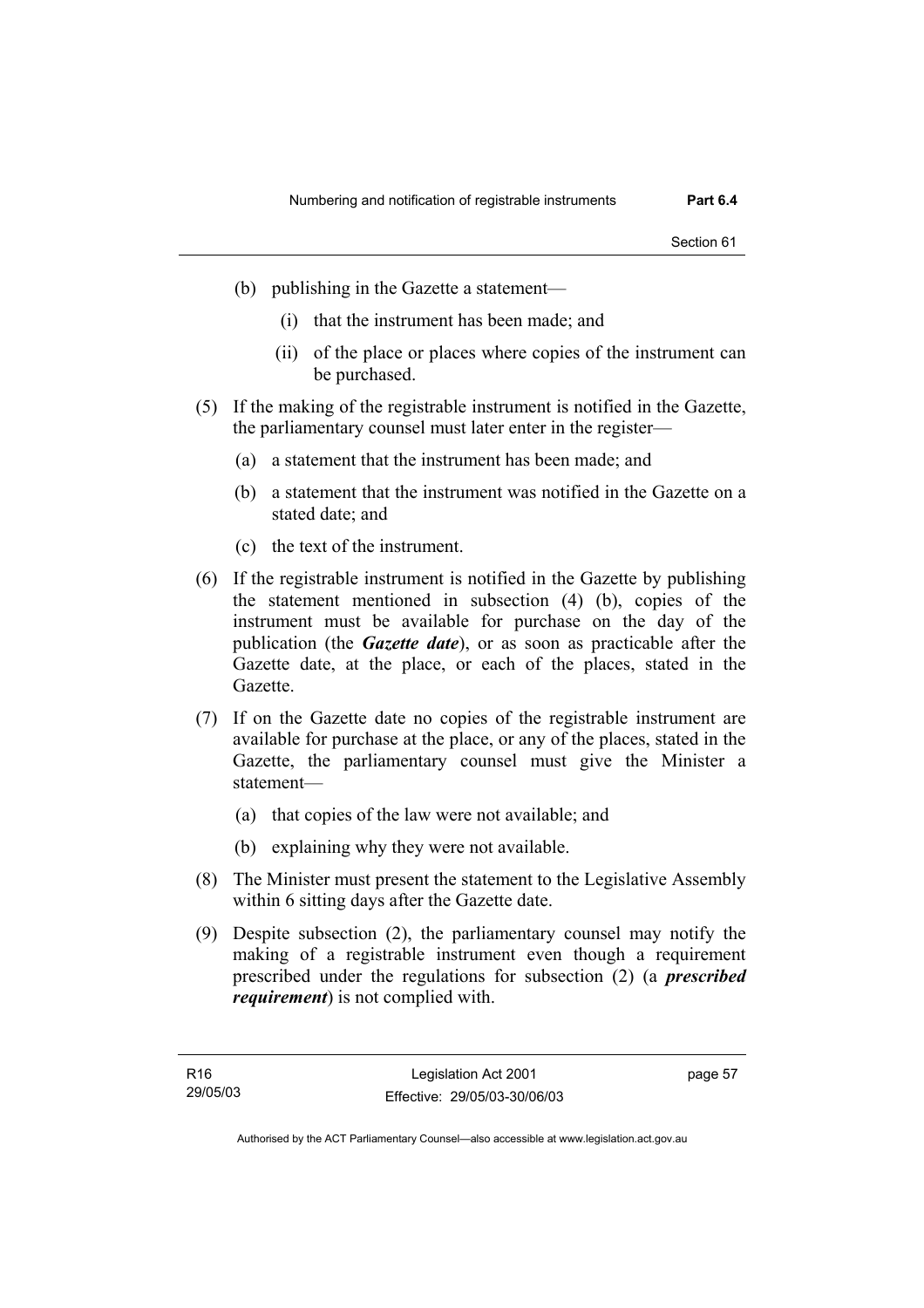(b) publishing in the Gazette a statement—

   (i) that the instrument has been made; and

   (ii) of the place or places where copies of the instrument can be purchased.

(5) If the making of the registrable instrument is notified in the Gazette, the parliamentary counsel must later enter in the register—

   (a) a statement that the instrument has been made; and

   (b) a statement that the instrument was notified in the Gazette on a stated date; and

   (c) the text of the instrument.

(6) If the registrable instrument is notified in the Gazette by publishing the statement mentioned in subsection (4) (b), copies of the instrument must be available for purchase on the day of the publication (the ***Gazette date***), or as soon as practicable after the Gazette date, at the place, or each of the places, stated in the Gazette.

(7) If on the Gazette date no copies of the registrable instrument are available for purchase at the place, or any of the places, stated in the Gazette, the parliamentary counsel must give the Minister a statement—

   (a) that copies of the law were not available; and

   (b) explaining why they were not available.

(8) The Minister must present the statement to the Legislative Assembly within 6 sitting days after the Gazette date.

(9) Despite subsection (2), the parliamentary counsel may notify the making of a registrable instrument even though a requirement prescribed under the regulations for subsection (2) (a ***prescribed requirement***) is not complied with.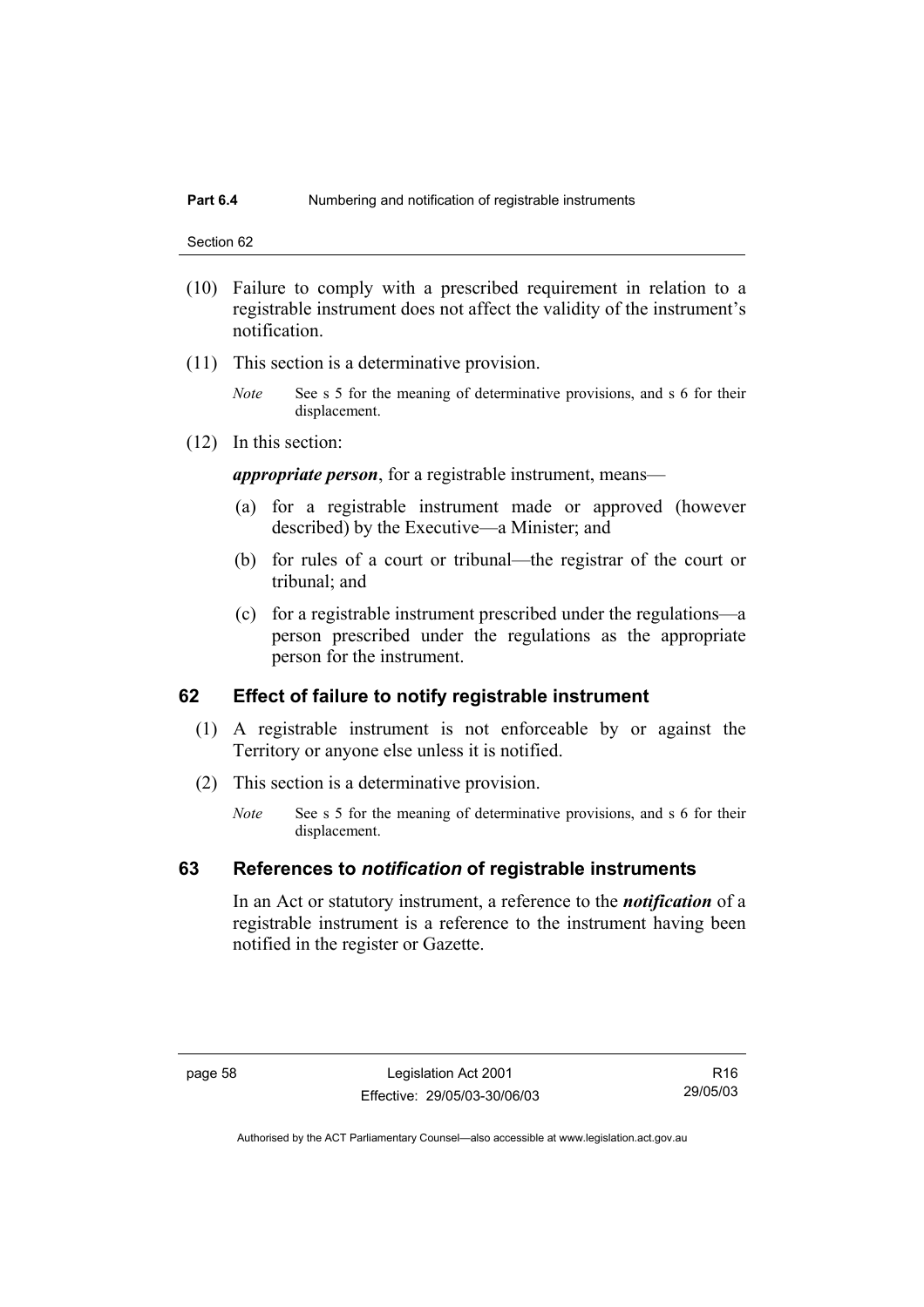(10) Failure to comply with a prescribed requirement in relation to a registrable instrument does not affect the validity of the instrument's notification.

(11) This section is a determinative provision.

*Note* See s 5 for the meaning of determinative provisions, and s 6 for their displacement.

(12) In this section:

***appropriate person***, for a registrable instrument, means—

(a) for a registrable instrument made or approved (however described) by the Executive—a Minister; and

(b) for rules of a court or tribunal—the registrar of the court or tribunal; and

(c) for a registrable instrument prescribed under the regulations—a person prescribed under the regulations as the appropriate person for the instrument.

## 62 Effect of failure to notify registrable instrument

(1) A registrable instrument is not enforceable by or against the Territory or anyone else unless it is notified.

(2) This section is a determinative provision.

*Note* See s 5 for the meaning of determinative provisions, and s 6 for their displacement.

## 63 References to *notification* of registrable instruments

In an Act or statutory instrument, a reference to the ***notification*** of a registrable instrument is a reference to the instrument having been notified in the register or Gazette.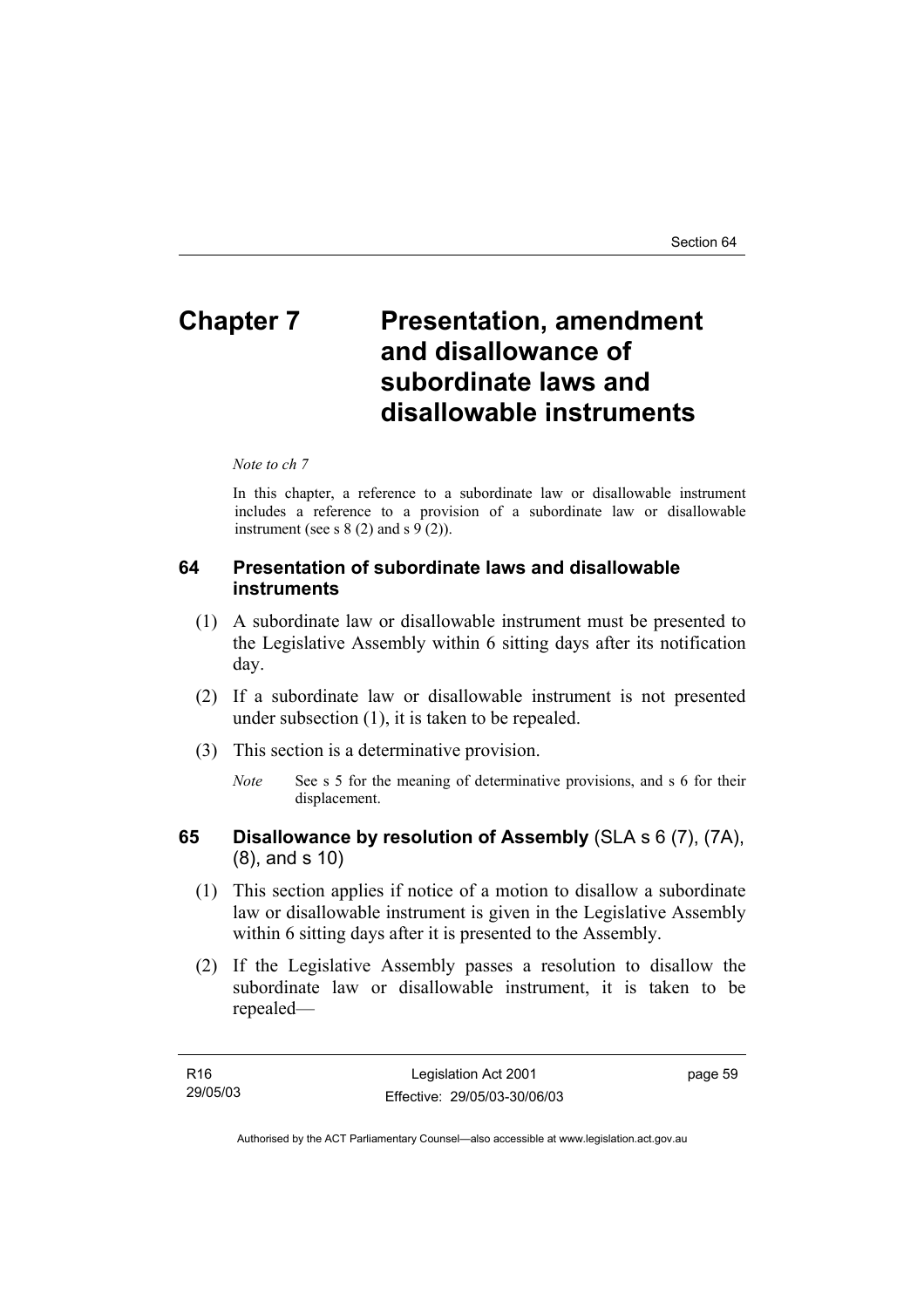# Chapter 7 Presentation, amendment and disallowance of subordinate laws and disallowable instruments

*Note to ch 7*

In this chapter, a reference to a subordinate law or disallowable instrument includes a reference to a provision of a subordinate law or disallowable instrument (see s 8 (2) and s 9 (2)).

## 64 Presentation of subordinate laws and disallowable instruments

(1) A subordinate law or disallowable instrument must be presented to the Legislative Assembly within 6 sitting days after its notification day.

(2) If a subordinate law or disallowable instrument is not presented under subsection (1), it is taken to be repealed.

(3) This section is a determinative provision.

*Note* See s 5 for the meaning of determinative provisions, and s 6 for their displacement.

## 65 Disallowance by resolution of Assembly (SLA s 6 (7), (7A), (8), and s 10)

(1) This section applies if notice of a motion to disallow a subordinate law or disallowable instrument is given in the Legislative Assembly within 6 sitting days after it is presented to the Assembly.

(2) If the Legislative Assembly passes a resolution to disallow the subordinate law or disallowable instrument, it is taken to be repealed—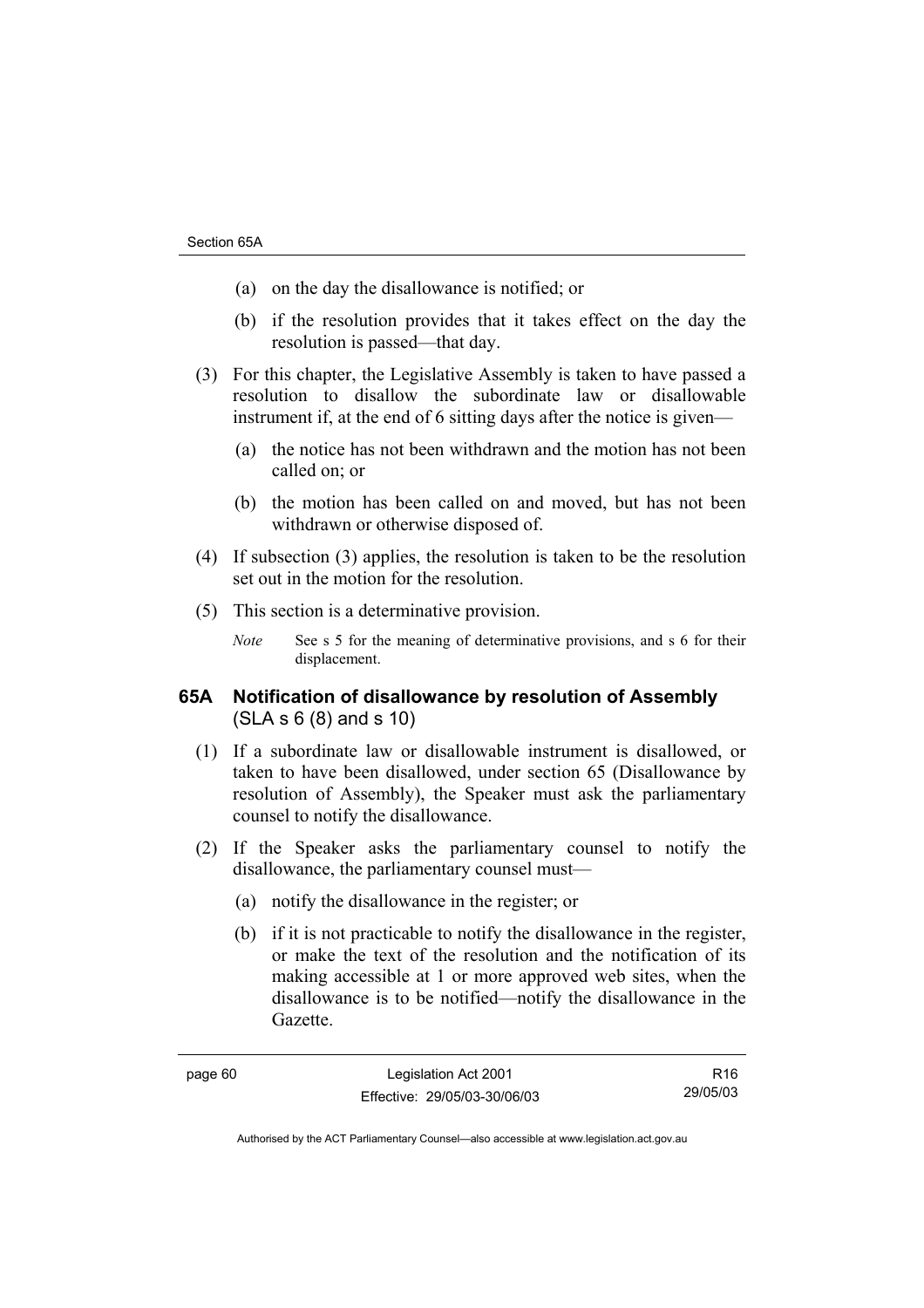(a) on the day the disallowance is notified; or

(b) if the resolution provides that it takes effect on the day the resolution is passed—that day.

(3) For this chapter, the Legislative Assembly is taken to have passed a resolution to disallow the subordinate law or disallowable instrument if, at the end of 6 sitting days after the notice is given—

(a) the notice has not been withdrawn and the motion has not been called on; or

(b) the motion has been called on and moved, but has not been withdrawn or otherwise disposed of.

(4) If subsection (3) applies, the resolution is taken to be the resolution set out in the motion for the resolution.

(5) This section is a determinative provision.

*Note* See s 5 for the meaning of determinative provisions, and s 6 for their displacement.

## 65A Notification of disallowance by resolution of Assembly (SLA s 6 (8) and s 10)

(1) If a subordinate law or disallowable instrument is disallowed, or taken to have been disallowed, under section 65 (Disallowance by resolution of Assembly), the Speaker must ask the parliamentary counsel to notify the disallowance.

(2) If the Speaker asks the parliamentary counsel to notify the disallowance, the parliamentary counsel must—

(a) notify the disallowance in the register; or

(b) if it is not practicable to notify the disallowance in the register, or make the text of the resolution and the notification of its making accessible at 1 or more approved web sites, when the disallowance is to be notified—notify the disallowance in the Gazette.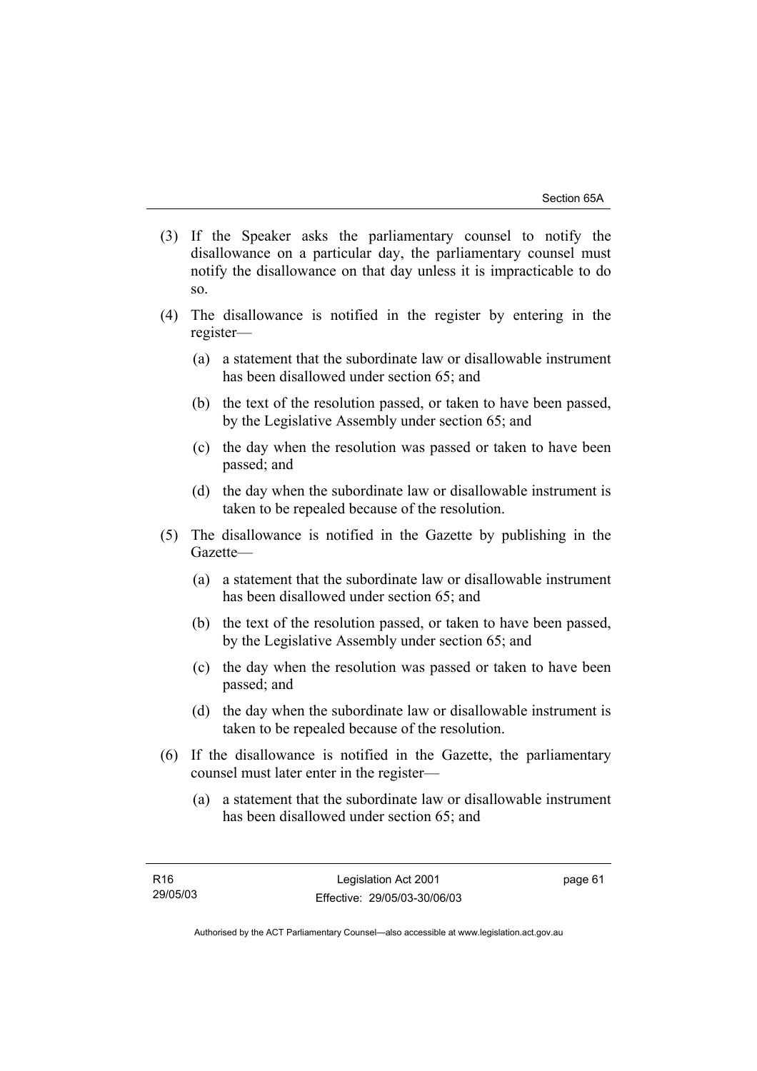(3) If the Speaker asks the parliamentary counsel to notify the disallowance on a particular day, the parliamentary counsel must notify the disallowance on that day unless it is impracticable to do so.

(4) The disallowance is notified in the register by entering in the register—

(a) a statement that the subordinate law or disallowable instrument has been disallowed under section 65; and

(b) the text of the resolution passed, or taken to have been passed, by the Legislative Assembly under section 65; and

(c) the day when the resolution was passed or taken to have been passed; and

(d) the day when the subordinate law or disallowable instrument is taken to be repealed because of the resolution.

(5) The disallowance is notified in the Gazette by publishing in the Gazette—

(a) a statement that the subordinate law or disallowable instrument has been disallowed under section 65; and

(b) the text of the resolution passed, or taken to have been passed, by the Legislative Assembly under section 65; and

(c) the day when the resolution was passed or taken to have been passed; and

(d) the day when the subordinate law or disallowable instrument is taken to be repealed because of the resolution.

(6) If the disallowance is notified in the Gazette, the parliamentary counsel must later enter in the register—

(a) a statement that the subordinate law or disallowable instrument has been disallowed under section 65; and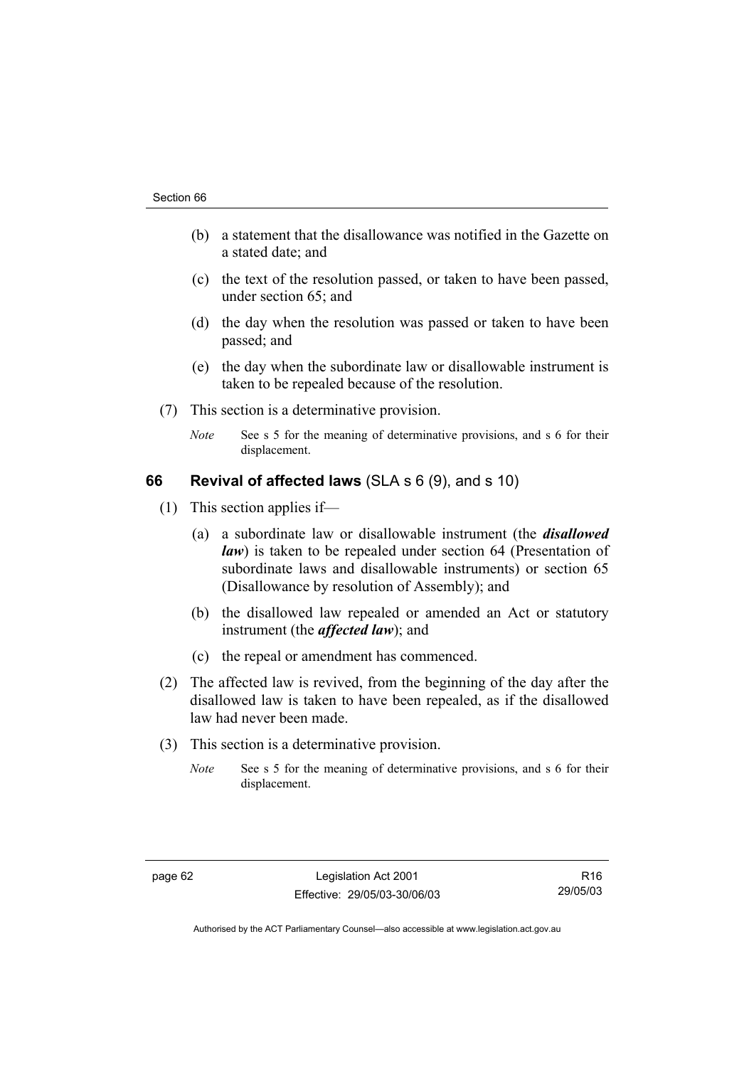(b) a statement that the disallowance was notified in the Gazette on a stated date; and

(c) the text of the resolution passed, or taken to have been passed, under section 65; and

(d) the day when the resolution was passed or taken to have been passed; and

(e) the day when the subordinate law or disallowable instrument is taken to be repealed because of the resolution.

(7) This section is a determinative provision.

*Note* See s 5 for the meaning of determinative provisions, and s 6 for their displacement.

## 66 Revival of affected laws (SLA s 6 (9), and s 10)

(1) This section applies if—

(a) a subordinate law or disallowable instrument (the ***disallowed law***) is taken to be repealed under section 64 (Presentation of subordinate laws and disallowable instruments) or section 65 (Disallowance by resolution of Assembly); and

(b) the disallowed law repealed or amended an Act or statutory instrument (the ***affected law***); and

(c) the repeal or amendment has commenced.

(2) The affected law is revived, from the beginning of the day after the disallowed law is taken to have been repealed, as if the disallowed law had never been made.

(3) This section is a determinative provision.

*Note* See s 5 for the meaning of determinative provisions, and s 6 for their displacement.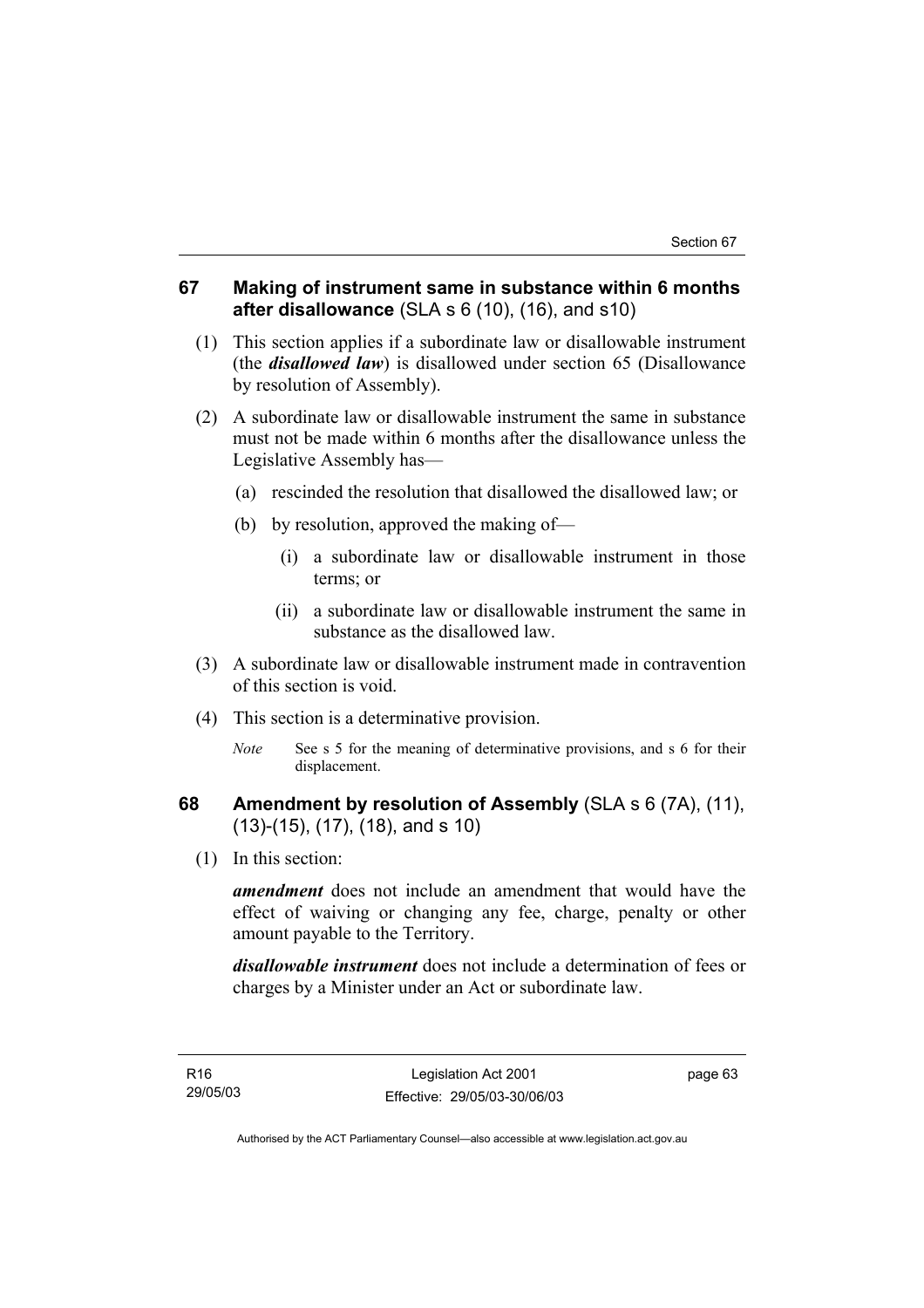## 67 Making of instrument same in substance within 6 months after disallowance (SLA s 6 (10), (16), and s10)

(1) This section applies if a subordinate law or disallowable instrument (the ***disallowed law***) is disallowed under section 65 (Disallowance by resolution of Assembly).

(2) A subordinate law or disallowable instrument the same in substance must not be made within 6 months after the disallowance unless the Legislative Assembly has—

(a) rescinded the resolution that disallowed the disallowed law; or

(b) by resolution, approved the making of—

(i) a subordinate law or disallowable instrument in those terms; or

(ii) a subordinate law or disallowable instrument the same in substance as the disallowed law.

(3) A subordinate law or disallowable instrument made in contravention of this section is void.

(4) This section is a determinative provision.

*Note* See s 5 for the meaning of determinative provisions, and s 6 for their displacement.

## 68 Amendment by resolution of Assembly (SLA s 6 (7A), (11), (13)-(15), (17), (18), and s 10)

(1) In this section:

***amendment*** does not include an amendment that would have the effect of waiving or changing any fee, charge, penalty or other amount payable to the Territory.

***disallowable instrument*** does not include a determination of fees or charges by a Minister under an Act or subordinate law.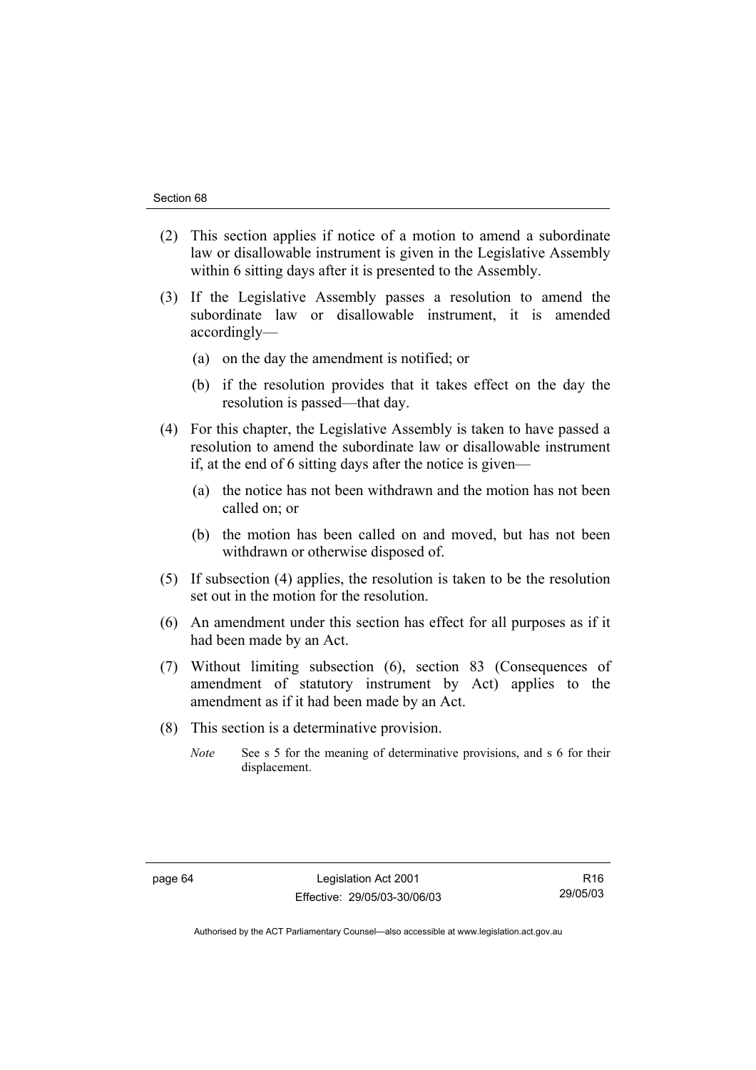(2) This section applies if notice of a motion to amend a subordinate law or disallowable instrument is given in the Legislative Assembly within 6 sitting days after it is presented to the Assembly.

(3) If the Legislative Assembly passes a resolution to amend the subordinate law or disallowable instrument, it is amended accordingly—

  (a) on the day the amendment is notified; or

  (b) if the resolution provides that it takes effect on the day the resolution is passed—that day.

(4) For this chapter, the Legislative Assembly is taken to have passed a resolution to amend the subordinate law or disallowable instrument if, at the end of 6 sitting days after the notice is given—

  (a) the notice has not been withdrawn and the motion has not been called on; or

  (b) the motion has been called on and moved, but has not been withdrawn or otherwise disposed of.

(5) If subsection (4) applies, the resolution is taken to be the resolution set out in the motion for the resolution.

(6) An amendment under this section has effect for all purposes as if it had been made by an Act.

(7) Without limiting subsection (6), section 83 (Consequences of amendment of statutory instrument by Act) applies to the amendment as if it had been made by an Act.

(8) This section is a determinative provision.

*Note* See s 5 for the meaning of determinative provisions, and s 6 for their displacement.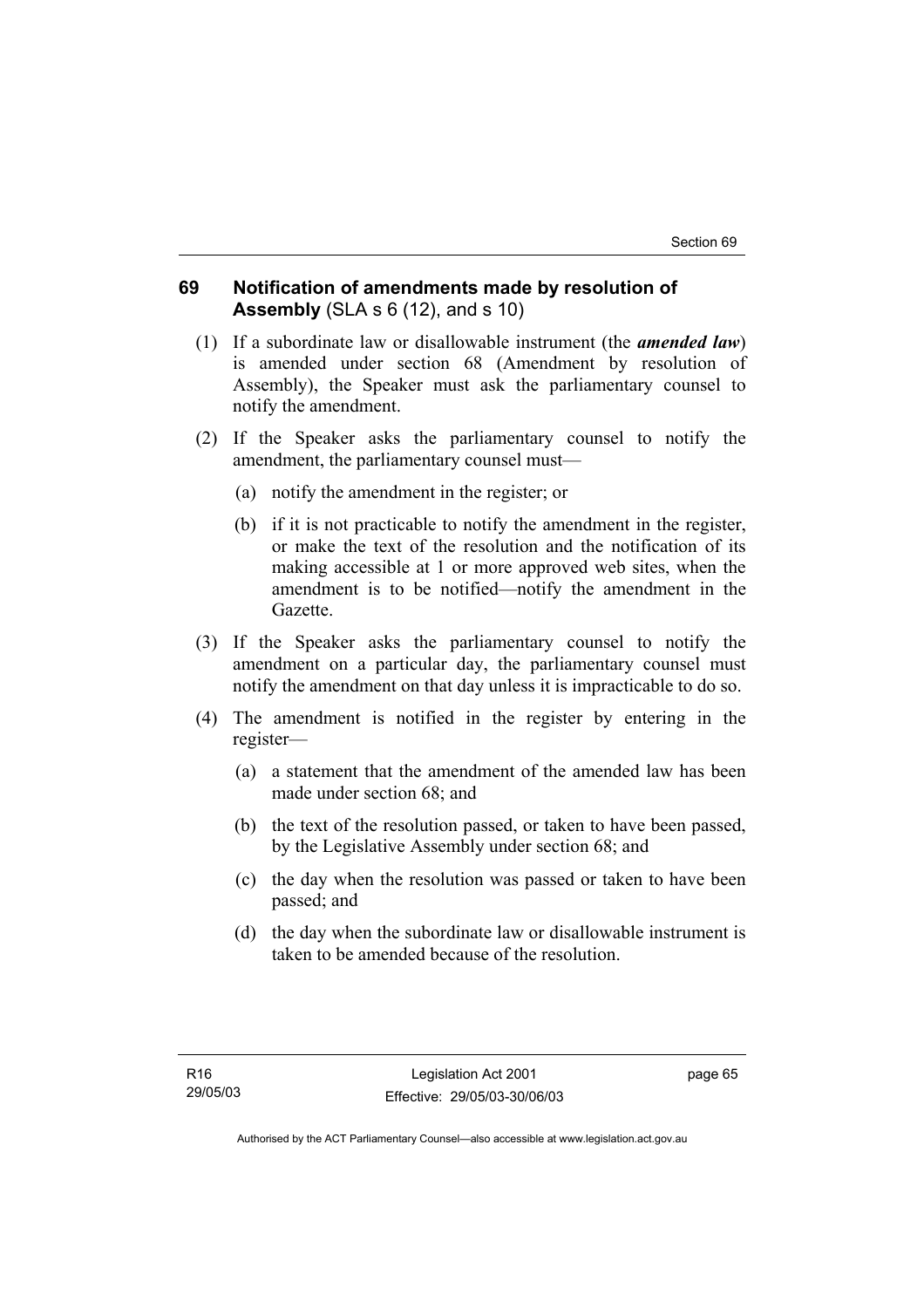## 69 Notification of amendments made by resolution of Assembly (SLA s 6 (12), and s 10)

(1) If a subordinate law or disallowable instrument (the ***amended law***) is amended under section 68 (Amendment by resolution of Assembly), the Speaker must ask the parliamentary counsel to notify the amendment.

(2) If the Speaker asks the parliamentary counsel to notify the amendment, the parliamentary counsel must—

(a) notify the amendment in the register; or

(b) if it is not practicable to notify the amendment in the register, or make the text of the resolution and the notification of its making accessible at 1 or more approved web sites, when the amendment is to be notified—notify the amendment in the Gazette.

(3) If the Speaker asks the parliamentary counsel to notify the amendment on a particular day, the parliamentary counsel must notify the amendment on that day unless it is impracticable to do so.

(4) The amendment is notified in the register by entering in the register—

(a) a statement that the amendment of the amended law has been made under section 68; and

(b) the text of the resolution passed, or taken to have been passed, by the Legislative Assembly under section 68; and

(c) the day when the resolution was passed or taken to have been passed; and

(d) the day when the subordinate law or disallowable instrument is taken to be amended because of the resolution.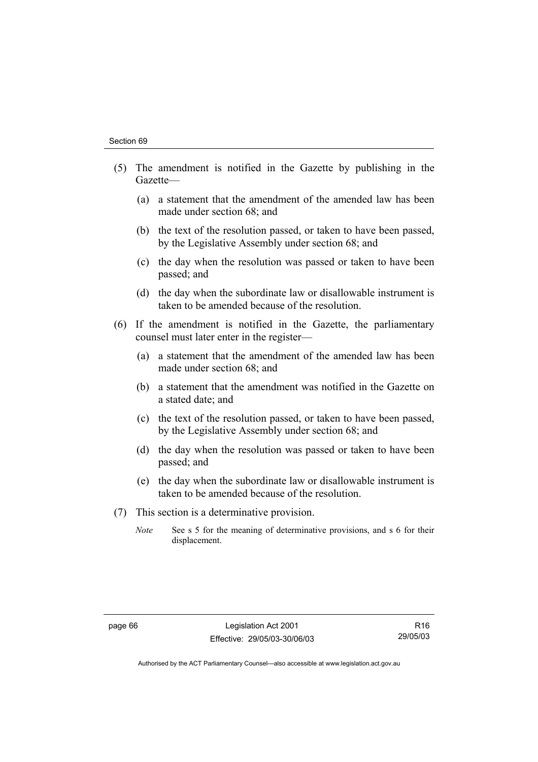(5) The amendment is notified in the Gazette by publishing in the Gazette—

(a) a statement that the amendment of the amended law has been made under section 68; and

(b) the text of the resolution passed, or taken to have been passed, by the Legislative Assembly under section 68; and

(c) the day when the resolution was passed or taken to have been passed; and

(d) the day when the subordinate law or disallowable instrument is taken to be amended because of the resolution.

(6) If the amendment is notified in the Gazette, the parliamentary counsel must later enter in the register—

(a) a statement that the amendment of the amended law has been made under section 68; and

(b) a statement that the amendment was notified in the Gazette on a stated date; and

(c) the text of the resolution passed, or taken to have been passed, by the Legislative Assembly under section 68; and

(d) the day when the resolution was passed or taken to have been passed; and

(e) the day when the subordinate law or disallowable instrument is taken to be amended because of the resolution.

(7) This section is a determinative provision.

*Note* See s 5 for the meaning of determinative provisions, and s 6 for their displacement.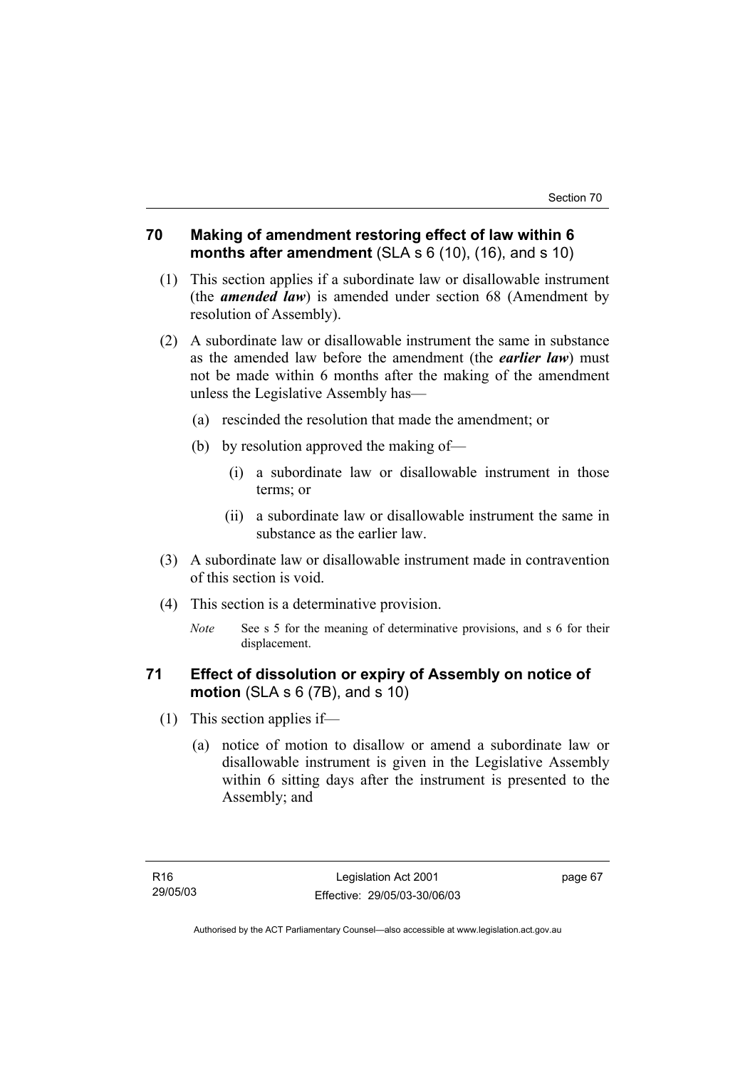## 70 Making of amendment restoring effect of law within 6 months after amendment (SLA s 6 (10), (16), and s 10)

(1) This section applies if a subordinate law or disallowable instrument (the ***amended law***) is amended under section 68 (Amendment by resolution of Assembly).

(2) A subordinate law or disallowable instrument the same in substance as the amended law before the amendment (the ***earlier law***) must not be made within 6 months after the making of the amendment unless the Legislative Assembly has—

(a) rescinded the resolution that made the amendment; or

(b) by resolution approved the making of—

(i) a subordinate law or disallowable instrument in those terms; or

(ii) a subordinate law or disallowable instrument the same in substance as the earlier law.

(3) A subordinate law or disallowable instrument made in contravention of this section is void.

(4) This section is a determinative provision.

*Note* See s 5 for the meaning of determinative provisions, and s 6 for their displacement.

## 71 Effect of dissolution or expiry of Assembly on notice of motion (SLA s 6 (7B), and s 10)

(1) This section applies if—

(a) notice of motion to disallow or amend a subordinate law or disallowable instrument is given in the Legislative Assembly within 6 sitting days after the instrument is presented to the Assembly; and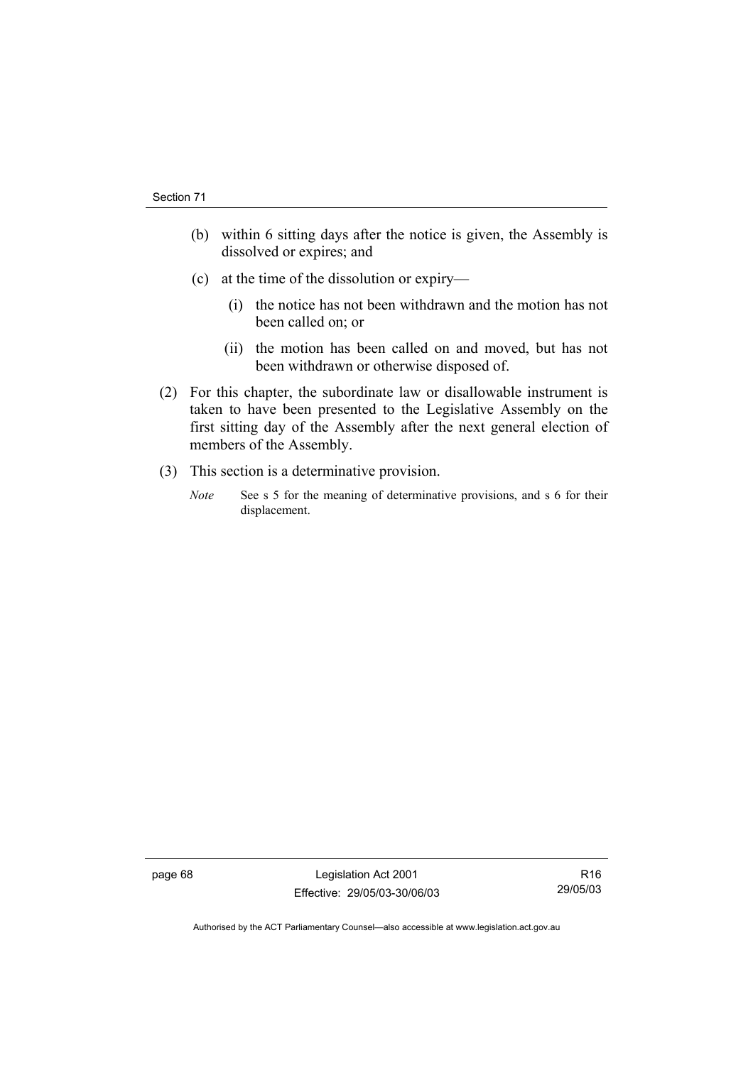(b) within 6 sitting days after the notice is given, the Assembly is dissolved or expires; and

(c) at the time of the dissolution or expiry—

  (i) the notice has not been withdrawn and the motion has not been called on; or

  (ii) the motion has been called on and moved, but has not been withdrawn or otherwise disposed of.

(2) For this chapter, the subordinate law or disallowable instrument is taken to have been presented to the Legislative Assembly on the first sitting day of the Assembly after the next general election of members of the Assembly.

(3) This section is a determinative provision.

*Note* See s 5 for the meaning of determinative provisions, and s 6 for their displacement.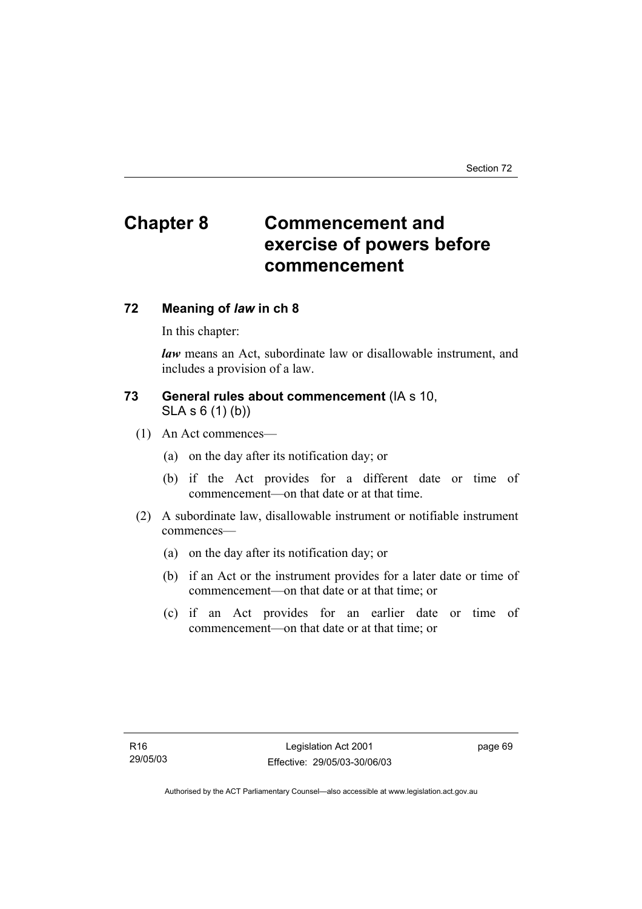# Chapter 8 Commencement and exercise of powers before commencement

## 72 Meaning of *law* in ch 8

In this chapter:

***law*** means an Act, subordinate law or disallowable instrument, and includes a provision of a law.

## 73 General rules about commencement (IA s 10, SLA s 6 (1) (b))

(1) An Act commences—

(a) on the day after its notification day; or

(b) if the Act provides for a different date or time of commencement—on that date or at that time.

(2) A subordinate law, disallowable instrument or notifiable instrument commences—

(a) on the day after its notification day; or

(b) if an Act or the instrument provides for a later date or time of commencement—on that date or at that time; or

(c) if an Act provides for an earlier date or time of commencement—on that date or at that time; or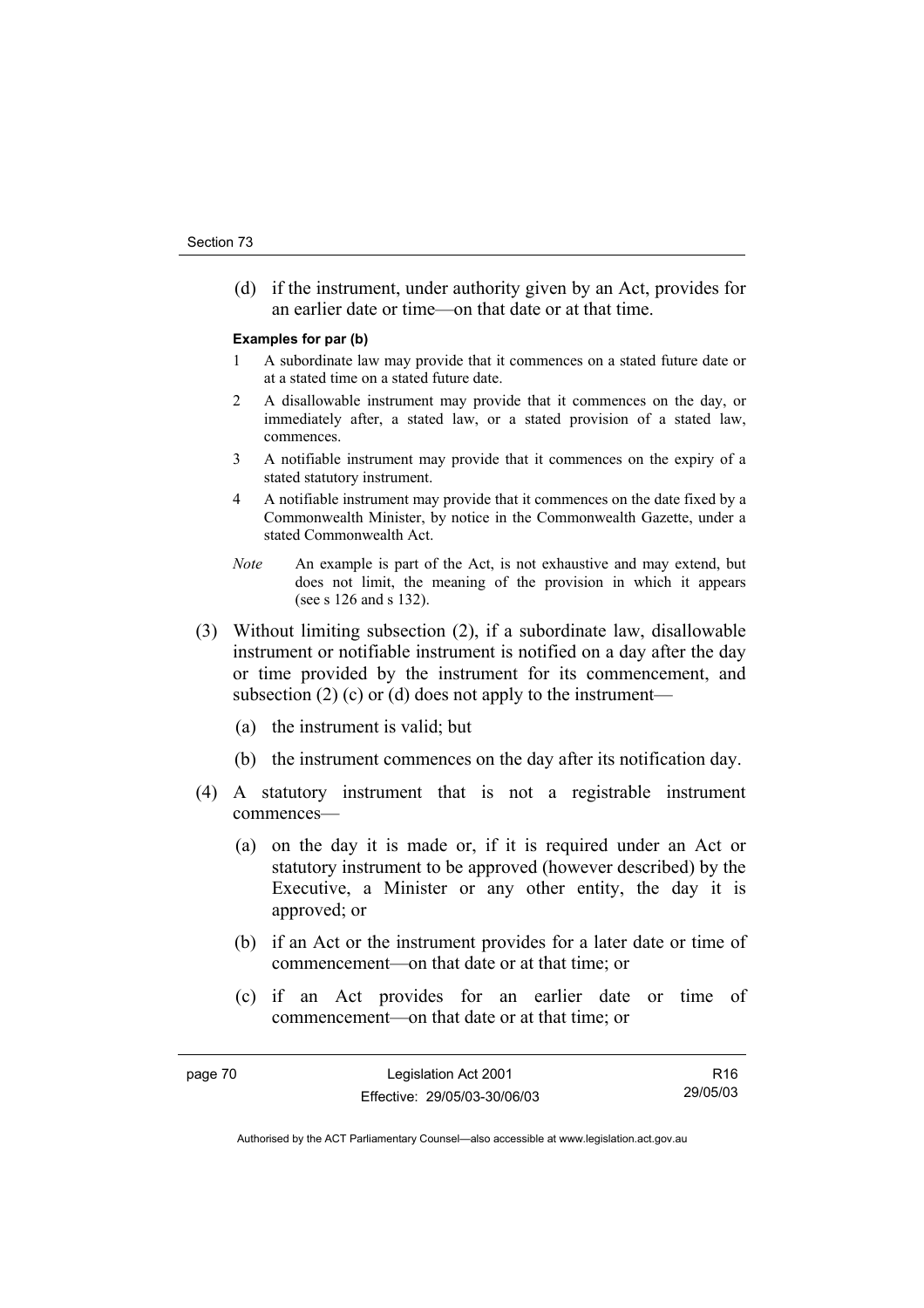(d) if the instrument, under authority given by an Act, provides for an earlier date or time—on that date or at that time.

**Examples for par (b)**

1 A subordinate law may provide that it commences on a stated future date or at a stated time on a stated future date.

2 A disallowable instrument may provide that it commences on the day, or immediately after, a stated law, or a stated provision of a stated law, commences.

3 A notifiable instrument may provide that it commences on the expiry of a stated statutory instrument.

4 A notifiable instrument may provide that it commences on the date fixed by a Commonwealth Minister, by notice in the Commonwealth Gazette, under a stated Commonwealth Act.

*Note* An example is part of the Act, is not exhaustive and may extend, but does not limit, the meaning of the provision in which it appears (see s 126 and s 132).

(3) Without limiting subsection (2), if a subordinate law, disallowable instrument or notifiable instrument is notified on a day after the day or time provided by the instrument for its commencement, and subsection (2) (c) or (d) does not apply to the instrument—

(a) the instrument is valid; but

(b) the instrument commences on the day after its notification day.

(4) A statutory instrument that is not a registrable instrument commences—

(a) on the day it is made or, if it is required under an Act or statutory instrument to be approved (however described) by the Executive, a Minister or any other entity, the day it is approved; or

(b) if an Act or the instrument provides for a later date or time of commencement—on that date or at that time; or

(c) if an Act provides for an earlier date or time of commencement—on that date or at that time; or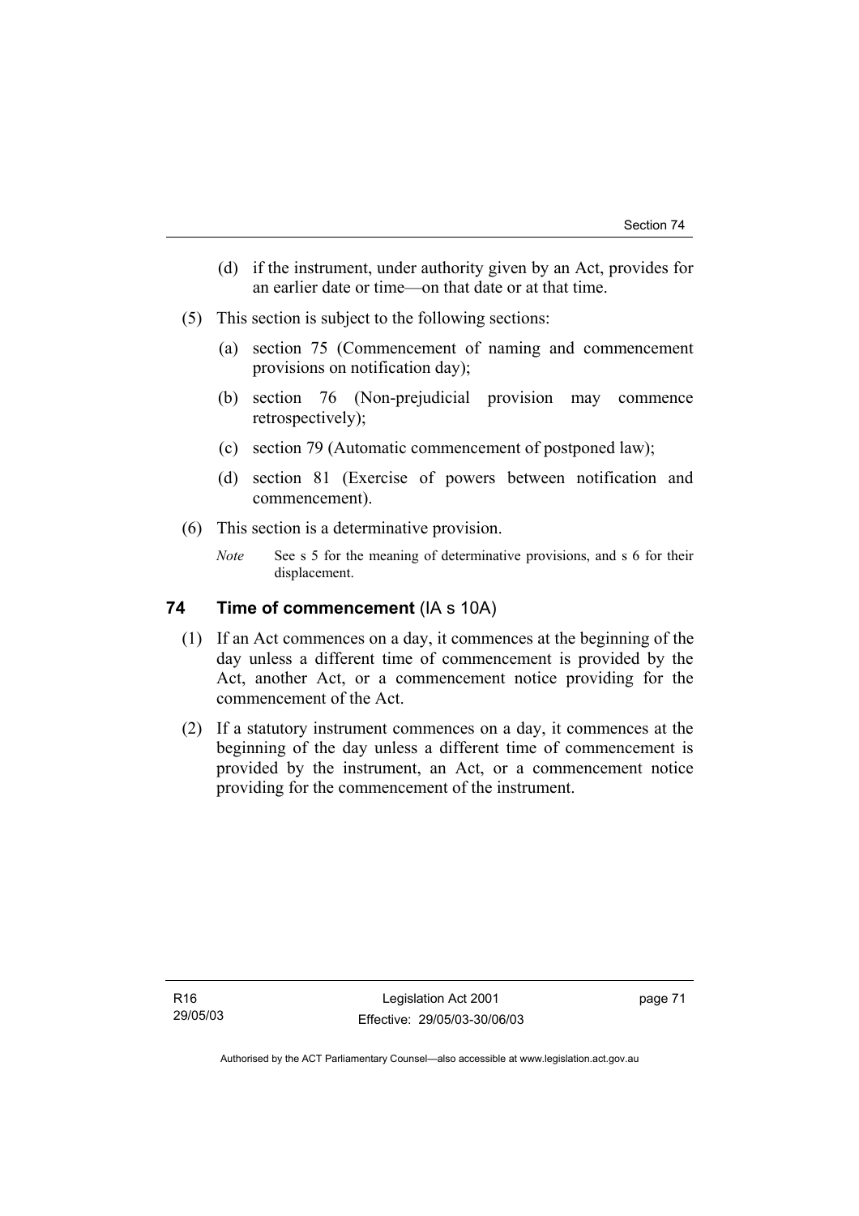(d) if the instrument, under authority given by an Act, provides for an earlier date or time—on that date or at that time.

(5) This section is subject to the following sections:

(a) section 75 (Commencement of naming and commencement provisions on notification day);

(b) section 76 (Non-prejudicial provision may commence retrospectively);

(c) section 79 (Automatic commencement of postponed law);

(d) section 81 (Exercise of powers between notification and commencement).

(6) This section is a determinative provision.

*Note* See s 5 for the meaning of determinative provisions, and s 6 for their displacement.

## 74 Time of commencement (IA s 10A)

(1) If an Act commences on a day, it commences at the beginning of the day unless a different time of commencement is provided by the Act, another Act, or a commencement notice providing for the commencement of the Act.

(2) If a statutory instrument commences on a day, it commences at the beginning of the day unless a different time of commencement is provided by the instrument, an Act, or a commencement notice providing for the commencement of the instrument.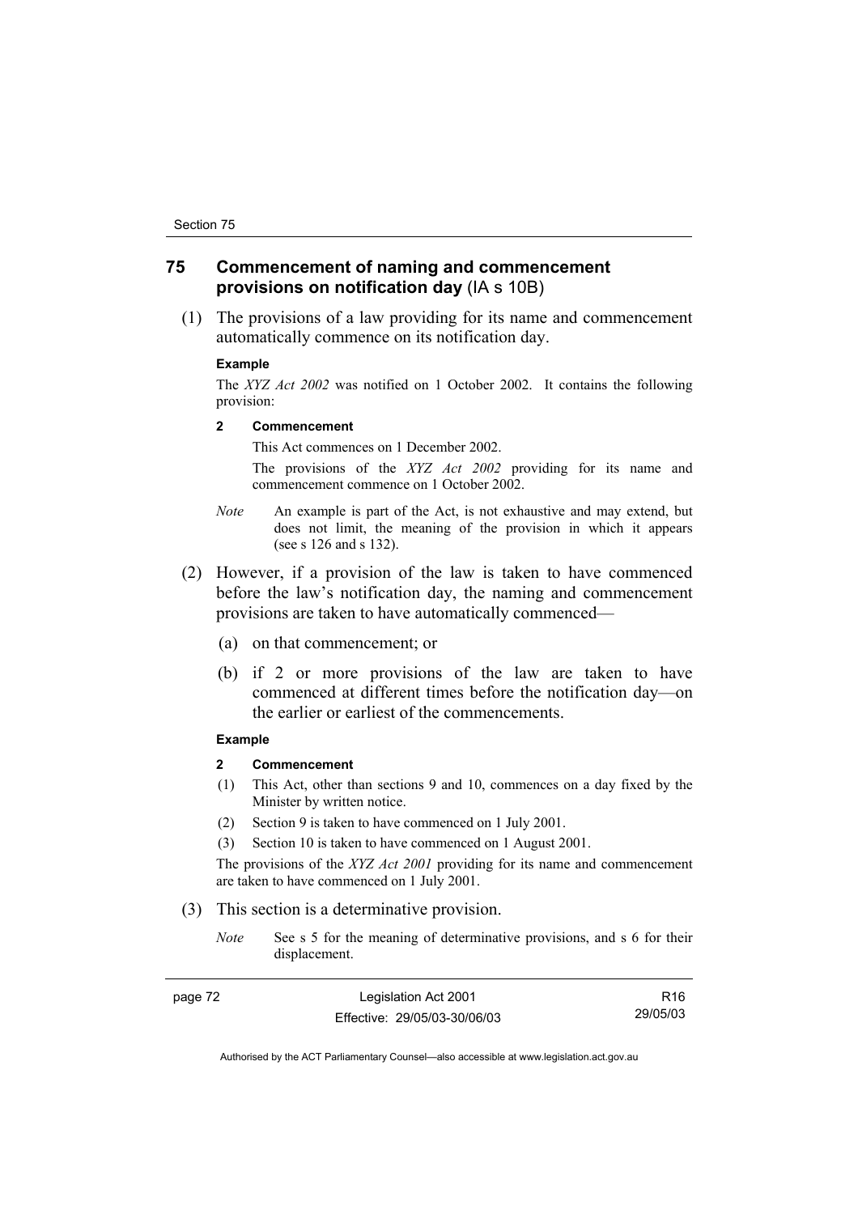## 75 Commencement of naming and commencement provisions on notification day (IA s 10B)

(1) The provisions of a law providing for its name and commencement automatically commence on its notification day.

**Example**

The *XYZ Act 2002* was notified on 1 October 2002. It contains the following provision:

**2 Commencement**

This Act commences on 1 December 2002.

The provisions of the *XYZ Act 2002* providing for its name and commencement commence on 1 October 2002.

*Note* An example is part of the Act, is not exhaustive and may extend, but does not limit, the meaning of the provision in which it appears (see s 126 and s 132).

(2) However, if a provision of the law is taken to have commenced before the law's notification day, the naming and commencement provisions are taken to have automatically commenced—

(a) on that commencement; or

(b) if 2 or more provisions of the law are taken to have commenced at different times before the notification day—on the earlier or earliest of the commencements.

**Example**

**2 Commencement**

(1) This Act, other than sections 9 and 10, commences on a day fixed by the Minister by written notice.

(2) Section 9 is taken to have commenced on 1 July 2001.

(3) Section 10 is taken to have commenced on 1 August 2001.

The provisions of the *XYZ Act 2001* providing for its name and commencement are taken to have commenced on 1 July 2001.

(3) This section is a determinative provision.

*Note* See s 5 for the meaning of determinative provisions, and s 6 for their displacement.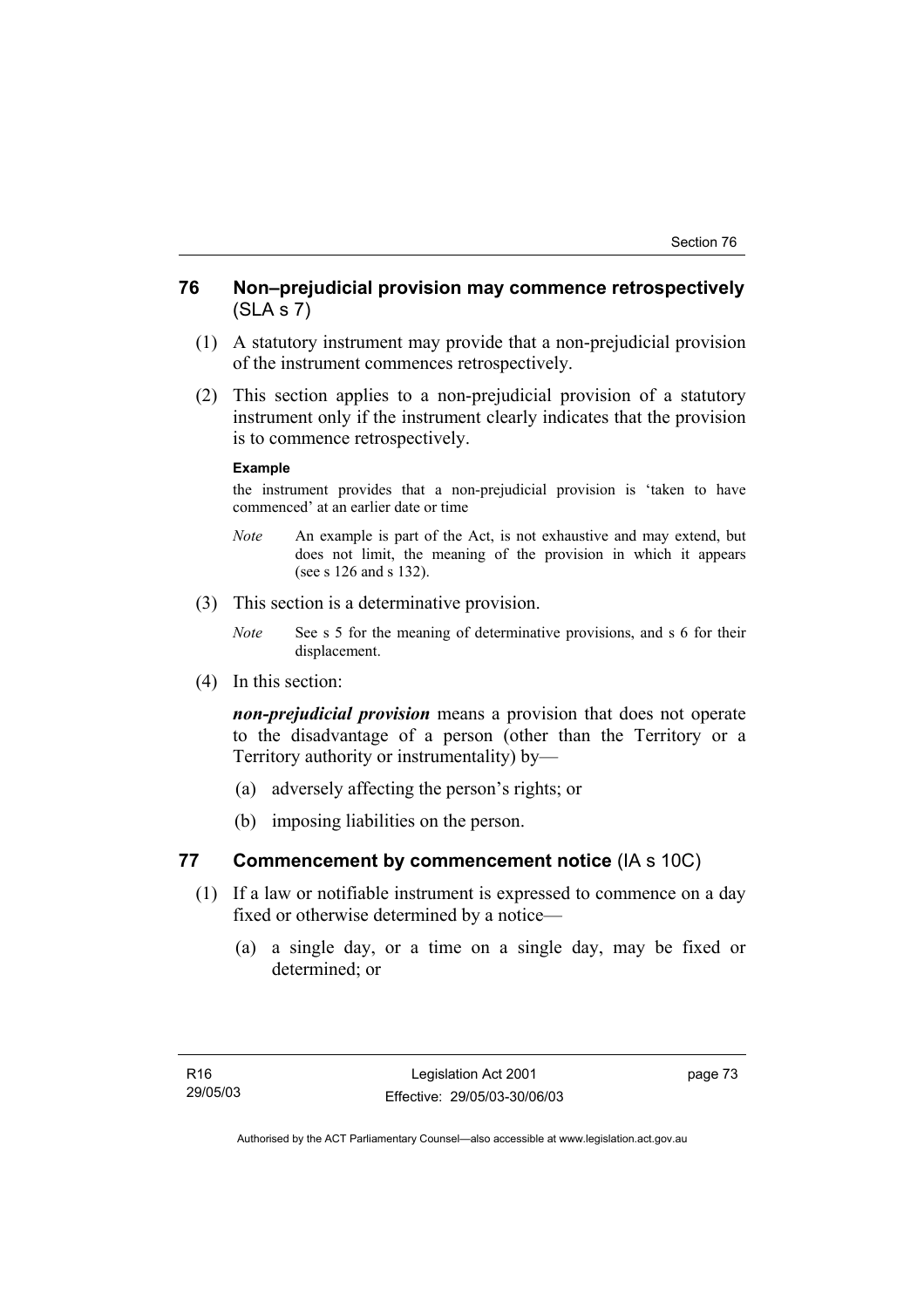## 76 Non–prejudicial provision may commence retrospectively (SLA s 7)

(1) A statutory instrument may provide that a non-prejudicial provision of the instrument commences retrospectively.

(2) This section applies to a non-prejudicial provision of a statutory instrument only if the instrument clearly indicates that the provision is to commence retrospectively.

**Example**

the instrument provides that a non-prejudicial provision is 'taken to have commenced' at an earlier date or time

*Note* An example is part of the Act, is not exhaustive and may extend, but does not limit, the meaning of the provision in which it appears (see s 126 and s 132).

(3) This section is a determinative provision.

*Note* See s 5 for the meaning of determinative provisions, and s 6 for their displacement.

(4) In this section:

***non-prejudicial provision*** means a provision that does not operate to the disadvantage of a person (other than the Territory or a Territory authority or instrumentality) by—

(a) adversely affecting the person's rights; or

(b) imposing liabilities on the person.

## 77 Commencement by commencement notice (IA s 10C)

(1) If a law or notifiable instrument is expressed to commence on a day fixed or otherwise determined by a notice—

(a) a single day, or a time on a single day, may be fixed or determined; or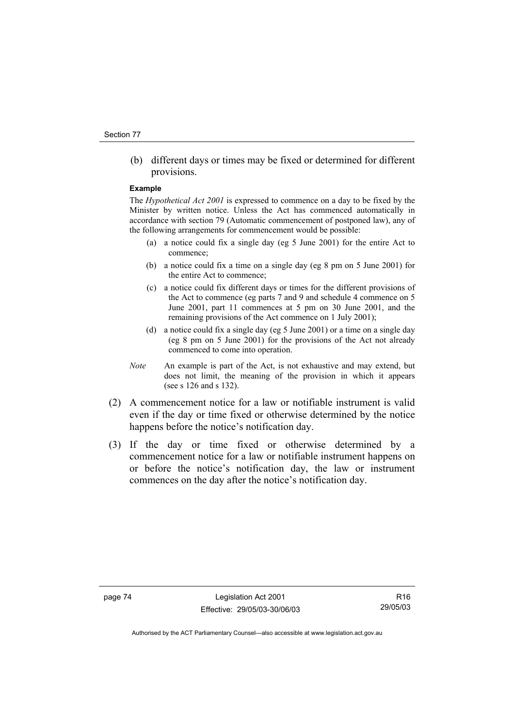(b) different days or times may be fixed or determined for different provisions.

**Example**

The *Hypothetical Act 2001* is expressed to commence on a day to be fixed by the Minister by written notice. Unless the Act has commenced automatically in accordance with section 79 (Automatic commencement of postponed law), any of the following arrangements for commencement would be possible:

(a) a notice could fix a single day (eg 5 June 2001) for the entire Act to commence;

(b) a notice could fix a time on a single day (eg 8 pm on 5 June 2001) for the entire Act to commence;

(c) a notice could fix different days or times for the different provisions of the Act to commence (eg parts 7 and 9 and schedule 4 commence on 5 June 2001, part 11 commences at 5 pm on 30 June 2001, and the remaining provisions of the Act commence on 1 July 2001);

(d) a notice could fix a single day (eg 5 June 2001) or a time on a single day (eg 8 pm on 5 June 2001) for the provisions of the Act not already commenced to come into operation.

*Note* An example is part of the Act, is not exhaustive and may extend, but does not limit, the meaning of the provision in which it appears (see s 126 and s 132).

(2) A commencement notice for a law or notifiable instrument is valid even if the day or time fixed or otherwise determined by the notice happens before the notice's notification day.

(3) If the day or time fixed or otherwise determined by a commencement notice for a law or notifiable instrument happens on or before the notice's notification day, the law or instrument commences on the day after the notice's notification day.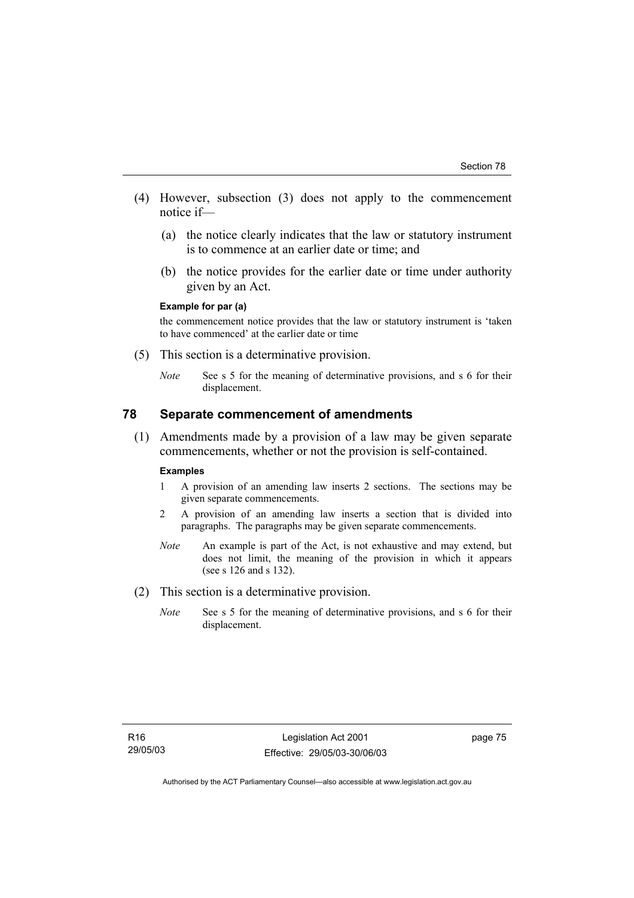(4) However, subsection (3) does not apply to the commencement notice if—

   (a) the notice clearly indicates that the law or statutory instrument is to commence at an earlier date or time; and

   (b) the notice provides for the earlier date or time under authority given by an Act.

**Example for par (a)**

the commencement notice provides that the law or statutory instrument is 'taken to have commenced' at the earlier date or time

(5) This section is a determinative provision.

*Note* See s 5 for the meaning of determinative provisions, and s 6 for their displacement.

## 78 Separate commencement of amendments

(1) Amendments made by a provision of a law may be given separate commencements, whether or not the provision is self-contained.

**Examples**

1 A provision of an amending law inserts 2 sections. The sections may be given separate commencements.

2 A provision of an amending law inserts a section that is divided into paragraphs. The paragraphs may be given separate commencements.

*Note* An example is part of the Act, is not exhaustive and may extend, but does not limit, the meaning of the provision in which it appears (see s 126 and s 132).

(2) This section is a determinative provision.

*Note* See s 5 for the meaning of determinative provisions, and s 6 for their displacement.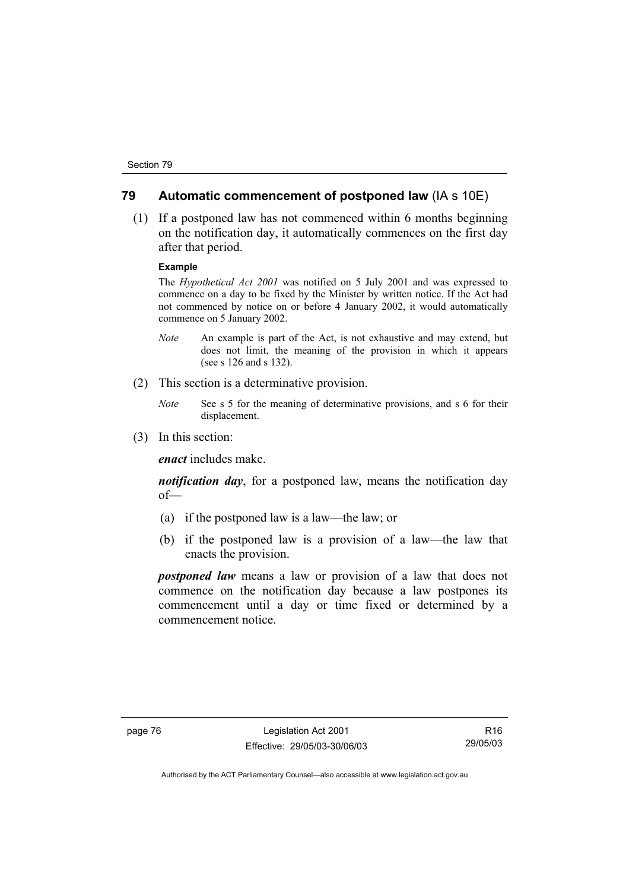## 79 Automatic commencement of postponed law (IA s 10E)

(1) If a postponed law has not commenced within 6 months beginning on the notification day, it automatically commences on the first day after that period.

**Example**

The *Hypothetical Act 2001* was notified on 5 July 2001 and was expressed to commence on a day to be fixed by the Minister by written notice. If the Act had not commenced by notice on or before 4 January 2002, it would automatically commence on 5 January 2002.

*Note* An example is part of the Act, is not exhaustive and may extend, but does not limit, the meaning of the provision in which it appears (see s 126 and s 132).

(2) This section is a determinative provision.

*Note* See s 5 for the meaning of determinative provisions, and s 6 for their displacement.

(3) In this section:

***enact*** includes make.

***notification day***, for a postponed law, means the notification day of—

(a) if the postponed law is a law—the law; or

(b) if the postponed law is a provision of a law—the law that enacts the provision.

***postponed law*** means a law or provision of a law that does not commence on the notification day because a law postpones its commencement until a day or time fixed or determined by a commencement notice.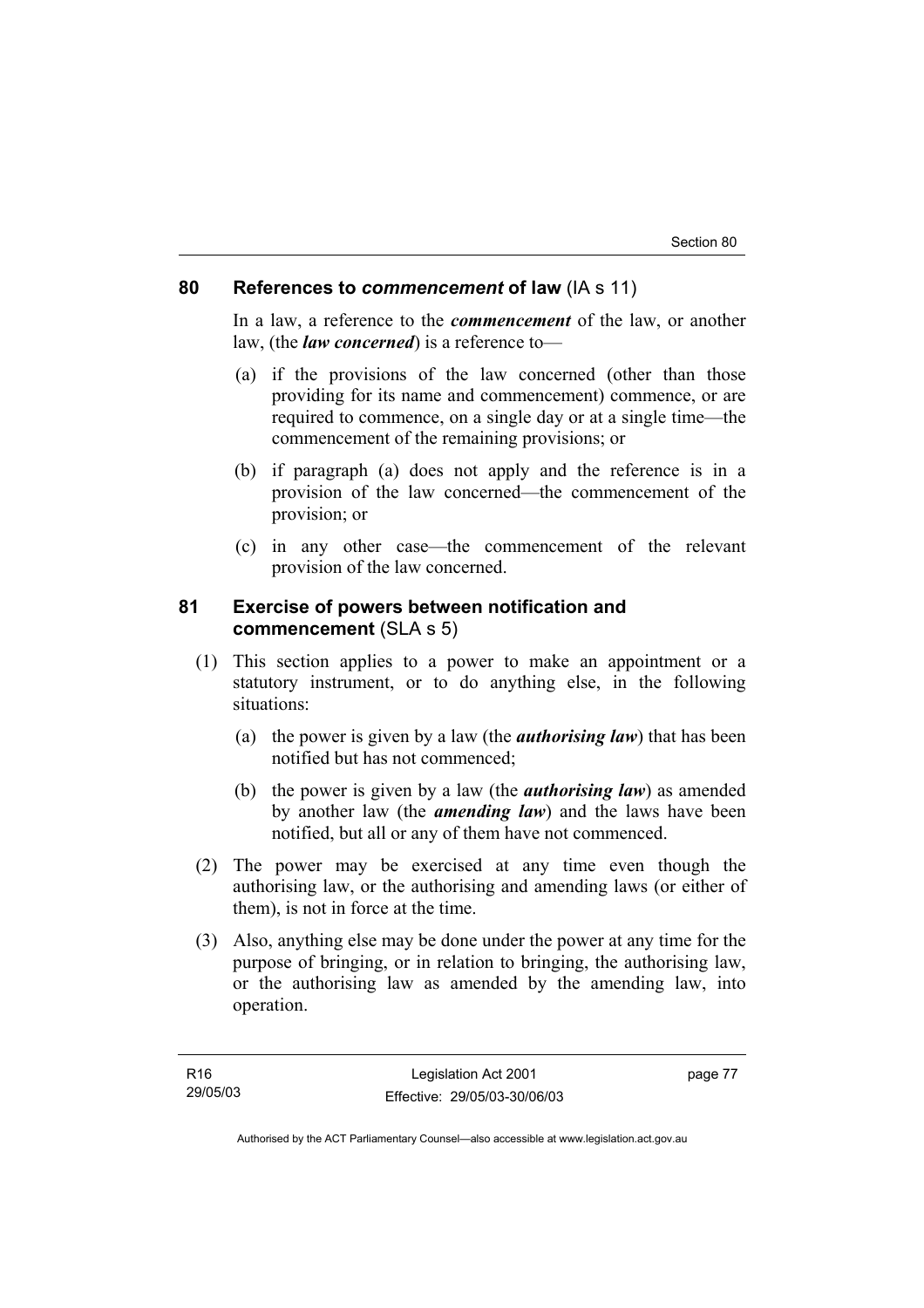## 80 References to *commencement* of law (IA s 11)

In a law, a reference to the ***commencement*** of the law, or another law, (the ***law concerned***) is a reference to—

(a) if the provisions of the law concerned (other than those providing for its name and commencement) commence, or are required to commence, on a single day or at a single time—the commencement of the remaining provisions; or

(b) if paragraph (a) does not apply and the reference is in a provision of the law concerned—the commencement of the provision; or

(c) in any other case—the commencement of the relevant provision of the law concerned.

## 81 Exercise of powers between notification and commencement (SLA s 5)

(1) This section applies to a power to make an appointment or a statutory instrument, or to do anything else, in the following situations:

(a) the power is given by a law (the ***authorising law***) that has been notified but has not commenced;

(b) the power is given by a law (the ***authorising law***) as amended by another law (the ***amending law***) and the laws have been notified, but all or any of them have not commenced.

(2) The power may be exercised at any time even though the authorising law, or the authorising and amending laws (or either of them), is not in force at the time.

(3) Also, anything else may be done under the power at any time for the purpose of bringing, or in relation to bringing, the authorising law, or the authorising law as amended by the amending law, into operation.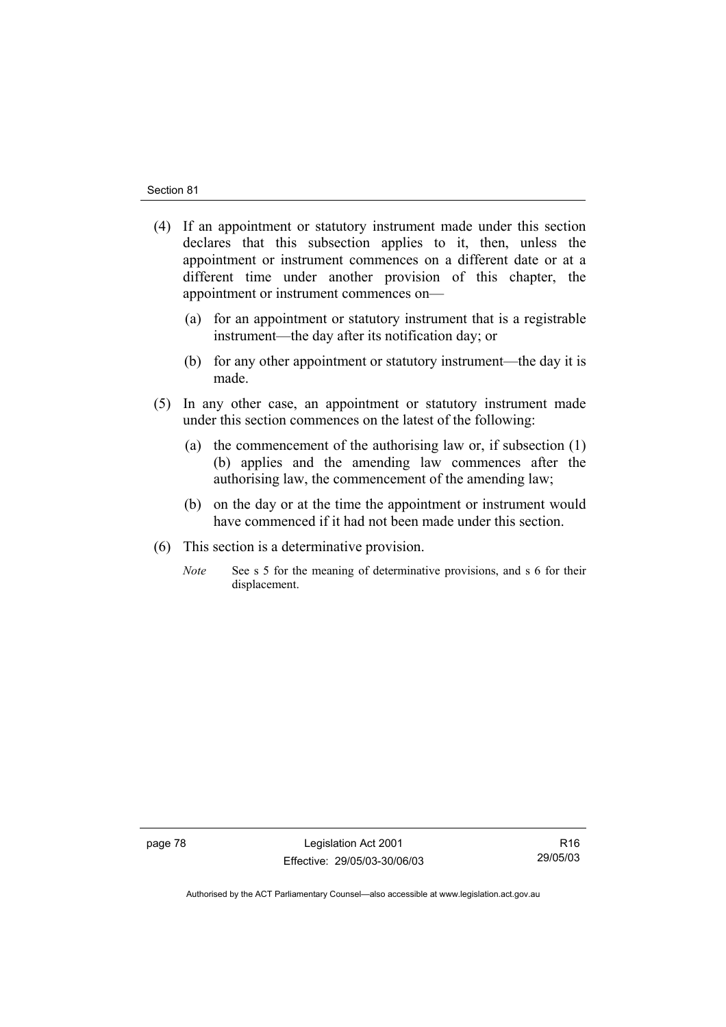(4) If an appointment or statutory instrument made under this section declares that this subsection applies to it, then, unless the appointment or instrument commences on a different date or at a different time under another provision of this chapter, the appointment or instrument commences on—

  (a) for an appointment or statutory instrument that is a registrable instrument—the day after its notification day; or

  (b) for any other appointment or statutory instrument—the day it is made.

(5) In any other case, an appointment or statutory instrument made under this section commences on the latest of the following:

  (a) the commencement of the authorising law or, if subsection (1) (b) applies and the amending law commences after the authorising law, the commencement of the amending law;

  (b) on the day or at the time the appointment or instrument would have commenced if it had not been made under this section.

(6) This section is a determinative provision.

*Note* See s 5 for the meaning of determinative provisions, and s 6 for their displacement.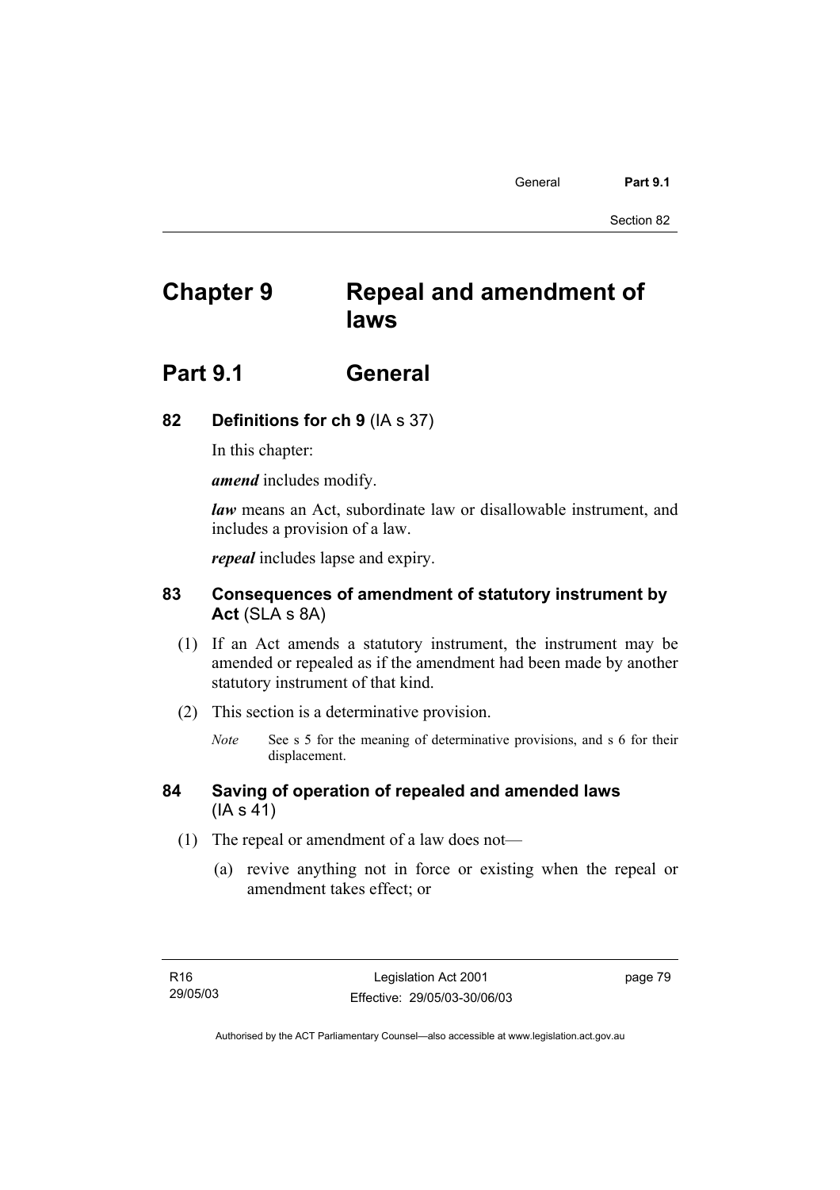# Chapter 9 Repeal and amendment of laws

## Part 9.1 General

### 82 Definitions for ch 9 (IA s 37)

In this chapter:

***amend*** includes modify.

***law*** means an Act, subordinate law or disallowable instrument, and includes a provision of a law.

***repeal*** includes lapse and expiry.

### 83 Consequences of amendment of statutory instrument by Act (SLA s 8A)

(1) If an Act amends a statutory instrument, the instrument may be amended or repealed as if the amendment had been made by another statutory instrument of that kind.

(2) This section is a determinative provision.

*Note* See s 5 for the meaning of determinative provisions, and s 6 for their displacement.

### 84 Saving of operation of repealed and amended laws (IA s 41)

(1) The repeal or amendment of a law does not—

(a) revive anything not in force or existing when the repeal or amendment takes effect; or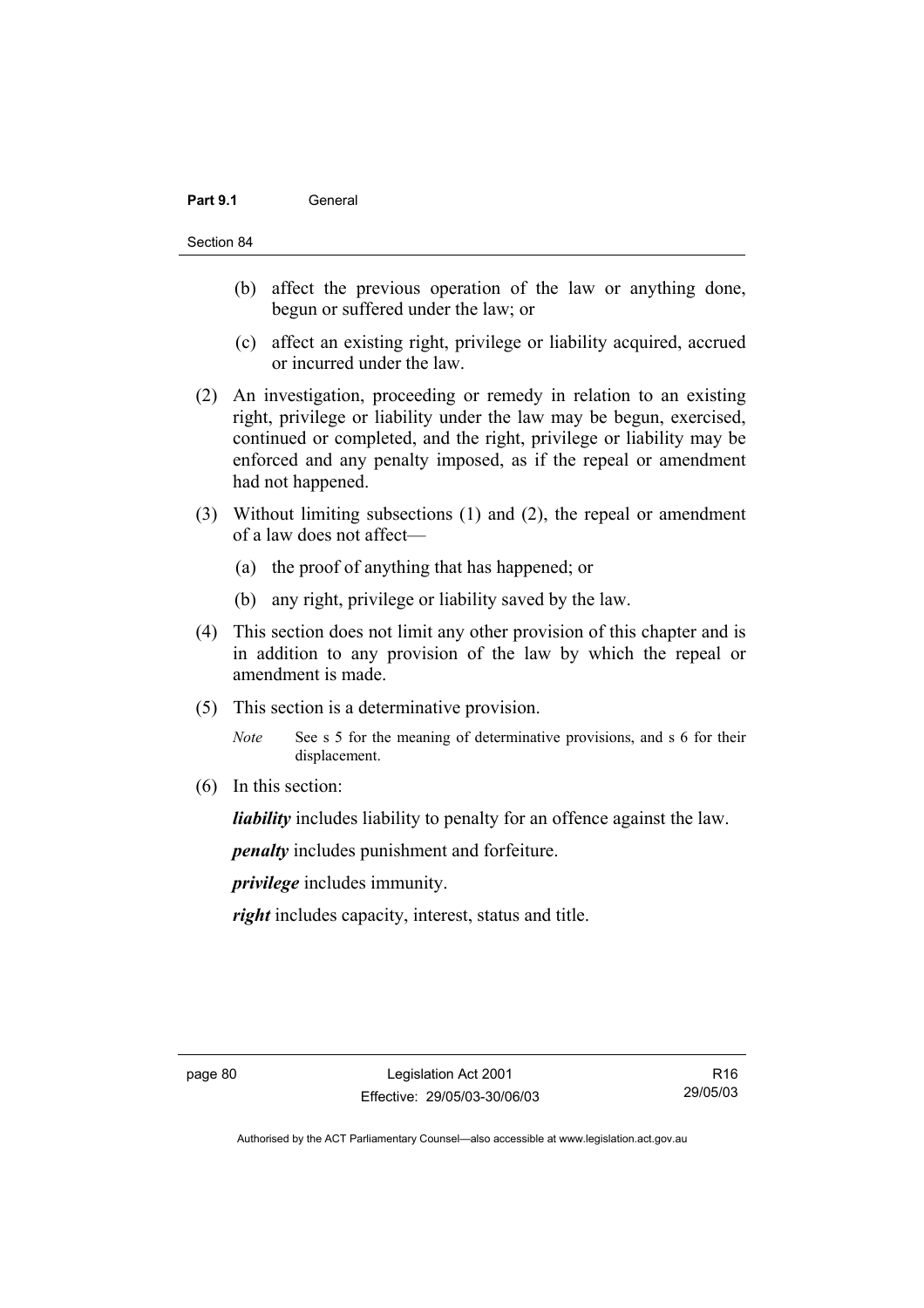(b) affect the previous operation of the law or anything done, begun or suffered under the law; or

(c) affect an existing right, privilege or liability acquired, accrued or incurred under the law.

(2) An investigation, proceeding or remedy in relation to an existing right, privilege or liability under the law may be begun, exercised, continued or completed, and the right, privilege or liability may be enforced and any penalty imposed, as if the repeal or amendment had not happened.

(3) Without limiting subsections (1) and (2), the repeal or amendment of a law does not affect—

(a) the proof of anything that has happened; or

(b) any right, privilege or liability saved by the law.

(4) This section does not limit any other provision of this chapter and is in addition to any provision of the law by which the repeal or amendment is made.

(5) This section is a determinative provision.

*Note* See s 5 for the meaning of determinative provisions, and s 6 for their displacement.

(6) In this section:

***liability*** includes liability to penalty for an offence against the law.

***penalty*** includes punishment and forfeiture.

***privilege*** includes immunity.

***right*** includes capacity, interest, status and title.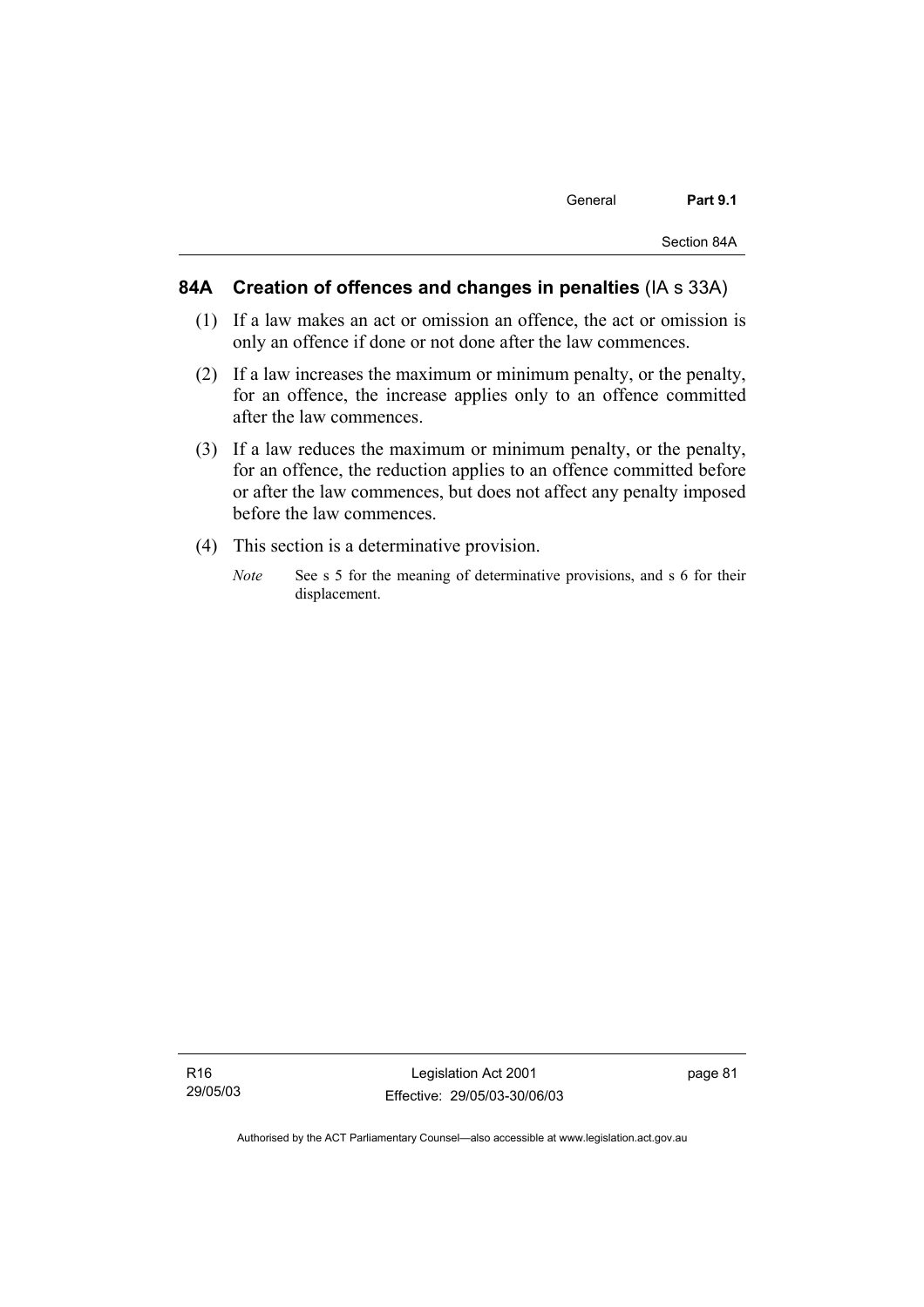## 84A Creation of offences and changes in penalties (IA s 33A)

(1) If a law makes an act or omission an offence, the act or omission is only an offence if done or not done after the law commences.

(2) If a law increases the maximum or minimum penalty, or the penalty, for an offence, the increase applies only to an offence committed after the law commences.

(3) If a law reduces the maximum or minimum penalty, or the penalty, for an offence, the reduction applies to an offence committed before or after the law commences, but does not affect any penalty imposed before the law commences.

(4) This section is a determinative provision.

*Note* See s 5 for the meaning of determinative provisions, and s 6 for their displacement.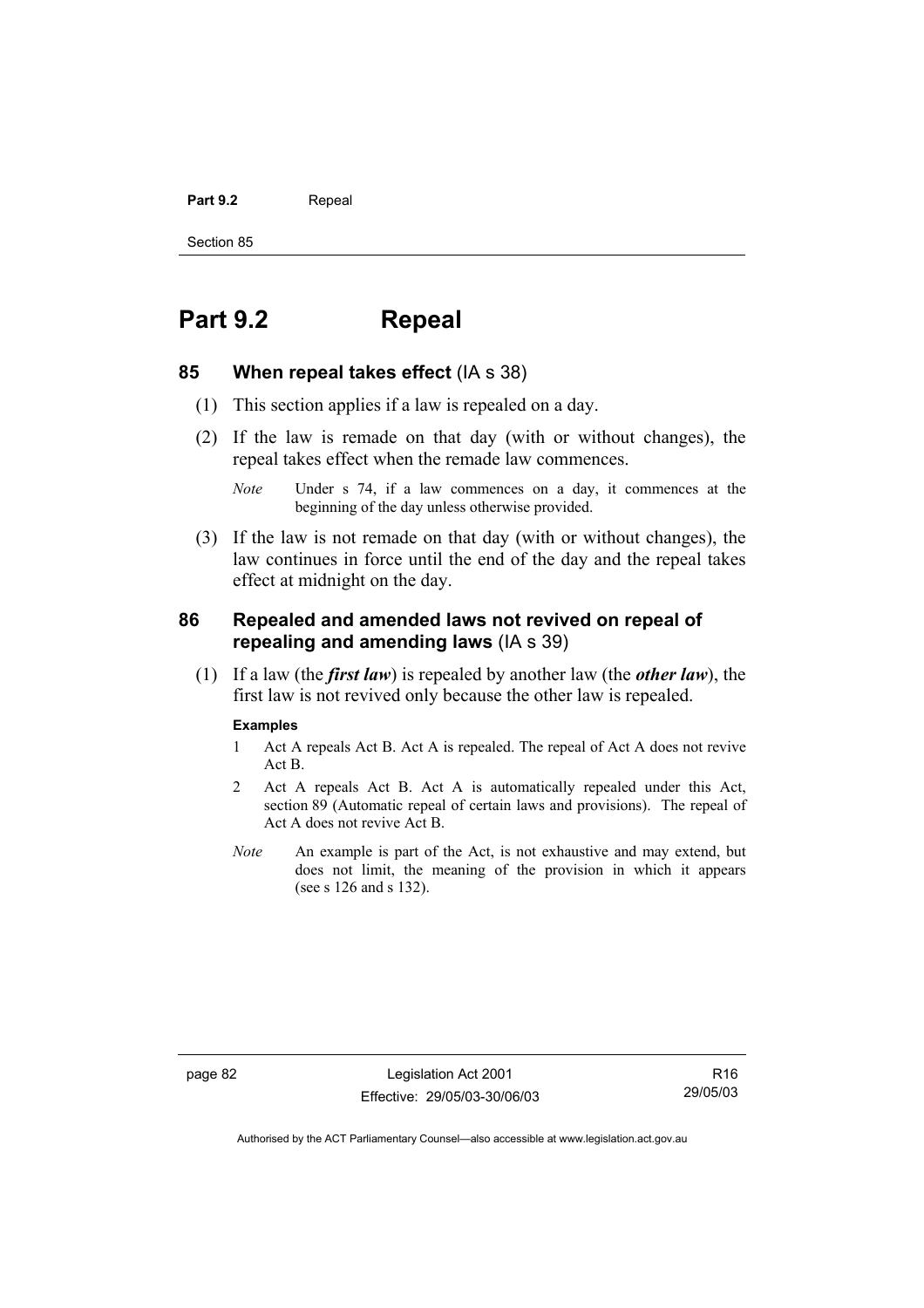# Part 9.2 Repeal

## 85 When repeal takes effect (IA s 38)

(1) This section applies if a law is repealed on a day.

(2) If the law is remade on that day (with or without changes), the repeal takes effect when the remade law commences.

*Note* Under s 74, if a law commences on a day, it commences at the beginning of the day unless otherwise provided.

(3) If the law is not remade on that day (with or without changes), the law continues in force until the end of the day and the repeal takes effect at midnight on the day.

## 86 Repealed and amended laws not revived on repeal of repealing and amending laws (IA s 39)

(1) If a law (the ***first law***) is repealed by another law (the ***other law***), the first law is not revived only because the other law is repealed.

**Examples**

1 Act A repeals Act B. Act A is repealed. The repeal of Act A does not revive Act B.

2 Act A repeals Act B. Act A is automatically repealed under this Act, section 89 (Automatic repeal of certain laws and provisions). The repeal of Act A does not revive Act B.

*Note* An example is part of the Act, is not exhaustive and may extend, but does not limit, the meaning of the provision in which it appears (see s 126 and s 132).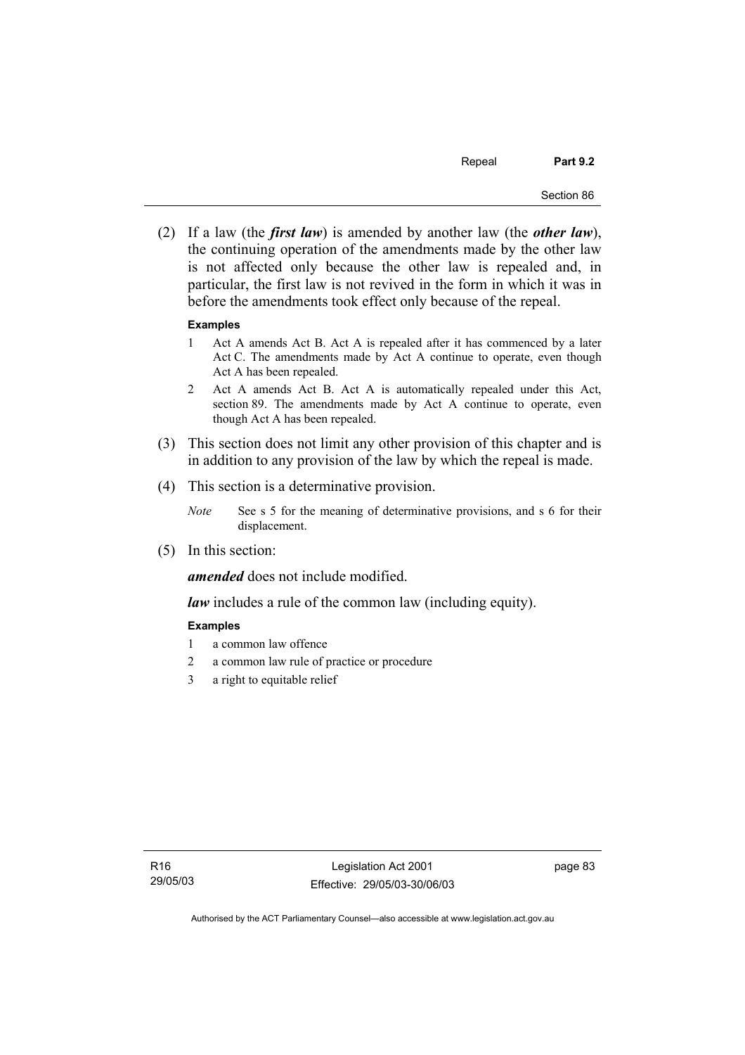(2) If a law (the ***first law***) is amended by another law (the ***other law***), the continuing operation of the amendments made by the other law is not affected only because the other law is repealed and, in particular, the first law is not revived in the form in which it was in before the amendments took effect only because of the repeal.

**Examples**

1 Act A amends Act B. Act A is repealed after it has commenced by a later Act C. The amendments made by Act A continue to operate, even though Act A has been repealed.

2 Act A amends Act B. Act A is automatically repealed under this Act, section 89. The amendments made by Act A continue to operate, even though Act A has been repealed.

(3) This section does not limit any other provision of this chapter and is in addition to any provision of the law by which the repeal is made.

(4) This section is a determinative provision.

*Note* See s 5 for the meaning of determinative provisions, and s 6 for their displacement.

(5) In this section:

***amended*** does not include modified.

***law*** includes a rule of the common law (including equity).

**Examples**

1 a common law offence

2 a common law rule of practice or procedure

3 a right to equitable relief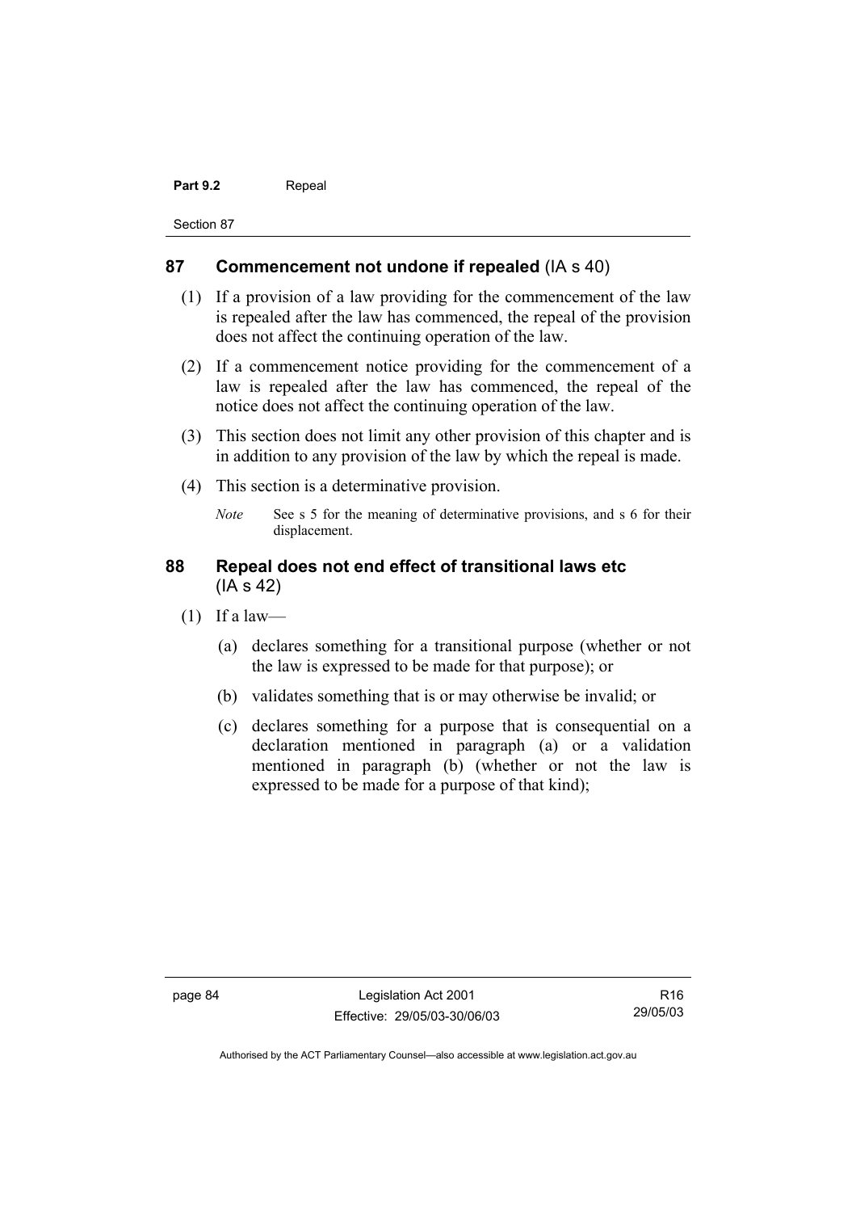## 87 Commencement not undone if repealed (IA s 40)

(1) If a provision of a law providing for the commencement of the law is repealed after the law has commenced, the repeal of the provision does not affect the continuing operation of the law.

(2) If a commencement notice providing for the commencement of a law is repealed after the law has commenced, the repeal of the notice does not affect the continuing operation of the law.

(3) This section does not limit any other provision of this chapter and is in addition to any provision of the law by which the repeal is made.

(4) This section is a determinative provision.

*Note* See s 5 for the meaning of determinative provisions, and s 6 for their displacement.

## 88 Repeal does not end effect of transitional laws etc (IA s 42)

(1) If a law—

(a) declares something for a transitional purpose (whether or not the law is expressed to be made for that purpose); or

(b) validates something that is or may otherwise be invalid; or

(c) declares something for a purpose that is consequential on a declaration mentioned in paragraph (a) or a validation mentioned in paragraph (b) (whether or not the law is expressed to be made for a purpose of that kind);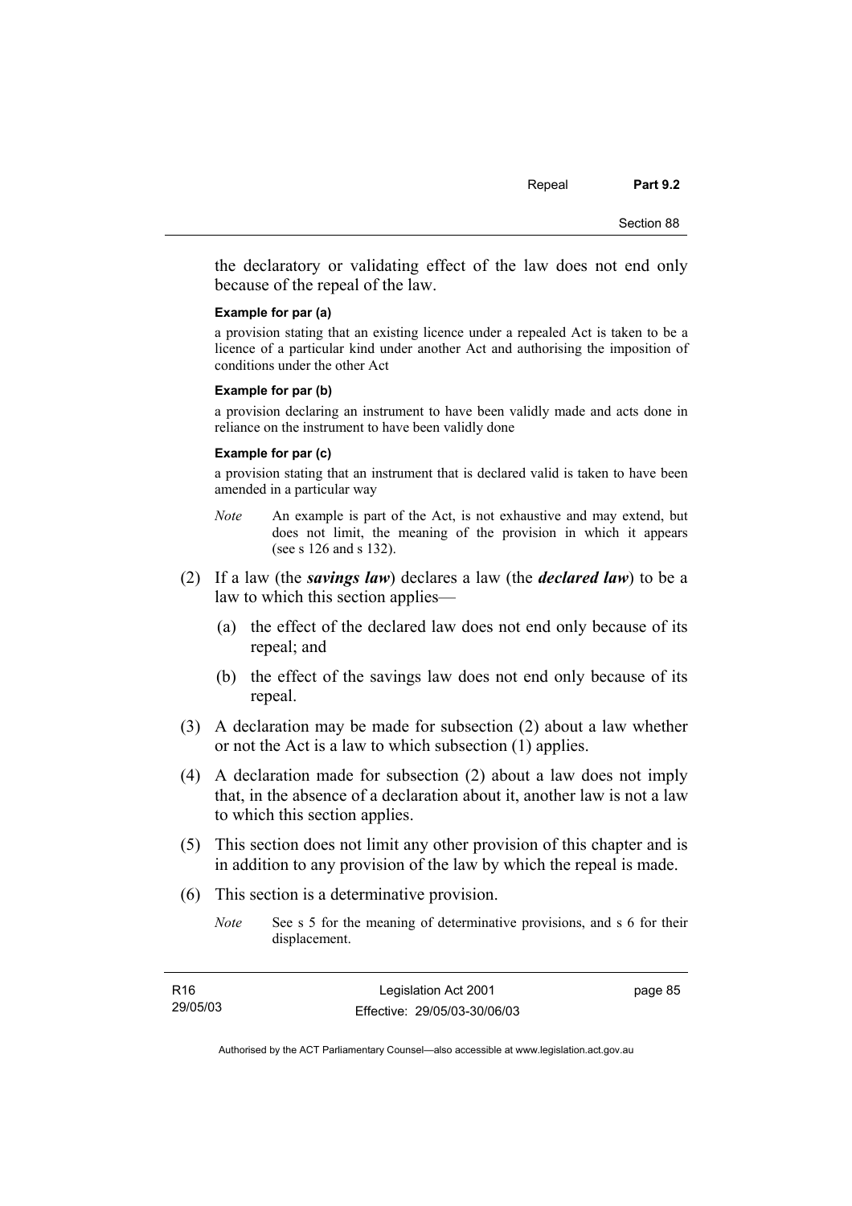the declaratory or validating effect of the law does not end only because of the repeal of the law.

**Example for par (a)**

a provision stating that an existing licence under a repealed Act is taken to be a licence of a particular kind under another Act and authorising the imposition of conditions under the other Act

**Example for par (b)**

a provision declaring an instrument to have been validly made and acts done in reliance on the instrument to have been validly done

**Example for par (c)**

a provision stating that an instrument that is declared valid is taken to have been amended in a particular way

*Note* An example is part of the Act, is not exhaustive and may extend, but does not limit, the meaning of the provision in which it appears (see s 126 and s 132).

(2) If a law (the ***savings law***) declares a law (the ***declared law***) to be a law to which this section applies—

(a) the effect of the declared law does not end only because of its repeal; and

(b) the effect of the savings law does not end only because of its repeal.

(3) A declaration may be made for subsection (2) about a law whether or not the Act is a law to which subsection (1) applies.

(4) A declaration made for subsection (2) about a law does not imply that, in the absence of a declaration about it, another law is not a law to which this section applies.

(5) This section does not limit any other provision of this chapter and is in addition to any provision of the law by which the repeal is made.

(6) This section is a determinative provision.

*Note* See s 5 for the meaning of determinative provisions, and s 6 for their displacement.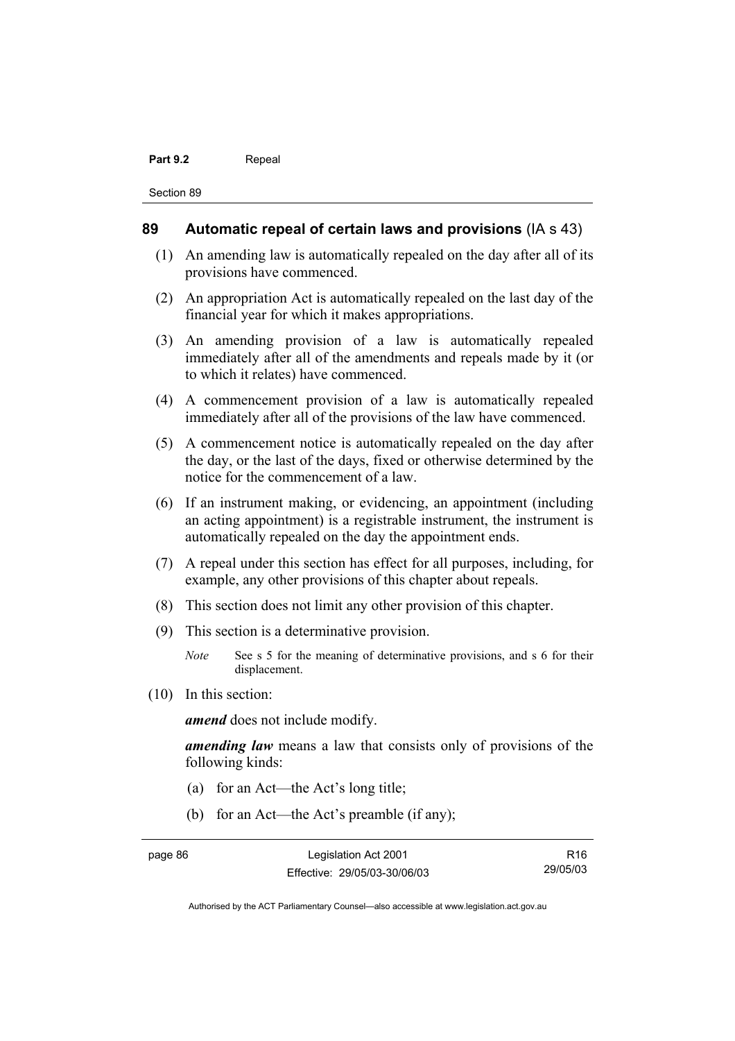## 89 Automatic repeal of certain laws and provisions (IA s 43)

(1) An amending law is automatically repealed on the day after all of its provisions have commenced.

(2) An appropriation Act is automatically repealed on the last day of the financial year for which it makes appropriations.

(3) An amending provision of a law is automatically repealed immediately after all of the amendments and repeals made by it (or to which it relates) have commenced.

(4) A commencement provision of a law is automatically repealed immediately after all of the provisions of the law have commenced.

(5) A commencement notice is automatically repealed on the day after the day, or the last of the days, fixed or otherwise determined by the notice for the commencement of a law.

(6) If an instrument making, or evidencing, an appointment (including an acting appointment) is a registrable instrument, the instrument is automatically repealed on the day the appointment ends.

(7) A repeal under this section has effect for all purposes, including, for example, any other provisions of this chapter about repeals.

(8) This section does not limit any other provision of this chapter.

(9) This section is a determinative provision.

*Note* See s 5 for the meaning of determinative provisions, and s 6 for their displacement.

(10) In this section:

***amend*** does not include modify.

***amending law*** means a law that consists only of provisions of the following kinds:

(a) for an Act—the Act's long title;

(b) for an Act—the Act's preamble (if any);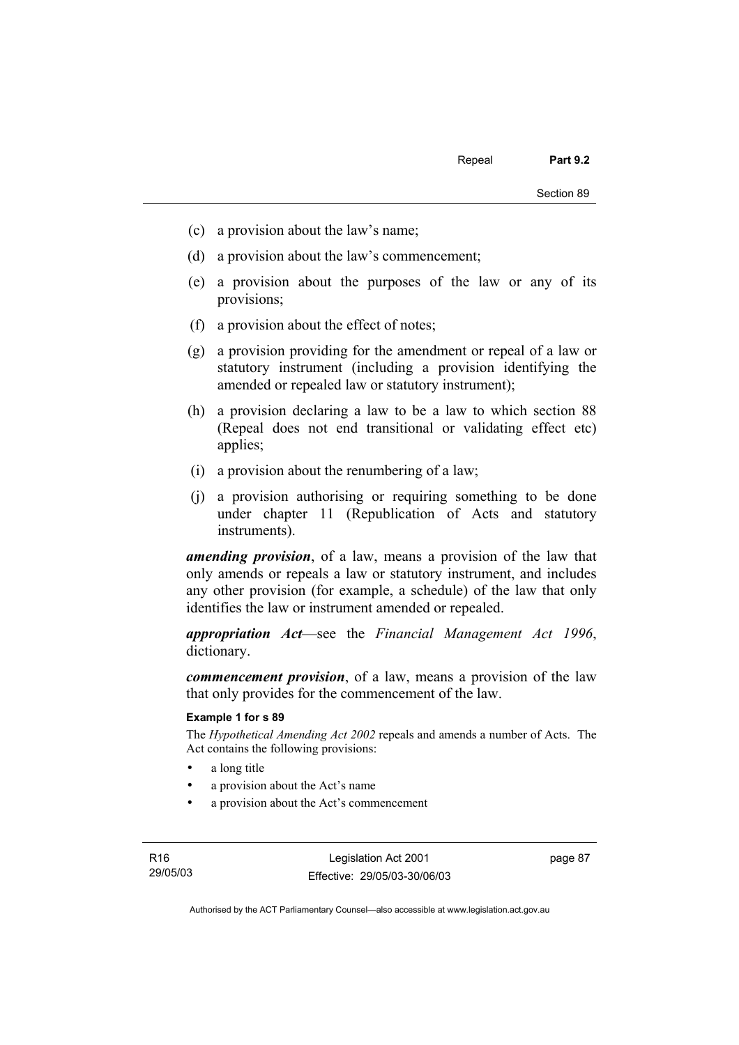(c) a provision about the law's name;

(d) a provision about the law's commencement;

(e) a provision about the purposes of the law or any of its provisions;

(f) a provision about the effect of notes;

(g) a provision providing for the amendment or repeal of a law or statutory instrument (including a provision identifying the amended or repealed law or statutory instrument);

(h) a provision declaring a law to be a law to which section 88 (Repeal does not end transitional or validating effect etc) applies;

(i) a provision about the renumbering of a law;

(j) a provision authorising or requiring something to be done under chapter 11 (Republication of Acts and statutory instruments).

***amending provision***, of a law, means a provision of the law that only amends or repeals a law or statutory instrument, and includes any other provision (for example, a schedule) of the law that only identifies the law or instrument amended or repealed.

***appropriation Act***—see the *Financial Management Act 1996*, dictionary.

***commencement provision***, of a law, means a provision of the law that only provides for the commencement of the law.

**Example 1 for s 89**

The *Hypothetical Amending Act 2002* repeals and amends a number of Acts. The Act contains the following provisions:

- a long title
- a provision about the Act's name
- a provision about the Act's commencement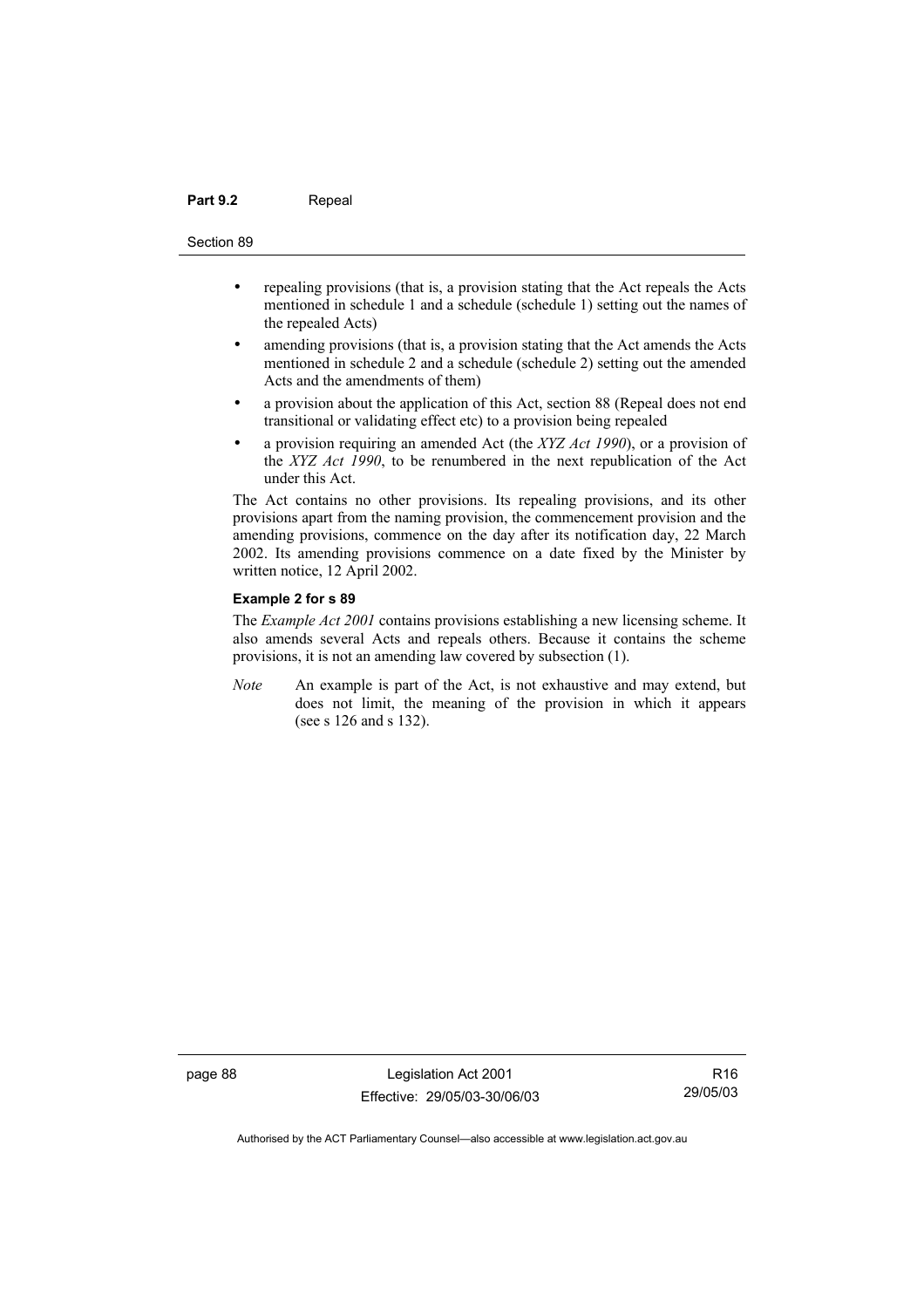- repealing provisions (that is, a provision stating that the Act repeals the Acts mentioned in schedule 1 and a schedule (schedule 1) setting out the names of the repealed Acts)
- amending provisions (that is, a provision stating that the Act amends the Acts mentioned in schedule 2 and a schedule (schedule 2) setting out the amended Acts and the amendments of them)
- a provision about the application of this Act, section 88 (Repeal does not end transitional or validating effect etc) to a provision being repealed
- a provision requiring an amended Act (the *XYZ Act 1990*), or a provision of the *XYZ Act 1990*, to be renumbered in the next republication of the Act under this Act.

The Act contains no other provisions. Its repealing provisions, and its other provisions apart from the naming provision, the commencement provision and the amending provisions, commence on the day after its notification day, 22 March 2002. Its amending provisions commence on a date fixed by the Minister by written notice, 12 April 2002.

**Example 2 for s 89**

The *Example Act 2001* contains provisions establishing a new licensing scheme. It also amends several Acts and repeals others. Because it contains the scheme provisions, it is not an amending law covered by subsection (1).

*Note* An example is part of the Act, is not exhaustive and may extend, but does not limit, the meaning of the provision in which it appears (see s 126 and s 132).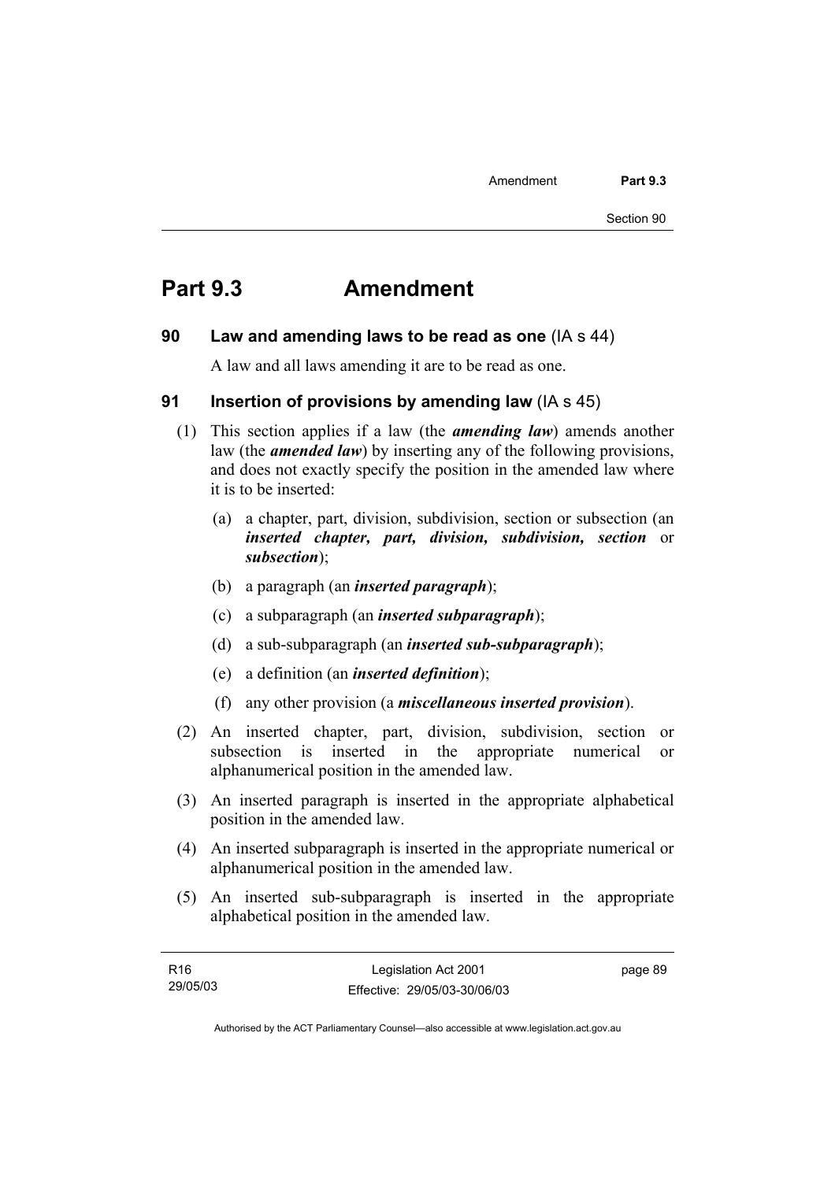# Part 9.3 Amendment

## 90 Law and amending laws to be read as one (IA s 44)

A law and all laws amending it are to be read as one.

## 91 Insertion of provisions by amending law (IA s 45)

(1) This section applies if a law (the ***amending law***) amends another law (the ***amended law***) by inserting any of the following provisions, and does not exactly specify the position in the amended law where it is to be inserted:

(a) a chapter, part, division, subdivision, section or subsection (an ***inserted chapter, part, division, subdivision, section*** or ***subsection***);

(b) a paragraph (an ***inserted paragraph***);

(c) a subparagraph (an ***inserted subparagraph***);

(d) a sub-subparagraph (an ***inserted sub-subparagraph***);

(e) a definition (an ***inserted definition***);

(f) any other provision (a ***miscellaneous inserted provision***).

(2) An inserted chapter, part, division, subdivision, section or subsection is inserted in the appropriate numerical or alphanumerical position in the amended law.

(3) An inserted paragraph is inserted in the appropriate alphabetical position in the amended law.

(4) An inserted subparagraph is inserted in the appropriate numerical or alphanumerical position in the amended law.

(5) An inserted sub-subparagraph is inserted in the appropriate alphabetical position in the amended law.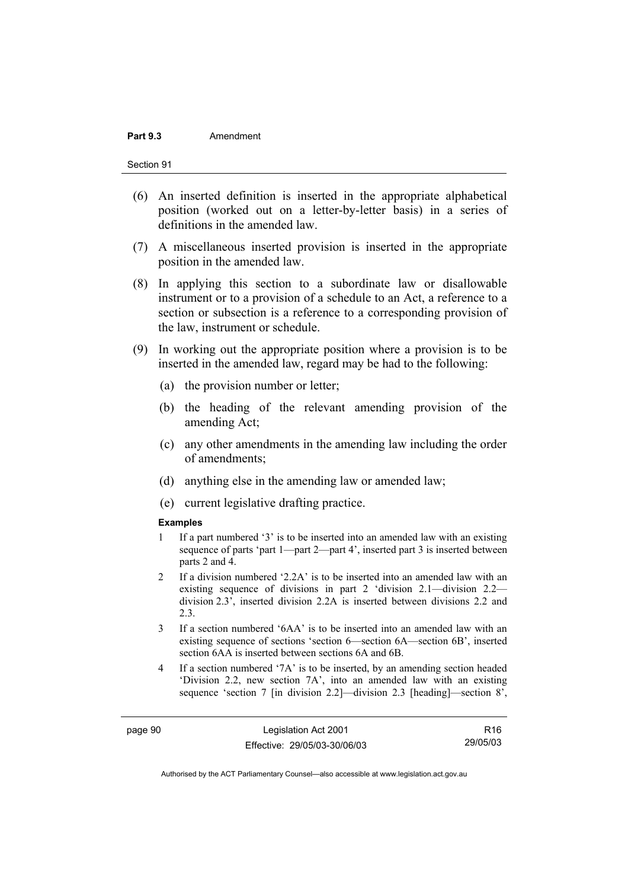(6) An inserted definition is inserted in the appropriate alphabetical position (worked out on a letter-by-letter basis) in a series of definitions in the amended law.

(7) A miscellaneous inserted provision is inserted in the appropriate position in the amended law.

(8) In applying this section to a subordinate law or disallowable instrument or to a provision of a schedule to an Act, a reference to a section or subsection is a reference to a corresponding provision of the law, instrument or schedule.

(9) In working out the appropriate position where a provision is to be inserted in the amended law, regard may be had to the following:

(a) the provision number or letter;

(b) the heading of the relevant amending provision of the amending Act;

(c) any other amendments in the amending law including the order of amendments;

(d) anything else in the amending law or amended law;

(e) current legislative drafting practice.

**Examples**

1 If a part numbered '3' is to be inserted into an amended law with an existing sequence of parts 'part 1—part 2—part 4', inserted part 3 is inserted between parts 2 and 4.

2 If a division numbered '2.2A' is to be inserted into an amended law with an existing sequence of divisions in part 2 'division 2.1—division 2.2—division 2.3', inserted division 2.2A is inserted between divisions 2.2 and 2.3.

3 If a section numbered '6AA' is to be inserted into an amended law with an existing sequence of sections 'section 6—section 6A—section 6B', inserted section 6AA is inserted between sections 6A and 6B.

4 If a section numbered '7A' is to be inserted, by an amending section headed 'Division 2.2, new section 7A', into an amended law with an existing sequence 'section 7 [in division 2.2]—division 2.3 [heading]—section 8',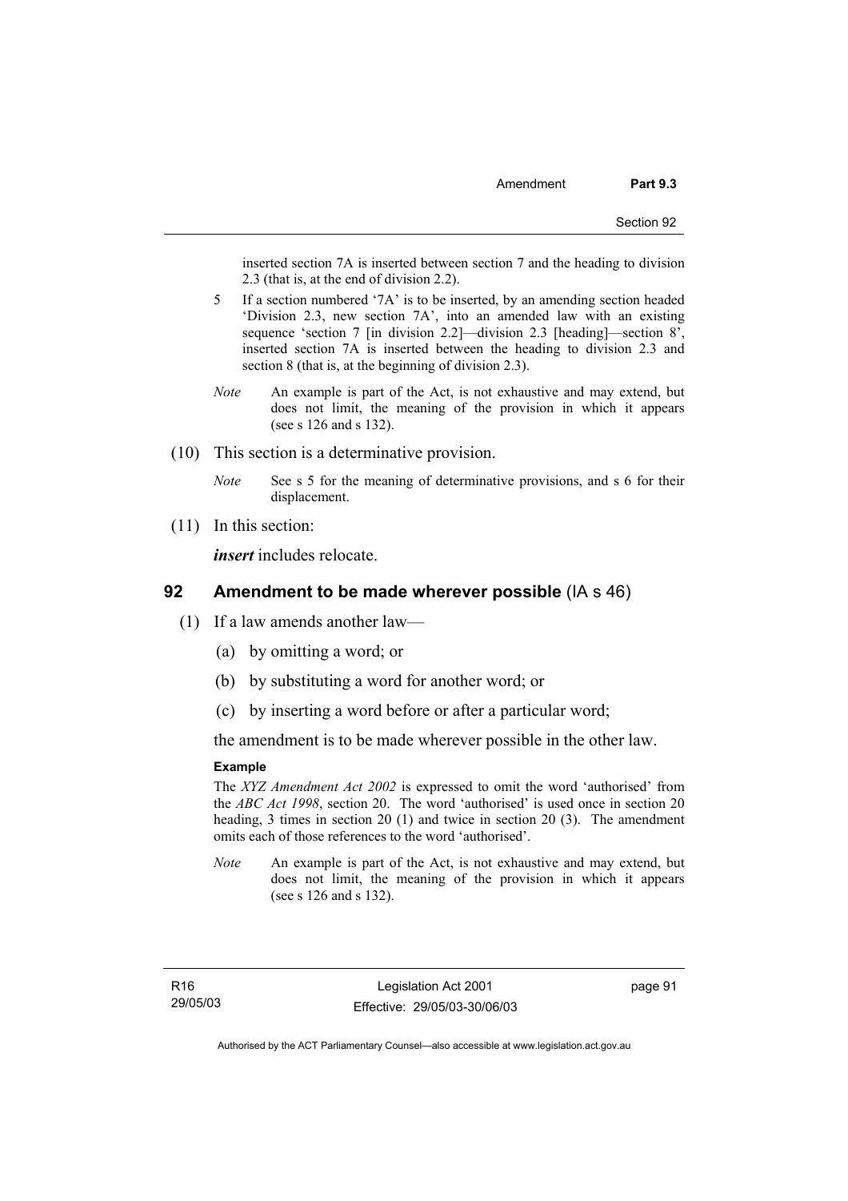inserted section 7A is inserted between section 7 and the heading to division 2.3 (that is, at the end of division 2.2).

5 If a section numbered '7A' is to be inserted, by an amending section headed 'Division 2.3, new section 7A', into an amended law with an existing sequence 'section 7 [in division 2.2]—division 2.3 [heading]—section 8', inserted section 7A is inserted between the heading to division 2.3 and section 8 (that is, at the beginning of division 2.3).

*Note* An example is part of the Act, is not exhaustive and may extend, but does not limit, the meaning of the provision in which it appears (see s 126 and s 132).

(10) This section is a determinative provision.

*Note* See s 5 for the meaning of determinative provisions, and s 6 for their displacement.

(11) In this section:

***insert*** includes relocate.

## 92 Amendment to be made wherever possible (IA s 46)

(1) If a law amends another law—

(a) by omitting a word; or

(b) by substituting a word for another word; or

(c) by inserting a word before or after a particular word;

the amendment is to be made wherever possible in the other law.

**Example**

The *XYZ Amendment Act 2002* is expressed to omit the word 'authorised' from the *ABC Act 1998*, section 20. The word 'authorised' is used once in section 20 heading, 3 times in section 20 (1) and twice in section 20 (3). The amendment omits each of those references to the word 'authorised'.

*Note* An example is part of the Act, is not exhaustive and may extend, but does not limit, the meaning of the provision in which it appears (see s 126 and s 132).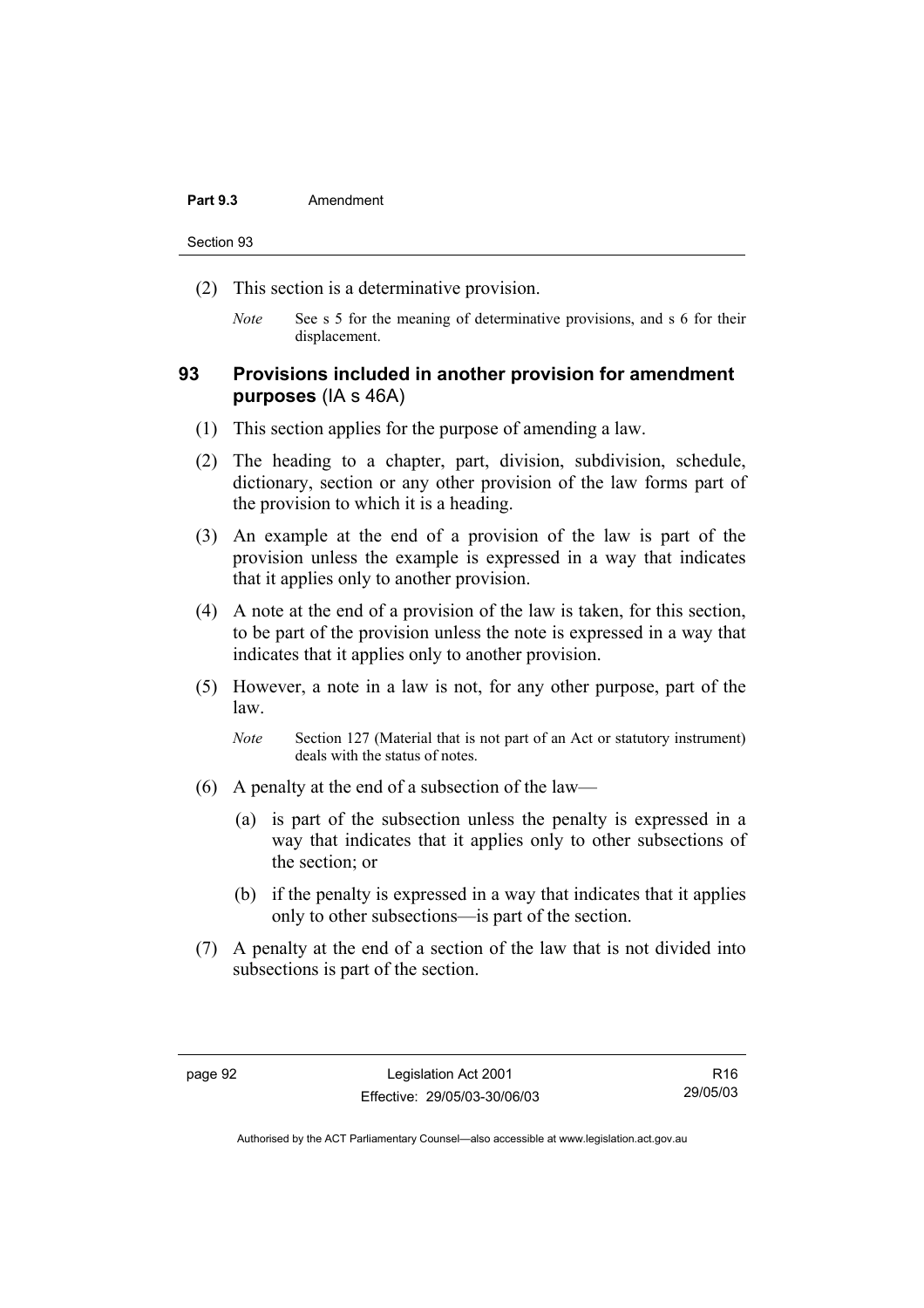(2) This section is a determinative provision.

*Note* See s 5 for the meaning of determinative provisions, and s 6 for their displacement.

### 93 Provisions included in another provision for amendment purposes (IA s 46A)

(1) This section applies for the purpose of amending a law.

(2) The heading to a chapter, part, division, subdivision, schedule, dictionary, section or any other provision of the law forms part of the provision to which it is a heading.

(3) An example at the end of a provision of the law is part of the provision unless the example is expressed in a way that indicates that it applies only to another provision.

(4) A note at the end of a provision of the law is taken, for this section, to be part of the provision unless the note is expressed in a way that indicates that it applies only to another provision.

(5) However, a note in a law is not, for any other purpose, part of the law.

*Note* Section 127 (Material that is not part of an Act or statutory instrument) deals with the status of notes.

(6) A penalty at the end of a subsection of the law—

(a) is part of the subsection unless the penalty is expressed in a way that indicates that it applies only to other subsections of the section; or

(b) if the penalty is expressed in a way that indicates that it applies only to other subsections—is part of the section.

(7) A penalty at the end of a section of the law that is not divided into subsections is part of the section.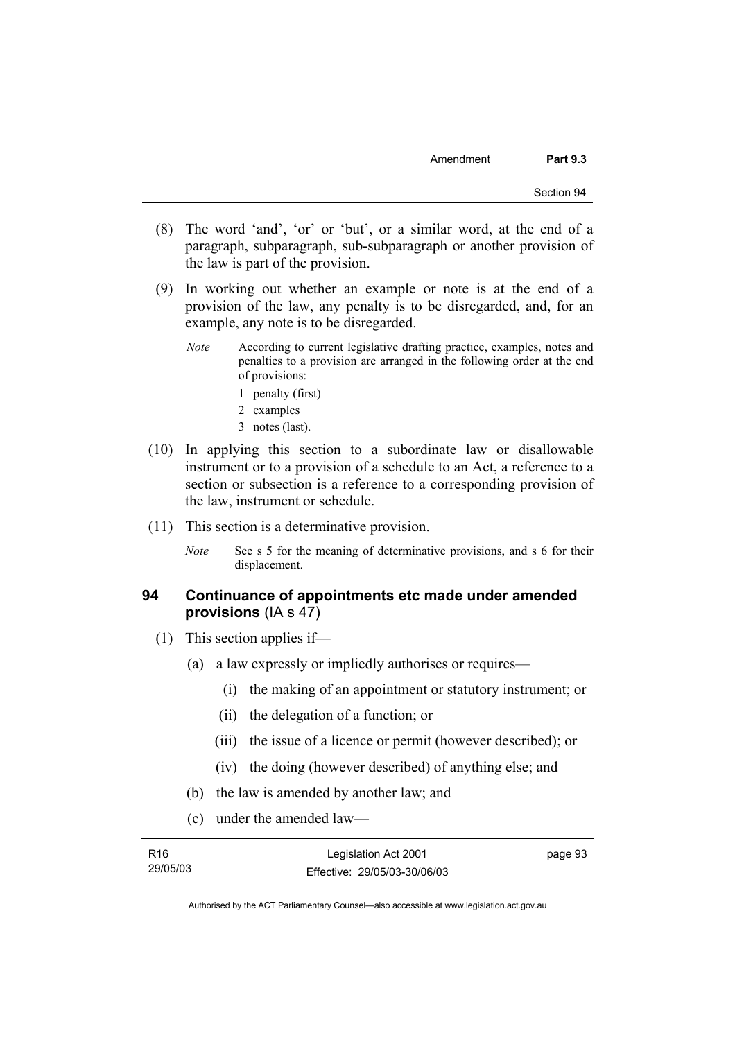(8) The word 'and', 'or' or 'but', or a similar word, at the end of a paragraph, subparagraph, sub-subparagraph or another provision of the law is part of the provision.

(9) In working out whether an example or note is at the end of a provision of the law, any penalty is to be disregarded, and, for an example, any note is to be disregarded.

*Note* According to current legislative drafting practice, examples, notes and penalties to a provision are arranged in the following order at the end of provisions:

1 penalty (first)
2 examples
3 notes (last).

(10) In applying this section to a subordinate law or disallowable instrument or to a provision of a schedule to an Act, a reference to a section or subsection is a reference to a corresponding provision of the law, instrument or schedule.

(11) This section is a determinative provision.

*Note* See s 5 for the meaning of determinative provisions, and s 6 for their displacement.

## 94 Continuance of appointments etc made under amended provisions (IA s 47)

(1) This section applies if—

(a) a law expressly or impliedly authorises or requires—

(i) the making of an appointment or statutory instrument; or

(ii) the delegation of a function; or

(iii) the issue of a licence or permit (however described); or

(iv) the doing (however described) of anything else; and

(b) the law is amended by another law; and

(c) under the amended law—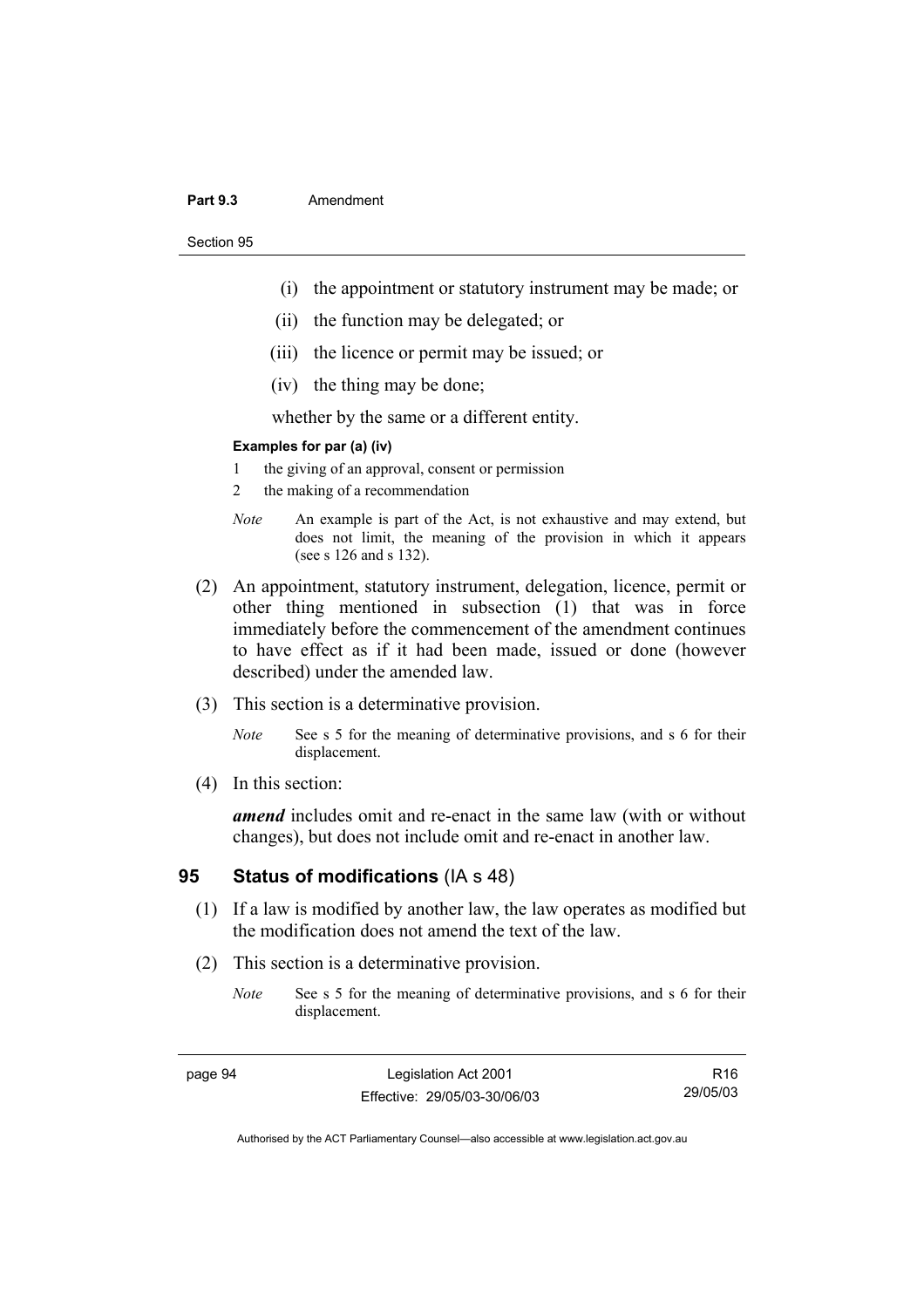(i) the appointment or statutory instrument may be made; or

(ii) the function may be delegated; or

(iii) the licence or permit may be issued; or

(iv) the thing may be done;

whether by the same or a different entity.

**Examples for par (a) (iv)**

1 the giving of an approval, consent or permission

2 the making of a recommendation

*Note* An example is part of the Act, is not exhaustive and may extend, but does not limit, the meaning of the provision in which it appears (see s 126 and s 132).

(2) An appointment, statutory instrument, delegation, licence, permit or other thing mentioned in subsection (1) that was in force immediately before the commencement of the amendment continues to have effect as if it had been made, issued or done (however described) under the amended law.

(3) This section is a determinative provision.

*Note* See s 5 for the meaning of determinative provisions, and s 6 for their displacement.

(4) In this section:

***amend*** includes omit and re-enact in the same law (with or without changes), but does not include omit and re-enact in another law.

## 95 Status of modifications (IA s 48)

(1) If a law is modified by another law, the law operates as modified but the modification does not amend the text of the law.

(2) This section is a determinative provision.

*Note* See s 5 for the meaning of determinative provisions, and s 6 for their displacement.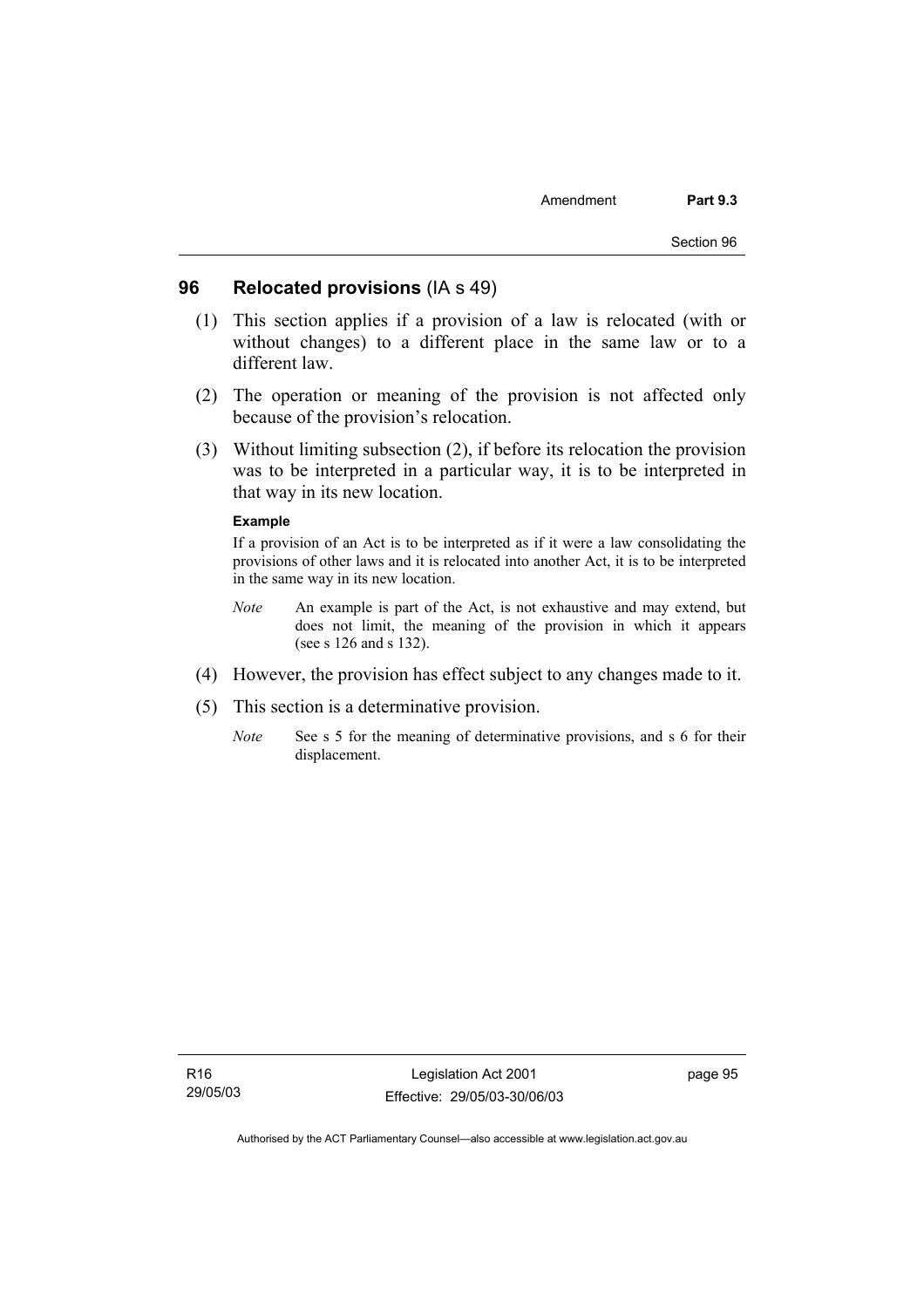## 96 Relocated provisions (IA s 49)

(1) This section applies if a provision of a law is relocated (with or without changes) to a different place in the same law or to a different law.

(2) The operation or meaning of the provision is not affected only because of the provision's relocation.

(3) Without limiting subsection (2), if before its relocation the provision was to be interpreted in a particular way, it is to be interpreted in that way in its new location.

**Example**

If a provision of an Act is to be interpreted as if it were a law consolidating the provisions of other laws and it is relocated into another Act, it is to be interpreted in the same way in its new location.

*Note* An example is part of the Act, is not exhaustive and may extend, but does not limit, the meaning of the provision in which it appears (see s 126 and s 132).

(4) However, the provision has effect subject to any changes made to it.

(5) This section is a determinative provision.

*Note* See s 5 for the meaning of determinative provisions, and s 6 for their displacement.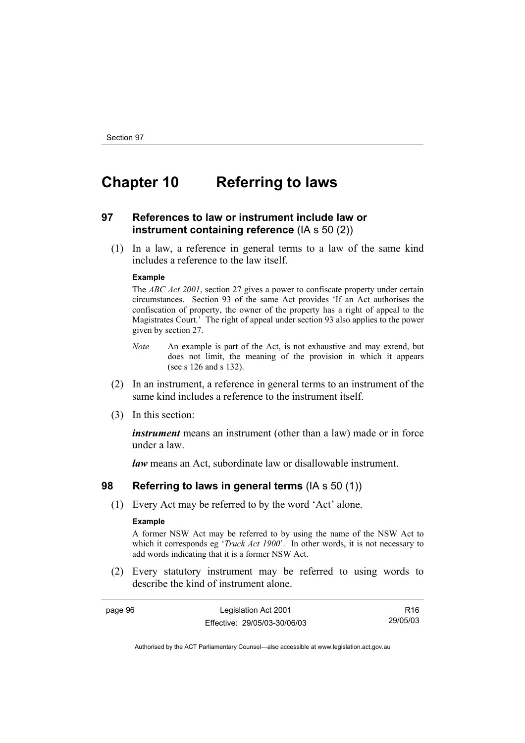# Chapter 10 Referring to laws

## 97 References to law or instrument include law or instrument containing reference (IA s 50 (2))

(1) In a law, a reference in general terms to a law of the same kind includes a reference to the law itself.

**Example**

The *ABC Act 2001*, section 27 gives a power to confiscate property under certain circumstances. Section 93 of the same Act provides 'If an Act authorises the confiscation of property, the owner of the property has a right of appeal to the Magistrates Court.' The right of appeal under section 93 also applies to the power given by section 27.

*Note* An example is part of the Act, is not exhaustive and may extend, but does not limit, the meaning of the provision in which it appears (see s 126 and s 132).

(2) In an instrument, a reference in general terms to an instrument of the same kind includes a reference to the instrument itself.

(3) In this section:

***instrument*** means an instrument (other than a law) made or in force under a law.

***law*** means an Act, subordinate law or disallowable instrument.

## 98 Referring to laws in general terms (IA s 50 (1))

(1) Every Act may be referred to by the word 'Act' alone.

**Example**

A former NSW Act may be referred to by using the name of the NSW Act to which it corresponds eg '*Truck Act 1900*'. In other words, it is not necessary to add words indicating that it is a former NSW Act.

(2) Every statutory instrument may be referred to using words to describe the kind of instrument alone.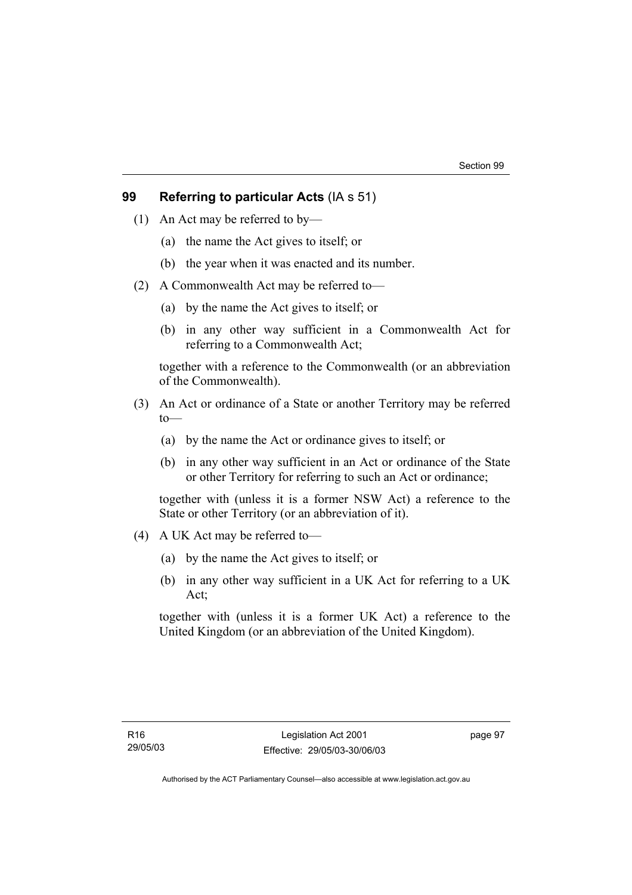## 99 Referring to particular Acts (IA s 51)

(1) An Act may be referred to by—

(a) the name the Act gives to itself; or

(b) the year when it was enacted and its number.

(2) A Commonwealth Act may be referred to—

(a) by the name the Act gives to itself; or

(b) in any other way sufficient in a Commonwealth Act for referring to a Commonwealth Act;

together with a reference to the Commonwealth (or an abbreviation of the Commonwealth).

(3) An Act or ordinance of a State or another Territory may be referred to—

(a) by the name the Act or ordinance gives to itself; or

(b) in any other way sufficient in an Act or ordinance of the State or other Territory for referring to such an Act or ordinance;

together with (unless it is a former NSW Act) a reference to the State or other Territory (or an abbreviation of it).

(4) A UK Act may be referred to—

(a) by the name the Act gives to itself; or

(b) in any other way sufficient in a UK Act for referring to a UK Act;

together with (unless it is a former UK Act) a reference to the United Kingdom (or an abbreviation of the United Kingdom).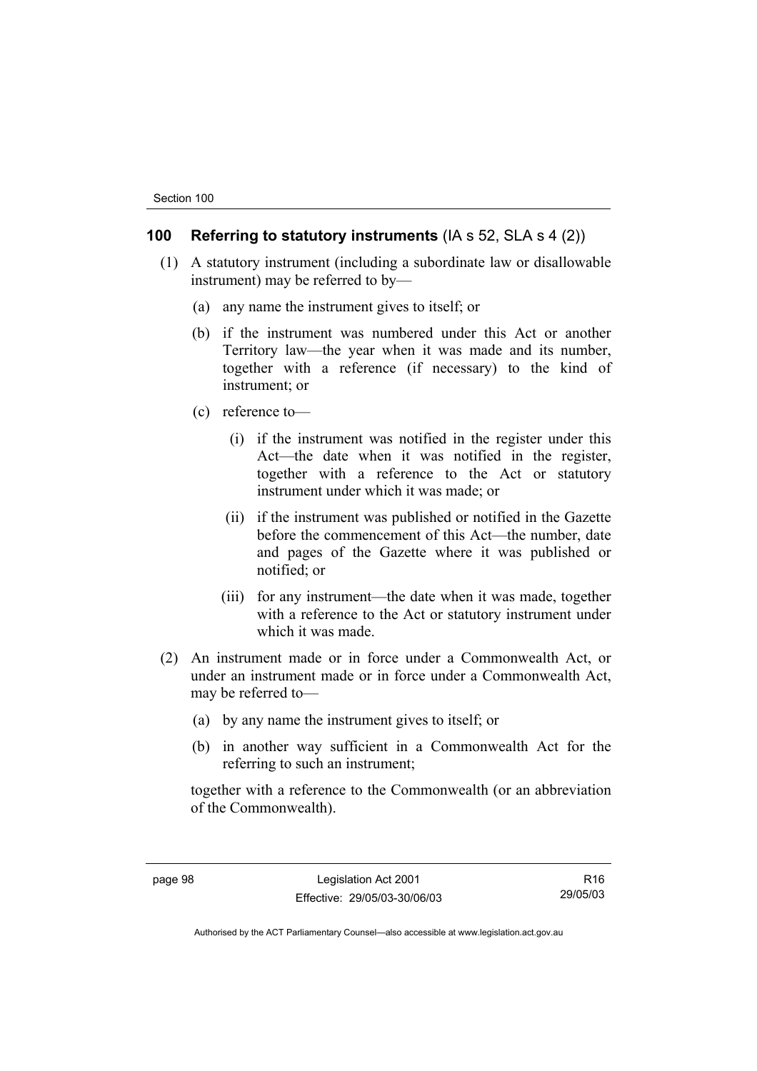## 100 Referring to statutory instruments (IA s 52, SLA s 4 (2))

(1) A statutory instrument (including a subordinate law or disallowable instrument) may be referred to by—

(a) any name the instrument gives to itself; or

(b) if the instrument was numbered under this Act or another Territory law—the year when it was made and its number, together with a reference (if necessary) to the kind of instrument; or

(c) reference to—

(i) if the instrument was notified in the register under this Act—the date when it was notified in the register, together with a reference to the Act or statutory instrument under which it was made; or

(ii) if the instrument was published or notified in the Gazette before the commencement of this Act—the number, date and pages of the Gazette where it was published or notified; or

(iii) for any instrument—the date when it was made, together with a reference to the Act or statutory instrument under which it was made.

(2) An instrument made or in force under a Commonwealth Act, or under an instrument made or in force under a Commonwealth Act, may be referred to—

(a) by any name the instrument gives to itself; or

(b) in another way sufficient in a Commonwealth Act for the referring to such an instrument;

together with a reference to the Commonwealth (or an abbreviation of the Commonwealth).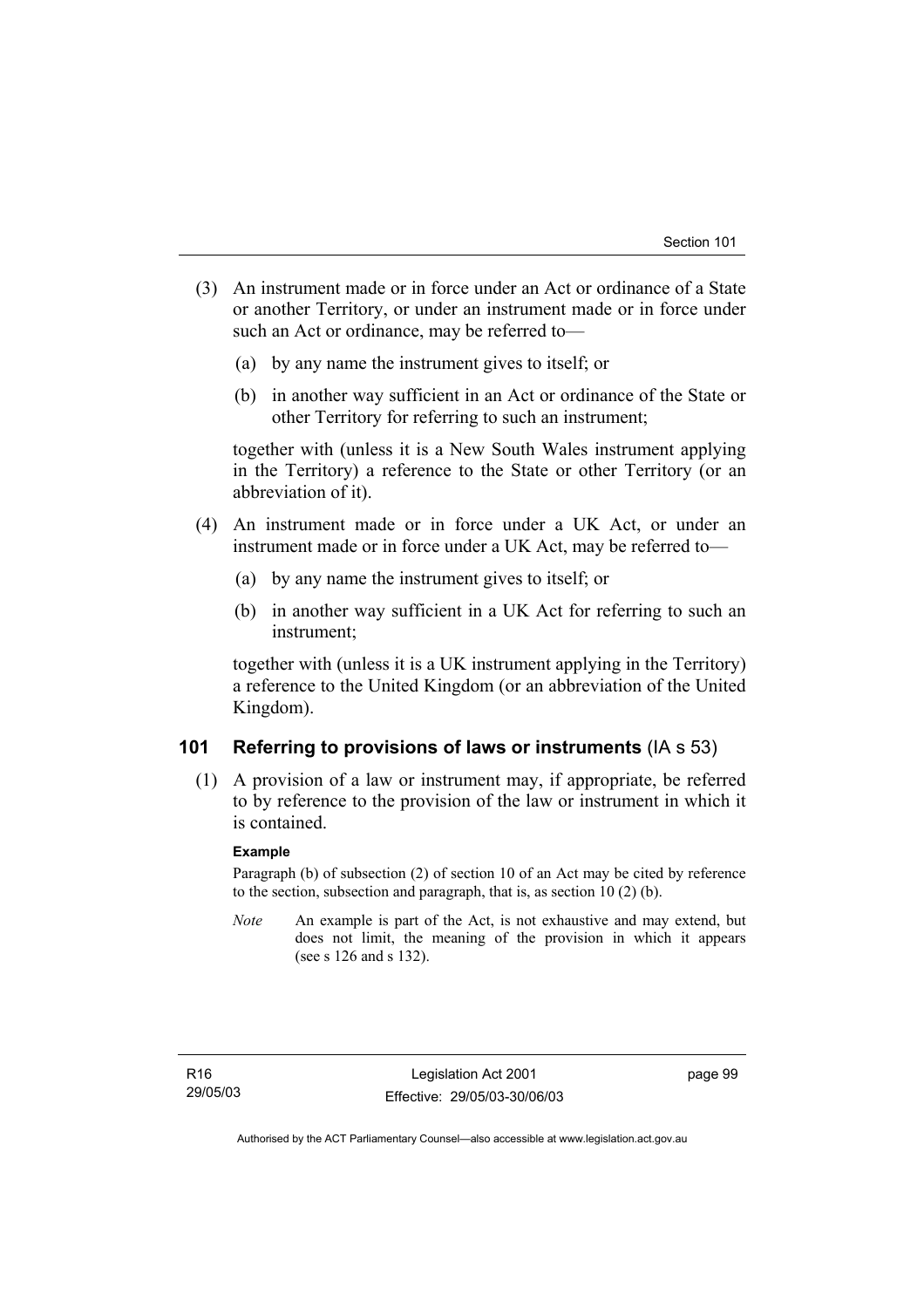(3) An instrument made or in force under an Act or ordinance of a State or another Territory, or under an instrument made or in force under such an Act or ordinance, may be referred to—

(a) by any name the instrument gives to itself; or

(b) in another way sufficient in an Act or ordinance of the State or other Territory for referring to such an instrument;

together with (unless it is a New South Wales instrument applying in the Territory) a reference to the State or other Territory (or an abbreviation of it).

(4) An instrument made or in force under a UK Act, or under an instrument made or in force under a UK Act, may be referred to—

(a) by any name the instrument gives to itself; or

(b) in another way sufficient in a UK Act for referring to such an instrument;

together with (unless it is a UK instrument applying in the Territory) a reference to the United Kingdom (or an abbreviation of the United Kingdom).

## 101 Referring to provisions of laws or instruments (IA s 53)

(1) A provision of a law or instrument may, if appropriate, be referred to by reference to the provision of the law or instrument in which it is contained.

**Example**

Paragraph (b) of subsection (2) of section 10 of an Act may be cited by reference to the section, subsection and paragraph, that is, as section 10 (2) (b).

*Note* An example is part of the Act, is not exhaustive and may extend, but does not limit, the meaning of the provision in which it appears (see s 126 and s 132).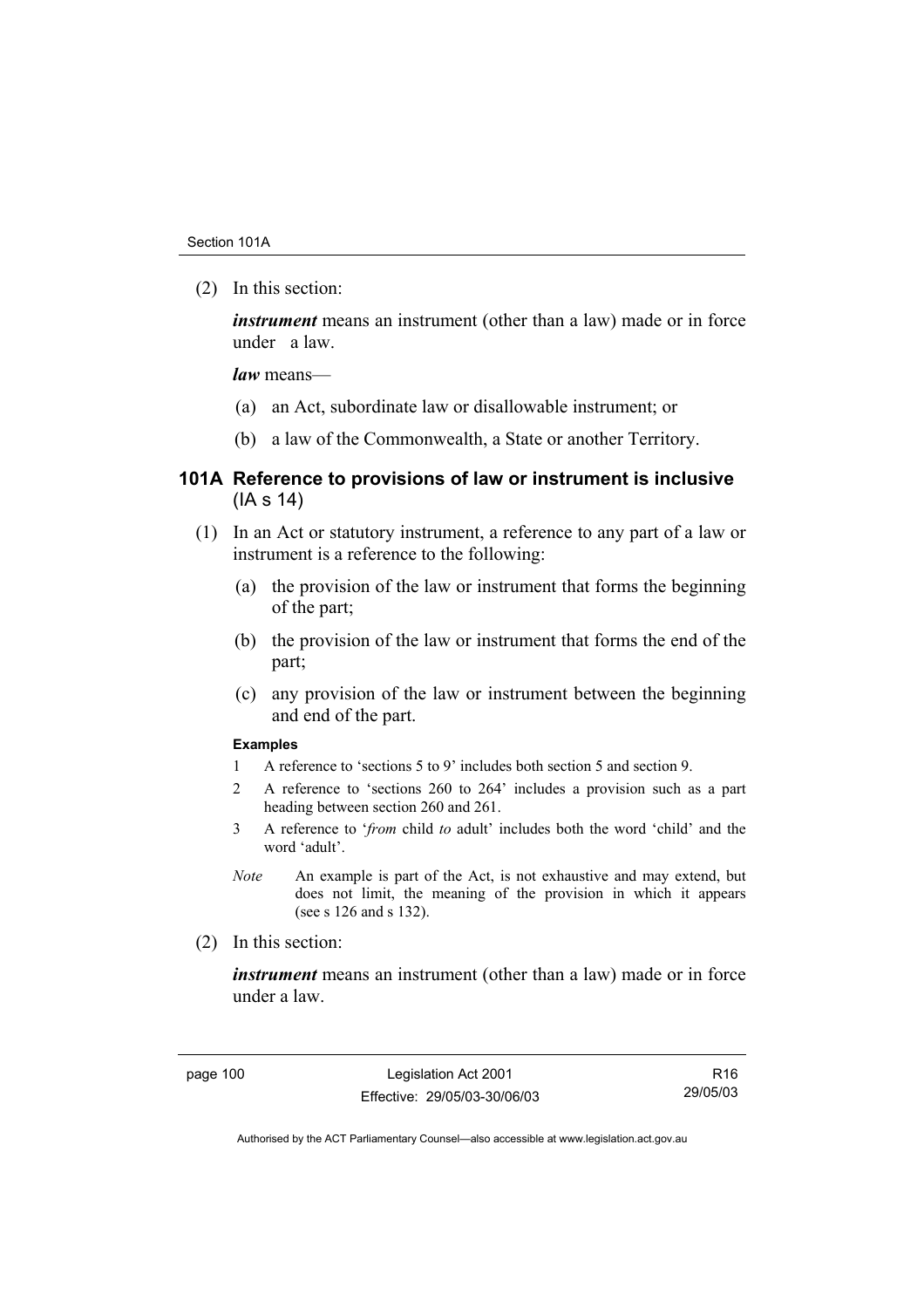(2) In this section:

***instrument*** means an instrument (other than a law) made or in force under a law.

***law*** means—

(a) an Act, subordinate law or disallowable instrument; or

(b) a law of the Commonwealth, a State or another Territory.

### 101A Reference to provisions of law or instrument is inclusive (IA s 14)

(1) In an Act or statutory instrument, a reference to any part of a law or instrument is a reference to the following:

(a) the provision of the law or instrument that forms the beginning of the part;

(b) the provision of the law or instrument that forms the end of the part;

(c) any provision of the law or instrument between the beginning and end of the part.

**Examples**

1 A reference to 'sections 5 to 9' includes both section 5 and section 9.

2 A reference to 'sections 260 to 264' includes a provision such as a part heading between section 260 and 261.

3 A reference to '*from* child *to* adult' includes both the word 'child' and the word 'adult'.

*Note* An example is part of the Act, is not exhaustive and may extend, but does not limit, the meaning of the provision in which it appears (see s 126 and s 132).

(2) In this section:

***instrument*** means an instrument (other than a law) made or in force under a law.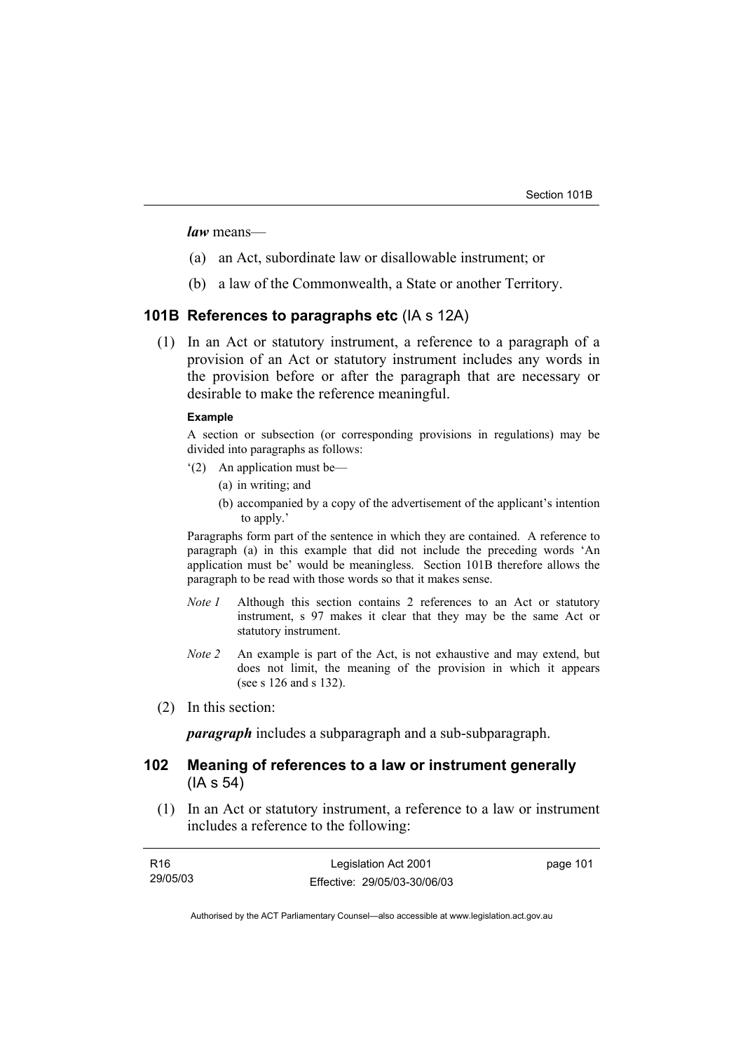***law*** means—

(a) an Act, subordinate law or disallowable instrument; or

(b) a law of the Commonwealth, a State or another Territory.

### 101B References to paragraphs etc (IA s 12A)

(1) In an Act or statutory instrument, a reference to a paragraph of a provision of an Act or statutory instrument includes any words in the provision before or after the paragraph that are necessary or desirable to make the reference meaningful.

**Example**

A section or subsection (or corresponding provisions in regulations) may be divided into paragraphs as follows:

'(2) An application must be—

(a) in writing; and

(b) accompanied by a copy of the advertisement of the applicant's intention to apply.'

Paragraphs form part of the sentence in which they are contained. A reference to paragraph (a) in this example that did not include the preceding words 'An application must be' would be meaningless. Section 101B therefore allows the paragraph to be read with those words so that it makes sense.

*Note 1* Although this section contains 2 references to an Act or statutory instrument, s 97 makes it clear that they may be the same Act or statutory instrument.

*Note 2* An example is part of the Act, is not exhaustive and may extend, but does not limit, the meaning of the provision in which it appears (see s 126 and s 132).

(2) In this section:

***paragraph*** includes a subparagraph and a sub-subparagraph.

### 102 Meaning of references to a law or instrument generally (IA s 54)

(1) In an Act or statutory instrument, a reference to a law or instrument includes a reference to the following: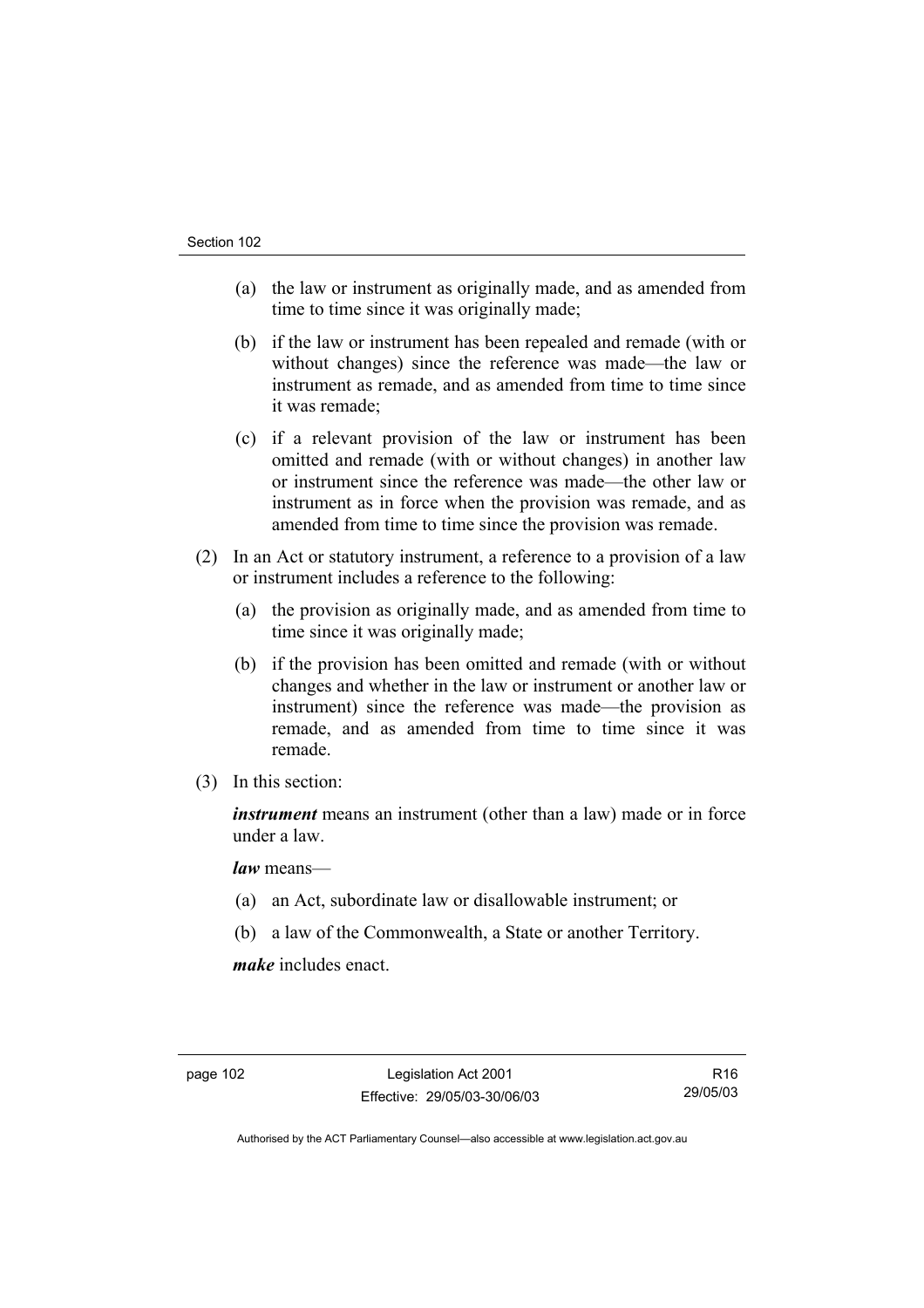(a) the law or instrument as originally made, and as amended from time to time since it was originally made;

(b) if the law or instrument has been repealed and remade (with or without changes) since the reference was made—the law or instrument as remade, and as amended from time to time since it was remade;

(c) if a relevant provision of the law or instrument has been omitted and remade (with or without changes) in another law or instrument since the reference was made—the other law or instrument as in force when the provision was remade, and as amended from time to time since the provision was remade.

(2) In an Act or statutory instrument, a reference to a provision of a law or instrument includes a reference to the following:

(a) the provision as originally made, and as amended from time to time since it was originally made;

(b) if the provision has been omitted and remade (with or without changes and whether in the law or instrument or another law or instrument) since the reference was made—the provision as remade, and as amended from time to time since it was remade.

(3) In this section:

***instrument*** means an instrument (other than a law) made or in force under a law.

***law*** means—

(a) an Act, subordinate law or disallowable instrument; or

(b) a law of the Commonwealth, a State or another Territory.

***make*** includes enact.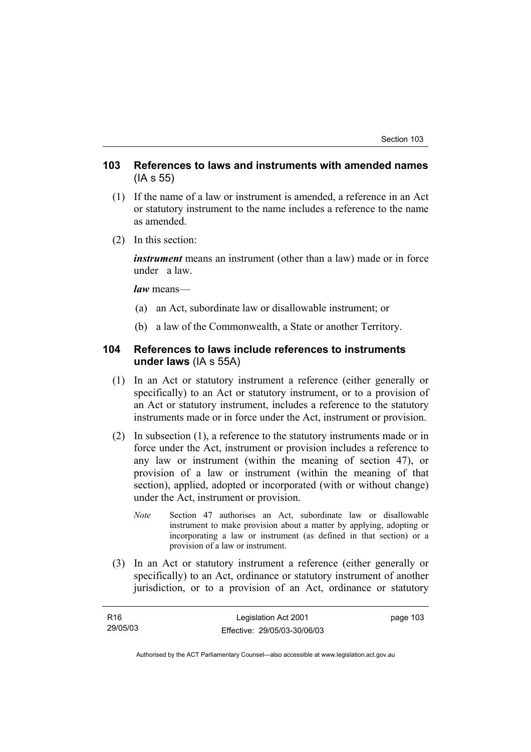### 103 References to laws and instruments with amended names (IA s 55)

(1) If the name of a law or instrument is amended, a reference in an Act or statutory instrument to the name includes a reference to the name as amended.

(2) In this section:

***instrument*** means an instrument (other than a law) made or in force under a law.

***law*** means—

(a) an Act, subordinate law or disallowable instrument; or

(b) a law of the Commonwealth, a State or another Territory.

### 104 References to laws include references to instruments under laws (IA s 55A)

(1) In an Act or statutory instrument a reference (either generally or specifically) to an Act or statutory instrument, or to a provision of an Act or statutory instrument, includes a reference to the statutory instruments made or in force under the Act, instrument or provision.

(2) In subsection (1), a reference to the statutory instruments made or in force under the Act, instrument or provision includes a reference to any law or instrument (within the meaning of section 47), or provision of a law or instrument (within the meaning of that section), applied, adopted or incorporated (with or without change) under the Act, instrument or provision.

*Note* Section 47 authorises an Act, subordinate law or disallowable instrument to make provision about a matter by applying, adopting or incorporating a law or instrument (as defined in that section) or a provision of a law or instrument.

(3) In an Act or statutory instrument a reference (either generally or specifically) to an Act, ordinance or statutory instrument of another jurisdiction, or to a provision of an Act, ordinance or statutory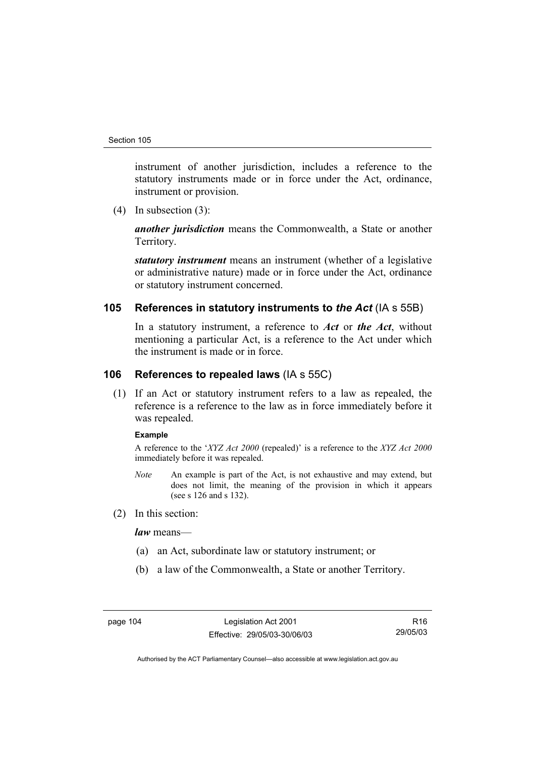instrument of another jurisdiction, includes a reference to the statutory instruments made or in force under the Act, ordinance, instrument or provision.

(4) In subsection (3):

***another jurisdiction*** means the Commonwealth, a State or another Territory.

***statutory instrument*** means an instrument (whether of a legislative or administrative nature) made or in force under the Act, ordinance or statutory instrument concerned.

## 105 References in statutory instruments to *the Act* (IA s 55B)

In a statutory instrument, a reference to ***Act*** or ***the Act***, without mentioning a particular Act, is a reference to the Act under which the instrument is made or in force.

## 106 References to repealed laws (IA s 55C)

(1) If an Act or statutory instrument refers to a law as repealed, the reference is a reference to the law as in force immediately before it was repealed.

**Example**

A reference to the '*XYZ Act 2000* (repealed)' is a reference to the *XYZ Act 2000* immediately before it was repealed.

*Note* An example is part of the Act, is not exhaustive and may extend, but does not limit, the meaning of the provision in which it appears (see s 126 and s 132).

(2) In this section:

***law*** means—

(a) an Act, subordinate law or statutory instrument; or

(b) a law of the Commonwealth, a State or another Territory.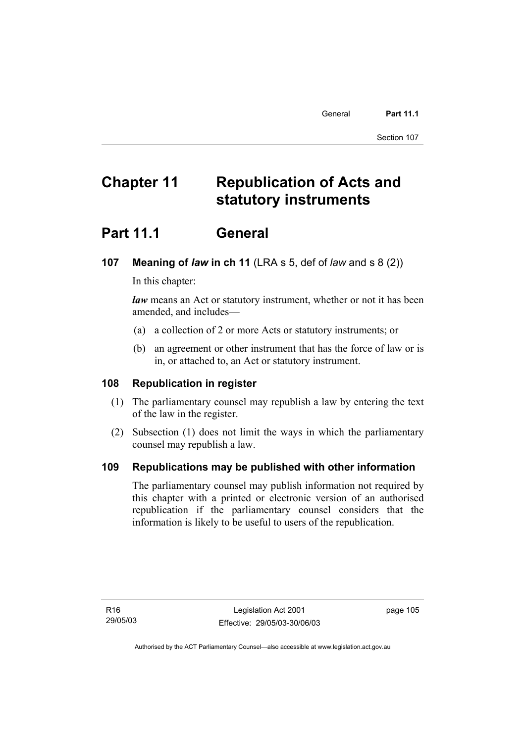# Chapter 11 Republication of Acts and statutory instruments

## Part 11.1 General

### 107 Meaning of *law* in ch 11 (LRA s 5, def of *law* and s 8 (2))

In this chapter:

***law*** means an Act or statutory instrument, whether or not it has been amended, and includes—

(a) a collection of 2 or more Acts or statutory instruments; or

(b) an agreement or other instrument that has the force of law or is in, or attached to, an Act or statutory instrument.

### 108 Republication in register

(1) The parliamentary counsel may republish a law by entering the text of the law in the register.

(2) Subsection (1) does not limit the ways in which the parliamentary counsel may republish a law.

### 109 Republications may be published with other information

The parliamentary counsel may publish information not required by this chapter with a printed or electronic version of an authorised republication if the parliamentary counsel considers that the information is likely to be useful to users of the republication.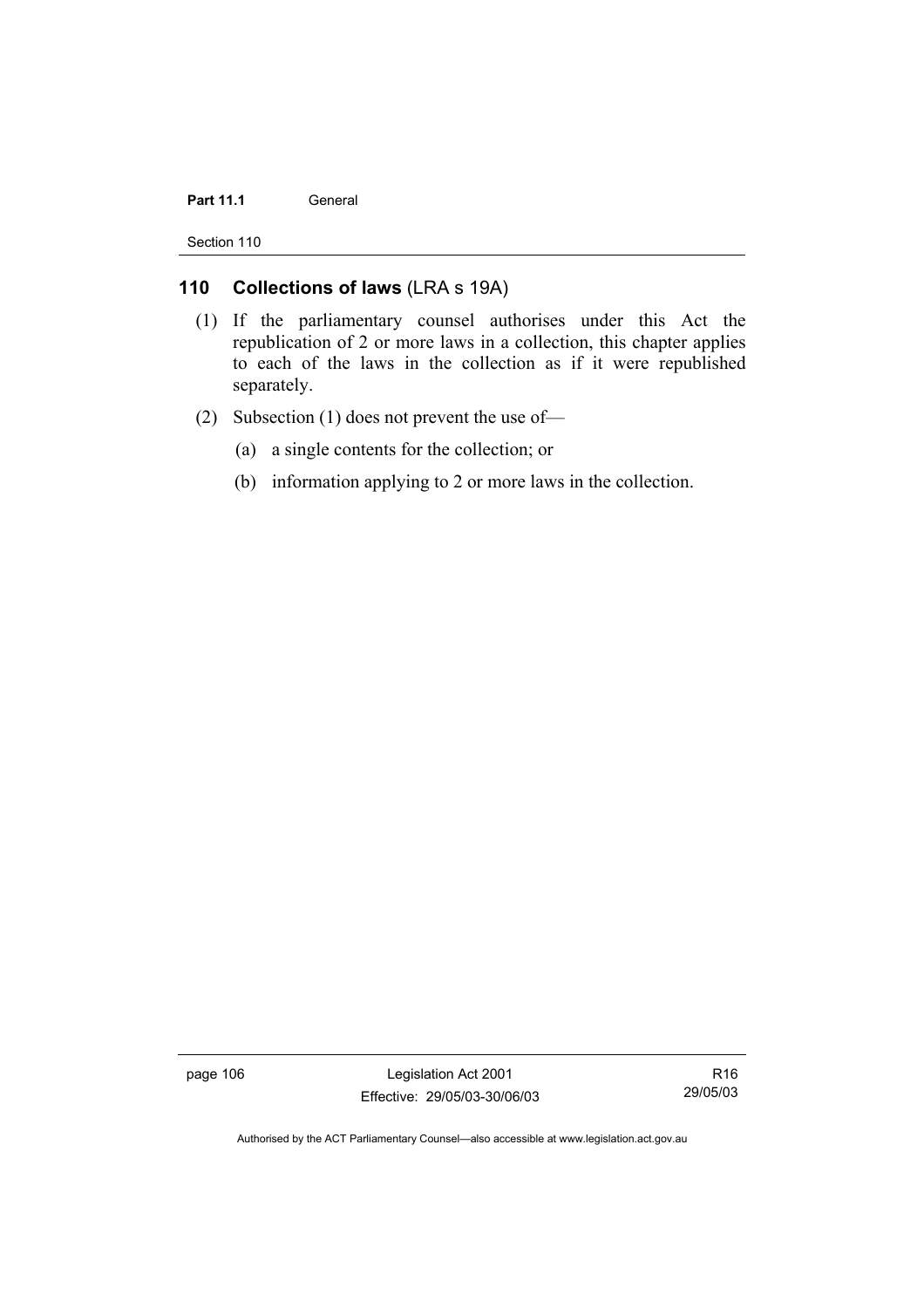## 110 Collections of laws (LRA s 19A)

(1) If the parliamentary counsel authorises under this Act the republication of 2 or more laws in a collection, this chapter applies to each of the laws in the collection as if it were republished separately.

(2) Subsection (1) does not prevent the use of—

(a) a single contents for the collection; or

(b) information applying to 2 or more laws in the collection.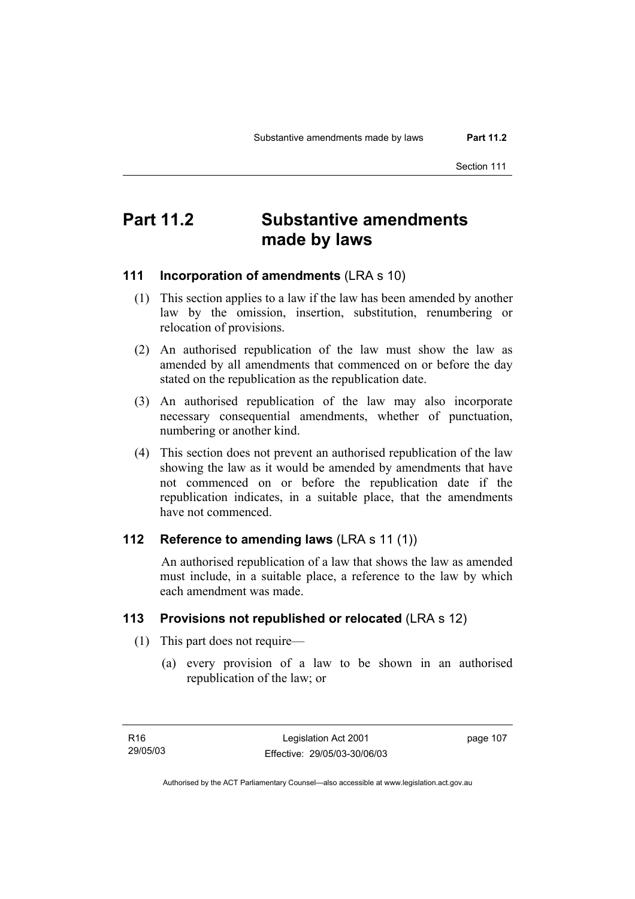# Part 11.2 Substantive amendments made by laws

## 111 Incorporation of amendments (LRA s 10)

(1) This section applies to a law if the law has been amended by another law by the omission, insertion, substitution, renumbering or relocation of provisions.

(2) An authorised republication of the law must show the law as amended by all amendments that commenced on or before the day stated on the republication as the republication date.

(3) An authorised republication of the law may also incorporate necessary consequential amendments, whether of punctuation, numbering or another kind.

(4) This section does not prevent an authorised republication of the law showing the law as it would be amended by amendments that have not commenced on or before the republication date if the republication indicates, in a suitable place, that the amendments have not commenced.

## 112 Reference to amending laws (LRA s 11 (1))

An authorised republication of a law that shows the law as amended must include, in a suitable place, a reference to the law by which each amendment was made.

## 113 Provisions not republished or relocated (LRA s 12)

(1) This part does not require—

(a) every provision of a law to be shown in an authorised republication of the law; or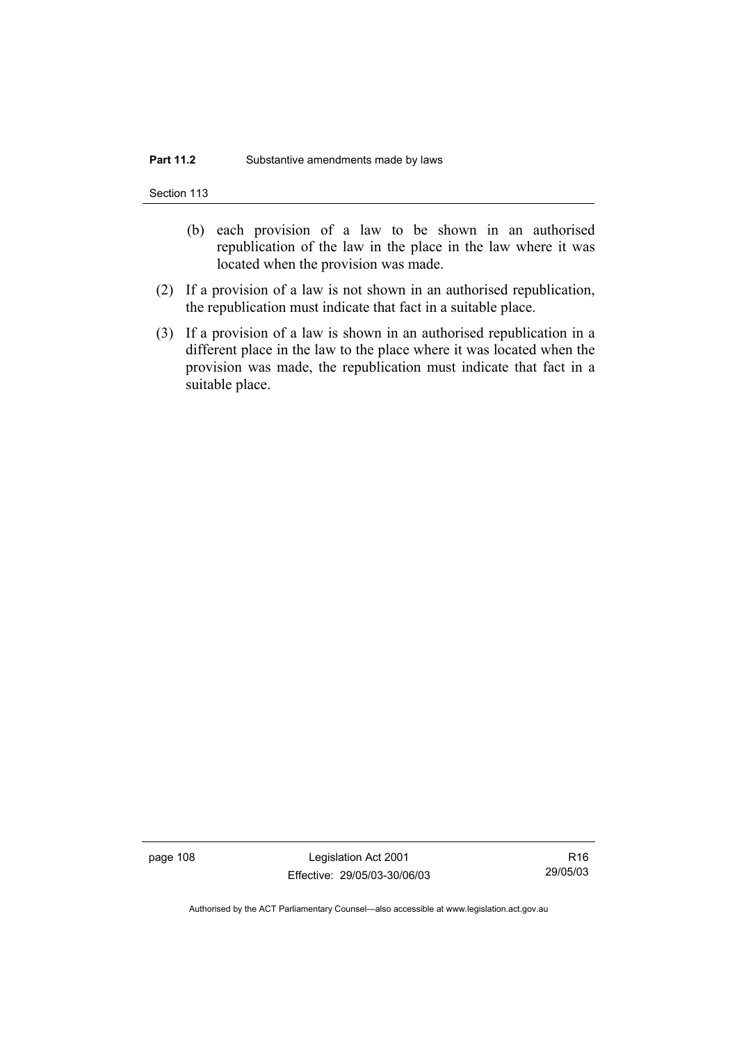(b) each provision of a law to be shown in an authorised republication of the law in the place in the law where it was located when the provision was made.

(2) If a provision of a law is not shown in an authorised republication, the republication must indicate that fact in a suitable place.

(3) If a provision of a law is shown in an authorised republication in a different place in the law to the place where it was located when the provision was made, the republication must indicate that fact in a suitable place.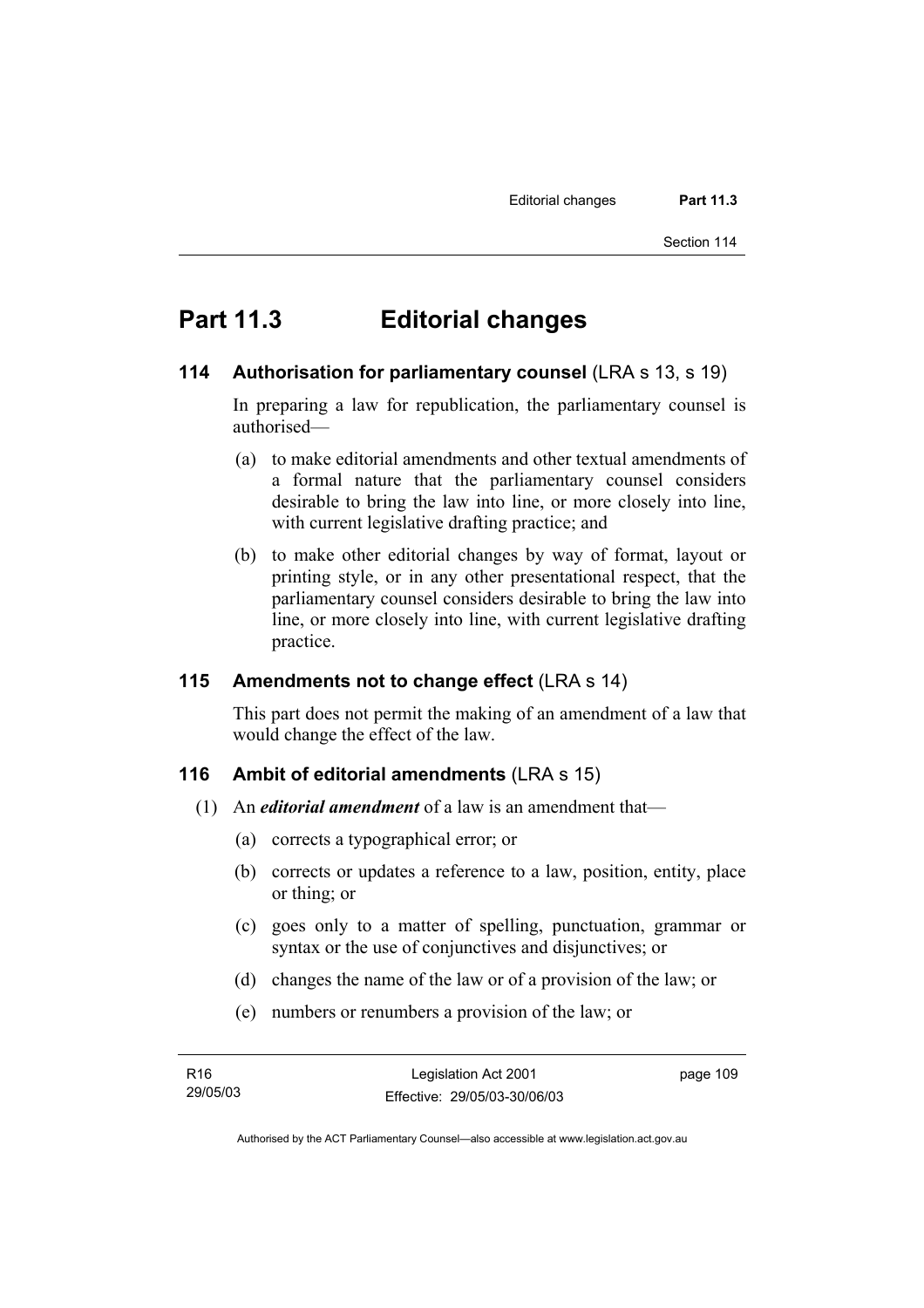# Part 11.3 Editorial changes

## 114 Authorisation for parliamentary counsel (LRA s 13, s 19)

In preparing a law for republication, the parliamentary counsel is authorised—

(a) to make editorial amendments and other textual amendments of a formal nature that the parliamentary counsel considers desirable to bring the law into line, or more closely into line, with current legislative drafting practice; and

(b) to make other editorial changes by way of format, layout or printing style, or in any other presentational respect, that the parliamentary counsel considers desirable to bring the law into line, or more closely into line, with current legislative drafting practice.

## 115 Amendments not to change effect (LRA s 14)

This part does not permit the making of an amendment of a law that would change the effect of the law.

## 116 Ambit of editorial amendments (LRA s 15)

(1) An ***editorial amendment*** of a law is an amendment that—

(a) corrects a typographical error; or

(b) corrects or updates a reference to a law, position, entity, place or thing; or

(c) goes only to a matter of spelling, punctuation, grammar or syntax or the use of conjunctives and disjunctives; or

(d) changes the name of the law or of a provision of the law; or

(e) numbers or renumbers a provision of the law; or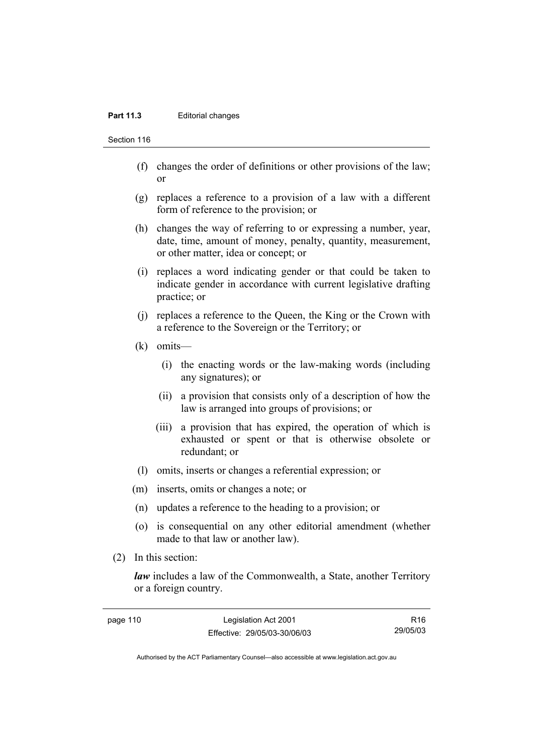(f) changes the order of definitions or other provisions of the law; or

(g) replaces a reference to a provision of a law with a different form of reference to the provision; or

(h) changes the way of referring to or expressing a number, year, date, time, amount of money, penalty, quantity, measurement, or other matter, idea or concept; or

(i) replaces a word indicating gender or that could be taken to indicate gender in accordance with current legislative drafting practice; or

(j) replaces a reference to the Queen, the King or the Crown with a reference to the Sovereign or the Territory; or

(k) omits—

   (i) the enacting words or the law-making words (including any signatures); or

   (ii) a provision that consists only of a description of how the law is arranged into groups of provisions; or

   (iii) a provision that has expired, the operation of which is exhausted or spent or that is otherwise obsolete or redundant; or

(l) omits, inserts or changes a referential expression; or

(m) inserts, omits or changes a note; or

(n) updates a reference to the heading to a provision; or

(o) is consequential on any other editorial amendment (whether made to that law or another law).

(2) In this section:

***law*** includes a law of the Commonwealth, a State, another Territory or a foreign country.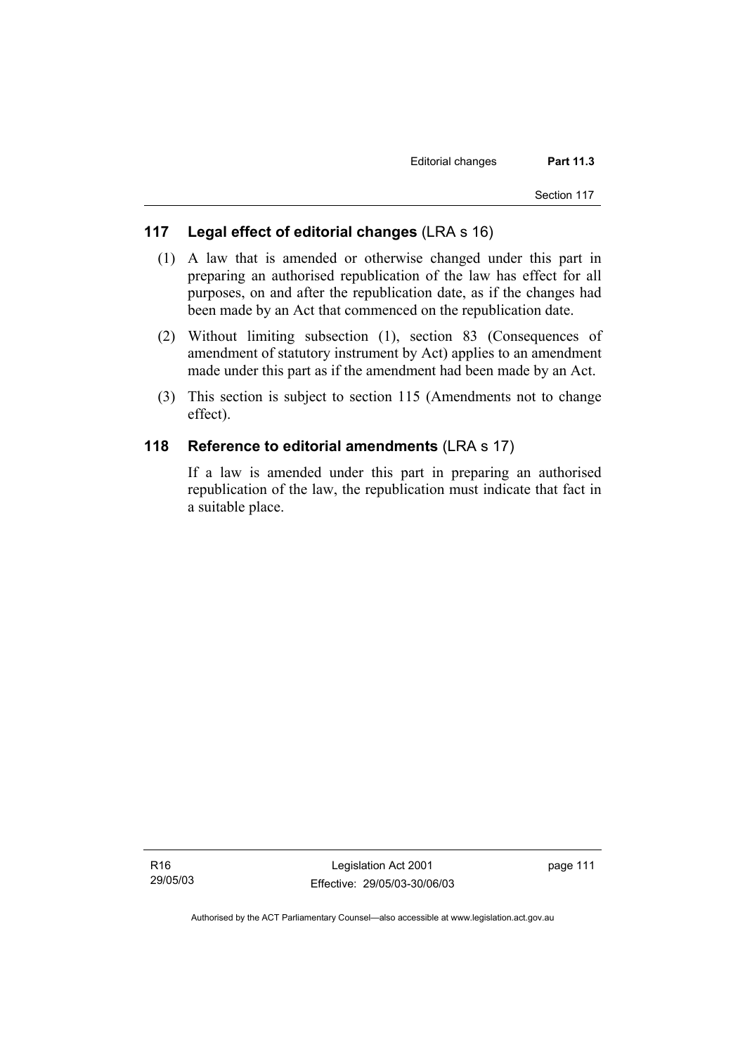## 117 Legal effect of editorial changes (LRA s 16)

(1) A law that is amended or otherwise changed under this part in preparing an authorised republication of the law has effect for all purposes, on and after the republication date, as if the changes had been made by an Act that commenced on the republication date.

(2) Without limiting subsection (1), section 83 (Consequences of amendment of statutory instrument by Act) applies to an amendment made under this part as if the amendment had been made by an Act.

(3) This section is subject to section 115 (Amendments not to change effect).

## 118 Reference to editorial amendments (LRA s 17)

If a law is amended under this part in preparing an authorised republication of the law, the republication must indicate that fact in a suitable place.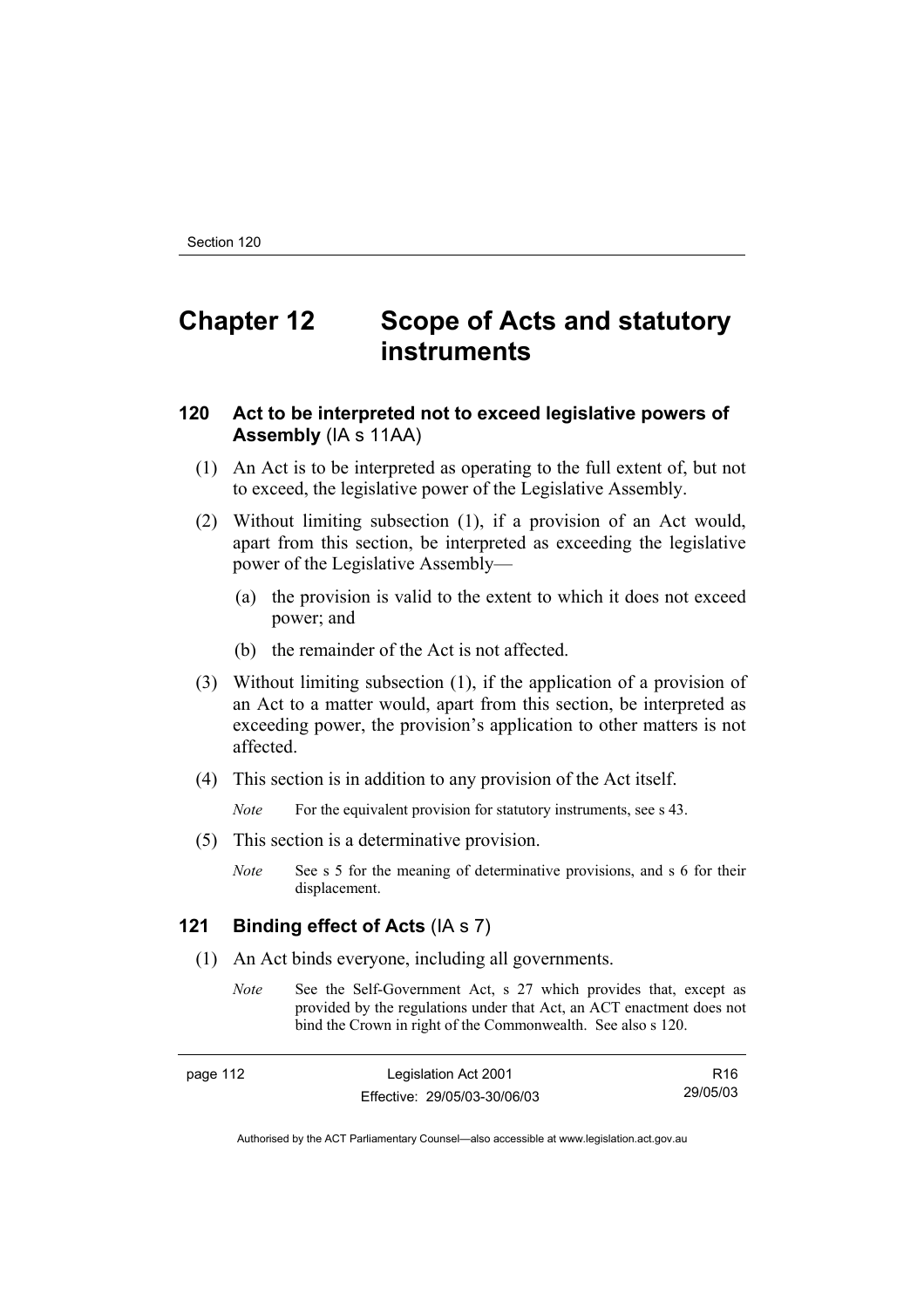# Chapter 12 Scope of Acts and statutory instruments

## 120 Act to be interpreted not to exceed legislative powers of Assembly (IA s 11AA)

(1) An Act is to be interpreted as operating to the full extent of, but not to exceed, the legislative power of the Legislative Assembly.

(2) Without limiting subsection (1), if a provision of an Act would, apart from this section, be interpreted as exceeding the legislative power of the Legislative Assembly—

(a) the provision is valid to the extent to which it does not exceed power; and

(b) the remainder of the Act is not affected.

(3) Without limiting subsection (1), if the application of a provision of an Act to a matter would, apart from this section, be interpreted as exceeding power, the provision's application to other matters is not affected.

(4) This section is in addition to any provision of the Act itself.

*Note* For the equivalent provision for statutory instruments, see s 43.

(5) This section is a determinative provision.

*Note* See s 5 for the meaning of determinative provisions, and s 6 for their displacement.

## 121 Binding effect of Acts (IA s 7)

(1) An Act binds everyone, including all governments.

*Note* See the Self-Government Act, s 27 which provides that, except as provided by the regulations under that Act, an ACT enactment does not bind the Crown in right of the Commonwealth. See also s 120.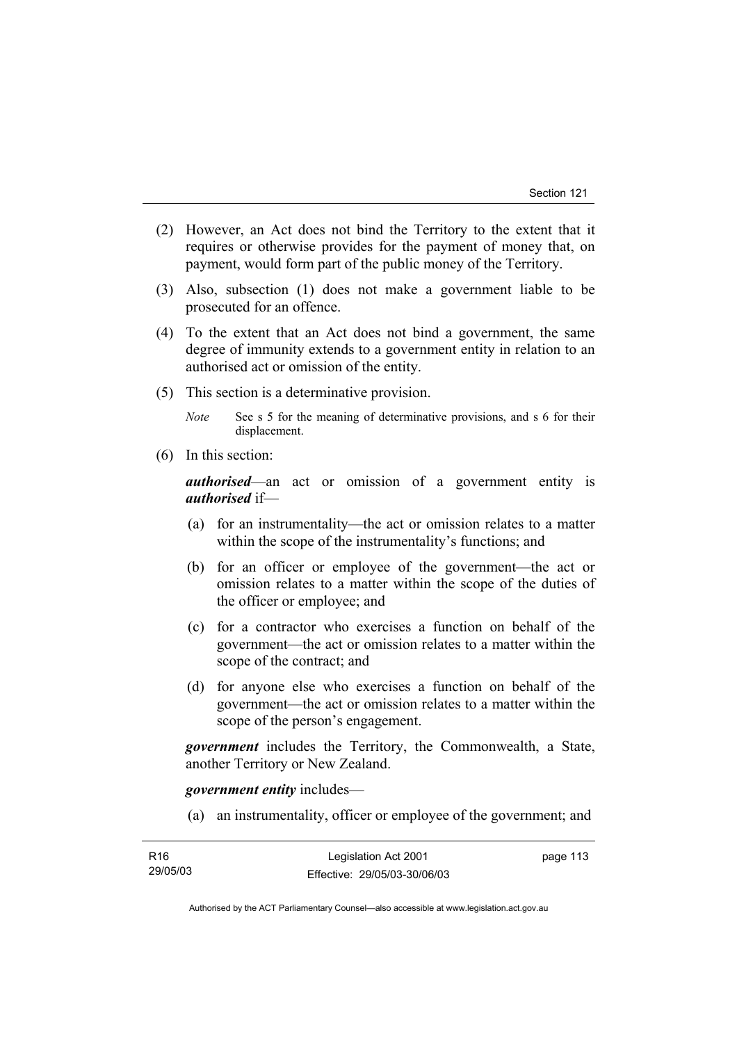(2) However, an Act does not bind the Territory to the extent that it requires or otherwise provides for the payment of money that, on payment, would form part of the public money of the Territory.

(3) Also, subsection (1) does not make a government liable to be prosecuted for an offence.

(4) To the extent that an Act does not bind a government, the same degree of immunity extends to a government entity in relation to an authorised act or omission of the entity.

(5) This section is a determinative provision.

*Note* See s 5 for the meaning of determinative provisions, and s 6 for their displacement.

(6) In this section:

***authorised***—an act or omission of a government entity is ***authorised*** if—

(a) for an instrumentality—the act or omission relates to a matter within the scope of the instrumentality's functions; and

(b) for an officer or employee of the government—the act or omission relates to a matter within the scope of the duties of the officer or employee; and

(c) for a contractor who exercises a function on behalf of the government—the act or omission relates to a matter within the scope of the contract; and

(d) for anyone else who exercises a function on behalf of the government—the act or omission relates to a matter within the scope of the person's engagement.

***government*** includes the Territory, the Commonwealth, a State, another Territory or New Zealand.

***government entity*** includes—

(a) an instrumentality, officer or employee of the government; and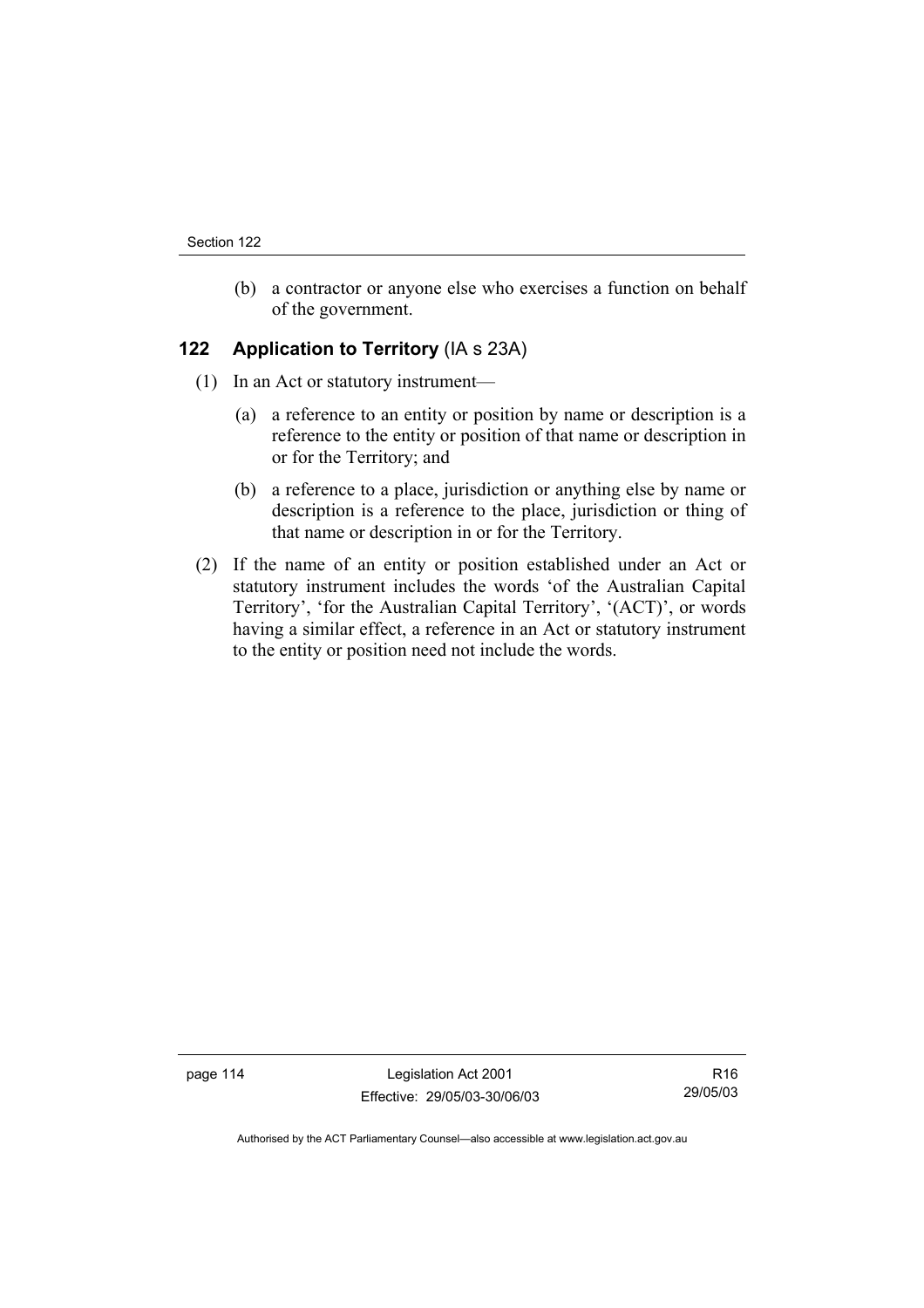(b) a contractor or anyone else who exercises a function on behalf of the government.

## 122 Application to Territory (IA s 23A)

(1) In an Act or statutory instrument—

(a) a reference to an entity or position by name or description is a reference to the entity or position of that name or description in or for the Territory; and

(b) a reference to a place, jurisdiction or anything else by name or description is a reference to the place, jurisdiction or thing of that name or description in or for the Territory.

(2) If the name of an entity or position established under an Act or statutory instrument includes the words 'of the Australian Capital Territory', 'for the Australian Capital Territory', '(ACT)', or words having a similar effect, a reference in an Act or statutory instrument to the entity or position need not include the words.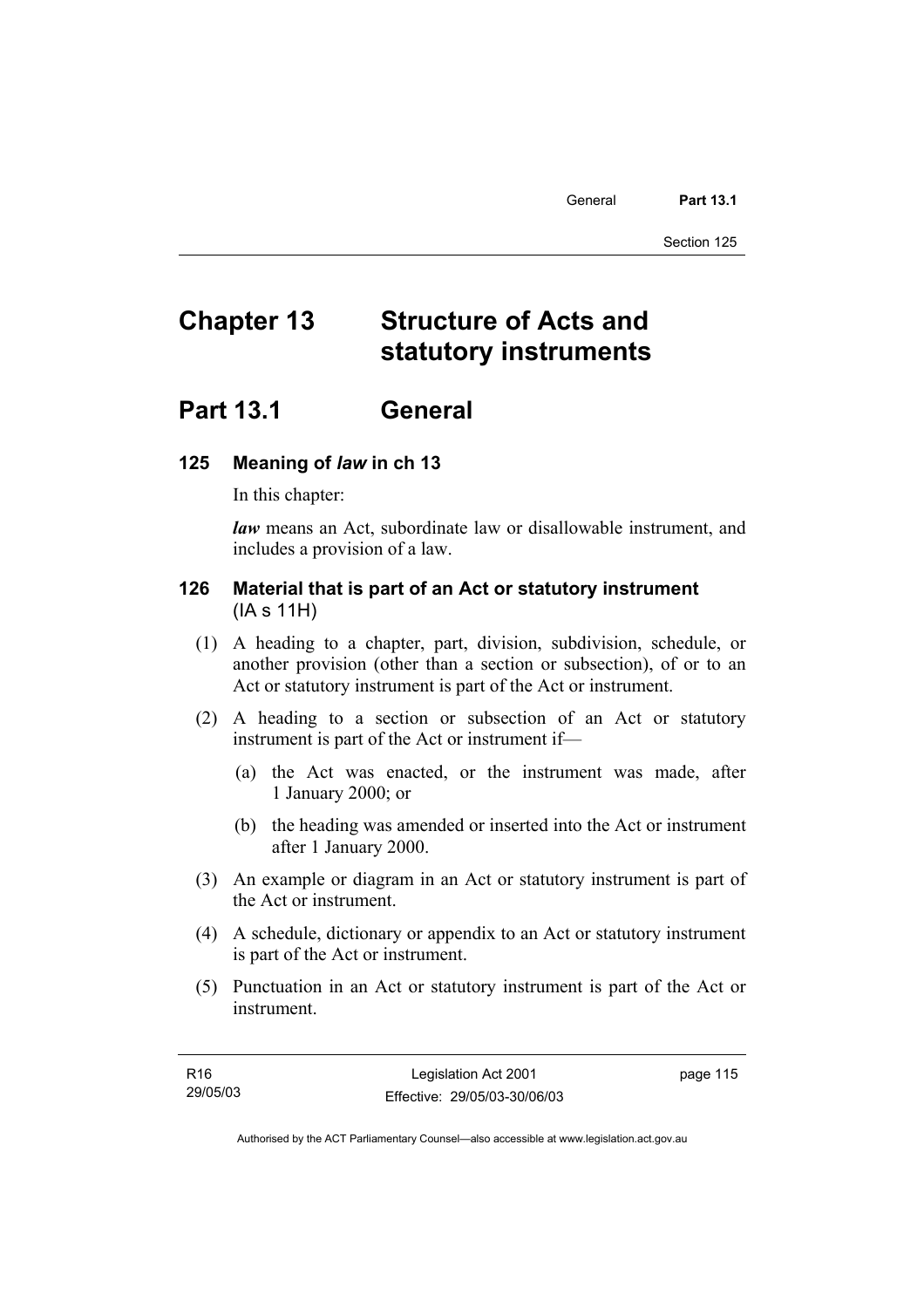# Chapter 13 Structure of Acts and statutory instruments

## Part 13.1 General

### 125 Meaning of *law* in ch 13

In this chapter:

***law*** means an Act, subordinate law or disallowable instrument, and includes a provision of a law.

### 126 Material that is part of an Act or statutory instrument (IA s 11H)

(1) A heading to a chapter, part, division, subdivision, schedule, or another provision (other than a section or subsection), of or to an Act or statutory instrument is part of the Act or instrument.

(2) A heading to a section or subsection of an Act or statutory instrument is part of the Act or instrument if—

(a) the Act was enacted, or the instrument was made, after 1 January 2000; or

(b) the heading was amended or inserted into the Act or instrument after 1 January 2000.

(3) An example or diagram in an Act or statutory instrument is part of the Act or instrument.

(4) A schedule, dictionary or appendix to an Act or statutory instrument is part of the Act or instrument.

(5) Punctuation in an Act or statutory instrument is part of the Act or instrument.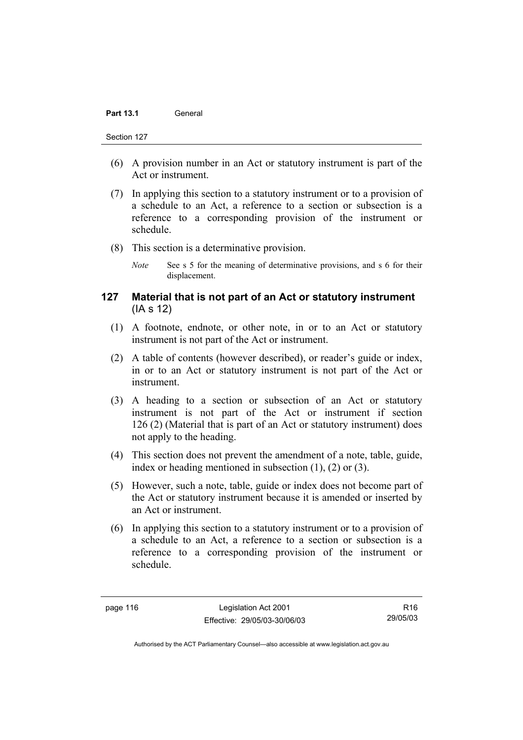(6) A provision number in an Act or statutory instrument is part of the Act or instrument.

(7) In applying this section to a statutory instrument or to a provision of a schedule to an Act, a reference to a section or subsection is a reference to a corresponding provision of the instrument or schedule.

(8) This section is a determinative provision.

*Note* See s 5 for the meaning of determinative provisions, and s 6 for their displacement.

### 127 Material that is not part of an Act or statutory instrument (IA s 12)

(1) A footnote, endnote, or other note, in or to an Act or statutory instrument is not part of the Act or instrument.

(2) A table of contents (however described), or reader's guide or index, in or to an Act or statutory instrument is not part of the Act or instrument.

(3) A heading to a section or subsection of an Act or statutory instrument is not part of the Act or instrument if section 126 (2) (Material that is part of an Act or statutory instrument) does not apply to the heading.

(4) This section does not prevent the amendment of a note, table, guide, index or heading mentioned in subsection (1), (2) or (3).

(5) However, such a note, table, guide or index does not become part of the Act or statutory instrument because it is amended or inserted by an Act or instrument.

(6) In applying this section to a statutory instrument or to a provision of a schedule to an Act, a reference to a section or subsection is a reference to a corresponding provision of the instrument or schedule.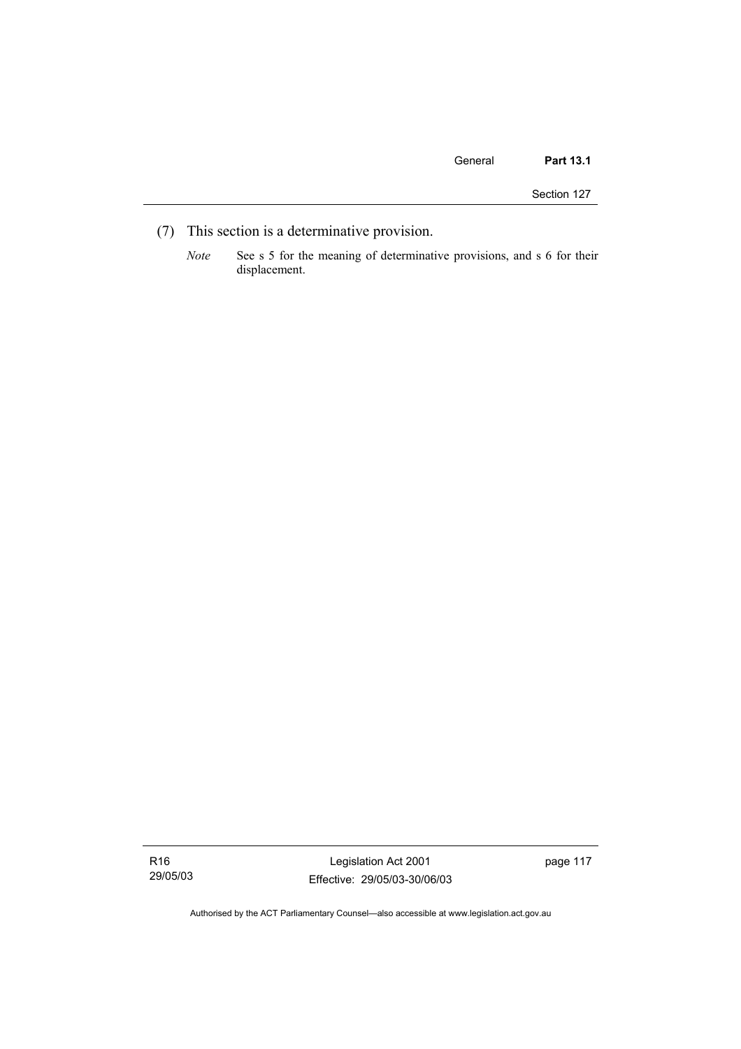(7) This section is a determinative provision.

*Note* See s 5 for the meaning of determinative provisions, and s 6 for their displacement.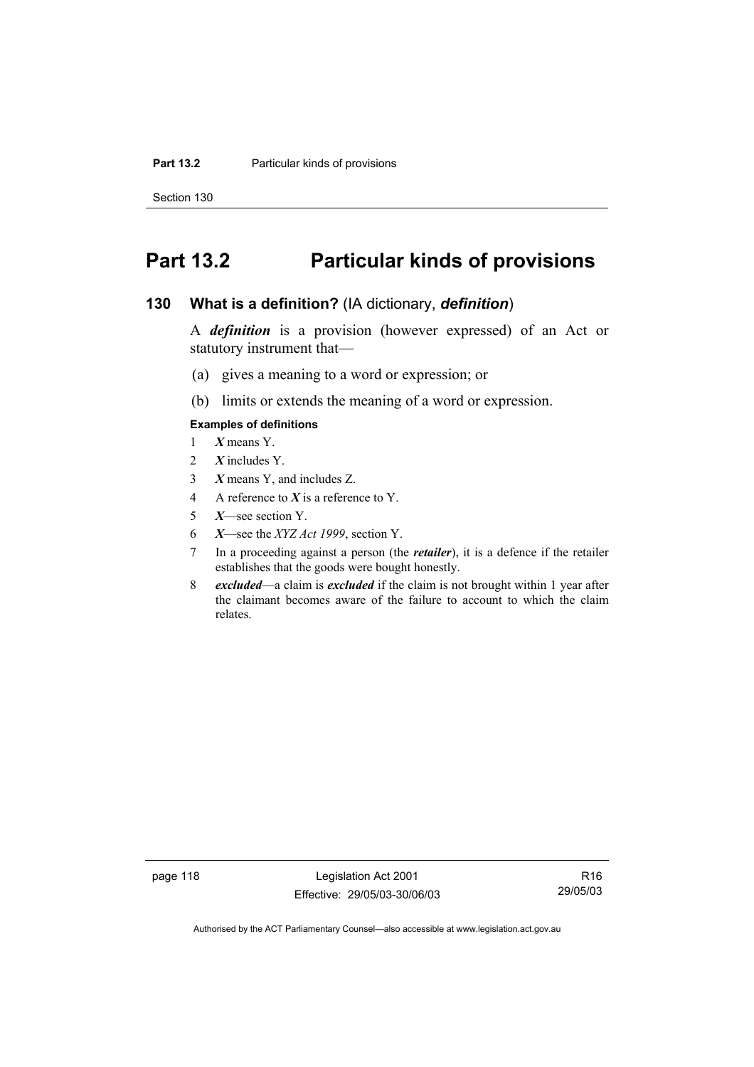# Part 13.2 Particular kinds of provisions

## 130 What is a definition? (IA dictionary, *definition*)

A ***definition*** is a provision (however expressed) of an Act or statutory instrument that—

(a) gives a meaning to a word or expression; or

(b) limits or extends the meaning of a word or expression.

**Examples of definitions**

1 ***X*** means Y.

2 ***X*** includes Y.

3 ***X*** means Y, and includes Z.

4 A reference to ***X*** is a reference to Y.

5 ***X***—see section Y.

6 ***X***—see the *XYZ Act 1999*, section Y.

7 In a proceeding against a person (the ***retailer***), it is a defence if the retailer establishes that the goods were bought honestly.

8 ***excluded***—a claim is ***excluded*** if the claim is not brought within 1 year after the claimant becomes aware of the failure to account to which the claim relates.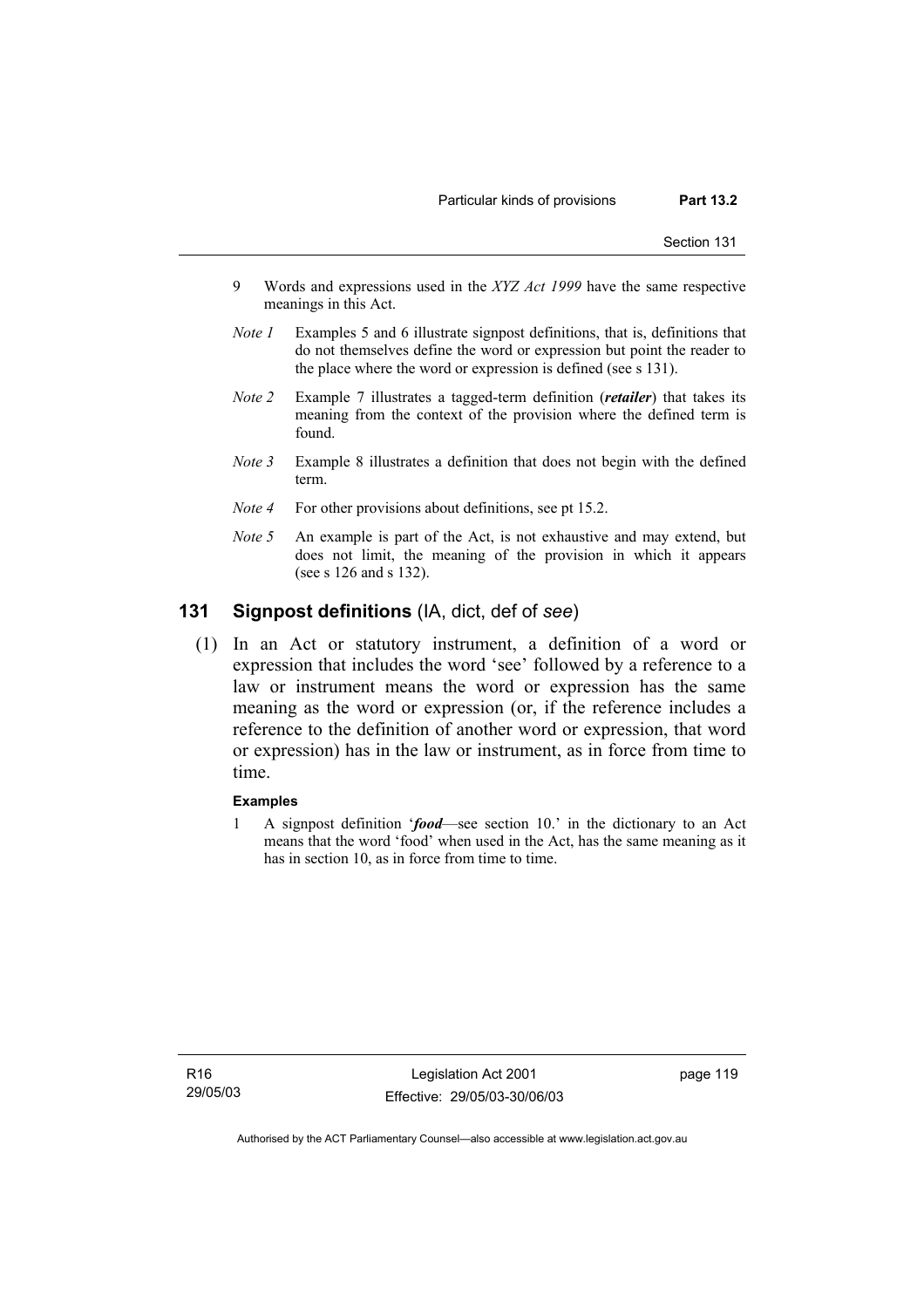9 Words and expressions used in the *XYZ Act 1999* have the same respective meanings in this Act.

*Note 1* Examples 5 and 6 illustrate signpost definitions, that is, definitions that do not themselves define the word or expression but point the reader to the place where the word or expression is defined (see s 131).

*Note 2* Example 7 illustrates a tagged-term definition (***retailer***) that takes its meaning from the context of the provision where the defined term is found.

*Note 3* Example 8 illustrates a definition that does not begin with the defined term.

*Note 4* For other provisions about definitions, see pt 15.2.

*Note 5* An example is part of the Act, is not exhaustive and may extend, but does not limit, the meaning of the provision in which it appears (see s 126 and s 132).

## 131 Signpost definitions (IA, dict, def of *see*)

(1) In an Act or statutory instrument, a definition of a word or expression that includes the word 'see' followed by a reference to a law or instrument means the word or expression has the same meaning as the word or expression (or, if the reference includes a reference to the definition of another word or expression, that word or expression) has in the law or instrument, as in force from time to time.

**Examples**

1 A signpost definition '***food***—see section 10.' in the dictionary to an Act means that the word 'food' when used in the Act, has the same meaning as it has in section 10, as in force from time to time.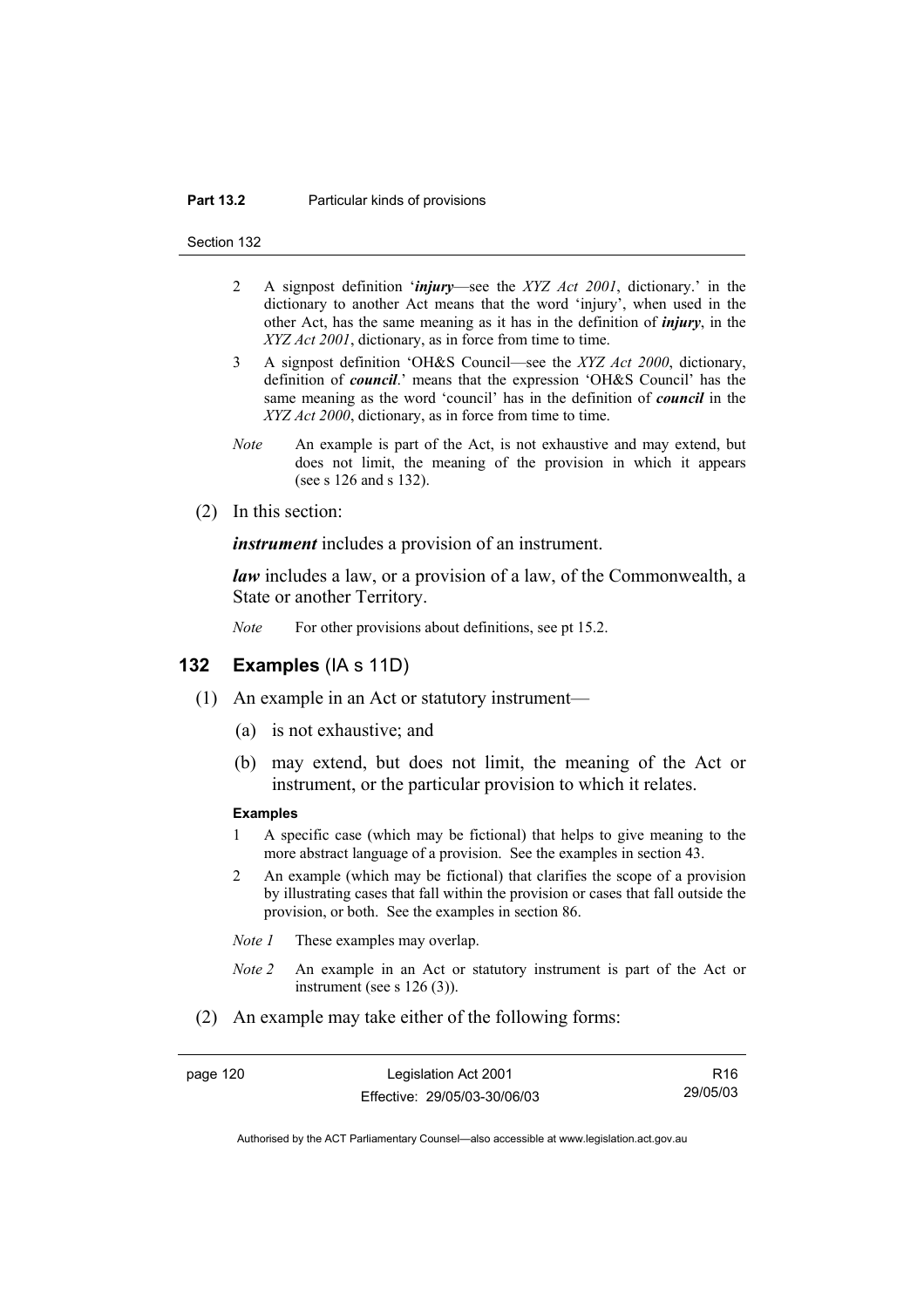2 A signpost definition '***injury***—see the *XYZ Act 2001*, dictionary.' in the dictionary to another Act means that the word 'injury', when used in the other Act, has the same meaning as it has in the definition of ***injury***, in the *XYZ Act 2001*, dictionary, as in force from time to time.

3 A signpost definition 'OH&S Council—see the *XYZ Act 2000*, dictionary, definition of ***council***.' means that the expression 'OH&S Council' has the same meaning as the word 'council' has in the definition of ***council*** in the *XYZ Act 2000*, dictionary, as in force from time to time.

*Note* An example is part of the Act, is not exhaustive and may extend, but does not limit, the meaning of the provision in which it appears (see s 126 and s 132).

(2) In this section:

***instrument*** includes a provision of an instrument.

***law*** includes a law, or a provision of a law, of the Commonwealth, a State or another Territory.

*Note* For other provisions about definitions, see pt 15.2.

## 132 Examples (IA s 11D)

(1) An example in an Act or statutory instrument—

(a) is not exhaustive; and

(b) may extend, but does not limit, the meaning of the Act or instrument, or the particular provision to which it relates.

**Examples**

1 A specific case (which may be fictional) that helps to give meaning to the more abstract language of a provision. See the examples in section 43.

2 An example (which may be fictional) that clarifies the scope of a provision by illustrating cases that fall within the provision or cases that fall outside the provision, or both. See the examples in section 86.

*Note 1* These examples may overlap.

*Note 2* An example in an Act or statutory instrument is part of the Act or instrument (see s 126 (3)).

(2) An example may take either of the following forms: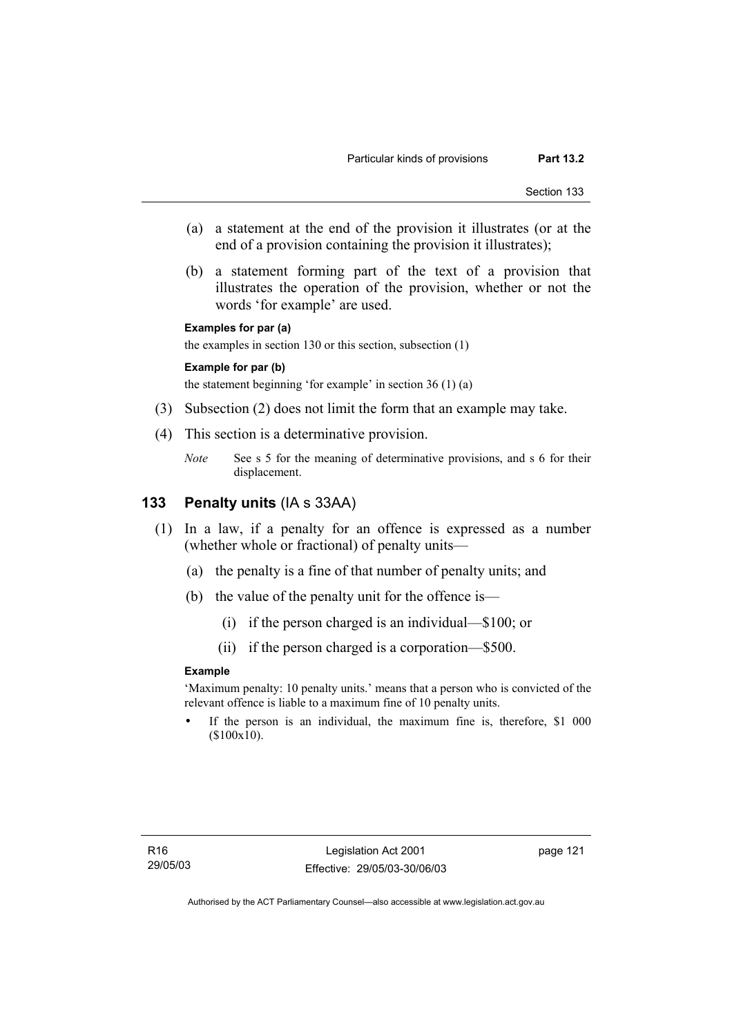(a) a statement at the end of the provision it illustrates (or at the end of a provision containing the provision it illustrates);

(b) a statement forming part of the text of a provision that illustrates the operation of the provision, whether or not the words 'for example' are used.

**Examples for par (a)**

the examples in section 130 or this section, subsection (1)

**Example for par (b)**

the statement beginning 'for example' in section 36 (1) (a)

(3) Subsection (2) does not limit the form that an example may take.

(4) This section is a determinative provision.

*Note* See s 5 for the meaning of determinative provisions, and s 6 for their displacement.

## 133 Penalty units (IA s 33AA)

(1) In a law, if a penalty for an offence is expressed as a number (whether whole or fractional) of penalty units—

(a) the penalty is a fine of that number of penalty units; and

(b) the value of the penalty unit for the offence is—

(i) if the person charged is an individual—$100; or

(ii) if the person charged is a corporation—$500.

**Example**

'Maximum penalty: 10 penalty units.' means that a person who is convicted of the relevant offence is liable to a maximum fine of 10 penalty units.

- If the person is an individual, the maximum fine is, therefore, $1 000 ($100x10).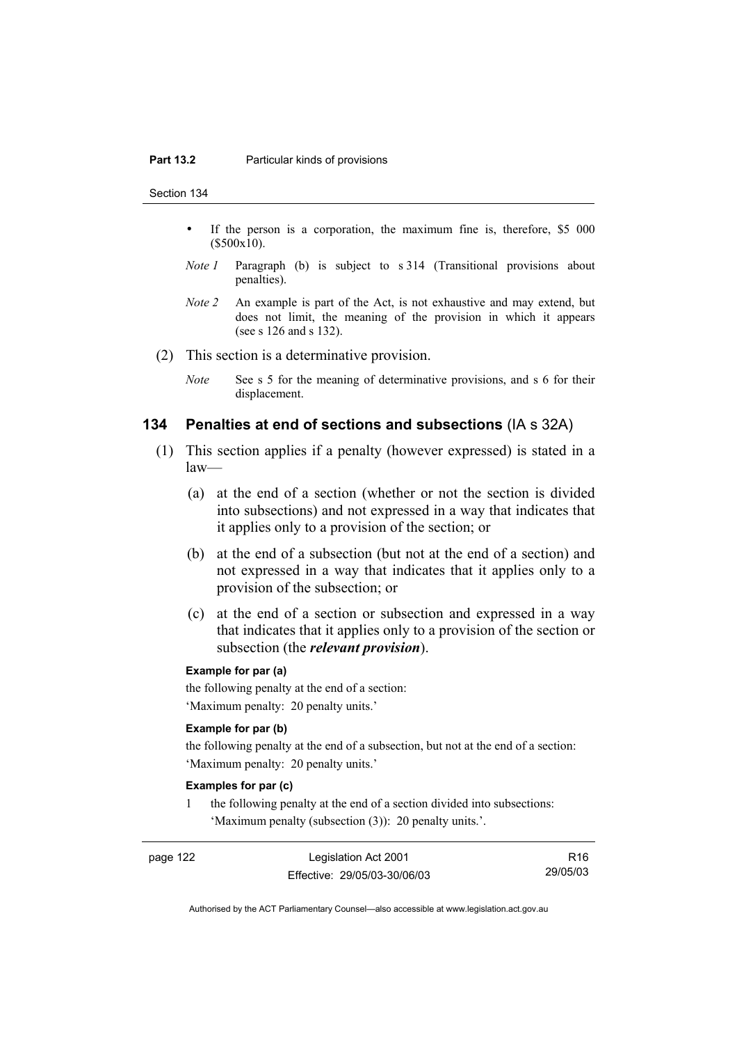- If the person is a corporation, the maximum fine is, therefore, $5 000 ($500x10).

*Note 1* Paragraph (b) is subject to s 314 (Transitional provisions about penalties).

*Note 2* An example is part of the Act, is not exhaustive and may extend, but does not limit, the meaning of the provision in which it appears (see s 126 and s 132).

(2) This section is a determinative provision.

*Note* See s 5 for the meaning of determinative provisions, and s 6 for their displacement.

## 134 Penalties at end of sections and subsections (IA s 32A)

(1) This section applies if a penalty (however expressed) is stated in a law—

(a) at the end of a section (whether or not the section is divided into subsections) and not expressed in a way that indicates that it applies only to a provision of the section; or

(b) at the end of a subsection (but not at the end of a section) and not expressed in a way that indicates that it applies only to a provision of the subsection; or

(c) at the end of a section or subsection and expressed in a way that indicates that it applies only to a provision of the section or subsection (the ***relevant provision***).

**Example for par (a)**

the following penalty at the end of a section:

'Maximum penalty: 20 penalty units.'

**Example for par (b)**

the following penalty at the end of a subsection, but not at the end of a section:

'Maximum penalty: 20 penalty units.'

**Examples for par (c)**

1 the following penalty at the end of a section divided into subsections: 'Maximum penalty (subsection (3)): 20 penalty units.'.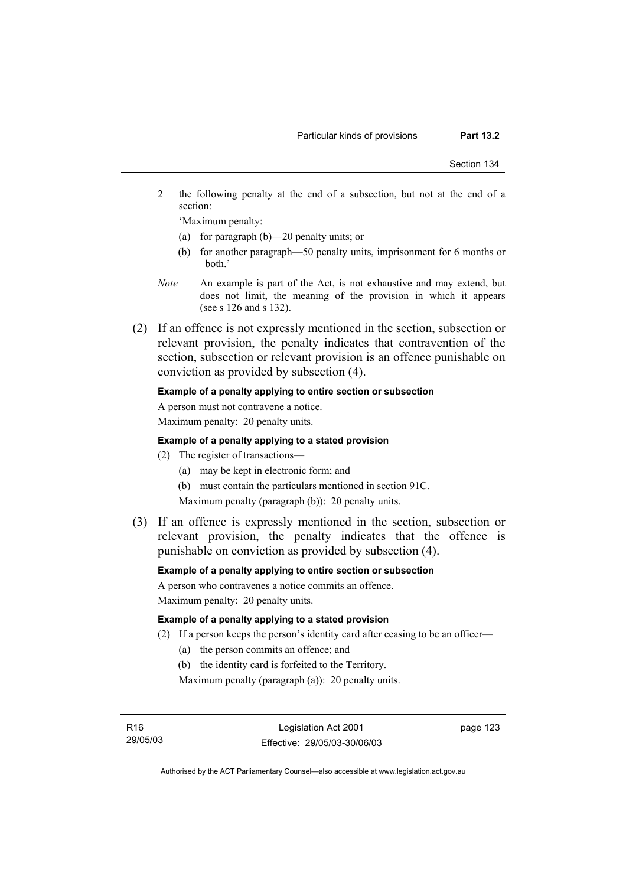2 the following penalty at the end of a subsection, but not at the end of a section:

'Maximum penalty:

(a) for paragraph (b)—20 penalty units; or

(b) for another paragraph—50 penalty units, imprisonment for 6 months or both.'

*Note* An example is part of the Act, is not exhaustive and may extend, but does not limit, the meaning of the provision in which it appears (see s 126 and s 132).

(2) If an offence is not expressly mentioned in the section, subsection or relevant provision, the penalty indicates that contravention of the section, subsection or relevant provision is an offence punishable on conviction as provided by subsection (4).

**Example of a penalty applying to entire section or subsection**

A person must not contravene a notice.

Maximum penalty: 20 penalty units.

**Example of a penalty applying to a stated provision**

(2) The register of transactions—

(a) may be kept in electronic form; and

(b) must contain the particulars mentioned in section 91C.

Maximum penalty (paragraph (b)): 20 penalty units.

(3) If an offence is expressly mentioned in the section, subsection or relevant provision, the penalty indicates that the offence is punishable on conviction as provided by subsection (4).

**Example of a penalty applying to entire section or subsection**

A person who contravenes a notice commits an offence.

Maximum penalty: 20 penalty units.

**Example of a penalty applying to a stated provision**

(2) If a person keeps the person's identity card after ceasing to be an officer—

(a) the person commits an offence; and

(b) the identity card is forfeited to the Territory.

Maximum penalty (paragraph (a)): 20 penalty units.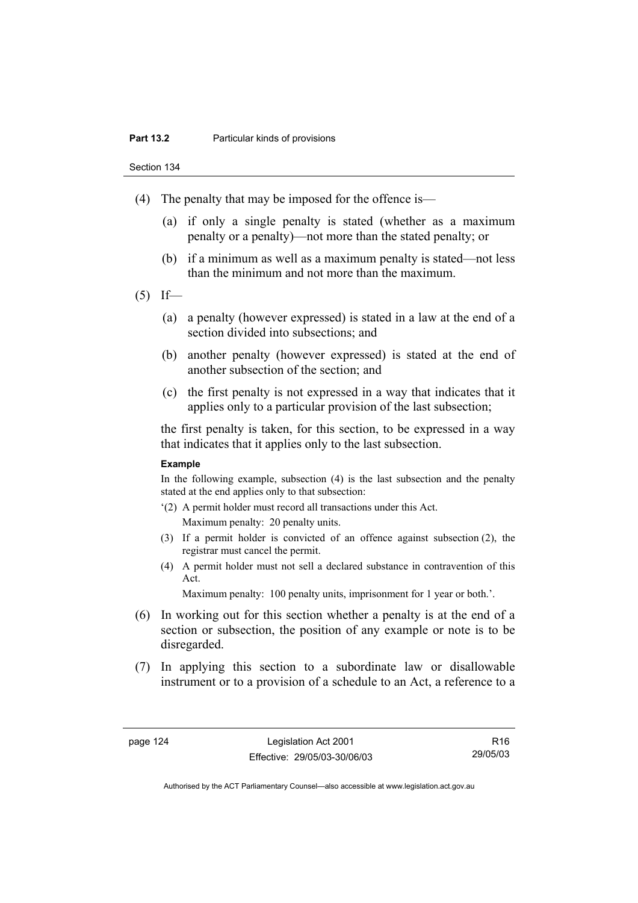(4) The penalty that may be imposed for the offence is—

(a) if only a single penalty is stated (whether as a maximum penalty or a penalty)—not more than the stated penalty; or

(b) if a minimum as well as a maximum penalty is stated—not less than the minimum and not more than the maximum.

(5) If—

(a) a penalty (however expressed) is stated in a law at the end of a section divided into subsections; and

(b) another penalty (however expressed) is stated at the end of another subsection of the section; and

(c) the first penalty is not expressed in a way that indicates that it applies only to a particular provision of the last subsection;

the first penalty is taken, for this section, to be expressed in a way that indicates that it applies only to the last subsection.

**Example**

In the following example, subsection (4) is the last subsection and the penalty stated at the end applies only to that subsection:

'(2) A permit holder must record all transactions under this Act.

Maximum penalty: 20 penalty units.

(3) If a permit holder is convicted of an offence against subsection (2), the registrar must cancel the permit.

(4) A permit holder must not sell a declared substance in contravention of this Act.

Maximum penalty: 100 penalty units, imprisonment for 1 year or both.'.

(6) In working out for this section whether a penalty is at the end of a section or subsection, the position of any example or note is to be disregarded.

(7) In applying this section to a subordinate law or disallowable instrument or to a provision of a schedule to an Act, a reference to a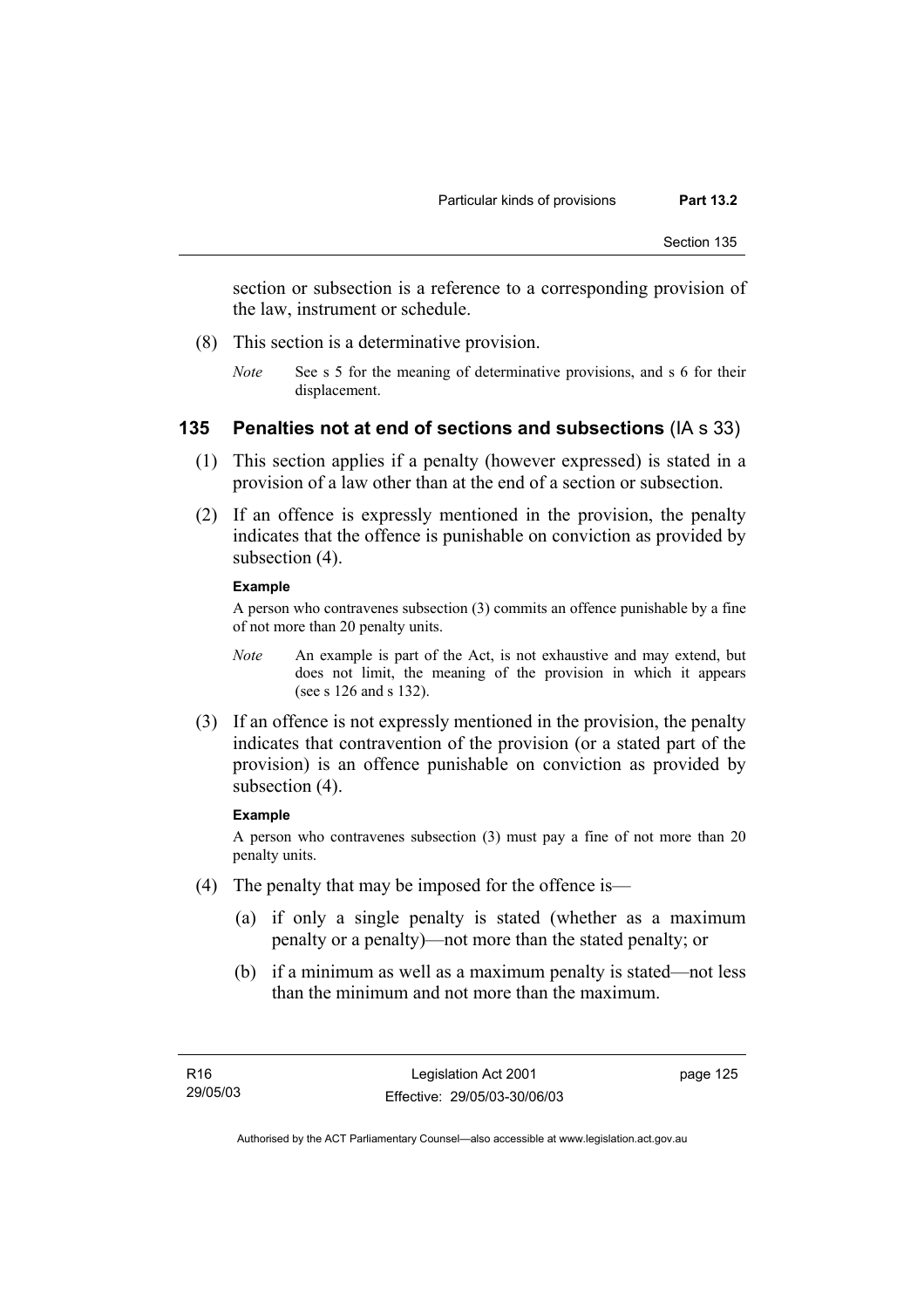section or subsection is a reference to a corresponding provision of the law, instrument or schedule.

(8) This section is a determinative provision.

*Note* See s 5 for the meaning of determinative provisions, and s 6 for their displacement.

### 135 Penalties not at end of sections and subsections (IA s 33)

(1) This section applies if a penalty (however expressed) is stated in a provision of a law other than at the end of a section or subsection.

(2) If an offence is expressly mentioned in the provision, the penalty indicates that the offence is punishable on conviction as provided by subsection (4).

**Example**

A person who contravenes subsection (3) commits an offence punishable by a fine of not more than 20 penalty units.

*Note* An example is part of the Act, is not exhaustive and may extend, but does not limit, the meaning of the provision in which it appears (see s 126 and s 132).

(3) If an offence is not expressly mentioned in the provision, the penalty indicates that contravention of the provision (or a stated part of the provision) is an offence punishable on conviction as provided by subsection (4).

**Example**

A person who contravenes subsection (3) must pay a fine of not more than 20 penalty units.

(4) The penalty that may be imposed for the offence is—

(a) if only a single penalty is stated (whether as a maximum penalty or a penalty)—not more than the stated penalty; or

(b) if a minimum as well as a maximum penalty is stated—not less than the minimum and not more than the maximum.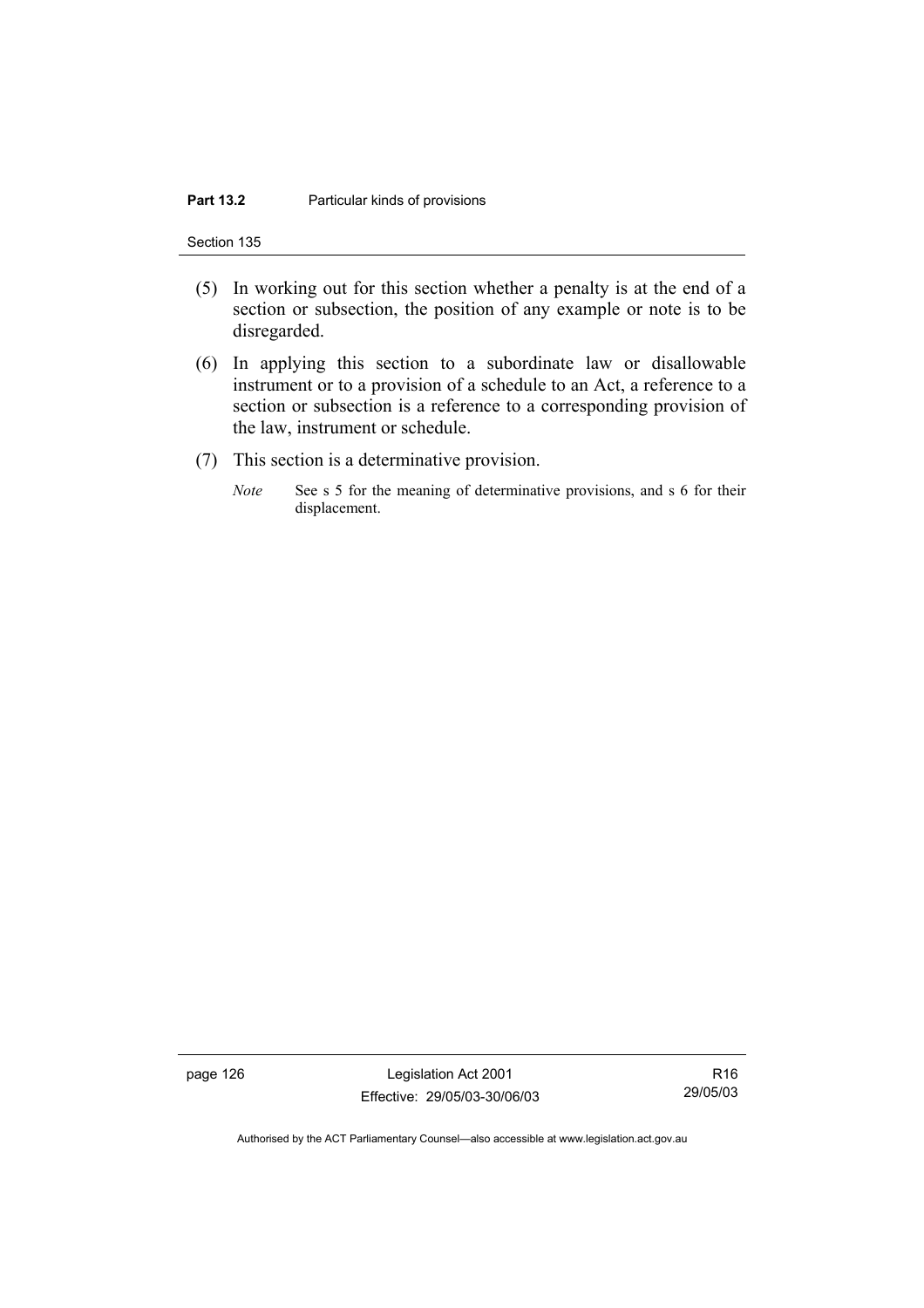(5) In working out for this section whether a penalty is at the end of a section or subsection, the position of any example or note is to be disregarded.

(6) In applying this section to a subordinate law or disallowable instrument or to a provision of a schedule to an Act, a reference to a section or subsection is a reference to a corresponding provision of the law, instrument or schedule.

(7) This section is a determinative provision.

*Note* See s 5 for the meaning of determinative provisions, and s 6 for their displacement.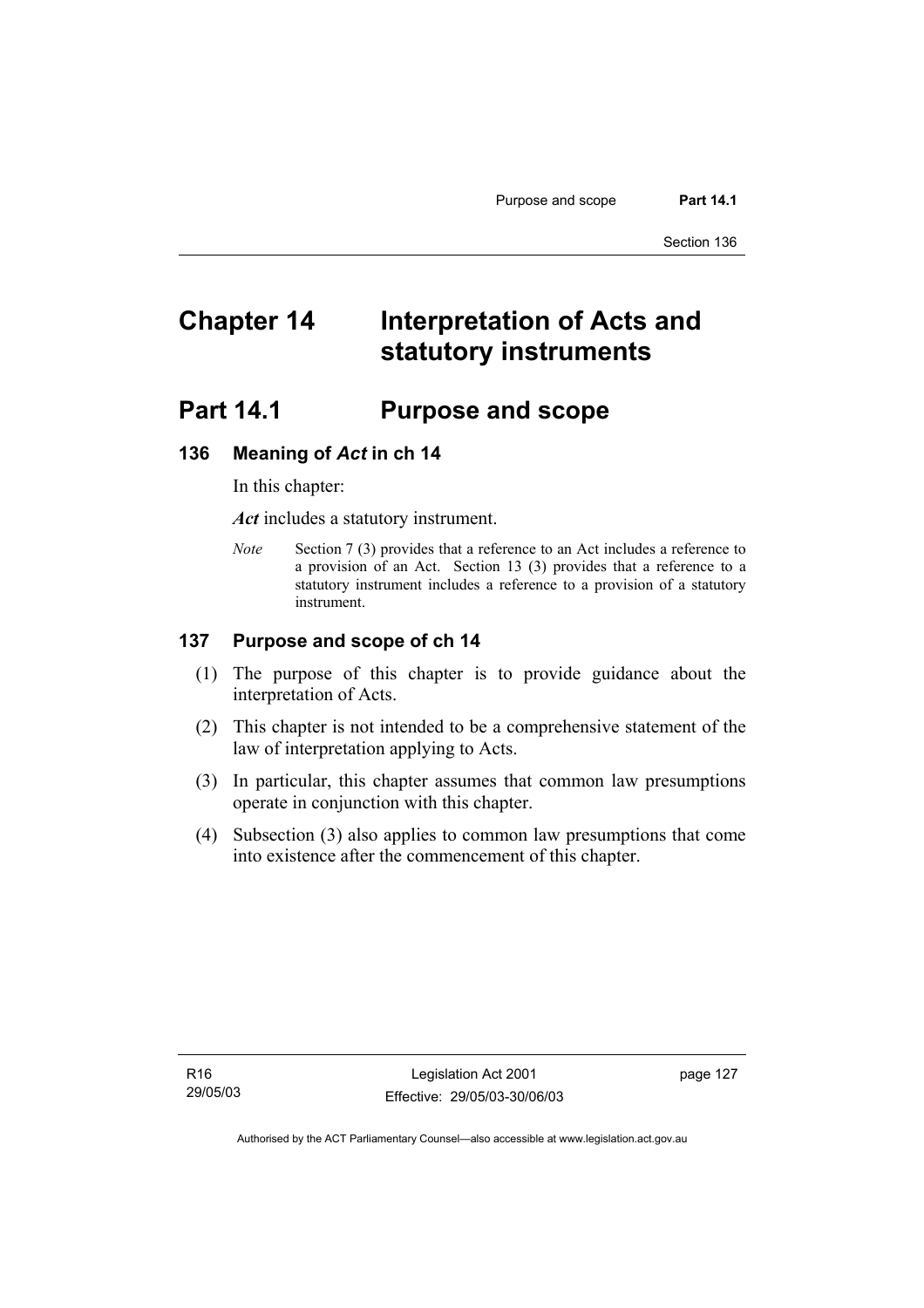# Chapter 14 Interpretation of Acts and statutory instruments

## Part 14.1 Purpose and scope

### 136 Meaning of *Act* in ch 14

In this chapter:

***Act*** includes a statutory instrument.

*Note* Section 7 (3) provides that a reference to an Act includes a reference to a provision of an Act. Section 13 (3) provides that a reference to a statutory instrument includes a reference to a provision of a statutory instrument.

### 137 Purpose and scope of ch 14

(1) The purpose of this chapter is to provide guidance about the interpretation of Acts.

(2) This chapter is not intended to be a comprehensive statement of the law of interpretation applying to Acts.

(3) In particular, this chapter assumes that common law presumptions operate in conjunction with this chapter.

(4) Subsection (3) also applies to common law presumptions that come into existence after the commencement of this chapter.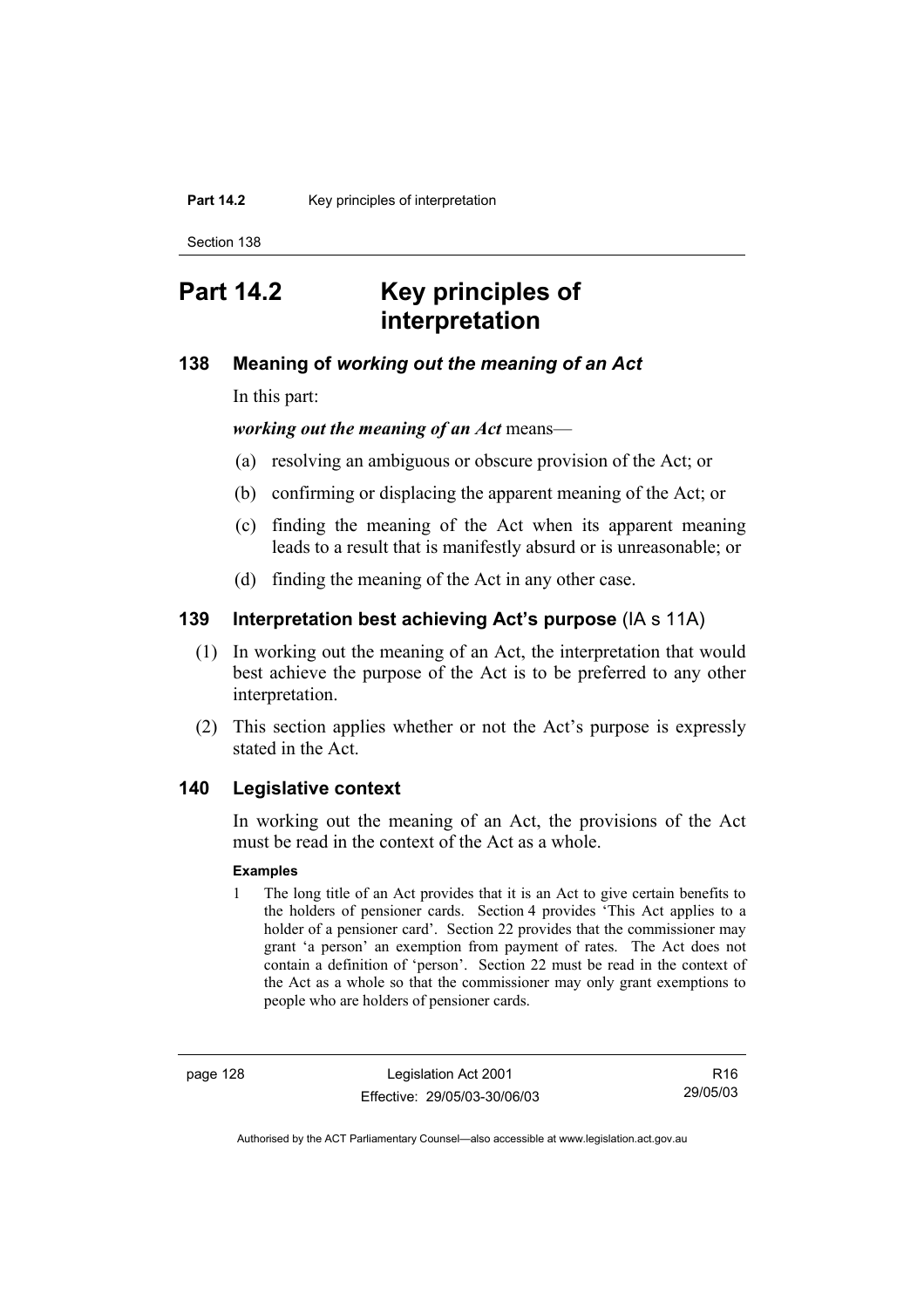# Part 14.2 Key principles of interpretation

## 138 Meaning of *working out the meaning of an Act*

In this part:

***working out the meaning of an Act*** means—

(a) resolving an ambiguous or obscure provision of the Act; or

(b) confirming or displacing the apparent meaning of the Act; or

(c) finding the meaning of the Act when its apparent meaning leads to a result that is manifestly absurd or is unreasonable; or

(d) finding the meaning of the Act in any other case.

## 139 Interpretation best achieving Act's purpose (IA s 11A)

(1) In working out the meaning of an Act, the interpretation that would best achieve the purpose of the Act is to be preferred to any other interpretation.

(2) This section applies whether or not the Act's purpose is expressly stated in the Act.

## 140 Legislative context

In working out the meaning of an Act, the provisions of the Act must be read in the context of the Act as a whole.

**Examples**

1 The long title of an Act provides that it is an Act to give certain benefits to the holders of pensioner cards. Section 4 provides 'This Act applies to a holder of a pensioner card'. Section 22 provides that the commissioner may grant 'a person' an exemption from payment of rates. The Act does not contain a definition of 'person'. Section 22 must be read in the context of the Act as a whole so that the commissioner may only grant exemptions to people who are holders of pensioner cards.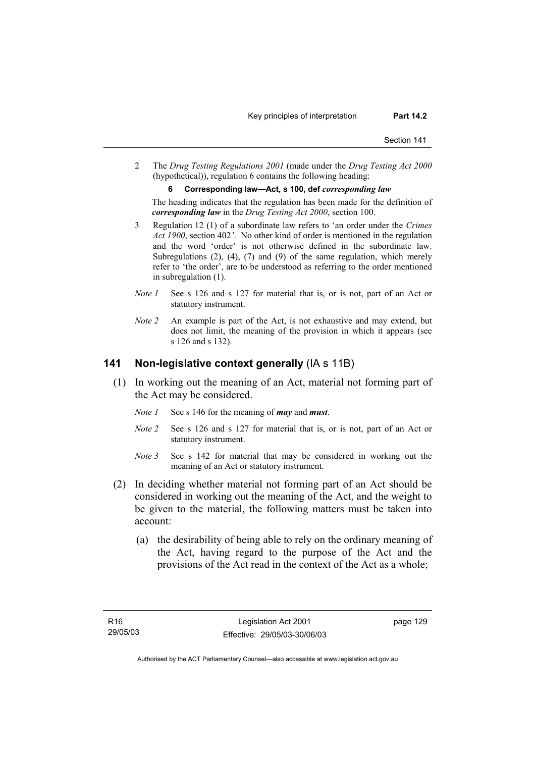2 The *Drug Testing Regulations 2001* (made under the *Drug Testing Act 2000* (hypothetical)), regulation 6 contains the following heading:

**6 Corresponding law—Act, s 100, def *corresponding law***

The heading indicates that the regulation has been made for the definition of ***corresponding law*** in the *Drug Testing Act 2000*, section 100.

3 Regulation 12 (1) of a subordinate law refers to 'an order under the *Crimes Act 1900*, section 402*'*. No other kind of order is mentioned in the regulation and the word 'order' is not otherwise defined in the subordinate law. Subregulations (2), (4), (7) and (9) of the same regulation, which merely refer to 'the order', are to be understood as referring to the order mentioned in subregulation (1).

*Note 1* See s 126 and s 127 for material that is, or is not, part of an Act or statutory instrument.

*Note 2* An example is part of the Act, is not exhaustive and may extend, but does not limit, the meaning of the provision in which it appears (see s 126 and s 132).

## 141 Non-legislative context generally (IA s 11B)

(1) In working out the meaning of an Act, material not forming part of the Act may be considered.

*Note 1* See s 146 for the meaning of ***may*** and ***must***.

*Note 2* See s 126 and s 127 for material that is, or is not, part of an Act or statutory instrument.

*Note 3* See s 142 for material that may be considered in working out the meaning of an Act or statutory instrument.

(2) In deciding whether material not forming part of an Act should be considered in working out the meaning of the Act, and the weight to be given to the material, the following matters must be taken into account:

(a) the desirability of being able to rely on the ordinary meaning of the Act, having regard to the purpose of the Act and the provisions of the Act read in the context of the Act as a whole;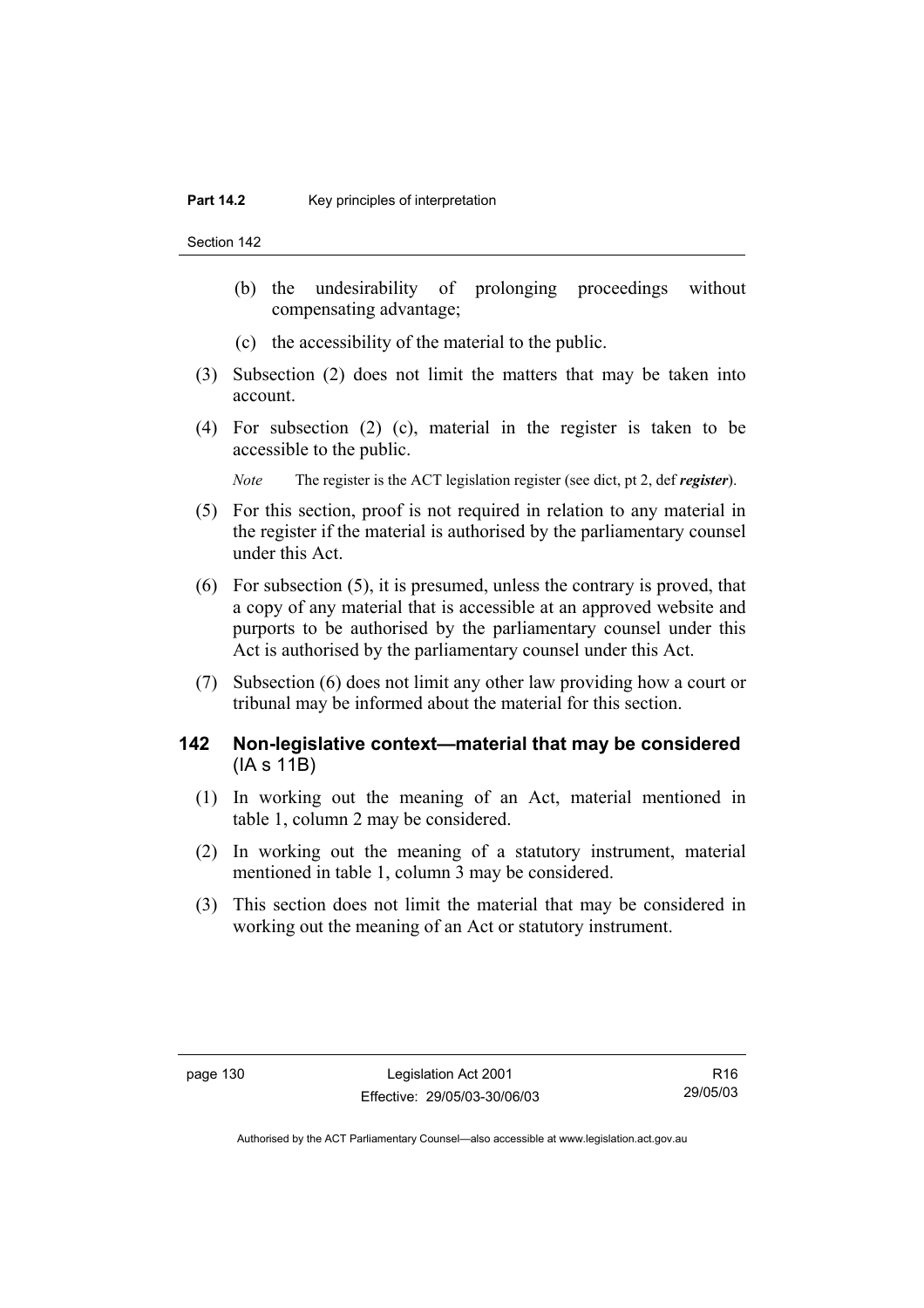(b) the undesirability of prolonging proceedings without compensating advantage;

(c) the accessibility of the material to the public.

(3) Subsection (2) does not limit the matters that may be taken into account.

(4) For subsection (2) (c), material in the register is taken to be accessible to the public.

*Note* The register is the ACT legislation register (see dict, pt 2, def ***register***).

(5) For this section, proof is not required in relation to any material in the register if the material is authorised by the parliamentary counsel under this Act.

(6) For subsection (5), it is presumed, unless the contrary is proved, that a copy of any material that is accessible at an approved website and purports to be authorised by the parliamentary counsel under this Act is authorised by the parliamentary counsel under this Act.

(7) Subsection (6) does not limit any other law providing how a court or tribunal may be informed about the material for this section.

## 142 Non-legislative context—material that may be considered (IA s 11B)

(1) In working out the meaning of an Act, material mentioned in table 1, column 2 may be considered.

(2) In working out the meaning of a statutory instrument, material mentioned in table 1, column 3 may be considered.

(3) This section does not limit the material that may be considered in working out the meaning of an Act or statutory instrument.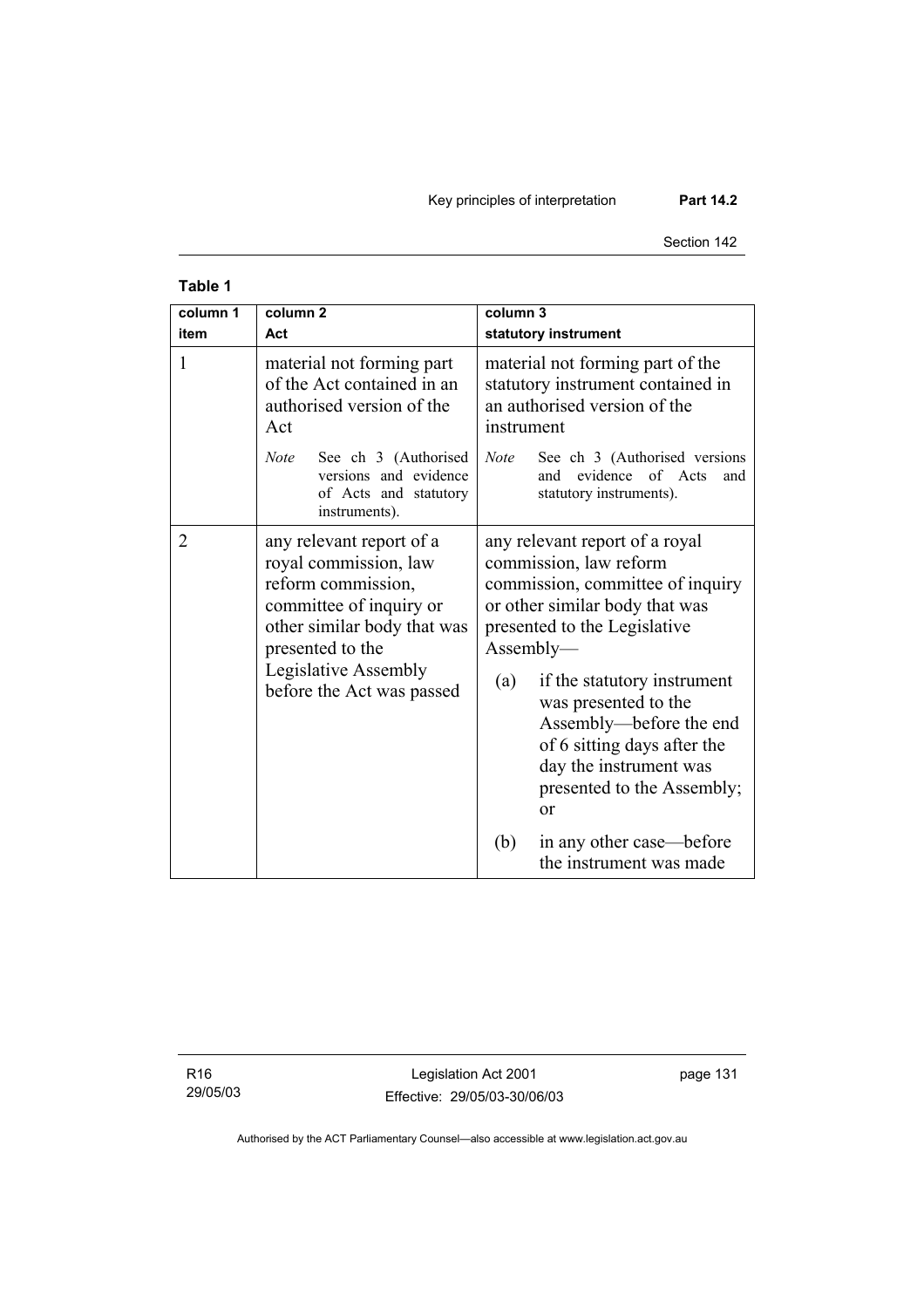**Table 1**

| column 1<br>item | column 2<br>Act | column 3<br>statutory instrument |
|---|---|---|
| 1 | material not forming part of the Act contained in an authorised version of the Act<br><br>*Note* See ch 3 (Authorised versions and evidence of Acts and statutory instruments). | material not forming part of the statutory instrument contained in an authorised version of the instrument<br><br>*Note* See ch 3 (Authorised versions and evidence of Acts and statutory instruments). |
| 2 | any relevant report of a royal commission, law reform commission, committee of inquiry or other similar body that was presented to the Legislative Assembly before the Act was passed | any relevant report of a royal commission, law reform commission, committee of inquiry or other similar body that was presented to the Legislative Assembly—<br><br>(a) if the statutory instrument was presented to the Assembly—before the end of 6 sitting days after the day the instrument was presented to the Assembly; or<br><br>(b) in any other case—before the instrument was made |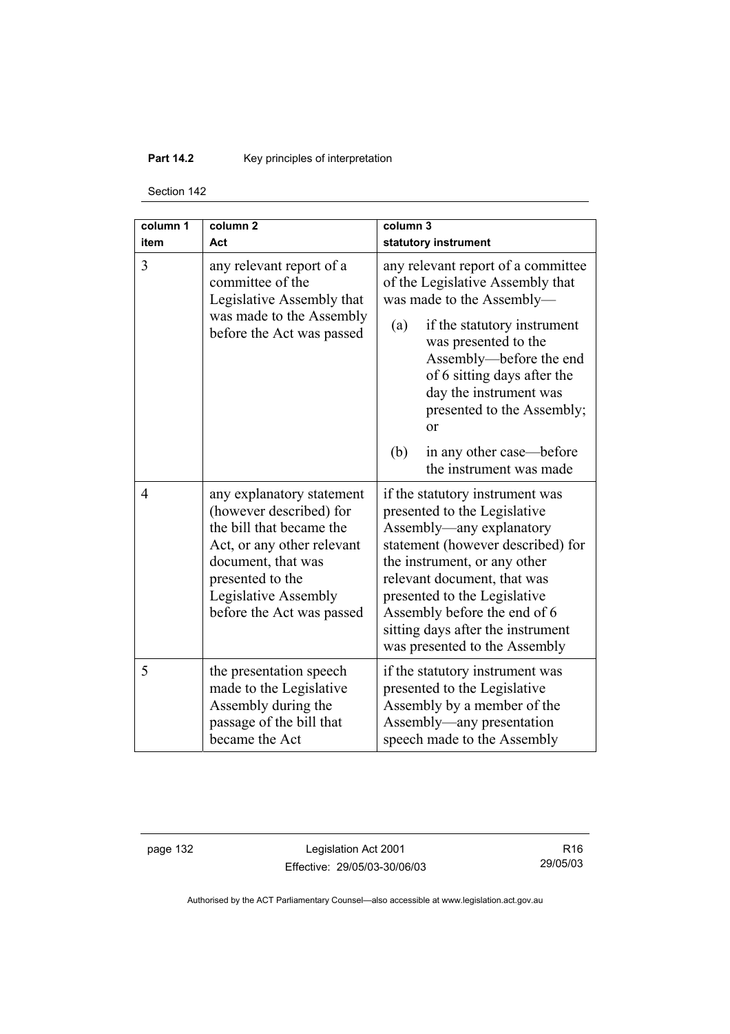| column 1 item | column 2 Act | column 3 statutory instrument |
| --- | --- | --- |
| 3 | any relevant report of a committee of the Legislative Assembly that was made to the Assembly before the Act was passed | any relevant report of a committee of the Legislative Assembly that was made to the Assembly— (a) if the statutory instrument was presented to the Assembly—before the end of 6 sitting days after the day the instrument was presented to the Assembly; or (b) in any other case—before the instrument was made |
| 4 | any explanatory statement (however described) for the bill that became the Act, or any other relevant document, that was presented to the Legislative Assembly before the Act was passed | if the statutory instrument was presented to the Legislative Assembly—any explanatory statement (however described) for the instrument, or any other relevant document, that was presented to the Legislative Assembly before the end of 6 sitting days after the instrument was presented to the Assembly |
| 5 | the presentation speech made to the Legislative Assembly during the passage of the bill that became the Act | if the statutory instrument was presented to the Legislative Assembly by a member of the Assembly—any presentation speech made to the Assembly |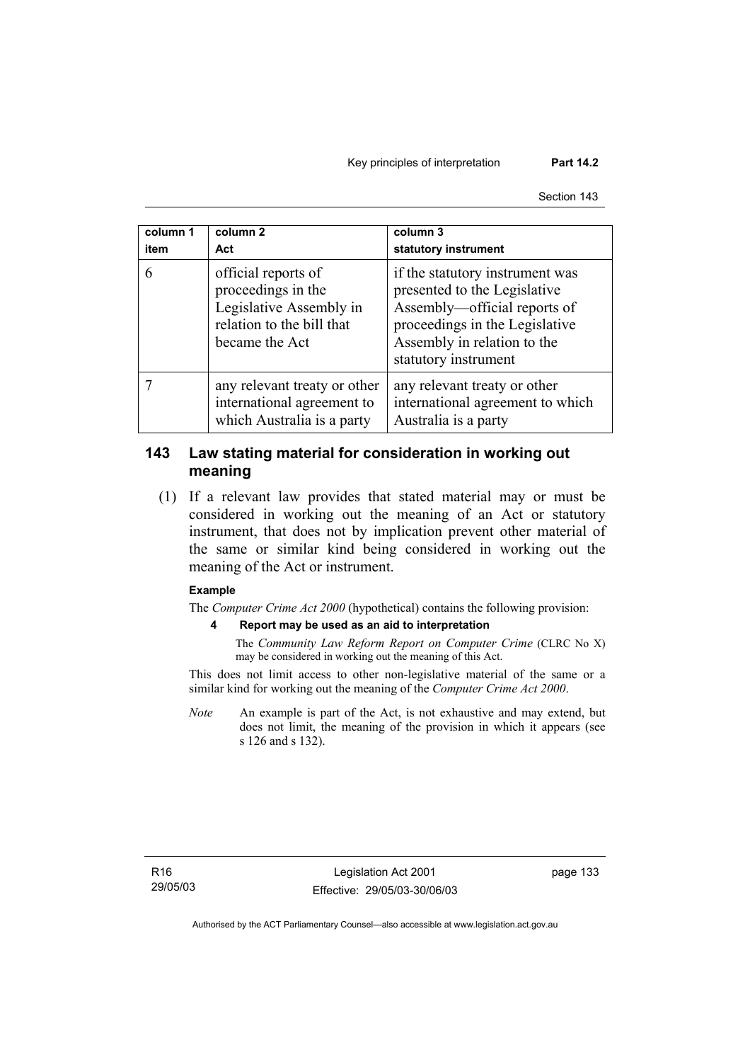| column 1 item | column 2 Act | column 3 statutory instrument |
|---|---|---|
| 6 | official reports of proceedings in the Legislative Assembly in relation to the bill that became the Act | if the statutory instrument was presented to the Legislative Assembly—official reports of proceedings in the Legislative Assembly in relation to the statutory instrument |
| 7 | any relevant treaty or other international agreement to which Australia is a party | any relevant treaty or other international agreement to which Australia is a party |

## 143 Law stating material for consideration in working out meaning

(1) If a relevant law provides that stated material may or must be considered in working out the meaning of an Act or statutory instrument, that does not by implication prevent other material of the same or similar kind being considered in working out the meaning of the Act or instrument.

**Example**

The *Computer Crime Act 2000* (hypothetical) contains the following provision:

**4 Report may be used as an aid to interpretation**

The *Community Law Reform Report on Computer Crime* (CLRC No X) may be considered in working out the meaning of this Act.

This does not limit access to other non-legislative material of the same or a similar kind for working out the meaning of the *Computer Crime Act 2000*.

*Note* An example is part of the Act, is not exhaustive and may extend, but does not limit, the meaning of the provision in which it appears (see s 126 and s 132).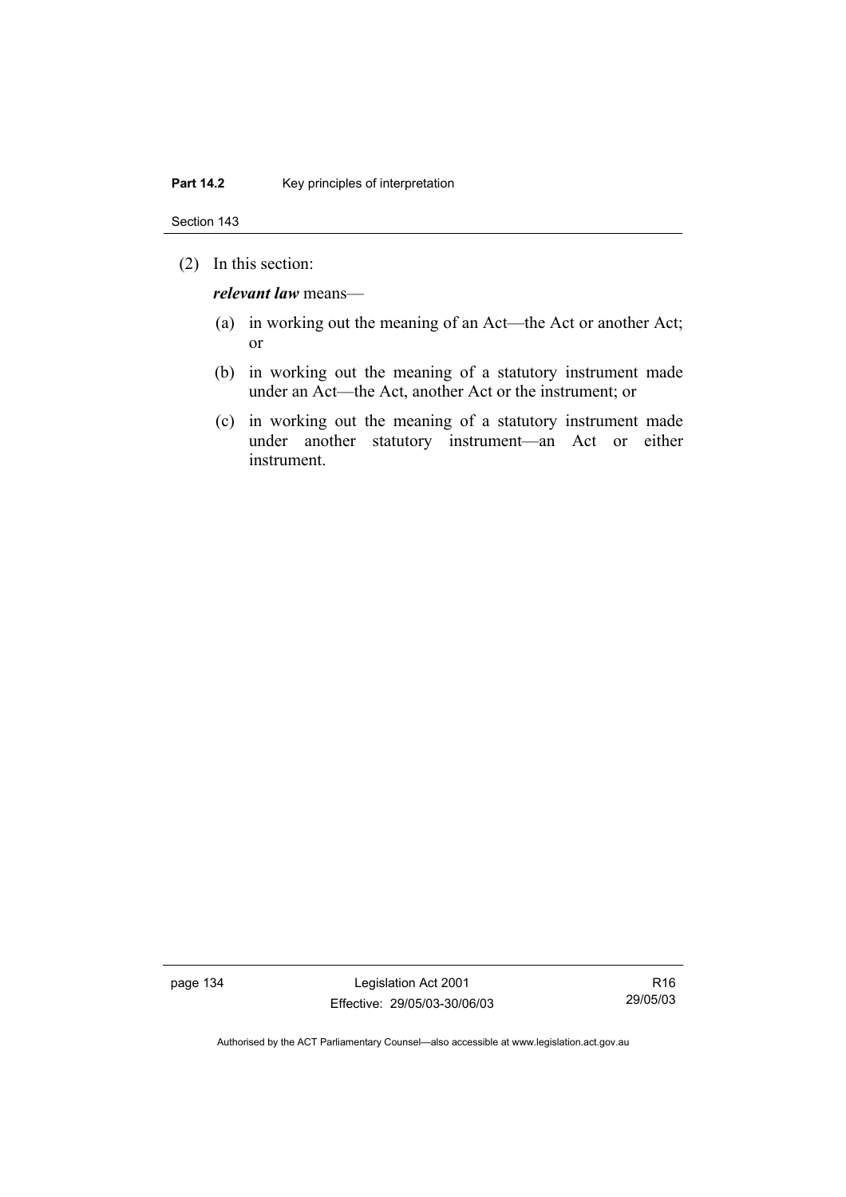(2) In this section:

***relevant law*** means—

(a) in working out the meaning of an Act—the Act or another Act; or

(b) in working out the meaning of a statutory instrument made under an Act—the Act, another Act or the instrument; or

(c) in working out the meaning of a statutory instrument made under another statutory instrument—an Act or either instrument.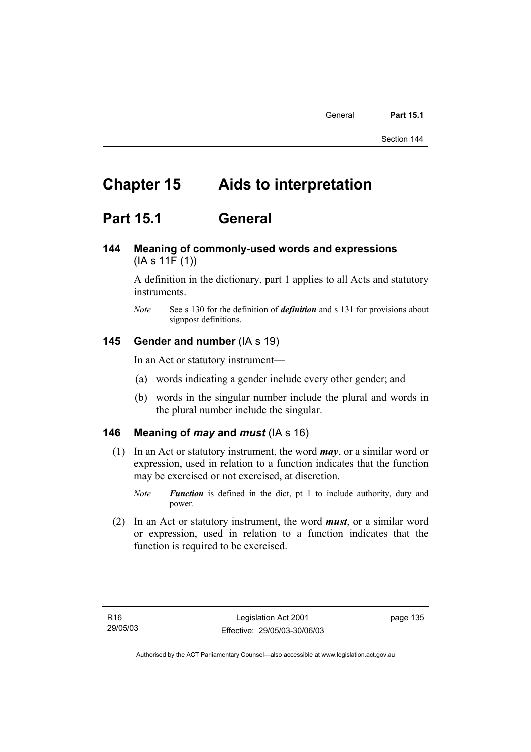# Chapter 15 Aids to interpretation

## Part 15.1 General

### 144 Meaning of commonly-used words and expressions (IA s 11F (1))

A definition in the dictionary, part 1 applies to all Acts and statutory instruments.

*Note* See s 130 for the definition of ***definition*** and s 131 for provisions about signpost definitions.

### 145 Gender and number (IA s 19)

In an Act or statutory instrument—

(a) words indicating a gender include every other gender; and

(b) words in the singular number include the plural and words in the plural number include the singular.

### 146 Meaning of *may* and *must* (IA s 16)

(1) In an Act or statutory instrument, the word ***may***, or a similar word or expression, used in relation to a function indicates that the function may be exercised or not exercised, at discretion.

*Note* ***Function*** is defined in the dict, pt 1 to include authority, duty and power.

(2) In an Act or statutory instrument, the word ***must***, or a similar word or expression, used in relation to a function indicates that the function is required to be exercised.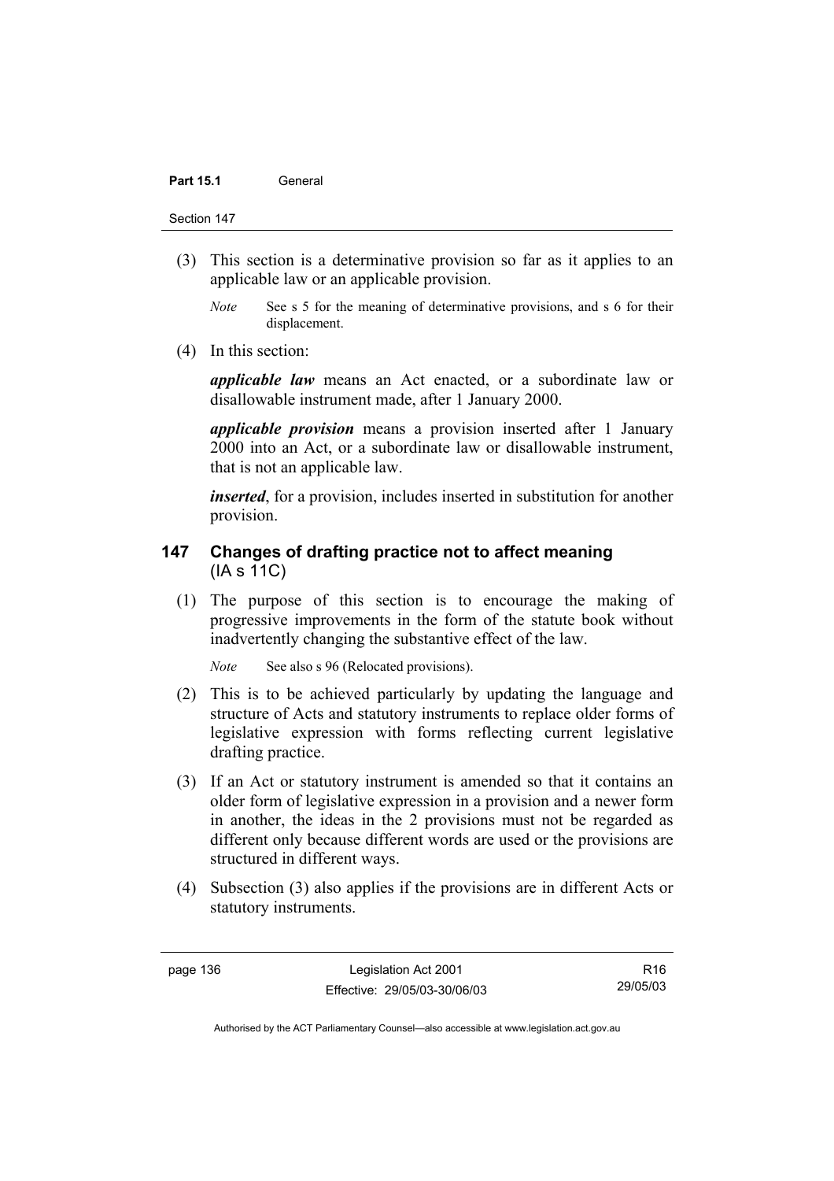(3) This section is a determinative provision so far as it applies to an applicable law or an applicable provision.

*Note* See s 5 for the meaning of determinative provisions, and s 6 for their displacement.

(4) In this section:

***applicable law*** means an Act enacted, or a subordinate law or disallowable instrument made, after 1 January 2000.

***applicable provision*** means a provision inserted after 1 January 2000 into an Act, or a subordinate law or disallowable instrument, that is not an applicable law.

***inserted***, for a provision, includes inserted in substitution for another provision.

## 147 Changes of drafting practice not to affect meaning (IA s 11C)

(1) The purpose of this section is to encourage the making of progressive improvements in the form of the statute book without inadvertently changing the substantive effect of the law.

*Note* See also s 96 (Relocated provisions).

(2) This is to be achieved particularly by updating the language and structure of Acts and statutory instruments to replace older forms of legislative expression with forms reflecting current legislative drafting practice.

(3) If an Act or statutory instrument is amended so that it contains an older form of legislative expression in a provision and a newer form in another, the ideas in the 2 provisions must not be regarded as different only because different words are used or the provisions are structured in different ways.

(4) Subsection (3) also applies if the provisions are in different Acts or statutory instruments.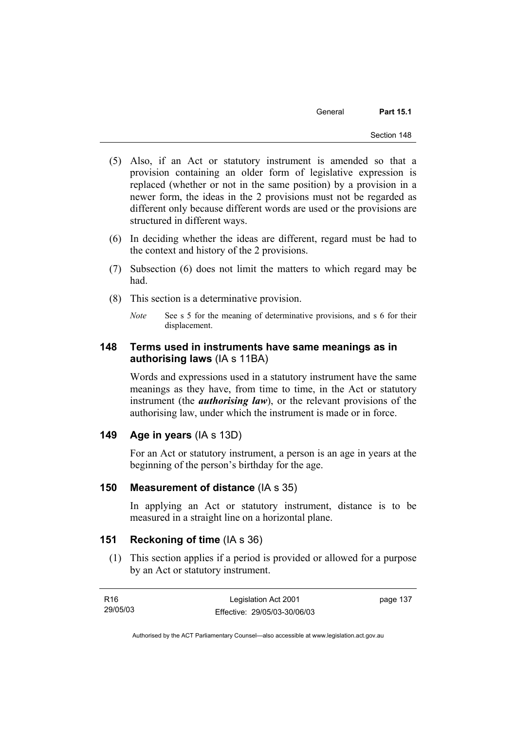(5) Also, if an Act or statutory instrument is amended so that a provision containing an older form of legislative expression is replaced (whether or not in the same position) by a provision in a newer form, the ideas in the 2 provisions must not be regarded as different only because different words are used or the provisions are structured in different ways.

(6) In deciding whether the ideas are different, regard must be had to the context and history of the 2 provisions.

(7) Subsection (6) does not limit the matters to which regard may be had.

(8) This section is a determinative provision.

*Note* See s 5 for the meaning of determinative provisions, and s 6 for their displacement.

## 148 Terms used in instruments have same meanings as in authorising laws (IA s 11BA)

Words and expressions used in a statutory instrument have the same meanings as they have, from time to time, in the Act or statutory instrument (the ***authorising law***), or the relevant provisions of the authorising law, under which the instrument is made or in force.

## 149 Age in years (IA s 13D)

For an Act or statutory instrument, a person is an age in years at the beginning of the person's birthday for the age.

## 150 Measurement of distance (IA s 35)

In applying an Act or statutory instrument, distance is to be measured in a straight line on a horizontal plane.

## 151 Reckoning of time (IA s 36)

(1) This section applies if a period is provided or allowed for a purpose by an Act or statutory instrument.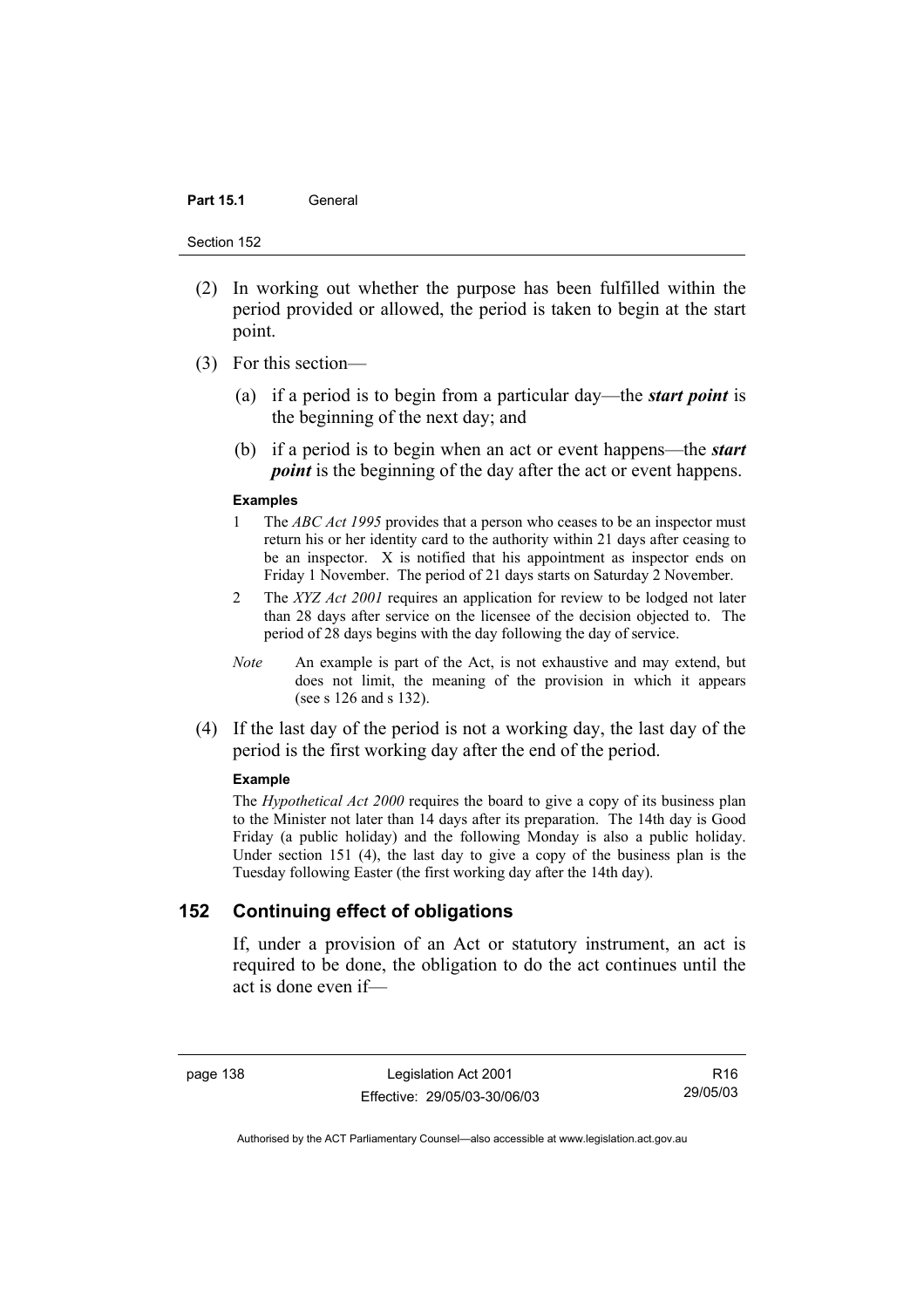(2) In working out whether the purpose has been fulfilled within the period provided or allowed, the period is taken to begin at the start point.

(3) For this section—

(a) if a period is to begin from a particular day—the ***start point*** is the beginning of the next day; and

(b) if a period is to begin when an act or event happens—the ***start point*** is the beginning of the day after the act or event happens.

**Examples**

1 The *ABC Act 1995* provides that a person who ceases to be an inspector must return his or her identity card to the authority within 21 days after ceasing to be an inspector. X is notified that his appointment as inspector ends on Friday 1 November. The period of 21 days starts on Saturday 2 November.

2 The *XYZ Act 2001* requires an application for review to be lodged not later than 28 days after service on the licensee of the decision objected to. The period of 28 days begins with the day following the day of service.

*Note* An example is part of the Act, is not exhaustive and may extend, but does not limit, the meaning of the provision in which it appears (see s 126 and s 132).

(4) If the last day of the period is not a working day, the last day of the period is the first working day after the end of the period.

**Example**

The *Hypothetical Act 2000* requires the board to give a copy of its business plan to the Minister not later than 14 days after its preparation. The 14th day is Good Friday (a public holiday) and the following Monday is also a public holiday. Under section 151 (4), the last day to give a copy of the business plan is the Tuesday following Easter (the first working day after the 14th day).

## 152 Continuing effect of obligations

If, under a provision of an Act or statutory instrument, an act is required to be done, the obligation to do the act continues until the act is done even if—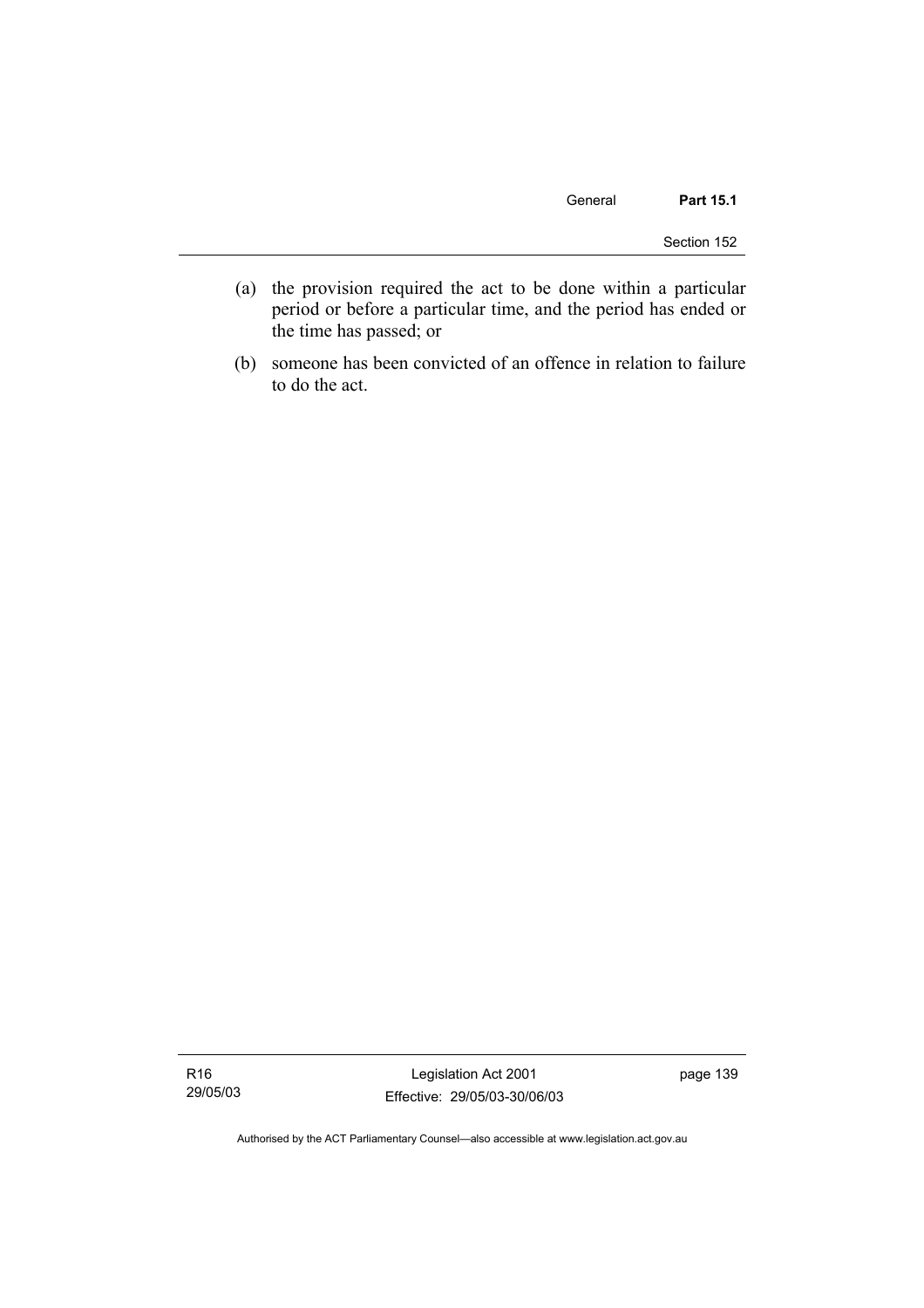(a) the provision required the act to be done within a particular period or before a particular time, and the period has ended or the time has passed; or

(b) someone has been convicted of an offence in relation to failure to do the act.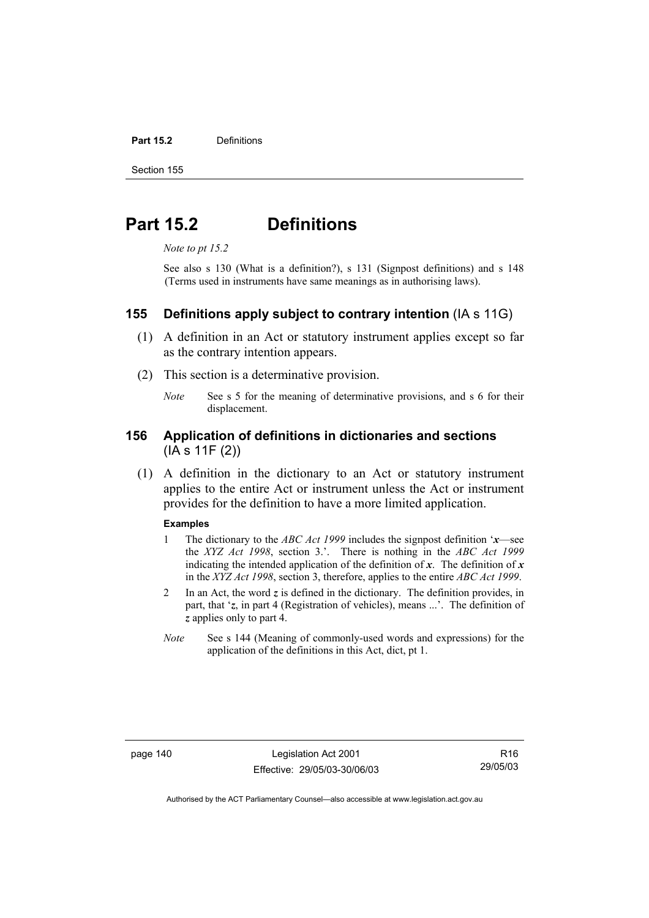# Part 15.2 Definitions

*Note to pt 15.2*

See also s 130 (What is a definition?), s 131 (Signpost definitions) and s 148 (Terms used in instruments have same meanings as in authorising laws).

## 155 Definitions apply subject to contrary intention (IA s 11G)

(1) A definition in an Act or statutory instrument applies except so far as the contrary intention appears.

(2) This section is a determinative provision.

*Note* See s 5 for the meaning of determinative provisions, and s 6 for their displacement.

## 156 Application of definitions in dictionaries and sections (IA s 11F (2))

(1) A definition in the dictionary to an Act or statutory instrument applies to the entire Act or instrument unless the Act or instrument provides for the definition to have a more limited application.

**Examples**

1 The dictionary to the *ABC Act 1999* includes the signpost definition '***x***—see the *XYZ Act 1998*, section 3.'. There is nothing in the *ABC Act 1999* indicating the intended application of the definition of ***x***. The definition of ***x*** in the *XYZ Act 1998*, section 3, therefore, applies to the entire *ABC Act 1999*.

2 In an Act, the word ***z*** is defined in the dictionary. The definition provides, in part, that '***z***, in part 4 (Registration of vehicles), means ...'. The definition of ***z*** applies only to part 4.

*Note* See s 144 (Meaning of commonly-used words and expressions) for the application of the definitions in this Act, dict, pt 1.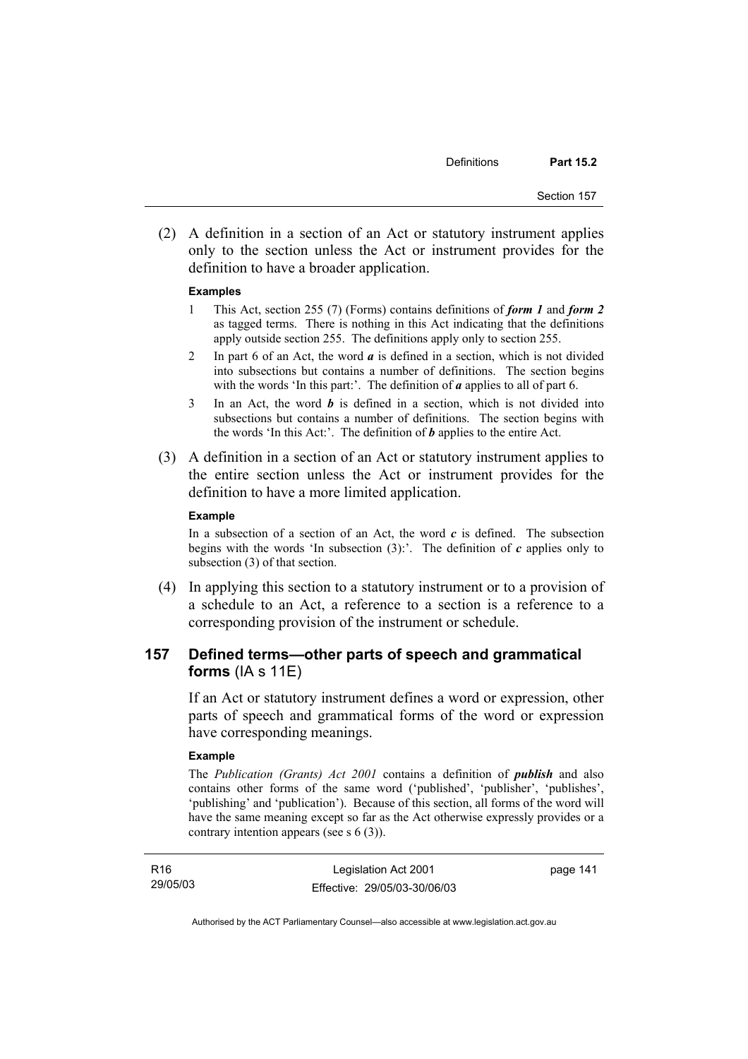(2) A definition in a section of an Act or statutory instrument applies only to the section unless the Act or instrument provides for the definition to have a broader application.

**Examples**

1 This Act, section 255 (7) (Forms) contains definitions of ***form 1*** and ***form 2*** as tagged terms. There is nothing in this Act indicating that the definitions apply outside section 255. The definitions apply only to section 255.

2 In part 6 of an Act, the word ***a*** is defined in a section, which is not divided into subsections but contains a number of definitions. The section begins with the words 'In this part:'. The definition of ***a*** applies to all of part 6.

3 In an Act, the word ***b*** is defined in a section, which is not divided into subsections but contains a number of definitions. The section begins with the words 'In this Act:'. The definition of ***b*** applies to the entire Act.

(3) A definition in a section of an Act or statutory instrument applies to the entire section unless the Act or instrument provides for the definition to have a more limited application.

**Example**

In a subsection of a section of an Act, the word ***c*** is defined. The subsection begins with the words 'In subsection (3):'. The definition of ***c*** applies only to subsection (3) of that section.

(4) In applying this section to a statutory instrument or to a provision of a schedule to an Act, a reference to a section is a reference to a corresponding provision of the instrument or schedule.

## 157 Defined terms—other parts of speech and grammatical forms (IA s 11E)

If an Act or statutory instrument defines a word or expression, other parts of speech and grammatical forms of the word or expression have corresponding meanings.

**Example**

The *Publication (Grants) Act 2001* contains a definition of ***publish*** and also contains other forms of the same word ('published', 'publisher', 'publishes', 'publishing' and 'publication'). Because of this section, all forms of the word will have the same meaning except so far as the Act otherwise expressly provides or a contrary intention appears (see s 6 (3)).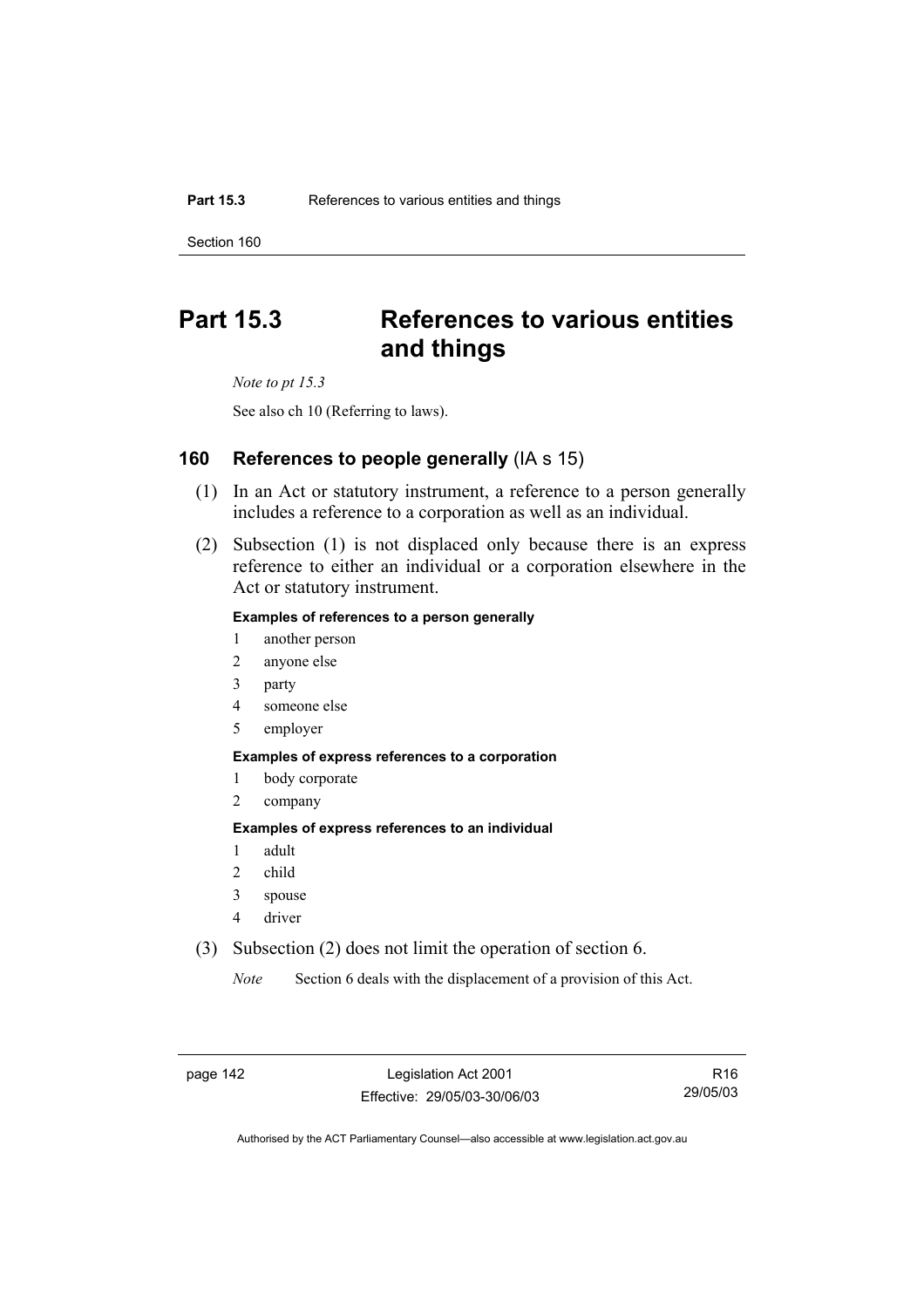# Part 15.3 References to various entities and things

*Note to pt 15.3*

See also ch 10 (Referring to laws).

## 160 References to people generally (IA s 15)

(1) In an Act or statutory instrument, a reference to a person generally includes a reference to a corporation as well as an individual.

(2) Subsection (1) is not displaced only because there is an express reference to either an individual or a corporation elsewhere in the Act or statutory instrument.

**Examples of references to a person generally**

1 another person
2 anyone else
3 party
4 someone else
5 employer

**Examples of express references to a corporation**

1 body corporate
2 company

**Examples of express references to an individual**

1 adult
2 child
3 spouse
4 driver

(3) Subsection (2) does not limit the operation of section 6.

*Note* Section 6 deals with the displacement of a provision of this Act.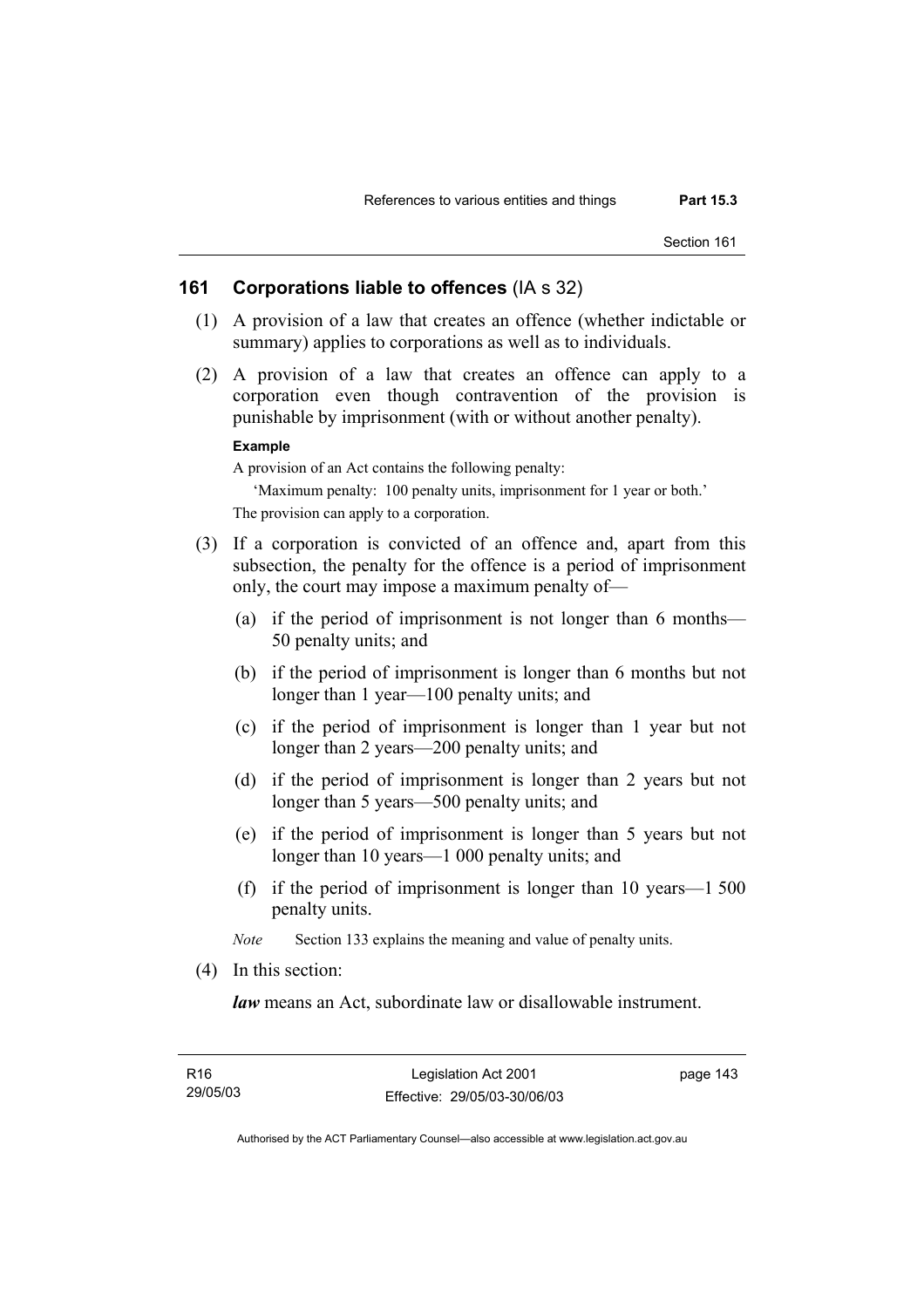## 161 Corporations liable to offences (IA s 32)

(1) A provision of a law that creates an offence (whether indictable or summary) applies to corporations as well as to individuals.

(2) A provision of a law that creates an offence can apply to a corporation even though contravention of the provision is punishable by imprisonment (with or without another penalty).

**Example**

A provision of an Act contains the following penalty:

'Maximum penalty: 100 penalty units, imprisonment for 1 year or both.'

The provision can apply to a corporation.

(3) If a corporation is convicted of an offence and, apart from this subsection, the penalty for the offence is a period of imprisonment only, the court may impose a maximum penalty of—

(a) if the period of imprisonment is not longer than 6 months—50 penalty units; and

(b) if the period of imprisonment is longer than 6 months but not longer than 1 year—100 penalty units; and

(c) if the period of imprisonment is longer than 1 year but not longer than 2 years—200 penalty units; and

(d) if the period of imprisonment is longer than 2 years but not longer than 5 years—500 penalty units; and

(e) if the period of imprisonment is longer than 5 years but not longer than 10 years—1 000 penalty units; and

(f) if the period of imprisonment is longer than 10 years—1 500 penalty units.

*Note* Section 133 explains the meaning and value of penalty units.

(4) In this section:

***law*** means an Act, subordinate law or disallowable instrument.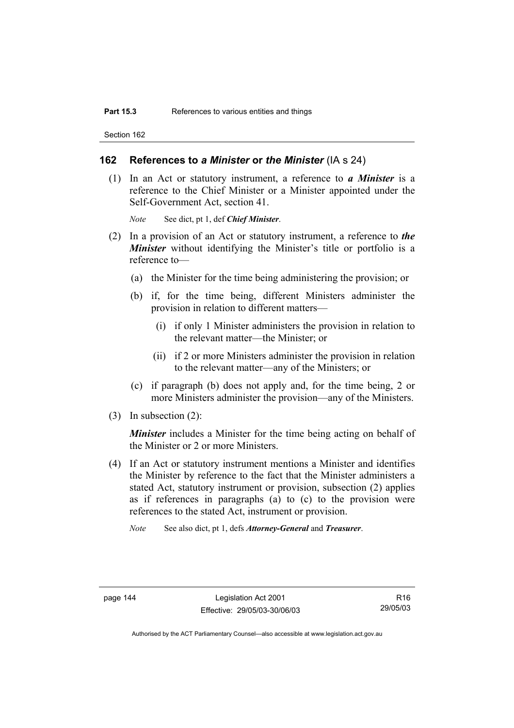## 162 References to *a Minister* or *the Minister* (IA s 24)

(1) In an Act or statutory instrument, a reference to ***a Minister*** is a reference to the Chief Minister or a Minister appointed under the Self-Government Act, section 41.

*Note* See dict, pt 1, def ***Chief Minister***.

(2) In a provision of an Act or statutory instrument, a reference to ***the Minister*** without identifying the Minister's title or portfolio is a reference to—

(a) the Minister for the time being administering the provision; or

(b) if, for the time being, different Ministers administer the provision in relation to different matters—

(i) if only 1 Minister administers the provision in relation to the relevant matter—the Minister; or

(ii) if 2 or more Ministers administer the provision in relation to the relevant matter—any of the Ministers; or

(c) if paragraph (b) does not apply and, for the time being, 2 or more Ministers administer the provision—any of the Ministers.

(3) In subsection (2):

***Minister*** includes a Minister for the time being acting on behalf of the Minister or 2 or more Ministers.

(4) If an Act or statutory instrument mentions a Minister and identifies the Minister by reference to the fact that the Minister administers a stated Act, statutory instrument or provision, subsection (2) applies as if references in paragraphs (a) to (c) to the provision were references to the stated Act, instrument or provision.

*Note* See also dict, pt 1, defs ***Attorney-General*** and ***Treasurer***.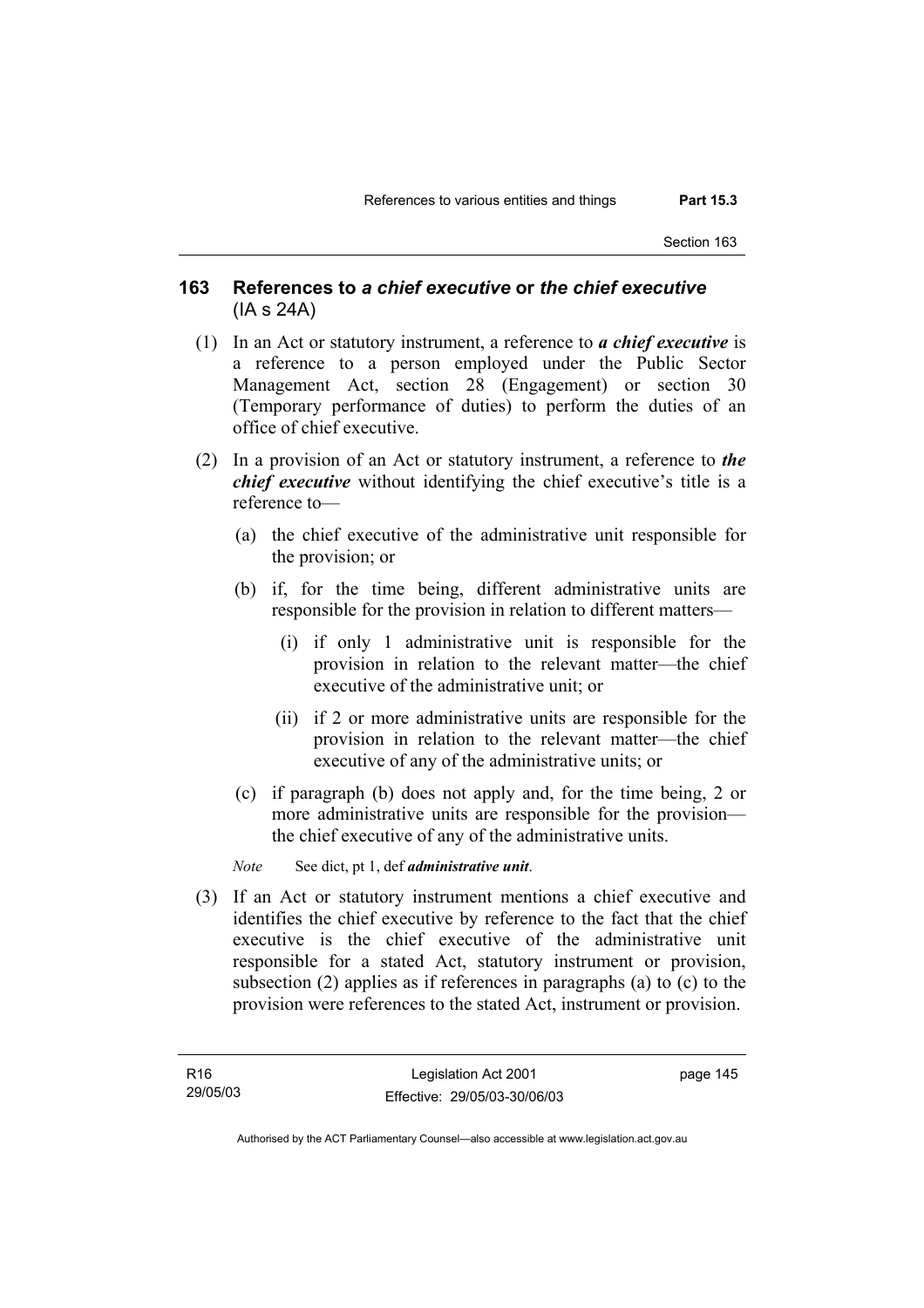## 163 References to *a chief executive* or *the chief executive* (IA s 24A)

(1) In an Act or statutory instrument, a reference to ***a chief executive*** is a reference to a person employed under the Public Sector Management Act, section 28 (Engagement) or section 30 (Temporary performance of duties) to perform the duties of an office of chief executive.

(2) In a provision of an Act or statutory instrument, a reference to ***the chief executive*** without identifying the chief executive's title is a reference to—

- (a) the chief executive of the administrative unit responsible for the provision; or
- (b) if, for the time being, different administrative units are responsible for the provision in relation to different matters—
  - (i) if only 1 administrative unit is responsible for the provision in relation to the relevant matter—the chief executive of the administrative unit; or
  - (ii) if 2 or more administrative units are responsible for the provision in relation to the relevant matter—the chief executive of any of the administrative units; or
- (c) if paragraph (b) does not apply and, for the time being, 2 or more administrative units are responsible for the provision—the chief executive of any of the administrative units.

*Note* See dict, pt 1, def ***administrative unit***.

(3) If an Act or statutory instrument mentions a chief executive and identifies the chief executive by reference to the fact that the chief executive is the chief executive of the administrative unit responsible for a stated Act, statutory instrument or provision, subsection (2) applies as if references in paragraphs (a) to (c) to the provision were references to the stated Act, instrument or provision.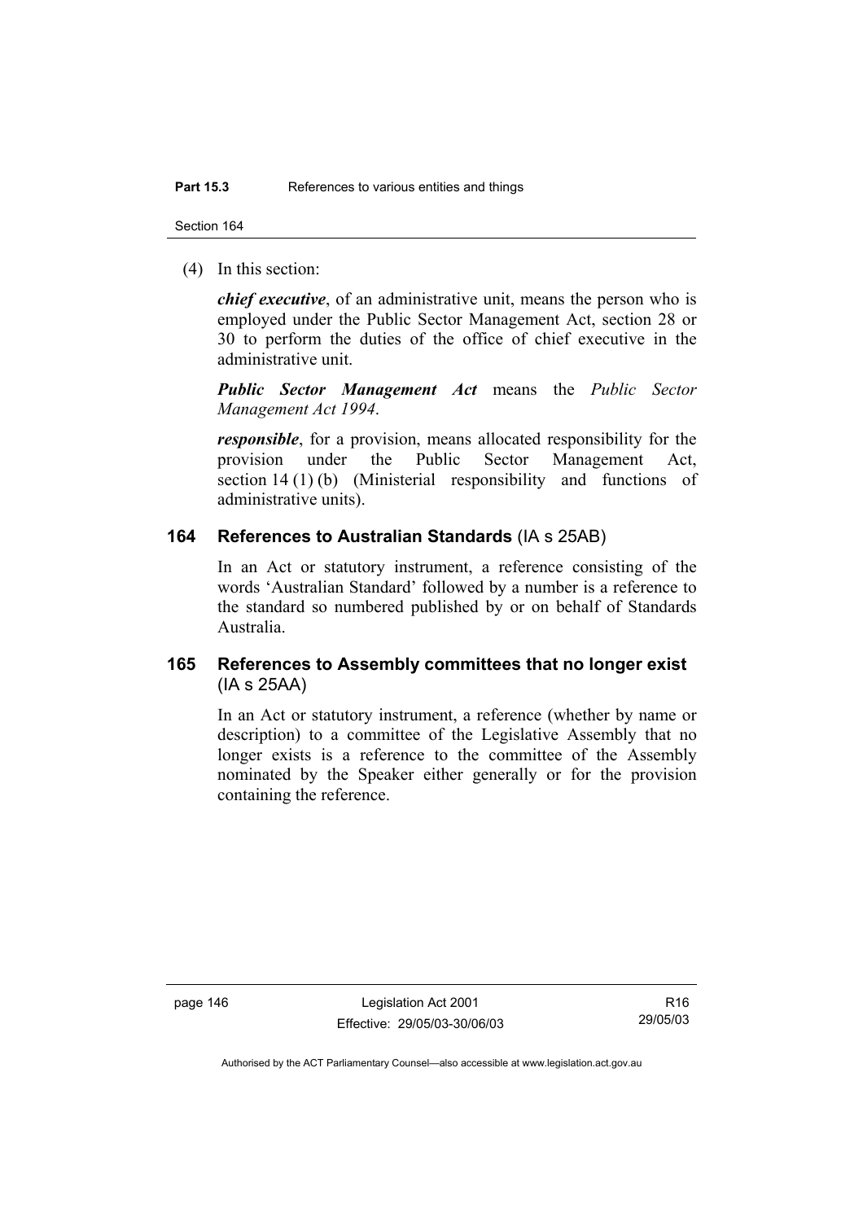(4) In this section:

***chief executive***, of an administrative unit, means the person who is employed under the Public Sector Management Act, section 28 or 30 to perform the duties of the office of chief executive in the administrative unit.

***Public Sector Management Act*** means the *Public Sector Management Act 1994*.

***responsible***, for a provision, means allocated responsibility for the provision under the Public Sector Management Act, section 14 (1) (b) (Ministerial responsibility and functions of administrative units).

## 164 References to Australian Standards (IA s 25AB)

In an Act or statutory instrument, a reference consisting of the words 'Australian Standard' followed by a number is a reference to the standard so numbered published by or on behalf of Standards Australia.

## 165 References to Assembly committees that no longer exist (IA s 25AA)

In an Act or statutory instrument, a reference (whether by name or description) to a committee of the Legislative Assembly that no longer exists is a reference to the committee of the Assembly nominated by the Speaker either generally or for the provision containing the reference.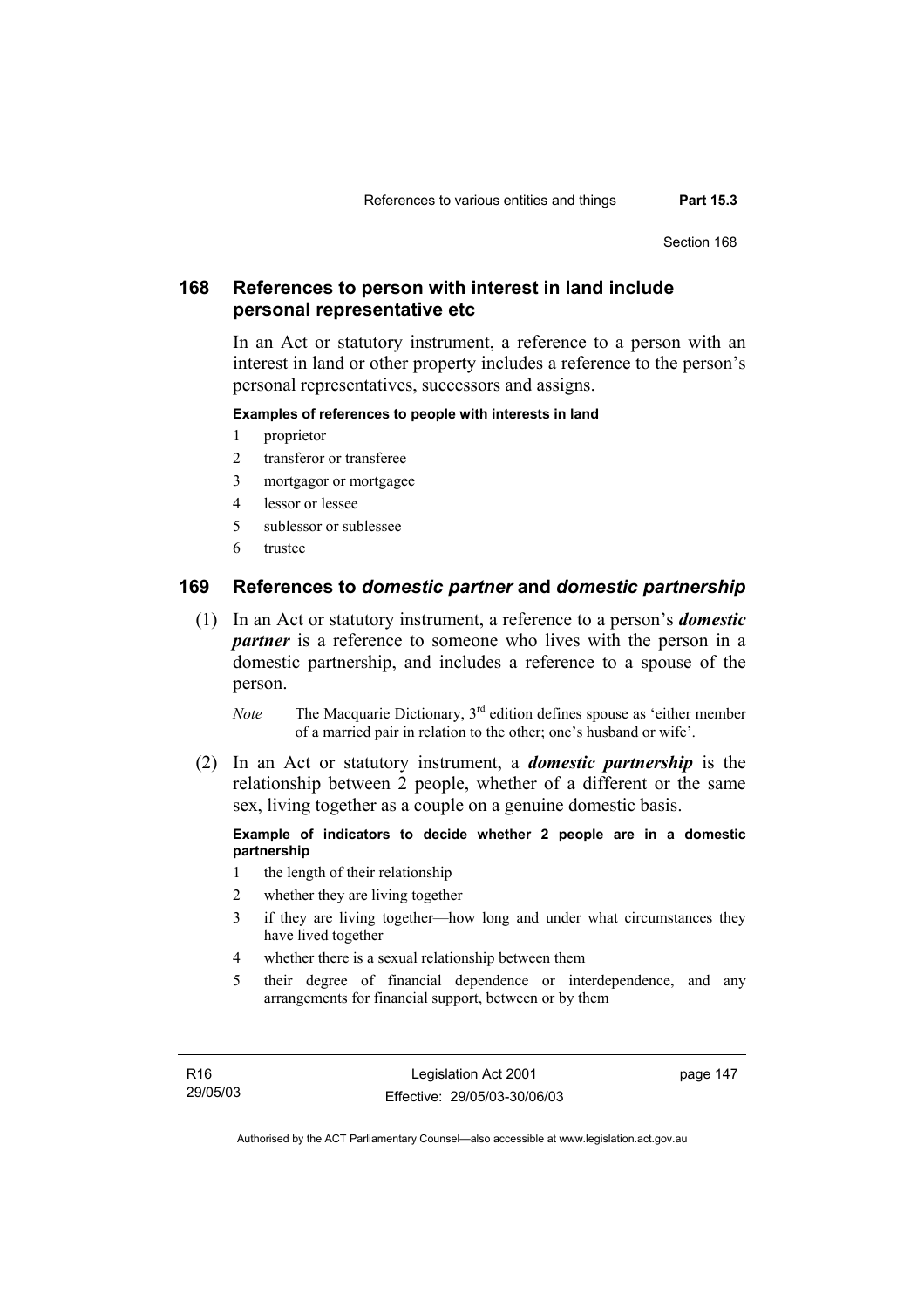## 168 References to person with interest in land include personal representative etc

In an Act or statutory instrument, a reference to a person with an interest in land or other property includes a reference to the person's personal representatives, successors and assigns.

**Examples of references to people with interests in land**

1 proprietor
2 transferor or transferee
3 mortgagor or mortgagee
4 lessor or lessee
5 sublessor or sublessee
6 trustee

## 169 References to *domestic partner* and *domestic partnership*

(1) In an Act or statutory instrument, a reference to a person's ***domestic partner*** is a reference to someone who lives with the person in a domestic partnership, and includes a reference to a spouse of the person.

*Note* The Macquarie Dictionary, 3rd edition defines spouse as 'either member of a married pair in relation to the other; one's husband or wife'.

(2) In an Act or statutory instrument, a ***domestic partnership*** is the relationship between 2 people, whether of a different or the same sex, living together as a couple on a genuine domestic basis.

**Example of indicators to decide whether 2 people are in a domestic partnership**

1 the length of their relationship
2 whether they are living together
3 if they are living together—how long and under what circumstances they have lived together
4 whether there is a sexual relationship between them
5 their degree of financial dependence or interdependence, and any arrangements for financial support, between or by them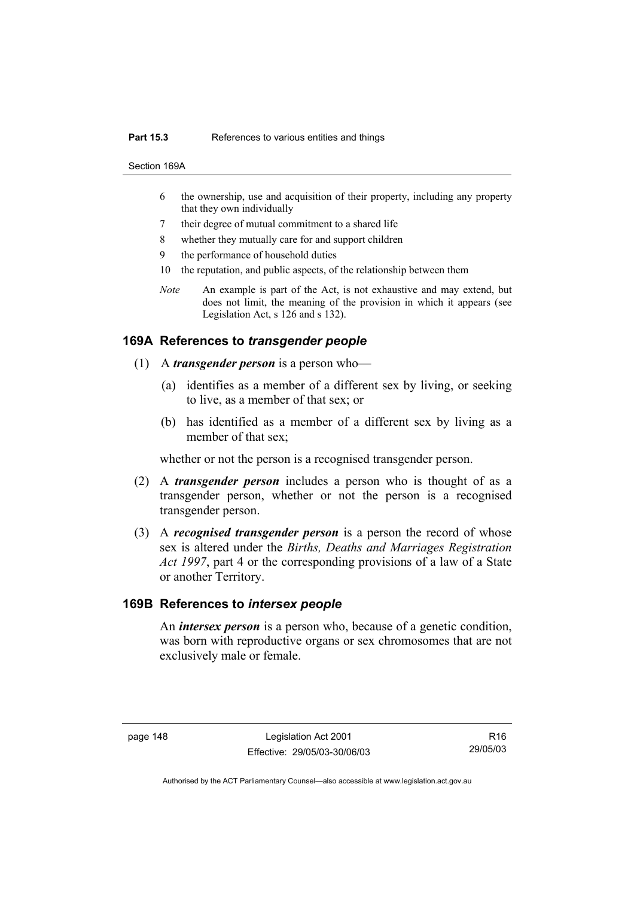6 the ownership, use and acquisition of their property, including any property that they own individually

7 their degree of mutual commitment to a shared life

8 whether they mutually care for and support children

9 the performance of household duties

10 the reputation, and public aspects, of the relationship between them

*Note* An example is part of the Act, is not exhaustive and may extend, but does not limit, the meaning of the provision in which it appears (see Legislation Act, s 126 and s 132).

### 169A References to *transgender people*

(1) A ***transgender person*** is a person who—

(a) identifies as a member of a different sex by living, or seeking to live, as a member of that sex; or

(b) has identified as a member of a different sex by living as a member of that sex;

whether or not the person is a recognised transgender person.

(2) A ***transgender person*** includes a person who is thought of as a transgender person, whether or not the person is a recognised transgender person.

(3) A ***recognised transgender person*** is a person the record of whose sex is altered under the *Births, Deaths and Marriages Registration Act 1997*, part 4 or the corresponding provisions of a law of a State or another Territory.

### 169B References to *intersex people*

An ***intersex person*** is a person who, because of a genetic condition, was born with reproductive organs or sex chromosomes that are not exclusively male or female.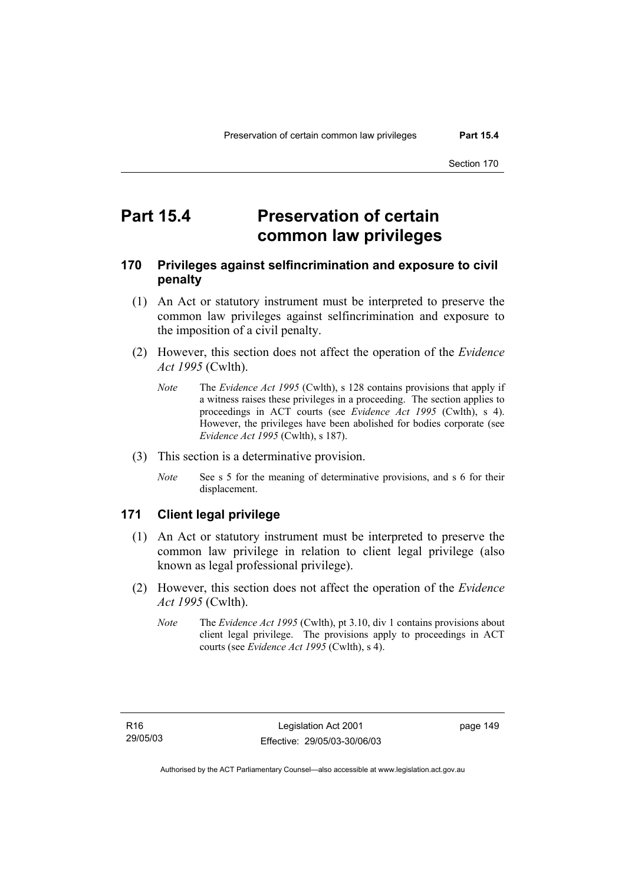# Part 15.4 Preservation of certain common law privileges

## 170 Privileges against selfincrimination and exposure to civil penalty

(1) An Act or statutory instrument must be interpreted to preserve the common law privileges against selfincrimination and exposure to the imposition of a civil penalty.

(2) However, this section does not affect the operation of the *Evidence Act 1995* (Cwlth).

*Note* The *Evidence Act 1995* (Cwlth), s 128 contains provisions that apply if a witness raises these privileges in a proceeding. The section applies to proceedings in ACT courts (see *Evidence Act 1995* (Cwlth), s 4). However, the privileges have been abolished for bodies corporate (see *Evidence Act 1995* (Cwlth), s 187).

(3) This section is a determinative provision.

*Note* See s 5 for the meaning of determinative provisions, and s 6 for their displacement.

## 171 Client legal privilege

(1) An Act or statutory instrument must be interpreted to preserve the common law privilege in relation to client legal privilege (also known as legal professional privilege).

(2) However, this section does not affect the operation of the *Evidence Act 1995* (Cwlth).

*Note* The *Evidence Act 1995* (Cwlth), pt 3.10, div 1 contains provisions about client legal privilege. The provisions apply to proceedings in ACT courts (see *Evidence Act 1995* (Cwlth), s 4).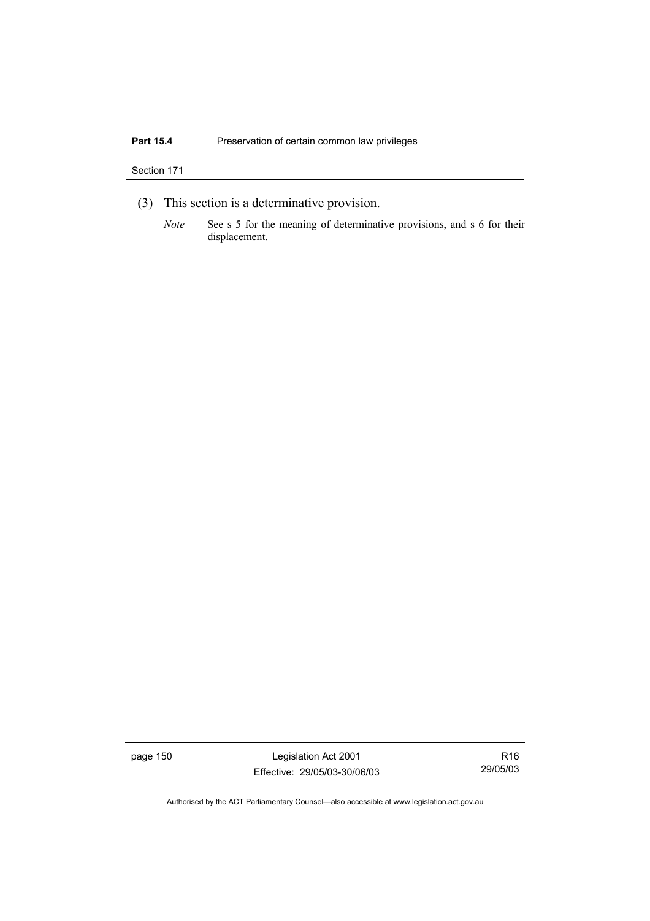(3) This section is a determinative provision.

*Note* See s 5 for the meaning of determinative provisions, and s 6 for their displacement.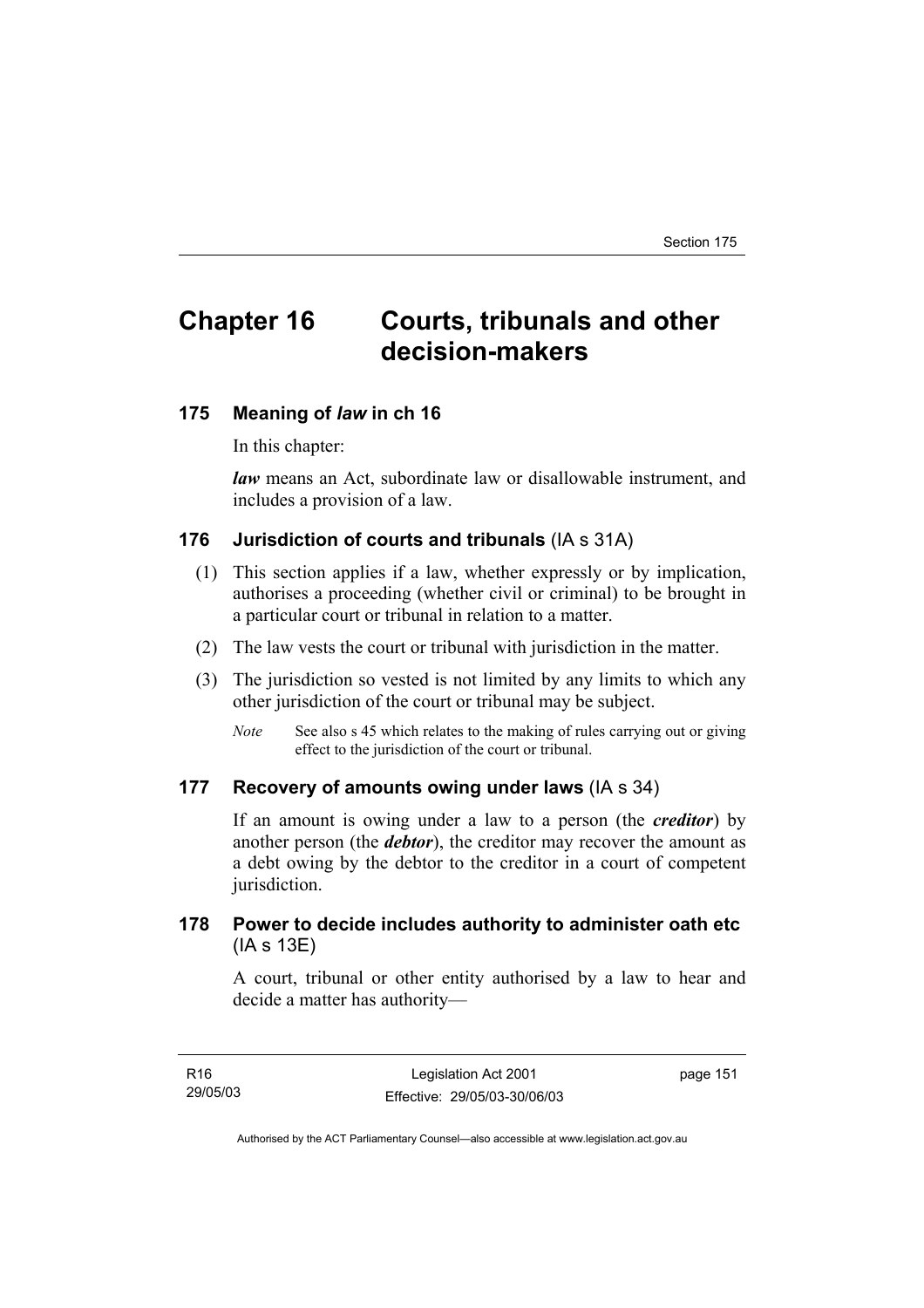# Chapter 16 Courts, tribunals and other decision-makers

## 175 Meaning of *law* in ch 16

In this chapter:

***law*** means an Act, subordinate law or disallowable instrument, and includes a provision of a law.

## 176 Jurisdiction of courts and tribunals (IA s 31A)

(1) This section applies if a law, whether expressly or by implication, authorises a proceeding (whether civil or criminal) to be brought in a particular court or tribunal in relation to a matter.

(2) The law vests the court or tribunal with jurisdiction in the matter.

(3) The jurisdiction so vested is not limited by any limits to which any other jurisdiction of the court or tribunal may be subject.

*Note* See also s 45 which relates to the making of rules carrying out or giving effect to the jurisdiction of the court or tribunal.

## 177 Recovery of amounts owing under laws (IA s 34)

If an amount is owing under a law to a person (the ***creditor***) by another person (the ***debtor***), the creditor may recover the amount as a debt owing by the debtor to the creditor in a court of competent jurisdiction.

## 178 Power to decide includes authority to administer oath etc (IA s 13E)

A court, tribunal or other entity authorised by a law to hear and decide a matter has authority—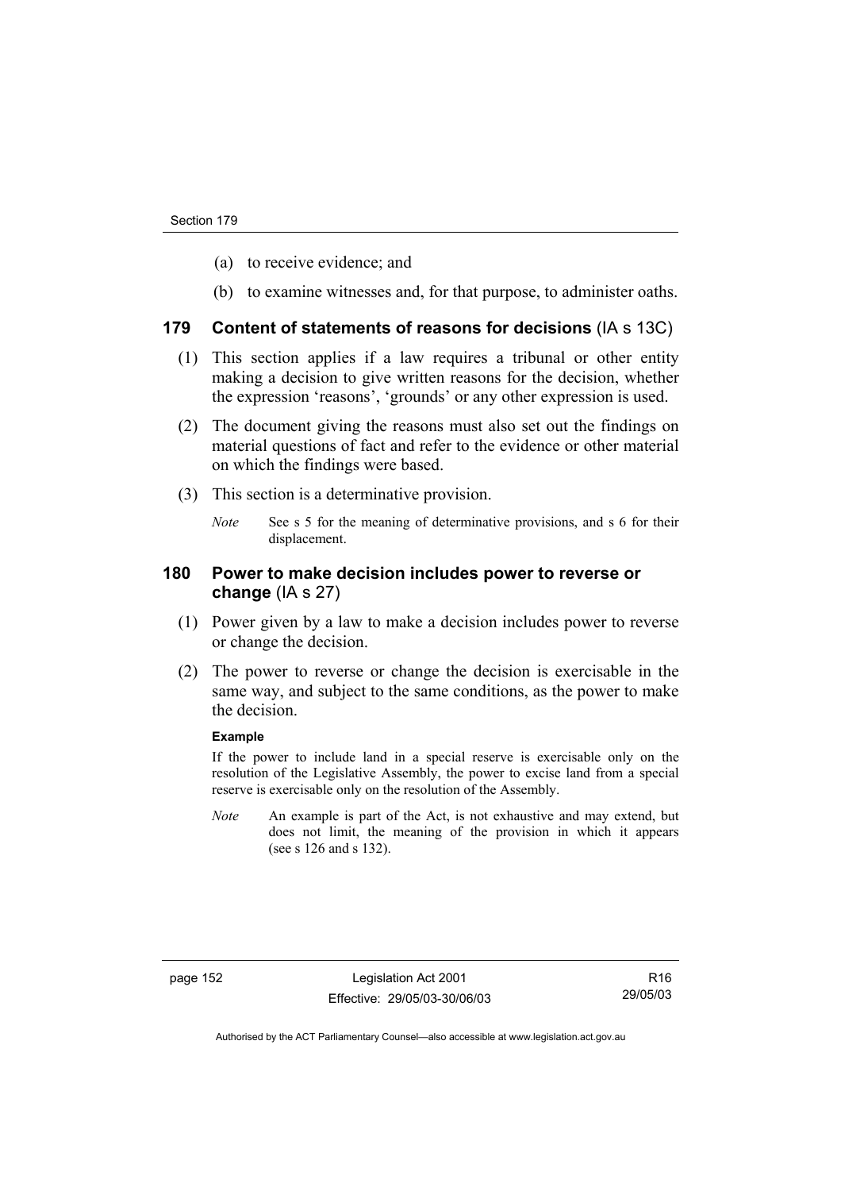(a) to receive evidence; and

(b) to examine witnesses and, for that purpose, to administer oaths.

## 179 Content of statements of reasons for decisions (IA s 13C)

(1) This section applies if a law requires a tribunal or other entity making a decision to give written reasons for the decision, whether the expression 'reasons', 'grounds' or any other expression is used.

(2) The document giving the reasons must also set out the findings on material questions of fact and refer to the evidence or other material on which the findings were based.

(3) This section is a determinative provision.

*Note* See s 5 for the meaning of determinative provisions, and s 6 for their displacement.

## 180 Power to make decision includes power to reverse or change (IA s 27)

(1) Power given by a law to make a decision includes power to reverse or change the decision.

(2) The power to reverse or change the decision is exercisable in the same way, and subject to the same conditions, as the power to make the decision.

**Example**

If the power to include land in a special reserve is exercisable only on the resolution of the Legislative Assembly, the power to excise land from a special reserve is exercisable only on the resolution of the Assembly.

*Note* An example is part of the Act, is not exhaustive and may extend, but does not limit, the meaning of the provision in which it appears (see s 126 and s 132).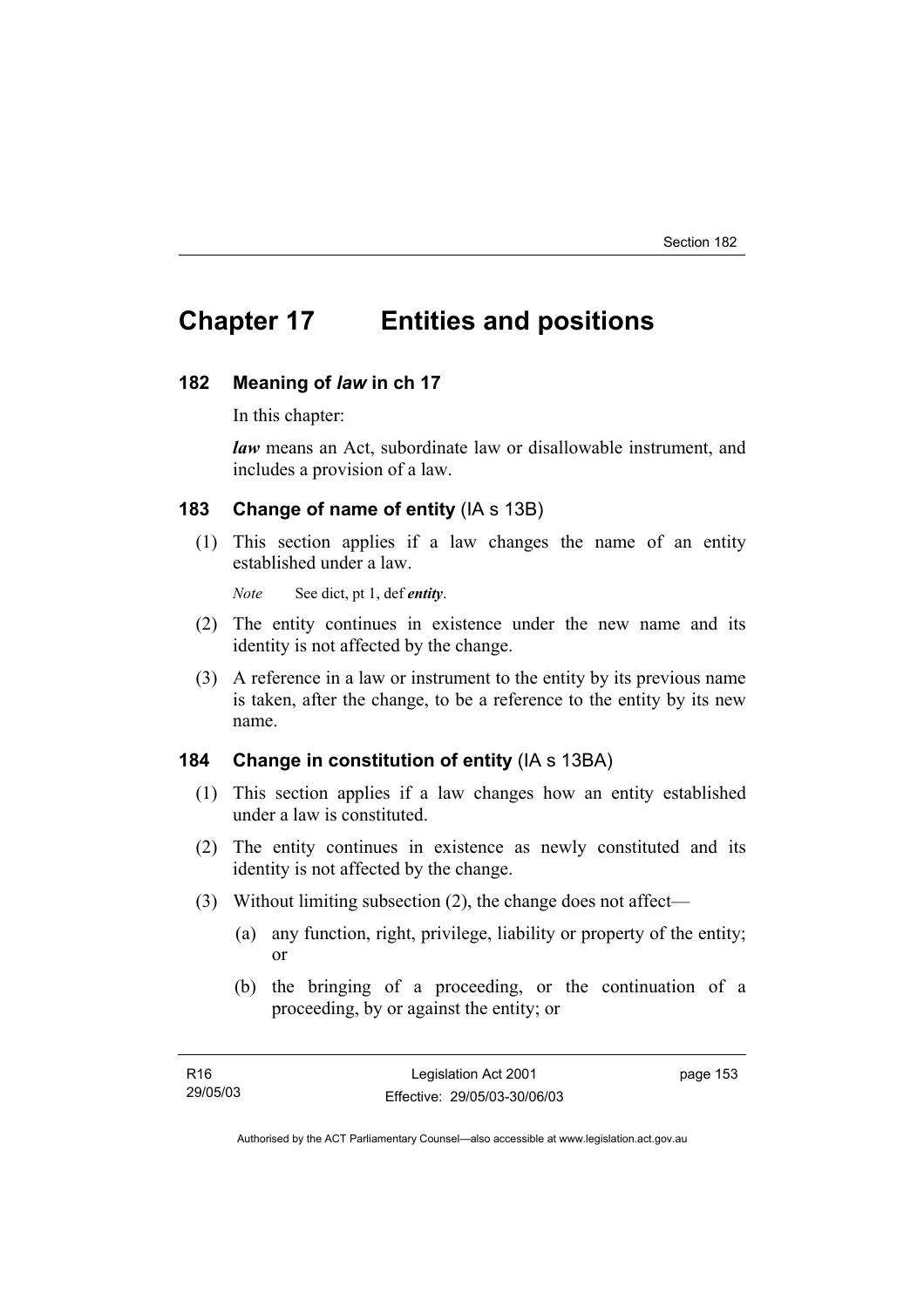# Chapter 17 Entities and positions

## 182 Meaning of *law* in ch 17

In this chapter:

***law*** means an Act, subordinate law or disallowable instrument, and includes a provision of a law.

## 183 Change of name of entity (IA s 13B)

(1) This section applies if a law changes the name of an entity established under a law.

*Note* See dict, pt 1, def ***entity***.

(2) The entity continues in existence under the new name and its identity is not affected by the change.

(3) A reference in a law or instrument to the entity by its previous name is taken, after the change, to be a reference to the entity by its new name.

## 184 Change in constitution of entity (IA s 13BA)

(1) This section applies if a law changes how an entity established under a law is constituted.

(2) The entity continues in existence as newly constituted and its identity is not affected by the change.

(3) Without limiting subsection (2), the change does not affect—

(a) any function, right, privilege, liability or property of the entity; or

(b) the bringing of a proceeding, or the continuation of a proceeding, by or against the entity; or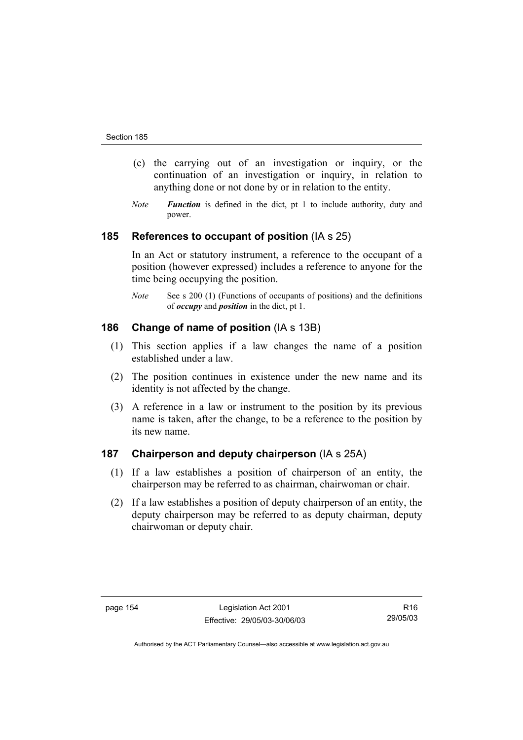(c) the carrying out of an investigation or inquiry, or the continuation of an investigation or inquiry, in relation to anything done or not done by or in relation to the entity.

*Note* ***Function*** is defined in the dict, pt 1 to include authority, duty and power.

### 185 References to occupant of position (IA s 25)

In an Act or statutory instrument, a reference to the occupant of a position (however expressed) includes a reference to anyone for the time being occupying the position.

*Note* See s 200 (1) (Functions of occupants of positions) and the definitions of ***occupy*** and ***position*** in the dict, pt 1.

### 186 Change of name of position (IA s 13B)

(1) This section applies if a law changes the name of a position established under a law.

(2) The position continues in existence under the new name and its identity is not affected by the change.

(3) A reference in a law or instrument to the position by its previous name is taken, after the change, to be a reference to the position by its new name.

### 187 Chairperson and deputy chairperson (IA s 25A)

(1) If a law establishes a position of chairperson of an entity, the chairperson may be referred to as chairman, chairwoman or chair.

(2) If a law establishes a position of deputy chairperson of an entity, the deputy chairperson may be referred to as deputy chairman, deputy chairwoman or deputy chair.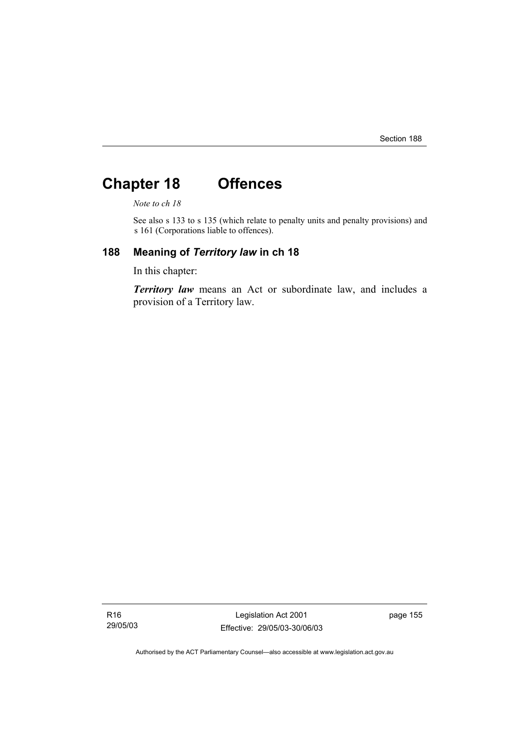# Chapter 18 Offences

*Note to ch 18*

See also s 133 to s 135 (which relate to penalty units and penalty provisions) and s 161 (Corporations liable to offences).

## 188 Meaning of *Territory law* in ch 18

In this chapter:

***Territory law*** means an Act or subordinate law, and includes a provision of a Territory law.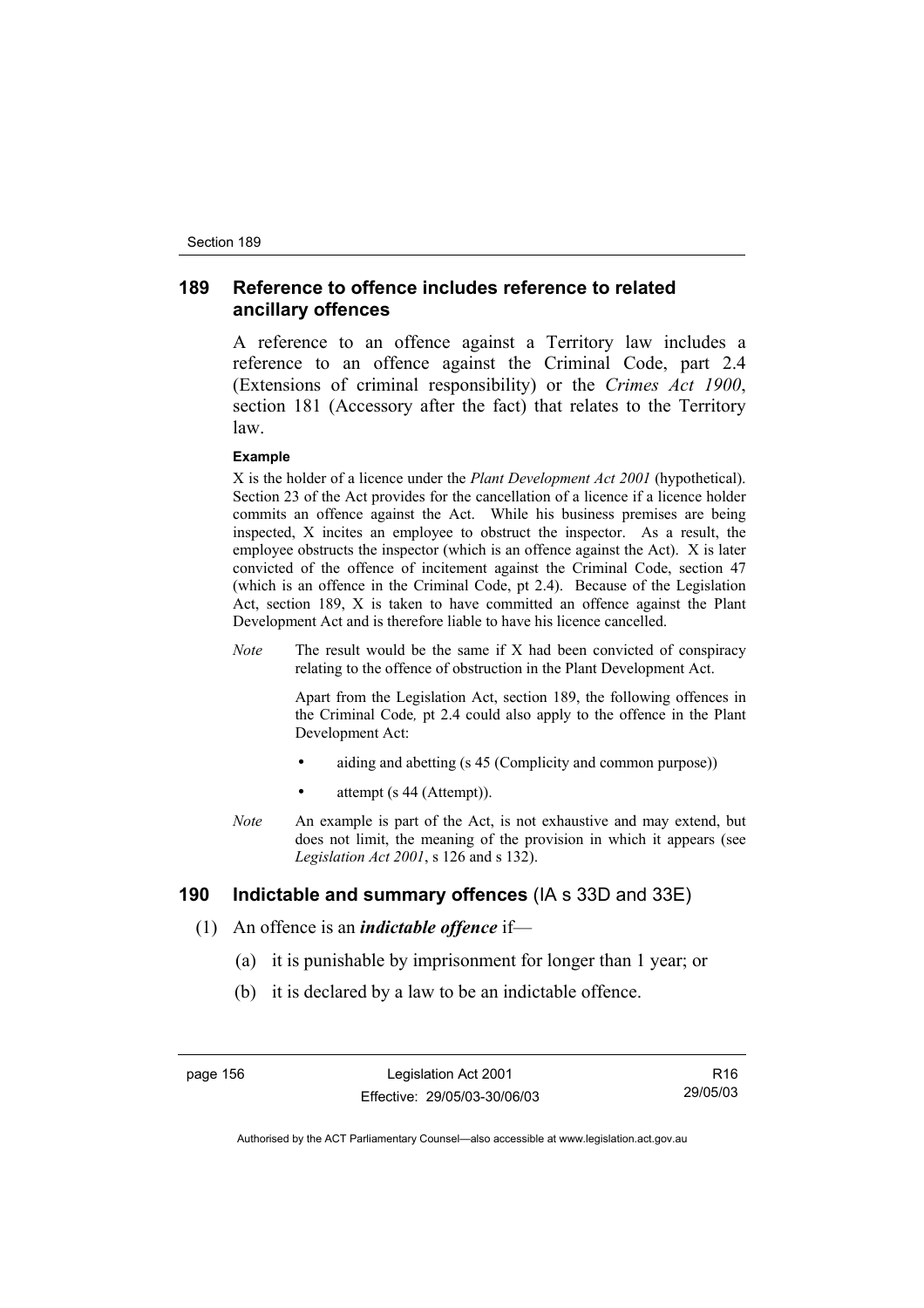## 189 Reference to offence includes reference to related ancillary offences

A reference to an offence against a Territory law includes a reference to an offence against the Criminal Code, part 2.4 (Extensions of criminal responsibility) or the *Crimes Act 1900*, section 181 (Accessory after the fact) that relates to the Territory law.

**Example**

X is the holder of a licence under the *Plant Development Act 2001* (hypothetical). Section 23 of the Act provides for the cancellation of a licence if a licence holder commits an offence against the Act. While his business premises are being inspected, X incites an employee to obstruct the inspector. As a result, the employee obstructs the inspector (which is an offence against the Act). X is later convicted of the offence of incitement against the Criminal Code, section 47 (which is an offence in the Criminal Code, pt 2.4). Because of the Legislation Act, section 189, X is taken to have committed an offence against the Plant Development Act and is therefore liable to have his licence cancelled.

*Note* The result would be the same if X had been convicted of conspiracy relating to the offence of obstruction in the Plant Development Act.

Apart from the Legislation Act, section 189, the following offences in the Criminal Code*,* pt 2.4 could also apply to the offence in the Plant Development Act:

- aiding and abetting (s 45 (Complicity and common purpose))
- attempt (s 44 (Attempt)).

*Note* An example is part of the Act, is not exhaustive and may extend, but does not limit, the meaning of the provision in which it appears (see *Legislation Act 2001*, s 126 and s 132).

## 190 Indictable and summary offences (IA s 33D and 33E)

(1) An offence is an ***indictable offence*** if—

(a) it is punishable by imprisonment for longer than 1 year; or

(b) it is declared by a law to be an indictable offence.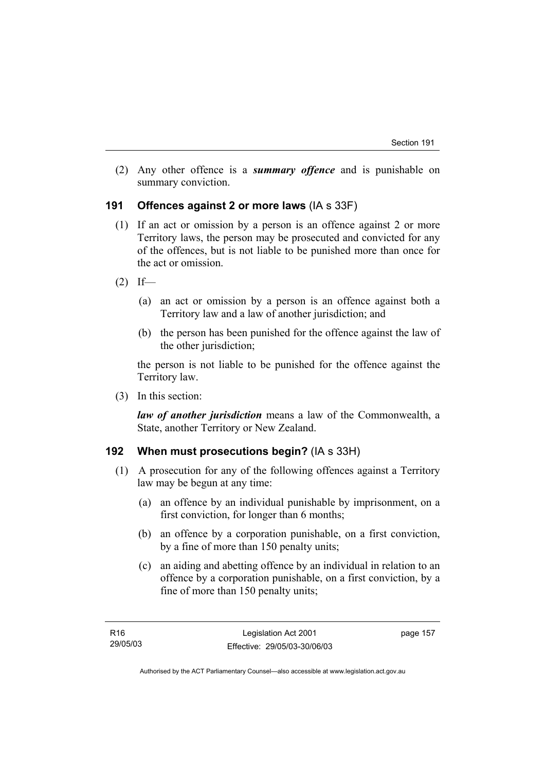(2) Any other offence is a ***summary offence*** and is punishable on summary conviction.

### 191 Offences against 2 or more laws (IA s 33F)

(1) If an act or omission by a person is an offence against 2 or more Territory laws, the person may be prosecuted and convicted for any of the offences, but is not liable to be punished more than once for the act or omission.

(2) If—

(a) an act or omission by a person is an offence against both a Territory law and a law of another jurisdiction; and

(b) the person has been punished for the offence against the law of the other jurisdiction;

the person is not liable to be punished for the offence against the Territory law.

(3) In this section:

***law of another jurisdiction*** means a law of the Commonwealth, a State, another Territory or New Zealand.

### 192 When must prosecutions begin? (IA s 33H)

(1) A prosecution for any of the following offences against a Territory law may be begun at any time:

(a) an offence by an individual punishable by imprisonment, on a first conviction, for longer than 6 months;

(b) an offence by a corporation punishable, on a first conviction, by a fine of more than 150 penalty units;

(c) an aiding and abetting offence by an individual in relation to an offence by a corporation punishable, on a first conviction, by a fine of more than 150 penalty units;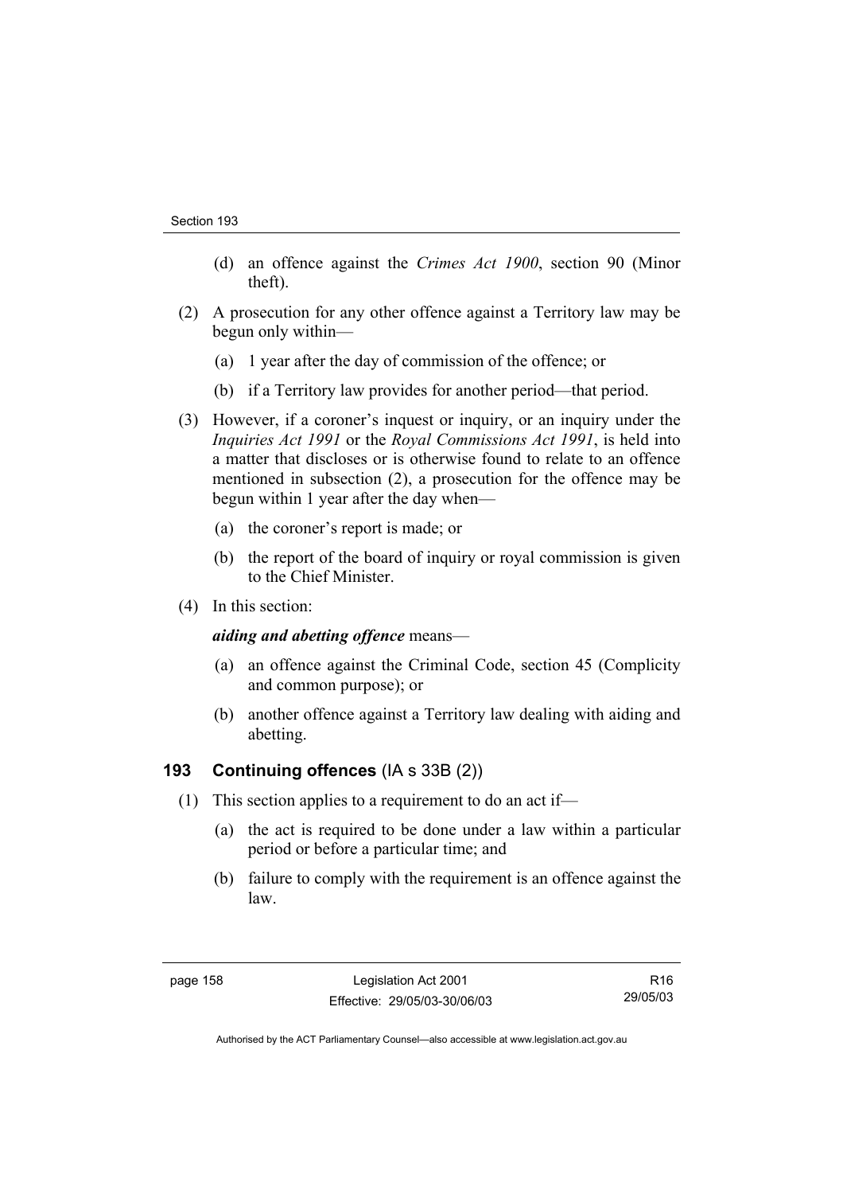(d) an offence against the *Crimes Act 1900*, section 90 (Minor theft).

(2) A prosecution for any other offence against a Territory law may be begun only within—

(a) 1 year after the day of commission of the offence; or

(b) if a Territory law provides for another period—that period.

(3) However, if a coroner's inquest or inquiry, or an inquiry under the *Inquiries Act 1991* or the *Royal Commissions Act 1991*, is held into a matter that discloses or is otherwise found to relate to an offence mentioned in subsection (2), a prosecution for the offence may be begun within 1 year after the day when—

(a) the coroner's report is made; or

(b) the report of the board of inquiry or royal commission is given to the Chief Minister.

(4) In this section:

***aiding and abetting offence*** means—

(a) an offence against the Criminal Code, section 45 (Complicity and common purpose); or

(b) another offence against a Territory law dealing with aiding and abetting.

### 193 Continuing offences (IA s 33B (2))

(1) This section applies to a requirement to do an act if—

(a) the act is required to be done under a law within a particular period or before a particular time; and

(b) failure to comply with the requirement is an offence against the law.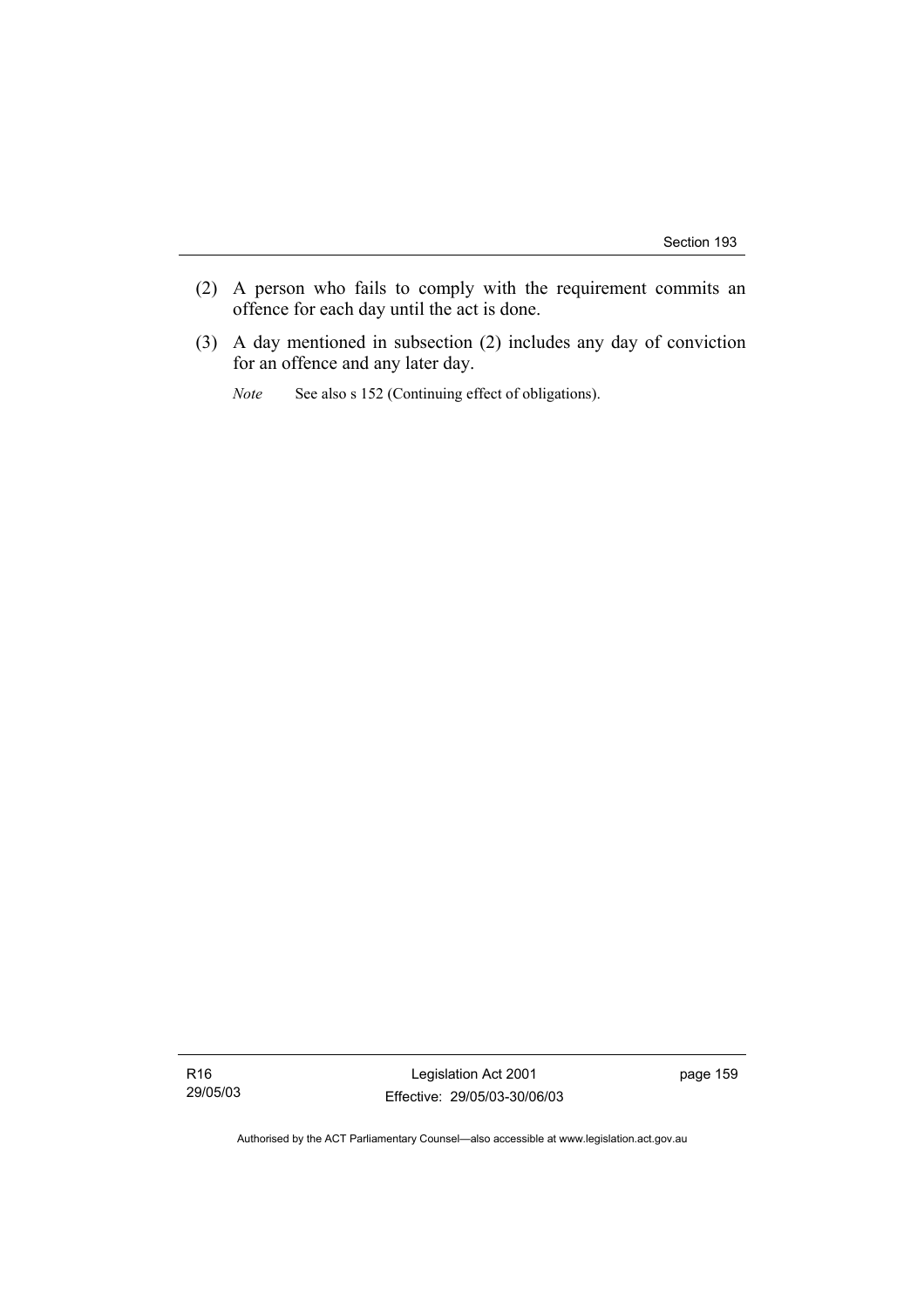(2) A person who fails to comply with the requirement commits an offence for each day until the act is done.

(3) A day mentioned in subsection (2) includes any day of conviction for an offence and any later day.

*Note* See also s 152 (Continuing effect of obligations).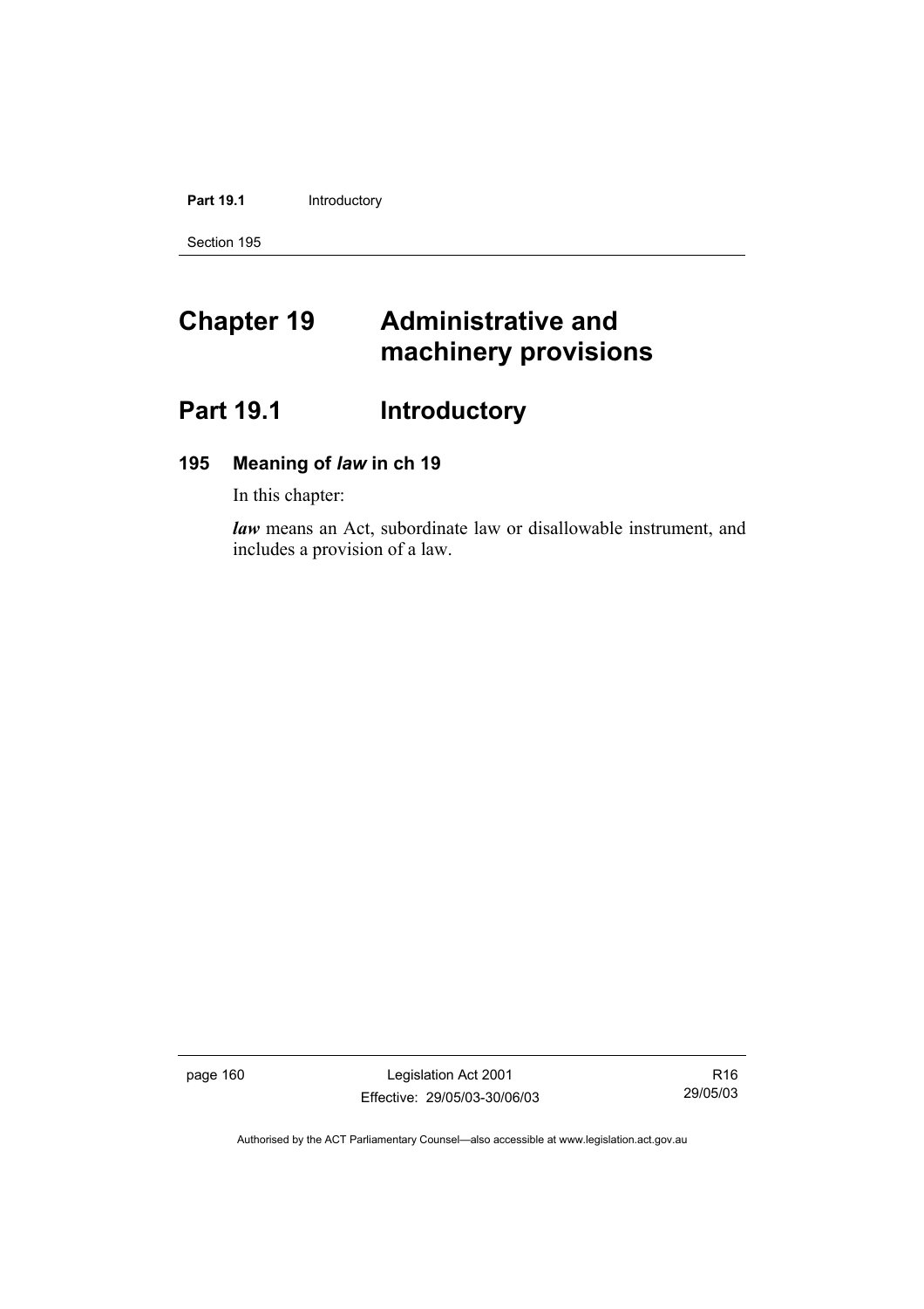# Chapter 19 Administrative and machinery provisions

## Part 19.1 Introductory

### 195 Meaning of *law* in ch 19

In this chapter:

***law*** means an Act, subordinate law or disallowable instrument, and includes a provision of a law.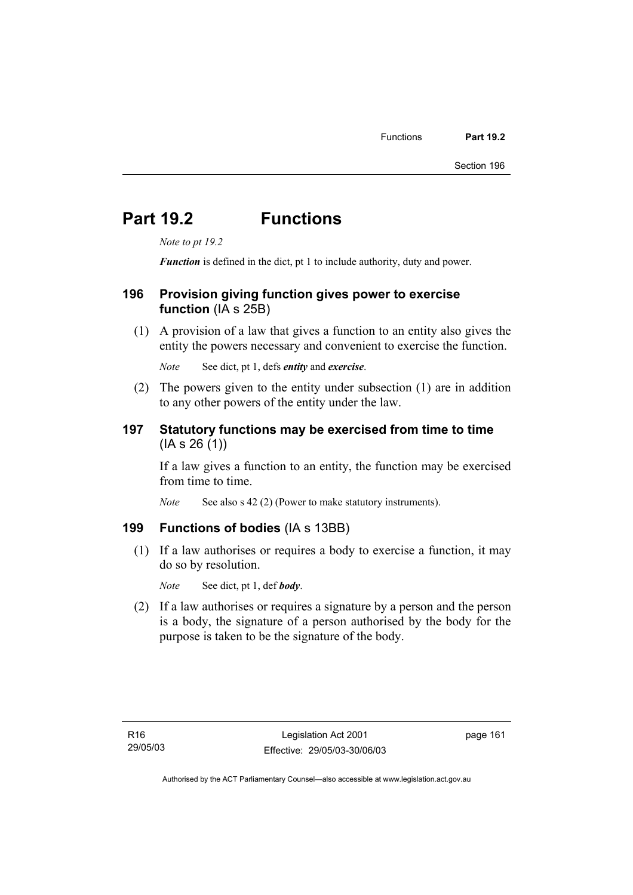# Part 19.2 Functions

*Note to pt 19.2*

***Function*** is defined in the dict, pt 1 to include authority, duty and power.

## 196 Provision giving function gives power to exercise function (IA s 25B)

(1) A provision of a law that gives a function to an entity also gives the entity the powers necessary and convenient to exercise the function.

*Note* See dict, pt 1, defs ***entity*** and ***exercise***.

(2) The powers given to the entity under subsection (1) are in addition to any other powers of the entity under the law.

## 197 Statutory functions may be exercised from time to time (IA s 26 (1))

If a law gives a function to an entity, the function may be exercised from time to time.

*Note* See also s 42 (2) (Power to make statutory instruments).

## 199 Functions of bodies (IA s 13BB)

(1) If a law authorises or requires a body to exercise a function, it may do so by resolution.

*Note* See dict, pt 1, def ***body***.

(2) If a law authorises or requires a signature by a person and the person is a body, the signature of a person authorised by the body for the purpose is taken to be the signature of the body.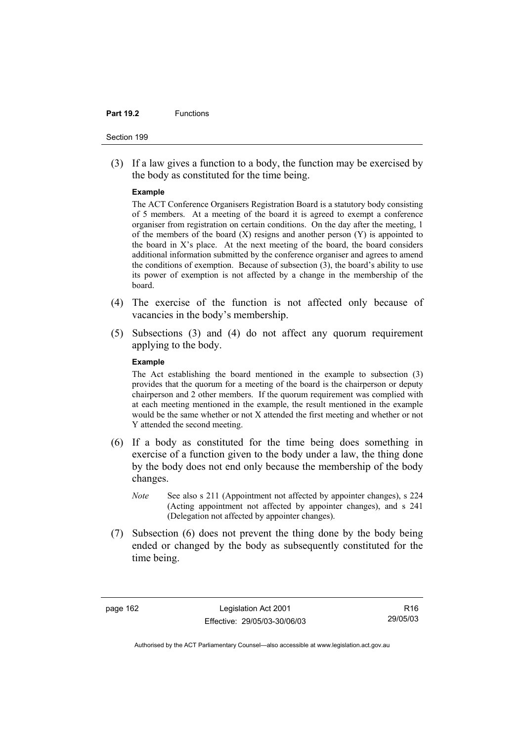(3) If a law gives a function to a body, the function may be exercised by the body as constituted for the time being.

**Example**

The ACT Conference Organisers Registration Board is a statutory body consisting of 5 members. At a meeting of the board it is agreed to exempt a conference organiser from registration on certain conditions. On the day after the meeting, 1 of the members of the board (X) resigns and another person (Y) is appointed to the board in X's place. At the next meeting of the board, the board considers additional information submitted by the conference organiser and agrees to amend the conditions of exemption. Because of subsection (3), the board's ability to use its power of exemption is not affected by a change in the membership of the board.

(4) The exercise of the function is not affected only because of vacancies in the body's membership.

(5) Subsections (3) and (4) do not affect any quorum requirement applying to the body.

**Example**

The Act establishing the board mentioned in the example to subsection (3) provides that the quorum for a meeting of the board is the chairperson or deputy chairperson and 2 other members. If the quorum requirement was complied with at each meeting mentioned in the example, the result mentioned in the example would be the same whether or not X attended the first meeting and whether or not Y attended the second meeting.

(6) If a body as constituted for the time being does something in exercise of a function given to the body under a law, the thing done by the body does not end only because the membership of the body changes.

*Note* See also s 211 (Appointment not affected by appointer changes), s 224 (Acting appointment not affected by appointer changes), and s 241 (Delegation not affected by appointer changes).

(7) Subsection (6) does not prevent the thing done by the body being ended or changed by the body as subsequently constituted for the time being.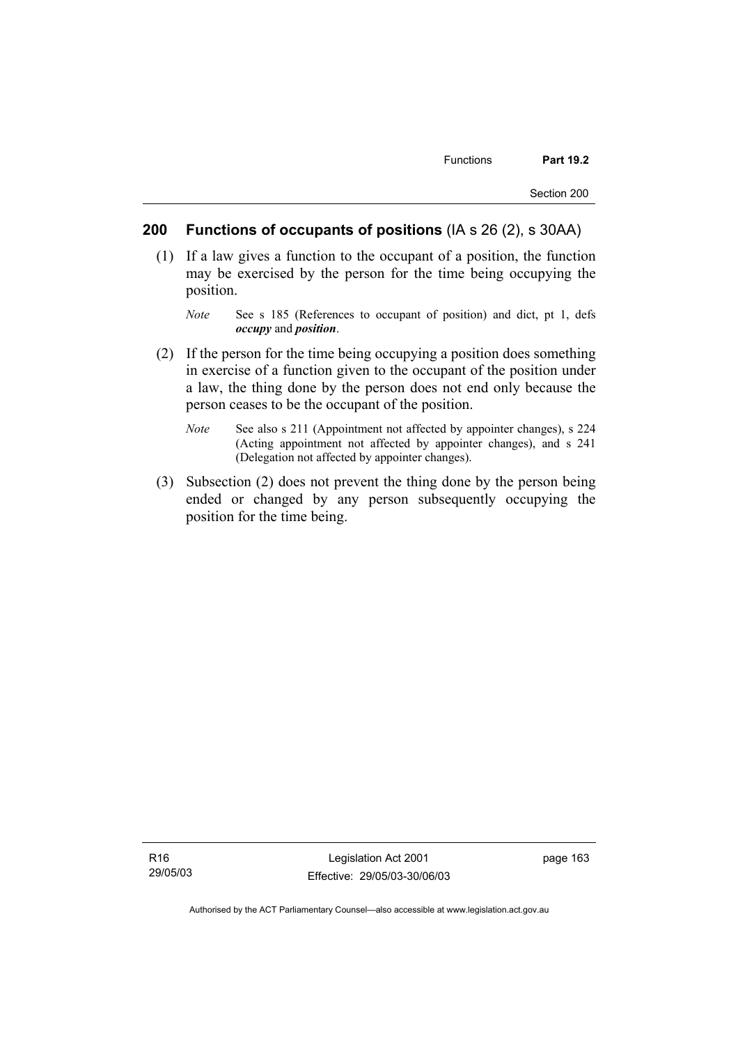## 200 Functions of occupants of positions (IA s 26 (2), s 30AA)

(1) If a law gives a function to the occupant of a position, the function may be exercised by the person for the time being occupying the position.

*Note* See s 185 (References to occupant of position) and dict, pt 1, defs ***occupy*** and ***position***.

(2) If the person for the time being occupying a position does something in exercise of a function given to the occupant of the position under a law, the thing done by the person does not end only because the person ceases to be the occupant of the position.

*Note* See also s 211 (Appointment not affected by appointer changes), s 224 (Acting appointment not affected by appointer changes), and s 241 (Delegation not affected by appointer changes).

(3) Subsection (2) does not prevent the thing done by the person being ended or changed by any person subsequently occupying the position for the time being.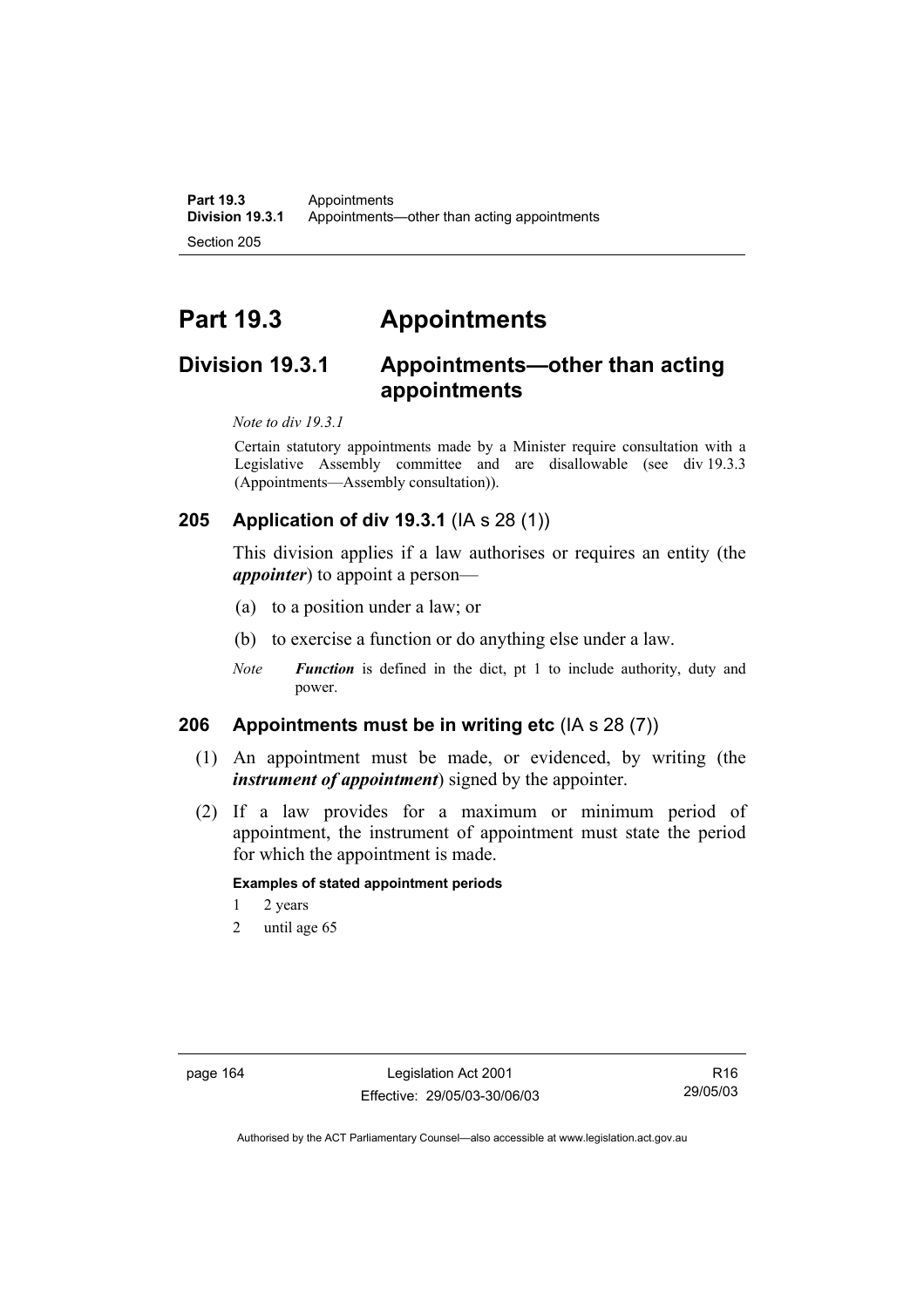# Part 19.3 Appointments

## Division 19.3.1 Appointments—other than acting appointments

*Note to div 19.3.1*

Certain statutory appointments made by a Minister require consultation with a Legislative Assembly committee and are disallowable (see div 19.3.3 (Appointments—Assembly consultation)).

### 205 Application of div 19.3.1 (IA s 28 (1))

This division applies if a law authorises or requires an entity (the ***appointer***) to appoint a person—

(a) to a position under a law; or

(b) to exercise a function or do anything else under a law.

*Note* ***Function*** is defined in the dict, pt 1 to include authority, duty and power.

### 206 Appointments must be in writing etc (IA s 28 (7))

(1) An appointment must be made, or evidenced, by writing (the ***instrument of appointment***) signed by the appointer.

(2) If a law provides for a maximum or minimum period of appointment, the instrument of appointment must state the period for which the appointment is made.

**Examples of stated appointment periods**

1 2 years

2 until age 65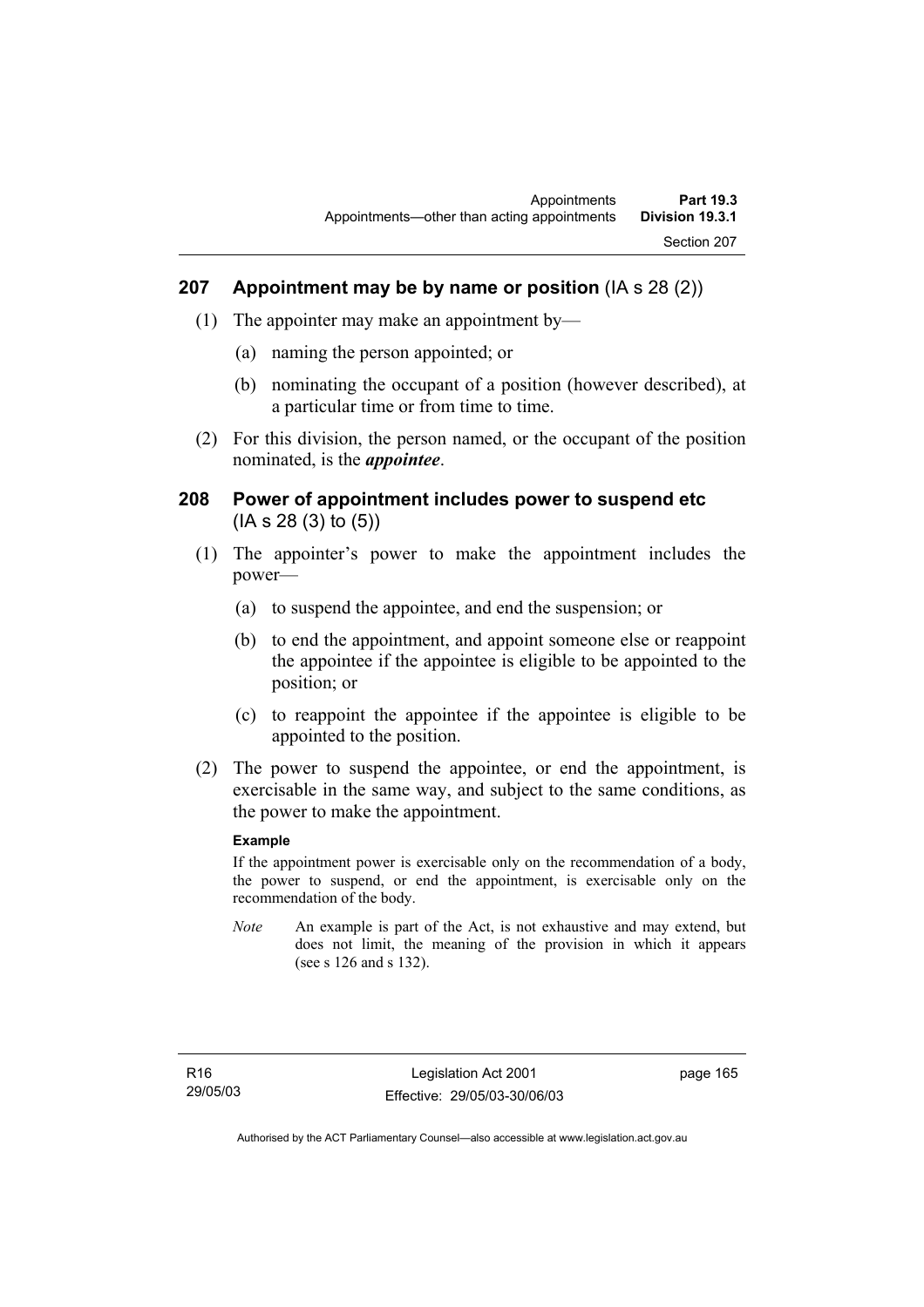## 207 Appointment may be by name or position (IA s 28 (2))

(1) The appointer may make an appointment by—

(a) naming the person appointed; or

(b) nominating the occupant of a position (however described), at a particular time or from time to time.

(2) For this division, the person named, or the occupant of the position nominated, is the ***appointee***.

## 208 Power of appointment includes power to suspend etc (IA s 28 (3) to (5))

(1) The appointer's power to make the appointment includes the power—

(a) to suspend the appointee, and end the suspension; or

(b) to end the appointment, and appoint someone else or reappoint the appointee if the appointee is eligible to be appointed to the position; or

(c) to reappoint the appointee if the appointee is eligible to be appointed to the position.

(2) The power to suspend the appointee, or end the appointment, is exercisable in the same way, and subject to the same conditions, as the power to make the appointment.

**Example**

If the appointment power is exercisable only on the recommendation of a body, the power to suspend, or end the appointment, is exercisable only on the recommendation of the body.

*Note* An example is part of the Act, is not exhaustive and may extend, but does not limit, the meaning of the provision in which it appears (see s 126 and s 132).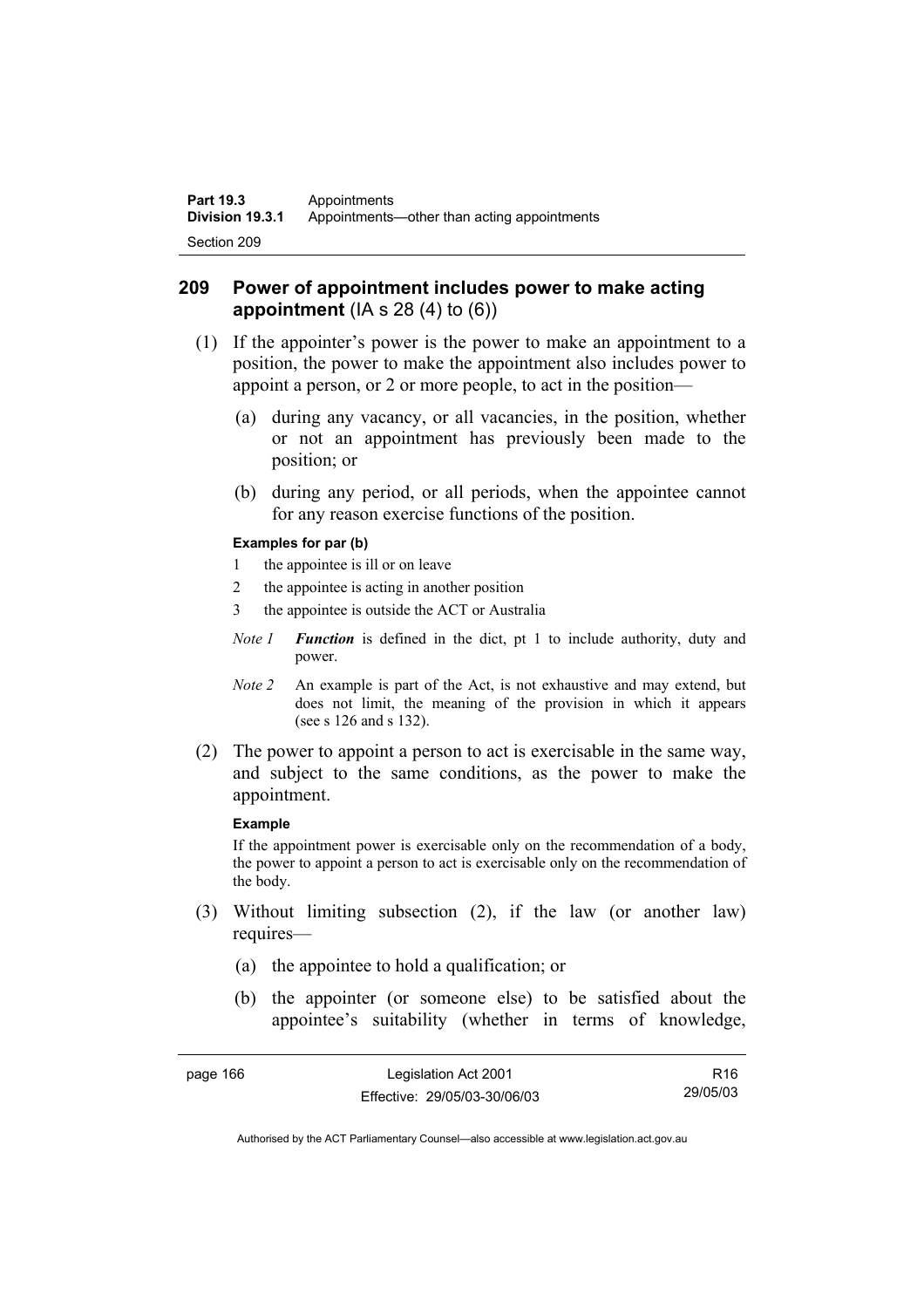## 209 Power of appointment includes power to make acting appointment (IA s 28 (4) to (6))

(1) If the appointer's power is the power to make an appointment to a position, the power to make the appointment also includes power to appoint a person, or 2 or more people, to act in the position—

(a) during any vacancy, or all vacancies, in the position, whether or not an appointment has previously been made to the position; or

(b) during any period, or all periods, when the appointee cannot for any reason exercise functions of the position.

**Examples for par (b)**

1 the appointee is ill or on leave

2 the appointee is acting in another position

3 the appointee is outside the ACT or Australia

*Note 1* ***Function*** is defined in the dict, pt 1 to include authority, duty and power.

*Note 2* An example is part of the Act, is not exhaustive and may extend, but does not limit, the meaning of the provision in which it appears (see s 126 and s 132).

(2) The power to appoint a person to act is exercisable in the same way, and subject to the same conditions, as the power to make the appointment.

**Example**

If the appointment power is exercisable only on the recommendation of a body, the power to appoint a person to act is exercisable only on the recommendation of the body.

(3) Without limiting subsection (2), if the law (or another law) requires—

(a) the appointee to hold a qualification; or

(b) the appointer (or someone else) to be satisfied about the appointee's suitability (whether in terms of knowledge,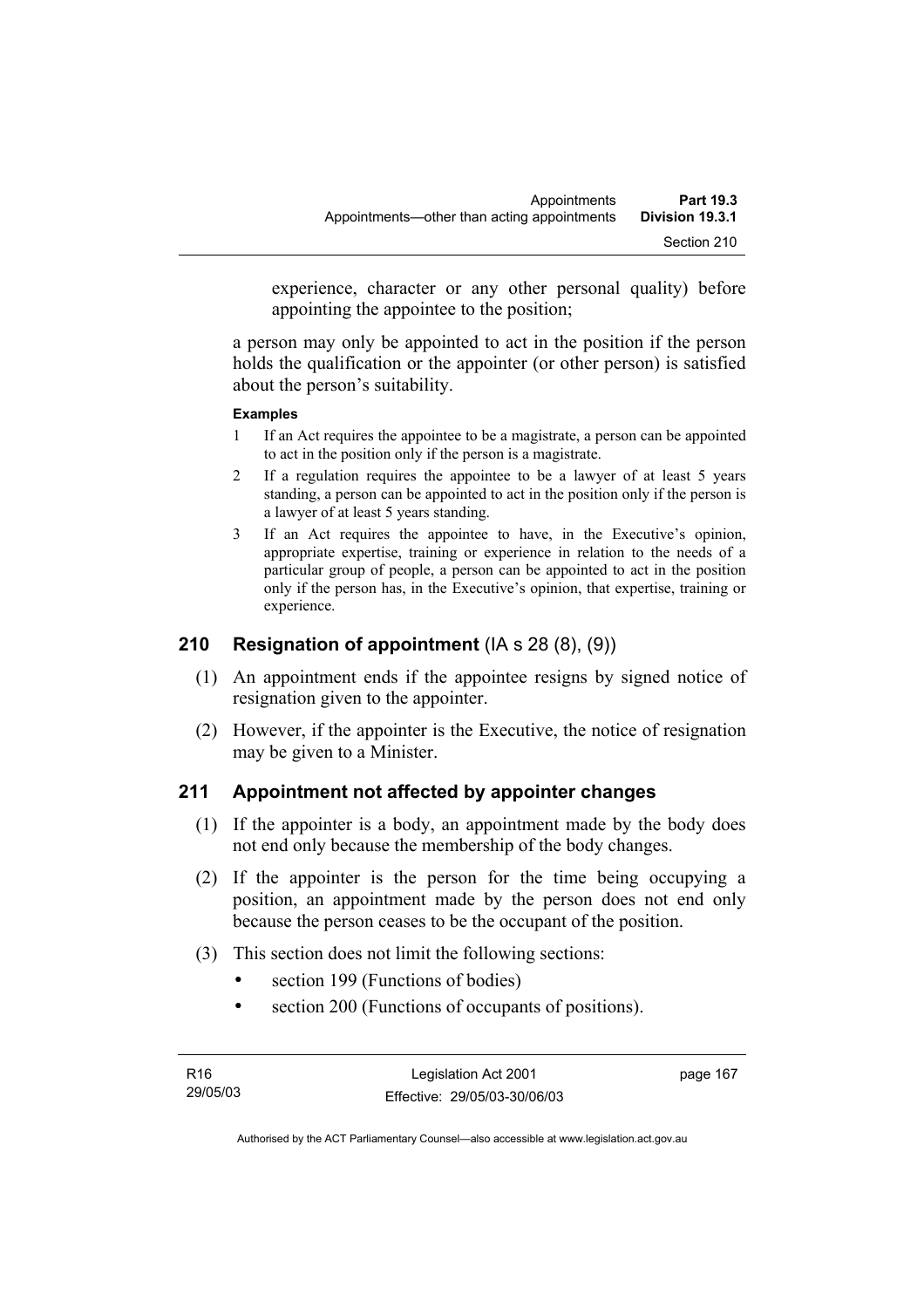experience, character or any other personal quality) before appointing the appointee to the position;

a person may only be appointed to act in the position if the person holds the qualification or the appointer (or other person) is satisfied about the person's suitability.

**Examples**

1 If an Act requires the appointee to be a magistrate, a person can be appointed to act in the position only if the person is a magistrate.

2 If a regulation requires the appointee to be a lawyer of at least 5 years standing, a person can be appointed to act in the position only if the person is a lawyer of at least 5 years standing.

3 If an Act requires the appointee to have, in the Executive's opinion, appropriate expertise, training or experience in relation to the needs of a particular group of people, a person can be appointed to act in the position only if the person has, in the Executive's opinion, that expertise, training or experience.

## 210 Resignation of appointment (IA s 28 (8), (9))

(1) An appointment ends if the appointee resigns by signed notice of resignation given to the appointer.

(2) However, if the appointer is the Executive, the notice of resignation may be given to a Minister.

## 211 Appointment not affected by appointer changes

(1) If the appointer is a body, an appointment made by the body does not end only because the membership of the body changes.

(2) If the appointer is the person for the time being occupying a position, an appointment made by the person does not end only because the person ceases to be the occupant of the position.

(3) This section does not limit the following sections:

- section 199 (Functions of bodies)
- section 200 (Functions of occupants of positions).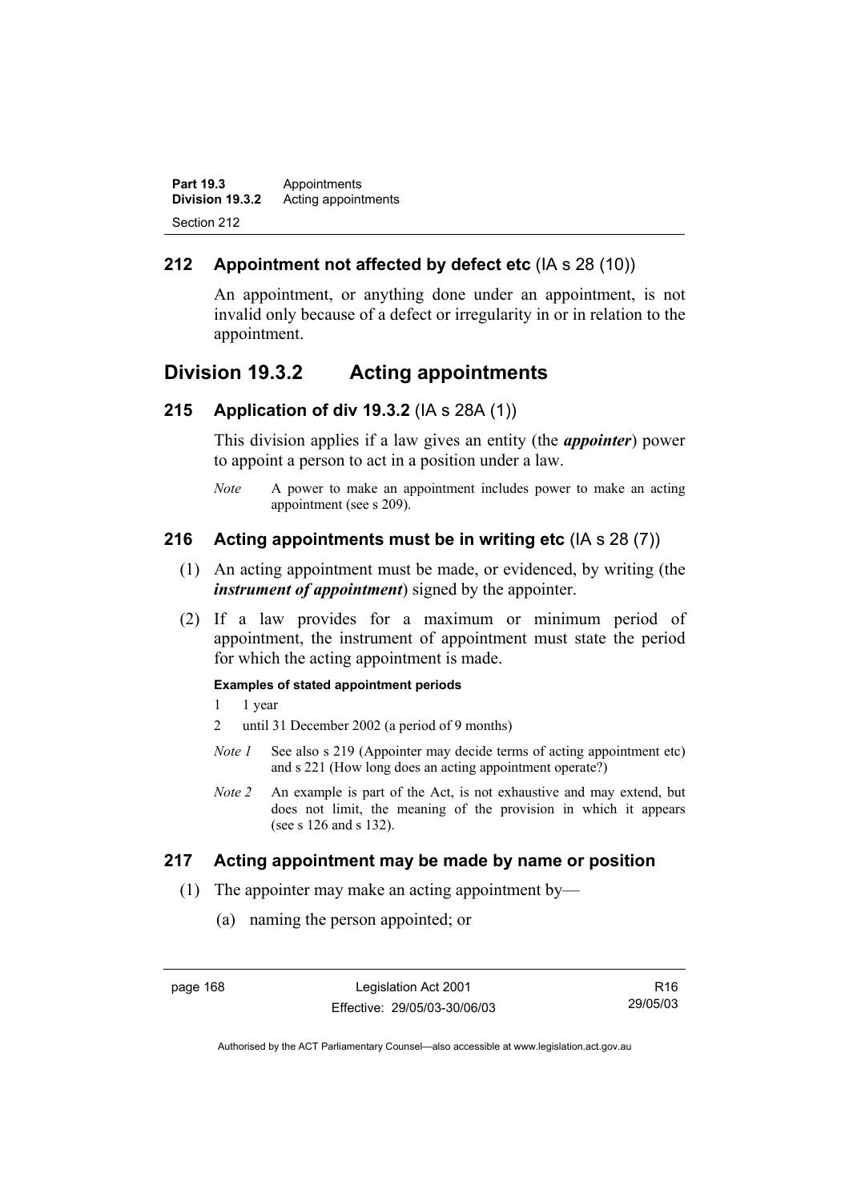## 212 Appointment not affected by defect etc (IA s 28 (10))

An appointment, or anything done under an appointment, is not invalid only because of a defect or irregularity in or in relation to the appointment.

# Division 19.3.2 Acting appointments

## 215 Application of div 19.3.2 (IA s 28A (1))

This division applies if a law gives an entity (the ***appointer***) power to appoint a person to act in a position under a law.

*Note* A power to make an appointment includes power to make an acting appointment (see s 209).

## 216 Acting appointments must be in writing etc (IA s 28 (7))

(1) An acting appointment must be made, or evidenced, by writing (the ***instrument of appointment***) signed by the appointer.

(2) If a law provides for a maximum or minimum period of appointment, the instrument of appointment must state the period for which the acting appointment is made.

**Examples of stated appointment periods**

1 1 year

2 until 31 December 2002 (a period of 9 months)

*Note 1* See also s 219 (Appointer may decide terms of acting appointment etc) and s 221 (How long does an acting appointment operate?)

*Note 2* An example is part of the Act, is not exhaustive and may extend, but does not limit, the meaning of the provision in which it appears (see s 126 and s 132).

## 217 Acting appointment may be made by name or position

(1) The appointer may make an acting appointment by—

(a) naming the person appointed; or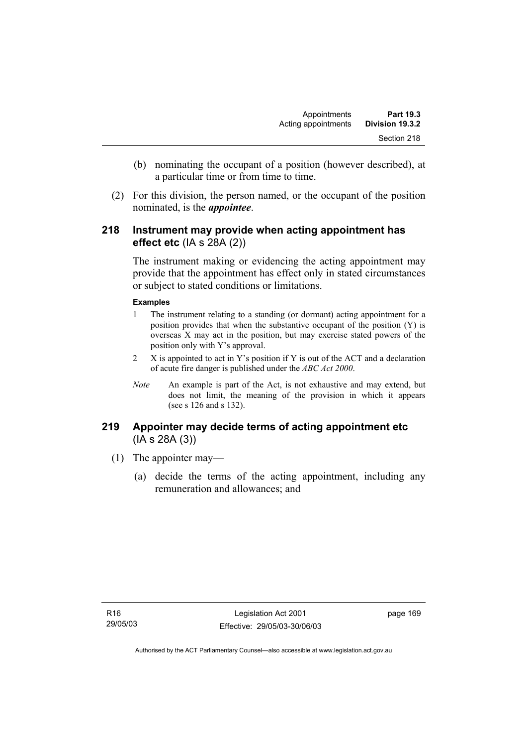(b) nominating the occupant of a position (however described), at a particular time or from time to time.

(2) For this division, the person named, or the occupant of the position nominated, is the ***appointee***.

### 218 Instrument may provide when acting appointment has effect etc (IA s 28A (2))

The instrument making or evidencing the acting appointment may provide that the appointment has effect only in stated circumstances or subject to stated conditions or limitations.

**Examples**

1 The instrument relating to a standing (or dormant) acting appointment for a position provides that when the substantive occupant of the position (Y) is overseas X may act in the position, but may exercise stated powers of the position only with Y's approval.

2 X is appointed to act in Y's position if Y is out of the ACT and a declaration of acute fire danger is published under the *ABC Act 2000*.

*Note* An example is part of the Act, is not exhaustive and may extend, but does not limit, the meaning of the provision in which it appears (see s 126 and s 132).

### 219 Appointer may decide terms of acting appointment etc (IA s 28A (3))

(1) The appointer may—

(a) decide the terms of the acting appointment, including any remuneration and allowances; and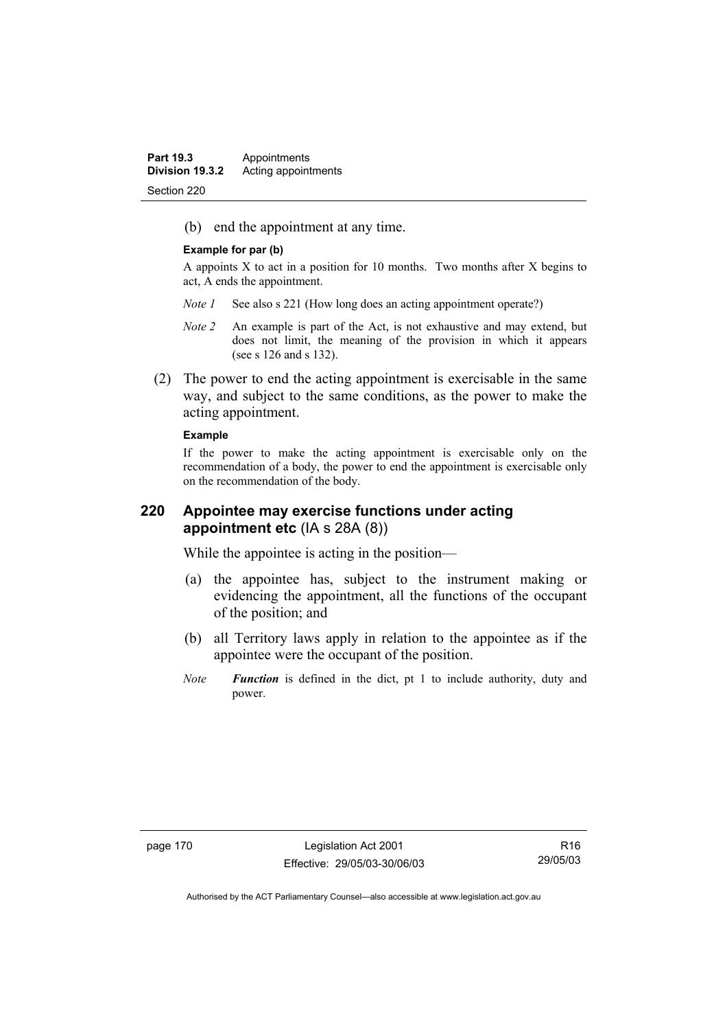(b) end the appointment at any time.

**Example for par (b)**

A appoints X to act in a position for 10 months. Two months after X begins to act, A ends the appointment.

*Note 1* See also s 221 (How long does an acting appointment operate?)

*Note 2* An example is part of the Act, is not exhaustive and may extend, but does not limit, the meaning of the provision in which it appears (see s 126 and s 132).

(2) The power to end the acting appointment is exercisable in the same way, and subject to the same conditions, as the power to make the acting appointment.

**Example**

If the power to make the acting appointment is exercisable only on the recommendation of a body, the power to end the appointment is exercisable only on the recommendation of the body.

## 220 Appointee may exercise functions under acting appointment etc (IA s 28A (8))

While the appointee is acting in the position—

(a) the appointee has, subject to the instrument making or evidencing the appointment, all the functions of the occupant of the position; and

(b) all Territory laws apply in relation to the appointee as if the appointee were the occupant of the position.

*Note* ***Function*** is defined in the dict, pt 1 to include authority, duty and power.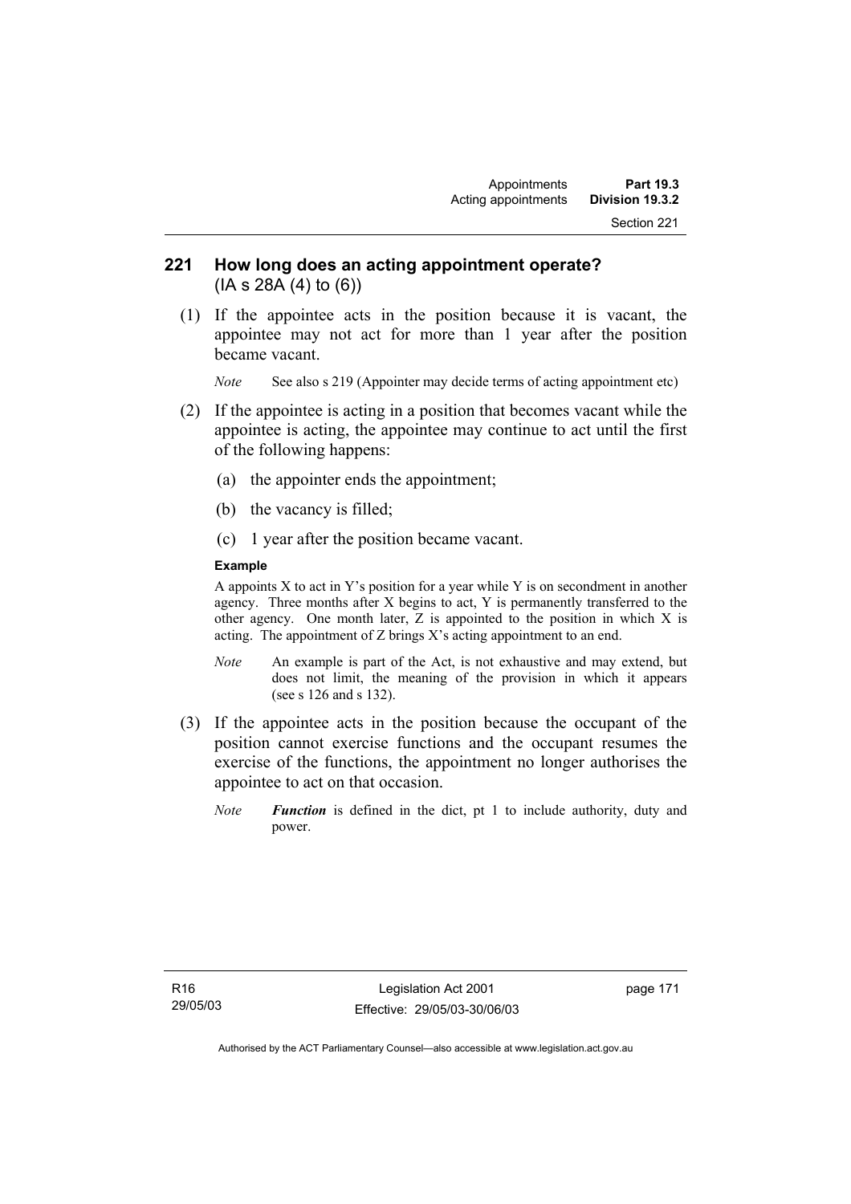## 221 How long does an acting appointment operate?
(IA s 28A (4) to (6))

(1) If the appointee acts in the position because it is vacant, the appointee may not act for more than 1 year after the position became vacant.

*Note* See also s 219 (Appointer may decide terms of acting appointment etc)

(2) If the appointee is acting in a position that becomes vacant while the appointee is acting, the appointee may continue to act until the first of the following happens:

(a) the appointer ends the appointment;

(b) the vacancy is filled;

(c) 1 year after the position became vacant.

**Example**

A appoints X to act in Y's position for a year while Y is on secondment in another agency. Three months after X begins to act, Y is permanently transferred to the other agency. One month later, Z is appointed to the position in which X is acting. The appointment of Z brings X's acting appointment to an end.

*Note* An example is part of the Act, is not exhaustive and may extend, but does not limit, the meaning of the provision in which it appears (see s 126 and s 132).

(3) If the appointee acts in the position because the occupant of the position cannot exercise functions and the occupant resumes the exercise of the functions, the appointment no longer authorises the appointee to act on that occasion.

*Note* ***Function*** is defined in the dict, pt 1 to include authority, duty and power.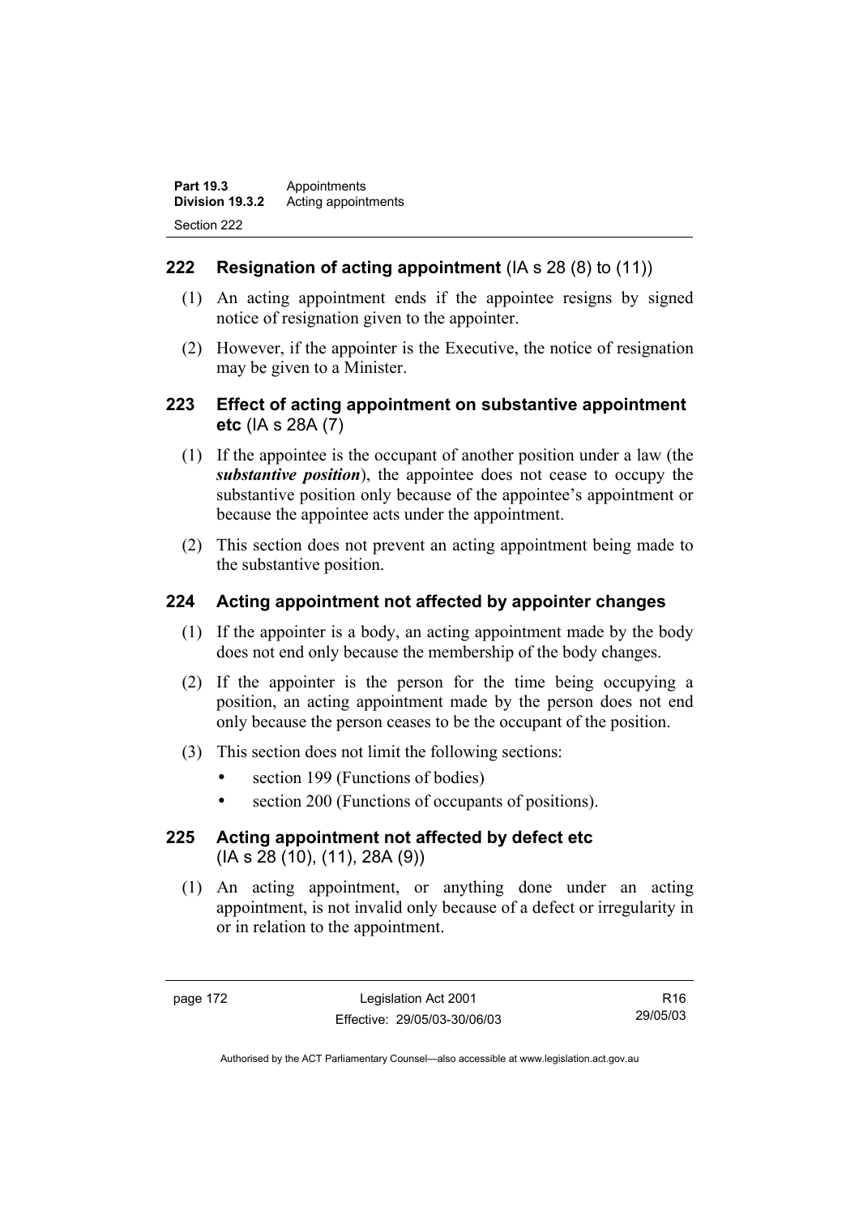## 222 Resignation of acting appointment (IA s 28 (8) to (11))

(1) An acting appointment ends if the appointee resigns by signed notice of resignation given to the appointer.

(2) However, if the appointer is the Executive, the notice of resignation may be given to a Minister.

## 223 Effect of acting appointment on substantive appointment etc (IA s 28A (7)

(1) If the appointee is the occupant of another position under a law (the ***substantive position***), the appointee does not cease to occupy the substantive position only because of the appointee's appointment or because the appointee acts under the appointment.

(2) This section does not prevent an acting appointment being made to the substantive position.

## 224 Acting appointment not affected by appointer changes

(1) If the appointer is a body, an acting appointment made by the body does not end only because the membership of the body changes.

(2) If the appointer is the person for the time being occupying a position, an acting appointment made by the person does not end only because the person ceases to be the occupant of the position.

(3) This section does not limit the following sections:

- section 199 (Functions of bodies)
- section 200 (Functions of occupants of positions).

## 225 Acting appointment not affected by defect etc (IA s 28 (10), (11), 28A (9))

(1) An acting appointment, or anything done under an acting appointment, is not invalid only because of a defect or irregularity in or in relation to the appointment.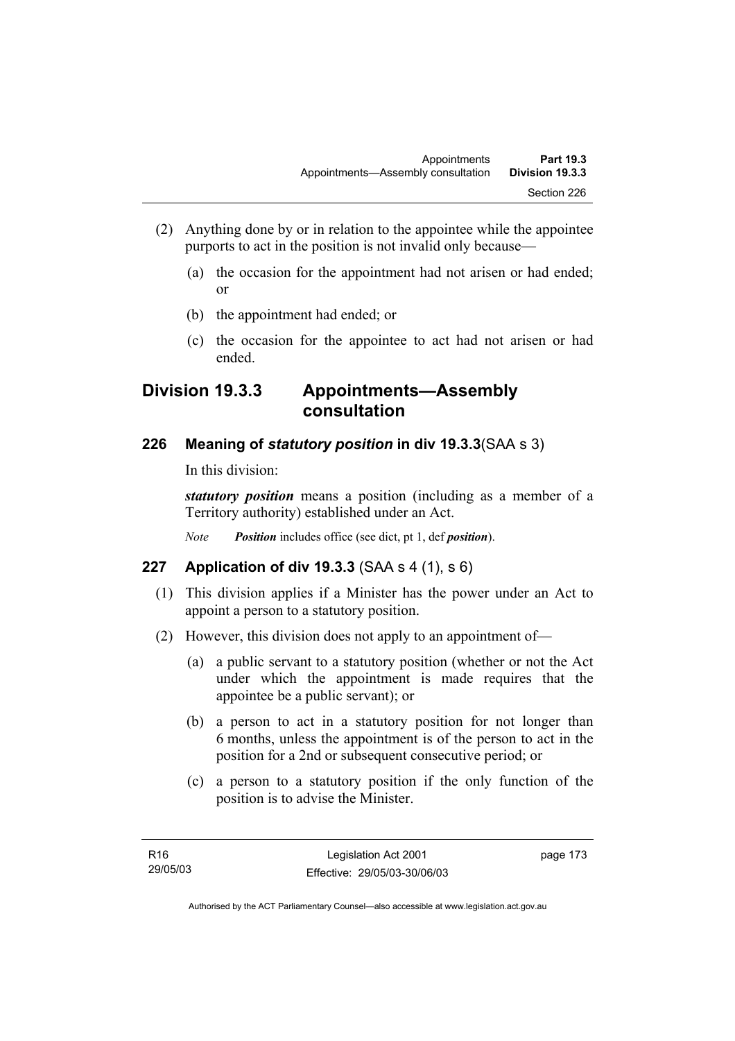(2) Anything done by or in relation to the appointee while the appointee purports to act in the position is not invalid only because—

(a) the occasion for the appointment had not arisen or had ended; or

(b) the appointment had ended; or

(c) the occasion for the appointee to act had not arisen or had ended.

## Division 19.3.3 Appointments—Assembly consultation

### 226 Meaning of *statutory position* in div 19.3.3(SAA s 3)

In this division:

***statutory position*** means a position (including as a member of a Territory authority) established under an Act.

*Note* ***Position*** includes office (see dict, pt 1, def ***position***).

### 227 Application of div 19.3.3 (SAA s 4 (1), s 6)

(1) This division applies if a Minister has the power under an Act to appoint a person to a statutory position.

(2) However, this division does not apply to an appointment of—

(a) a public servant to a statutory position (whether or not the Act under which the appointment is made requires that the appointee be a public servant); or

(b) a person to act in a statutory position for not longer than 6 months, unless the appointment is of the person to act in the position for a 2nd or subsequent consecutive period; or

(c) a person to a statutory position if the only function of the position is to advise the Minister.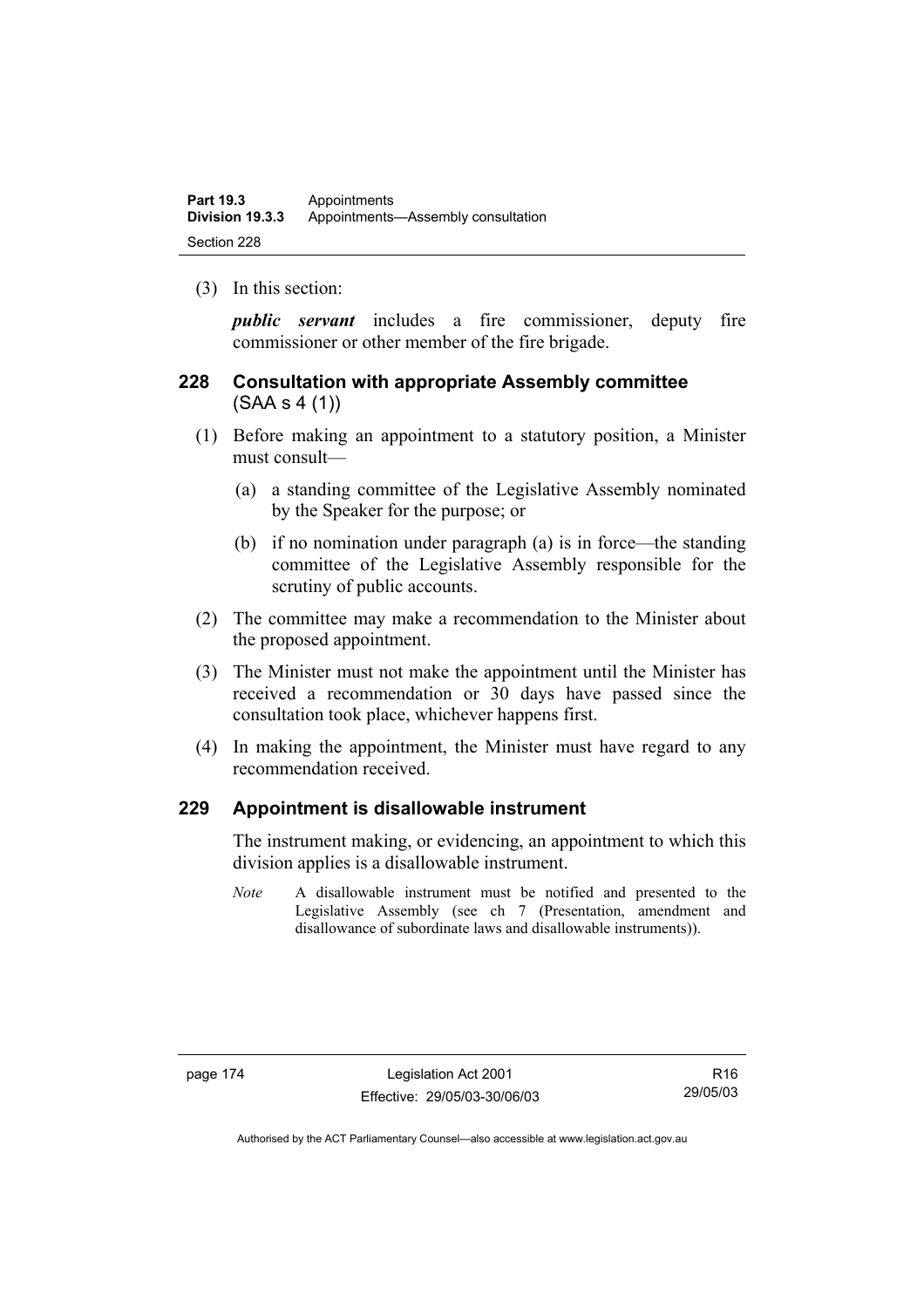(3) In this section:

***public servant*** includes a fire commissioner, deputy fire commissioner or other member of the fire brigade.

## 228 Consultation with appropriate Assembly committee (SAA s 4 (1))

(1) Before making an appointment to a statutory position, a Minister must consult—

(a) a standing committee of the Legislative Assembly nominated by the Speaker for the purpose; or

(b) if no nomination under paragraph (a) is in force—the standing committee of the Legislative Assembly responsible for the scrutiny of public accounts.

(2) The committee may make a recommendation to the Minister about the proposed appointment.

(3) The Minister must not make the appointment until the Minister has received a recommendation or 30 days have passed since the consultation took place, whichever happens first.

(4) In making the appointment, the Minister must have regard to any recommendation received.

## 229 Appointment is disallowable instrument

The instrument making, or evidencing, an appointment to which this division applies is a disallowable instrument.

*Note* A disallowable instrument must be notified and presented to the Legislative Assembly (see ch 7 (Presentation, amendment and disallowance of subordinate laws and disallowable instruments)).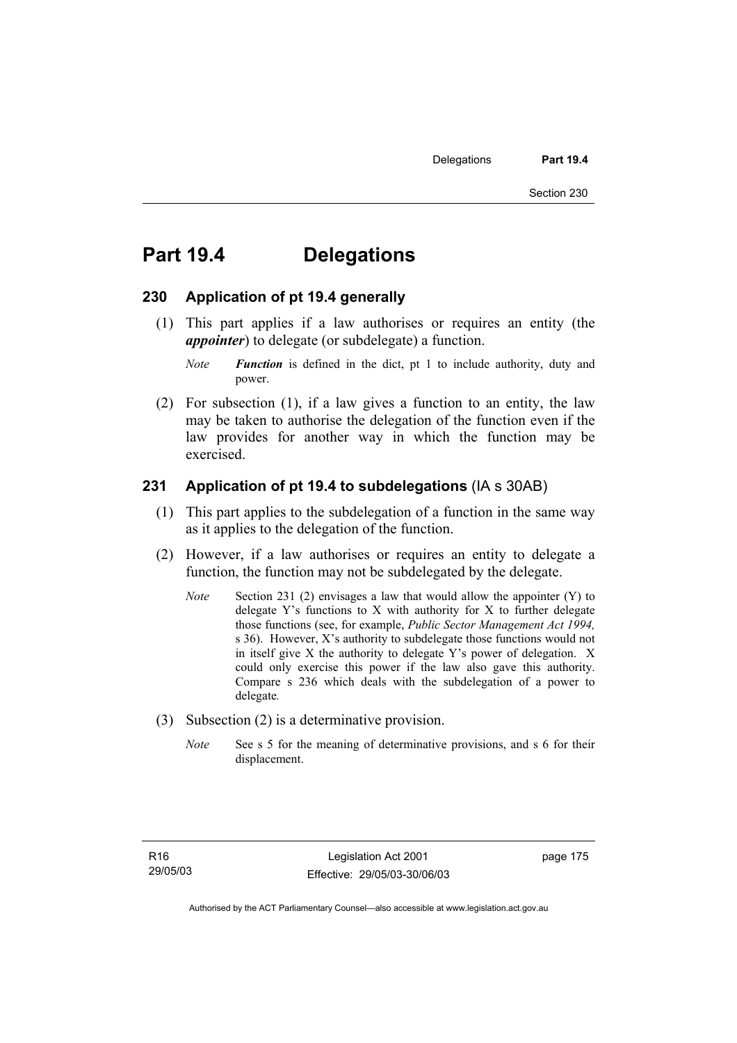# Part 19.4 Delegations

## 230 Application of pt 19.4 generally

(1) This part applies if a law authorises or requires an entity (the ***appointer***) to delegate (or subdelegate) a function.

*Note* ***Function*** is defined in the dict, pt 1 to include authority, duty and power.

(2) For subsection (1), if a law gives a function to an entity, the law may be taken to authorise the delegation of the function even if the law provides for another way in which the function may be exercised.

## 231 Application of pt 19.4 to subdelegations (IA s 30AB)

(1) This part applies to the subdelegation of a function in the same way as it applies to the delegation of the function.

(2) However, if a law authorises or requires an entity to delegate a function, the function may not be subdelegated by the delegate.

*Note* Section 231 (2) envisages a law that would allow the appointer (Y) to delegate Y's functions to X with authority for X to further delegate those functions (see, for example, *Public Sector Management Act 1994,* s 36). However, X's authority to subdelegate those functions would not in itself give X the authority to delegate Y's power of delegation. X could only exercise this power if the law also gave this authority. Compare s 236 which deals with the subdelegation of a power to delegate.

(3) Subsection (2) is a determinative provision.

*Note* See s 5 for the meaning of determinative provisions, and s 6 for their displacement.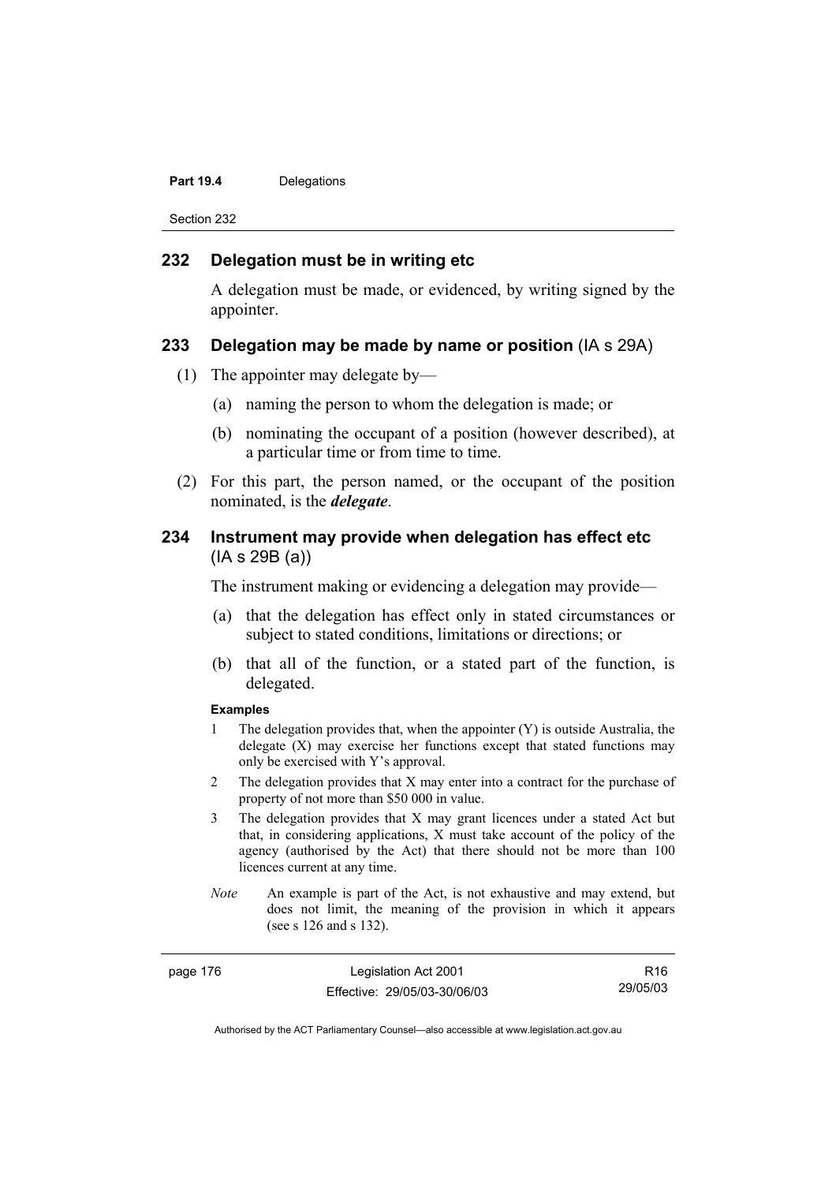## 232 Delegation must be in writing etc

A delegation must be made, or evidenced, by writing signed by the appointer.

## 233 Delegation may be made by name or position (IA s 29A)

(1) The appointer may delegate by—

(a) naming the person to whom the delegation is made; or

(b) nominating the occupant of a position (however described), at a particular time or from time to time.

(2) For this part, the person named, or the occupant of the position nominated, is the ***delegate***.

## 234 Instrument may provide when delegation has effect etc (IA s 29B (a))

The instrument making or evidencing a delegation may provide—

(a) that the delegation has effect only in stated circumstances or subject to stated conditions, limitations or directions; or

(b) that all of the function, or a stated part of the function, is delegated.

**Examples**

1 The delegation provides that, when the appointer (Y) is outside Australia, the delegate (X) may exercise her functions except that stated functions may only be exercised with Y's approval.

2 The delegation provides that X may enter into a contract for the purchase of property of not more than $50 000 in value.

3 The delegation provides that X may grant licences under a stated Act but that, in considering applications, X must take account of the policy of the agency (authorised by the Act) that there should not be more than 100 licences current at any time.

*Note* An example is part of the Act, is not exhaustive and may extend, but does not limit, the meaning of the provision in which it appears (see s 126 and s 132).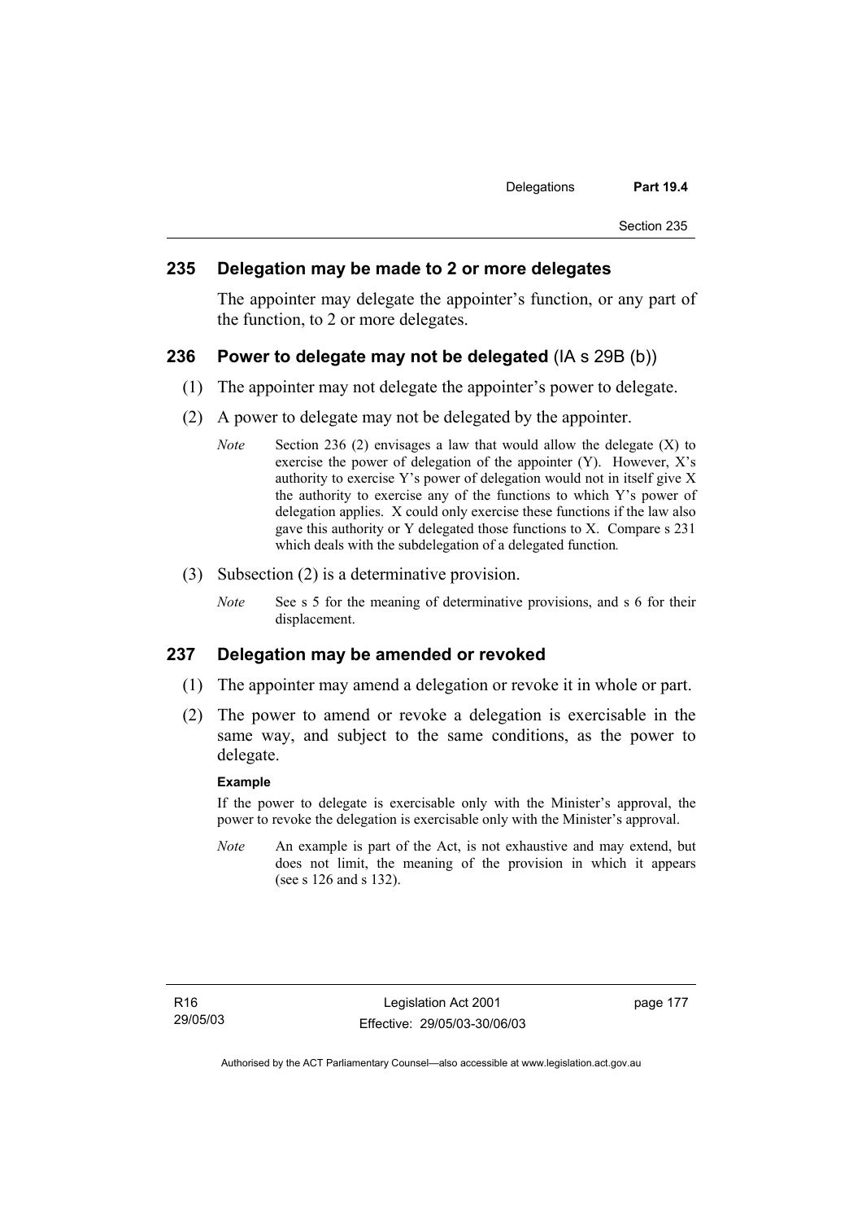### 235 Delegation may be made to 2 or more delegates

The appointer may delegate the appointer's function, or any part of the function, to 2 or more delegates.

### 236 Power to delegate may not be delegated (IA s 29B (b))

(1) The appointer may not delegate the appointer's power to delegate.

(2) A power to delegate may not be delegated by the appointer.

*Note* Section 236 (2) envisages a law that would allow the delegate (X) to exercise the power of delegation of the appointer (Y). However, X's authority to exercise Y's power of delegation would not in itself give X the authority to exercise any of the functions to which Y's power of delegation applies. X could only exercise these functions if the law also gave this authority or Y delegated those functions to X. Compare s 231 which deals with the subdelegation of a delegated function.

(3) Subsection (2) is a determinative provision.

*Note* See s 5 for the meaning of determinative provisions, and s 6 for their displacement.

### 237 Delegation may be amended or revoked

(1) The appointer may amend a delegation or revoke it in whole or part.

(2) The power to amend or revoke a delegation is exercisable in the same way, and subject to the same conditions, as the power to delegate.

**Example**

If the power to delegate is exercisable only with the Minister's approval, the power to revoke the delegation is exercisable only with the Minister's approval.

*Note* An example is part of the Act, is not exhaustive and may extend, but does not limit, the meaning of the provision in which it appears (see s 126 and s 132).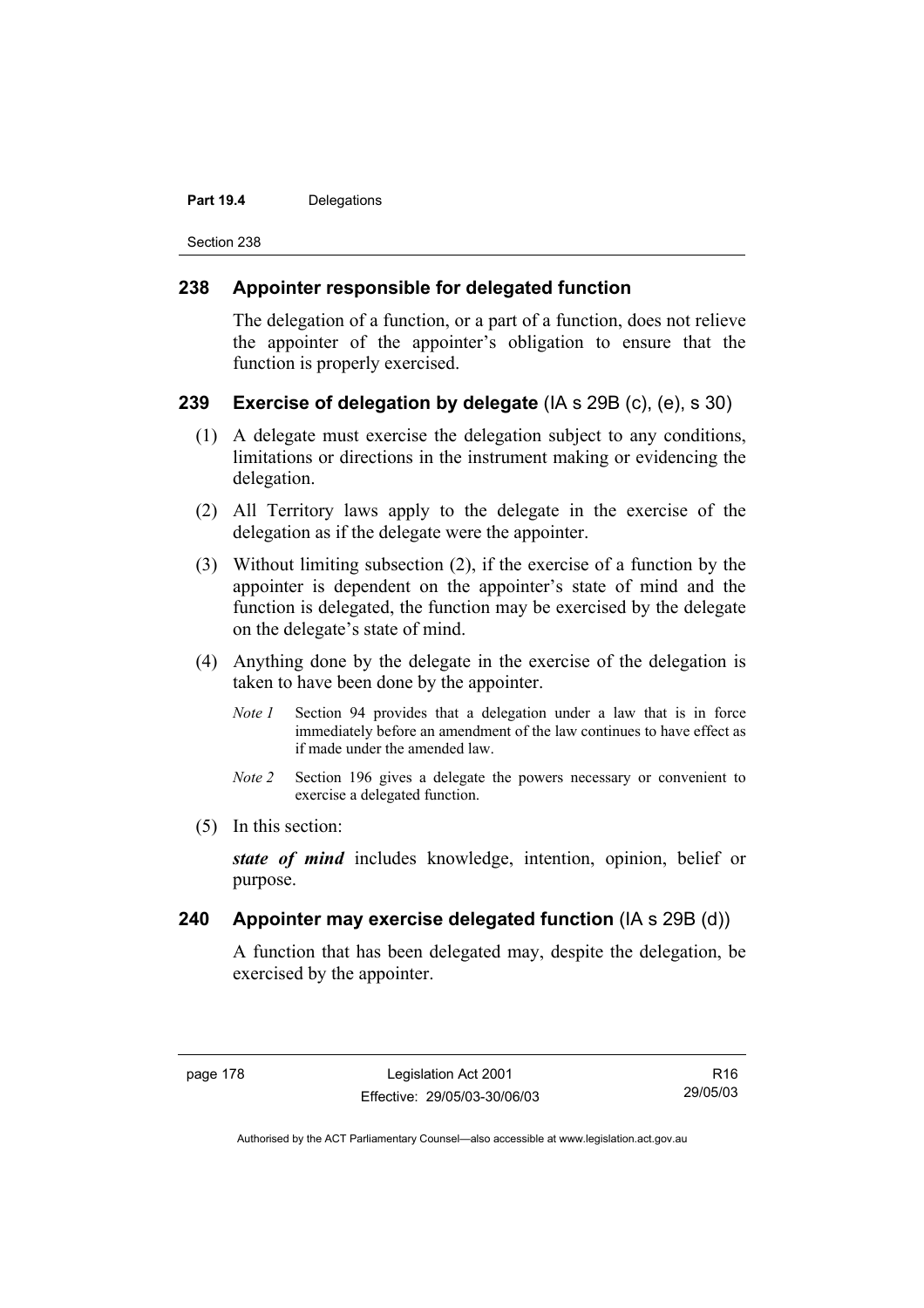### 238 Appointer responsible for delegated function

The delegation of a function, or a part of a function, does not relieve the appointer of the appointer's obligation to ensure that the function is properly exercised.

### 239 Exercise of delegation by delegate (IA s 29B (c), (e), s 30)

(1) A delegate must exercise the delegation subject to any conditions, limitations or directions in the instrument making or evidencing the delegation.

(2) All Territory laws apply to the delegate in the exercise of the delegation as if the delegate were the appointer.

(3) Without limiting subsection (2), if the exercise of a function by the appointer is dependent on the appointer's state of mind and the function is delegated, the function may be exercised by the delegate on the delegate's state of mind.

(4) Anything done by the delegate in the exercise of the delegation is taken to have been done by the appointer.

*Note 1* Section 94 provides that a delegation under a law that is in force immediately before an amendment of the law continues to have effect as if made under the amended law.

*Note 2* Section 196 gives a delegate the powers necessary or convenient to exercise a delegated function.

(5) In this section:

***state of mind*** includes knowledge, intention, opinion, belief or purpose.

### 240 Appointer may exercise delegated function (IA s 29B (d))

A function that has been delegated may, despite the delegation, be exercised by the appointer.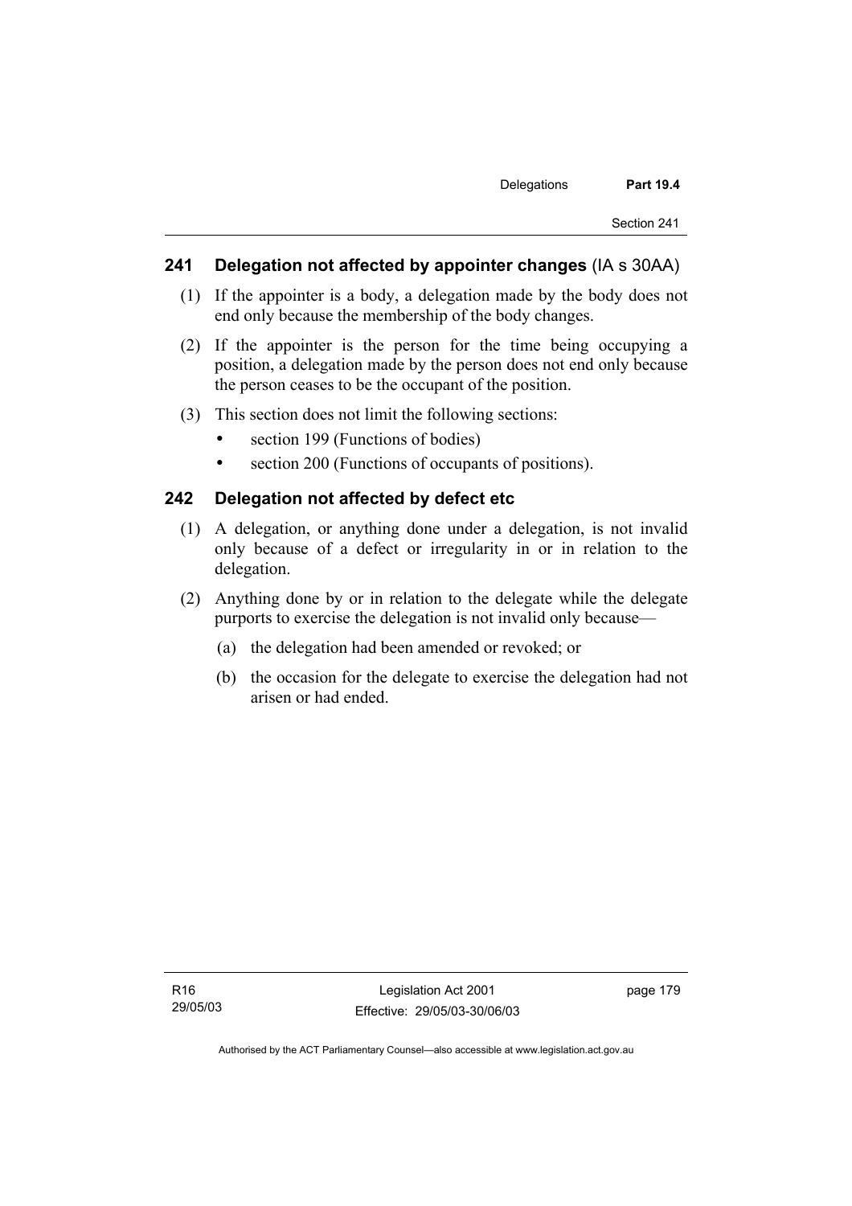## 241 Delegation not affected by appointer changes (IA s 30AA)

(1) If the appointer is a body, a delegation made by the body does not end only because the membership of the body changes.

(2) If the appointer is the person for the time being occupying a position, a delegation made by the person does not end only because the person ceases to be the occupant of the position.

(3) This section does not limit the following sections:

- section 199 (Functions of bodies)
- section 200 (Functions of occupants of positions).

## 242 Delegation not affected by defect etc

(1) A delegation, or anything done under a delegation, is not invalid only because of a defect or irregularity in or in relation to the delegation.

(2) Anything done by or in relation to the delegate while the delegate purports to exercise the delegation is not invalid only because—

(a) the delegation had been amended or revoked; or

(b) the occasion for the delegate to exercise the delegation had not arisen or had ended.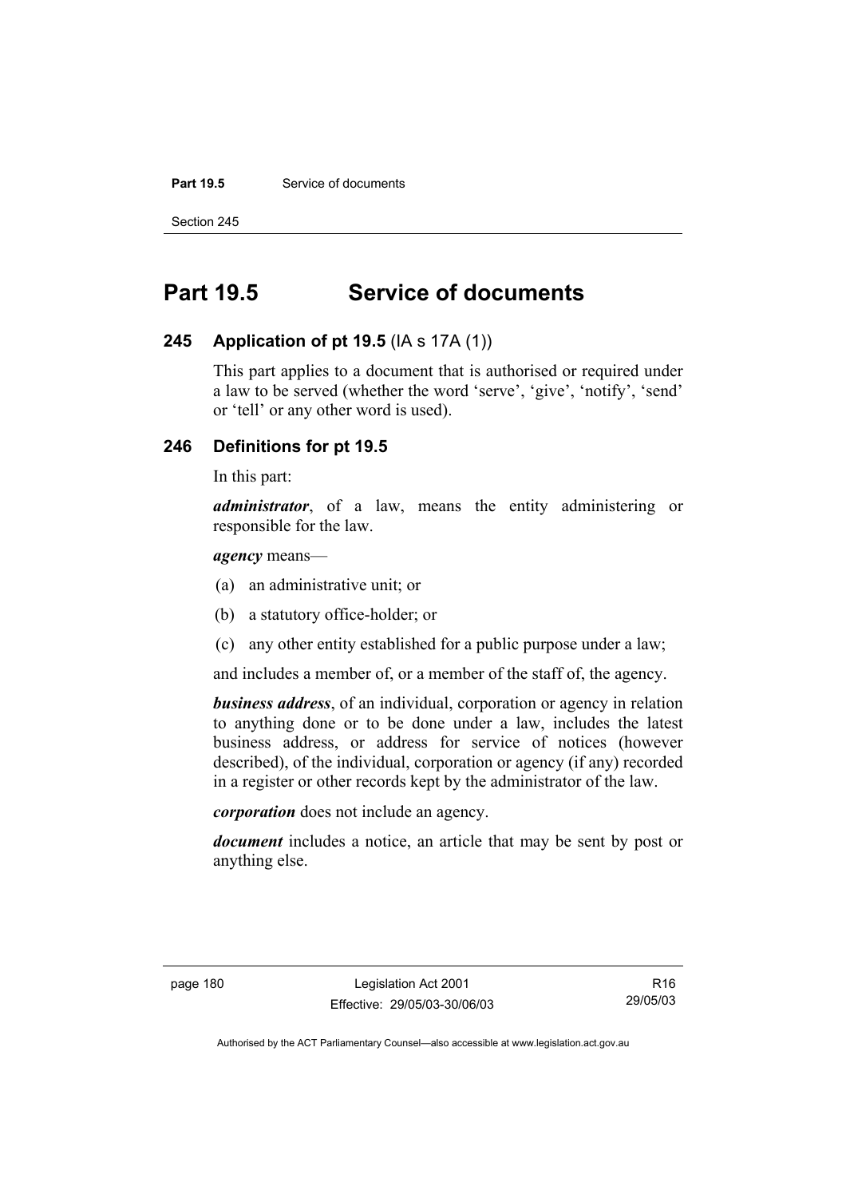# Part 19.5 Service of documents

## 245 Application of pt 19.5 (IA s 17A (1))

This part applies to a document that is authorised or required under a law to be served (whether the word 'serve', 'give', 'notify', 'send' or 'tell' or any other word is used).

## 246 Definitions for pt 19.5

In this part:

***administrator***, of a law, means the entity administering or responsible for the law.

***agency*** means—

(a) an administrative unit; or

(b) a statutory office-holder; or

(c) any other entity established for a public purpose under a law;

and includes a member of, or a member of the staff of, the agency.

***business address***, of an individual, corporation or agency in relation to anything done or to be done under a law, includes the latest business address, or address for service of notices (however described), of the individual, corporation or agency (if any) recorded in a register or other records kept by the administrator of the law.

***corporation*** does not include an agency.

***document*** includes a notice, an article that may be sent by post or anything else.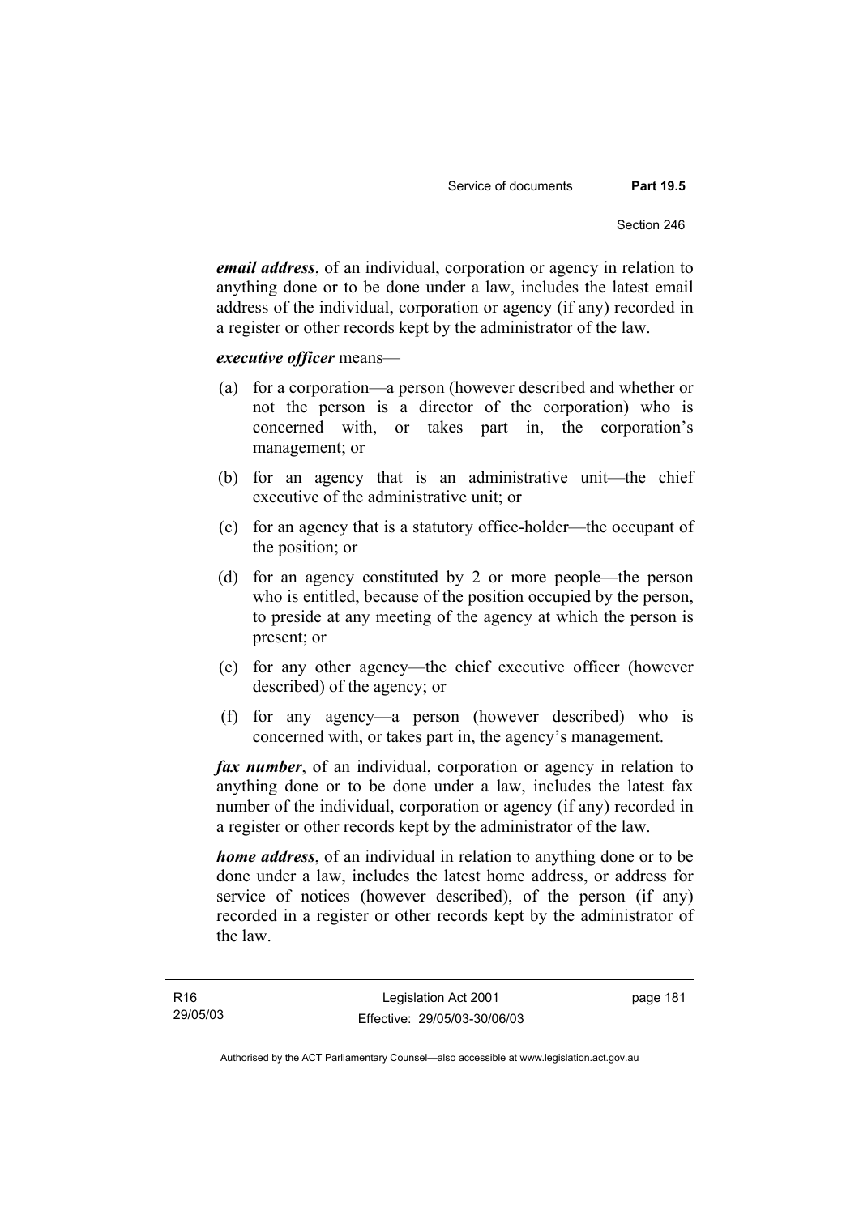***email address***, of an individual, corporation or agency in relation to anything done or to be done under a law, includes the latest email address of the individual, corporation or agency (if any) recorded in a register or other records kept by the administrator of the law.

***executive officer*** means—

(a) for a corporation—a person (however described and whether or not the person is a director of the corporation) who is concerned with, or takes part in, the corporation's management; or

(b) for an agency that is an administrative unit—the chief executive of the administrative unit; or

(c) for an agency that is a statutory office-holder—the occupant of the position; or

(d) for an agency constituted by 2 or more people—the person who is entitled, because of the position occupied by the person, to preside at any meeting of the agency at which the person is present; or

(e) for any other agency—the chief executive officer (however described) of the agency; or

(f) for any agency—a person (however described) who is concerned with, or takes part in, the agency's management.

***fax number***, of an individual, corporation or agency in relation to anything done or to be done under a law, includes the latest fax number of the individual, corporation or agency (if any) recorded in a register or other records kept by the administrator of the law.

***home address***, of an individual in relation to anything done or to be done under a law, includes the latest home address, or address for service of notices (however described), of the person (if any) recorded in a register or other records kept by the administrator of the law.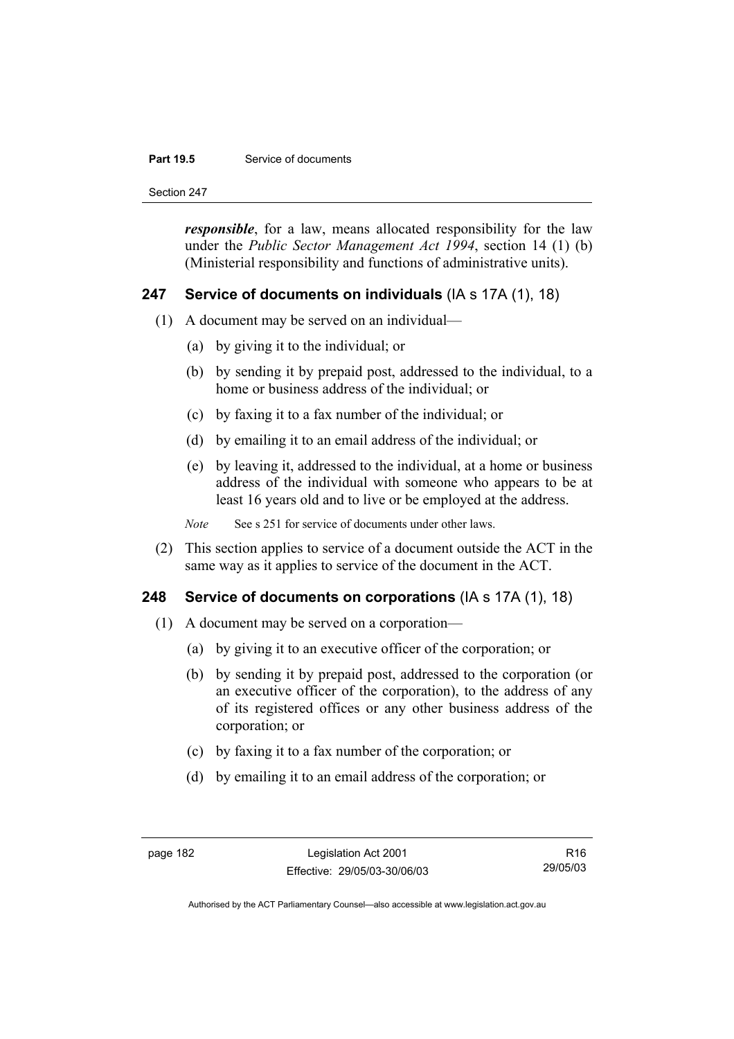***responsible***, for a law, means allocated responsibility for the law under the *Public Sector Management Act 1994*, section 14 (1) (b) (Ministerial responsibility and functions of administrative units).

## 247 Service of documents on individuals (IA s 17A (1), 18)

(1) A document may be served on an individual—

(a) by giving it to the individual; or

(b) by sending it by prepaid post, addressed to the individual, to a home or business address of the individual; or

(c) by faxing it to a fax number of the individual; or

(d) by emailing it to an email address of the individual; or

(e) by leaving it, addressed to the individual, at a home or business address of the individual with someone who appears to be at least 16 years old and to live or be employed at the address.

*Note* See s 251 for service of documents under other laws.

(2) This section applies to service of a document outside the ACT in the same way as it applies to service of the document in the ACT.

## 248 Service of documents on corporations (IA s 17A (1), 18)

(1) A document may be served on a corporation—

(a) by giving it to an executive officer of the corporation; or

(b) by sending it by prepaid post, addressed to the corporation (or an executive officer of the corporation), to the address of any of its registered offices or any other business address of the corporation; or

(c) by faxing it to a fax number of the corporation; or

(d) by emailing it to an email address of the corporation; or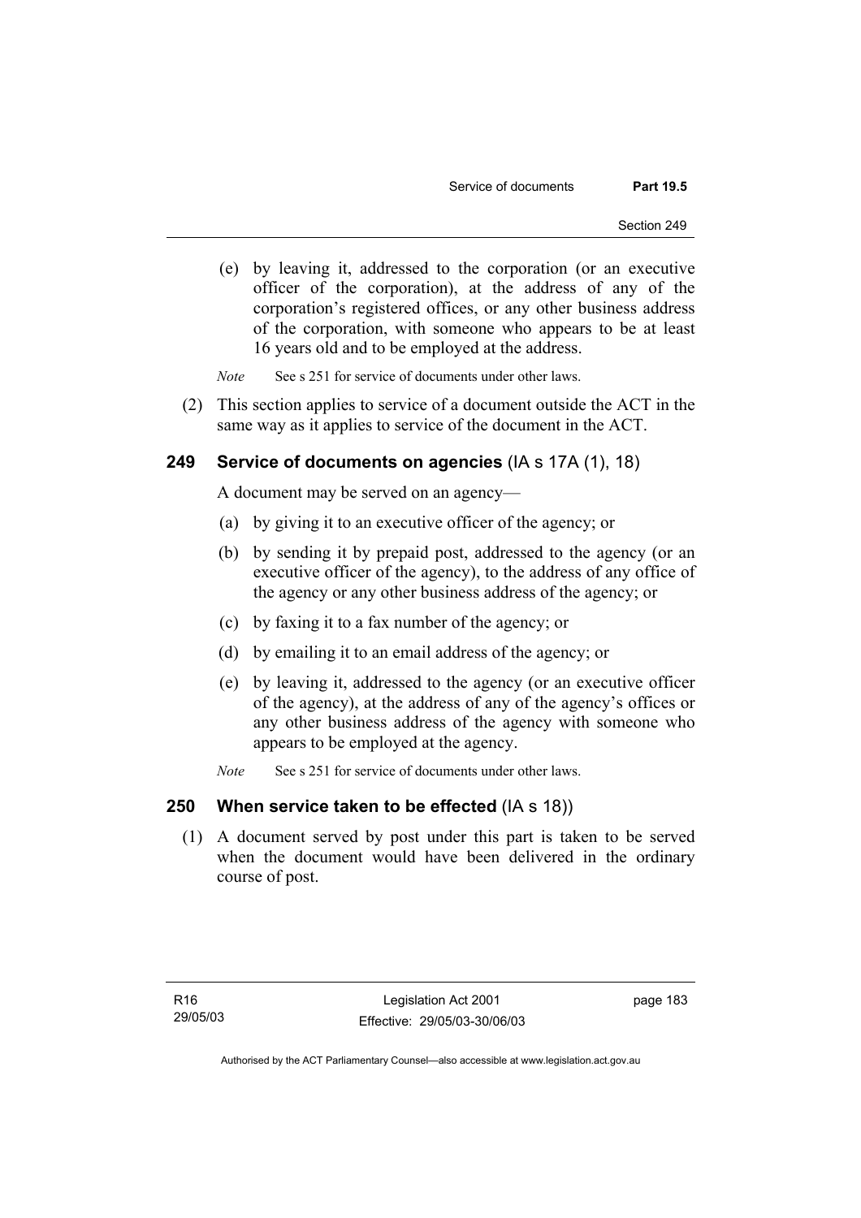(e) by leaving it, addressed to the corporation (or an executive officer of the corporation), at the address of any of the corporation's registered offices, or any other business address of the corporation, with someone who appears to be at least 16 years old and to be employed at the address.

*Note* See s 251 for service of documents under other laws.

(2) This section applies to service of a document outside the ACT in the same way as it applies to service of the document in the ACT.

## 249 Service of documents on agencies (IA s 17A (1), 18)

A document may be served on an agency—

(a) by giving it to an executive officer of the agency; or

(b) by sending it by prepaid post, addressed to the agency (or an executive officer of the agency), to the address of any office of the agency or any other business address of the agency; or

(c) by faxing it to a fax number of the agency; or

(d) by emailing it to an email address of the agency; or

(e) by leaving it, addressed to the agency (or an executive officer of the agency), at the address of any of the agency's offices or any other business address of the agency with someone who appears to be employed at the agency.

*Note* See s 251 for service of documents under other laws.

## 250 When service taken to be effected (IA s 18))

(1) A document served by post under this part is taken to be served when the document would have been delivered in the ordinary course of post.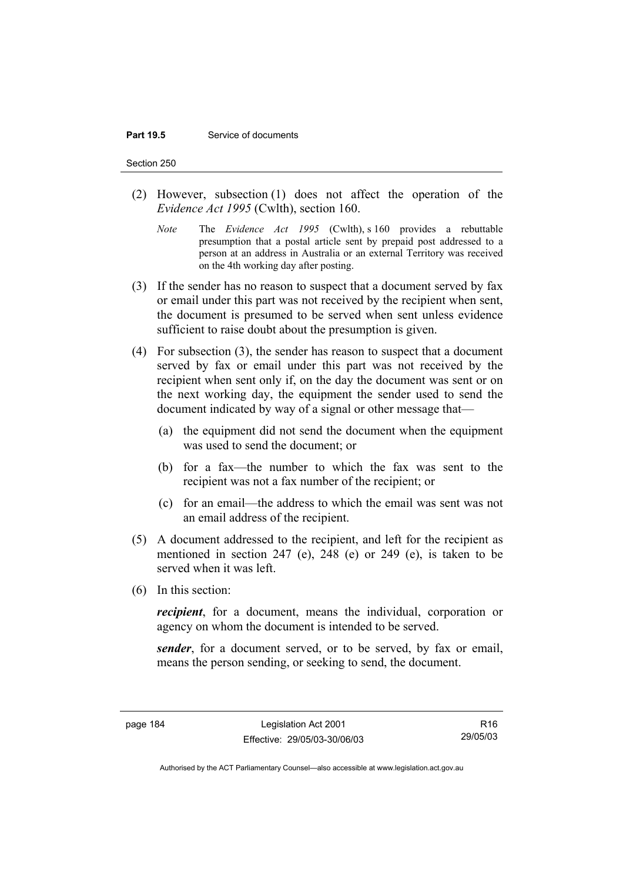(2) However, subsection (1) does not affect the operation of the *Evidence Act 1995* (Cwlth), section 160.

*Note* The *Evidence Act 1995* (Cwlth), s 160 provides a rebuttable presumption that a postal article sent by prepaid post addressed to a person at an address in Australia or an external Territory was received on the 4th working day after posting.

(3) If the sender has no reason to suspect that a document served by fax or email under this part was not received by the recipient when sent, the document is presumed to be served when sent unless evidence sufficient to raise doubt about the presumption is given.

(4) For subsection (3), the sender has reason to suspect that a document served by fax or email under this part was not received by the recipient when sent only if, on the day the document was sent or on the next working day, the equipment the sender used to send the document indicated by way of a signal or other message that—

(a) the equipment did not send the document when the equipment was used to send the document; or

(b) for a fax—the number to which the fax was sent to the recipient was not a fax number of the recipient; or

(c) for an email—the address to which the email was sent was not an email address of the recipient.

(5) A document addressed to the recipient, and left for the recipient as mentioned in section 247 (e), 248 (e) or 249 (e), is taken to be served when it was left.

(6) In this section:

***recipient***, for a document, means the individual, corporation or agency on whom the document is intended to be served.

***sender***, for a document served, or to be served, by fax or email, means the person sending, or seeking to send, the document.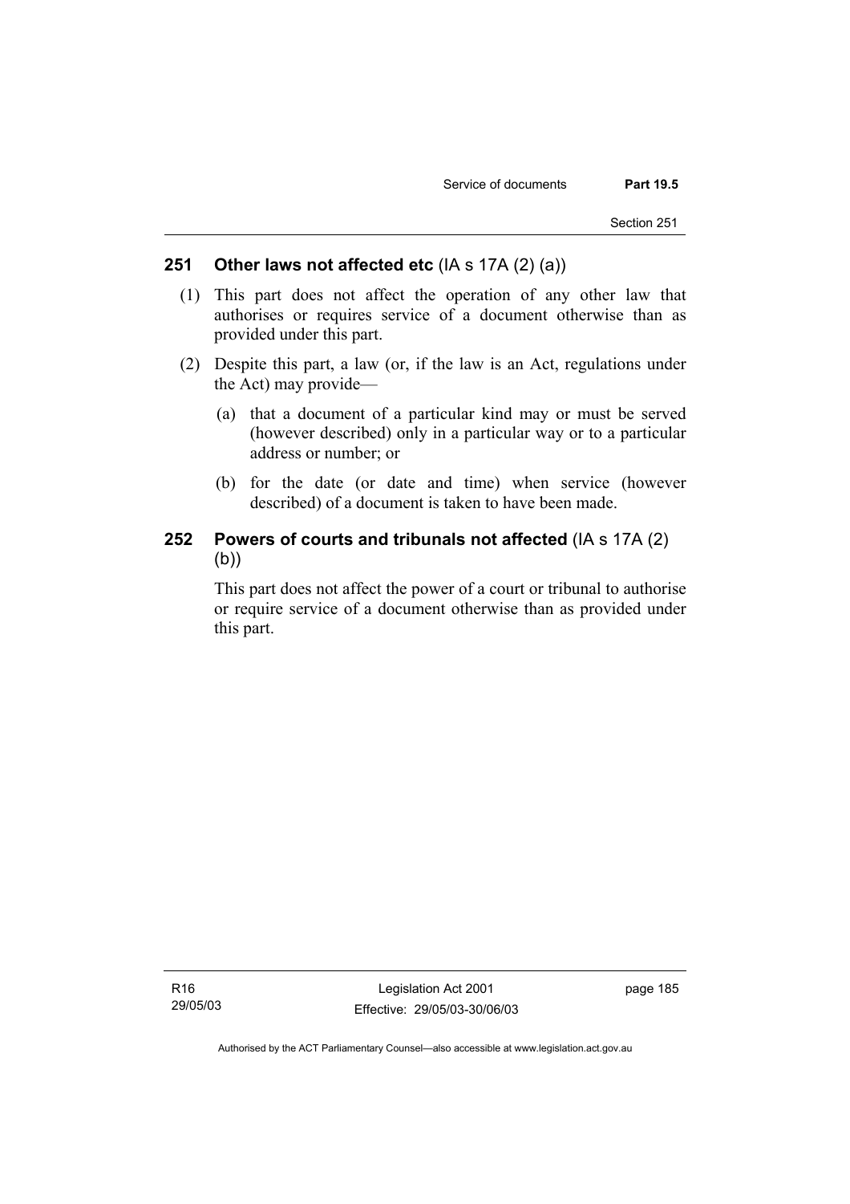## 251 Other laws not affected etc (IA s 17A (2) (a))

(1) This part does not affect the operation of any other law that authorises or requires service of a document otherwise than as provided under this part.

(2) Despite this part, a law (or, if the law is an Act, regulations under the Act) may provide—

(a) that a document of a particular kind may or must be served (however described) only in a particular way or to a particular address or number; or

(b) for the date (or date and time) when service (however described) of a document is taken to have been made.

## 252 Powers of courts and tribunals not affected (IA s 17A (2) (b))

This part does not affect the power of a court or tribunal to authorise or require service of a document otherwise than as provided under this part.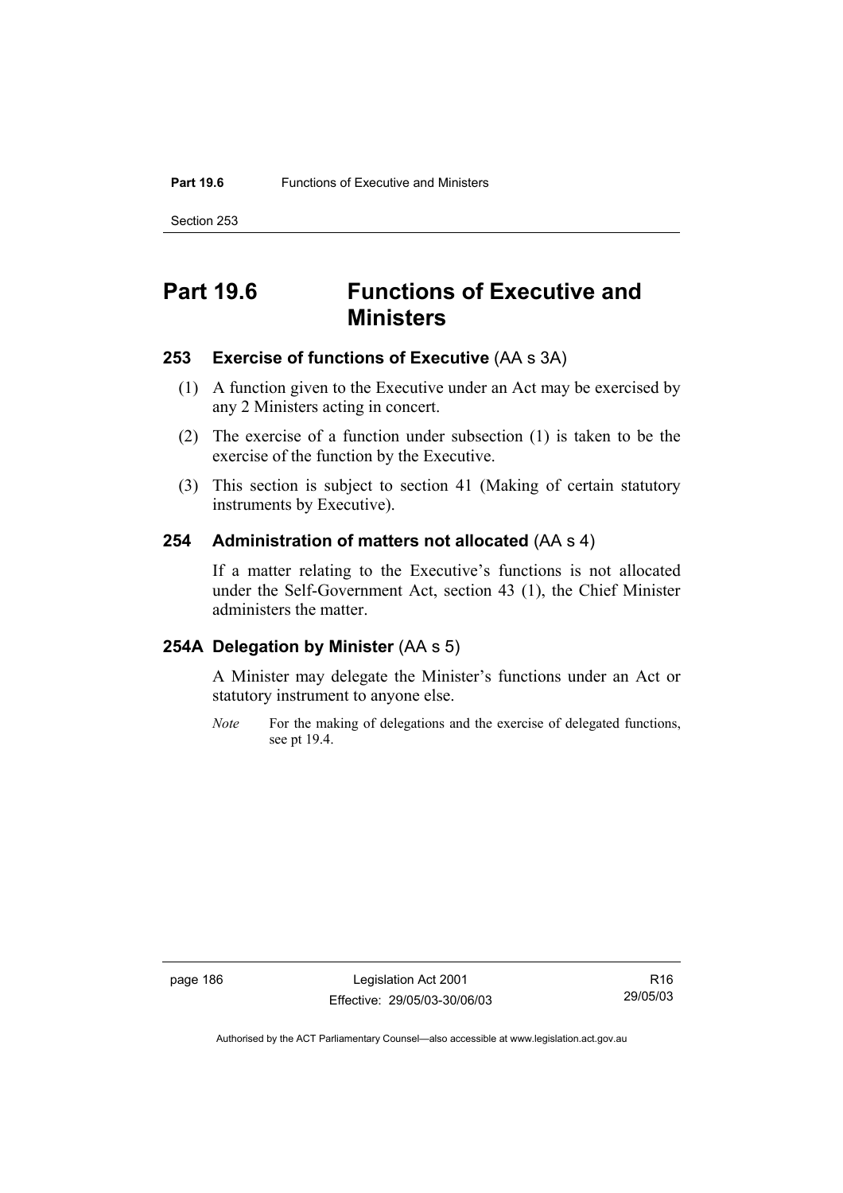# Part 19.6 Functions of Executive and Ministers

## 253 Exercise of functions of Executive (AA s 3A)

(1) A function given to the Executive under an Act may be exercised by any 2 Ministers acting in concert.

(2) The exercise of a function under subsection (1) is taken to be the exercise of the function by the Executive.

(3) This section is subject to section 41 (Making of certain statutory instruments by Executive).

## 254 Administration of matters not allocated (AA s 4)

If a matter relating to the Executive's functions is not allocated under the Self-Government Act, section 43 (1), the Chief Minister administers the matter.

## 254A Delegation by Minister (AA s 5)

A Minister may delegate the Minister's functions under an Act or statutory instrument to anyone else.

*Note* For the making of delegations and the exercise of delegated functions, see pt 19.4.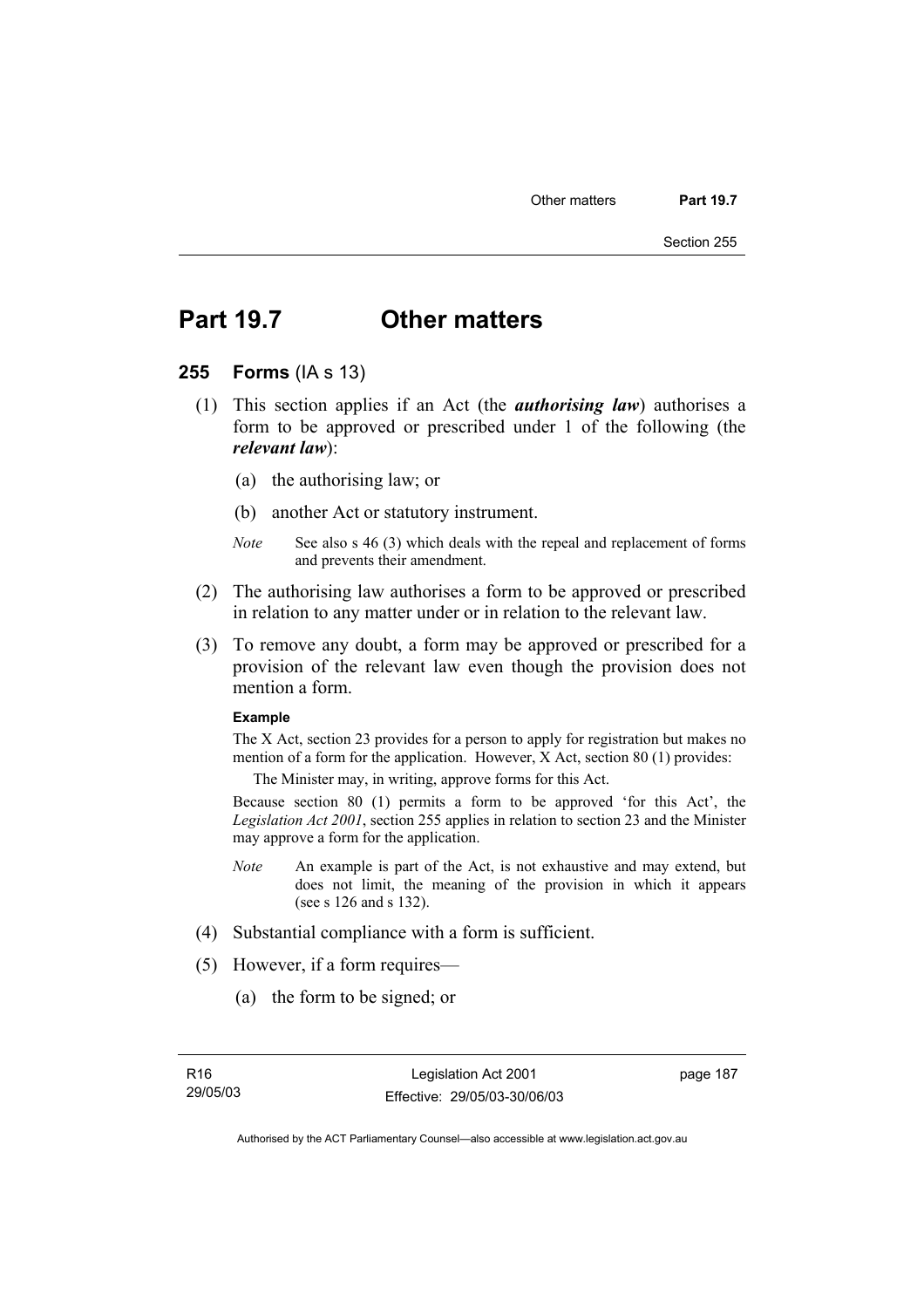# Part 19.7 Other matters

## 255 Forms (IA s 13)

(1) This section applies if an Act (the ***authorising law***) authorises a form to be approved or prescribed under 1 of the following (the ***relevant law***):

(a) the authorising law; or

(b) another Act or statutory instrument.

*Note* See also s 46 (3) which deals with the repeal and replacement of forms and prevents their amendment.

(2) The authorising law authorises a form to be approved or prescribed in relation to any matter under or in relation to the relevant law.

(3) To remove any doubt, a form may be approved or prescribed for a provision of the relevant law even though the provision does not mention a form.

**Example**

The X Act, section 23 provides for a person to apply for registration but makes no mention of a form for the application. However, X Act, section 80 (1) provides:

The Minister may, in writing, approve forms for this Act.

Because section 80 (1) permits a form to be approved 'for this Act', the *Legislation Act 2001*, section 255 applies in relation to section 23 and the Minister may approve a form for the application.

*Note* An example is part of the Act, is not exhaustive and may extend, but does not limit, the meaning of the provision in which it appears (see s 126 and s 132).

(4) Substantial compliance with a form is sufficient.

(5) However, if a form requires—

(a) the form to be signed; or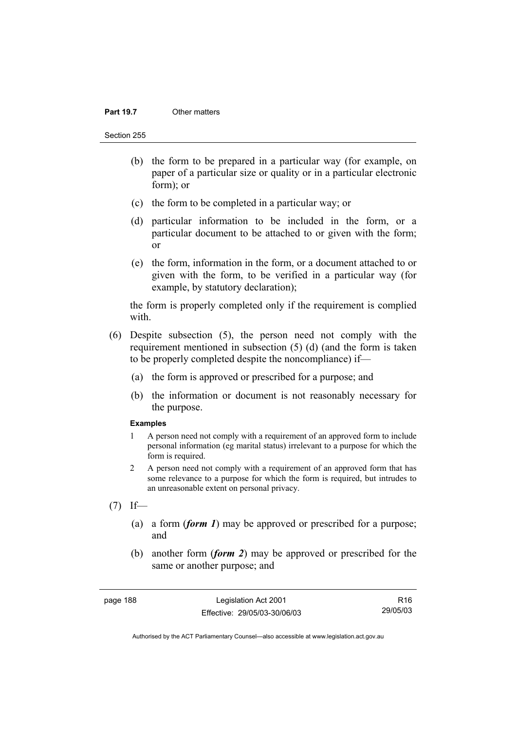(b) the form to be prepared in a particular way (for example, on paper of a particular size or quality or in a particular electronic form); or

(c) the form to be completed in a particular way; or

(d) particular information to be included in the form, or a particular document to be attached to or given with the form; or

(e) the form, information in the form, or a document attached to or given with the form, to be verified in a particular way (for example, by statutory declaration);

the form is properly completed only if the requirement is complied with.

(6) Despite subsection (5), the person need not comply with the requirement mentioned in subsection (5) (d) (and the form is taken to be properly completed despite the noncompliance) if—

(a) the form is approved or prescribed for a purpose; and

(b) the information or document is not reasonably necessary for the purpose.

**Examples**

1 A person need not comply with a requirement of an approved form to include personal information (eg marital status) irrelevant to a purpose for which the form is required.

2 A person need not comply with a requirement of an approved form that has some relevance to a purpose for which the form is required, but intrudes to an unreasonable extent on personal privacy.

(7) If—

(a) a form (***form 1***) may be approved or prescribed for a purpose; and

(b) another form (***form 2***) may be approved or prescribed for the same or another purpose; and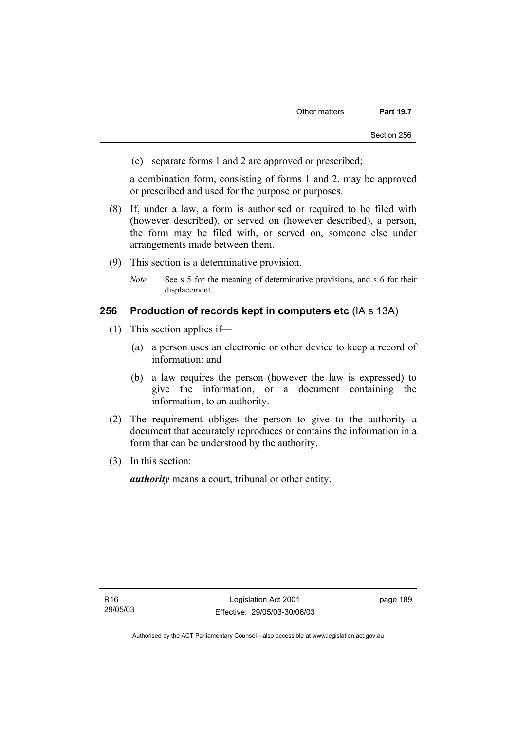(c) separate forms 1 and 2 are approved or prescribed;

a combination form, consisting of forms 1 and 2, may be approved or prescribed and used for the purpose or purposes.

(8) If, under a law, a form is authorised or required to be filed with (however described), or served on (however described), a person, the form may be filed with, or served on, someone else under arrangements made between them.

(9) This section is a determinative provision.

*Note* See s 5 for the meaning of determinative provisions, and s 6 for their displacement.

## 256 Production of records kept in computers etc (IA s 13A)

(1) This section applies if—

(a) a person uses an electronic or other device to keep a record of information; and

(b) a law requires the person (however the law is expressed) to give the information, or a document containing the information, to an authority.

(2) The requirement obliges the person to give to the authority a document that accurately reproduces or contains the information in a form that can be understood by the authority.

(3) In this section:

***authority*** means a court, tribunal or other entity.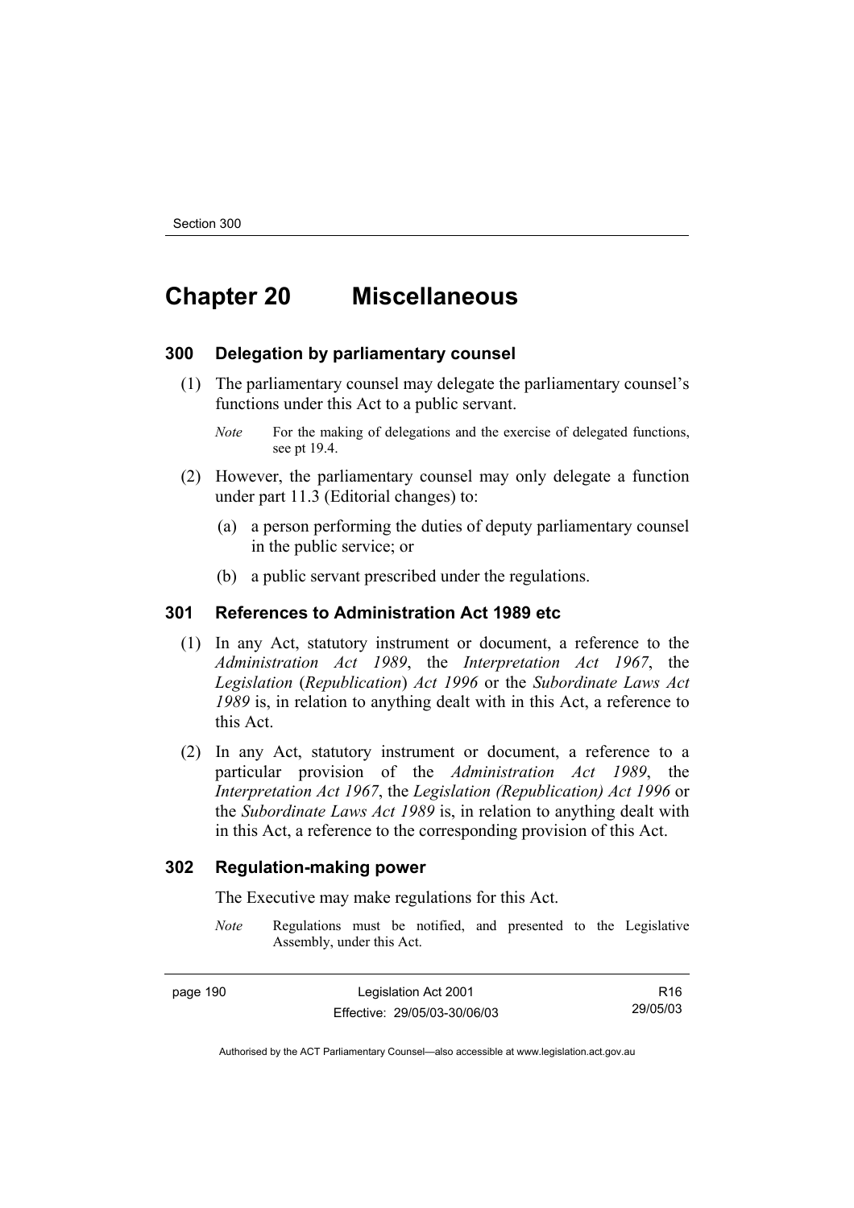# Chapter 20 Miscellaneous

### 300 Delegation by parliamentary counsel

(1) The parliamentary counsel may delegate the parliamentary counsel's functions under this Act to a public servant.

*Note* For the making of delegations and the exercise of delegated functions, see pt 19.4.

(2) However, the parliamentary counsel may only delegate a function under part 11.3 (Editorial changes) to:

(a) a person performing the duties of deputy parliamentary counsel in the public service; or

(b) a public servant prescribed under the regulations.

### 301 References to Administration Act 1989 etc

(1) In any Act, statutory instrument or document, a reference to the *Administration Act 1989*, the *Interpretation Act 1967*, the *Legislation* (*Republication*) *Act 1996* or the *Subordinate Laws Act 1989* is, in relation to anything dealt with in this Act, a reference to this Act.

(2) In any Act, statutory instrument or document, a reference to a particular provision of the *Administration Act 1989*, the *Interpretation Act 1967*, the *Legislation (Republication) Act 1996* or the *Subordinate Laws Act 1989* is, in relation to anything dealt with in this Act, a reference to the corresponding provision of this Act.

### 302 Regulation-making power

The Executive may make regulations for this Act.

*Note* Regulations must be notified, and presented to the Legislative Assembly, under this Act.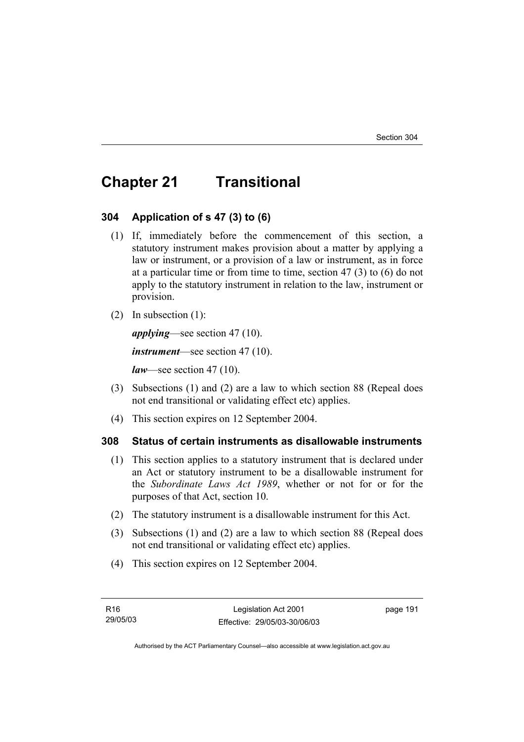# Chapter 21 Transitional

## 304 Application of s 47 (3) to (6)

(1) If, immediately before the commencement of this section, a statutory instrument makes provision about a matter by applying a law or instrument, or a provision of a law or instrument, as in force at a particular time or from time to time, section 47 (3) to (6) do not apply to the statutory instrument in relation to the law, instrument or provision.

(2) In subsection (1):

***applying***—see section 47 (10).

***instrument***—see section 47 (10).

***law***—see section 47 (10).

(3) Subsections (1) and (2) are a law to which section 88 (Repeal does not end transitional or validating effect etc) applies.

(4) This section expires on 12 September 2004.

## 308 Status of certain instruments as disallowable instruments

(1) This section applies to a statutory instrument that is declared under an Act or statutory instrument to be a disallowable instrument for the *Subordinate Laws Act 1989*, whether or not for or for the purposes of that Act, section 10.

(2) The statutory instrument is a disallowable instrument for this Act.

(3) Subsections (1) and (2) are a law to which section 88 (Repeal does not end transitional or validating effect etc) applies.

(4) This section expires on 12 September 2004.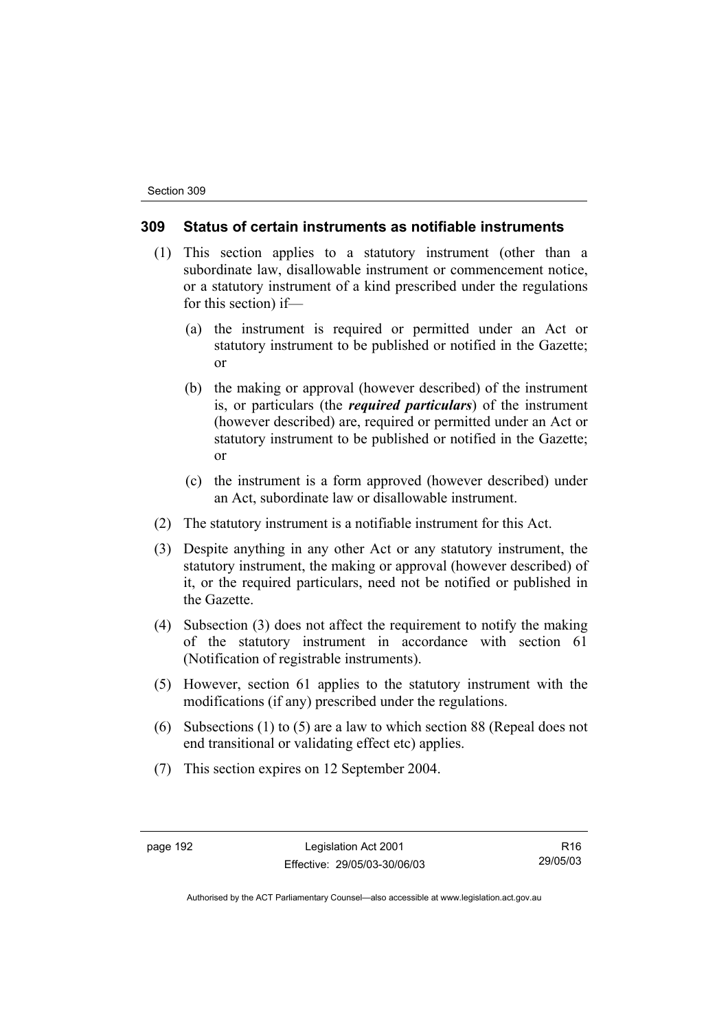## 309 Status of certain instruments as notifiable instruments

(1) This section applies to a statutory instrument (other than a subordinate law, disallowable instrument or commencement notice, or a statutory instrument of a kind prescribed under the regulations for this section) if—

  (a) the instrument is required or permitted under an Act or statutory instrument to be published or notified in the Gazette; or

  (b) the making or approval (however described) of the instrument is, or particulars (the ***required particulars***) of the instrument (however described) are, required or permitted under an Act or statutory instrument to be published or notified in the Gazette; or

  (c) the instrument is a form approved (however described) under an Act, subordinate law or disallowable instrument.

(2) The statutory instrument is a notifiable instrument for this Act.

(3) Despite anything in any other Act or any statutory instrument, the statutory instrument, the making or approval (however described) of it, or the required particulars, need not be notified or published in the Gazette.

(4) Subsection (3) does not affect the requirement to notify the making of the statutory instrument in accordance with section 61 (Notification of registrable instruments).

(5) However, section 61 applies to the statutory instrument with the modifications (if any) prescribed under the regulations.

(6) Subsections (1) to (5) are a law to which section 88 (Repeal does not end transitional or validating effect etc) applies.

(7) This section expires on 12 September 2004.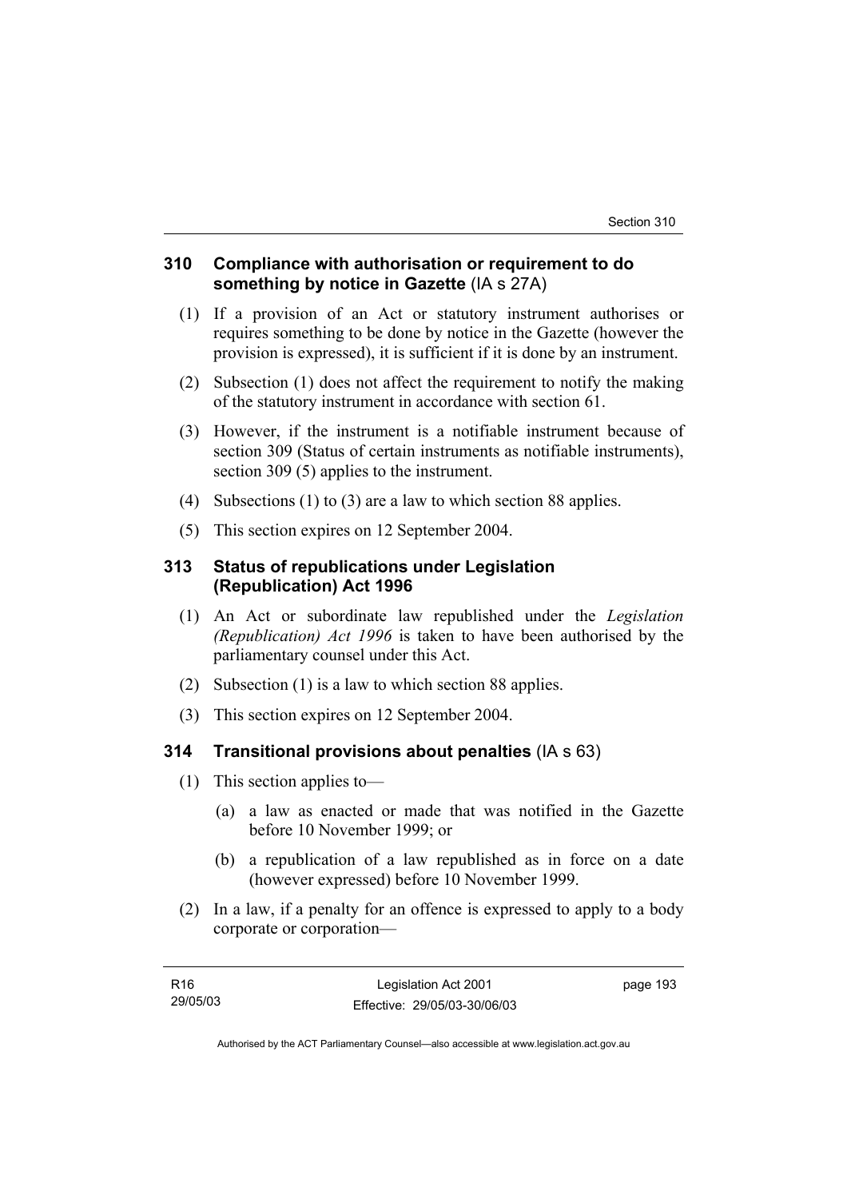### 310 Compliance with authorisation or requirement to do something by notice in Gazette (IA s 27A)

(1) If a provision of an Act or statutory instrument authorises or requires something to be done by notice in the Gazette (however the provision is expressed), it is sufficient if it is done by an instrument.

(2) Subsection (1) does not affect the requirement to notify the making of the statutory instrument in accordance with section 61.

(3) However, if the instrument is a notifiable instrument because of section 309 (Status of certain instruments as notifiable instruments), section 309 (5) applies to the instrument.

(4) Subsections (1) to (3) are a law to which section 88 applies.

(5) This section expires on 12 September 2004.

### 313 Status of republications under Legislation (Republication) Act 1996

(1) An Act or subordinate law republished under the *Legislation (Republication) Act 1996* is taken to have been authorised by the parliamentary counsel under this Act.

(2) Subsection (1) is a law to which section 88 applies.

(3) This section expires on 12 September 2004.

### 314 Transitional provisions about penalties (IA s 63)

(1) This section applies to—

(a) a law as enacted or made that was notified in the Gazette before 10 November 1999; or

(b) a republication of a law republished as in force on a date (however expressed) before 10 November 1999.

(2) In a law, if a penalty for an offence is expressed to apply to a body corporate or corporation—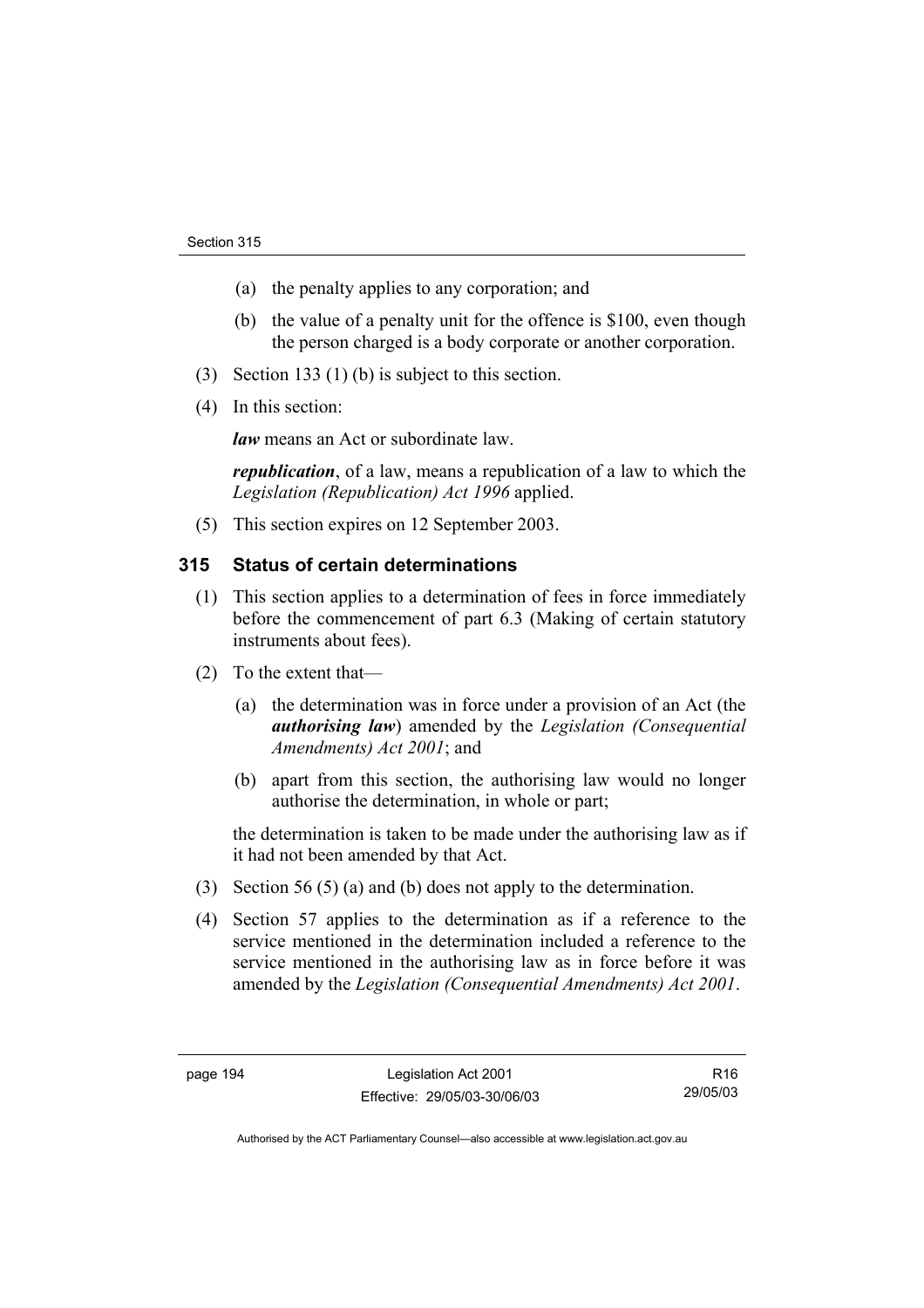(a) the penalty applies to any corporation; and

(b) the value of a penalty unit for the offence is $100, even though the person charged is a body corporate or another corporation.

(3) Section 133 (1) (b) is subject to this section.

(4) In this section:

***law*** means an Act or subordinate law.

***republication***, of a law, means a republication of a law to which the *Legislation (Republication) Act 1996* applied.

(5) This section expires on 12 September 2003.

## 315 Status of certain determinations

(1) This section applies to a determination of fees in force immediately before the commencement of part 6.3 (Making of certain statutory instruments about fees).

(2) To the extent that—

(a) the determination was in force under a provision of an Act (the ***authorising law***) amended by the *Legislation (Consequential Amendments) Act 2001*; and

(b) apart from this section, the authorising law would no longer authorise the determination, in whole or part;

the determination is taken to be made under the authorising law as if it had not been amended by that Act.

(3) Section 56 (5) (a) and (b) does not apply to the determination.

(4) Section 57 applies to the determination as if a reference to the service mentioned in the determination included a reference to the service mentioned in the authorising law as in force before it was amended by the *Legislation (Consequential Amendments) Act 2001*.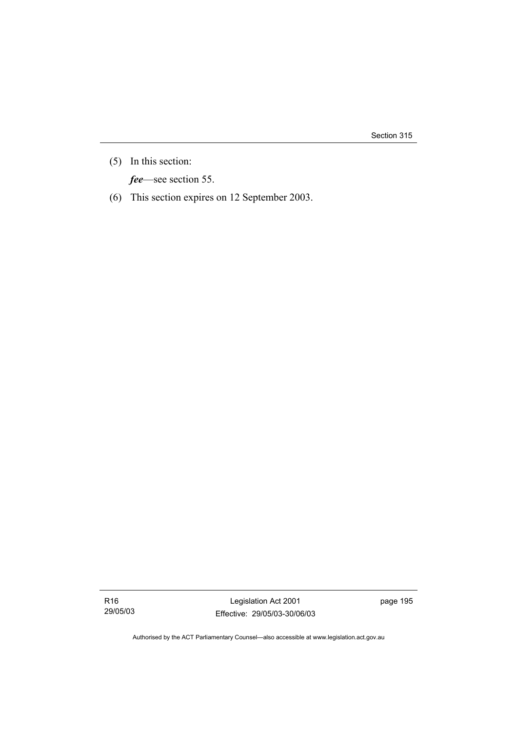(5) In this section:

*fee*—see section 55.

(6) This section expires on 12 September 2003.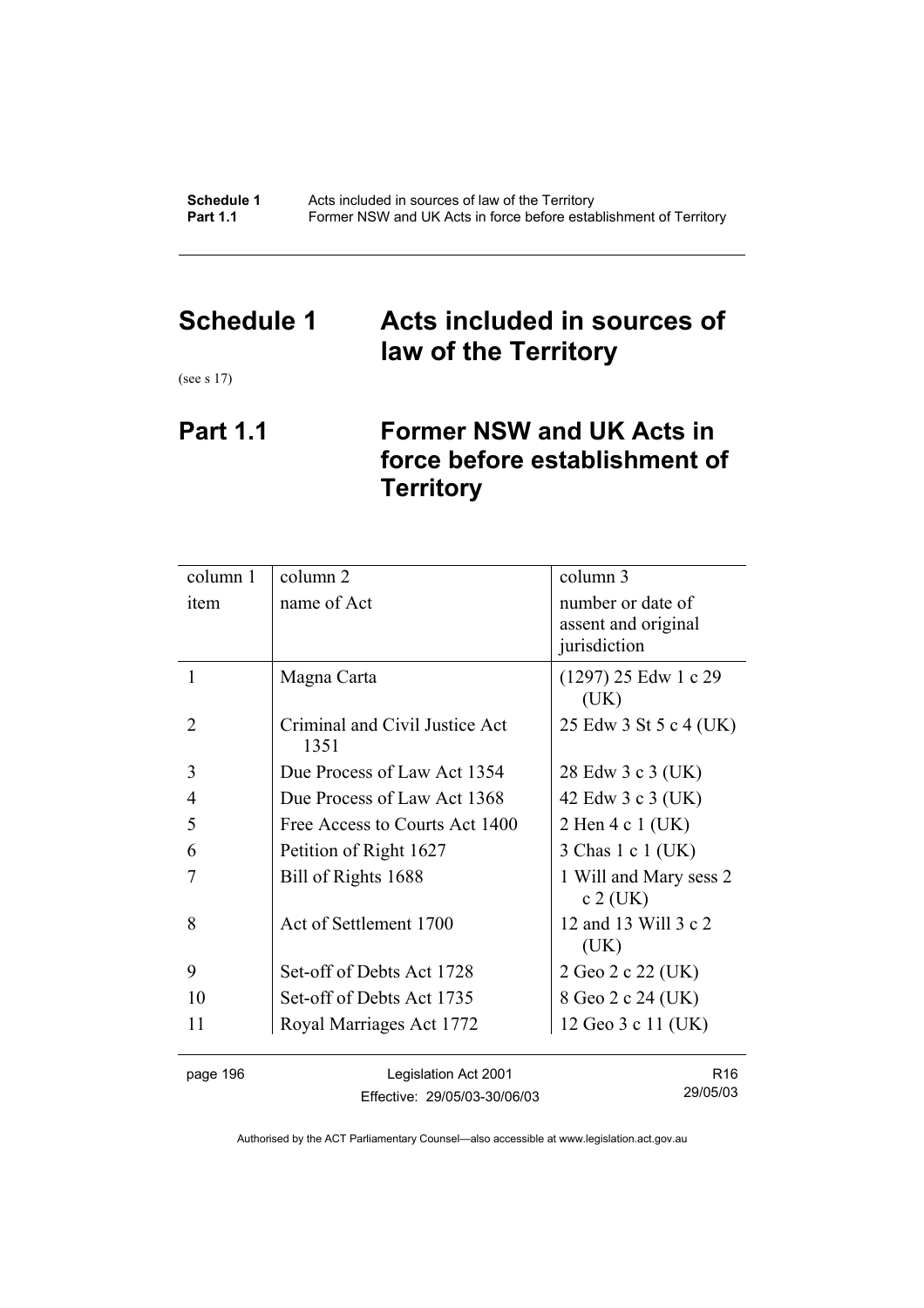# Schedule 1 Acts included in sources of law of the Territory

(see s 17)

## Part 1.1 Former NSW and UK Acts in force before establishment of Territory

| column 1 | column 2 | column 3 |
|---|---|---|
| item | name of Act | number or date of assent and original jurisdiction |
| 1 | Magna Carta | (1297) 25 Edw 1 c 29 (UK) |
| 2 | Criminal and Civil Justice Act 1351 | 25 Edw 3 St 5 c 4 (UK) |
| 3 | Due Process of Law Act 1354 | 28 Edw 3 c 3 (UK) |
| 4 | Due Process of Law Act 1368 | 42 Edw 3 c 3 (UK) |
| 5 | Free Access to Courts Act 1400 | 2 Hen 4 c 1 (UK) |
| 6 | Petition of Right 1627 | 3 Chas 1 c 1 (UK) |
| 7 | Bill of Rights 1688 | 1 Will and Mary sess 2 c 2 (UK) |
| 8 | Act of Settlement 1700 | 12 and 13 Will 3 c 2 (UK) |
| 9 | Set-off of Debts Act 1728 | 2 Geo 2 c 22 (UK) |
| 10 | Set-off of Debts Act 1735 | 8 Geo 2 c 24 (UK) |
| 11 | Royal Marriages Act 1772 | 12 Geo 3 c 11 (UK) |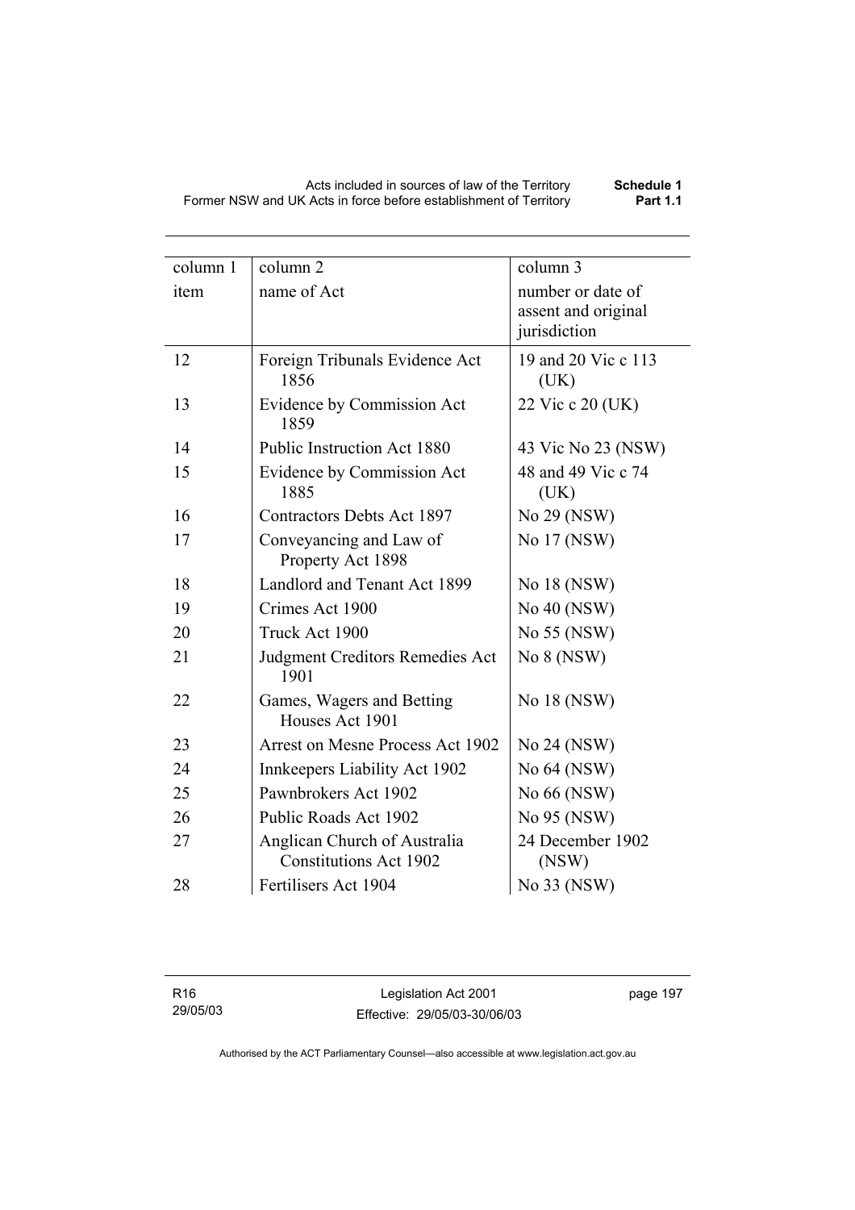| column 1 | column 2 | column 3 |
|---|---|---|
| item | name of Act | number or date of assent and original jurisdiction |
| 12 | Foreign Tribunals Evidence Act 1856 | 19 and 20 Vic c 113 (UK) |
| 13 | Evidence by Commission Act 1859 | 22 Vic c 20 (UK) |
| 14 | Public Instruction Act 1880 | 43 Vic No 23 (NSW) |
| 15 | Evidence by Commission Act 1885 | 48 and 49 Vic c 74 (UK) |
| 16 | Contractors Debts Act 1897 | No 29 (NSW) |
| 17 | Conveyancing and Law of Property Act 1898 | No 17 (NSW) |
| 18 | Landlord and Tenant Act 1899 | No 18 (NSW) |
| 19 | Crimes Act 1900 | No 40 (NSW) |
| 20 | Truck Act 1900 | No 55 (NSW) |
| 21 | Judgment Creditors Remedies Act 1901 | No 8 (NSW) |
| 22 | Games, Wagers and Betting Houses Act 1901 | No 18 (NSW) |
| 23 | Arrest on Mesne Process Act 1902 | No 24 (NSW) |
| 24 | Innkeepers Liability Act 1902 | No 64 (NSW) |
| 25 | Pawnbrokers Act 1902 | No 66 (NSW) |
| 26 | Public Roads Act 1902 | No 95 (NSW) |
| 27 | Anglican Church of Australia Constitutions Act 1902 | 24 December 1902 (NSW) |
| 28 | Fertilisers Act 1904 | No 33 (NSW) |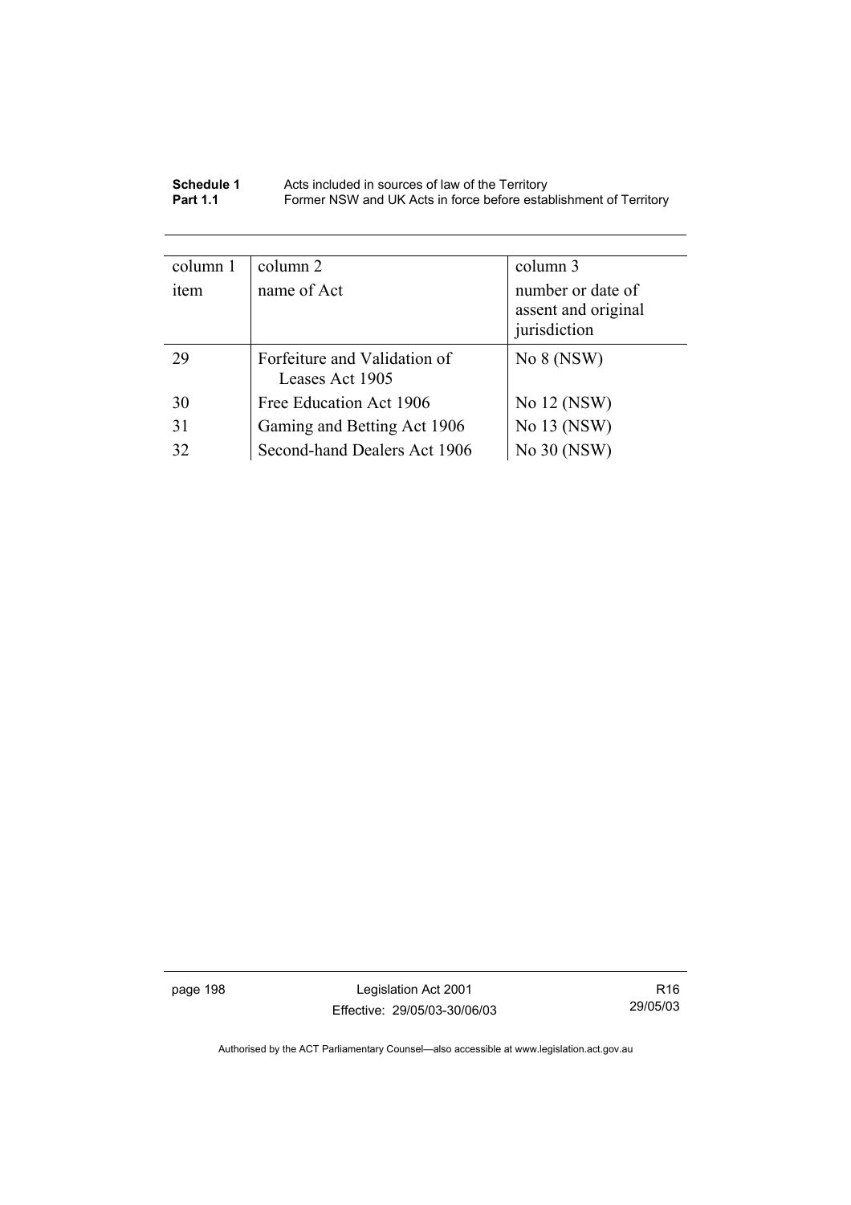| column 1 item | column 2 name of Act | column 3 number or date of assent and original jurisdiction |
|---|---|---|
| 29 | Forfeiture and Validation of Leases Act 1905 | No 8 (NSW) |
| 30 | Free Education Act 1906 | No 12 (NSW) |
| 31 | Gaming and Betting Act 1906 | No 13 (NSW) |
| 32 | Second-hand Dealers Act 1906 | No 30 (NSW) |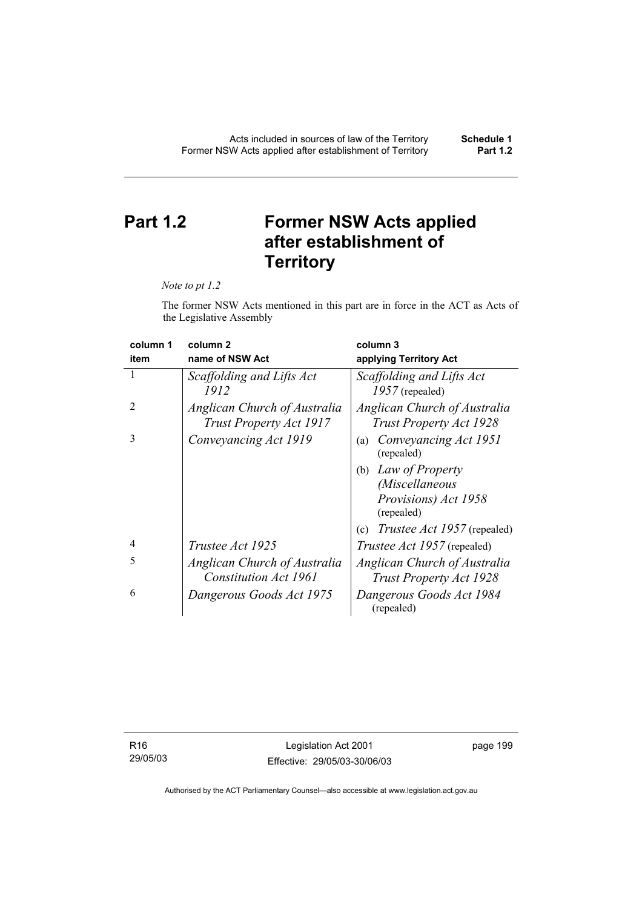# Part 1.2 Former NSW Acts applied after establishment of Territory

*Note to pt 1.2*

The former NSW Acts mentioned in this part are in force in the ACT as Acts of the Legislative Assembly

| column 1<br>item | column 2<br>name of NSW Act | column 3<br>applying Territory Act |
|---|---|---|
| 1 | *Scaffolding and Lifts Act 1912* | *Scaffolding and Lifts Act 1957* (repealed) |
| 2 | *Anglican Church of Australia Trust Property Act 1917* | *Anglican Church of Australia Trust Property Act 1928* |
| 3 | *Conveyancing Act 1919* | (a) *Conveyancing Act 1951* (repealed)<br>(b) *Law of Property (Miscellaneous Provisions) Act 1958* (repealed)<br>(c) *Trustee Act 1957* (repealed) |
| 4 | *Trustee Act 1925* | *Trustee Act 1957* (repealed) |
| 5 | *Anglican Church of Australia Constitution Act 1961* | *Anglican Church of Australia Trust Property Act 1928* |
| 6 | *Dangerous Goods Act 1975* | *Dangerous Goods Act 1984* (repealed) |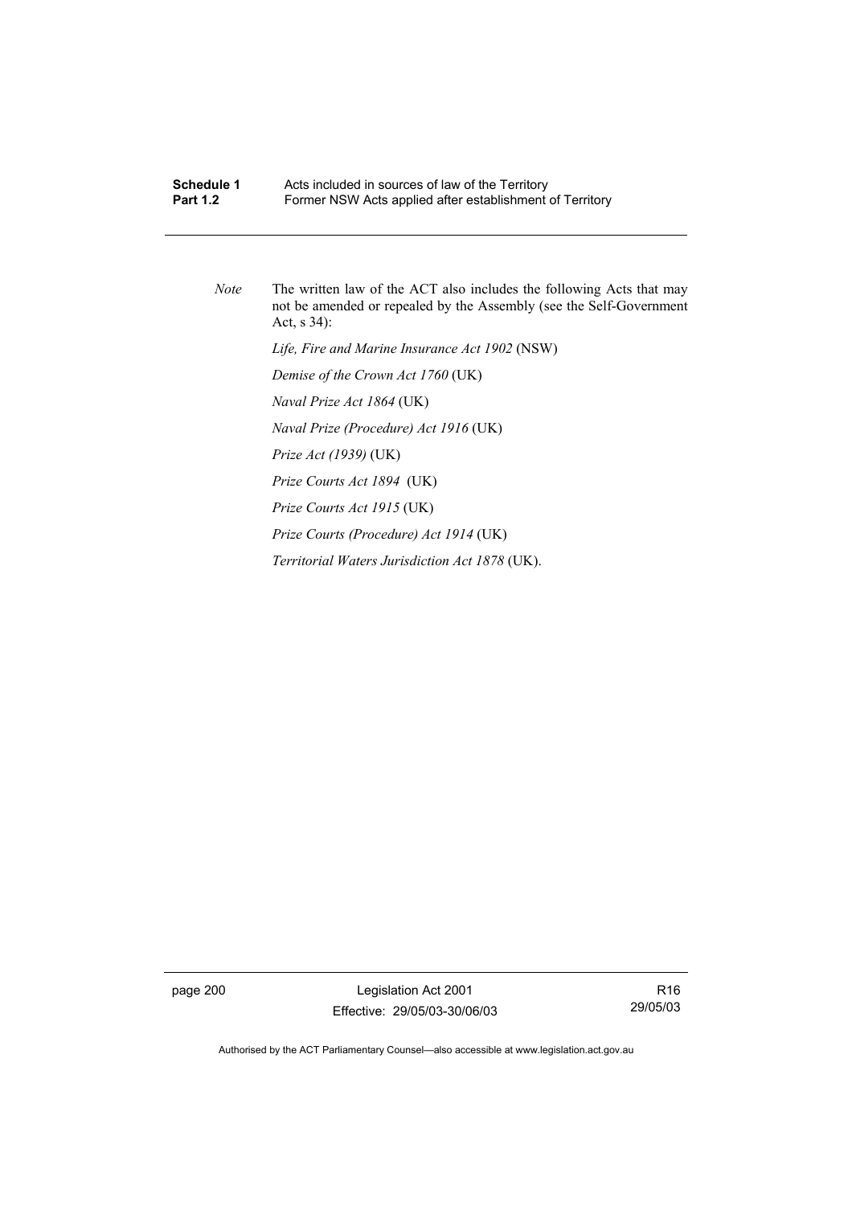*Note* The written law of the ACT also includes the following Acts that may not be amended or repealed by the Assembly (see the Self-Government Act, s 34):

*Life, Fire and Marine Insurance Act 1902* (NSW)

*Demise of the Crown Act 1760* (UK)

*Naval Prize Act 1864* (UK)

*Naval Prize (Procedure) Act 1916* (UK)

*Prize Act (1939)* (UK)

*Prize Courts Act 1894* (UK)

*Prize Courts Act 1915* (UK)

*Prize Courts (Procedure) Act 1914* (UK)

*Territorial Waters Jurisdiction Act 1878* (UK).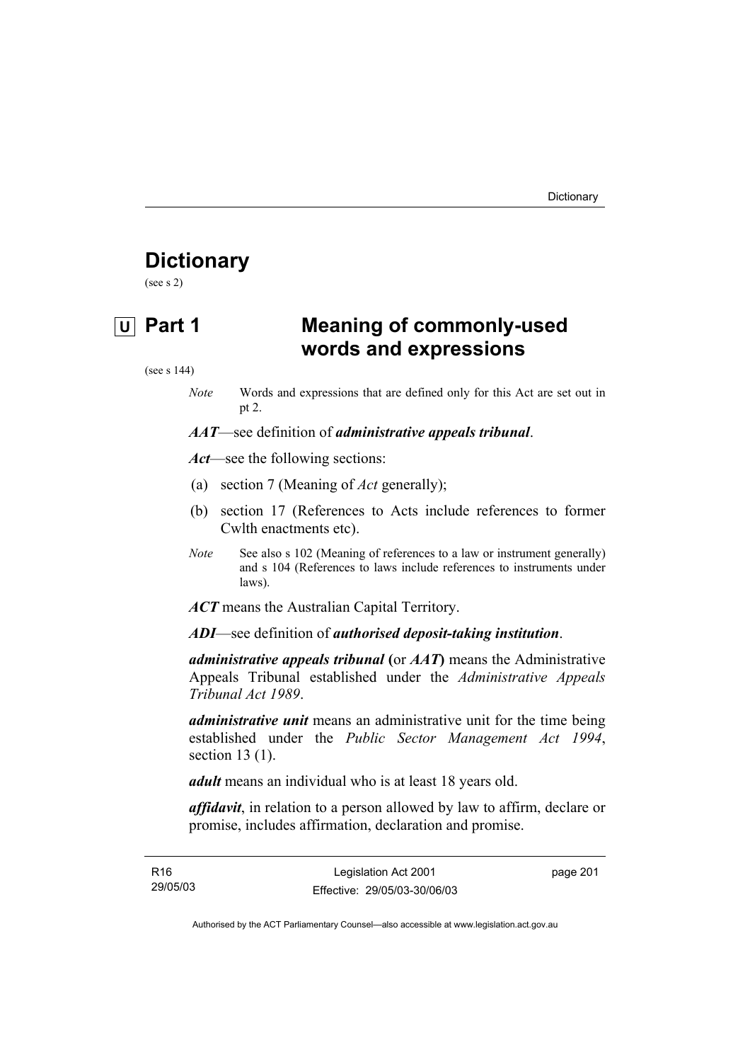# Dictionary

(see s 2)

## U Part 1 Meaning of commonly-used words and expressions

(see s 144)

*Note* Words and expressions that are defined only for this Act are set out in pt 2.

***AAT***—see definition of ***administrative appeals tribunal***.

***Act***—see the following sections:

(a) section 7 (Meaning of *Act* generally);

(b) section 17 (References to Acts include references to former Cwlth enactments etc).

*Note* See also s 102 (Meaning of references to a law or instrument generally) and s 104 (References to laws include references to instruments under laws).

***ACT*** means the Australian Capital Territory.

***ADI***—see definition of ***authorised deposit-taking institution***.

***administrative appeals tribunal*** **(**or ***AAT*****)** means the Administrative Appeals Tribunal established under the *Administrative Appeals Tribunal Act 1989*.

***administrative unit*** means an administrative unit for the time being established under the *Public Sector Management Act 1994*, section 13 (1).

***adult*** means an individual who is at least 18 years old.

***affidavit***, in relation to a person allowed by law to affirm, declare or promise, includes affirmation, declaration and promise.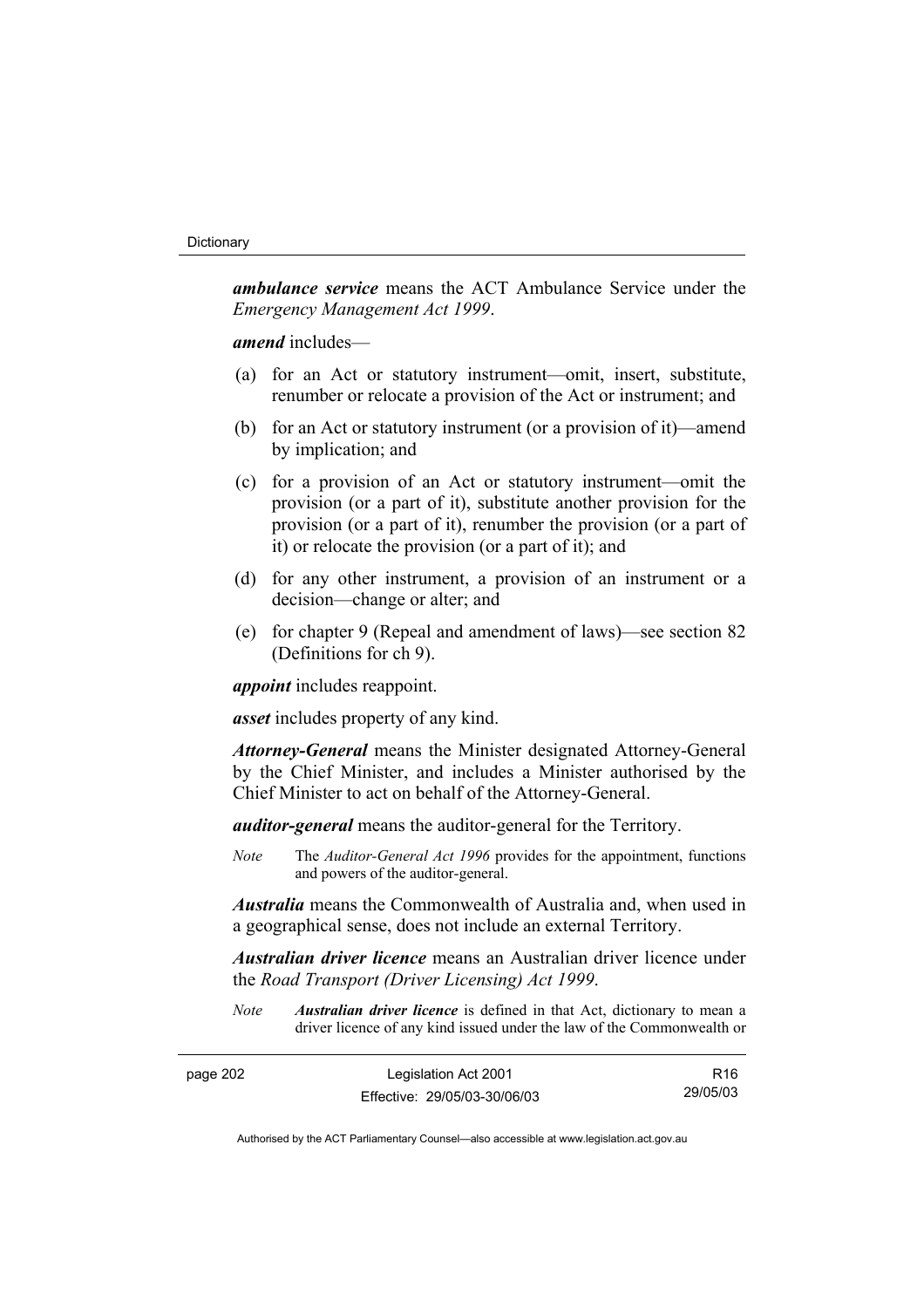***ambulance service*** means the ACT Ambulance Service under the *Emergency Management Act 1999*.

***amend*** includes—

(a) for an Act or statutory instrument—omit, insert, substitute, renumber or relocate a provision of the Act or instrument; and

(b) for an Act or statutory instrument (or a provision of it)—amend by implication; and

(c) for a provision of an Act or statutory instrument—omit the provision (or a part of it), substitute another provision for the provision (or a part of it), renumber the provision (or a part of it) or relocate the provision (or a part of it); and

(d) for any other instrument, a provision of an instrument or a decision—change or alter; and

(e) for chapter 9 (Repeal and amendment of laws)—see section 82 (Definitions for ch 9).

***appoint*** includes reappoint.

***asset*** includes property of any kind.

***Attorney-General*** means the Minister designated Attorney-General by the Chief Minister, and includes a Minister authorised by the Chief Minister to act on behalf of the Attorney-General.

***auditor-general*** means the auditor-general for the Territory.

*Note* The *Auditor-General Act 1996* provides for the appointment, functions and powers of the auditor-general.

***Australia*** means the Commonwealth of Australia and, when used in a geographical sense, does not include an external Territory.

***Australian driver licence*** means an Australian driver licence under the *Road Transport (Driver Licensing) Act 1999*.

*Note* ***Australian driver licence*** is defined in that Act, dictionary to mean a driver licence of any kind issued under the law of the Commonwealth or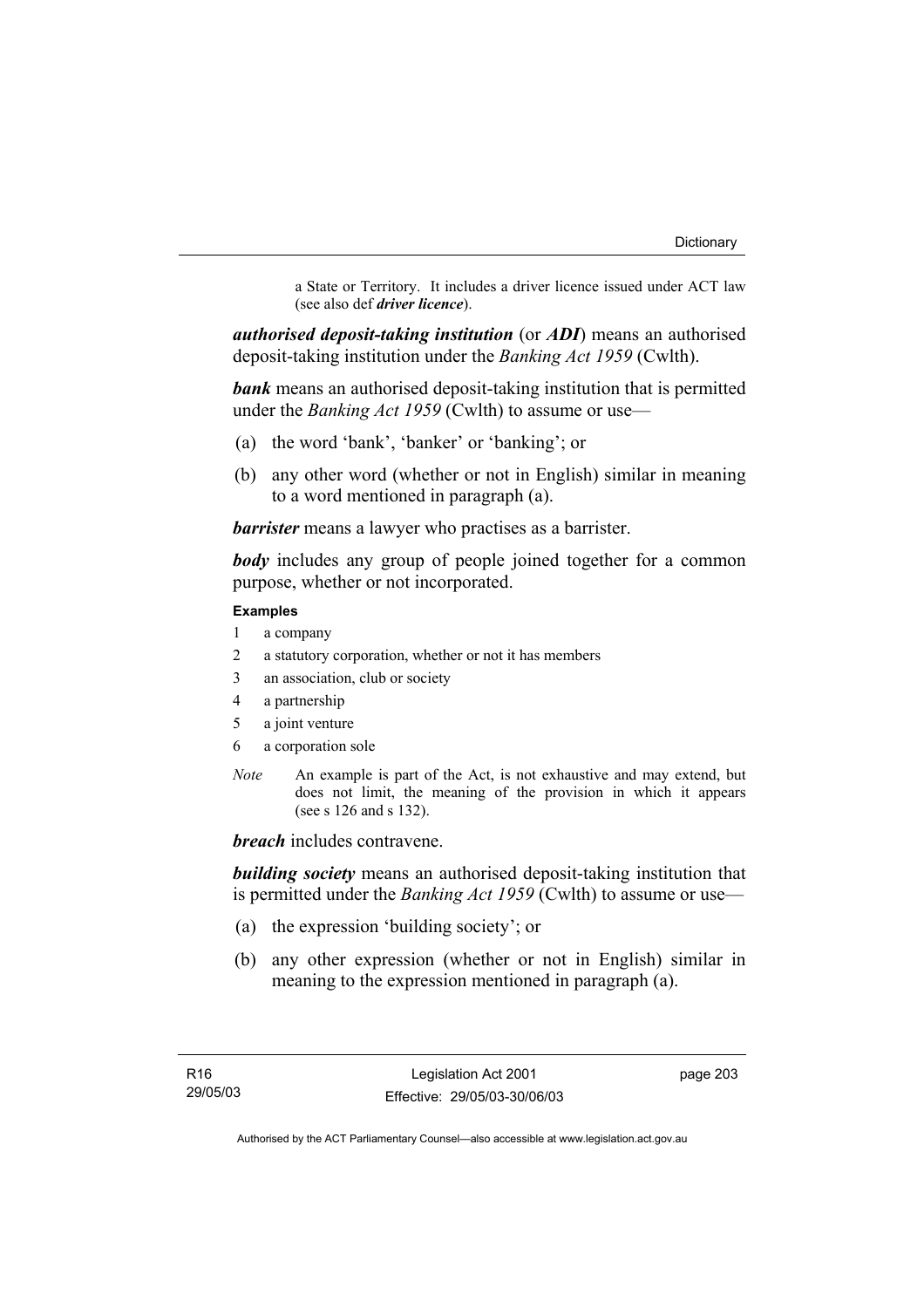a State or Territory. It includes a driver licence issued under ACT law (see also def ***driver licence***).

***authorised deposit-taking institution*** (or ***ADI***) means an authorised deposit-taking institution under the *Banking Act 1959* (Cwlth).

***bank*** means an authorised deposit-taking institution that is permitted under the *Banking Act 1959* (Cwlth) to assume or use—

(a) the word 'bank', 'banker' or 'banking'; or

(b) any other word (whether or not in English) similar in meaning to a word mentioned in paragraph (a).

***barrister*** means a lawyer who practises as a barrister.

***body*** includes any group of people joined together for a common purpose, whether or not incorporated.

**Examples**

1 a company

2 a statutory corporation, whether or not it has members

3 an association, club or society

4 a partnership

5 a joint venture

6 a corporation sole

*Note* An example is part of the Act, is not exhaustive and may extend, but does not limit, the meaning of the provision in which it appears (see s 126 and s 132).

***breach*** includes contravene.

***building society*** means an authorised deposit-taking institution that is permitted under the *Banking Act 1959* (Cwlth) to assume or use—

(a) the expression 'building society'; or

(b) any other expression (whether or not in English) similar in meaning to the expression mentioned in paragraph (a).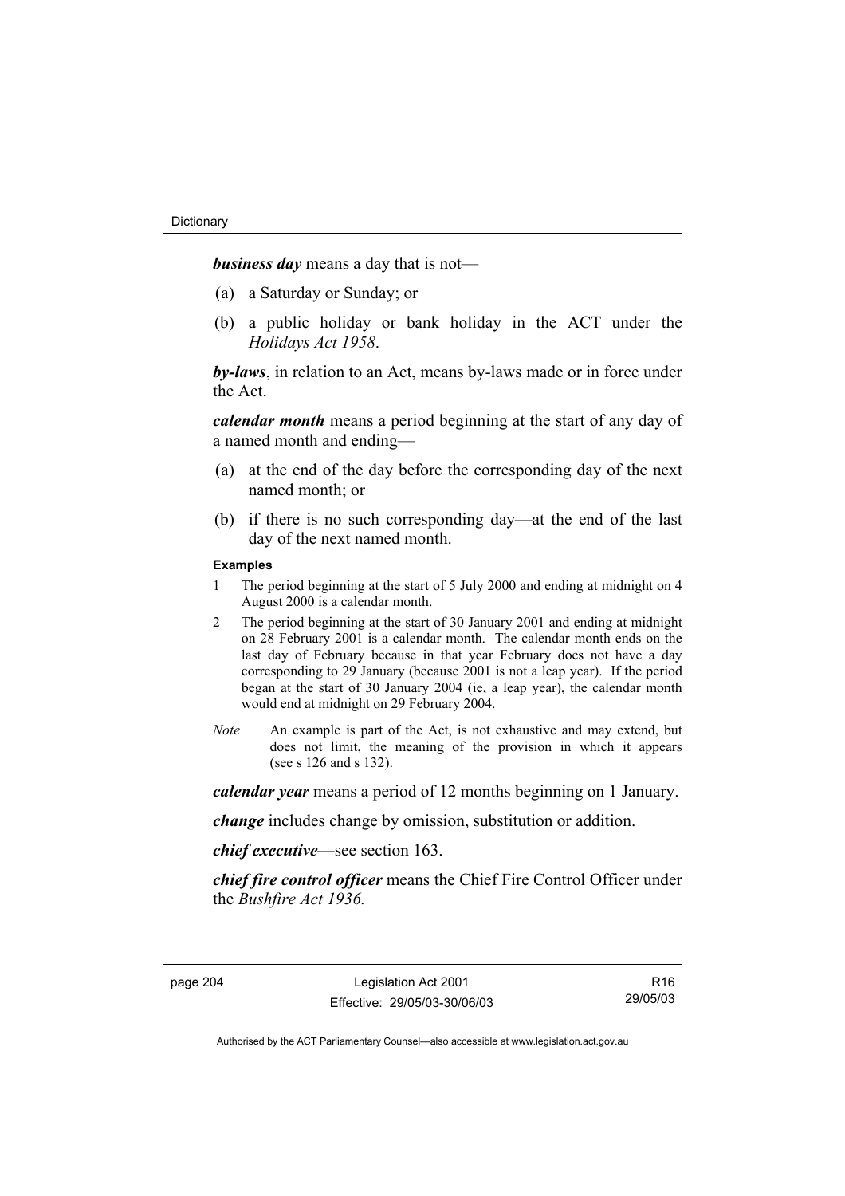***business day*** means a day that is not—

(a) a Saturday or Sunday; or

(b) a public holiday or bank holiday in the ACT under the *Holidays Act 1958*.

***by-laws***, in relation to an Act, means by-laws made or in force under the Act.

***calendar month*** means a period beginning at the start of any day of a named month and ending—

(a) at the end of the day before the corresponding day of the next named month; or

(b) if there is no such corresponding day—at the end of the last day of the next named month.

**Examples**

1 The period beginning at the start of 5 July 2000 and ending at midnight on 4 August 2000 is a calendar month.

2 The period beginning at the start of 30 January 2001 and ending at midnight on 28 February 2001 is a calendar month. The calendar month ends on the last day of February because in that year February does not have a day corresponding to 29 January (because 2001 is not a leap year). If the period began at the start of 30 January 2004 (ie, a leap year), the calendar month would end at midnight on 29 February 2004.

*Note* An example is part of the Act, is not exhaustive and may extend, but does not limit, the meaning of the provision in which it appears (see s 126 and s 132).

***calendar year*** means a period of 12 months beginning on 1 January.

***change*** includes change by omission, substitution or addition.

***chief executive***—see section 163.

***chief fire control officer*** means the Chief Fire Control Officer under the *Bushfire Act 1936.*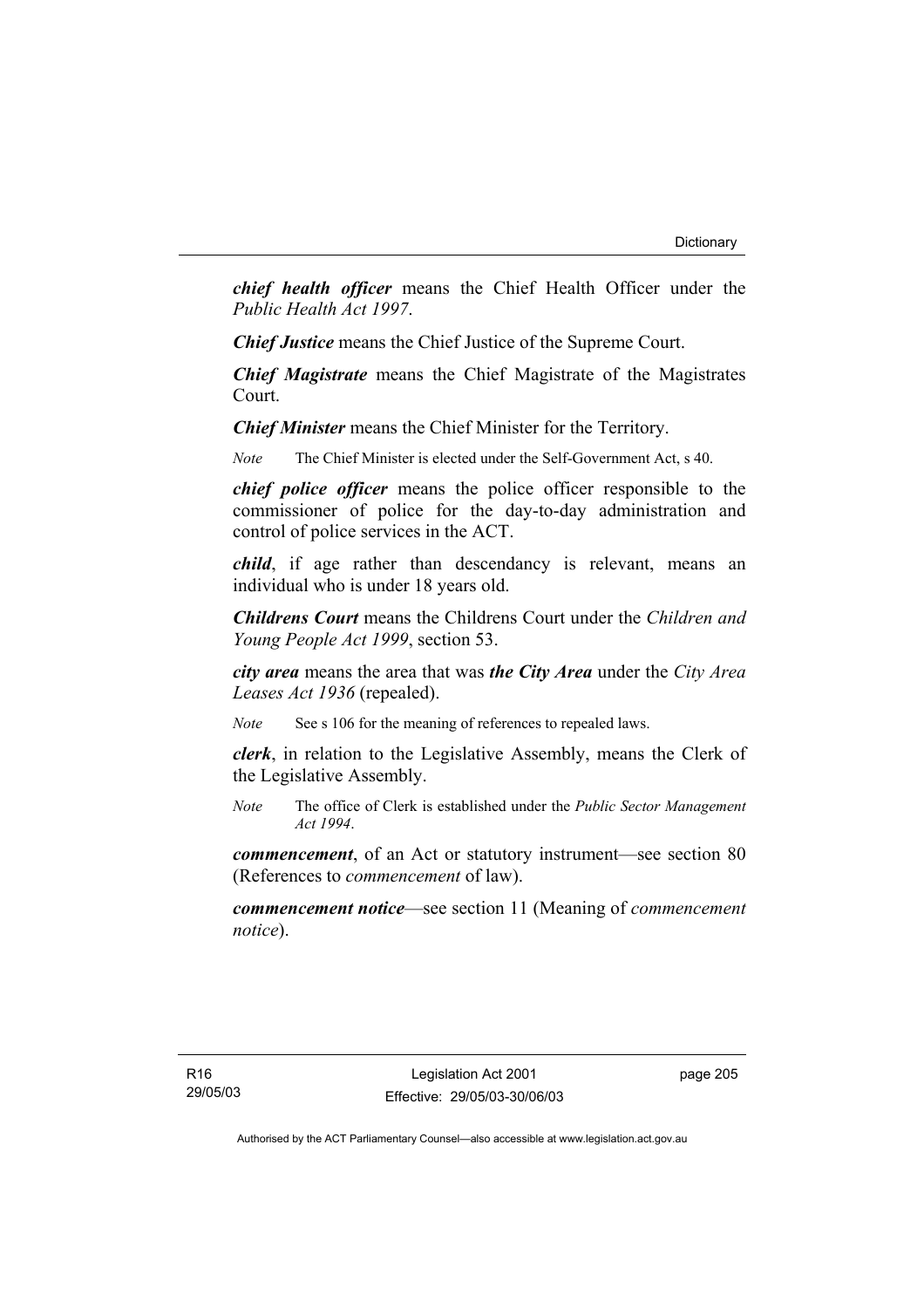***chief health officer*** means the Chief Health Officer under the *Public Health Act 1997*.

***Chief Justice*** means the Chief Justice of the Supreme Court.

***Chief Magistrate*** means the Chief Magistrate of the Magistrates Court.

***Chief Minister*** means the Chief Minister for the Territory.

*Note* The Chief Minister is elected under the Self-Government Act, s 40.

***chief police officer*** means the police officer responsible to the commissioner of police for the day-to-day administration and control of police services in the ACT.

***child***, if age rather than descendancy is relevant, means an individual who is under 18 years old.

***Childrens Court*** means the Childrens Court under the *Children and Young People Act 1999*, section 53.

***city area*** means the area that was ***the City Area*** under the *City Area Leases Act 1936* (repealed).

*Note* See s 106 for the meaning of references to repealed laws.

***clerk***, in relation to the Legislative Assembly, means the Clerk of the Legislative Assembly.

*Note* The office of Clerk is established under the *Public Sector Management Act 1994*.

***commencement***, of an Act or statutory instrument—see section 80 (References to *commencement* of law).

***commencement notice***—see section 11 (Meaning of *commencement notice*).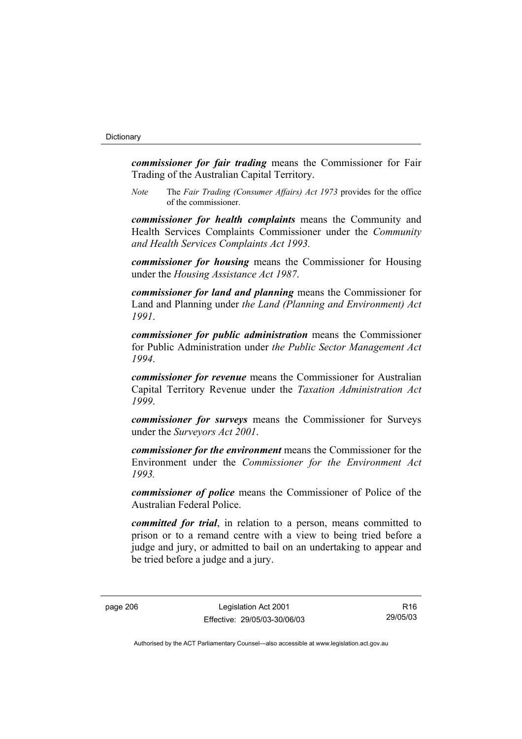***commissioner for fair trading*** means the Commissioner for Fair Trading of the Australian Capital Territory.

*Note* The *Fair Trading (Consumer Affairs) Act 1973* provides for the office of the commissioner.

***commissioner for health complaints*** means the Community and Health Services Complaints Commissioner under the *Community and Health Services Complaints Act 1993.*

***commissioner for housing*** means the Commissioner for Housing under the *Housing Assistance Act 1987*.

***commissioner for land and planning*** means the Commissioner for Land and Planning under *the Land (Planning and Environment) Act 1991*.

***commissioner for public administration*** means the Commissioner for Public Administration under *the Public Sector Management Act 1994*.

***commissioner for revenue*** means the Commissioner for Australian Capital Territory Revenue under the *Taxation Administration Act 1999*.

***commissioner for surveys*** means the Commissioner for Surveys under the *Surveyors Act 2001*.

***commissioner for the environment*** means the Commissioner for the Environment under the *Commissioner for the Environment Act 1993.*

***commissioner of police*** means the Commissioner of Police of the Australian Federal Police.

***committed for trial***, in relation to a person, means committed to prison or to a remand centre with a view to being tried before a judge and jury, or admitted to bail on an undertaking to appear and be tried before a judge and a jury.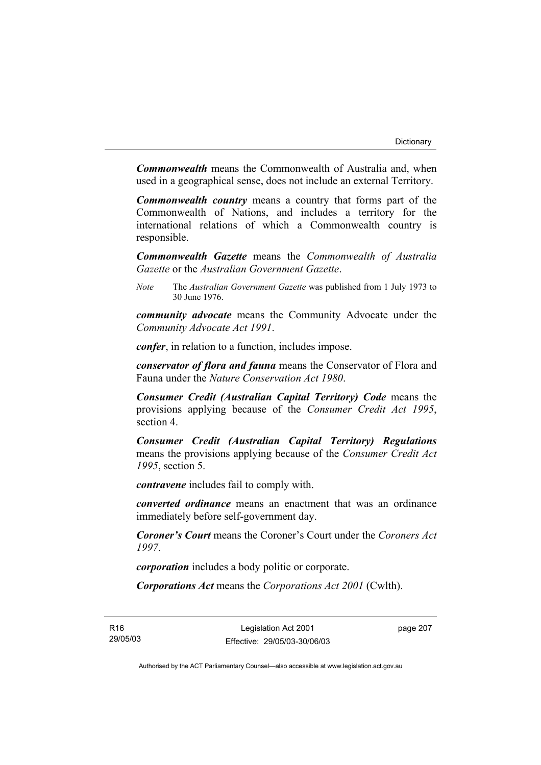***Commonwealth*** means the Commonwealth of Australia and, when used in a geographical sense, does not include an external Territory.

***Commonwealth country*** means a country that forms part of the Commonwealth of Nations, and includes a territory for the international relations of which a Commonwealth country is responsible.

***Commonwealth Gazette*** means the *Commonwealth of Australia Gazette* or the *Australian Government Gazette*.

*Note* The *Australian Government Gazette* was published from 1 July 1973 to 30 June 1976.

***community advocate*** means the Community Advocate under the *Community Advocate Act 1991*.

***confer***, in relation to a function, includes impose.

***conservator of flora and fauna*** means the Conservator of Flora and Fauna under the *Nature Conservation Act 1980*.

***Consumer Credit (Australian Capital Territory) Code*** means the provisions applying because of the *Consumer Credit Act 1995*, section 4.

***Consumer Credit (Australian Capital Territory) Regulations*** means the provisions applying because of the *Consumer Credit Act 1995*, section 5.

***contravene*** includes fail to comply with.

***converted ordinance*** means an enactment that was an ordinance immediately before self-government day.

***Coroner's Court*** means the Coroner's Court under the *Coroners Act 1997*.

***corporation*** includes a body politic or corporate.

***Corporations Act*** means the *Corporations Act 2001* (Cwlth).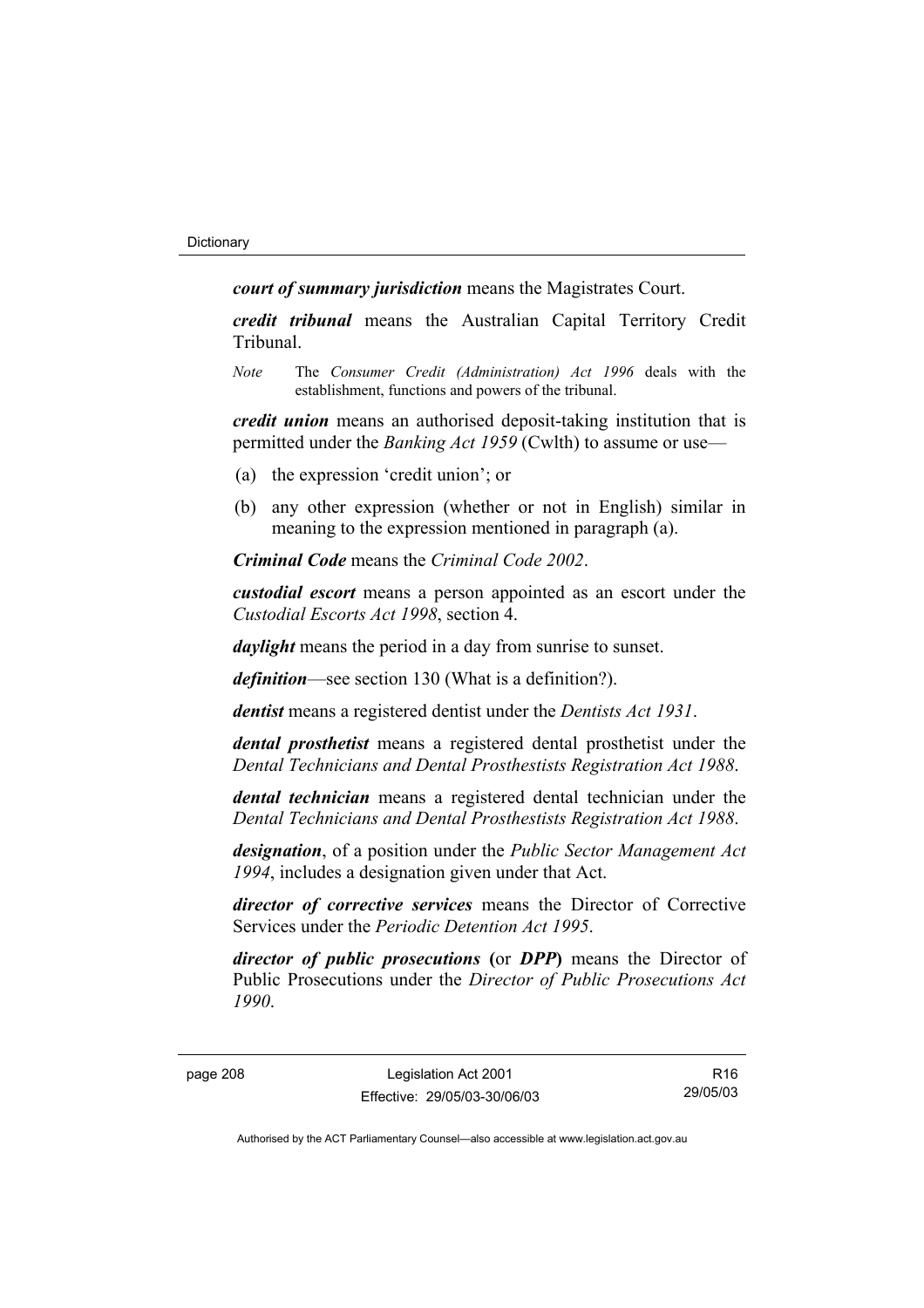***court of summary jurisdiction*** means the Magistrates Court.

***credit tribunal*** means the Australian Capital Territory Credit Tribunal.

*Note* The *Consumer Credit (Administration) Act 1996* deals with the establishment, functions and powers of the tribunal.

***credit union*** means an authorised deposit-taking institution that is permitted under the *Banking Act 1959* (Cwlth) to assume or use—

(a) the expression 'credit union'; or

(b) any other expression (whether or not in English) similar in meaning to the expression mentioned in paragraph (a).

***Criminal Code*** means the *Criminal Code 2002*.

***custodial escort*** means a person appointed as an escort under the *Custodial Escorts Act 1998*, section 4.

***daylight*** means the period in a day from sunrise to sunset.

***definition***—see section 130 (What is a definition?).

***dentist*** means a registered dentist under the *Dentists Act 1931*.

***dental prosthetist*** means a registered dental prosthetist under the *Dental Technicians and Dental Prosthestists Registration Act 1988*.

***dental technician*** means a registered dental technician under the *Dental Technicians and Dental Prosthestists Registration Act 1988*.

***designation***, of a position under the *Public Sector Management Act 1994*, includes a designation given under that Act.

***director of corrective services*** means the Director of Corrective Services under the *Periodic Detention Act 1995*.

***director of public prosecutions*** **(**or ***DPP*****)** means the Director of Public Prosecutions under the *Director of Public Prosecutions Act 1990*.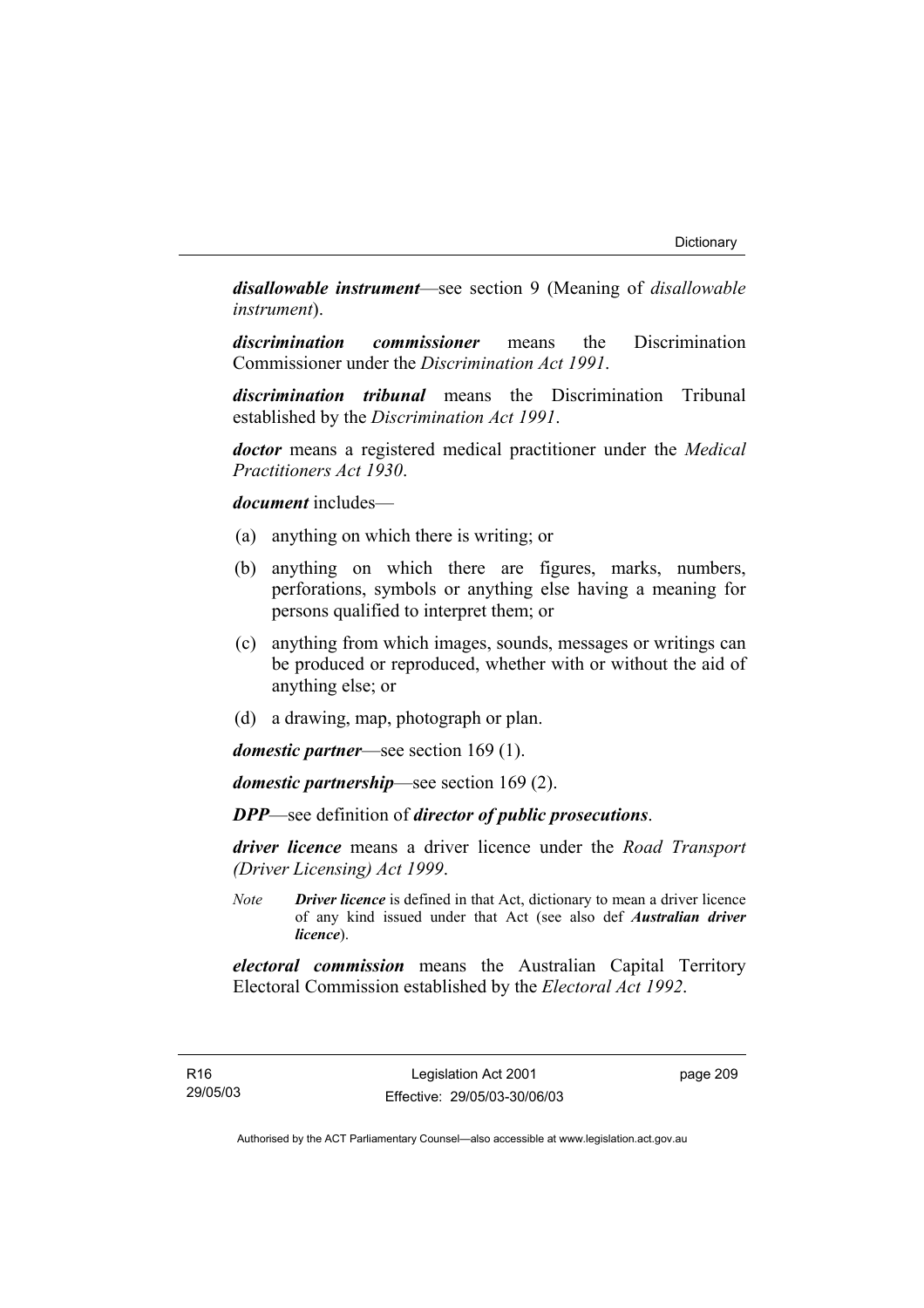***disallowable instrument***—see section 9 (Meaning of *disallowable instrument*).

***discrimination commissioner*** means the Discrimination Commissioner under the *Discrimination Act 1991*.

***discrimination tribunal*** means the Discrimination Tribunal established by the *Discrimination Act 1991*.

***doctor*** means a registered medical practitioner under the *Medical Practitioners Act 1930*.

***document*** includes—

(a) anything on which there is writing; or

(b) anything on which there are figures, marks, numbers, perforations, symbols or anything else having a meaning for persons qualified to interpret them; or

(c) anything from which images, sounds, messages or writings can be produced or reproduced, whether with or without the aid of anything else; or

(d) a drawing, map, photograph or plan.

***domestic partner***—see section 169 (1).

***domestic partnership***—see section 169 (2).

***DPP***—see definition of ***director of public prosecutions***.

***driver licence*** means a driver licence under the *Road Transport (Driver Licensing) Act 1999*.

*Note* ***Driver licence*** is defined in that Act, dictionary to mean a driver licence of any kind issued under that Act (see also def ***Australian driver licence***).

***electoral commission*** means the Australian Capital Territory Electoral Commission established by the *Electoral Act 1992*.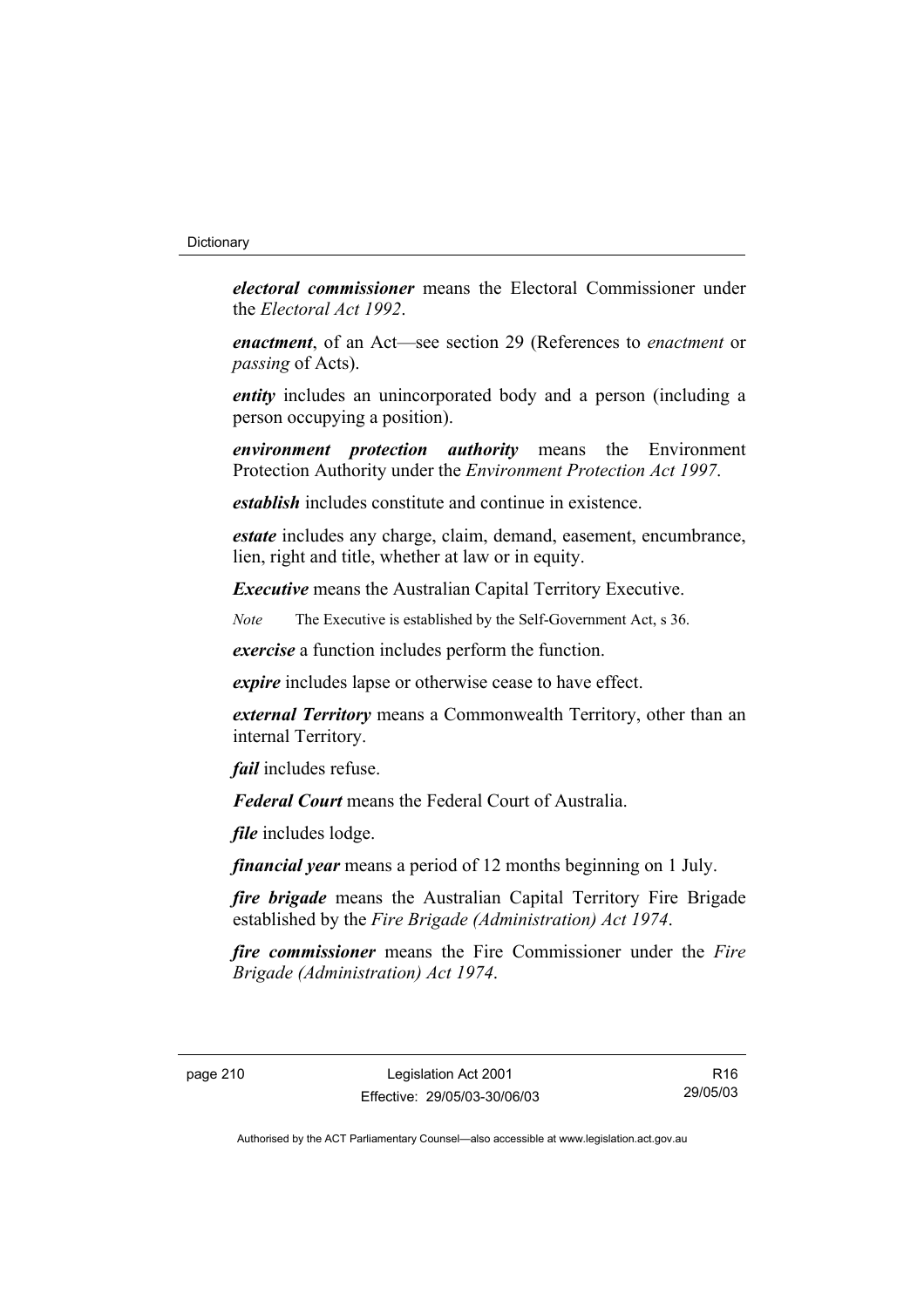***electoral commissioner*** means the Electoral Commissioner under the *Electoral Act 1992*.

***enactment***, of an Act—see section 29 (References to *enactment* or *passing* of Acts).

***entity*** includes an unincorporated body and a person (including a person occupying a position).

***environment protection authority*** means the Environment Protection Authority under the *Environment Protection Act 1997*.

***establish*** includes constitute and continue in existence.

***estate*** includes any charge, claim, demand, easement, encumbrance, lien, right and title, whether at law or in equity.

***Executive*** means the Australian Capital Territory Executive.

*Note* The Executive is established by the Self-Government Act, s 36.

***exercise*** a function includes perform the function.

***expire*** includes lapse or otherwise cease to have effect.

***external Territory*** means a Commonwealth Territory, other than an internal Territory.

***fail*** includes refuse.

***Federal Court*** means the Federal Court of Australia.

***file*** includes lodge.

***financial year*** means a period of 12 months beginning on 1 July.

***fire brigade*** means the Australian Capital Territory Fire Brigade established by the *Fire Brigade (Administration) Act 1974*.

***fire commissioner*** means the Fire Commissioner under the *Fire Brigade (Administration) Act 1974*.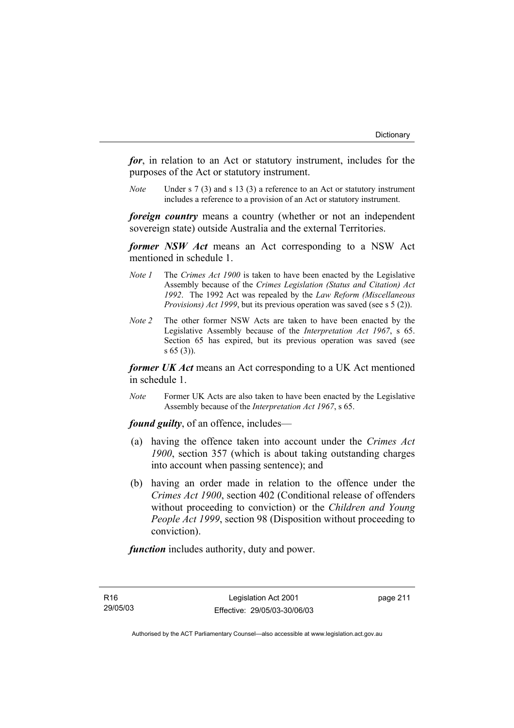***for***, in relation to an Act or statutory instrument, includes for the purposes of the Act or statutory instrument.

*Note* Under s 7 (3) and s 13 (3) a reference to an Act or statutory instrument includes a reference to a provision of an Act or statutory instrument.

***foreign country*** means a country (whether or not an independent sovereign state) outside Australia and the external Territories.

***former NSW Act*** means an Act corresponding to a NSW Act mentioned in schedule 1.

*Note 1* The *Crimes Act 1900* is taken to have been enacted by the Legislative Assembly because of the *Crimes Legislation (Status and Citation) Act 1992*. The 1992 Act was repealed by the *Law Reform (Miscellaneous Provisions) Act 1999*, but its previous operation was saved (see s 5 (2)).

*Note 2* The other former NSW Acts are taken to have been enacted by the Legislative Assembly because of the *Interpretation Act 1967*, s 65. Section 65 has expired, but its previous operation was saved (see s 65 (3)).

***former UK Act*** means an Act corresponding to a UK Act mentioned in schedule 1.

*Note* Former UK Acts are also taken to have been enacted by the Legislative Assembly because of the *Interpretation Act 1967*, s 65.

***found guilty***, of an offence, includes—

(a) having the offence taken into account under the *Crimes Act 1900*, section 357 (which is about taking outstanding charges into account when passing sentence); and

(b) having an order made in relation to the offence under the *Crimes Act 1900*, section 402 (Conditional release of offenders without proceeding to conviction) or the *Children and Young People Act 1999*, section 98 (Disposition without proceeding to conviction).

***function*** includes authority, duty and power.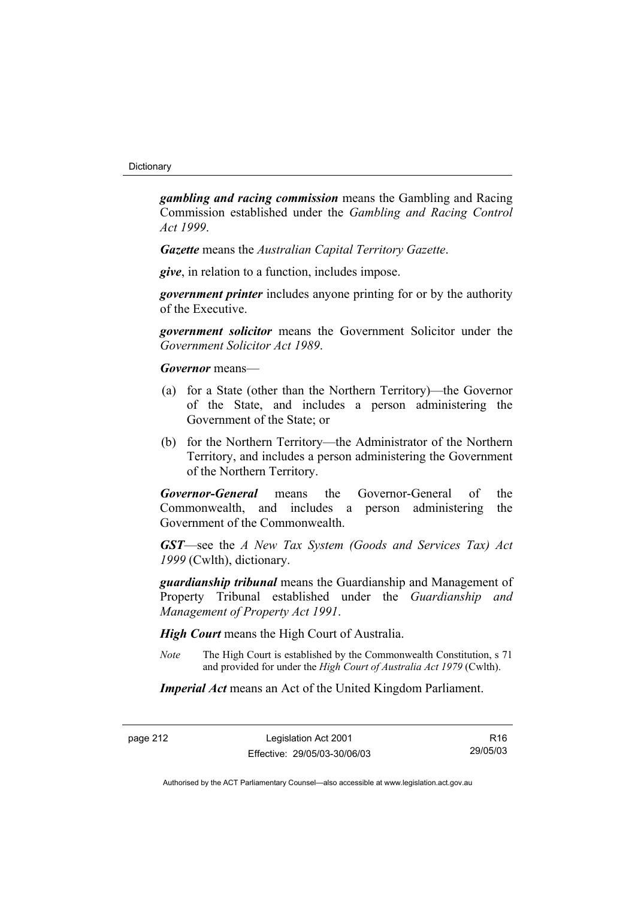***gambling and racing commission*** means the Gambling and Racing Commission established under the *Gambling and Racing Control Act 1999*.

***Gazette*** means the *Australian Capital Territory Gazette*.

***give***, in relation to a function, includes impose.

***government printer*** includes anyone printing for or by the authority of the Executive.

***government solicitor*** means the Government Solicitor under the *Government Solicitor Act 1989*.

***Governor*** means—

(a) for a State (other than the Northern Territory)—the Governor of the State, and includes a person administering the Government of the State; or

(b) for the Northern Territory—the Administrator of the Northern Territory, and includes a person administering the Government of the Northern Territory.

***Governor-General*** means the Governor-General of the Commonwealth, and includes a person administering the Government of the Commonwealth.

***GST***—see the *A New Tax System (Goods and Services Tax) Act 1999* (Cwlth), dictionary.

***guardianship tribunal*** means the Guardianship and Management of Property Tribunal established under the *Guardianship and Management of Property Act 1991*.

***High Court*** means the High Court of Australia.

*Note* The High Court is established by the Commonwealth Constitution, s 71 and provided for under the *High Court of Australia Act 1979* (Cwlth).

***Imperial Act*** means an Act of the United Kingdom Parliament.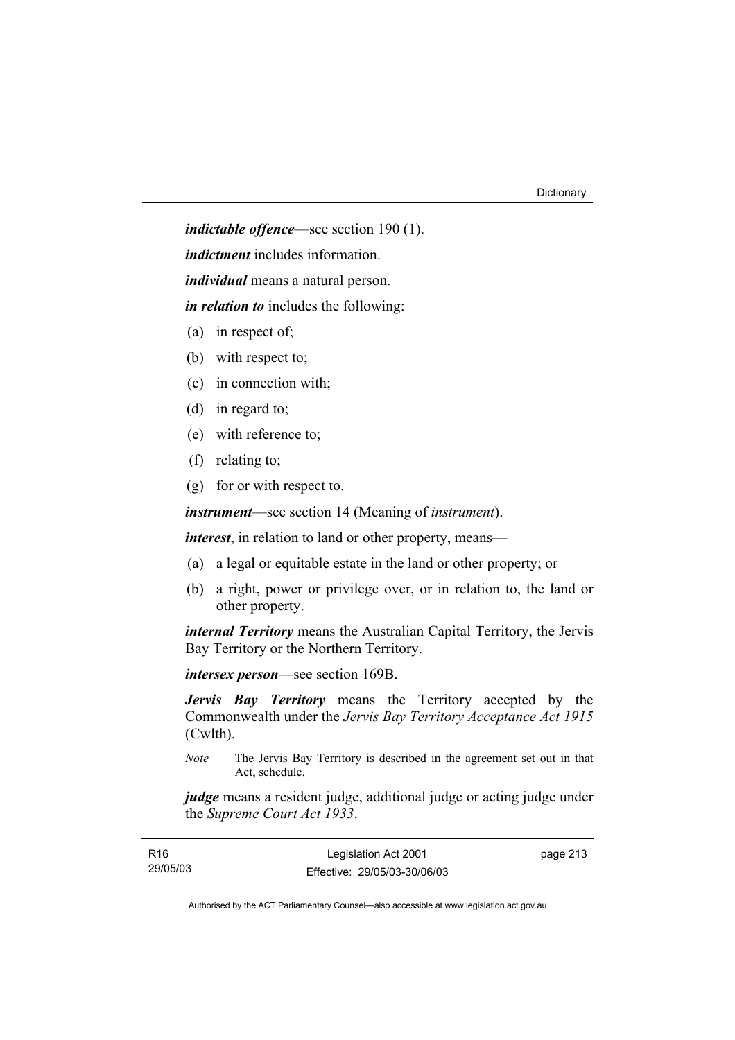***indictable offence***—see section 190 (1).

***indictment*** includes information.

***individual*** means a natural person.

***in relation to*** includes the following:

- (a) in respect of;
- (b) with respect to;
- (c) in connection with;
- (d) in regard to;
- (e) with reference to;
- (f) relating to;
- (g) for or with respect to.

***instrument***—see section 14 (Meaning of *instrument*).

***interest***, in relation to land or other property, means—

- (a) a legal or equitable estate in the land or other property; or
- (b) a right, power or privilege over, or in relation to, the land or other property.

***internal Territory*** means the Australian Capital Territory, the Jervis Bay Territory or the Northern Territory.

***intersex person***—see section 169B.

***Jervis Bay Territory*** means the Territory accepted by the Commonwealth under the *Jervis Bay Territory Acceptance Act 1915* (Cwlth).

*Note* The Jervis Bay Territory is described in the agreement set out in that Act, schedule.

***judge*** means a resident judge, additional judge or acting judge under the *Supreme Court Act 1933*.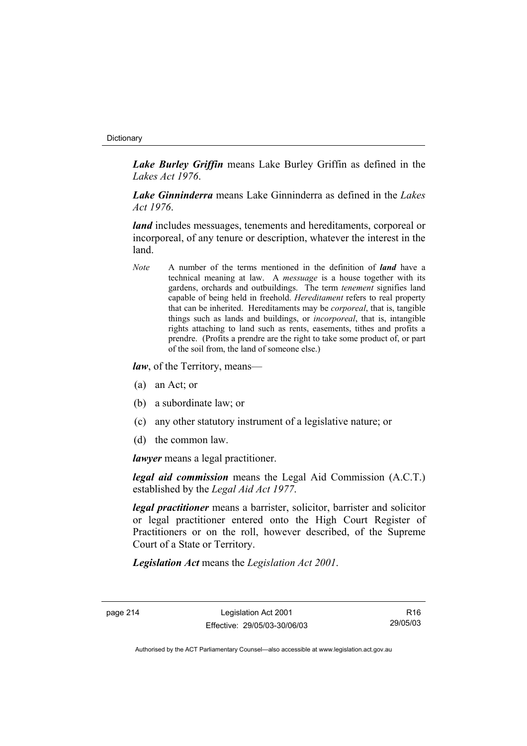***Lake Burley Griffin*** means Lake Burley Griffin as defined in the *Lakes Act 1976*.

***Lake Ginninderra*** means Lake Ginninderra as defined in the *Lakes Act 1976*.

***land*** includes messuages, tenements and hereditaments, corporeal or incorporeal, of any tenure or description, whatever the interest in the land.

*Note* A number of the terms mentioned in the definition of ***land*** have a technical meaning at law. A *messuage* is a house together with its gardens, orchards and outbuildings. The term *tenement* signifies land capable of being held in freehold. *Hereditament* refers to real property that can be inherited. Hereditaments may be *corporeal*, that is, tangible things such as lands and buildings, or *incorporeal*, that is, intangible rights attaching to land such as rents, easements, tithes and profits a prendre. (Profits a prendre are the right to take some product of, or part of the soil from, the land of someone else.)

***law***, of the Territory, means—

(a) an Act; or

(b) a subordinate law; or

(c) any other statutory instrument of a legislative nature; or

(d) the common law.

***lawyer*** means a legal practitioner.

***legal aid commission*** means the Legal Aid Commission (A.C.T.) established by the *Legal Aid Act 1977*.

***legal practitioner*** means a barrister, solicitor, barrister and solicitor or legal practitioner entered onto the High Court Register of Practitioners or on the roll, however described, of the Supreme Court of a State or Territory.

***Legislation Act*** means the *Legislation Act 2001*.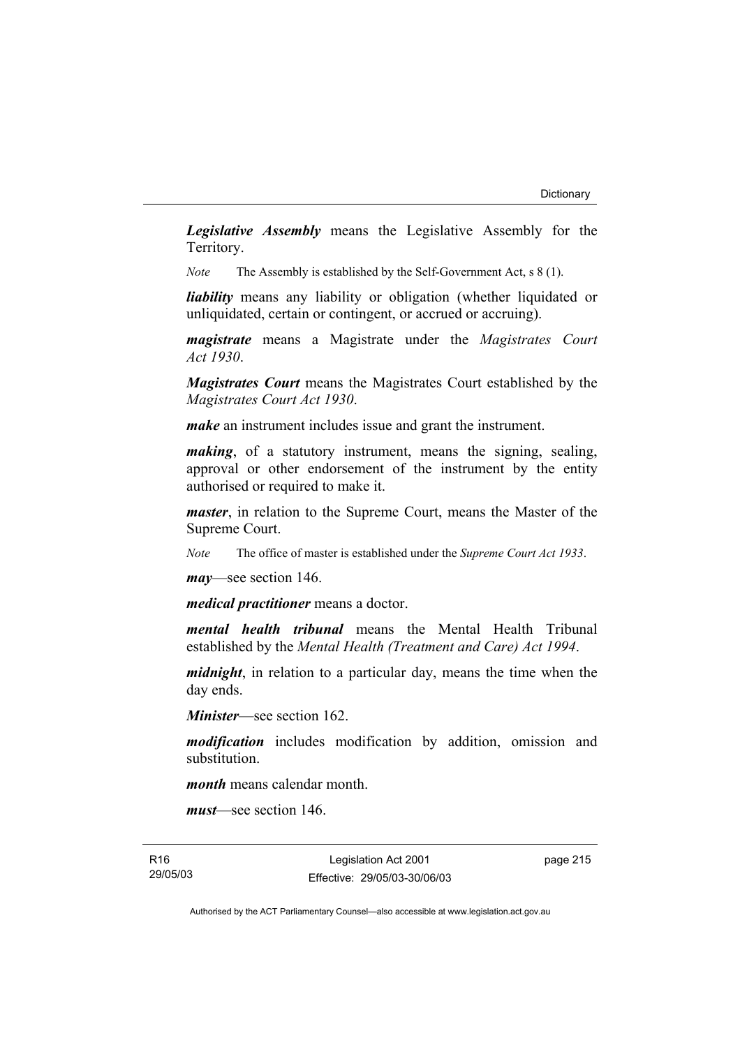***Legislative Assembly*** means the Legislative Assembly for the Territory.

*Note* The Assembly is established by the Self-Government Act, s 8 (1).

***liability*** means any liability or obligation (whether liquidated or unliquidated, certain or contingent, or accrued or accruing).

***magistrate*** means a Magistrate under the *Magistrates Court Act 1930*.

***Magistrates Court*** means the Magistrates Court established by the *Magistrates Court Act 1930*.

***make*** an instrument includes issue and grant the instrument.

***making***, of a statutory instrument, means the signing, sealing, approval or other endorsement of the instrument by the entity authorised or required to make it.

***master***, in relation to the Supreme Court, means the Master of the Supreme Court.

*Note* The office of master is established under the *Supreme Court Act 1933*.

***may***—see section 146.

***medical practitioner*** means a doctor.

***mental health tribunal*** means the Mental Health Tribunal established by the *Mental Health (Treatment and Care) Act 1994*.

***midnight***, in relation to a particular day, means the time when the day ends.

***Minister***—see section 162.

***modification*** includes modification by addition, omission and substitution.

***month*** means calendar month.

***must***—see section 146.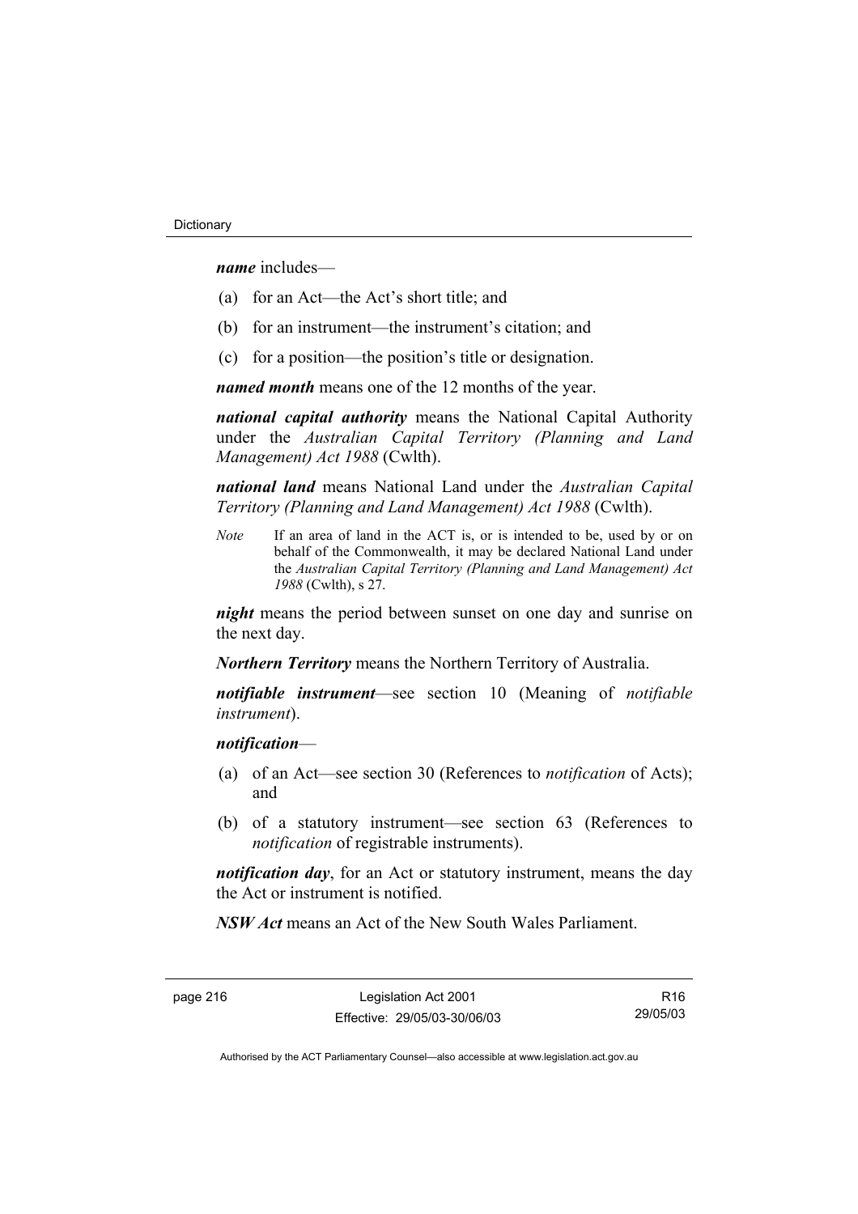***name*** includes—

(a) for an Act—the Act's short title; and

(b) for an instrument—the instrument's citation; and

(c) for a position—the position's title or designation.

***named month*** means one of the 12 months of the year.

***national capital authority*** means the National Capital Authority under the *Australian Capital Territory (Planning and Land Management) Act 1988* (Cwlth).

***national land*** means National Land under the *Australian Capital Territory (Planning and Land Management) Act 1988* (Cwlth).

*Note* If an area of land in the ACT is, or is intended to be, used by or on behalf of the Commonwealth, it may be declared National Land under the *Australian Capital Territory (Planning and Land Management) Act 1988* (Cwlth), s 27.

***night*** means the period between sunset on one day and sunrise on the next day.

***Northern Territory*** means the Northern Territory of Australia.

***notifiable instrument***—see section 10 (Meaning of *notifiable instrument*).

***notification***—

(a) of an Act—see section 30 (References to *notification* of Acts); and

(b) of a statutory instrument—see section 63 (References to *notification* of registrable instruments).

***notification day***, for an Act or statutory instrument, means the day the Act or instrument is notified.

***NSW Act*** means an Act of the New South Wales Parliament.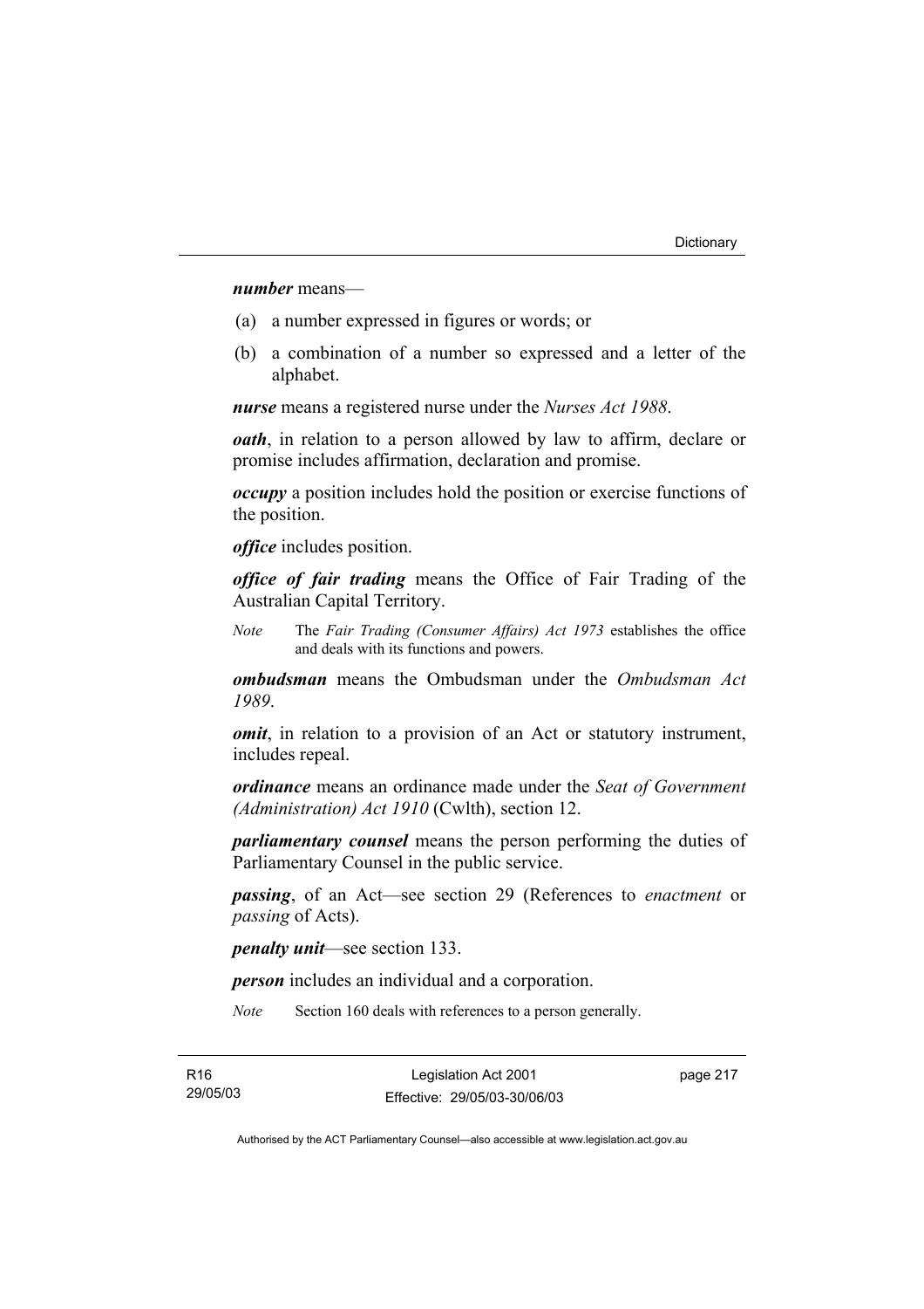***number*** means—

(a) a number expressed in figures or words; or

(b) a combination of a number so expressed and a letter of the alphabet.

***nurse*** means a registered nurse under the *Nurses Act 1988*.

***oath***, in relation to a person allowed by law to affirm, declare or promise includes affirmation, declaration and promise.

***occupy*** a position includes hold the position or exercise functions of the position.

***office*** includes position.

***office of fair trading*** means the Office of Fair Trading of the Australian Capital Territory.

*Note* The *Fair Trading (Consumer Affairs) Act 1973* establishes the office and deals with its functions and powers.

***ombudsman*** means the Ombudsman under the *Ombudsman Act 1989*.

***omit***, in relation to a provision of an Act or statutory instrument, includes repeal.

***ordinance*** means an ordinance made under the *Seat of Government (Administration) Act 1910* (Cwlth), section 12.

***parliamentary counsel*** means the person performing the duties of Parliamentary Counsel in the public service.

***passing***, of an Act—see section 29 (References to *enactment* or *passing* of Acts).

***penalty unit***—see section 133.

***person*** includes an individual and a corporation.

*Note* Section 160 deals with references to a person generally.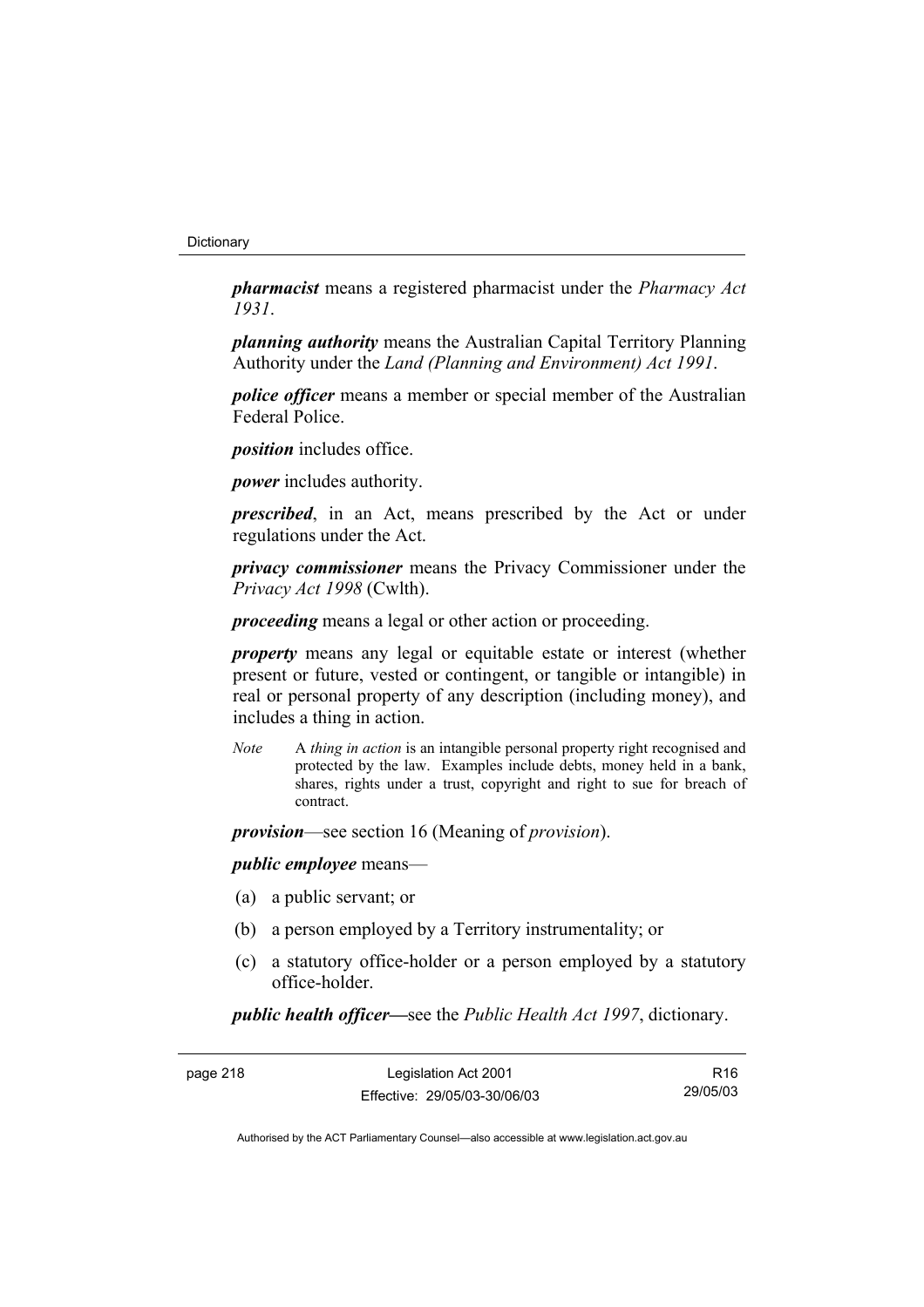***pharmacist*** means a registered pharmacist under the *Pharmacy Act 1931*.

***planning authority*** means the Australian Capital Territory Planning Authority under the *Land (Planning and Environment) Act 1991*.

***police officer*** means a member or special member of the Australian Federal Police.

***position*** includes office.

***power*** includes authority.

***prescribed***, in an Act, means prescribed by the Act or under regulations under the Act.

***privacy commissioner*** means the Privacy Commissioner under the *Privacy Act 1998* (Cwlth).

***proceeding*** means a legal or other action or proceeding.

***property*** means any legal or equitable estate or interest (whether present or future, vested or contingent, or tangible or intangible) in real or personal property of any description (including money), and includes a thing in action.

*Note* A *thing in action* is an intangible personal property right recognised and protected by the law. Examples include debts, money held in a bank, shares, rights under a trust, copyright and right to sue for breach of contract.

***provision***—see section 16 (Meaning of *provision*).

***public employee*** means—

(a) a public servant; or

(b) a person employed by a Territory instrumentality; or

(c) a statutory office-holder or a person employed by a statutory office-holder.

***public health officer***—see the *Public Health Act 1997*, dictionary.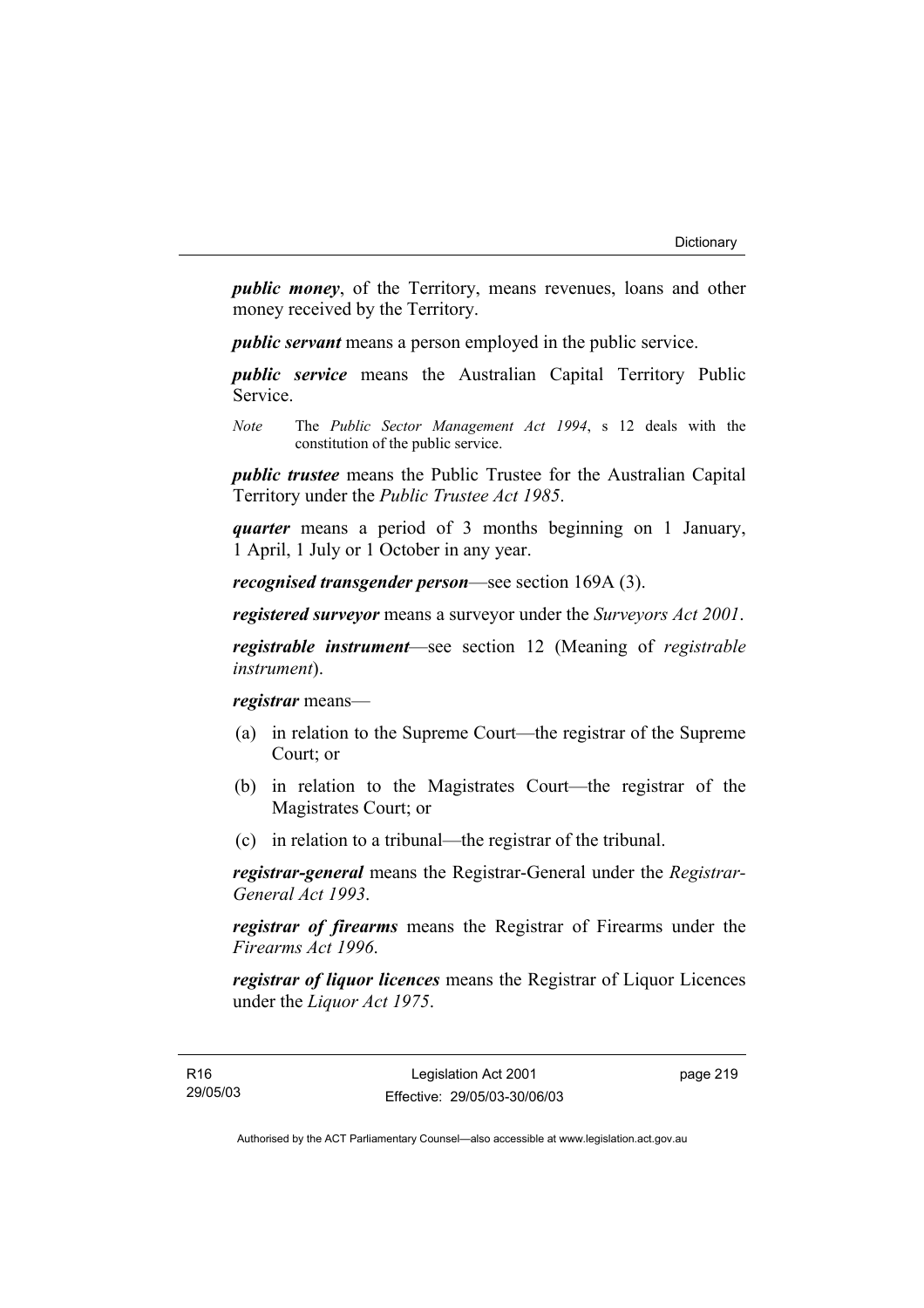***public money***, of the Territory, means revenues, loans and other money received by the Territory.

***public servant*** means a person employed in the public service.

***public service*** means the Australian Capital Territory Public Service.

*Note* The *Public Sector Management Act 1994*, s 12 deals with the constitution of the public service.

***public trustee*** means the Public Trustee for the Australian Capital Territory under the *Public Trustee Act 1985*.

***quarter*** means a period of 3 months beginning on 1 January, 1 April, 1 July or 1 October in any year.

***recognised transgender person***—see section 169A (3).

***registered surveyor*** means a surveyor under the *Surveyors Act 2001*.

***registrable instrument***—see section 12 (Meaning of *registrable instrument*).

***registrar*** means—

(a) in relation to the Supreme Court—the registrar of the Supreme Court; or

(b) in relation to the Magistrates Court—the registrar of the Magistrates Court; or

(c) in relation to a tribunal—the registrar of the tribunal.

***registrar-general*** means the Registrar-General under the *Registrar-General Act 1993*.

***registrar of firearms*** means the Registrar of Firearms under the *Firearms Act 1996*.

***registrar of liquor licences*** means the Registrar of Liquor Licences under the *Liquor Act 1975*.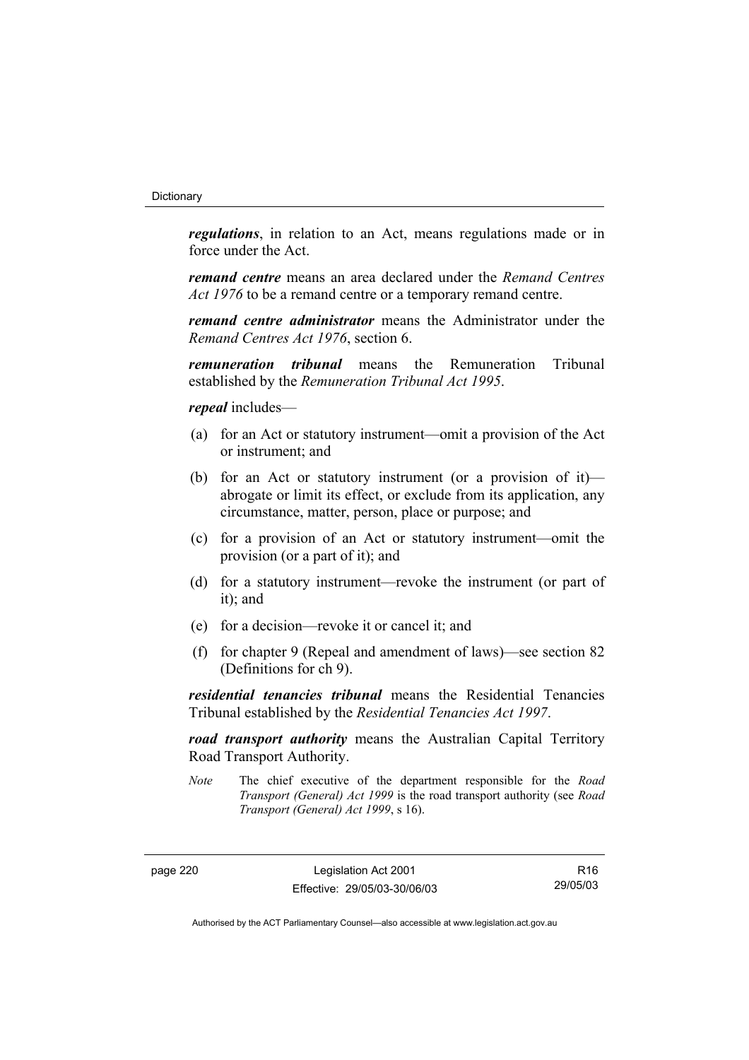***regulations***, in relation to an Act, means regulations made or in force under the Act.

***remand centre*** means an area declared under the *Remand Centres Act 1976* to be a remand centre or a temporary remand centre.

***remand centre administrator*** means the Administrator under the *Remand Centres Act 1976*, section 6.

***remuneration tribunal*** means the Remuneration Tribunal established by the *Remuneration Tribunal Act 1995*.

***repeal*** includes—

(a) for an Act or statutory instrument—omit a provision of the Act or instrument; and

(b) for an Act or statutory instrument (or a provision of it)—abrogate or limit its effect, or exclude from its application, any circumstance, matter, person, place or purpose; and

(c) for a provision of an Act or statutory instrument—omit the provision (or a part of it); and

(d) for a statutory instrument—revoke the instrument (or part of it); and

(e) for a decision—revoke it or cancel it; and

(f) for chapter 9 (Repeal and amendment of laws)—see section 82 (Definitions for ch 9).

***residential tenancies tribunal*** means the Residential Tenancies Tribunal established by the *Residential Tenancies Act 1997*.

***road transport authority*** means the Australian Capital Territory Road Transport Authority.

*Note* The chief executive of the department responsible for the *Road Transport (General) Act 1999* is the road transport authority (see *Road Transport (General) Act 1999*, s 16).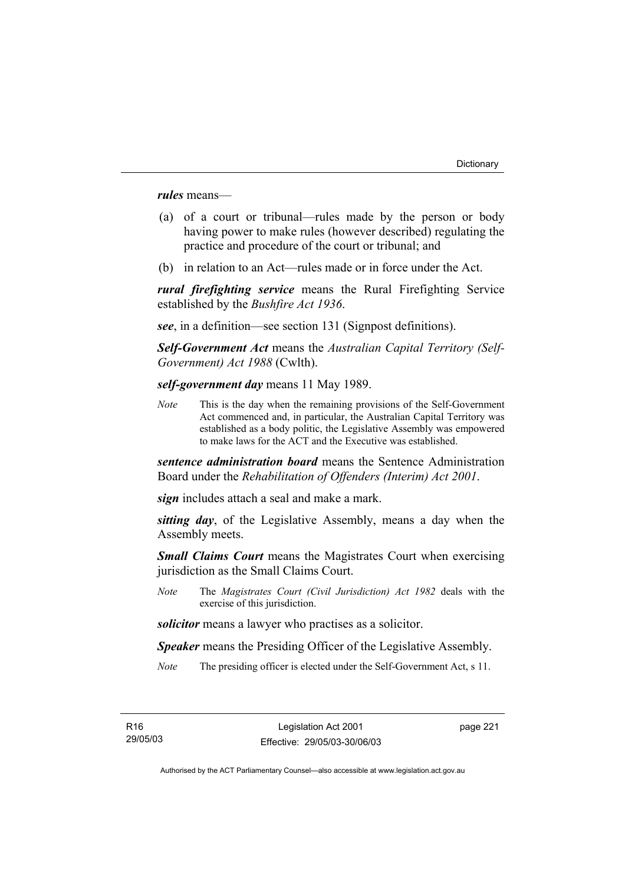***rules*** means—

(a) of a court or tribunal—rules made by the person or body having power to make rules (however described) regulating the practice and procedure of the court or tribunal; and

(b) in relation to an Act—rules made or in force under the Act.

***rural firefighting service*** means the Rural Firefighting Service established by the *Bushfire Act 1936*.

***see***, in a definition—see section 131 (Signpost definitions).

***Self-Government Act*** means the *Australian Capital Territory (Self-Government) Act 1988* (Cwlth).

***self-government day*** means 11 May 1989.

*Note* This is the day when the remaining provisions of the Self-Government Act commenced and, in particular, the Australian Capital Territory was established as a body politic, the Legislative Assembly was empowered to make laws for the ACT and the Executive was established.

***sentence administration board*** means the Sentence Administration Board under the *Rehabilitation of Offenders (Interim) Act 2001*.

***sign*** includes attach a seal and make a mark.

***sitting day***, of the Legislative Assembly, means a day when the Assembly meets.

***Small Claims Court*** means the Magistrates Court when exercising jurisdiction as the Small Claims Court.

*Note* The *Magistrates Court (Civil Jurisdiction) Act 1982* deals with the exercise of this jurisdiction.

***solicitor*** means a lawyer who practises as a solicitor.

***Speaker*** means the Presiding Officer of the Legislative Assembly.

*Note* The presiding officer is elected under the Self-Government Act, s 11.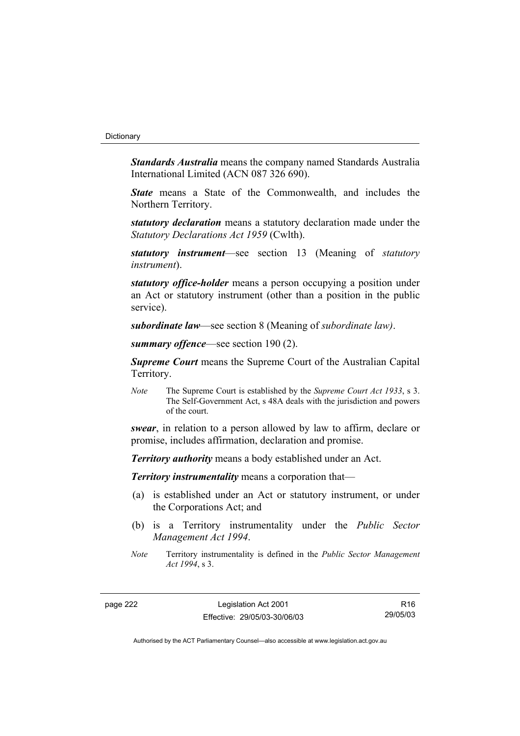***Standards Australia*** means the company named Standards Australia International Limited (ACN 087 326 690).

***State*** means a State of the Commonwealth, and includes the Northern Territory.

***statutory declaration*** means a statutory declaration made under the *Statutory Declarations Act 1959* (Cwlth).

***statutory instrument***—see section 13 (Meaning of *statutory instrument*).

***statutory office-holder*** means a person occupying a position under an Act or statutory instrument (other than a position in the public service).

***subordinate law***—see section 8 (Meaning of *subordinate law)*.

***summary offence***—see section 190 (2).

***Supreme Court*** means the Supreme Court of the Australian Capital Territory.

*Note* The Supreme Court is established by the *Supreme Court Act 1933*, s 3. The Self-Government Act, s 48A deals with the jurisdiction and powers of the court.

***swear***, in relation to a person allowed by law to affirm, declare or promise, includes affirmation, declaration and promise.

***Territory authority*** means a body established under an Act.

***Territory instrumentality*** means a corporation that—

(a) is established under an Act or statutory instrument, or under the Corporations Act; and

(b) is a Territory instrumentality under the *Public Sector Management Act 1994*.

*Note* Territory instrumentality is defined in the *Public Sector Management Act 1994*, s 3.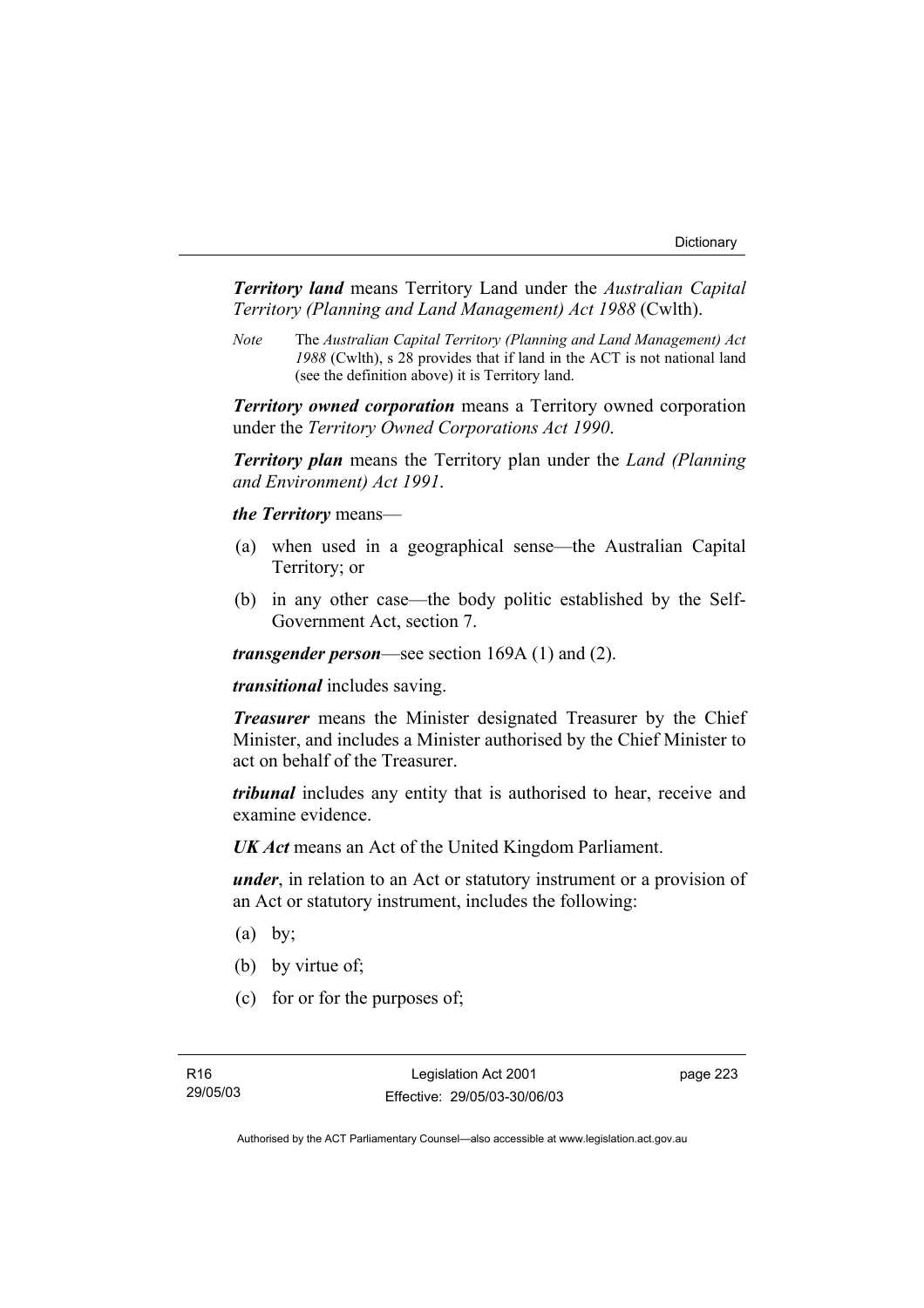***Territory land*** means Territory Land under the *Australian Capital Territory (Planning and Land Management) Act 1988* (Cwlth).

*Note* The *Australian Capital Territory (Planning and Land Management) Act 1988* (Cwlth), s 28 provides that if land in the ACT is not national land (see the definition above) it is Territory land.

***Territory owned corporation*** means a Territory owned corporation under the *Territory Owned Corporations Act 1990*.

***Territory plan*** means the Territory plan under the *Land (Planning and Environment) Act 1991*.

***the Territory*** means—

(a) when used in a geographical sense—the Australian Capital Territory; or

(b) in any other case—the body politic established by the Self-Government Act, section 7.

***transgender person***—see section 169A (1) and (2).

***transitional*** includes saving.

***Treasurer*** means the Minister designated Treasurer by the Chief Minister, and includes a Minister authorised by the Chief Minister to act on behalf of the Treasurer.

***tribunal*** includes any entity that is authorised to hear, receive and examine evidence.

***UK Act*** means an Act of the United Kingdom Parliament.

***under***, in relation to an Act or statutory instrument or a provision of an Act or statutory instrument, includes the following:

(a) by;

(b) by virtue of;

(c) for or for the purposes of;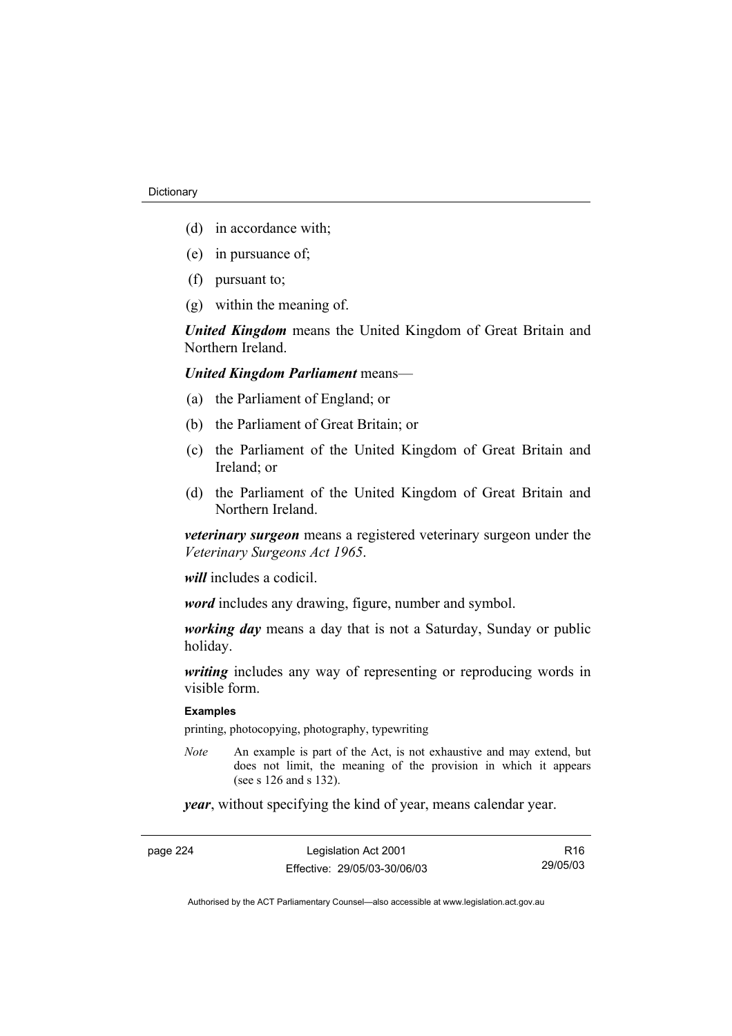(d) in accordance with;

(e) in pursuance of;

(f) pursuant to;

(g) within the meaning of.

***United Kingdom*** means the United Kingdom of Great Britain and Northern Ireland.

***United Kingdom Parliament*** means—

(a) the Parliament of England; or

(b) the Parliament of Great Britain; or

(c) the Parliament of the United Kingdom of Great Britain and Ireland; or

(d) the Parliament of the United Kingdom of Great Britain and Northern Ireland.

***veterinary surgeon*** means a registered veterinary surgeon under the *Veterinary Surgeons Act 1965*.

***will*** includes a codicil.

***word*** includes any drawing, figure, number and symbol.

***working day*** means a day that is not a Saturday, Sunday or public holiday.

***writing*** includes any way of representing or reproducing words in visible form.

**Examples**

printing, photocopying, photography, typewriting

*Note* An example is part of the Act, is not exhaustive and may extend, but does not limit, the meaning of the provision in which it appears (see s 126 and s 132).

***year***, without specifying the kind of year, means calendar year.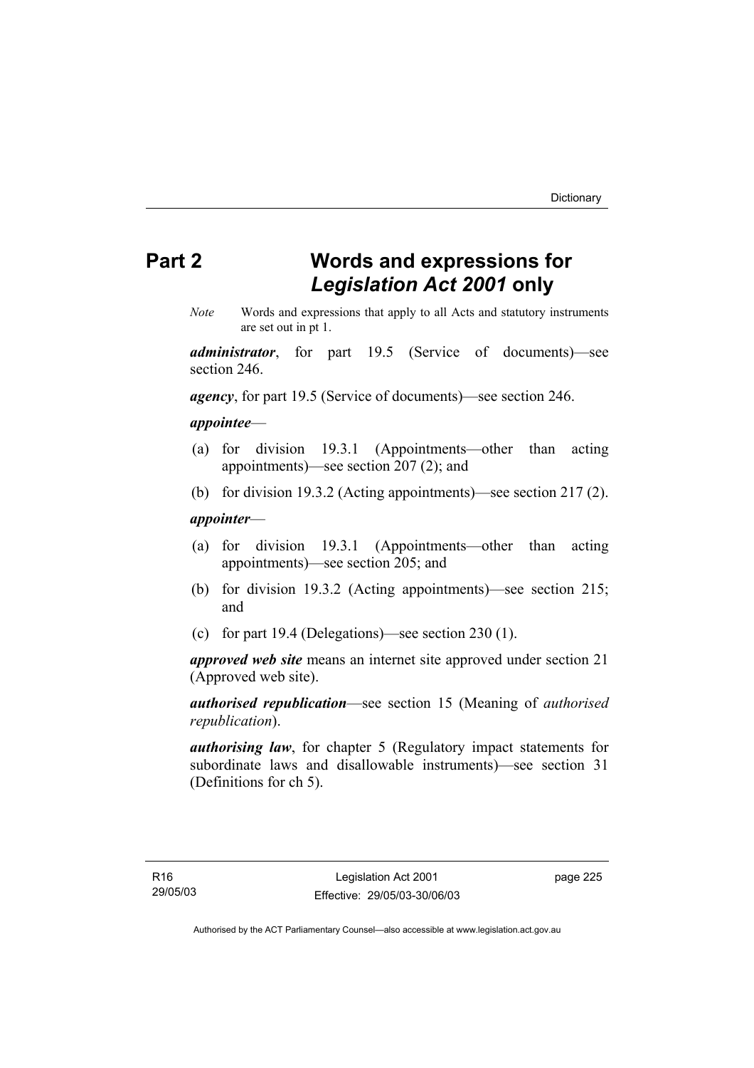# Part 2 Words and expressions for *Legislation Act 2001* only

*Note* Words and expressions that apply to all Acts and statutory instruments are set out in pt 1.

***administrator***, for part 19.5 (Service of documents)—see section 246.

***agency***, for part 19.5 (Service of documents)—see section 246.

***appointee***—

(a) for division 19.3.1 (Appointments—other than acting appointments)—see section 207 (2); and

(b) for division 19.3.2 (Acting appointments)—see section 217 (2).

***appointer***—

(a) for division 19.3.1 (Appointments—other than acting appointments)—see section 205; and

(b) for division 19.3.2 (Acting appointments)—see section 215; and

(c) for part 19.4 (Delegations)—see section 230 (1).

***approved web site*** means an internet site approved under section 21 (Approved web site).

***authorised republication***—see section 15 (Meaning of *authorised republication*).

***authorising law***, for chapter 5 (Regulatory impact statements for subordinate laws and disallowable instruments)—see section 31 (Definitions for ch 5).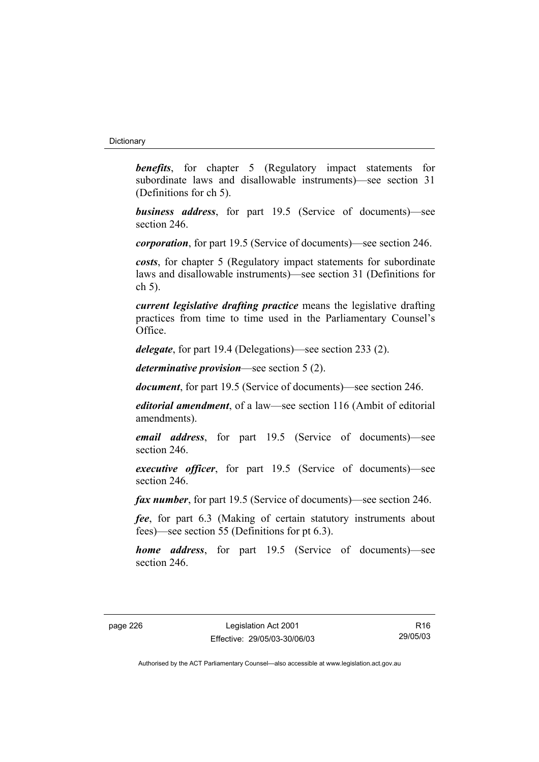***benefits***, for chapter 5 (Regulatory impact statements for subordinate laws and disallowable instruments)—see section 31 (Definitions for ch 5).

***business address***, for part 19.5 (Service of documents)—see section 246.

***corporation***, for part 19.5 (Service of documents)—see section 246.

***costs***, for chapter 5 (Regulatory impact statements for subordinate laws and disallowable instruments)—see section 31 (Definitions for ch 5).

***current legislative drafting practice*** means the legislative drafting practices from time to time used in the Parliamentary Counsel's Office.

***delegate***, for part 19.4 (Delegations)—see section 233 (2).

***determinative provision***—see section 5 (2).

***document***, for part 19.5 (Service of documents)—see section 246.

***editorial amendment***, of a law—see section 116 (Ambit of editorial amendments).

***email address***, for part 19.5 (Service of documents)—see section 246.

***executive officer***, for part 19.5 (Service of documents)—see section 246.

***fax number***, for part 19.5 (Service of documents)—see section 246.

***fee***, for part 6.3 (Making of certain statutory instruments about fees)—see section 55 (Definitions for pt 6.3).

***home address***, for part 19.5 (Service of documents)—see section 246.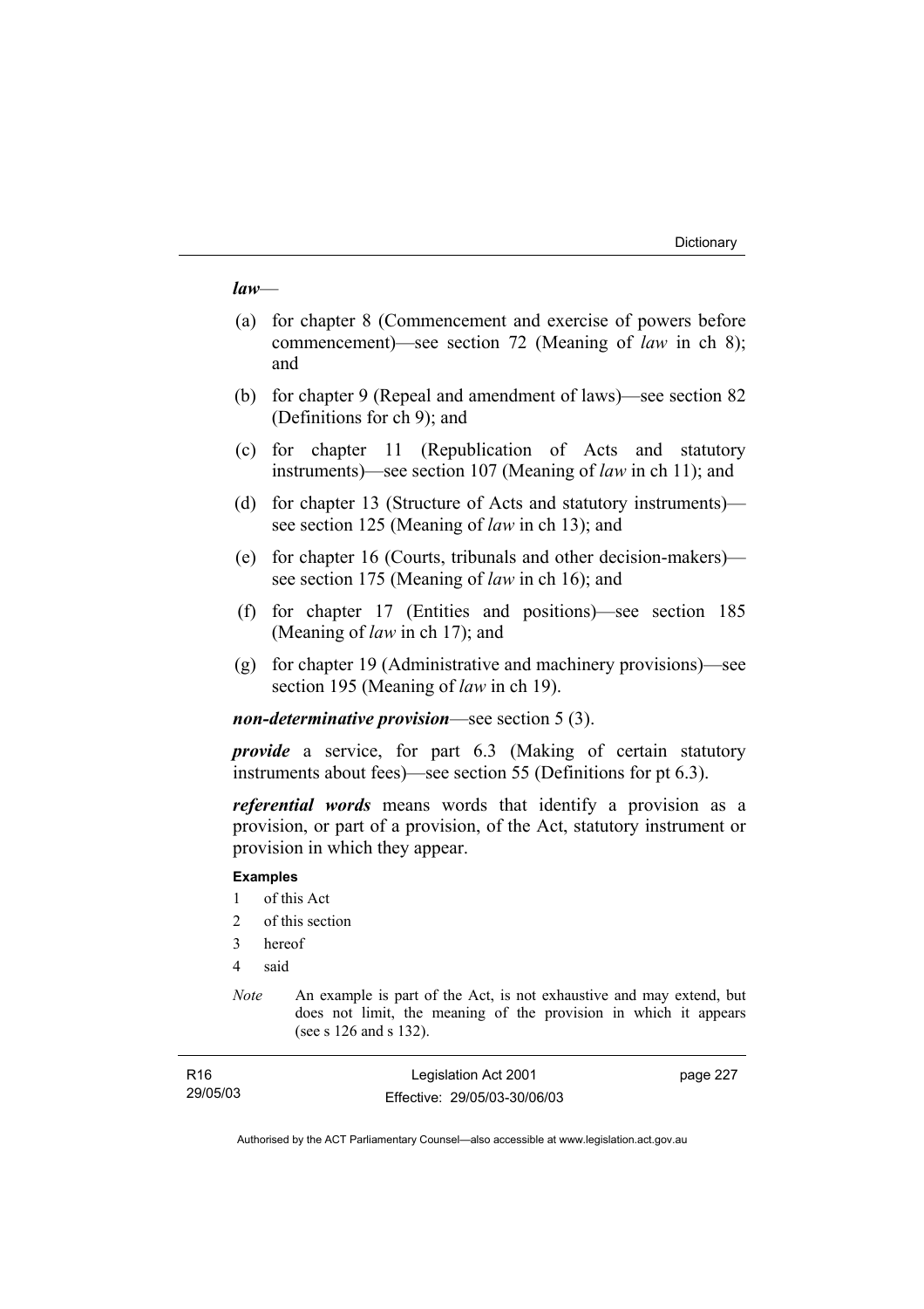***law***—

(a) for chapter 8 (Commencement and exercise of powers before commencement)—see section 72 (Meaning of *law* in ch 8); and

(b) for chapter 9 (Repeal and amendment of laws)—see section 82 (Definitions for ch 9); and

(c) for chapter 11 (Republication of Acts and statutory instruments)—see section 107 (Meaning of *law* in ch 11); and

(d) for chapter 13 (Structure of Acts and statutory instruments)—see section 125 (Meaning of *law* in ch 13); and

(e) for chapter 16 (Courts, tribunals and other decision-makers)—see section 175 (Meaning of *law* in ch 16); and

(f) for chapter 17 (Entities and positions)—see section 185 (Meaning of *law* in ch 17); and

(g) for chapter 19 (Administrative and machinery provisions)—see section 195 (Meaning of *law* in ch 19).

***non-determinative provision***—see section 5 (3).

***provide*** a service, for part 6.3 (Making of certain statutory instruments about fees)—see section 55 (Definitions for pt 6.3).

***referential words*** means words that identify a provision as a provision, or part of a provision, of the Act, statutory instrument or provision in which they appear.

**Examples**

1 of this Act
2 of this section
3 hereof
4 said

*Note* An example is part of the Act, is not exhaustive and may extend, but does not limit, the meaning of the provision in which it appears (see s 126 and s 132).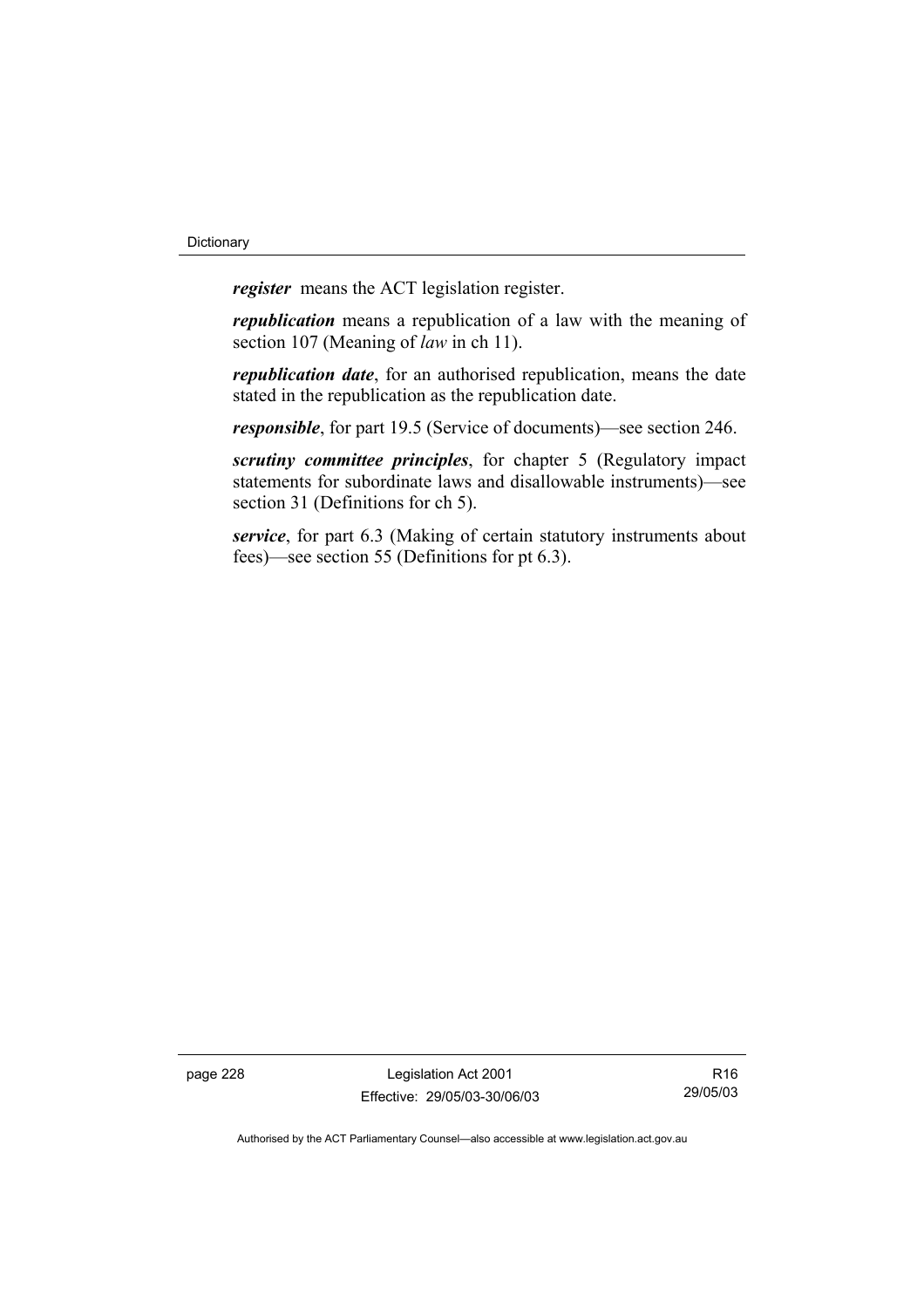***register*** means the ACT legislation register.

***republication*** means a republication of a law with the meaning of section 107 (Meaning of *law* in ch 11).

***republication date***, for an authorised republication, means the date stated in the republication as the republication date.

***responsible***, for part 19.5 (Service of documents)—see section 246.

***scrutiny committee principles***, for chapter 5 (Regulatory impact statements for subordinate laws and disallowable instruments)—see section 31 (Definitions for ch 5).

***service***, for part 6.3 (Making of certain statutory instruments about fees)—see section 55 (Definitions for pt 6.3).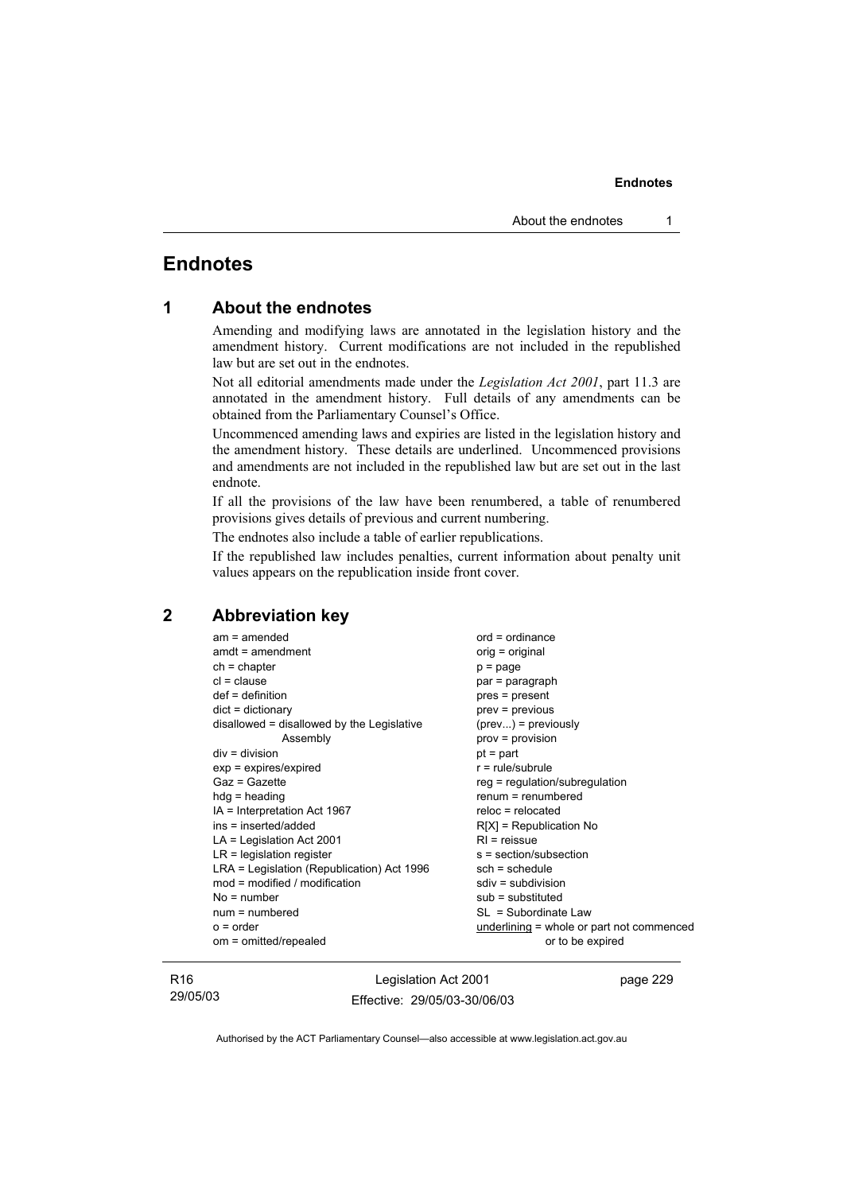# Endnotes

## 1 About the endnotes

Amending and modifying laws are annotated in the legislation history and the amendment history. Current modifications are not included in the republished law but are set out in the endnotes.

Not all editorial amendments made under the *Legislation Act 2001*, part 11.3 are annotated in the amendment history. Full details of any amendments can be obtained from the Parliamentary Counsel's Office.

Uncommenced amending laws and expiries are listed in the legislation history and the amendment history. These details are underlined. Uncommenced provisions and amendments are not included in the republished law but are set out in the last endnote.

If all the provisions of the law have been renumbered, a table of renumbered provisions gives details of previous and current numbering.

The endnotes also include a table of earlier republications.

If the republished law includes penalties, current information about penalty unit values appears on the republication inside front cover.

## 2 Abbreviation key

am = amended
amdt = amendment
ch = chapter
cl = clause
def = definition
dict = dictionary
disallowed = disallowed by the Legislative Assembly
div = division
exp = expires/expired
Gaz = Gazette
hdg = heading
IA = Interpretation Act 1967
ins = inserted/added
LA = Legislation Act 2001
LR = legislation register
LRA = Legislation (Republication) Act 1996
mod = modified / modification
No = number
num = numbered
o = order
om = omitted/repealed
ord = ordinance
orig = original
p = page
par = paragraph
pres = present
prev = previous
(prev...) = previously
prov = provision
pt = part
r = rule/subrule
reg = regulation/subregulation
renum = renumbered
reloc = relocated
R[X] = Republication No
RI = reissue
s = section/subsection
sch = schedule
sdiv = subdivision
sub = substituted
SL = Subordinate Law
<u>underlining</u> = whole or part not commenced or to be expired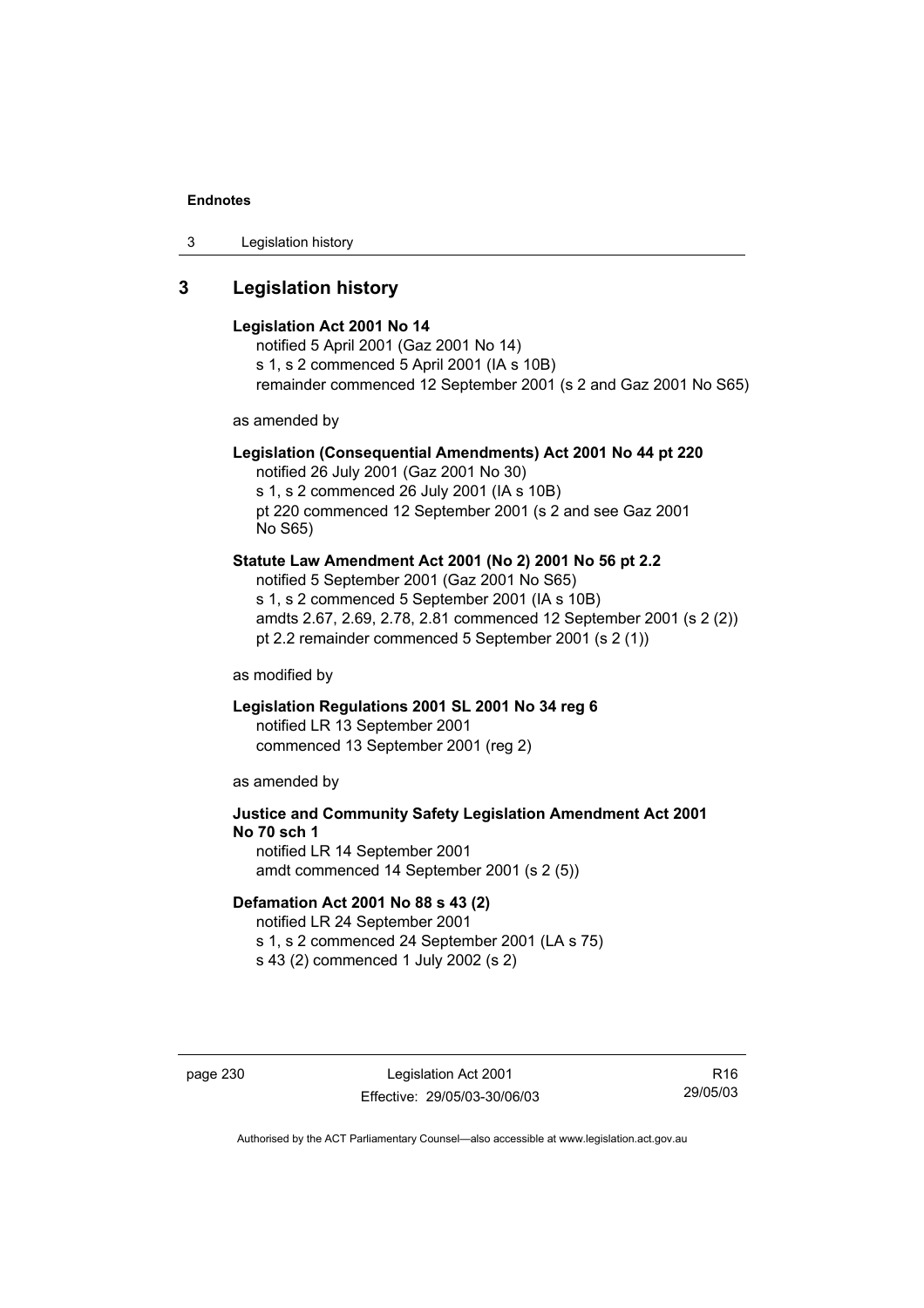## 3 Legislation history

**Legislation Act 2001 No 14**
notified 5 April 2001 (Gaz 2001 No 14)
s 1, s 2 commenced 5 April 2001 (IA s 10B)
remainder commenced 12 September 2001 (s 2 and Gaz 2001 No S65)

as amended by

**Legislation (Consequential Amendments) Act 2001 No 44 pt 220**
notified 26 July 2001 (Gaz 2001 No 30)
s 1, s 2 commenced 26 July 2001 (IA s 10B)
pt 220 commenced 12 September 2001 (s 2 and see Gaz 2001 No S65)

**Statute Law Amendment Act 2001 (No 2) 2001 No 56 pt 2.2**
notified 5 September 2001 (Gaz 2001 No S65)
s 1, s 2 commenced 5 September 2001 (IA s 10B)
amdts 2.67, 2.69, 2.78, 2.81 commenced 12 September 2001 (s 2 (2))
pt 2.2 remainder commenced 5 September 2001 (s 2 (1))

as modified by

**Legislation Regulations 2001 SL 2001 No 34 reg 6**
notified LR 13 September 2001
commenced 13 September 2001 (reg 2)

as amended by

**Justice and Community Safety Legislation Amendment Act 2001 No 70 sch 1**
notified LR 14 September 2001
amdt commenced 14 September 2001 (s 2 (5))

**Defamation Act 2001 No 88 s 43 (2)**
notified LR 24 September 2001
s 1, s 2 commenced 24 September 2001 (LA s 75)
s 43 (2) commenced 1 July 2002 (s 2)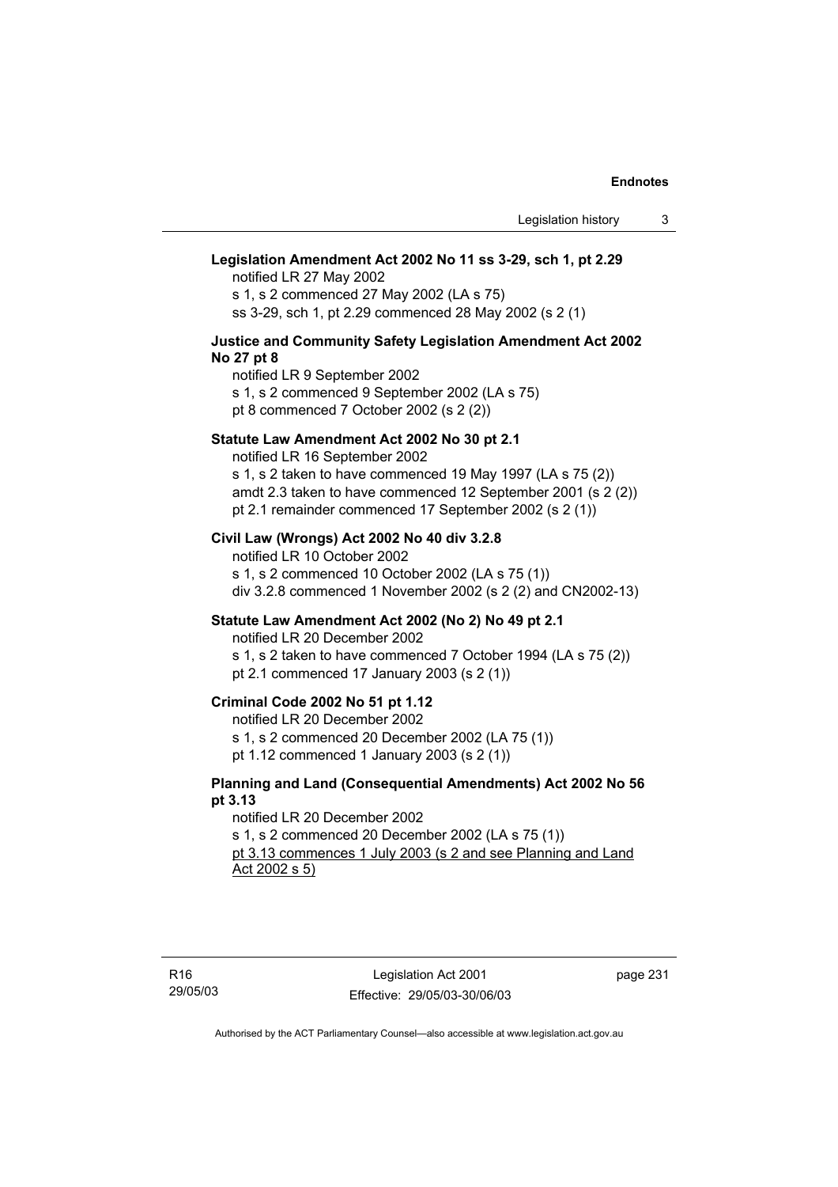**Legislation Amendment Act 2002 No 11 ss 3-29, sch 1, pt 2.29**

notified LR 27 May 2002
s 1, s 2 commenced 27 May 2002 (LA s 75)
ss 3-29, sch 1, pt 2.29 commenced 28 May 2002 (s 2 (1)

**Justice and Community Safety Legislation Amendment Act 2002 No 27 pt 8**

notified LR 9 September 2002
s 1, s 2 commenced 9 September 2002 (LA s 75)
pt 8 commenced 7 October 2002 (s 2 (2))

**Statute Law Amendment Act 2002 No 30 pt 2.1**

notified LR 16 September 2002
s 1, s 2 taken to have commenced 19 May 1997 (LA s 75 (2))
amdt 2.3 taken to have commenced 12 September 2001 (s 2 (2))
pt 2.1 remainder commenced 17 September 2002 (s 2 (1))

**Civil Law (Wrongs) Act 2002 No 40 div 3.2.8**

notified LR 10 October 2002
s 1, s 2 commenced 10 October 2002 (LA s 75 (1))
div 3.2.8 commenced 1 November 2002 (s 2 (2) and CN2002-13)

**Statute Law Amendment Act 2002 (No 2) No 49 pt 2.1**

notified LR 20 December 2002
s 1, s 2 taken to have commenced 7 October 1994 (LA s 75 (2))
pt 2.1 commenced 17 January 2003 (s 2 (1))

**Criminal Code 2002 No 51 pt 1.12**

notified LR 20 December 2002
s 1, s 2 commenced 20 December 2002 (LA 75 (1))
pt 1.12 commenced 1 January 2003 (s 2 (1))

**Planning and Land (Consequential Amendments) Act 2002 No 56 pt 3.13**

notified LR 20 December 2002
s 1, s 2 commenced 20 December 2002 (LA s 75 (1))
<u>pt 3.13 commences 1 July 2003 (s 2 and see Planning and Land Act 2002 s 5)</u>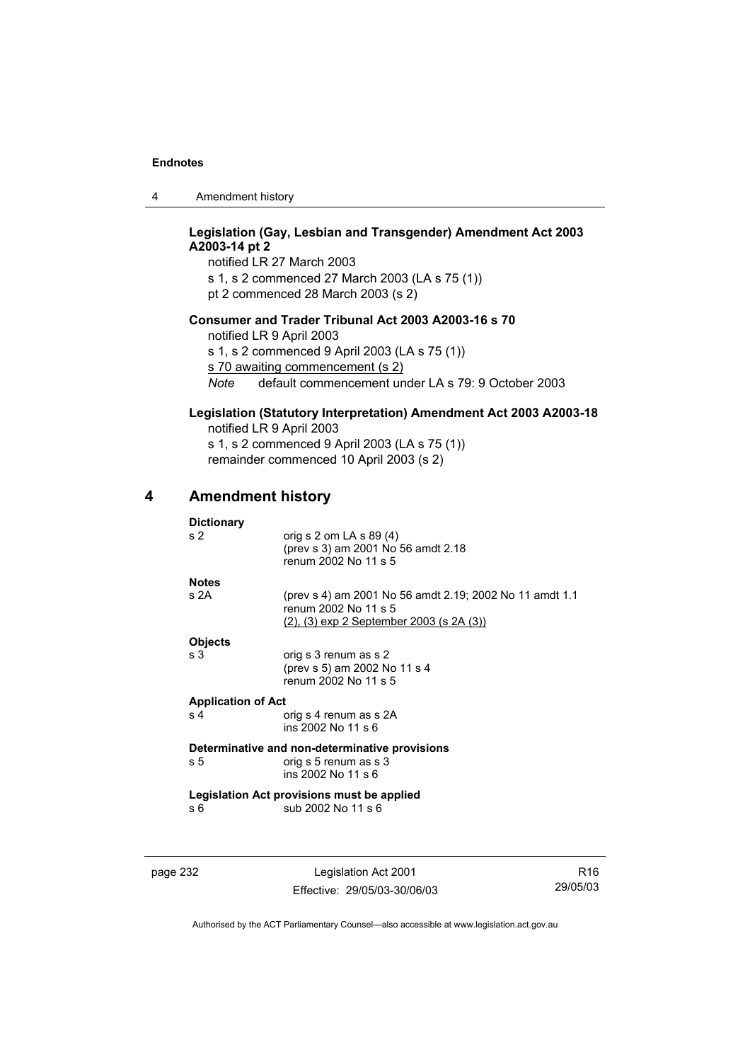**Legislation (Gay, Lesbian and Transgender) Amendment Act 2003 A2003-14 pt 2**

notified LR 27 March 2003
s 1, s 2 commenced 27 March 2003 (LA s 75 (1))
pt 2 commenced 28 March 2003 (s 2)

**Consumer and Trader Tribunal Act 2003 A2003-16 s 70**

notified LR 9 April 2003
s 1, s 2 commenced 9 April 2003 (LA s 75 (1))
s 70 awaiting commencement (s 2)
*Note* default commencement under LA s 79: 9 October 2003

**Legislation (Statutory Interpretation) Amendment Act 2003 A2003-18**

notified LR 9 April 2003
s 1, s 2 commenced 9 April 2003 (LA s 75 (1))
remainder commenced 10 April 2003 (s 2)

## 4 Amendment history

**Dictionary**

| | |
|---|---|
| s 2 | orig s 2 om LA s 89 (4)<br>(prev s 3) am 2001 No 56 amdt 2.18<br>renum 2002 No 11 s 5 |

**Notes**

| | |
|---|---|
| s 2A | (prev s 4) am 2001 No 56 amdt 2.19; 2002 No 11 amdt 1.1<br>renum 2002 No 11 s 5<br>(2), (3) exp 2 September 2003 (s 2A (3)) |

**Objects**

| | |
|---|---|
| s 3 | orig s 3 renum as s 2<br>(prev s 5) am 2002 No 11 s 4<br>renum 2002 No 11 s 5 |

**Application of Act**

| | |
|---|---|
| s 4 | orig s 4 renum as s 2A<br>ins 2002 No 11 s 6 |

**Determinative and non-determinative provisions**

| | |
|---|---|
| s 5 | orig s 5 renum as s 3<br>ins 2002 No 11 s 6 |

**Legislation Act provisions must be applied**

| | |
|---|---|
| s 6 | sub 2002 No 11 s 6 |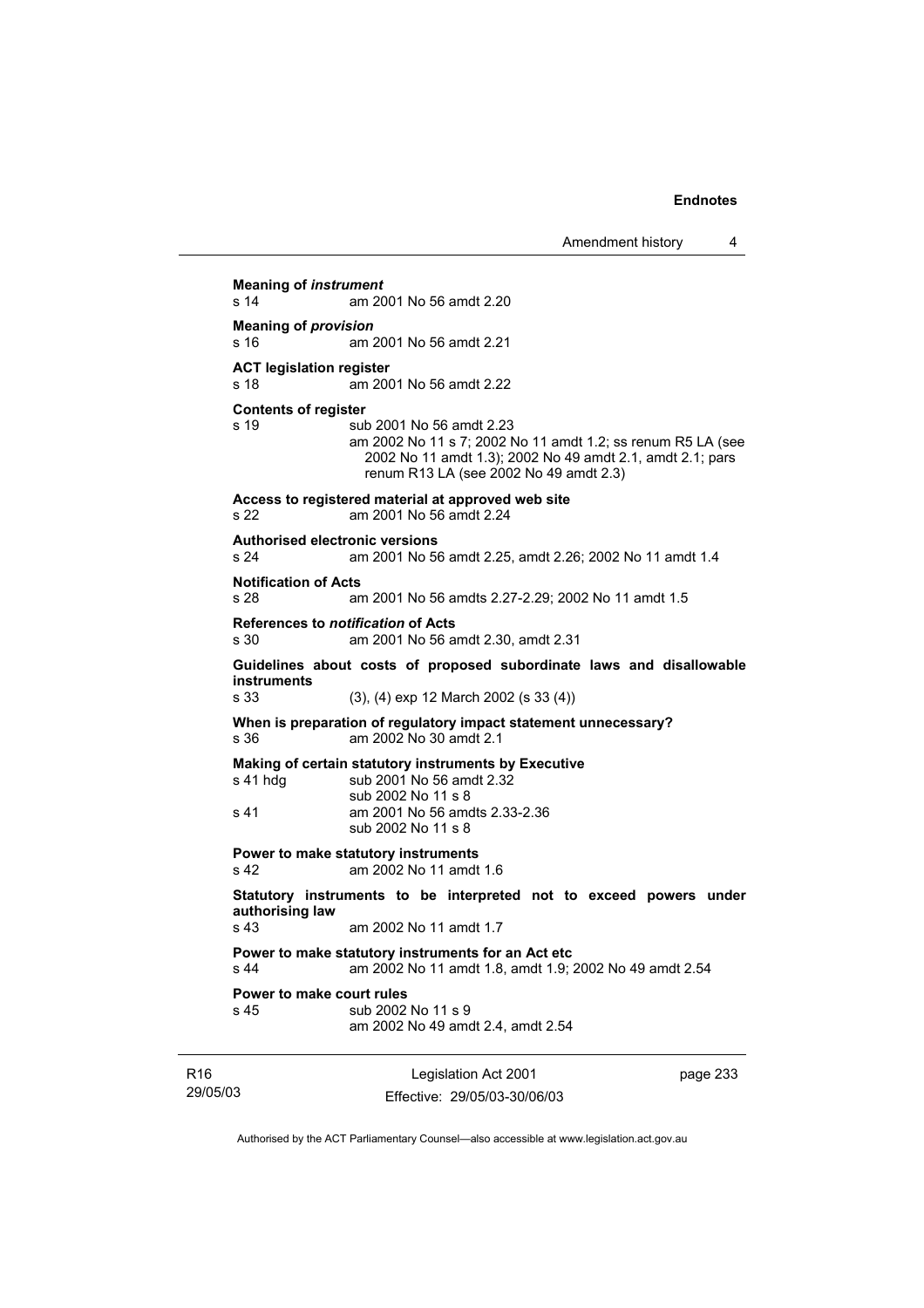**Meaning of *instrument***

s 14 am 2001 No 56 amdt 2.20

**Meaning of *provision***

s 16 am 2001 No 56 amdt 2.21

**ACT legislation register**

s 18 am 2001 No 56 amdt 2.22

**Contents of register**

s 19 sub 2001 No 56 amdt 2.23
am 2002 No 11 s 7; 2002 No 11 amdt 1.2; ss renum R5 LA (see 2002 No 11 amdt 1.3); 2002 No 49 amdt 2.1, amdt 2.1; pars renum R13 LA (see 2002 No 49 amdt 2.3)

**Access to registered material at approved web site**

s 22 am 2001 No 56 amdt 2.24

**Authorised electronic versions**

s 24 am 2001 No 56 amdt 2.25, amdt 2.26; 2002 No 11 amdt 1.4

**Notification of Acts**

s 28 am 2001 No 56 amdts 2.27-2.29; 2002 No 11 amdt 1.5

**References to *notification* of Acts**

s 30 am 2001 No 56 amdt 2.30, amdt 2.31

**Guidelines about costs of proposed subordinate laws and disallowable instruments**

s 33 (3), (4) exp 12 March 2002 (s 33 (4))

**When is preparation of regulatory impact statement unnecessary?**

s 36 am 2002 No 30 amdt 2.1

**Making of certain statutory instruments by Executive**

s 41 hdg sub 2001 No 56 amdt 2.32
sub 2002 No 11 s 8

s 41 am 2001 No 56 amdts 2.33-2.36
sub 2002 No 11 s 8

**Power to make statutory instruments**

s 42 am 2002 No 11 amdt 1.6

**Statutory instruments to be interpreted not to exceed powers under authorising law**

s 43 am 2002 No 11 amdt 1.7

**Power to make statutory instruments for an Act etc**

s 44 am 2002 No 11 amdt 1.8, amdt 1.9; 2002 No 49 amdt 2.54

**Power to make court rules**

s 45 sub 2002 No 11 s 9
am 2002 No 49 amdt 2.4, amdt 2.54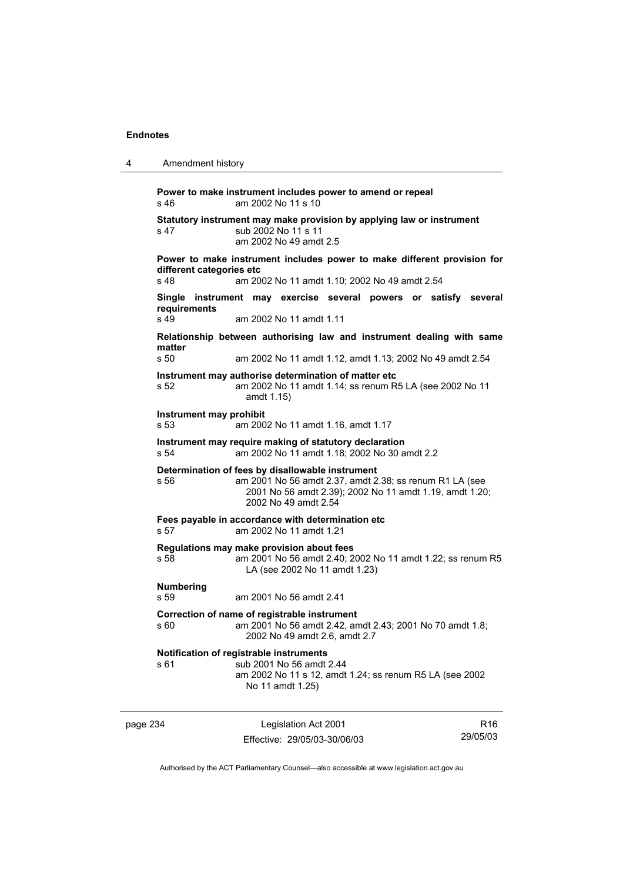**Power to make instrument includes power to amend or repeal**
s 46 am 2002 No 11 s 10

**Statutory instrument may make provision by applying law or instrument**
s 47 sub 2002 No 11 s 11
am 2002 No 49 amdt 2.5

**Power to make instrument includes power to make different provision for different categories etc**
s 48 am 2002 No 11 amdt 1.10; 2002 No 49 amdt 2.54

**Single instrument may exercise several powers or satisfy several requirements**
s 49 am 2002 No 11 amdt 1.11

**Relationship between authorising law and instrument dealing with same matter**
s 50 am 2002 No 11 amdt 1.12, amdt 1.13; 2002 No 49 amdt 2.54

**Instrument may authorise determination of matter etc**
s 52 am 2002 No 11 amdt 1.14; ss renum R5 LA (see 2002 No 11 amdt 1.15)

**Instrument may prohibit**
s 53 am 2002 No 11 amdt 1.16, amdt 1.17

**Instrument may require making of statutory declaration**
s 54 am 2002 No 11 amdt 1.18; 2002 No 30 amdt 2.2

**Determination of fees by disallowable instrument**
s 56 am 2001 No 56 amdt 2.37, amdt 2.38; ss renum R1 LA (see 2001 No 56 amdt 2.39); 2002 No 11 amdt 1.19, amdt 1.20; 2002 No 49 amdt 2.54

**Fees payable in accordance with determination etc**
s 57 am 2002 No 11 amdt 1.21

**Regulations may make provision about fees**
s 58 am 2001 No 56 amdt 2.40; 2002 No 11 amdt 1.22; ss renum R5 LA (see 2002 No 11 amdt 1.23)

**Numbering**
s 59 am 2001 No 56 amdt 2.41

**Correction of name of registrable instrument**
s 60 am 2001 No 56 amdt 2.42, amdt 2.43; 2001 No 70 amdt 1.8; 2002 No 49 amdt 2.6, amdt 2.7

**Notification of registrable instruments**
s 61 sub 2001 No 56 amdt 2.44
am 2002 No 11 s 12, amdt 1.24; ss renum R5 LA (see 2002 No 11 amdt 1.25)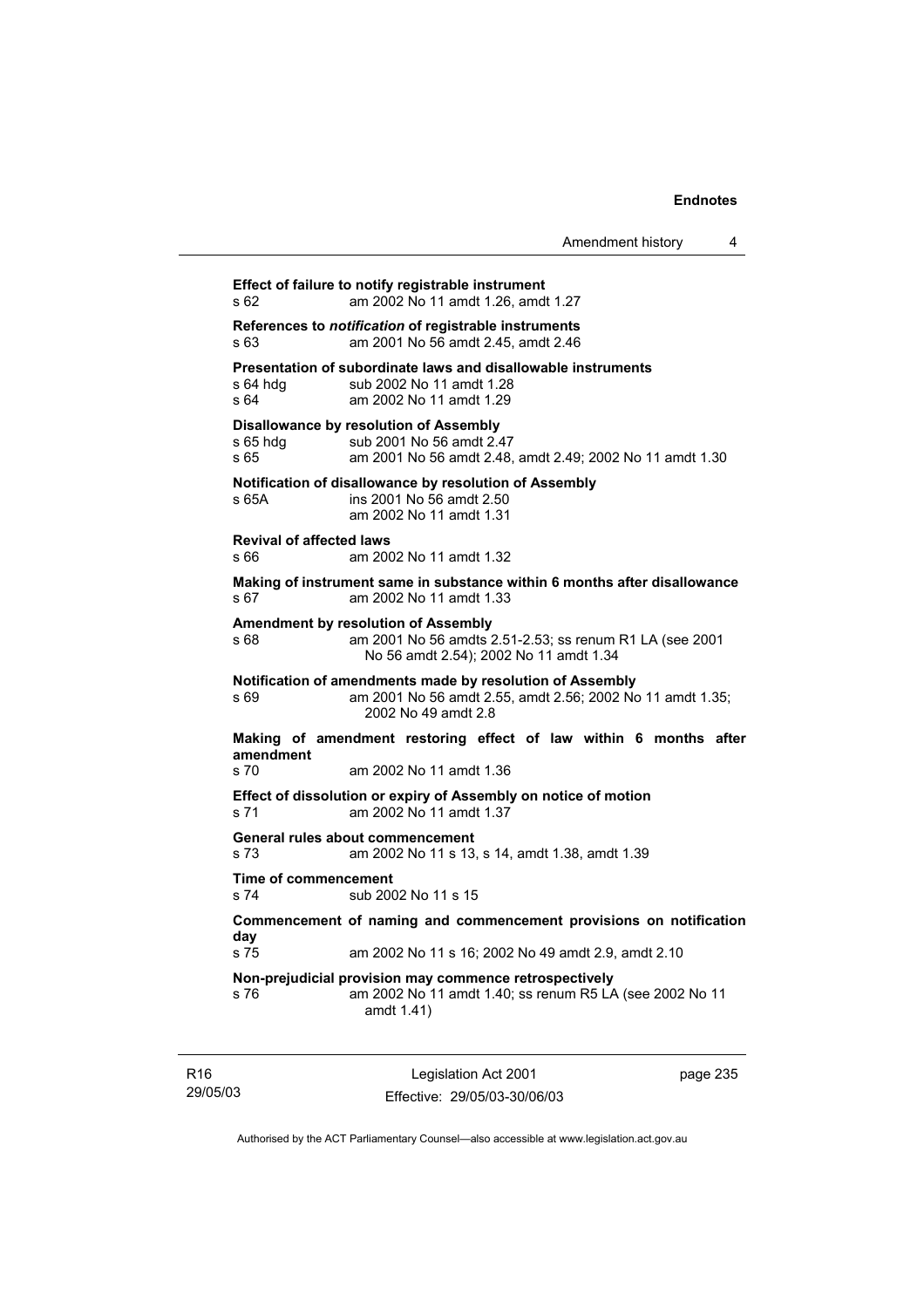**Effect of failure to notify registrable instrument**
s 62 am 2002 No 11 amdt 1.26, amdt 1.27

**References to *notification* of registrable instruments**
s 63 am 2001 No 56 amdt 2.45, amdt 2.46

**Presentation of subordinate laws and disallowable instruments**
s 64 hdg sub 2002 No 11 amdt 1.28
s 64 am 2002 No 11 amdt 1.29

**Disallowance by resolution of Assembly**
s 65 hdg sub 2001 No 56 amdt 2.47
s 65 am 2001 No 56 amdt 2.48, amdt 2.49; 2002 No 11 amdt 1.30

**Notification of disallowance by resolution of Assembly**
s 65A ins 2001 No 56 amdt 2.50
am 2002 No 11 amdt 1.31

**Revival of affected laws**
s 66 am 2002 No 11 amdt 1.32

**Making of instrument same in substance within 6 months after disallowance**
s 67 am 2002 No 11 amdt 1.33

**Amendment by resolution of Assembly**
s 68 am 2001 No 56 amdts 2.51-2.53; ss renum R1 LA (see 2001 No 56 amdt 2.54); 2002 No 11 amdt 1.34

**Notification of amendments made by resolution of Assembly**
s 69 am 2001 No 56 amdt 2.55, amdt 2.56; 2002 No 11 amdt 1.35; 2002 No 49 amdt 2.8

**Making of amendment restoring effect of law within 6 months after amendment**
s 70 am 2002 No 11 amdt 1.36

**Effect of dissolution or expiry of Assembly on notice of motion**
s 71 am 2002 No 11 amdt 1.37

**General rules about commencement**
s 73 am 2002 No 11 s 13, s 14, amdt 1.38, amdt 1.39

**Time of commencement**
s 74 sub 2002 No 11 s 15

**Commencement of naming and commencement provisions on notification day**
s 75 am 2002 No 11 s 16; 2002 No 49 amdt 2.9, amdt 2.10

**Non-prejudicial provision may commence retrospectively**
s 76 am 2002 No 11 amdt 1.40; ss renum R5 LA (see 2002 No 11 amdt 1.41)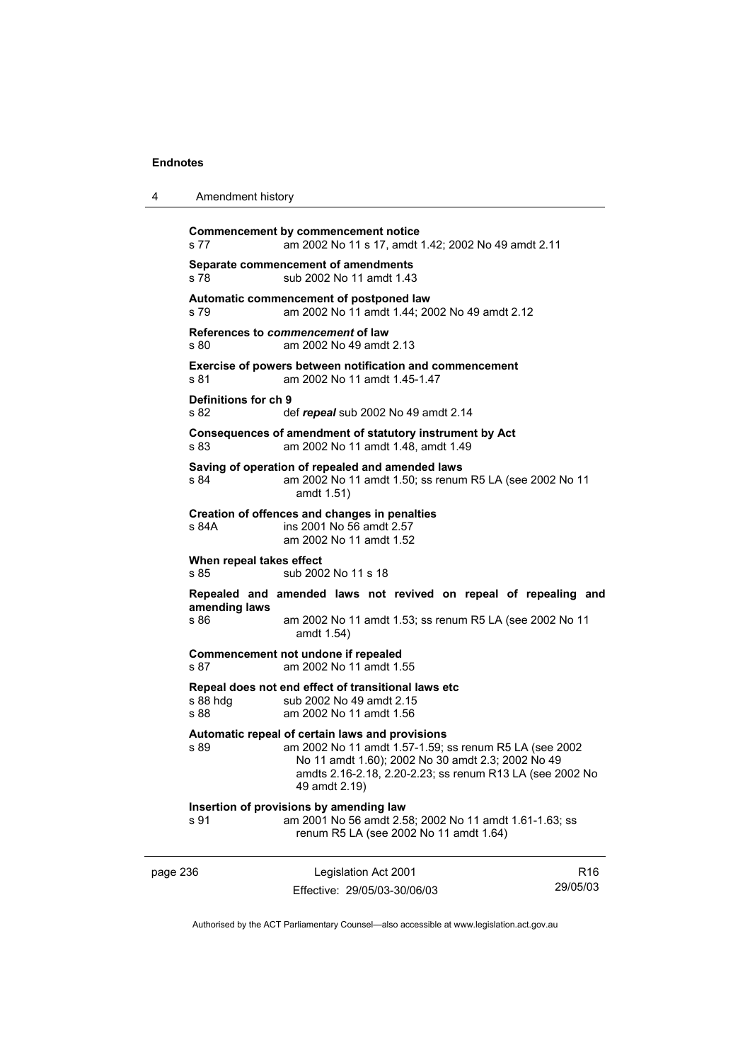**Commencement by commencement notice**
s 77 am 2002 No 11 s 17, amdt 1.42; 2002 No 49 amdt 2.11

**Separate commencement of amendments**
s 78 sub 2002 No 11 amdt 1.43

**Automatic commencement of postponed law**
s 79 am 2002 No 11 amdt 1.44; 2002 No 49 amdt 2.12

**References to *commencement* of law**
s 80 am 2002 No 49 amdt 2.13

**Exercise of powers between notification and commencement**
s 81 am 2002 No 11 amdt 1.45-1.47

**Definitions for ch 9**
s 82 def ***repeal*** sub 2002 No 49 amdt 2.14

**Consequences of amendment of statutory instrument by Act**
s 83 am 2002 No 11 amdt 1.48, amdt 1.49

**Saving of operation of repealed and amended laws**
s 84 am 2002 No 11 amdt 1.50; ss renum R5 LA (see 2002 No 11 amdt 1.51)

**Creation of offences and changes in penalties**
s 84A ins 2001 No 56 amdt 2.57
am 2002 No 11 amdt 1.52

**When repeal takes effect**
s 85 sub 2002 No 11 s 18

**Repealed and amended laws not revived on repeal of repealing and amending laws**
s 86 am 2002 No 11 amdt 1.53; ss renum R5 LA (see 2002 No 11 amdt 1.54)

**Commencement not undone if repealed**
s 87 am 2002 No 11 amdt 1.55

**Repeal does not end effect of transitional laws etc**
s 88 hdg sub 2002 No 49 amdt 2.15
s 88 am 2002 No 11 amdt 1.56

**Automatic repeal of certain laws and provisions**
s 89 am 2002 No 11 amdt 1.57-1.59; ss renum R5 LA (see 2002 No 11 amdt 1.60); 2002 No 30 amdt 2.3; 2002 No 49 amdts 2.16-2.18, 2.20-2.23; ss renum R13 LA (see 2002 No 49 amdt 2.19)

**Insertion of provisions by amending law**
s 91 am 2001 No 56 amdt 2.58; 2002 No 11 amdt 1.61-1.63; ss renum R5 LA (see 2002 No 11 amdt 1.64)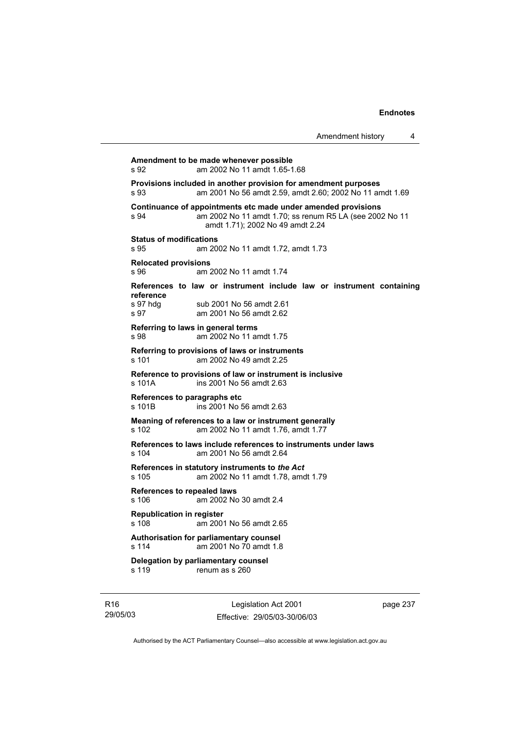**Amendment to be made whenever possible**
s 92 am 2002 No 11 amdt 1.65-1.68

**Provisions included in another provision for amendment purposes**
s 93 am 2001 No 56 amdt 2.59, amdt 2.60; 2002 No 11 amdt 1.69

**Continuance of appointments etc made under amended provisions**
s 94 am 2002 No 11 amdt 1.70; ss renum R5 LA (see 2002 No 11 amdt 1.71); 2002 No 49 amdt 2.24

**Status of modifications**
s 95 am 2002 No 11 amdt 1.72, amdt 1.73

**Relocated provisions**
s 96 am 2002 No 11 amdt 1.74

**References to law or instrument include law or instrument containing reference**
s 97 hdg sub 2001 No 56 amdt 2.61
s 97 am 2001 No 56 amdt 2.62

**Referring to laws in general terms**
s 98 am 2002 No 11 amdt 1.75

**Referring to provisions of laws or instruments**
s 101 am 2002 No 49 amdt 2.25

**Reference to provisions of law or instrument is inclusive**
s 101A ins 2001 No 56 amdt 2.63

**References to paragraphs etc**
s 101B ins 2001 No 56 amdt 2.63

**Meaning of references to a law or instrument generally**
s 102 am 2002 No 11 amdt 1.76, amdt 1.77

**References to laws include references to instruments under laws**
s 104 am 2001 No 56 amdt 2.64

**References in statutory instruments to *the Act***
s 105 am 2002 No 11 amdt 1.78, amdt 1.79

**References to repealed laws**
s 106 am 2002 No 30 amdt 2.4

**Republication in register**
s 108 am 2001 No 56 amdt 2.65

**Authorisation for parliamentary counsel**
s 114 am 2001 No 70 amdt 1.8

**Delegation by parliamentary counsel**
s 119 renum as s 260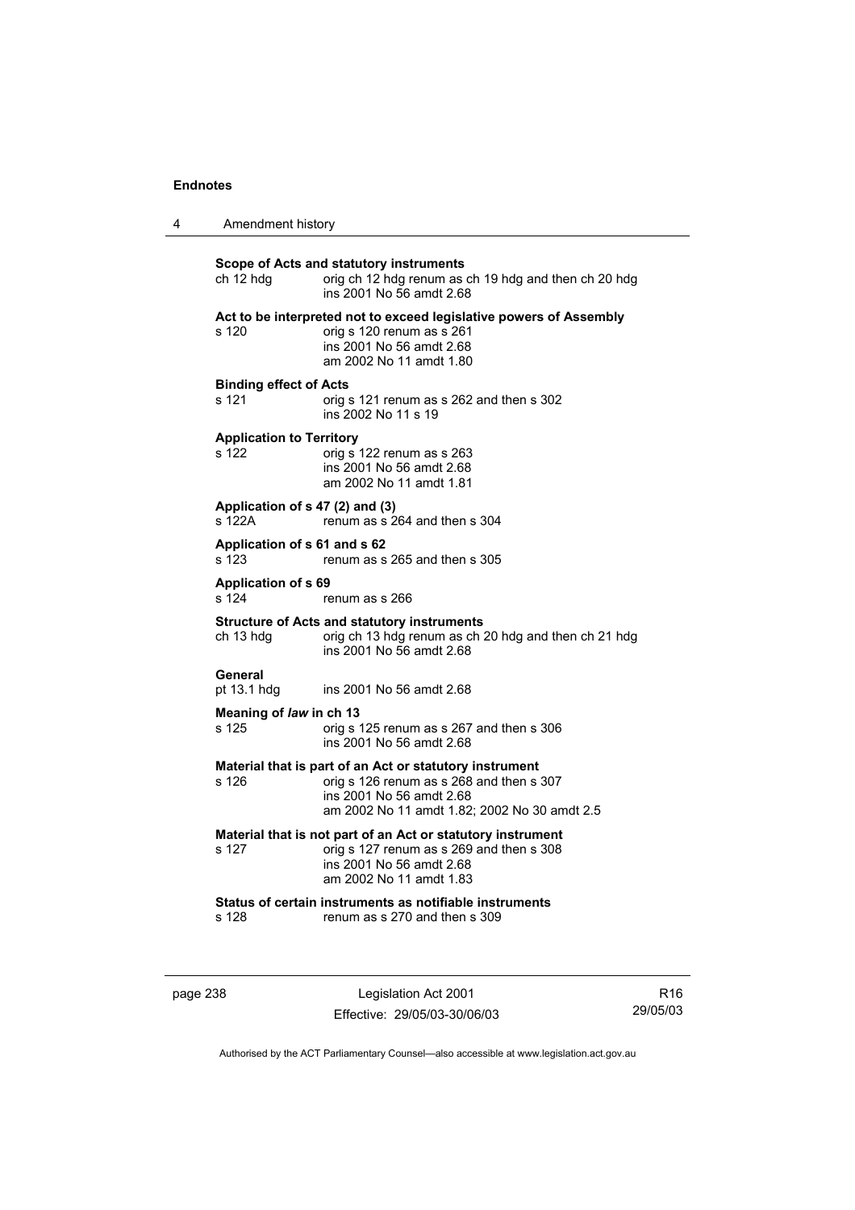**Scope of Acts and statutory instruments**

ch 12 hdg orig ch 12 hdg renum as ch 19 hdg and then ch 20 hdg
ins 2001 No 56 amdt 2.68

**Act to be interpreted not to exceed legislative powers of Assembly**

s 120 orig s 120 renum as s 261
ins 2001 No 56 amdt 2.68
am 2002 No 11 amdt 1.80

**Binding effect of Acts**

s 121 orig s 121 renum as s 262 and then s 302
ins 2002 No 11 s 19

**Application to Territory**

s 122 orig s 122 renum as s 263
ins 2001 No 56 amdt 2.68
am 2002 No 11 amdt 1.81

**Application of s 47 (2) and (3)**

s 122A renum as s 264 and then s 304

**Application of s 61 and s 62**

s 123 renum as s 265 and then s 305

**Application of s 69**

s 124 renum as s 266

**Structure of Acts and statutory instruments**

ch 13 hdg orig ch 13 hdg renum as ch 20 hdg and then ch 21 hdg
ins 2001 No 56 amdt 2.68

**General**

pt 13.1 hdg ins 2001 No 56 amdt 2.68

**Meaning of *law* in ch 13**

s 125 orig s 125 renum as s 267 and then s 306
ins 2001 No 56 amdt 2.68

**Material that is part of an Act or statutory instrument**

s 126 orig s 126 renum as s 268 and then s 307
ins 2001 No 56 amdt 2.68
am 2002 No 11 amdt 1.82; 2002 No 30 amdt 2.5

**Material that is not part of an Act or statutory instrument**

s 127 orig s 127 renum as s 269 and then s 308
ins 2001 No 56 amdt 2.68
am 2002 No 11 amdt 1.83

**Status of certain instruments as notifiable instruments**

s 128 renum as s 270 and then s 309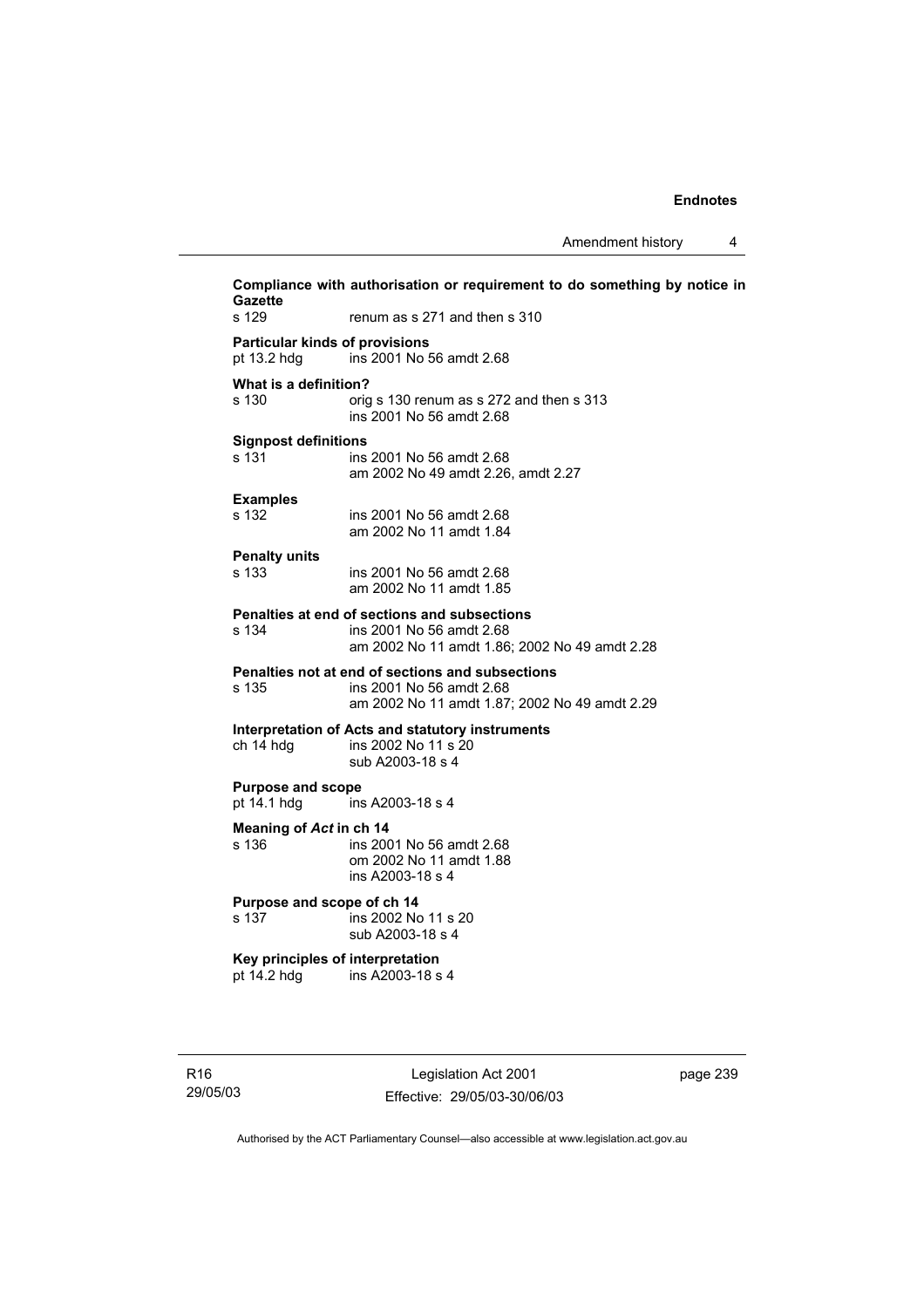**Compliance with authorisation or requirement to do something by notice in Gazette**

s 129 renum as s 271 and then s 310

**Particular kinds of provisions**

pt 13.2 hdg ins 2001 No 56 amdt 2.68

**What is a definition?**

s 130 orig s 130 renum as s 272 and then s 313
ins 2001 No 56 amdt 2.68

**Signpost definitions**

s 131 ins 2001 No 56 amdt 2.68
am 2002 No 49 amdt 2.26, amdt 2.27

**Examples**

s 132 ins 2001 No 56 amdt 2.68
am 2002 No 11 amdt 1.84

**Penalty units**

s 133 ins 2001 No 56 amdt 2.68
am 2002 No 11 amdt 1.85

**Penalties at end of sections and subsections**

s 134 ins 2001 No 56 amdt 2.68
am 2002 No 11 amdt 1.86; 2002 No 49 amdt 2.28

**Penalties not at end of sections and subsections**

s 135 ins 2001 No 56 amdt 2.68
am 2002 No 11 amdt 1.87; 2002 No 49 amdt 2.29

**Interpretation of Acts and statutory instruments**

ch 14 hdg ins 2002 No 11 s 20
sub A2003-18 s 4

**Purpose and scope**

pt 14.1 hdg ins A2003-18 s 4

**Meaning of *Act* in ch 14**

s 136 ins 2001 No 56 amdt 2.68
om 2002 No 11 amdt 1.88
ins A2003-18 s 4

**Purpose and scope of ch 14**

s 137 ins 2002 No 11 s 20
sub A2003-18 s 4

**Key principles of interpretation**

pt 14.2 hdg ins A2003-18 s 4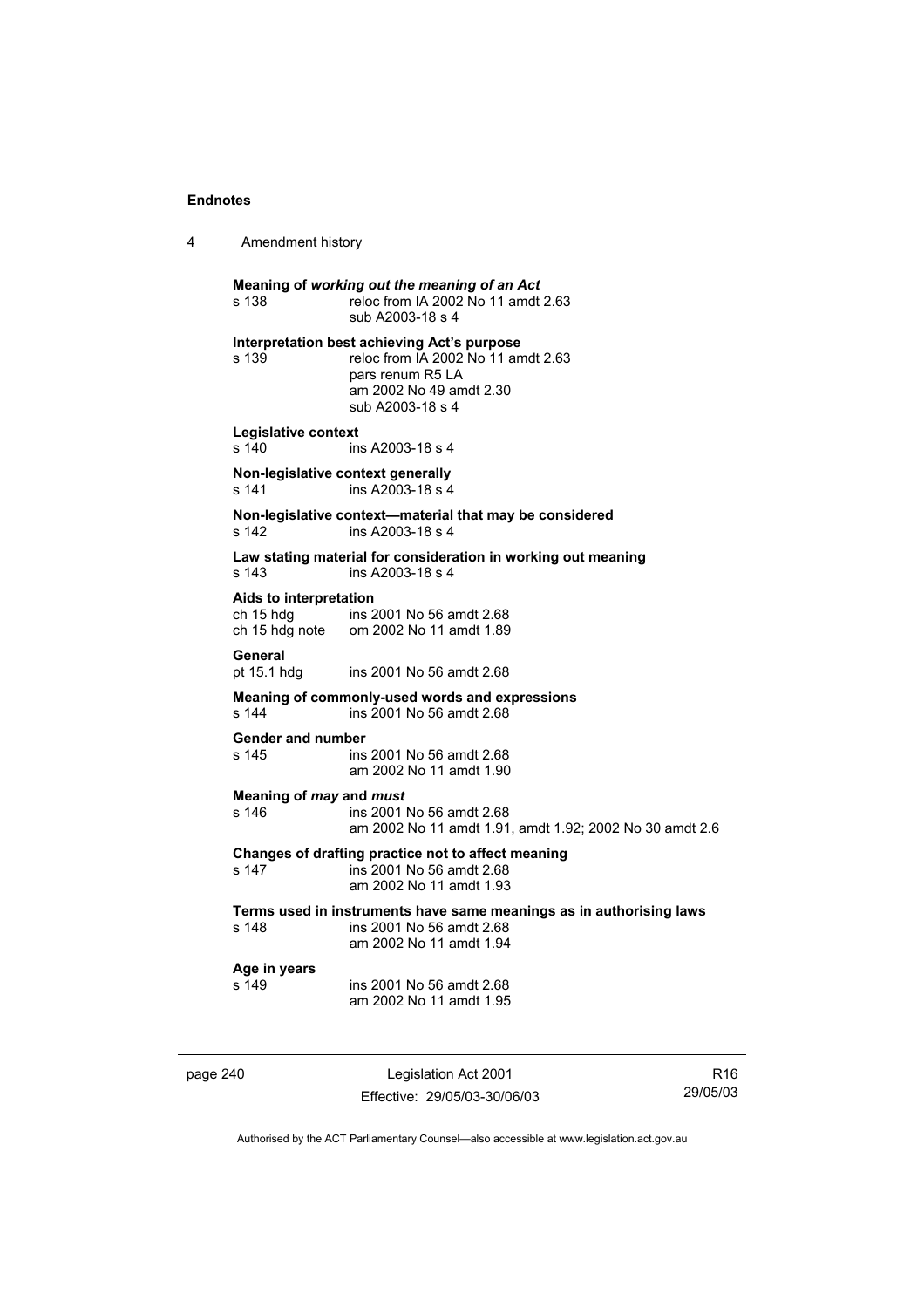**Meaning of *working out the meaning of an Act***

s 138 reloc from IA 2002 No 11 amdt 2.63
sub A2003-18 s 4

**Interpretation best achieving Act's purpose**

s 139 reloc from IA 2002 No 11 amdt 2.63
pars renum R5 LA
am 2002 No 49 amdt 2.30
sub A2003-18 s 4

**Legislative context**

s 140 ins A2003-18 s 4

**Non-legislative context generally**

s 141 ins A2003-18 s 4

**Non-legislative context—material that may be considered**

s 142 ins A2003-18 s 4

**Law stating material for consideration in working out meaning**

s 143 ins A2003-18 s 4

**Aids to interpretation**

ch 15 hdg ins 2001 No 56 amdt 2.68
ch 15 hdg note om 2002 No 11 amdt 1.89

**General**

pt 15.1 hdg ins 2001 No 56 amdt 2.68

**Meaning of commonly-used words and expressions**

s 144 ins 2001 No 56 amdt 2.68

**Gender and number**

s 145 ins 2001 No 56 amdt 2.68
am 2002 No 11 amdt 1.90

**Meaning of *may* and *must***

s 146 ins 2001 No 56 amdt 2.68
am 2002 No 11 amdt 1.91, amdt 1.92; 2002 No 30 amdt 2.6

**Changes of drafting practice not to affect meaning**

s 147 ins 2001 No 56 amdt 2.68
am 2002 No 11 amdt 1.93

**Terms used in instruments have same meanings as in authorising laws**

s 148 ins 2001 No 56 amdt 2.68
am 2002 No 11 amdt 1.94

**Age in years**

s 149 ins 2001 No 56 amdt 2.68
am 2002 No 11 amdt 1.95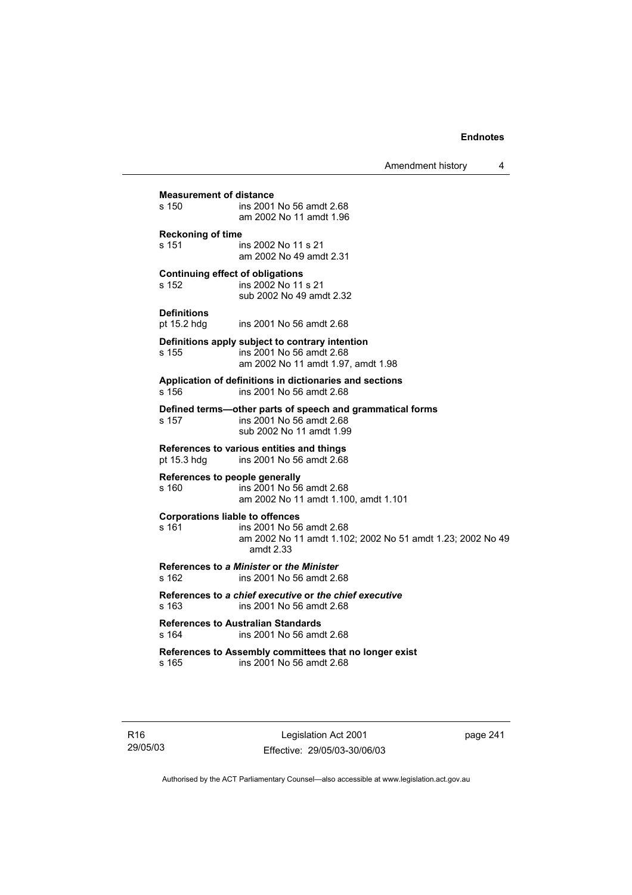**Measurement of distance**
s 150 ins 2001 No 56 amdt 2.68
am 2002 No 11 amdt 1.96

**Reckoning of time**
s 151 ins 2002 No 11 s 21
am 2002 No 49 amdt 2.31

**Continuing effect of obligations**
s 152 ins 2002 No 11 s 21
sub 2002 No 49 amdt 2.32

**Definitions**
pt 15.2 hdg ins 2001 No 56 amdt 2.68

**Definitions apply subject to contrary intention**
s 155 ins 2001 No 56 amdt 2.68
am 2002 No 11 amdt 1.97, amdt 1.98

**Application of definitions in dictionaries and sections**
s 156 ins 2001 No 56 amdt 2.68

**Defined terms—other parts of speech and grammatical forms**
s 157 ins 2001 No 56 amdt 2.68
sub 2002 No 11 amdt 1.99

**References to various entities and things**
pt 15.3 hdg ins 2001 No 56 amdt 2.68

**References to people generally**
s 160 ins 2001 No 56 amdt 2.68
am 2002 No 11 amdt 1.100, amdt 1.101

**Corporations liable to offences**
s 161 ins 2001 No 56 amdt 2.68
am 2002 No 11 amdt 1.102; 2002 No 51 amdt 1.23; 2002 No 49 amdt 2.33

**References to *a Minister* or *the Minister***
s 162 ins 2001 No 56 amdt 2.68

**References to *a chief executive* or *the chief executive***
s 163 ins 2001 No 56 amdt 2.68

**References to Australian Standards**
s 164 ins 2001 No 56 amdt 2.68

**References to Assembly committees that no longer exist**
s 165 ins 2001 No 56 amdt 2.68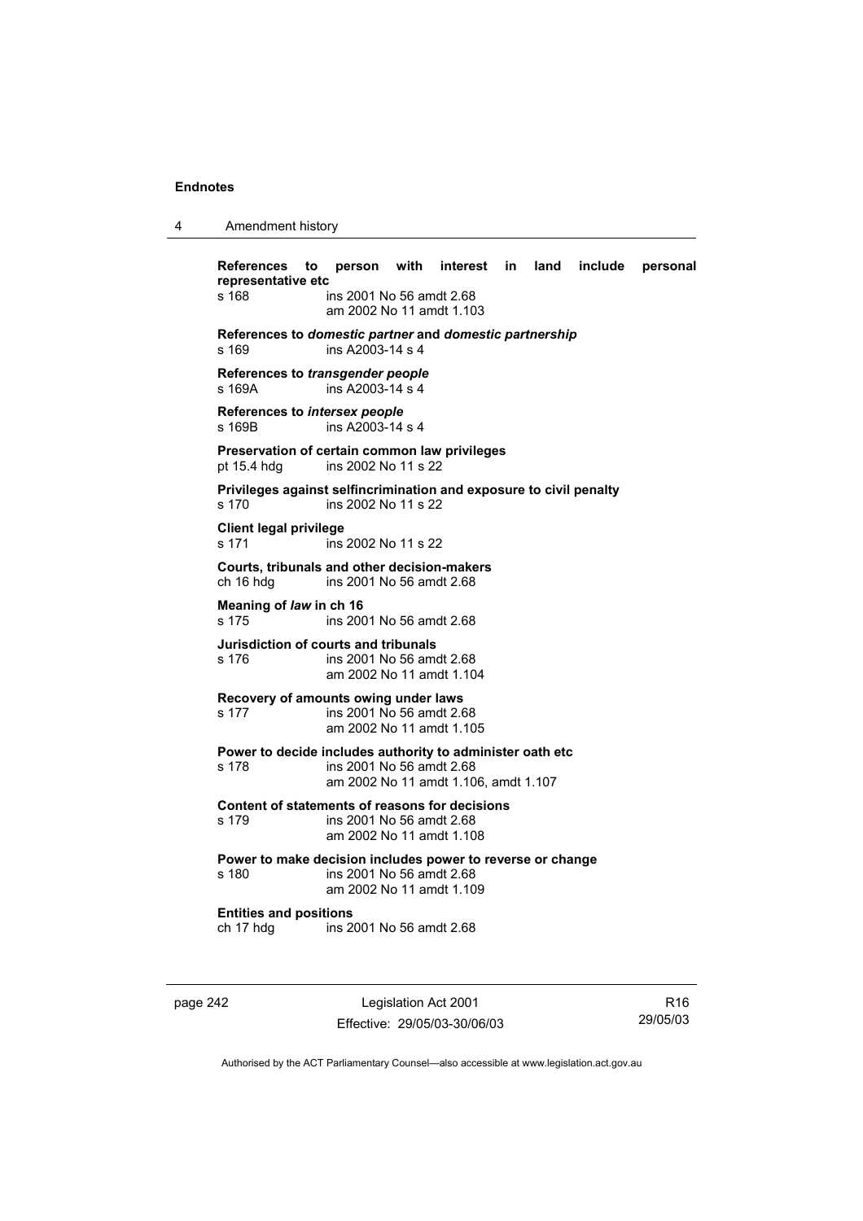**References to person with interest in land include personal representative etc**
s 168 ins 2001 No 56 amdt 2.68
am 2002 No 11 amdt 1.103

**References to *domestic partner* and *domestic partnership***
s 169 ins A2003-14 s 4

**References to *transgender people***
s 169A ins A2003-14 s 4

**References to *intersex people***
s 169B ins A2003-14 s 4

**Preservation of certain common law privileges**
pt 15.4 hdg ins 2002 No 11 s 22

**Privileges against selfincrimination and exposure to civil penalty**
s 170 ins 2002 No 11 s 22

**Client legal privilege**
s 171 ins 2002 No 11 s 22

**Courts, tribunals and other decision-makers**
ch 16 hdg ins 2001 No 56 amdt 2.68

**Meaning of *law* in ch 16**
s 175 ins 2001 No 56 amdt 2.68

**Jurisdiction of courts and tribunals**
s 176 ins 2001 No 56 amdt 2.68
am 2002 No 11 amdt 1.104

**Recovery of amounts owing under laws**
s 177 ins 2001 No 56 amdt 2.68
am 2002 No 11 amdt 1.105

**Power to decide includes authority to administer oath etc**
s 178 ins 2001 No 56 amdt 2.68
am 2002 No 11 amdt 1.106, amdt 1.107

**Content of statements of reasons for decisions**
s 179 ins 2001 No 56 amdt 2.68
am 2002 No 11 amdt 1.108

**Power to make decision includes power to reverse or change**
s 180 ins 2001 No 56 amdt 2.68
am 2002 No 11 amdt 1.109

**Entities and positions**
ch 17 hdg ins 2001 No 56 amdt 2.68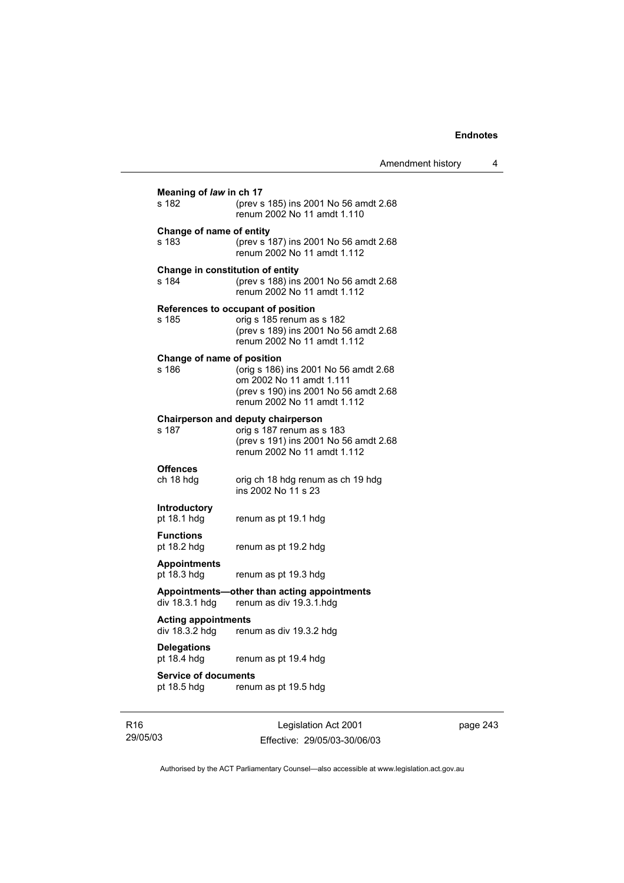**Meaning of *law* in ch 17**

s 182 (prev s 185) ins 2001 No 56 amdt 2.68
renum 2002 No 11 amdt 1.110

**Change of name of entity**

s 183 (prev s 187) ins 2001 No 56 amdt 2.68
renum 2002 No 11 amdt 1.112

**Change in constitution of entity**

s 184 (prev s 188) ins 2001 No 56 amdt 2.68
renum 2002 No 11 amdt 1.112

**References to occupant of position**

s 185 orig s 185 renum as s 182
(prev s 189) ins 2001 No 56 amdt 2.68
renum 2002 No 11 amdt 1.112

**Change of name of position**

s 186 (orig s 186) ins 2001 No 56 amdt 2.68
om 2002 No 11 amdt 1.111
(prev s 190) ins 2001 No 56 amdt 2.68
renum 2002 No 11 amdt 1.112

**Chairperson and deputy chairperson**

s 187 orig s 187 renum as s 183
(prev s 191) ins 2001 No 56 amdt 2.68
renum 2002 No 11 amdt 1.112

**Offences**

ch 18 hdg orig ch 18 hdg renum as ch 19 hdg
ins 2002 No 11 s 23

**Introductory**

pt 18.1 hdg renum as pt 19.1 hdg

**Functions**

pt 18.2 hdg renum as pt 19.2 hdg

**Appointments**

pt 18.3 hdg renum as pt 19.3 hdg

**Appointments—other than acting appointments**

div 18.3.1 hdg renum as div 19.3.1.hdg

**Acting appointments**

div 18.3.2 hdg renum as div 19.3.2 hdg

**Delegations**

pt 18.4 hdg renum as pt 19.4 hdg

**Service of documents**

pt 18.5 hdg renum as pt 19.5 hdg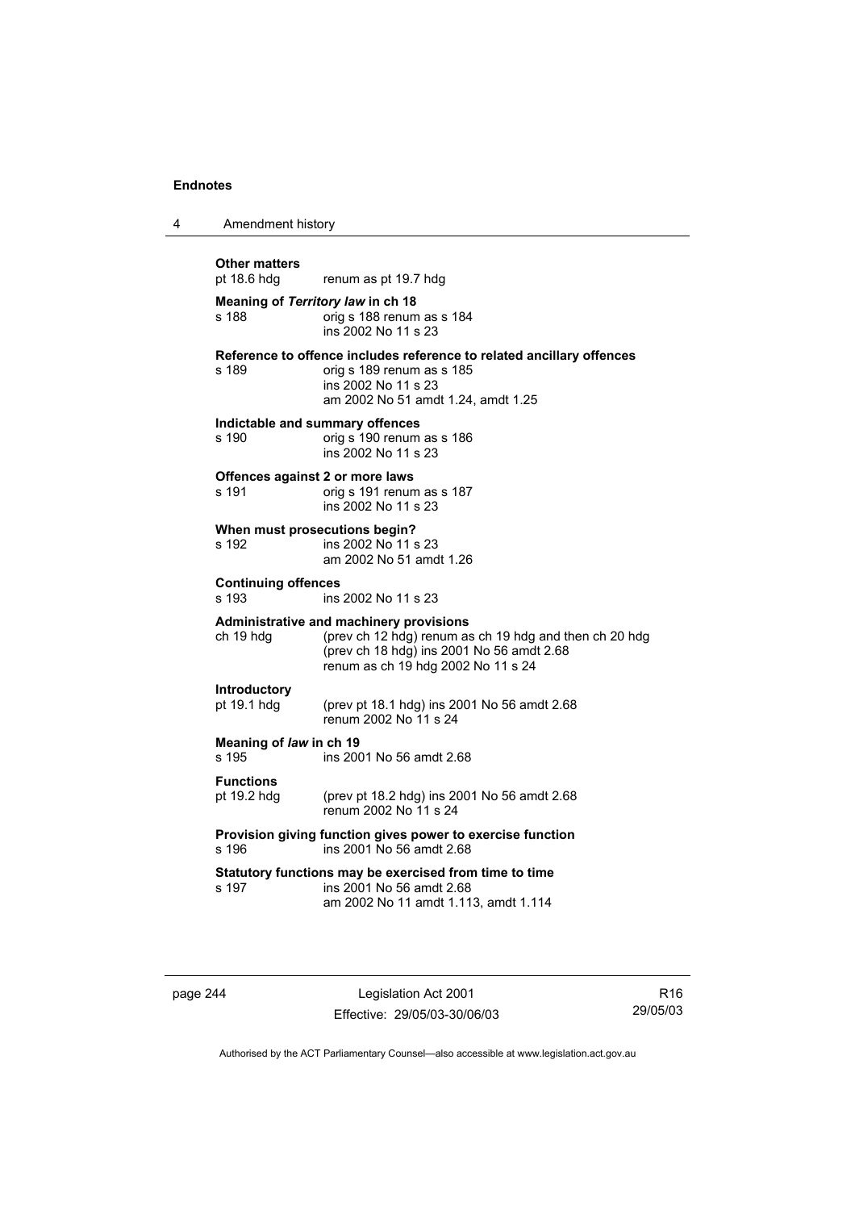**Other matters**
pt 18.6 hdg renum as pt 19.7 hdg

**Meaning of *Territory law* in ch 18**
s 188 orig s 188 renum as s 184
ins 2002 No 11 s 23

**Reference to offence includes reference to related ancillary offences**
s 189 orig s 189 renum as s 185
ins 2002 No 11 s 23
am 2002 No 51 amdt 1.24, amdt 1.25

**Indictable and summary offences**
s 190 orig s 190 renum as s 186
ins 2002 No 11 s 23

**Offences against 2 or more laws**
s 191 orig s 191 renum as s 187
ins 2002 No 11 s 23

**When must prosecutions begin?**
s 192 ins 2002 No 11 s 23
am 2002 No 51 amdt 1.26

**Continuing offences**
s 193 ins 2002 No 11 s 23

**Administrative and machinery provisions**
ch 19 hdg (prev ch 12 hdg) renum as ch 19 hdg and then ch 20 hdg
(prev ch 18 hdg) ins 2001 No 56 amdt 2.68
renum as ch 19 hdg 2002 No 11 s 24

**Introductory**
pt 19.1 hdg (prev pt 18.1 hdg) ins 2001 No 56 amdt 2.68
renum 2002 No 11 s 24

**Meaning of *law* in ch 19**
s 195 ins 2001 No 56 amdt 2.68

**Functions**
pt 19.2 hdg (prev pt 18.2 hdg) ins 2001 No 56 amdt 2.68
renum 2002 No 11 s 24

**Provision giving function gives power to exercise function**
s 196 ins 2001 No 56 amdt 2.68

**Statutory functions may be exercised from time to time**
s 197 ins 2001 No 56 amdt 2.68
am 2002 No 11 amdt 1.113, amdt 1.114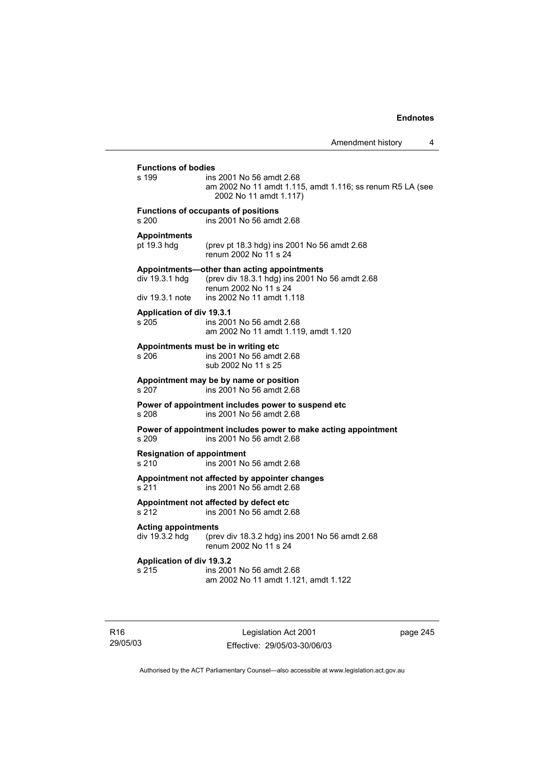**Functions of bodies**

s 199 ins 2001 No 56 amdt 2.68
am 2002 No 11 amdt 1.115, amdt 1.116; ss renum R5 LA (see 2002 No 11 amdt 1.117)

**Functions of occupants of positions**

s 200 ins 2001 No 56 amdt 2.68

**Appointments**

pt 19.3 hdg (prev pt 18.3 hdg) ins 2001 No 56 amdt 2.68
renum 2002 No 11 s 24

**Appointments—other than acting appointments**

div 19.3.1 hdg (prev div 18.3.1 hdg) ins 2001 No 56 amdt 2.68
renum 2002 No 11 s 24
div 19.3.1 note ins 2002 No 11 amdt 1.118

**Application of div 19.3.1**

s 205 ins 2001 No 56 amdt 2.68
am 2002 No 11 amdt 1.119, amdt 1.120

**Appointments must be in writing etc**

s 206 ins 2001 No 56 amdt 2.68
sub 2002 No 11 s 25

**Appointment may be by name or position**

s 207 ins 2001 No 56 amdt 2.68

**Power of appointment includes power to suspend etc**

s 208 ins 2001 No 56 amdt 2.68

**Power of appointment includes power to make acting appointment**

s 209 ins 2001 No 56 amdt 2.68

**Resignation of appointment**

s 210 ins 2001 No 56 amdt 2.68

**Appointment not affected by appointer changes**

s 211 ins 2001 No 56 amdt 2.68

**Appointment not affected by defect etc**

s 212 ins 2001 No 56 amdt 2.68

**Acting appointments**

div 19.3.2 hdg (prev div 18.3.2 hdg) ins 2001 No 56 amdt 2.68
renum 2002 No 11 s 24

**Application of div 19.3.2**

s 215 ins 2001 No 56 amdt 2.68
am 2002 No 11 amdt 1.121, amdt 1.122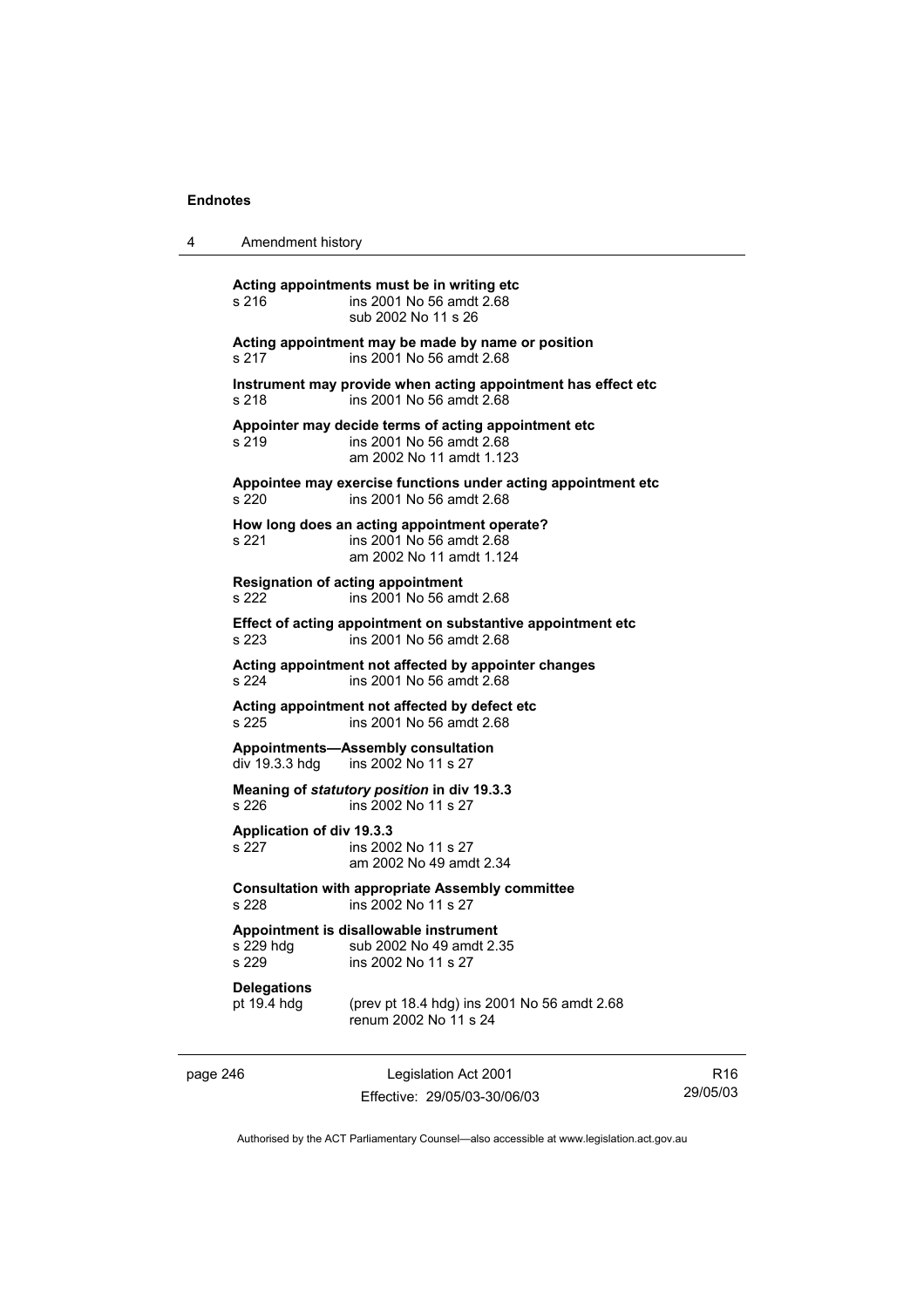**Acting appointments must be in writing etc**
s 216 ins 2001 No 56 amdt 2.68
sub 2002 No 11 s 26

**Acting appointment may be made by name or position**
s 217 ins 2001 No 56 amdt 2.68

**Instrument may provide when acting appointment has effect etc**
s 218 ins 2001 No 56 amdt 2.68

**Appointer may decide terms of acting appointment etc**
s 219 ins 2001 No 56 amdt 2.68
am 2002 No 11 amdt 1.123

**Appointee may exercise functions under acting appointment etc**
s 220 ins 2001 No 56 amdt 2.68

**How long does an acting appointment operate?**
s 221 ins 2001 No 56 amdt 2.68
am 2002 No 11 amdt 1.124

**Resignation of acting appointment**
s 222 ins 2001 No 56 amdt 2.68

**Effect of acting appointment on substantive appointment etc**
s 223 ins 2001 No 56 amdt 2.68

**Acting appointment not affected by appointer changes**
s 224 ins 2001 No 56 amdt 2.68

**Acting appointment not affected by defect etc**
s 225 ins 2001 No 56 amdt 2.68

**Appointments—Assembly consultation**
div 19.3.3 hdg ins 2002 No 11 s 27

**Meaning of *statutory position* in div 19.3.3**
s 226 ins 2002 No 11 s 27

**Application of div 19.3.3**
s 227 ins 2002 No 11 s 27
am 2002 No 49 amdt 2.34

**Consultation with appropriate Assembly committee**
s 228 ins 2002 No 11 s 27

**Appointment is disallowable instrument**
s 229 hdg sub 2002 No 49 amdt 2.35
s 229 ins 2002 No 11 s 27

**Delegations**
pt 19.4 hdg (prev pt 18.4 hdg) ins 2001 No 56 amdt 2.68
renum 2002 No 11 s 24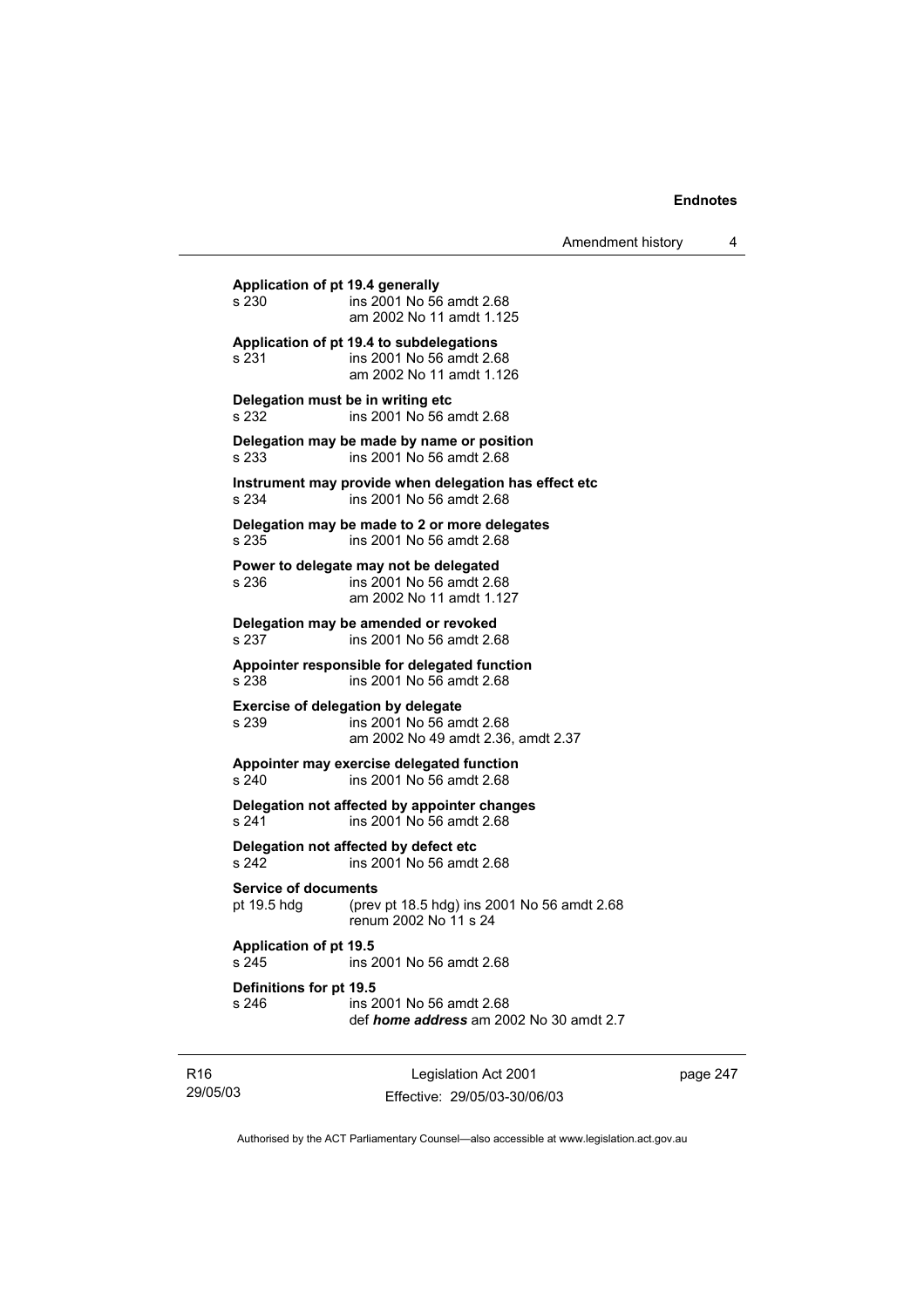**Application of pt 19.4 generally**
s 230 ins 2001 No 56 amdt 2.68
am 2002 No 11 amdt 1.125

**Application of pt 19.4 to subdelegations**
s 231 ins 2001 No 56 amdt 2.68
am 2002 No 11 amdt 1.126

**Delegation must be in writing etc**
s 232 ins 2001 No 56 amdt 2.68

**Delegation may be made by name or position**
s 233 ins 2001 No 56 amdt 2.68

**Instrument may provide when delegation has effect etc**
s 234 ins 2001 No 56 amdt 2.68

**Delegation may be made to 2 or more delegates**
s 235 ins 2001 No 56 amdt 2.68

**Power to delegate may not be delegated**
s 236 ins 2001 No 56 amdt 2.68
am 2002 No 11 amdt 1.127

**Delegation may be amended or revoked**
s 237 ins 2001 No 56 amdt 2.68

**Appointer responsible for delegated function**
s 238 ins 2001 No 56 amdt 2.68

**Exercise of delegation by delegate**
s 239 ins 2001 No 56 amdt 2.68
am 2002 No 49 amdt 2.36, amdt 2.37

**Appointer may exercise delegated function**
s 240 ins 2001 No 56 amdt 2.68

**Delegation not affected by appointer changes**
s 241 ins 2001 No 56 amdt 2.68

**Delegation not affected by defect etc**
s 242 ins 2001 No 56 amdt 2.68

**Service of documents**
pt 19.5 hdg (prev pt 18.5 hdg) ins 2001 No 56 amdt 2.68
renum 2002 No 11 s 24

**Application of pt 19.5**
s 245 ins 2001 No 56 amdt 2.68

**Definitions for pt 19.5**
s 246 ins 2001 No 56 amdt 2.68
def ***home address*** am 2002 No 30 amdt 2.7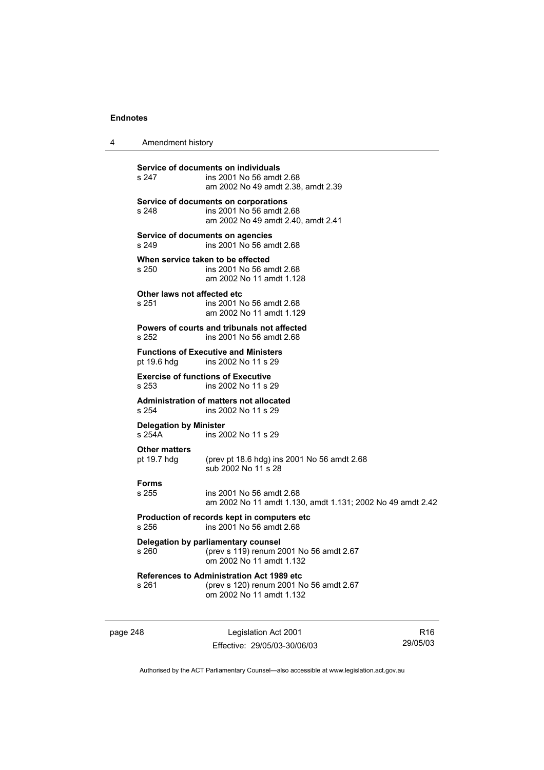**Service of documents on individuals**
s 247 ins 2001 No 56 amdt 2.68
am 2002 No 49 amdt 2.38, amdt 2.39

**Service of documents on corporations**
s 248 ins 2001 No 56 amdt 2.68
am 2002 No 49 amdt 2.40, amdt 2.41

**Service of documents on agencies**
s 249 ins 2001 No 56 amdt 2.68

**When service taken to be effected**
s 250 ins 2001 No 56 amdt 2.68
am 2002 No 11 amdt 1.128

**Other laws not affected etc**
s 251 ins 2001 No 56 amdt 2.68
am 2002 No 11 amdt 1.129

**Powers of courts and tribunals not affected**
s 252 ins 2001 No 56 amdt 2.68

**Functions of Executive and Ministers**
pt 19.6 hdg ins 2002 No 11 s 29

**Exercise of functions of Executive**
s 253 ins 2002 No 11 s 29

**Administration of matters not allocated**
s 254 ins 2002 No 11 s 29

**Delegation by Minister**
s 254A ins 2002 No 11 s 29

**Other matters**
pt 19.7 hdg (prev pt 18.6 hdg) ins 2001 No 56 amdt 2.68
sub 2002 No 11 s 28

**Forms**
s 255 ins 2001 No 56 amdt 2.68
am 2002 No 11 amdt 1.130, amdt 1.131; 2002 No 49 amdt 2.42

**Production of records kept in computers etc**
s 256 ins 2001 No 56 amdt 2.68

**Delegation by parliamentary counsel**
s 260 (prev s 119) renum 2001 No 56 amdt 2.67
om 2002 No 11 amdt 1.132

**References to Administration Act 1989 etc**
s 261 (prev s 120) renum 2001 No 56 amdt 2.67
om 2002 No 11 amdt 1.132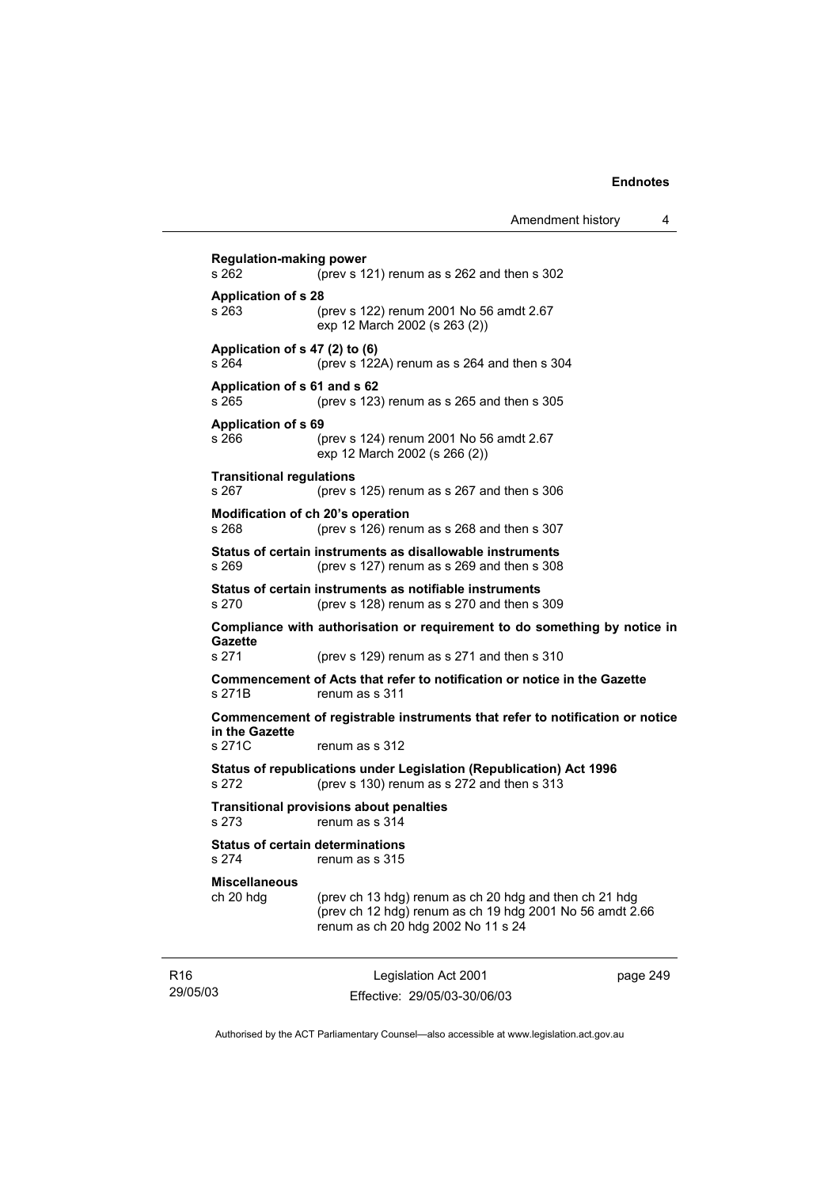**Regulation-making power**
s 262 (prev s 121) renum as s 262 and then s 302

**Application of s 28**
s 263 (prev s 122) renum 2001 No 56 amdt 2.67
exp 12 March 2002 (s 263 (2))

**Application of s 47 (2) to (6)**
s 264 (prev s 122A) renum as s 264 and then s 304

**Application of s 61 and s 62**
s 265 (prev s 123) renum as s 265 and then s 305

**Application of s 69**
s 266 (prev s 124) renum 2001 No 56 amdt 2.67
exp 12 March 2002 (s 266 (2))

**Transitional regulations**
s 267 (prev s 125) renum as s 267 and then s 306

**Modification of ch 20's operation**
s 268 (prev s 126) renum as s 268 and then s 307

**Status of certain instruments as disallowable instruments**
s 269 (prev s 127) renum as s 269 and then s 308

**Status of certain instruments as notifiable instruments**
s 270 (prev s 128) renum as s 270 and then s 309

**Compliance with authorisation or requirement to do something by notice in Gazette**
s 271 (prev s 129) renum as s 271 and then s 310

**Commencement of Acts that refer to notification or notice in the Gazette**
s 271B renum as s 311

**Commencement of registrable instruments that refer to notification or notice in the Gazette**
s 271C renum as s 312

**Status of republications under Legislation (Republication) Act 1996**
s 272 (prev s 130) renum as s 272 and then s 313

**Transitional provisions about penalties**
s 273 renum as s 314

**Status of certain determinations**
s 274 renum as s 315

**Miscellaneous**
ch 20 hdg (prev ch 13 hdg) renum as ch 20 hdg and then ch 21 hdg
(prev ch 12 hdg) renum as ch 19 hdg 2001 No 56 amdt 2.66
renum as ch 20 hdg 2002 No 11 s 24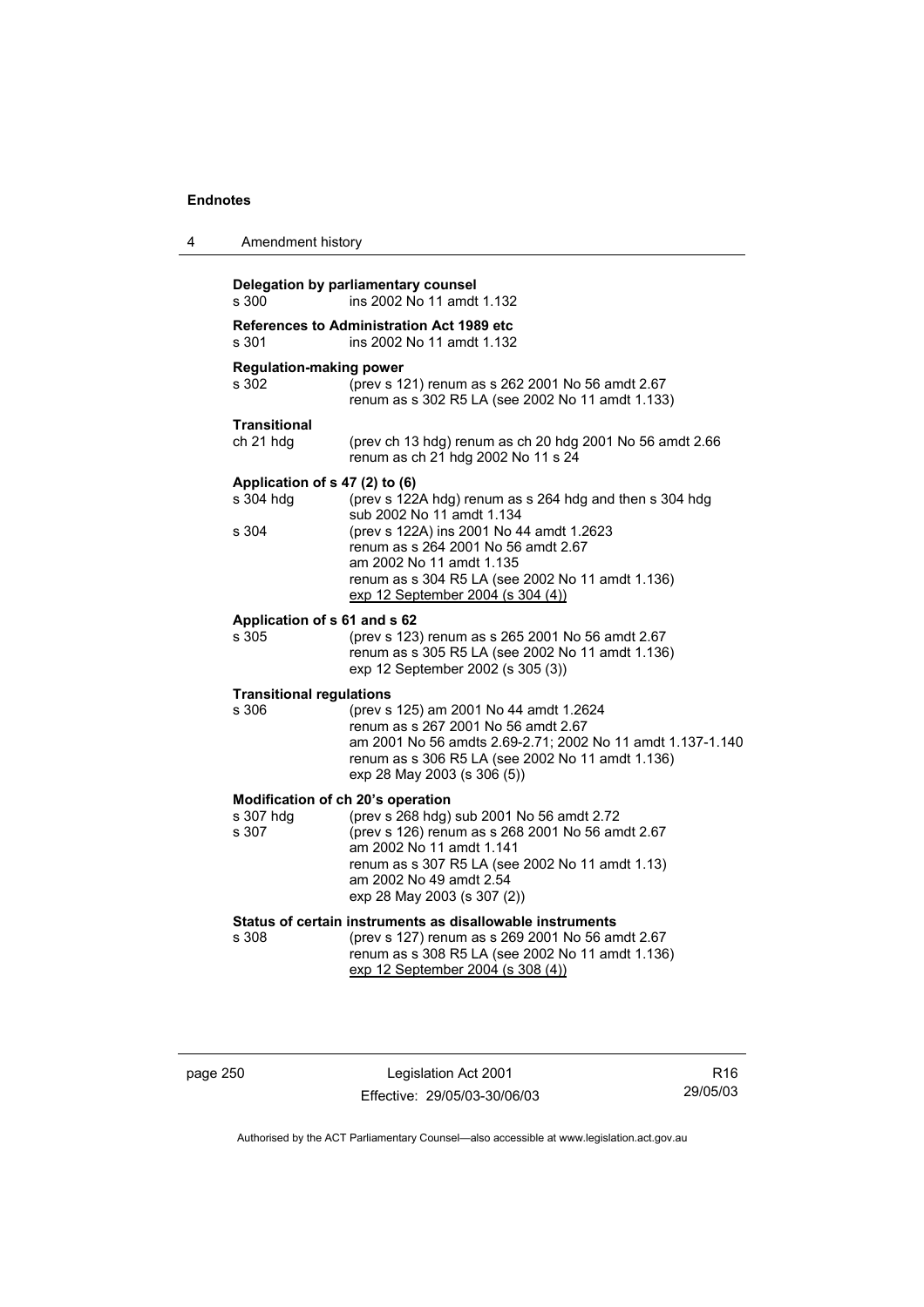**Delegation by parliamentary counsel**

s 300 ins 2002 No 11 amdt 1.132

**References to Administration Act 1989 etc**

s 301 ins 2002 No 11 amdt 1.132

**Regulation-making power**

s 302 (prev s 121) renum as s 262 2001 No 56 amdt 2.67
renum as s 302 R5 LA (see 2002 No 11 amdt 1.133)

**Transitional**

ch 21 hdg (prev ch 13 hdg) renum as ch 20 hdg 2001 No 56 amdt 2.66
renum as ch 21 hdg 2002 No 11 s 24

**Application of s 47 (2) to (6)**

s 304 hdg (prev s 122A hdg) renum as s 264 hdg and then s 304 hdg
sub 2002 No 11 amdt 1.134

s 304 (prev s 122A) ins 2001 No 44 amdt 1.2623
renum as s 264 2001 No 56 amdt 2.67
am 2002 No 11 amdt 1.135
renum as s 304 R5 LA (see 2002 No 11 amdt 1.136)
exp 12 September 2004 (s 304 (4))

**Application of s 61 and s 62**

s 305 (prev s 123) renum as s 265 2001 No 56 amdt 2.67
renum as s 305 R5 LA (see 2002 No 11 amdt 1.136)
exp 12 September 2002 (s 305 (3))

**Transitional regulations**

s 306 (prev s 125) am 2001 No 44 amdt 1.2624
renum as s 267 2001 No 56 amdt 2.67
am 2001 No 56 amdts 2.69-2.71; 2002 No 11 amdt 1.137-1.140
renum as s 306 R5 LA (see 2002 No 11 amdt 1.136)
exp 28 May 2003 (s 306 (5))

**Modification of ch 20's operation**

s 307 hdg (prev s 268 hdg) sub 2001 No 56 amdt 2.72

s 307 (prev s 126) renum as s 268 2001 No 56 amdt 2.67
am 2002 No 11 amdt 1.141
renum as s 307 R5 LA (see 2002 No 11 amdt 1.13)
am 2002 No 49 amdt 2.54
exp 28 May 2003 (s 307 (2))

**Status of certain instruments as disallowable instruments**

s 308 (prev s 127) renum as s 269 2001 No 56 amdt 2.67
renum as s 308 R5 LA (see 2002 No 11 amdt 1.136)
exp 12 September 2004 (s 308 (4))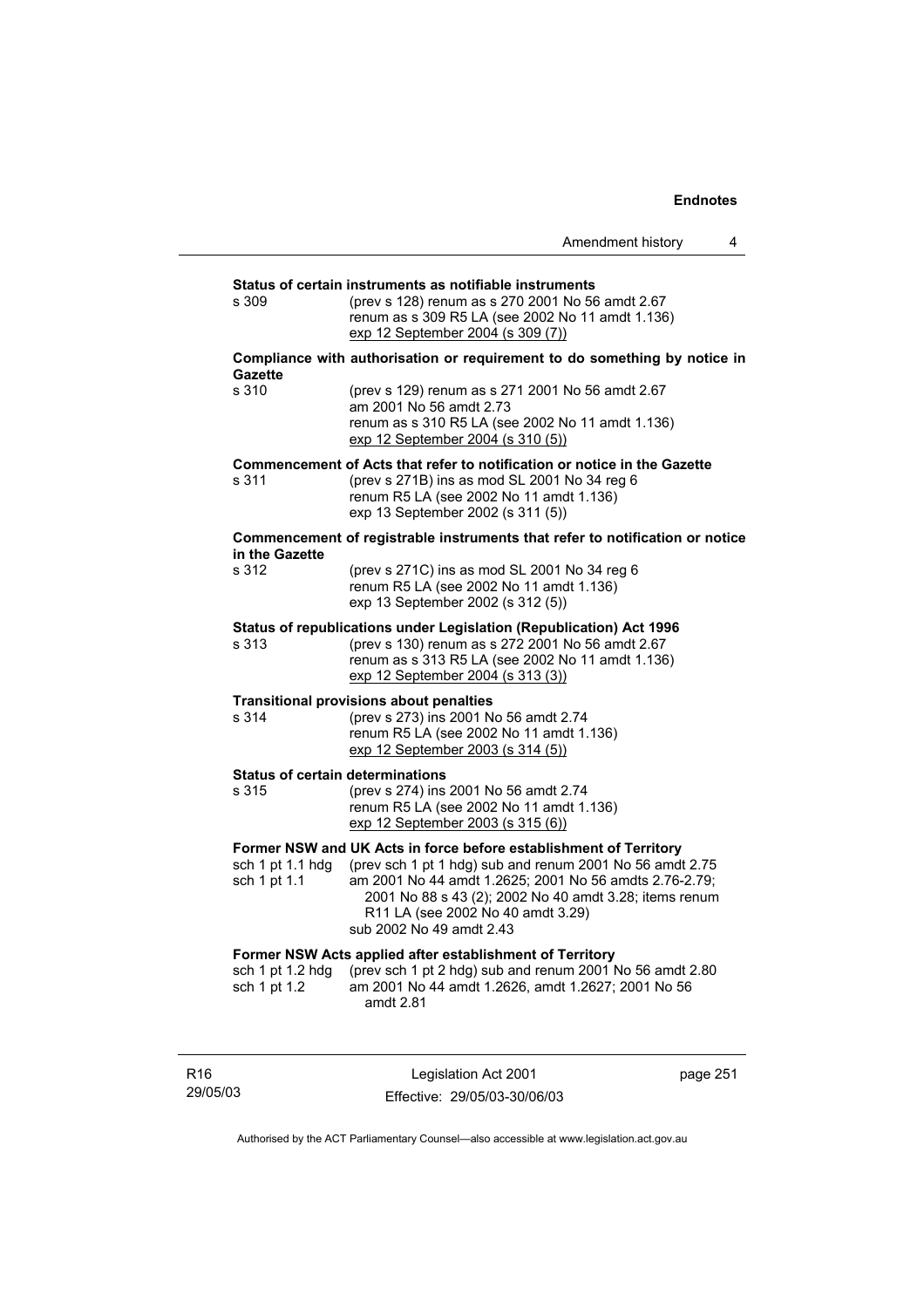**Status of certain instruments as notifiable instruments**

s 309 (prev s 128) renum as s 270 2001 No 56 amdt 2.67
renum as s 309 R5 LA (see 2002 No 11 amdt 1.136)
exp 12 September 2004 (s 309 (7))

**Compliance with authorisation or requirement to do something by notice in Gazette**

s 310 (prev s 129) renum as s 271 2001 No 56 amdt 2.67
am 2001 No 56 amdt 2.73
renum as s 310 R5 LA (see 2002 No 11 amdt 1.136)
exp 12 September 2004 (s 310 (5))

**Commencement of Acts that refer to notification or notice in the Gazette**

s 311 (prev s 271B) ins as mod SL 2001 No 34 reg 6
renum R5 LA (see 2002 No 11 amdt 1.136)
exp 13 September 2002 (s 311 (5))

**Commencement of registrable instruments that refer to notification or notice in the Gazette**

s 312 (prev s 271C) ins as mod SL 2001 No 34 reg 6
renum R5 LA (see 2002 No 11 amdt 1.136)
exp 13 September 2002 (s 312 (5))

**Status of republications under Legislation (Republication) Act 1996**

s 313 (prev s 130) renum as s 272 2001 No 56 amdt 2.67
renum as s 313 R5 LA (see 2002 No 11 amdt 1.136)
exp 12 September 2004 (s 313 (3))

**Transitional provisions about penalties**

s 314 (prev s 273) ins 2001 No 56 amdt 2.74
renum R5 LA (see 2002 No 11 amdt 1.136)
exp 12 September 2003 (s 314 (5))

**Status of certain determinations**

s 315 (prev s 274) ins 2001 No 56 amdt 2.74
renum R5 LA (see 2002 No 11 amdt 1.136)
exp 12 September 2003 (s 315 (6))

**Former NSW and UK Acts in force before establishment of Territory**

sch 1 pt 1.1 hdg (prev sch 1 pt 1 hdg) sub and renum 2001 No 56 amdt 2.75
sch 1 pt 1.1 am 2001 No 44 amdt 1.2625; 2001 No 56 amdts 2.76-2.79; 2001 No 88 s 43 (2); 2002 No 40 amdt 3.28; items renum R11 LA (see 2002 No 40 amdt 3.29)
sub 2002 No 49 amdt 2.43

**Former NSW Acts applied after establishment of Territory**

sch 1 pt 1.2 hdg (prev sch 1 pt 2 hdg) sub and renum 2001 No 56 amdt 2.80
sch 1 pt 1.2 am 2001 No 44 amdt 1.2626, amdt 1.2627; 2001 No 56 amdt 2.81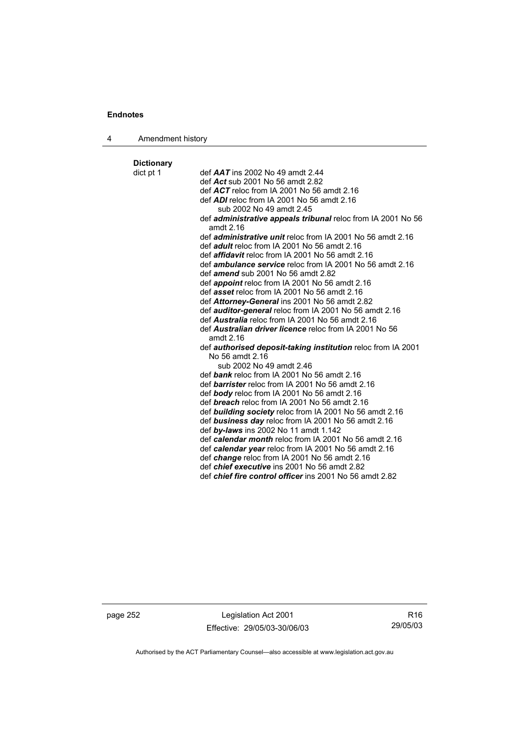**Dictionary**

dict pt 1

def ***AAT*** ins 2002 No 49 amdt 2.44

def ***Act*** sub 2001 No 56 amdt 2.82

def ***ACT*** reloc from IA 2001 No 56 amdt 2.16

def ***ADI*** reloc from IA 2001 No 56 amdt 2.16
sub 2002 No 49 amdt 2.45

def ***administrative appeals tribunal*** reloc from IA 2001 No 56 amdt 2.16

def ***administrative unit*** reloc from IA 2001 No 56 amdt 2.16

def ***adult*** reloc from IA 2001 No 56 amdt 2.16

def ***affidavit*** reloc from IA 2001 No 56 amdt 2.16

def ***ambulance service*** reloc from IA 2001 No 56 amdt 2.16

def ***amend*** sub 2001 No 56 amdt 2.82

def ***appoint*** reloc from IA 2001 No 56 amdt 2.16

def ***asset*** reloc from IA 2001 No 56 amdt 2.16

def ***Attorney-General*** ins 2001 No 56 amdt 2.82

def ***auditor-general*** reloc from IA 2001 No 56 amdt 2.16

def ***Australia*** reloc from IA 2001 No 56 amdt 2.16

def ***Australian driver licence*** reloc from IA 2001 No 56 amdt 2.16

def ***authorised deposit-taking institution*** reloc from IA 2001 No 56 amdt 2.16
sub 2002 No 49 amdt 2.46

def ***bank*** reloc from IA 2001 No 56 amdt 2.16

def ***barrister*** reloc from IA 2001 No 56 amdt 2.16

def ***body*** reloc from IA 2001 No 56 amdt 2.16

def ***breach*** reloc from IA 2001 No 56 amdt 2.16

def ***building society*** reloc from IA 2001 No 56 amdt 2.16

def ***business day*** reloc from IA 2001 No 56 amdt 2.16

def ***by-laws*** ins 2002 No 11 amdt 1.142

def ***calendar month*** reloc from IA 2001 No 56 amdt 2.16

def ***calendar year*** reloc from IA 2001 No 56 amdt 2.16

def ***change*** reloc from IA 2001 No 56 amdt 2.16

def ***chief executive*** ins 2001 No 56 amdt 2.82

def ***chief fire control officer*** ins 2001 No 56 amdt 2.82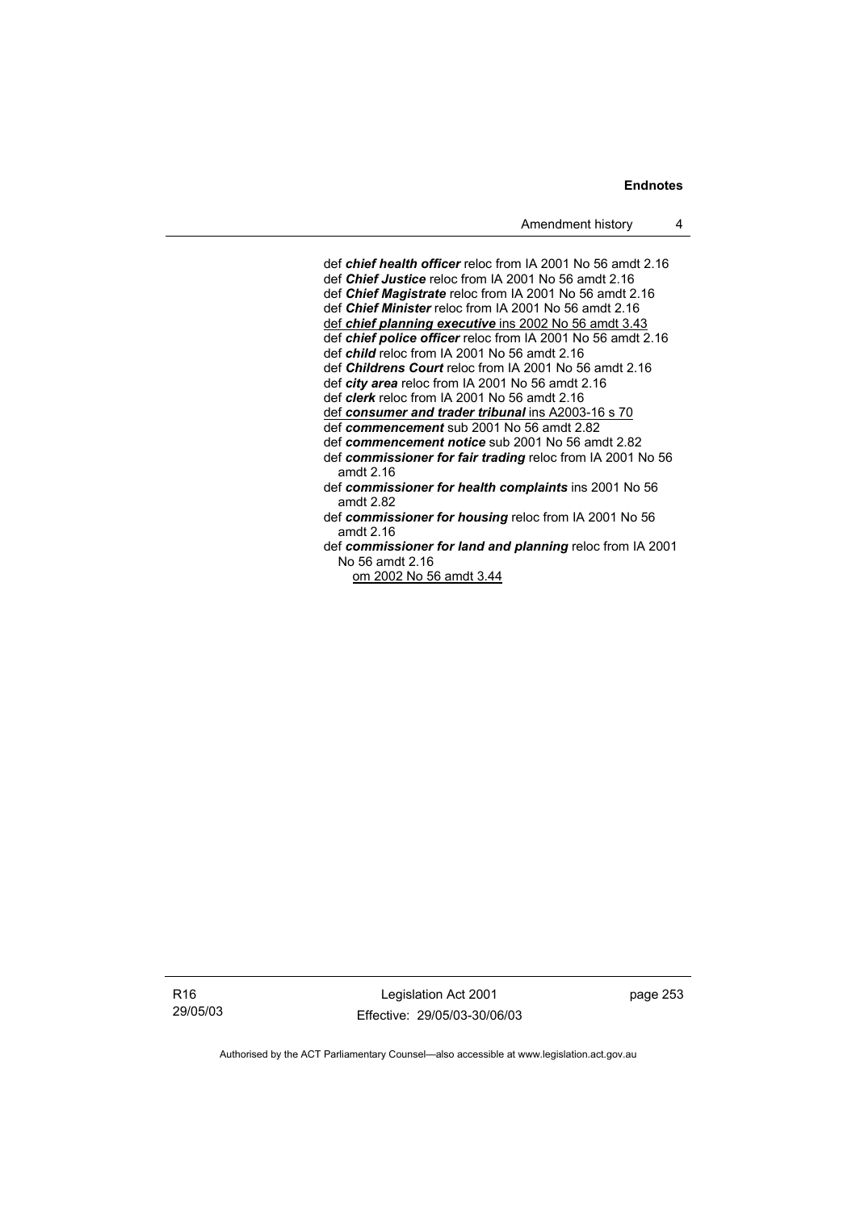def ***chief health officer*** reloc from IA 2001 No 56 amdt 2.16
def ***Chief Justice*** reloc from IA 2001 No 56 amdt 2.16
def ***Chief Magistrate*** reloc from IA 2001 No 56 amdt 2.16
def ***Chief Minister*** reloc from IA 2001 No 56 amdt 2.16
def ***chief planning executive*** ins 2002 No 56 amdt 3.43
def ***chief police officer*** reloc from IA 2001 No 56 amdt 2.16
def ***child*** reloc from IA 2001 No 56 amdt 2.16
def ***Childrens Court*** reloc from IA 2001 No 56 amdt 2.16
def ***city area*** reloc from IA 2001 No 56 amdt 2.16
def ***clerk*** reloc from IA 2001 No 56 amdt 2.16
def ***consumer and trader tribunal*** ins A2003-16 s 70
def ***commencement*** sub 2001 No 56 amdt 2.82
def ***commencement notice*** sub 2001 No 56 amdt 2.82
def ***commissioner for fair trading*** reloc from IA 2001 No 56 amdt 2.16
def ***commissioner for health complaints*** ins 2001 No 56 amdt 2.82
def ***commissioner for housing*** reloc from IA 2001 No 56 amdt 2.16
def ***commissioner for land and planning*** reloc from IA 2001 No 56 amdt 2.16
om 2002 No 56 amdt 3.44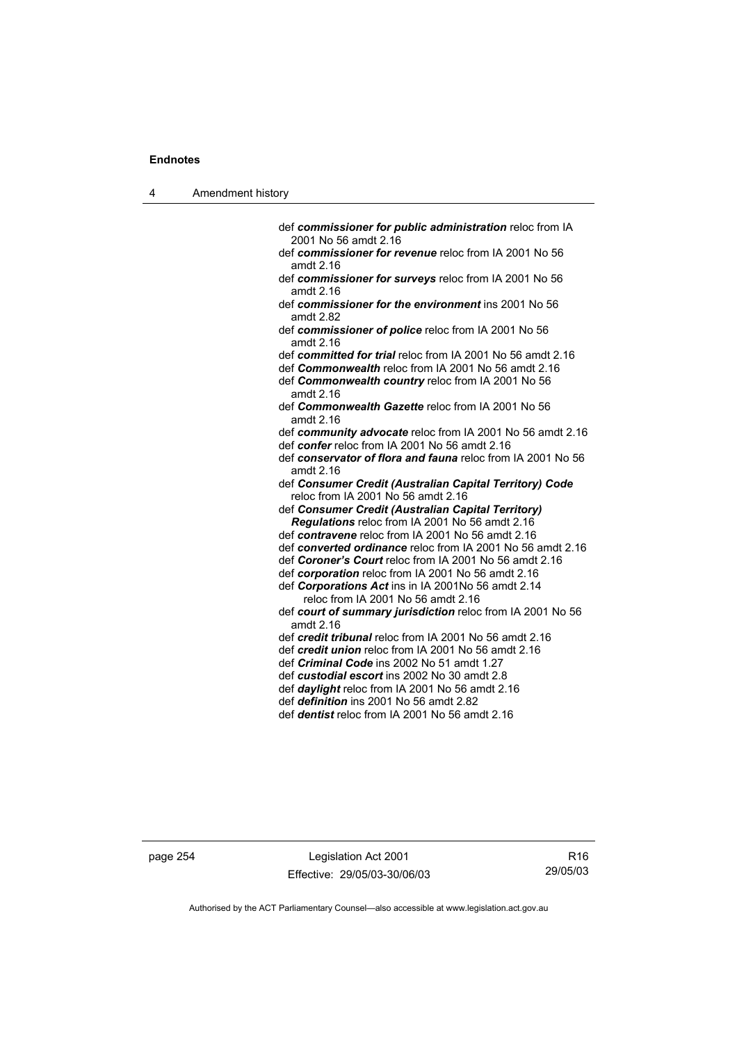def ***commissioner for public administration*** reloc from IA 2001 No 56 amdt 2.16

def ***commissioner for revenue*** reloc from IA 2001 No 56 amdt 2.16

def ***commissioner for surveys*** reloc from IA 2001 No 56 amdt 2.16

def ***commissioner for the environment*** ins 2001 No 56 amdt 2.82

def ***commissioner of police*** reloc from IA 2001 No 56 amdt 2.16

def ***committed for trial*** reloc from IA 2001 No 56 amdt 2.16

def ***Commonwealth*** reloc from IA 2001 No 56 amdt 2.16

def ***Commonwealth country*** reloc from IA 2001 No 56 amdt 2.16

def ***Commonwealth Gazette*** reloc from IA 2001 No 56 amdt 2.16

def ***community advocate*** reloc from IA 2001 No 56 amdt 2.16

def ***confer*** reloc from IA 2001 No 56 amdt 2.16

def ***conservator of flora and fauna*** reloc from IA 2001 No 56 amdt 2.16

def ***Consumer Credit (Australian Capital Territory) Code*** reloc from IA 2001 No 56 amdt 2.16

def ***Consumer Credit (Australian Capital Territory) Regulations*** reloc from IA 2001 No 56 amdt 2.16

def ***contravene*** reloc from IA 2001 No 56 amdt 2.16

def ***converted ordinance*** reloc from IA 2001 No 56 amdt 2.16

def ***Coroner's Court*** reloc from IA 2001 No 56 amdt 2.16

def ***corporation*** reloc from IA 2001 No 56 amdt 2.16

def ***Corporations Act*** ins in IA 2001No 56 amdt 2.14
reloc from IA 2001 No 56 amdt 2.16

def ***court of summary jurisdiction*** reloc from IA 2001 No 56 amdt 2.16

def ***credit tribunal*** reloc from IA 2001 No 56 amdt 2.16

def ***credit union*** reloc from IA 2001 No 56 amdt 2.16

def ***Criminal Code*** ins 2002 No 51 amdt 1.27

def ***custodial escort*** ins 2002 No 30 amdt 2.8

def ***daylight*** reloc from IA 2001 No 56 amdt 2.16

def ***definition*** ins 2001 No 56 amdt 2.82

def ***dentist*** reloc from IA 2001 No 56 amdt 2.16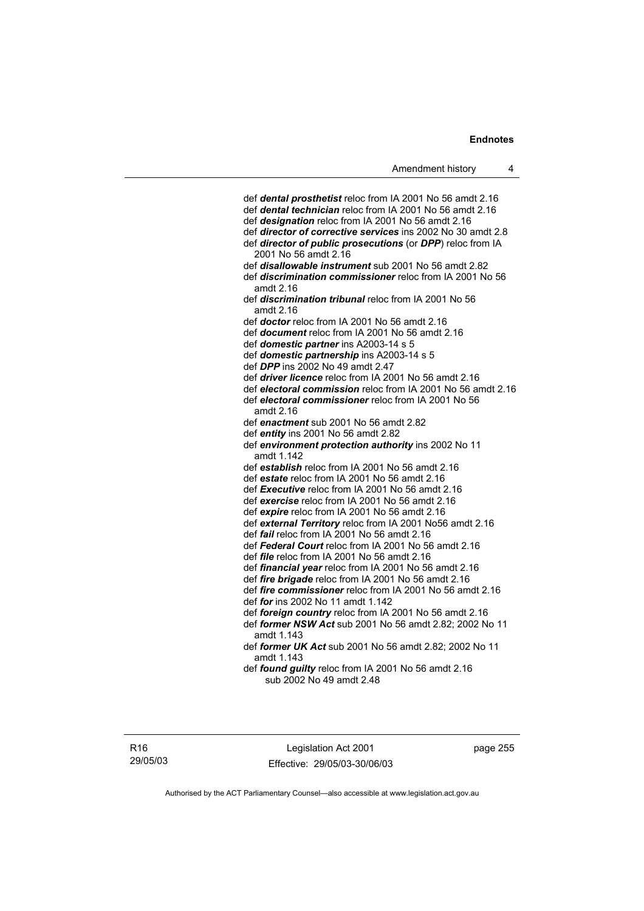def ***dental prosthetist*** reloc from IA 2001 No 56 amdt 2.16
def ***dental technician*** reloc from IA 2001 No 56 amdt 2.16
def ***designation*** reloc from IA 2001 No 56 amdt 2.16
def ***director of corrective services*** ins 2002 No 30 amdt 2.8
def ***director of public prosecutions*** (or ***DPP***) reloc from IA 2001 No 56 amdt 2.16
def ***disallowable instrument*** sub 2001 No 56 amdt 2.82
def ***discrimination commissioner*** reloc from IA 2001 No 56 amdt 2.16
def ***discrimination tribunal*** reloc from IA 2001 No 56 amdt 2.16
def ***doctor*** reloc from IA 2001 No 56 amdt 2.16
def ***document*** reloc from IA 2001 No 56 amdt 2.16
def ***domestic partner*** ins A2003-14 s 5
def ***domestic partnership*** ins A2003-14 s 5
def ***DPP*** ins 2002 No 49 amdt 2.47
def ***driver licence*** reloc from IA 2001 No 56 amdt 2.16
def ***electoral commission*** reloc from IA 2001 No 56 amdt 2.16
def ***electoral commissioner*** reloc from IA 2001 No 56 amdt 2.16
def ***enactment*** sub 2001 No 56 amdt 2.82
def ***entity*** ins 2001 No 56 amdt 2.82
def ***environment protection authority*** ins 2002 No 11 amdt 1.142
def ***establish*** reloc from IA 2001 No 56 amdt 2.16
def ***estate*** reloc from IA 2001 No 56 amdt 2.16
def ***Executive*** reloc from IA 2001 No 56 amdt 2.16
def ***exercise*** reloc from IA 2001 No 56 amdt 2.16
def ***expire*** reloc from IA 2001 No 56 amdt 2.16
def ***external Territory*** reloc from IA 2001 No56 amdt 2.16
def ***fail*** reloc from IA 2001 No 56 amdt 2.16
def ***Federal Court*** reloc from IA 2001 No 56 amdt 2.16
def ***file*** reloc from IA 2001 No 56 amdt 2.16
def ***financial year*** reloc from IA 2001 No 56 amdt 2.16
def ***fire brigade*** reloc from IA 2001 No 56 amdt 2.16
def ***fire commissioner*** reloc from IA 2001 No 56 amdt 2.16
def ***for*** ins 2002 No 11 amdt 1.142
def ***foreign country*** reloc from IA 2001 No 56 amdt 2.16
def ***former NSW Act*** sub 2001 No 56 amdt 2.82; 2002 No 11 amdt 1.143
def ***former UK Act*** sub 2001 No 56 amdt 2.82; 2002 No 11 amdt 1.143
def ***found guilty*** reloc from IA 2001 No 56 amdt 2.16
sub 2002 No 49 amdt 2.48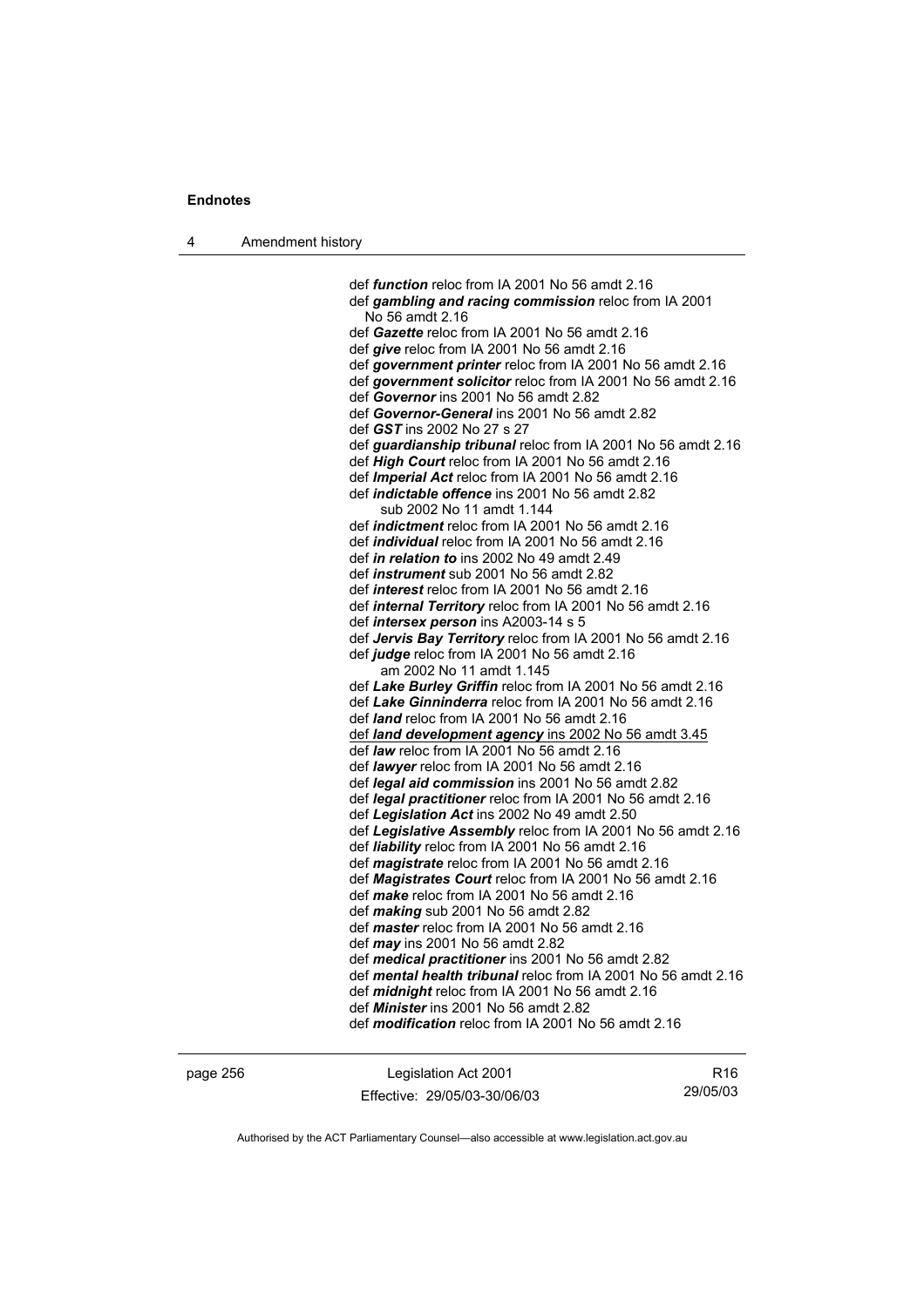def ***function*** reloc from IA 2001 No 56 amdt 2.16
def ***gambling and racing commission*** reloc from IA 2001 No 56 amdt 2.16
def ***Gazette*** reloc from IA 2001 No 56 amdt 2.16
def ***give*** reloc from IA 2001 No 56 amdt 2.16
def ***government printer*** reloc from IA 2001 No 56 amdt 2.16
def ***government solicitor*** reloc from IA 2001 No 56 amdt 2.16
def ***Governor*** ins 2001 No 56 amdt 2.82
def ***Governor-General*** ins 2001 No 56 amdt 2.82
def ***GST*** ins 2002 No 27 s 27
def ***guardianship tribunal*** reloc from IA 2001 No 56 amdt 2.16
def ***High Court*** reloc from IA 2001 No 56 amdt 2.16
def ***Imperial Act*** reloc from IA 2001 No 56 amdt 2.16
def ***indictable offence*** ins 2001 No 56 amdt 2.82
  sub 2002 No 11 amdt 1.144
def ***indictment*** reloc from IA 2001 No 56 amdt 2.16
def ***individual*** reloc from IA 2001 No 56 amdt 2.16
def ***in relation to*** ins 2002 No 49 amdt 2.49
def ***instrument*** sub 2001 No 56 amdt 2.82
def ***interest*** reloc from IA 2001 No 56 amdt 2.16
def ***internal Territory*** reloc from IA 2001 No 56 amdt 2.16
def ***intersex person*** ins A2003-14 s 5
def ***Jervis Bay Territory*** reloc from IA 2001 No 56 amdt 2.16
def ***judge*** reloc from IA 2001 No 56 amdt 2.16
  am 2002 No 11 amdt 1.145
def ***Lake Burley Griffin*** reloc from IA 2001 No 56 amdt 2.16
def ***Lake Ginninderra*** reloc from IA 2001 No 56 amdt 2.16
def ***land*** reloc from IA 2001 No 56 amdt 2.16
<u>def ***land development agency*** ins 2002 No 56 amdt 3.45</u>
def ***law*** reloc from IA 2001 No 56 amdt 2.16
def ***lawyer*** reloc from IA 2001 No 56 amdt 2.16
def ***legal aid commission*** ins 2001 No 56 amdt 2.82
def ***legal practitioner*** reloc from IA 2001 No 56 amdt 2.16
def ***Legislation Act*** ins 2002 No 49 amdt 2.50
def ***Legislative Assembly*** reloc from IA 2001 No 56 amdt 2.16
def ***liability*** reloc from IA 2001 No 56 amdt 2.16
def ***magistrate*** reloc from IA 2001 No 56 amdt 2.16
def ***Magistrates Court*** reloc from IA 2001 No 56 amdt 2.16
def ***make*** reloc from IA 2001 No 56 amdt 2.16
def ***making*** sub 2001 No 56 amdt 2.82
def ***master*** reloc from IA 2001 No 56 amdt 2.16
def ***may*** ins 2001 No 56 amdt 2.82
def ***medical practitioner*** ins 2001 No 56 amdt 2.82
def ***mental health tribunal*** reloc from IA 2001 No 56 amdt 2.16
def ***midnight*** reloc from IA 2001 No 56 amdt 2.16
def ***Minister*** ins 2001 No 56 amdt 2.82
def ***modification*** reloc from IA 2001 No 56 amdt 2.16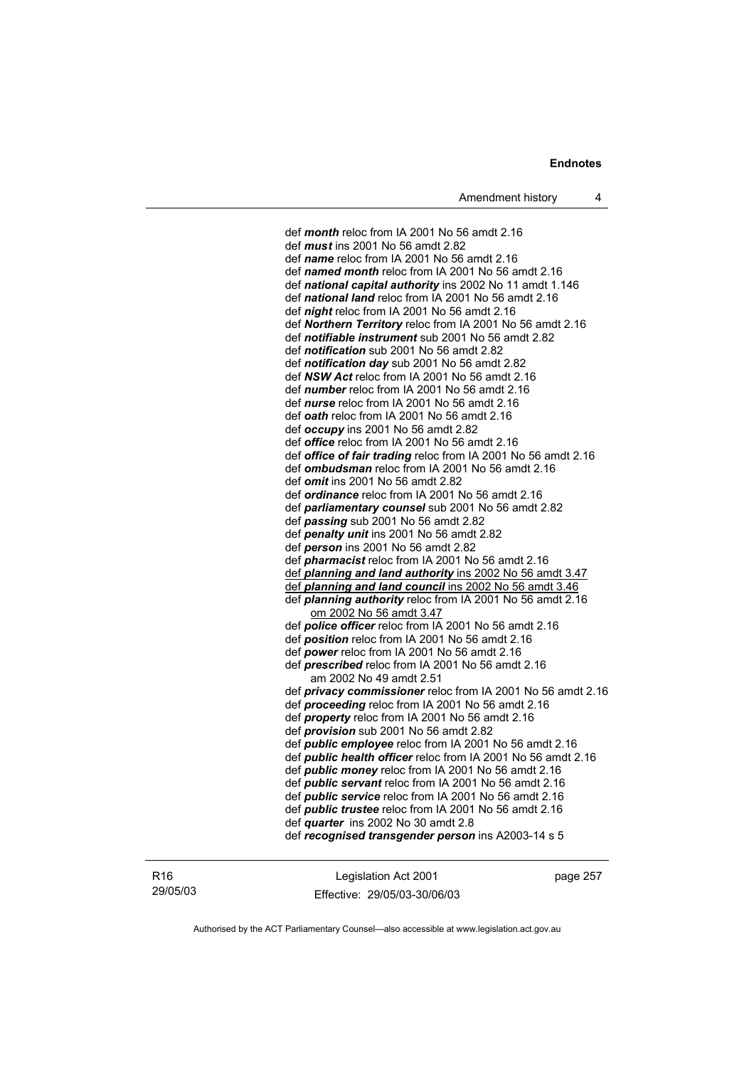def ***month*** reloc from IA 2001 No 56 amdt 2.16
def ***must*** ins 2001 No 56 amdt 2.82
def ***name*** reloc from IA 2001 No 56 amdt 2.16
def ***named month*** reloc from IA 2001 No 56 amdt 2.16
def ***national capital authority*** ins 2002 No 11 amdt 1.146
def ***national land*** reloc from IA 2001 No 56 amdt 2.16
def ***night*** reloc from IA 2001 No 56 amdt 2.16
def ***Northern Territory*** reloc from IA 2001 No 56 amdt 2.16
def ***notifiable instrument*** sub 2001 No 56 amdt 2.82
def ***notification*** sub 2001 No 56 amdt 2.82
def ***notification day*** sub 2001 No 56 amdt 2.82
def ***NSW Act*** reloc from IA 2001 No 56 amdt 2.16
def ***number*** reloc from IA 2001 No 56 amdt 2.16
def ***nurse*** reloc from IA 2001 No 56 amdt 2.16
def ***oath*** reloc from IA 2001 No 56 amdt 2.16
def ***occupy*** ins 2001 No 56 amdt 2.82
def ***office*** reloc from IA 2001 No 56 amdt 2.16
def ***office of fair trading*** reloc from IA 2001 No 56 amdt 2.16
def ***ombudsman*** reloc from IA 2001 No 56 amdt 2.16
def ***omit*** ins 2001 No 56 amdt 2.82
def ***ordinance*** reloc from IA 2001 No 56 amdt 2.16
def ***parliamentary counsel*** sub 2001 No 56 amdt 2.82
def ***passing*** sub 2001 No 56 amdt 2.82
def ***penalty unit*** ins 2001 No 56 amdt 2.82
def ***person*** ins 2001 No 56 amdt 2.82
def ***pharmacist*** reloc from IA 2001 No 56 amdt 2.16
def ***planning and land authority*** ins 2002 No 56 amdt 3.47
def ***planning and land council*** ins 2002 No 56 amdt 3.46
def ***planning authority*** reloc from IA 2001 No 56 amdt 2.16
om 2002 No 56 amdt 3.47
def ***police officer*** reloc from IA 2001 No 56 amdt 2.16
def ***position*** reloc from IA 2001 No 56 amdt 2.16
def ***power*** reloc from IA 2001 No 56 amdt 2.16
def ***prescribed*** reloc from IA 2001 No 56 amdt 2.16
am 2002 No 49 amdt 2.51
def ***privacy commissioner*** reloc from IA 2001 No 56 amdt 2.16
def ***proceeding*** reloc from IA 2001 No 56 amdt 2.16
def ***property*** reloc from IA 2001 No 56 amdt 2.16
def ***provision*** sub 2001 No 56 amdt 2.82
def ***public employee*** reloc from IA 2001 No 56 amdt 2.16
def ***public health officer*** reloc from IA 2001 No 56 amdt 2.16
def ***public money*** reloc from IA 2001 No 56 amdt 2.16
def ***public servant*** reloc from IA 2001 No 56 amdt 2.16
def ***public service*** reloc from IA 2001 No 56 amdt 2.16
def ***public trustee*** reloc from IA 2001 No 56 amdt 2.16
def ***quarter*** ins 2002 No 30 amdt 2.8
def ***recognised transgender person*** ins A2003-14 s 5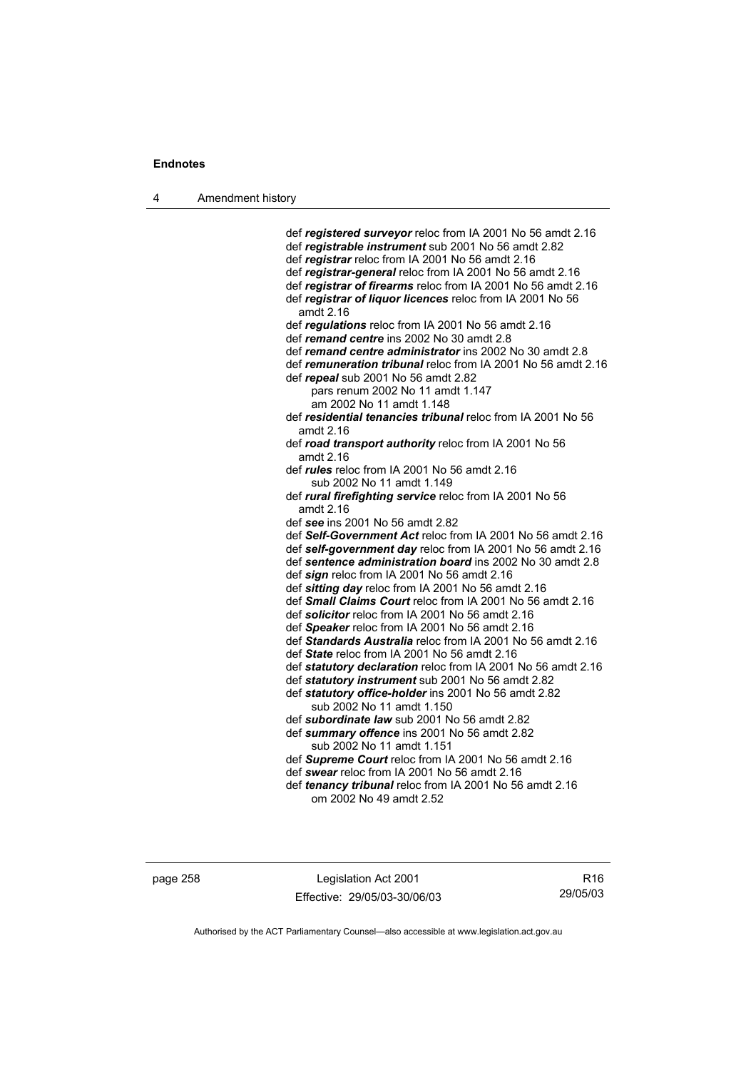def ***registered surveyor*** reloc from IA 2001 No 56 amdt 2.16
def ***registrable instrument*** sub 2001 No 56 amdt 2.82
def ***registrar*** reloc from IA 2001 No 56 amdt 2.16
def ***registrar-general*** reloc from IA 2001 No 56 amdt 2.16
def ***registrar of firearms*** reloc from IA 2001 No 56 amdt 2.16
def ***registrar of liquor licences*** reloc from IA 2001 No 56 amdt 2.16
def ***regulations*** reloc from IA 2001 No 56 amdt 2.16
def ***remand centre*** ins 2002 No 30 amdt 2.8
def ***remand centre administrator*** ins 2002 No 30 amdt 2.8
def ***remuneration tribunal*** reloc from IA 2001 No 56 amdt 2.16
def ***repeal*** sub 2001 No 56 amdt 2.82
pars renum 2002 No 11 amdt 1.147
am 2002 No 11 amdt 1.148
def ***residential tenancies tribunal*** reloc from IA 2001 No 56 amdt 2.16
def ***road transport authority*** reloc from IA 2001 No 56 amdt 2.16
def ***rules*** reloc from IA 2001 No 56 amdt 2.16
sub 2002 No 11 amdt 1.149
def ***rural firefighting service*** reloc from IA 2001 No 56 amdt 2.16
def ***see*** ins 2001 No 56 amdt 2.82
def ***Self-Government Act*** reloc from IA 2001 No 56 amdt 2.16
def ***self-government day*** reloc from IA 2001 No 56 amdt 2.16
def ***sentence administration board*** ins 2002 No 30 amdt 2.8
def ***sign*** reloc from IA 2001 No 56 amdt 2.16
def ***sitting day*** reloc from IA 2001 No 56 amdt 2.16
def ***Small Claims Court*** reloc from IA 2001 No 56 amdt 2.16
def ***solicitor*** reloc from IA 2001 No 56 amdt 2.16
def ***Speaker*** reloc from IA 2001 No 56 amdt 2.16
def ***Standards Australia*** reloc from IA 2001 No 56 amdt 2.16
def ***State*** reloc from IA 2001 No 56 amdt 2.16
def ***statutory declaration*** reloc from IA 2001 No 56 amdt 2.16
def ***statutory instrument*** sub 2001 No 56 amdt 2.82
def ***statutory office-holder*** ins 2001 No 56 amdt 2.82
sub 2002 No 11 amdt 1.150
def ***subordinate law*** sub 2001 No 56 amdt 2.82
def ***summary offence*** ins 2001 No 56 amdt 2.82
sub 2002 No 11 amdt 1.151
def ***Supreme Court*** reloc from IA 2001 No 56 amdt 2.16
def ***swear*** reloc from IA 2001 No 56 amdt 2.16
def ***tenancy tribunal*** reloc from IA 2001 No 56 amdt 2.16
om 2002 No 49 amdt 2.52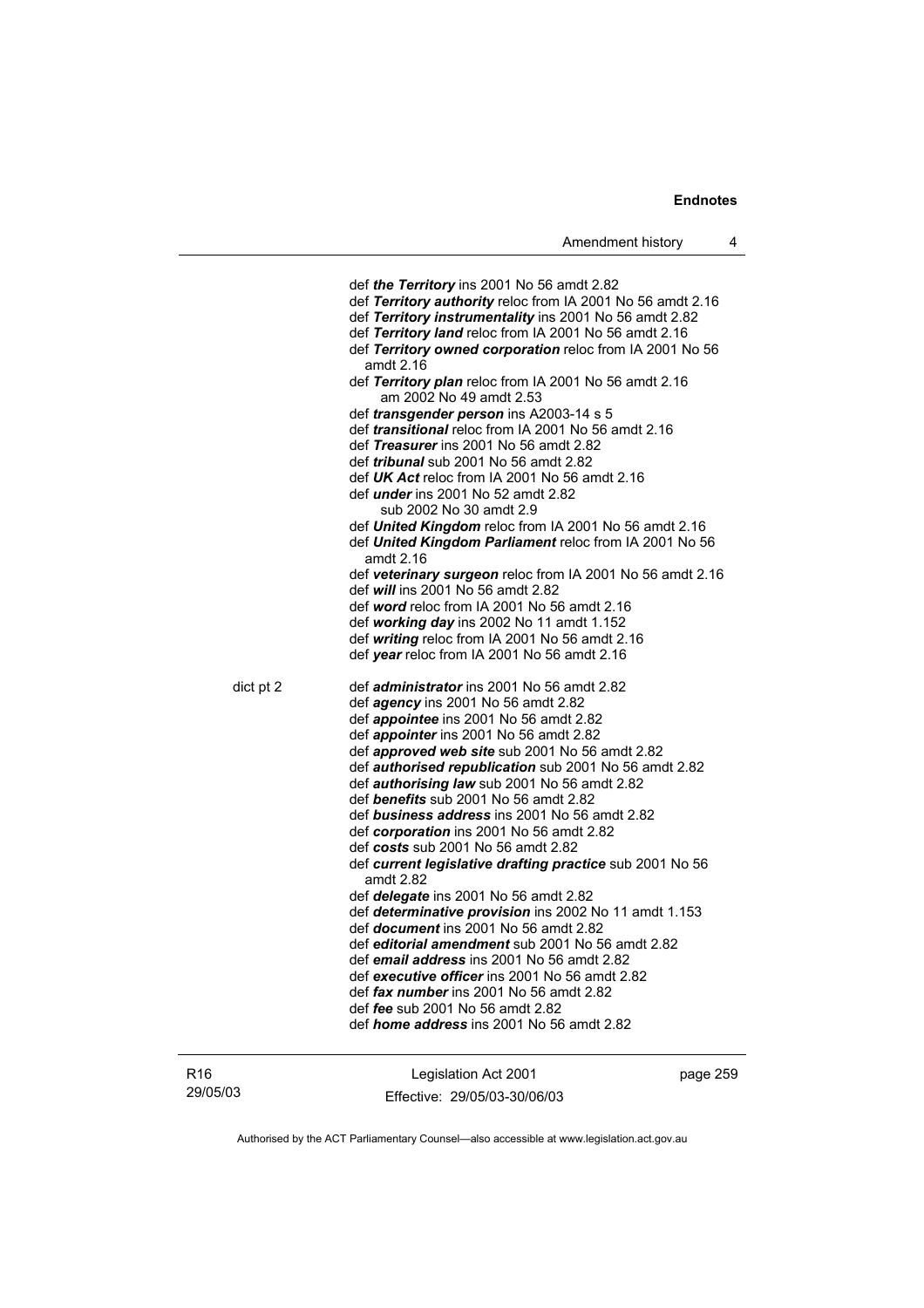def ***the Territory*** ins 2001 No 56 amdt 2.82
def ***Territory authority*** reloc from IA 2001 No 56 amdt 2.16
def ***Territory instrumentality*** ins 2001 No 56 amdt 2.82
def ***Territory land*** reloc from IA 2001 No 56 amdt 2.16
def ***Territory owned corporation*** reloc from IA 2001 No 56 amdt 2.16
def ***Territory plan*** reloc from IA 2001 No 56 amdt 2.16
am 2002 No 49 amdt 2.53
def ***transgender person*** ins A2003-14 s 5
def ***transitional*** reloc from IA 2001 No 56 amdt 2.16
def ***Treasurer*** ins 2001 No 56 amdt 2.82
def ***tribunal*** sub 2001 No 56 amdt 2.82
def ***UK Act*** reloc from IA 2001 No 56 amdt 2.16
def ***under*** ins 2001 No 52 amdt 2.82
sub 2002 No 30 amdt 2.9
def ***United Kingdom*** reloc from IA 2001 No 56 amdt 2.16
def ***United Kingdom Parliament*** reloc from IA 2001 No 56 amdt 2.16
def ***veterinary surgeon*** reloc from IA 2001 No 56 amdt 2.16
def ***will*** ins 2001 No 56 amdt 2.82
def ***word*** reloc from IA 2001 No 56 amdt 2.16
def ***working day*** ins 2002 No 11 amdt 1.152
def ***writing*** reloc from IA 2001 No 56 amdt 2.16
def ***year*** reloc from IA 2001 No 56 amdt 2.16

dict pt 2

def ***administrator*** ins 2001 No 56 amdt 2.82
def ***agency*** ins 2001 No 56 amdt 2.82
def ***appointee*** ins 2001 No 56 amdt 2.82
def ***appointer*** ins 2001 No 56 amdt 2.82
def ***approved web site*** sub 2001 No 56 amdt 2.82
def ***authorised republication*** sub 2001 No 56 amdt 2.82
def ***authorising law*** sub 2001 No 56 amdt 2.82
def ***benefits*** sub 2001 No 56 amdt 2.82
def ***business address*** ins 2001 No 56 amdt 2.82
def ***corporation*** ins 2001 No 56 amdt 2.82
def ***costs*** sub 2001 No 56 amdt 2.82
def ***current legislative drafting practice*** sub 2001 No 56 amdt 2.82
def ***delegate*** ins 2001 No 56 amdt 2.82
def ***determinative provision*** ins 2002 No 11 amdt 1.153
def ***document*** ins 2001 No 56 amdt 2.82
def ***editorial amendment*** sub 2001 No 56 amdt 2.82
def ***email address*** ins 2001 No 56 amdt 2.82
def ***executive officer*** ins 2001 No 56 amdt 2.82
def ***fax number*** ins 2001 No 56 amdt 2.82
def ***fee*** sub 2001 No 56 amdt 2.82
def ***home address*** ins 2001 No 56 amdt 2.82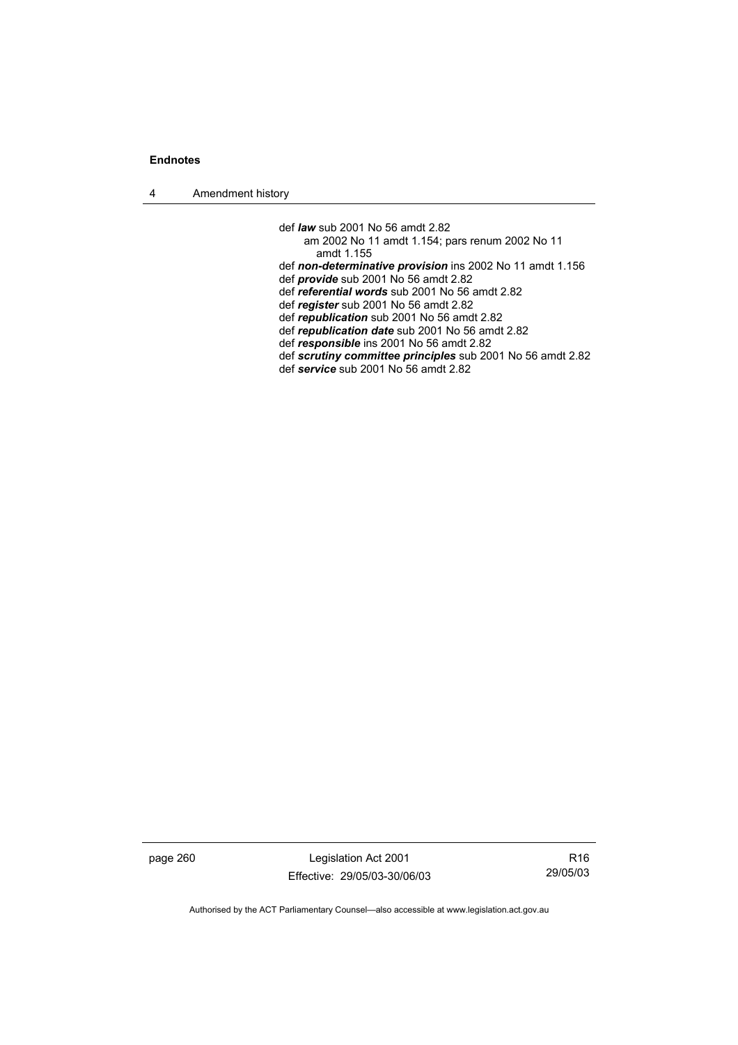def ***law*** sub 2001 No 56 amdt 2.82
    am 2002 No 11 amdt 1.154; pars renum 2002 No 11 amdt 1.155
def ***non-determinative provision*** ins 2002 No 11 amdt 1.156
def ***provide*** sub 2001 No 56 amdt 2.82
def ***referential words*** sub 2001 No 56 amdt 2.82
def ***register*** sub 2001 No 56 amdt 2.82
def ***republication*** sub 2001 No 56 amdt 2.82
def ***republication date*** sub 2001 No 56 amdt 2.82
def ***responsible*** ins 2001 No 56 amdt 2.82
def ***scrutiny committee principles*** sub 2001 No 56 amdt 2.82
def ***service*** sub 2001 No 56 amdt 2.82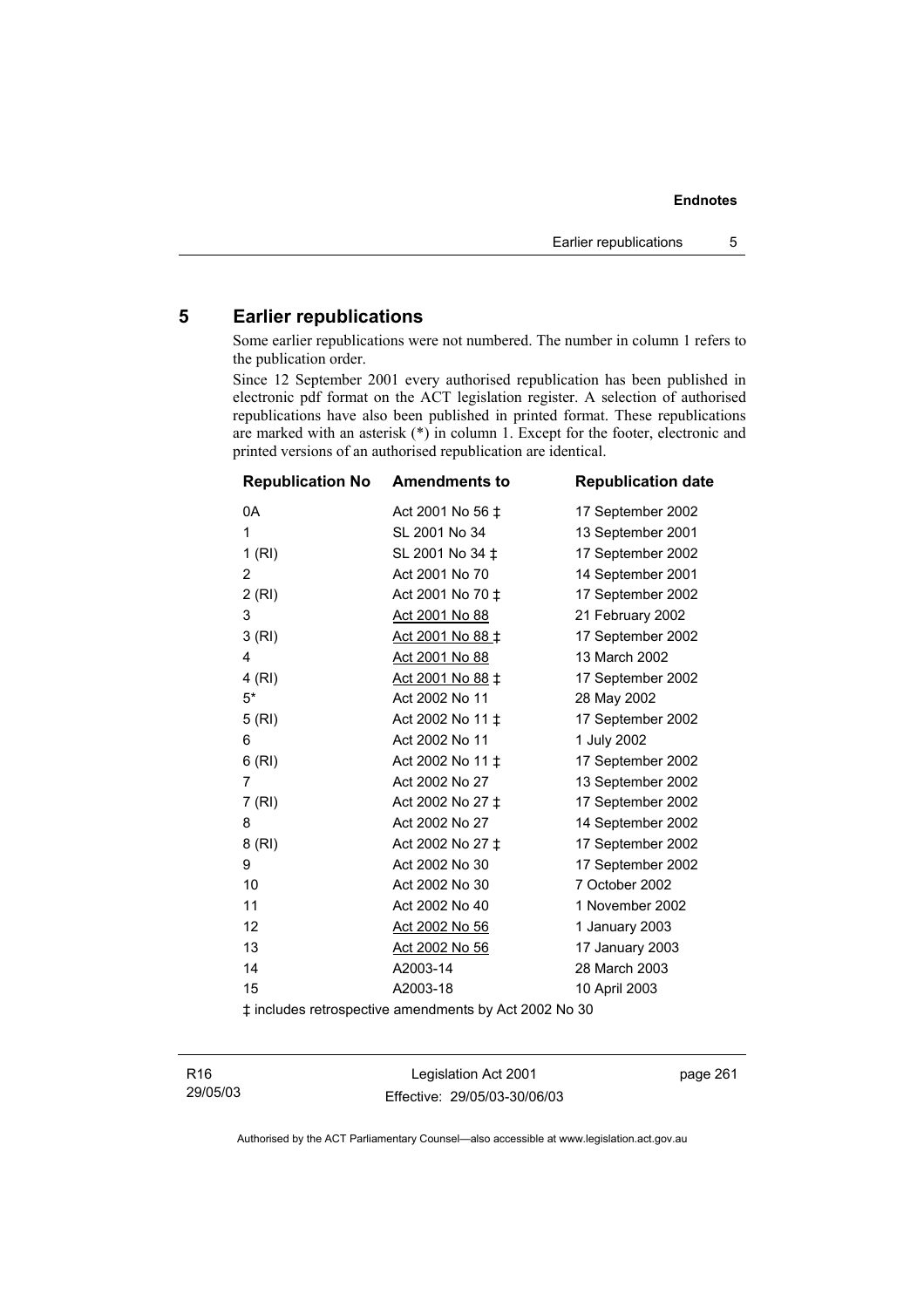## 5 Earlier republications

Some earlier republications were not numbered. The number in column 1 refers to the publication order.

Since 12 September 2001 every authorised republication has been published in electronic pdf format on the ACT legislation register. A selection of authorised republications have also been published in printed format. These republications are marked with an asterisk (*) in column 1. Except for the footer, electronic and printed versions of an authorised republication are identical.

| Republication No | Amendments to | Republication date |
|---|---|---|
| 0A | Act 2001 No 56 ‡ | 17 September 2002 |
| 1 | SL 2001 No 34 | 13 September 2001 |
| 1 (RI) | SL 2001 No 34 ‡ | 17 September 2002 |
| 2 | Act 2001 No 70 | 14 September 2001 |
| 2 (RI) | Act 2001 No 70 ‡ | 17 September 2002 |
| 3 | Act 2001 No 88 | 21 February 2002 |
| 3 (RI) | Act 2001 No 88 ‡ | 17 September 2002 |
| 4 | Act 2001 No 88 | 13 March 2002 |
| 4 (RI) | Act 2001 No 88 ‡ | 17 September 2002 |
| 5* | Act 2002 No 11 | 28 May 2002 |
| 5 (RI) | Act 2002 No 11 ‡ | 17 September 2002 |
| 6 | Act 2002 No 11 | 1 July 2002 |
| 6 (RI) | Act 2002 No 11 ‡ | 17 September 2002 |
| 7 | Act 2002 No 27 | 13 September 2002 |
| 7 (RI) | Act 2002 No 27 ‡ | 17 September 2002 |
| 8 | Act 2002 No 27 | 14 September 2002 |
| 8 (RI) | Act 2002 No 27 ‡ | 17 September 2002 |
| 9 | Act 2002 No 30 | 17 September 2002 |
| 10 | Act 2002 No 30 | 7 October 2002 |
| 11 | Act 2002 No 40 | 1 November 2002 |
| 12 | Act 2002 No 56 | 1 January 2003 |
| 13 | Act 2002 No 56 | 17 January 2003 |
| 14 | A2003-14 | 28 March 2003 |
| 15 | A2003-18 | 10 April 2003 |

‡ includes retrospective amendments by Act 2002 No 30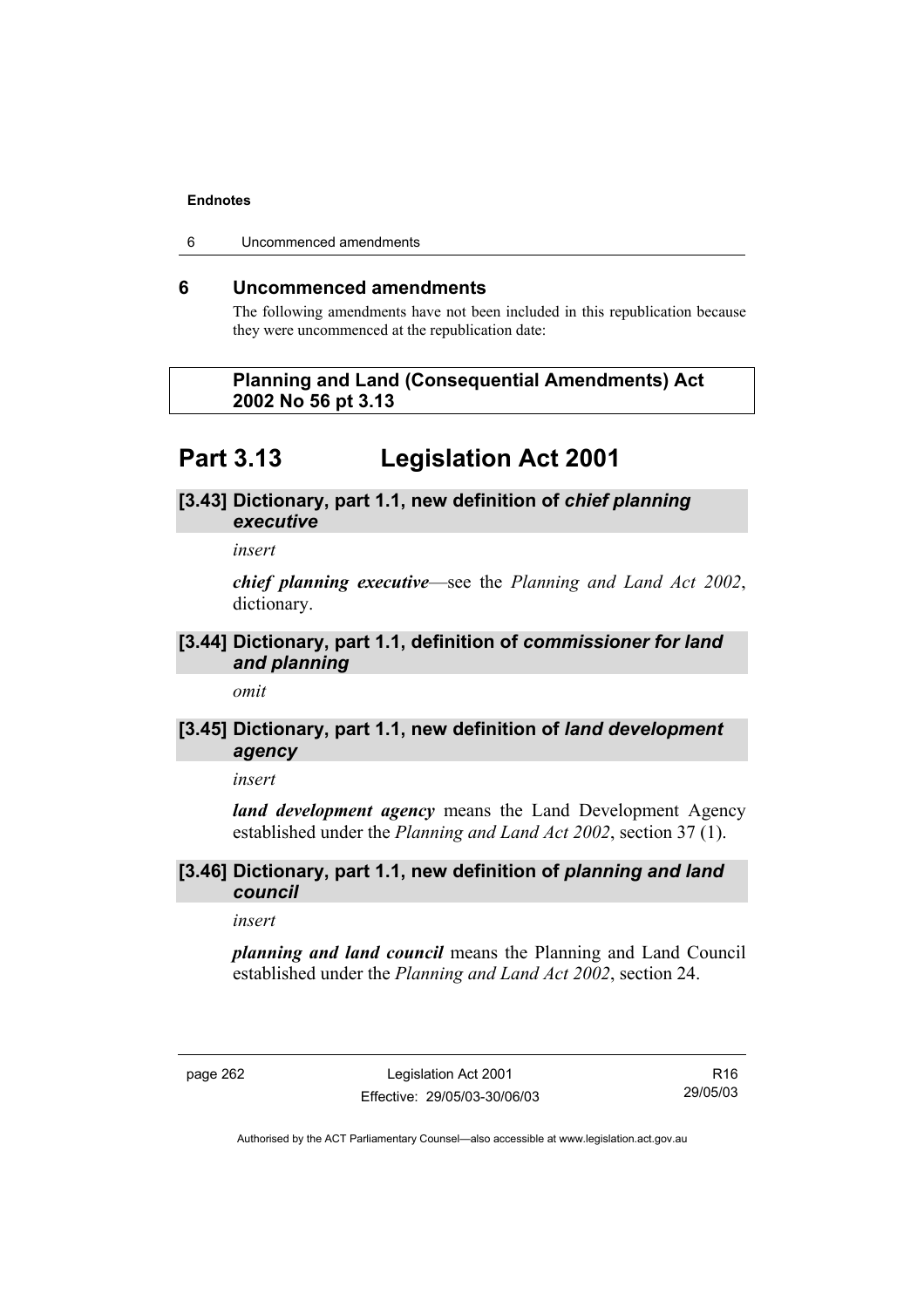## 6 Uncommenced amendments

The following amendments have not been included in this republication because they were uncommenced at the republication date:

**Planning and Land (Consequential Amendments) Act 2002 No 56 pt 3.13**

# Part 3.13 Legislation Act 2001

### [3.43] Dictionary, part 1.1, new definition of *chief planning executive*

*insert*

***chief planning executive***—see the *Planning and Land Act 2002*, dictionary.

### [3.44] Dictionary, part 1.1, definition of *commissioner for land and planning*

*omit*

### [3.45] Dictionary, part 1.1, new definition of *land development agency*

*insert*

***land development agency*** means the Land Development Agency established under the *Planning and Land Act 2002*, section 37 (1).

### [3.46] Dictionary, part 1.1, new definition of *planning and land council*

*insert*

***planning and land council*** means the Planning and Land Council established under the *Planning and Land Act 2002*, section 24.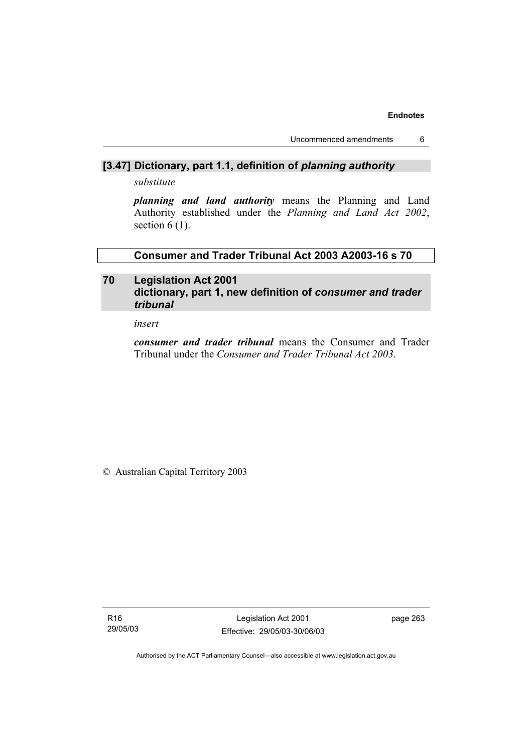### [3.47] Dictionary, part 1.1, definition of *planning authority*

*substitute*

***planning and land authority*** means the Planning and Land Authority established under the *Planning and Land Act 2002*, section 6 (1).

### Consumer and Trader Tribunal Act 2003 A2003-16 s 70

### 70 Legislation Act 2001 dictionary, part 1, new definition of *consumer and trader tribunal*

*insert*

***consumer and trader tribunal*** means the Consumer and Trader Tribunal under the *Consumer and Trader Tribunal Act 2003*.

© Australian Capital Territory 2003